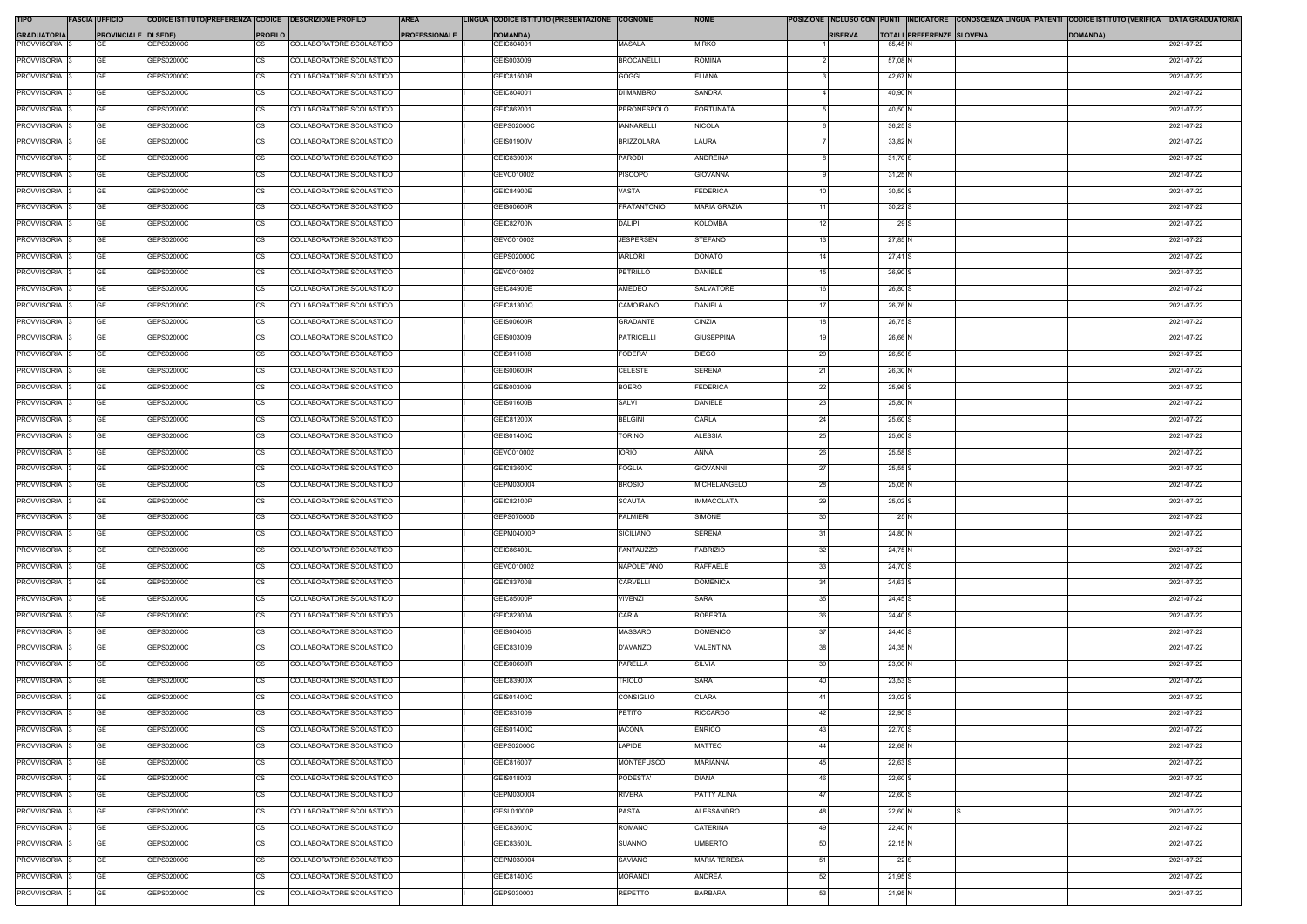| TIPO GRADUATORIA | FASCIA | UFFICIO PROVINCIALE | CODICE ISTITUTO(PREFERENZA DI SEDE) | CODICE PROFILO | DESCRIZIONE PROFILO | AREA PROFESSIONALE | LINGUA | CODICE ISTITUTO (PRESENTAZIONE DOMANDA) | COGNOME | NOME | POSIZIONE | INCLUSO CON RISERVA | PUNTI TOTALI | INDICATORE PREFERENZE | CONOSCENZA LINGUA SLOVENA | PATENTI | CODICE ISTITUTO (VERIFICA DOMANDA) | DATA GRADUATORIA |
|---|---|---|---|---|---|---|---|---|---|---|---|---|---|---|---|---|---|---|
| PROVVISORIA | 3 | GE | GEPS02000C | CS | COLLABORATORE SCOLASTICO | | I | GEIC804001 | MASALA | MIRKO | 1 | | 65,45 | N | | | | 2021-07-22 |
| PROVVISORIA | 3 | GE | GEPS02000C | CS | COLLABORATORE SCOLASTICO | | I | GEIS003009 | BROCANELLI | ROMINA | 2 | | 57,08 | N | | | | 2021-07-22 |
| PROVVISORIA | 3 | GE | GEPS02000C | CS | COLLABORATORE SCOLASTICO | | I | GEIC81500B | GOGGI | ELIANA | 3 | | 42,67 | N | | | | 2021-07-22 |
| PROVVISORIA | 3 | GE | GEPS02000C | CS | COLLABORATORE SCOLASTICO | | I | GEIC804001 | DI MAMBRO | SANDRA | 4 | | 40,90 | N | | | | 2021-07-22 |
| PROVVISORIA | 3 | GE | GEPS02000C | CS | COLLABORATORE SCOLASTICO | | I | GEIC862001 | PERONESPOLO | FORTUNATA | 5 | | 40,50 | N | | | | 2021-07-22 |
| PROVVISORIA | 3 | GE | GEPS02000C | CS | COLLABORATORE SCOLASTICO | | I | GEPS02000C | IANNARELLI | NICOLA | 6 | | 36,25 | S | | | | 2021-07-22 |
| PROVVISORIA | 3 | GE | GEPS02000C | CS | COLLABORATORE SCOLASTICO | | I | GEIS01900V | BRIZZOLARA | LAURA | 7 | | 33,82 | N | | | | 2021-07-22 |
| PROVVISORIA | 3 | GE | GEPS02000C | CS | COLLABORATORE SCOLASTICO | | I | GEIC83900X | PARODI | ANDREINA | 8 | | 31,70 | S | | | | 2021-07-22 |
| PROVVISORIA | 3 | GE | GEPS02000C | CS | COLLABORATORE SCOLASTICO | | I | GEVC010002 | PISCOPO | GIOVANNA | 9 | | 31,25 | N | | | | 2021-07-22 |
| PROVVISORIA | 3 | GE | GEPS02000C | CS | COLLABORATORE SCOLASTICO | | I | GEIC84900E | VASTA | FEDERICA | 10 | | 30,50 | S | | | | 2021-07-22 |
| PROVVISORIA | 3 | GE | GEPS02000C | CS | COLLABORATORE SCOLASTICO | | I | GEIS00600R | FRATANTONIO | MARIA GRAZIA | 11 | | 30,22 | S | | | | 2021-07-22 |
| PROVVISORIA | 3 | GE | GEPS02000C | CS | COLLABORATORE SCOLASTICO | | I | GEIC82700N | DALIPI | KOLOMBA | 12 | | 29 | S | | | | 2021-07-22 |
| PROVVISORIA | 3 | GE | GEPS02000C | CS | COLLABORATORE SCOLASTICO | | I | GEVC010002 | JESPERSEN | STEFANO | 13 | | 27,85 | N | | | | 2021-07-22 |
| PROVVISORIA | 3 | GE | GEPS02000C | CS | COLLABORATORE SCOLASTICO | | I | GEPS02000C | IARLORI | DONATO | 14 | | 27,41 | S | | | | 2021-07-22 |
| PROVVISORIA | 3 | GE | GEPS02000C | CS | COLLABORATORE SCOLASTICO | | I | GEVC010002 | PETRILLO | DANIELE | 15 | | 26,90 | S | | | | 2021-07-22 |
| PROVVISORIA | 3 | GE | GEPS02000C | CS | COLLABORATORE SCOLASTICO | | I | GEIC84900E | AMEDEO | SALVATORE | 16 | | 26,80 | S | | | | 2021-07-22 |
| PROVVISORIA | 3 | GE | GEPS02000C | CS | COLLABORATORE SCOLASTICO | | I | GEIC81300Q | CAMOIRANO | DANIELA | 17 | | 26,76 | N | | | | 2021-07-22 |
| PROVVISORIA | 3 | GE | GEPS02000C | CS | COLLABORATORE SCOLASTICO | | I | GEIS00600R | GRADANTE | CINZIA | 18 | | 26,75 | S | | | | 2021-07-22 |
| PROVVISORIA | 3 | GE | GEPS02000C | CS | COLLABORATORE SCOLASTICO | | I | GEIS003009 | PATRICELLI | GIUSEPPINA | 19 | | 26,66 | N | | | | 2021-07-22 |
| PROVVISORIA | 3 | GE | GEPS02000C | CS | COLLABORATORE SCOLASTICO | | I | GEIS011008 | FODERA' | DIEGO | 20 | | 26,50 | S | | | | 2021-07-22 |
| PROVVISORIA | 3 | GE | GEPS02000C | CS | COLLABORATORE SCOLASTICO | | I | GEIS00600R | CELESTE | SERENA | 21 | | 26,30 | N | | | | 2021-07-22 |
| PROVVISORIA | 3 | GE | GEPS02000C | CS | COLLABORATORE SCOLASTICO | | I | GEIS003009 | BOERO | FEDERICA | 22 | | 25,96 | S | | | | 2021-07-22 |
| PROVVISORIA | 3 | GE | GEPS02000C | CS | COLLABORATORE SCOLASTICO | | I | GEIS01600B | SALVI | DANIELE | 23 | | 25,80 | N | | | | 2021-07-22 |
| PROVVISORIA | 3 | GE | GEPS02000C | CS | COLLABORATORE SCOLASTICO | | I | GEIC81200X | BELGINI | CARLA | 24 | | 25,60 | S | | | | 2021-07-22 |
| PROVVISORIA | 3 | GE | GEPS02000C | CS | COLLABORATORE SCOLASTICO | | I | GEIS01400Q | TORINO | ALESSIA | 25 | | 25,60 | S | | | | 2021-07-22 |
| PROVVISORIA | 3 | GE | GEPS02000C | CS | COLLABORATORE SCOLASTICO | | I | GEVC010002 | IORIO | ANNA | 26 | | 25,58 | S | | | | 2021-07-22 |
| PROVVISORIA | 3 | GE | GEPS02000C | CS | COLLABORATORE SCOLASTICO | | I | GEIC83600C | FOGLIA | GIOVANNI | 27 | | 25,55 | S | | | | 2021-07-22 |
| PROVVISORIA | 3 | GE | GEPS02000C | CS | COLLABORATORE SCOLASTICO | | I | GEPM030004 | BROSIO | MICHELANGELO | 28 | | 25,05 | N | | | | 2021-07-22 |
| PROVVISORIA | 3 | GE | GEPS02000C | CS | COLLABORATORE SCOLASTICO | | I | GEIC82100P | SCAUTA | IMMACOLATA | 29 | | 25,02 | S | | | | 2021-07-22 |
| PROVVISORIA | 3 | GE | GEPS02000C | CS | COLLABORATORE SCOLASTICO | | I | GEPS07000D | PALMIERI | SIMONE | 30 | | 25 | N | | | | 2021-07-22 |
| PROVVISORIA | 3 | GE | GEPS02000C | CS | COLLABORATORE SCOLASTICO | | I | GEPM04000P | SICILIANO | SERENA | 31 | | 24,80 | N | | | | 2021-07-22 |
| PROVVISORIA | 3 | GE | GEPS02000C | CS | COLLABORATORE SCOLASTICO | | I | GEIC86400L | FANTAUZZO | FABRIZIO | 32 | | 24,75 | N | | | | 2021-07-22 |
| PROVVISORIA | 3 | GE | GEPS02000C | CS | COLLABORATORE SCOLASTICO | | I | GEVC010002 | NAPOLETANO | RAFFAELE | 33 | | 24,70 | S | | | | 2021-07-22 |
| PROVVISORIA | 3 | GE | GEPS02000C | CS | COLLABORATORE SCOLASTICO | | I | GEIC837008 | CARVELLI | DOMENICA | 34 | | 24,63 | S | | | | 2021-07-22 |
| PROVVISORIA | 3 | GE | GEPS02000C | CS | COLLABORATORE SCOLASTICO | | I | GEIC85000P | VIVENZI | SARA | 35 | | 24,45 | S | | | | 2021-07-22 |
| PROVVISORIA | 3 | GE | GEPS02000C | CS | COLLABORATORE SCOLASTICO | | I | GEIC82300A | CARIA | ROBERTA | 36 | | 24,40 | S | | | | 2021-07-22 |
| PROVVISORIA | 3 | GE | GEPS02000C | CS | COLLABORATORE SCOLASTICO | | I | GEIS004005 | MASSARO | DOMENICO | 37 | | 24,40 | S | | | | 2021-07-22 |
| PROVVISORIA | 3 | GE | GEPS02000C | CS | COLLABORATORE SCOLASTICO | | I | GEIC831009 | D'AVANZO | VALENTINA | 38 | | 24,35 | N | | | | 2021-07-22 |
| PROVVISORIA | 3 | GE | GEPS02000C | CS | COLLABORATORE SCOLASTICO | | I | GEIS00600R | PARELLA | SILVIA | 39 | | 23,90 | N | | | | 2021-07-22 |
| PROVVISORIA | 3 | GE | GEPS02000C | CS | COLLABORATORE SCOLASTICO | | I | GEIC83900X | TRIOLO | SARA | 40 | | 23,53 | S | | | | 2021-07-22 |
| PROVVISORIA | 3 | GE | GEPS02000C | CS | COLLABORATORE SCOLASTICO | | I | GEIS01400Q | CONSIGLIO | CLARA | 41 | | 23,02 | S | | | | 2021-07-22 |
| PROVVISORIA | 3 | GE | GEPS02000C | CS | COLLABORATORE SCOLASTICO | | I | GEIC831009 | PETITO | RICCARDO | 42 | | 22,90 | S | | | | 2021-07-22 |
| PROVVISORIA | 3 | GE | GEPS02000C | CS | COLLABORATORE SCOLASTICO | | I | GEIS01400Q | IACONA | ENRICO | 43 | | 22,70 | S | | | | 2021-07-22 |
| PROVVISORIA | 3 | GE | GEPS02000C | CS | COLLABORATORE SCOLASTICO | | I | GEPS02000C | LAPIDE | MATTEO | 44 | | 22,68 | N | | | | 2021-07-22 |
| PROVVISORIA | 3 | GE | GEPS02000C | CS | COLLABORATORE SCOLASTICO | | I | GEIC816007 | MONTEFUSCO | MARIANNA | 45 | | 22,63 | S | | | | 2021-07-22 |
| PROVVISORIA | 3 | GE | GEPS02000C | CS | COLLABORATORE SCOLASTICO | | I | GEIS018003 | PODESTA' | DIANA | 46 | | 22,60 | S | | | | 2021-07-22 |
| PROVVISORIA | 3 | GE | GEPS02000C | CS | COLLABORATORE SCOLASTICO | | I | GEPM030004 | RIVERA | PATTY ALINA | 47 | | 22,60 | S | | | | 2021-07-22 |
| PROVVISORIA | 3 | GE | GEPS02000C | CS | COLLABORATORE SCOLASTICO | | I | GESL01000P | PASTA | ALESSANDRO | 48 | | 22,60 | N | S | | | 2021-07-22 |
| PROVVISORIA | 3 | GE | GEPS02000C | CS | COLLABORATORE SCOLASTICO | | I | GEIC83600C | ROMANO | CATERINA | 49 | | 22,40 | N | | | | 2021-07-22 |
| PROVVISORIA | 3 | GE | GEPS02000C | CS | COLLABORATORE SCOLASTICO | | I | GEIC83500L | SUANNO | UMBERTO | 50 | | 22,15 | N | | | | 2021-07-22 |
| PROVVISORIA | 3 | GE | GEPS02000C | CS | COLLABORATORE SCOLASTICO | | I | GEPM030004 | SAVIANO | MARIA TERESA | 51 | | 22 | S | | | | 2021-07-22 |
| PROVVISORIA | 3 | GE | GEPS02000C | CS | COLLABORATORE SCOLASTICO | | I | GEIC81400G | MORANDI | ANDREA | 52 | | 21,95 | S | | | | 2021-07-22 |
| PROVVISORIA | 3 | GE | GEPS02000C | CS | COLLABORATORE SCOLASTICO | | I | GEPS030003 | REPETTO | BARBARA | 53 | | 21,95 | N | | | | 2021-07-22 |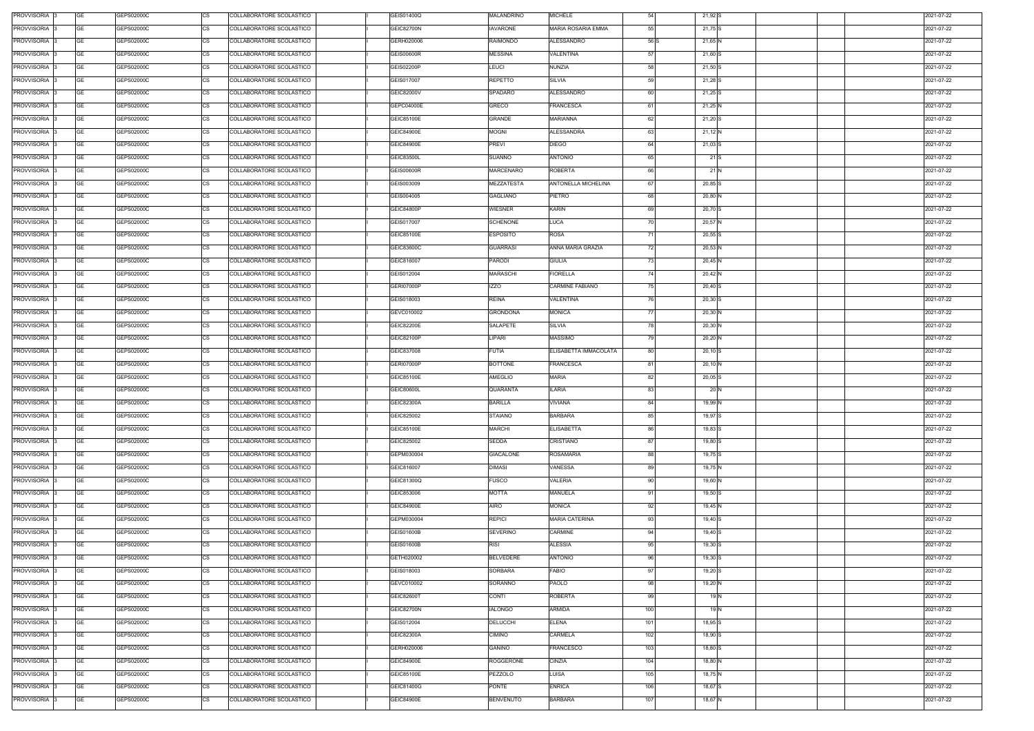| | | | | | | | | | | | | | | | | |
|---|---|---|---|---|---|---|---|---|---|---|---|---|---|---|---|---|
| PROVVISORIA | 3 | GE | GEPS02000C | CS | COLLABORATORE SCOLASTICO | | I | GEIS01400Q | MALANDRINO | MICHELE | 54 | 21,92 | S | | | 2021-07-22 |
| PROVVISORIA | 3 | GE | GEPS02000C | CS | COLLABORATORE SCOLASTICO | | I | GEIC82700N | IAVARONE | MARIA ROSARIA EMMA | 55 | 21,75 | S | | | 2021-07-22 |
| PROVVISORIA | 3 | GE | GEPS02000C | CS | COLLABORATORE SCOLASTICO | | I | GERH020006 | RAIMONDO | ALESSANDRO | 56 S | 21,65 | N | | | 2021-07-22 |
| PROVVISORIA | 3 | GE | GEPS02000C | CS | COLLABORATORE SCOLASTICO | | I | GEIS00600R | MESSINA | VALENTINA | 57 | 21,60 | S | | | 2021-07-22 |
| PROVVISORIA | 3 | GE | GEPS02000C | CS | COLLABORATORE SCOLASTICO | | I | GEIS02200P | LEUCI | NUNZIA | 58 | 21,50 | S | | | 2021-07-22 |
| PROVVISORIA | 3 | GE | GEPS02000C | CS | COLLABORATORE SCOLASTICO | | I | GEIS017007 | REPETTO | SILVIA | 59 | 21,28 | S | | | 2021-07-22 |
| PROVVISORIA | 3 | GE | GEPS02000C | CS | COLLABORATORE SCOLASTICO | | I | GEIC82000V | SPADARO | ALESSANDRO | 60 | 21,25 | S | | | 2021-07-22 |
| PROVVISORIA | 3 | GE | GEPS02000C | CS | COLLABORATORE SCOLASTICO | | I | GEPC04000E | GRECO | FRANCESCA | 61 | 21,25 | N | | | 2021-07-22 |
| PROVVISORIA | 3 | GE | GEPS02000C | CS | COLLABORATORE SCOLASTICO | | I | GEIC85100E | GRANDE | MARIANNA | 62 | 21,20 | S | | | 2021-07-22 |
| PROVVISORIA | 3 | GE | GEPS02000C | CS | COLLABORATORE SCOLASTICO | | I | GEIC84900E | MOGNI | ALESSANDRA | 63 | 21,12 | N | | | 2021-07-22 |
| PROVVISORIA | 3 | GE | GEPS02000C | CS | COLLABORATORE SCOLASTICO | | I | GEIC84900E | PREVI | DIEGO | 64 | 21,03 | S | | | 2021-07-22 |
| PROVVISORIA | 3 | GE | GEPS02000C | CS | COLLABORATORE SCOLASTICO | | I | GEIC83500L | SUANNO | ANTONIO | 65 | 21 | S | | | 2021-07-22 |
| PROVVISORIA | 3 | GE | GEPS02000C | CS | COLLABORATORE SCOLASTICO | | I | GEIS00600R | MARCENARO | ROBERTA | 66 | 21 | N | | | 2021-07-22 |
| PROVVISORIA | 3 | GE | GEPS02000C | CS | COLLABORATORE SCOLASTICO | | I | GEIS003009 | MEZZATESTA | ANTONELLA MICHELINA | 67 | 20,85 | S | | | 2021-07-22 |
| PROVVISORIA | 3 | GE | GEPS02000C | CS | COLLABORATORE SCOLASTICO | | I | GEIS004005 | GAGLIANO | PIETRO | 68 | 20,80 | N | | | 2021-07-22 |
| PROVVISORIA | 3 | GE | GEPS02000C | CS | COLLABORATORE SCOLASTICO | | I | GEIC84800P | WIESNER | KARIN | 69 | 20,70 | S | | | 2021-07-22 |
| PROVVISORIA | 3 | GE | GEPS02000C | CS | COLLABORATORE SCOLASTICO | | I | GEIS017007 | SCHENONE | LUCA | 70 | 20,57 | N | | | 2021-07-22 |
| PROVVISORIA | 3 | GE | GEPS02000C | CS | COLLABORATORE SCOLASTICO | | I | GEIC85100E | ESPOSITO | ROSA | 71 | 20,55 | S | | | 2021-07-22 |
| PROVVISORIA | 3 | GE | GEPS02000C | CS | COLLABORATORE SCOLASTICO | | I | GEIC83600C | GUARRASI | ANNA MARIA GRAZIA | 72 | 20,53 | N | | | 2021-07-22 |
| PROVVISORIA | 3 | GE | GEPS02000C | CS | COLLABORATORE SCOLASTICO | | I | GEIC816007 | PARODI | GIULIA | 73 | 20,45 | N | | | 2021-07-22 |
| PROVVISORIA | 3 | GE | GEPS02000C | CS | COLLABORATORE SCOLASTICO | | I | GEIS012004 | MARASCHI | FIORELLA | 74 | 20,42 | N | | | 2021-07-22 |
| PROVVISORIA | 3 | GE | GEPS02000C | CS | COLLABORATORE SCOLASTICO | | I | GERI07000P | IZZO | CARMINE FABIANO | 75 | 20,40 | S | | | 2021-07-22 |
| PROVVISORIA | 3 | GE | GEPS02000C | CS | COLLABORATORE SCOLASTICO | | I | GEIS018003 | REINA | VALENTINA | 76 | 20,30 | S | | | 2021-07-22 |
| PROVVISORIA | 3 | GE | GEPS02000C | CS | COLLABORATORE SCOLASTICO | | I | GEVC010002 | GRONDONA | MONICA | 77 | 20,30 | N | | | 2021-07-22 |
| PROVVISORIA | 3 | GE | GEPS02000C | CS | COLLABORATORE SCOLASTICO | | I | GEIC82200E | SALAPETE | SILVIA | 78 | 20,30 | N | | | 2021-07-22 |
| PROVVISORIA | 3 | GE | GEPS02000C | CS | COLLABORATORE SCOLASTICO | | I | GEIC82100P | LIPARI | MASSIMO | 79 | 20,20 | N | | | 2021-07-22 |
| PROVVISORIA | 3 | GE | GEPS02000C | CS | COLLABORATORE SCOLASTICO | | I | GEIC837008 | FUTIA | ELISABETTA IMMACOLATA | 80 | 20,10 | S | | | 2021-07-22 |
| PROVVISORIA | 3 | GE | GEPS02000C | CS | COLLABORATORE SCOLASTICO | | I | GERI07000P | BOTTONE | FRANCESCA | 81 | 20,10 | N | | | 2021-07-22 |
| PROVVISORIA | 3 | GE | GEPS02000C | CS | COLLABORATORE SCOLASTICO | | I | GEIC85100E | AMEGLIO | MARIA | 82 | 20,05 | S | | | 2021-07-22 |
| PROVVISORIA | 3 | GE | GEPS02000C | CS | COLLABORATORE SCOLASTICO | | I | GEIC80600L | QUARANTA | ILARIA | 83 | 20 | N | | | 2021-07-22 |
| PROVVISORIA | 3 | GE | GEPS02000C | CS | COLLABORATORE SCOLASTICO | | I | GEIC82300A | BARILLA | VIVIANA | 84 | 19,99 | N | | | 2021-07-22 |
| PROVVISORIA | 3 | GE | GEPS02000C | CS | COLLABORATORE SCOLASTICO | | I | GEIC825002 | STAIANO | BARBARA | 85 | 19,97 | S | | | 2021-07-22 |
| PROVVISORIA | 3 | GE | GEPS02000C | CS | COLLABORATORE SCOLASTICO | | I | GEIC85100E | MARCHI | ELISABETTA | 86 | 19,83 | S | | | 2021-07-22 |
| PROVVISORIA | 3 | GE | GEPS02000C | CS | COLLABORATORE SCOLASTICO | | I | GEIC825002 | SEDDA | CRISTIANO | 87 | 19,80 | S | | | 2021-07-22 |
| PROVVISORIA | 3 | GE | GEPS02000C | CS | COLLABORATORE SCOLASTICO | | I | GEPM030004 | GIACALONE | ROSAMARIA | 88 | 19,75 | S | | | 2021-07-22 |
| PROVVISORIA | 3 | GE | GEPS02000C | CS | COLLABORATORE SCOLASTICO | | I | GEIC816007 | DIMASI | VANESSA | 89 | 19,75 | N | | | 2021-07-22 |
| PROVVISORIA | 3 | GE | GEPS02000C | CS | COLLABORATORE SCOLASTICO | | I | GEIC81300Q | FUSCO | VALERIA | 90 | 19,60 | N | | | 2021-07-22 |
| PROVVISORIA | 3 | GE | GEPS02000C | CS | COLLABORATORE SCOLASTICO | | I | GEIC853006 | MOTTA | MANUELA | 91 | 19,50 | S | | | 2021-07-22 |
| PROVVISORIA | 3 | GE | GEPS02000C | CS | COLLABORATORE SCOLASTICO | | I | GEIC84900E | AIRO | MONICA | 92 | 19,45 | N | | | 2021-07-22 |
| PROVVISORIA | 3 | GE | GEPS02000C | CS | COLLABORATORE SCOLASTICO | | I | GEPM030004 | REPICI | MARIA CATERINA | 93 | 19,40 | S | | | 2021-07-22 |
| PROVVISORIA | 3 | GE | GEPS02000C | CS | COLLABORATORE SCOLASTICO | | I | GEIS01600B | SEVERINO | CARMINE | 94 | 19,40 | S | | | 2021-07-22 |
| PROVVISORIA | 3 | GE | GEPS02000C | CS | COLLABORATORE SCOLASTICO | | I | GEIS01600B | RISI | ALESSIA | 95 | 19,30 | S | | | 2021-07-22 |
| PROVVISORIA | 3 | GE | GEPS02000C | CS | COLLABORATORE SCOLASTICO | | I | GETH020002 | BELVEDERE | ANTONIO | 96 | 19,30 | S | | | 2021-07-22 |
| PROVVISORIA | 3 | GE | GEPS02000C | CS | COLLABORATORE SCOLASTICO | | I | GEIS018003 | SORBARA | FABIO | 97 | 19,20 | S | | | 2021-07-22 |
| PROVVISORIA | 3 | GE | GEPS02000C | CS | COLLABORATORE SCOLASTICO | | I | GEVC010002 | SORANNO | PAOLO | 98 | 19,20 | N | | | 2021-07-22 |
| PROVVISORIA | 3 | GE | GEPS02000C | CS | COLLABORATORE SCOLASTICO | | I | GEIC82600T | CONTI | ROBERTA | 99 | 19 | N | | | 2021-07-22 |
| PROVVISORIA | 3 | GE | GEPS02000C | CS | COLLABORATORE SCOLASTICO | | I | GEIC82700N | IALONGO | ARMIDA | 100 | 19 | N | | | 2021-07-22 |
| PROVVISORIA | 3 | GE | GEPS02000C | CS | COLLABORATORE SCOLASTICO | | I | GEIS012004 | DELUCCHI | ELENA | 101 | 18,95 | S | | | 2021-07-22 |
| PROVVISORIA | 3 | GE | GEPS02000C | CS | COLLABORATORE SCOLASTICO | | I | GEIC82300A | CIMINO | CARMELA | 102 | 18,90 | S | | | 2021-07-22 |
| PROVVISORIA | 3 | GE | GEPS02000C | CS | COLLABORATORE SCOLASTICO | | I | GERH020006 | GANINO | FRANCESCO | 103 | 18,80 | S | | | 2021-07-22 |
| PROVVISORIA | 3 | GE | GEPS02000C | CS | COLLABORATORE SCOLASTICO | | I | GEIC84900E | ROGGERONE | CINZIA | 104 | 18,80 | N | | | 2021-07-22 |
| PROVVISORIA | 3 | GE | GEPS02000C | CS | COLLABORATORE SCOLASTICO | | I | GEIC85100E | PEZZOLO | LUISA | 105 | 18,75 | N | | | 2021-07-22 |
| PROVVISORIA | 3 | GE | GEPS02000C | CS | COLLABORATORE SCOLASTICO | | I | GEIC81400G | PONTE | ENRICA | 106 | 18,67 | S | | | 2021-07-22 |
| PROVVISORIA | 3 | GE | GEPS02000C | CS | COLLABORATORE SCOLASTICO | | I | GEIC84900E | BENVENUTO | BARBARA | 107 | 18,67 | N | | | 2021-07-22 |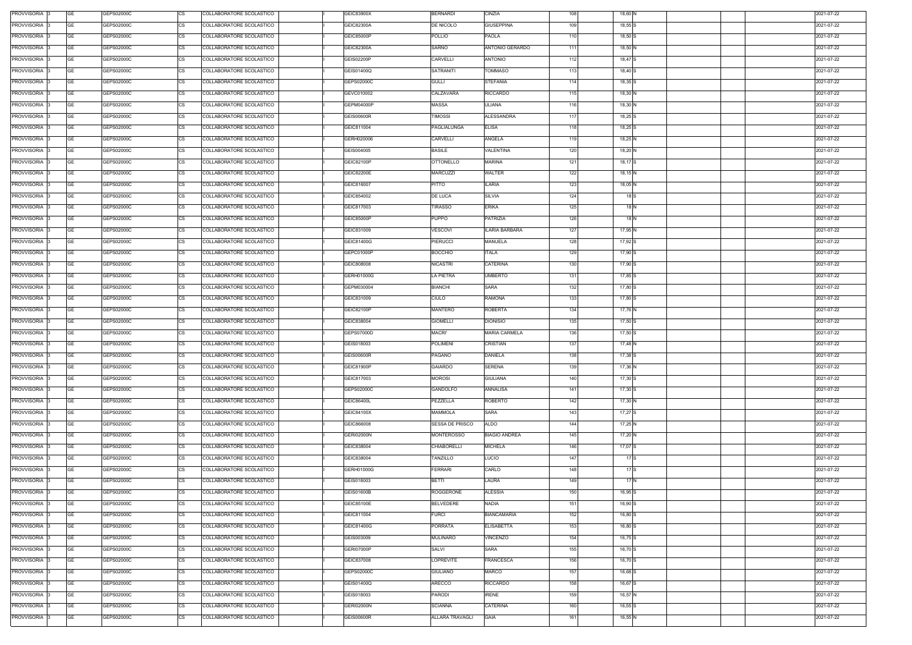| | | | | | | | | | | | | | | | | |
|---|---|---|---|---|---|---|---|---|---|---|---|---|---|---|---|---|
| PROVVISORIA | 3 | GE | GEPS02000C | CS | COLLABORATORE SCOLASTICO | | I | GEIC83900X | BERNARDI | CINZIA | 108 | 18,60 | N | | | 2021-07-22 |
| PROVVISORIA | 3 | GE | GEPS02000C | CS | COLLABORATORE SCOLASTICO | | I | GEIC82300A | DE NICOLO | GIUSEPPINA | 109 | 18,55 | S | | | 2021-07-22 |
| PROVVISORIA | 3 | GE | GEPS02000C | CS | COLLABORATORE SCOLASTICO | | I | GEIC85000P | POLLIO | PAOLA | 110 | 18,50 | S | | | 2021-07-22 |
| PROVVISORIA | 3 | GE | GEPS02000C | CS | COLLABORATORE SCOLASTICO | | I | GEIC82300A | SARNO | ANTONIO GERARDO | 111 | 18,50 | N | | | 2021-07-22 |
| PROVVISORIA | 3 | GE | GEPS02000C | CS | COLLABORATORE SCOLASTICO | | I | GEIS02200P | CARVELLI | ANTONIO | 112 | 18,47 | S | | | 2021-07-22 |
| PROVVISORIA | 3 | GE | GEPS02000C | CS | COLLABORATORE SCOLASTICO | | I | GEIS01400Q | SATRANITI | TOMMASO | 113 | 18,40 | S | | | 2021-07-22 |
| PROVVISORIA | 3 | GE | GEPS02000C | CS | COLLABORATORE SCOLASTICO | | I | GEPS02000C | GULLI | STEFANIA | 114 | 18,35 | S | | | 2021-07-22 |
| PROVVISORIA | 3 | GE | GEPS02000C | CS | COLLABORATORE SCOLASTICO | | I | GEVC010002 | CALZAVARA | RICCARDO | 115 | 18,30 | N | | | 2021-07-22 |
| PROVVISORIA | 3 | GE | GEPS02000C | CS | COLLABORATORE SCOLASTICO | | I | GEPM04000P | MASSA | ULIANA | 116 | 18,30 | N | | | 2021-07-22 |
| PROVVISORIA | 3 | GE | GEPS02000C | CS | COLLABORATORE SCOLASTICO | | I | GEIS00600R | TIMOSSI | ALESSANDRA | 117 | 18,25 | S | | | 2021-07-22 |
| PROVVISORIA | 3 | GE | GEPS02000C | CS | COLLABORATORE SCOLASTICO | | I | GEIC811004 | PAGLIALUNGA | ELISA | 118 | 18,25 | S | | | 2021-07-22 |
| PROVVISORIA | 3 | GE | GEPS02000C | CS | COLLABORATORE SCOLASTICO | | I | GERH020006 | CARVELLI | ANGELA | 119 | 18,25 | N | | | 2021-07-22 |
| PROVVISORIA | 3 | GE | GEPS02000C | CS | COLLABORATORE SCOLASTICO | | I | GEIS004005 | BASILE | VALENTINA | 120 | 18,20 | N | | | 2021-07-22 |
| PROVVISORIA | 3 | GE | GEPS02000C | CS | COLLABORATORE SCOLASTICO | | I | GEIC82100P | OTTONELLO | MARINA | 121 | 18,17 | S | | | 2021-07-22 |
| PROVVISORIA | 3 | GE | GEPS02000C | CS | COLLABORATORE SCOLASTICO | | I | GEIC82200E | MARCUZZI | WALTER | 122 | 18,15 | N | | | 2021-07-22 |
| PROVVISORIA | 3 | GE | GEPS02000C | CS | COLLABORATORE SCOLASTICO | | I | GEIC816007 | PITTO | ILARIA | 123 | 18,05 | N | | | 2021-07-22 |
| PROVVISORIA | 3 | GE | GEPS02000C | CS | COLLABORATORE SCOLASTICO | | I | GEIC854002 | DE LUCA | SILVIA | 124 | 18 | S | | | 2021-07-22 |
| PROVVISORIA | 3 | GE | GEPS02000C | CS | COLLABORATORE SCOLASTICO | | I | GEIC817003 | TIRASSO | ERIKA | 125 | 18 | N | | | 2021-07-22 |
| PROVVISORIA | 3 | GE | GEPS02000C | CS | COLLABORATORE SCOLASTICO | | I | GEIC85000P | PUPPO | PATRIZIA | 126 | 18 | N | | | 2021-07-22 |
| PROVVISORIA | 3 | GE | GEPS02000C | CS | COLLABORATORE SCOLASTICO | | I | GEIC831009 | VESCOVI | ILARIA BARBARA | 127 | 17,95 | N | | | 2021-07-22 |
| PROVVISORIA | 3 | GE | GEPS02000C | CS | COLLABORATORE SCOLASTICO | | I | GEIC81400G | PIERUCCI | MANUELA | 128 | 17,92 | S | | | 2021-07-22 |
| PROVVISORIA | 3 | GE | GEPS02000C | CS | COLLABORATORE SCOLASTICO | | I | GEPC01000P | BOCCHIO | ITALA | 129 | 17,90 | S | | | 2021-07-22 |
| PROVVISORIA | 3 | GE | GEPS02000C | CS | COLLABORATORE SCOLASTICO | | I | GEIC808008 | NICASTRI | CATERINA | 130 | 17,90 | S | | | 2021-07-22 |
| PROVVISORIA | 3 | GE | GEPS02000C | CS | COLLABORATORE SCOLASTICO | | I | GERH01000G | LA PIETRA | UMBERTO | 131 | 17,85 | S | | | 2021-07-22 |
| PROVVISORIA | 3 | GE | GEPS02000C | CS | COLLABORATORE SCOLASTICO | | I | GEPM030004 | BIANCHI | SARA | 132 | 17,80 | S | | | 2021-07-22 |
| PROVVISORIA | 3 | GE | GEPS02000C | CS | COLLABORATORE SCOLASTICO | | I | GEIC831009 | CIULO | RAMONA | 133 | 17,80 | S | | | 2021-07-22 |
| PROVVISORIA | 3 | GE | GEPS02000C | CS | COLLABORATORE SCOLASTICO | | I | GEIC82100P | MANTERO | ROBERTA | 134 | 17,76 | N | | | 2021-07-22 |
| PROVVISORIA | 3 | GE | GEPS02000C | CS | COLLABORATORE SCOLASTICO | | I | GEIC838004 | GIOMELLI | DIONISIO | 135 | 17,50 | S | | | 2021-07-22 |
| PROVVISORIA | 3 | GE | GEPS02000C | CS | COLLABORATORE SCOLASTICO | | I | GEPS07000D | MACRI' | MARIA CARMELA | 136 | 17,50 | S | | | 2021-07-22 |
| PROVVISORIA | 3 | GE | GEPS02000C | CS | COLLABORATORE SCOLASTICO | | I | GEIS018003 | POLIMENI | CRISTIAN | 137 | 17,48 | N | | | 2021-07-22 |
| PROVVISORIA | 3 | GE | GEPS02000C | CS | COLLABORATORE SCOLASTICO | | I | GEIS00600R | PAGANO | DANIELA | 138 | 17,38 | S | | | 2021-07-22 |
| PROVVISORIA | 3 | GE | GEPS02000C | CS | COLLABORATORE SCOLASTICO | | I | GEIC81900P | GAIARDO | SERENA | 139 | 17,36 | N | | | 2021-07-22 |
| PROVVISORIA | 3 | GE | GEPS02000C | CS | COLLABORATORE SCOLASTICO | | I | GEIC817003 | MOROSI | GIULIANA | 140 | 17,30 | S | | | 2021-07-22 |
| PROVVISORIA | 3 | GE | GEPS02000C | CS | COLLABORATORE SCOLASTICO | | I | GEPS02000C | GANDOLFO | ANNALISA | 141 | 17,30 | S | | | 2021-07-22 |
| PROVVISORIA | 3 | GE | GEPS02000C | CS | COLLABORATORE SCOLASTICO | | I | GEIC86400L | PEZZELLA | ROBERTO | 142 | 17,30 | N | | | 2021-07-22 |
| PROVVISORIA | 3 | GE | GEPS02000C | CS | COLLABORATORE SCOLASTICO | | I | GEIC84100X | MAMMOLA | SARA | 143 | 17,27 | S | | | 2021-07-22 |
| PROVVISORIA | 3 | GE | GEPS02000C | CS | COLLABORATORE SCOLASTICO | | I | GEIC866008 | SESSA DE PRISCO | ALDO | 144 | 17,25 | N | | | 2021-07-22 |
| PROVVISORIA | 3 | GE | GEPS02000C | CS | COLLABORATORE SCOLASTICO | | I | GERI02000N | MONTEROSSO | BIAGIO ANDREA | 145 | 17,20 | N | | | 2021-07-22 |
| PROVVISORIA | 3 | GE | GEPS02000C | CS | COLLABORATORE SCOLASTICO | | I | GEIC838004 | CHIABORELLI | MICHELA | 146 | 17,07 | S | | | 2021-07-22 |
| PROVVISORIA | 3 | GE | GEPS02000C | CS | COLLABORATORE SCOLASTICO | | I | GEIC838004 | TANZILLO | LUCIO | 147 | 17 | S | | | 2021-07-22 |
| PROVVISORIA | 3 | GE | GEPS02000C | CS | COLLABORATORE SCOLASTICO | | I | GERH01000G | FERRARI | CARLO | 148 | 17 | S | | | 2021-07-22 |
| PROVVISORIA | 3 | GE | GEPS02000C | CS | COLLABORATORE SCOLASTICO | | I | GEIS018003 | BETTI | LAURA | 149 | 17 | N | | | 2021-07-22 |
| PROVVISORIA | 3 | GE | GEPS02000C | CS | COLLABORATORE SCOLASTICO | | I | GEIS01600B | ROGGERONE | ALESSIA | 150 | 16,95 | S | | | 2021-07-22 |
| PROVVISORIA | 3 | GE | GEPS02000C | CS | COLLABORATORE SCOLASTICO | | I | GEIC85100E | BELVEDERE | NADIA | 151 | 16,90 | S | | | 2021-07-22 |
| PROVVISORIA | 3 | GE | GEPS02000C | CS | COLLABORATORE SCOLASTICO | | I | GEIC811004 | FURCI | BIANCAMARIA | 152 | 16,80 | S | | | 2021-07-22 |
| PROVVISORIA | 3 | GE | GEPS02000C | CS | COLLABORATORE SCOLASTICO | | I | GEIC81400G | PORRATA | ELISABETTA | 153 | 16,80 | S | | | 2021-07-22 |
| PROVVISORIA | 3 | GE | GEPS02000C | CS | COLLABORATORE SCOLASTICO | | I | GEIS003009 | MULINARO | VINCENZO | 154 | 16,75 | S | | | 2021-07-22 |
| PROVVISORIA | 3 | GE | GEPS02000C | CS | COLLABORATORE SCOLASTICO | | I | GERI07000P | SALVI | SARA | 155 | 16,70 | S | | | 2021-07-22 |
| PROVVISORIA | 3 | GE | GEPS02000C | CS | COLLABORATORE SCOLASTICO | | I | GEIC837008 | LOPREVITE | FRANCESCA | 156 | 16,70 | S | | | 2021-07-22 |
| PROVVISORIA | 3 | GE | GEPS02000C | CS | COLLABORATORE SCOLASTICO | | I | GEPS02000C | GIULIANO | MARCO | 157 | 16,68 | S | | | 2021-07-22 |
| PROVVISORIA | 3 | GE | GEPS02000C | CS | COLLABORATORE SCOLASTICO | | I | GEIS01400Q | ARECCO | RICCARDO | 158 | 16,67 | S | | | 2021-07-22 |
| PROVVISORIA | 3 | GE | GEPS02000C | CS | COLLABORATORE SCOLASTICO | | I | GEIS018003 | PARODI | IRENE | 159 | 16,57 | N | | | 2021-07-22 |
| PROVVISORIA | 3 | GE | GEPS02000C | CS | COLLABORATORE SCOLASTICO | | I | GERI02000N | SCIANNA | CATERINA | 160 | 16,55 | S | | | 2021-07-22 |
| PROVVISORIA | 3 | GE | GEPS02000C | CS | COLLABORATORE SCOLASTICO | | I | GEIS00600R | ALLARA TRAVAGLI | GAIA | 161 | 16,55 | N | | | 2021-07-22 |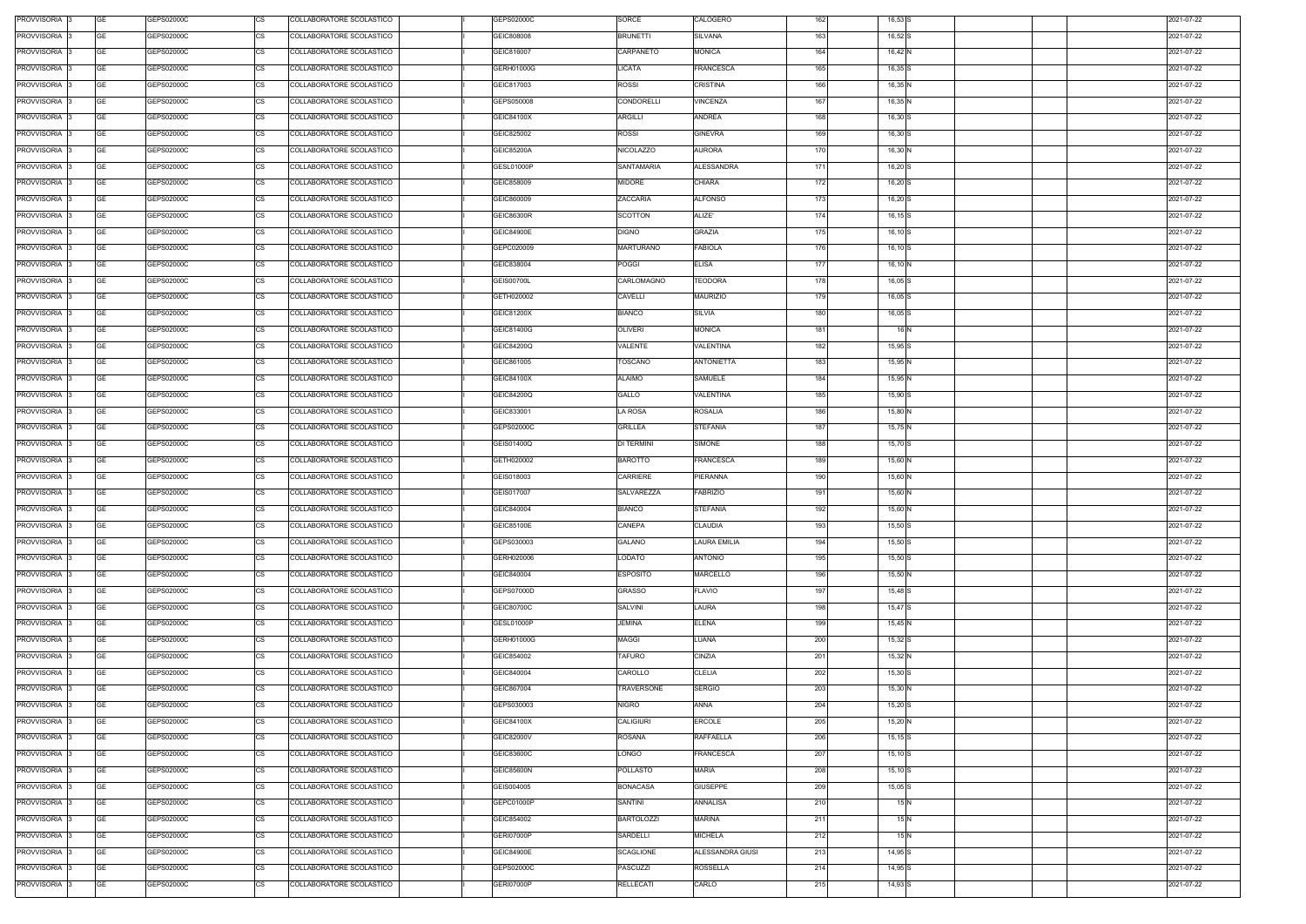| | | | | | | | | | | | | | | | | | |
|---|---|---|---|---|---|---|---|---|---|---|---|---|---|---|---|---|---|
| PROVVISORIA 3 | GE | GEPS02000C | CS | COLLABORATORE SCOLASTICO | | I | GEPS02000C | SORCE | CALOGERO | 162 | 16,53 S | | | | | | 2021-07-22 |
| PROVVISORIA 3 | GE | GEPS02000C | CS | COLLABORATORE SCOLASTICO | | I | GEIC808008 | BRUNETTI | SILVANA | 163 | 16,52 S | | | | | | 2021-07-22 |
| PROVVISORIA 3 | GE | GEPS02000C | CS | COLLABORATORE SCOLASTICO | | I | GEIC816007 | CARPANETO | MONICA | 164 | 16,42 N | | | | | | 2021-07-22 |
| PROVVISORIA 3 | GE | GEPS02000C | CS | COLLABORATORE SCOLASTICO | | I | GERH01000G | LICATA | FRANCESCA | 165 | 16,35 S | | | | | | 2021-07-22 |
| PROVVISORIA 3 | GE | GEPS02000C | CS | COLLABORATORE SCOLASTICO | | I | GEIC817003 | ROSSI | CRISTINA | 166 | 16,35 N | | | | | | 2021-07-22 |
| PROVVISORIA 3 | GE | GEPS02000C | CS | COLLABORATORE SCOLASTICO | | I | GEPS050008 | CONDORELLI | VINCENZA | 167 | 16,35 N | | | | | | 2021-07-22 |
| PROVVISORIA 3 | GE | GEPS02000C | CS | COLLABORATORE SCOLASTICO | | I | GEIC84100X | ARGILLI | ANDREA | 168 | 16,30 S | | | | | | 2021-07-22 |
| PROVVISORIA 3 | GE | GEPS02000C | CS | COLLABORATORE SCOLASTICO | | I | GEIC825002 | ROSSI | GINEVRA | 169 | 16,30 S | | | | | | 2021-07-22 |
| PROVVISORIA 3 | GE | GEPS02000C | CS | COLLABORATORE SCOLASTICO | | I | GEIC85200A | NICOLAZZO | AURORA | 170 | 16,30 N | | | | | | 2021-07-22 |
| PROVVISORIA 3 | GE | GEPS02000C | CS | COLLABORATORE SCOLASTICO | | I | GESL01000P | SANTAMARIA | ALESSANDRA | 171 | 16,20 S | | | | | | 2021-07-22 |
| PROVVISORIA 3 | GE | GEPS02000C | CS | COLLABORATORE SCOLASTICO | | I | GEIC858009 | MIDORE | CHIARA | 172 | 16,20 S | | | | | | 2021-07-22 |
| PROVVISORIA 3 | GE | GEPS02000C | CS | COLLABORATORE SCOLASTICO | | I | GEIC860009 | ZACCARIA | ALFONSO | 173 | 16,20 S | | | | | | 2021-07-22 |
| PROVVISORIA 3 | GE | GEPS02000C | CS | COLLABORATORE SCOLASTICO | | I | GEIC86300R | SCOTTON | ALIZE' | 174 | 16,15 S | | | | | | 2021-07-22 |
| PROVVISORIA 3 | GE | GEPS02000C | CS | COLLABORATORE SCOLASTICO | | I | GEIC84900E | DIGNO | GRAZIA | 175 | 16,10 S | | | | | | 2021-07-22 |
| PROVVISORIA 3 | GE | GEPS02000C | CS | COLLABORATORE SCOLASTICO | | I | GEPC020009 | MARTURANO | FABIOLA | 176 | 16,10 S | | | | | | 2021-07-22 |
| PROVVISORIA 3 | GE | GEPS02000C | CS | COLLABORATORE SCOLASTICO | | I | GEIC838004 | POGGI | ELISA | 177 | 16,10 N | | | | | | 2021-07-22 |
| PROVVISORIA 3 | GE | GEPS02000C | CS | COLLABORATORE SCOLASTICO | | I | GEIS00700L | CARLOMAGNO | TEODORA | 178 | 16,05 S | | | | | | 2021-07-22 |
| PROVVISORIA 3 | GE | GEPS02000C | CS | COLLABORATORE SCOLASTICO | | I | GETH020002 | CAVELLI | MAURIZIO | 179 | 16,05 S | | | | | | 2021-07-22 |
| PROVVISORIA 3 | GE | GEPS02000C | CS | COLLABORATORE SCOLASTICO | | I | GEIC81200X | BIANCO | SILVIA | 180 | 16,05 S | | | | | | 2021-07-22 |
| PROVVISORIA 3 | GE | GEPS02000C | CS | COLLABORATORE SCOLASTICO | | I | GEIC81400G | OLIVERI | MONICA | 181 | 16 N | | | | | | 2021-07-22 |
| PROVVISORIA 3 | GE | GEPS02000C | CS | COLLABORATORE SCOLASTICO | | I | GEIC84200Q | VALENTE | VALENTINA | 182 | 15,95 S | | | | | | 2021-07-22 |
| PROVVISORIA 3 | GE | GEPS02000C | CS | COLLABORATORE SCOLASTICO | | I | GEIC861005 | TOSCANO | ANTONIETTA | 183 | 15,95 N | | | | | | 2021-07-22 |
| PROVVISORIA 3 | GE | GEPS02000C | CS | COLLABORATORE SCOLASTICO | | I | GEIC84100X | ALAIMO | SAMUELE | 184 | 15,95 N | | | | | | 2021-07-22 |
| PROVVISORIA 3 | GE | GEPS02000C | CS | COLLABORATORE SCOLASTICO | | I | GEIC84200Q | GALLO | VALENTINA | 185 | 15,90 S | | | | | | 2021-07-22 |
| PROVVISORIA 3 | GE | GEPS02000C | CS | COLLABORATORE SCOLASTICO | | I | GEIC833001 | LA ROSA | ROSALIA | 186 | 15,80 N | | | | | | 2021-07-22 |
| PROVVISORIA 3 | GE | GEPS02000C | CS | COLLABORATORE SCOLASTICO | | I | GEPS02000C | GRILLEA | STEFANIA | 187 | 15,75 N | | | | | | 2021-07-22 |
| PROVVISORIA 3 | GE | GEPS02000C | CS | COLLABORATORE SCOLASTICO | | I | GEIS01400Q | DI TERMINI | SIMONE | 188 | 15,70 S | | | | | | 2021-07-22 |
| PROVVISORIA 3 | GE | GEPS02000C | CS | COLLABORATORE SCOLASTICO | | I | GETH020002 | BAROTTO | FRANCESCA | 189 | 15,60 N | | | | | | 2021-07-22 |
| PROVVISORIA 3 | GE | GEPS02000C | CS | COLLABORATORE SCOLASTICO | | I | GEIS018003 | CARRIERE | PIERANNA | 190 | 15,60 N | | | | | | 2021-07-22 |
| PROVVISORIA 3 | GE | GEPS02000C | CS | COLLABORATORE SCOLASTICO | | I | GEIS017007 | SALVAREZZA | FABRIZIO | 191 | 15,60 N | | | | | | 2021-07-22 |
| PROVVISORIA 3 | GE | GEPS02000C | CS | COLLABORATORE SCOLASTICO | | I | GEIC840004 | BIANCO | STEFANIA | 192 | 15,60 N | | | | | | 2021-07-22 |
| PROVVISORIA 3 | GE | GEPS02000C | CS | COLLABORATORE SCOLASTICO | | I | GEIC85100E | CANEPA | CLAUDIA | 193 | 15,50 S | | | | | | 2021-07-22 |
| PROVVISORIA 3 | GE | GEPS02000C | CS | COLLABORATORE SCOLASTICO | | I | GEPS030003 | GALANO | LAURA EMILIA | 194 | 15,50 S | | | | | | 2021-07-22 |
| PROVVISORIA 3 | GE | GEPS02000C | CS | COLLABORATORE SCOLASTICO | | I | GERH020006 | LODATO | ANTONIO | 195 | 15,50 S | | | | | | 2021-07-22 |
| PROVVISORIA 3 | GE | GEPS02000C | CS | COLLABORATORE SCOLASTICO | | I | GEIC840004 | ESPOSITO | MARCELLO | 196 | 15,50 N | | | | | | 2021-07-22 |
| PROVVISORIA 3 | GE | GEPS02000C | CS | COLLABORATORE SCOLASTICO | | I | GEPS07000D | GRASSO | FLAVIO | 197 | 15,48 S | | | | | | 2021-07-22 |
| PROVVISORIA 3 | GE | GEPS02000C | CS | COLLABORATORE SCOLASTICO | | I | GEIC80700C | SALVINI | LAURA | 198 | 15,47 S | | | | | | 2021-07-22 |
| PROVVISORIA 3 | GE | GEPS02000C | CS | COLLABORATORE SCOLASTICO | | I | GESL01000P | JEMINA | ELENA | 199 | 15,45 N | | | | | | 2021-07-22 |
| PROVVISORIA 3 | GE | GEPS02000C | CS | COLLABORATORE SCOLASTICO | | I | GERH01000G | MAGGI | LUANA | 200 | 15,32 S | | | | | | 2021-07-22 |
| PROVVISORIA 3 | GE | GEPS02000C | CS | COLLABORATORE SCOLASTICO | | I | GEIC854002 | TAFURO | CINZIA | 201 | 15,32 N | | | | | | 2021-07-22 |
| PROVVISORIA 3 | GE | GEPS02000C | CS | COLLABORATORE SCOLASTICO | | I | GEIC840004 | CAROLLO | CLELIA | 202 | 15,30 S | | | | | | 2021-07-22 |
| PROVVISORIA 3 | GE | GEPS02000C | CS | COLLABORATORE SCOLASTICO | | I | GEIC867004 | TRAVERSONE | SERGIO | 203 | 15,30 N | | | | | | 2021-07-22 |
| PROVVISORIA 3 | GE | GEPS02000C | CS | COLLABORATORE SCOLASTICO | | I | GEPS030003 | NIGRO | ANNA | 204 | 15,20 S | | | | | | 2021-07-22 |
| PROVVISORIA 3 | GE | GEPS02000C | CS | COLLABORATORE SCOLASTICO | | I | GEIC84100X | CALIGIURI | ERCOLE | 205 | 15,20 N | | | | | | 2021-07-22 |
| PROVVISORIA 3 | GE | GEPS02000C | CS | COLLABORATORE SCOLASTICO | | I | GEIC82000V | ROSANA | RAFFAELLA | 206 | 15,15 S | | | | | | 2021-07-22 |
| PROVVISORIA 3 | GE | GEPS02000C | CS | COLLABORATORE SCOLASTICO | | I | GEIC83600C | LONGO | FRANCESCA | 207 | 15,10 S | | | | | | 2021-07-22 |
| PROVVISORIA 3 | GE | GEPS02000C | CS | COLLABORATORE SCOLASTICO | | I | GEIC85600N | POLLASTO | MARIA | 208 | 15,10 S | | | | | | 2021-07-22 |
| PROVVISORIA 3 | GE | GEPS02000C | CS | COLLABORATORE SCOLASTICO | | I | GEIS004005 | BONACASA | GIUSEPPE | 209 | 15,05 S | | | | | | 2021-07-22 |
| PROVVISORIA 3 | GE | GEPS02000C | CS | COLLABORATORE SCOLASTICO | | I | GEPC01000P | SANTINI | ANNALISA | 210 | 15 N | | | | | | 2021-07-22 |
| PROVVISORIA 3 | GE | GEPS02000C | CS | COLLABORATORE SCOLASTICO | | I | GEIC854002 | BARTOLOZZI | MARINA | 211 | 15 N | | | | | | 2021-07-22 |
| PROVVISORIA 3 | GE | GEPS02000C | CS | COLLABORATORE SCOLASTICO | | I | GERI07000P | SARDELLI | MICHELA | 212 | 15 N | | | | | | 2021-07-22 |
| PROVVISORIA 3 | GE | GEPS02000C | CS | COLLABORATORE SCOLASTICO | | I | GEIC84900E | SCAGLIONE | ALESSANDRA GIUSI | 213 | 14,95 S | | | | | | 2021-07-22 |
| PROVVISORIA 3 | GE | GEPS02000C | CS | COLLABORATORE SCOLASTICO | | I | GEPS02000C | PASCUZZI | ROSSELLA | 214 | 14,95 S | | | | | | 2021-07-22 |
| PROVVISORIA 3 | GE | GEPS02000C | CS | COLLABORATORE SCOLASTICO | | I | GERI07000P | RELLECATI | CARLO | 215 | 14,93 S | | | | | | 2021-07-22 |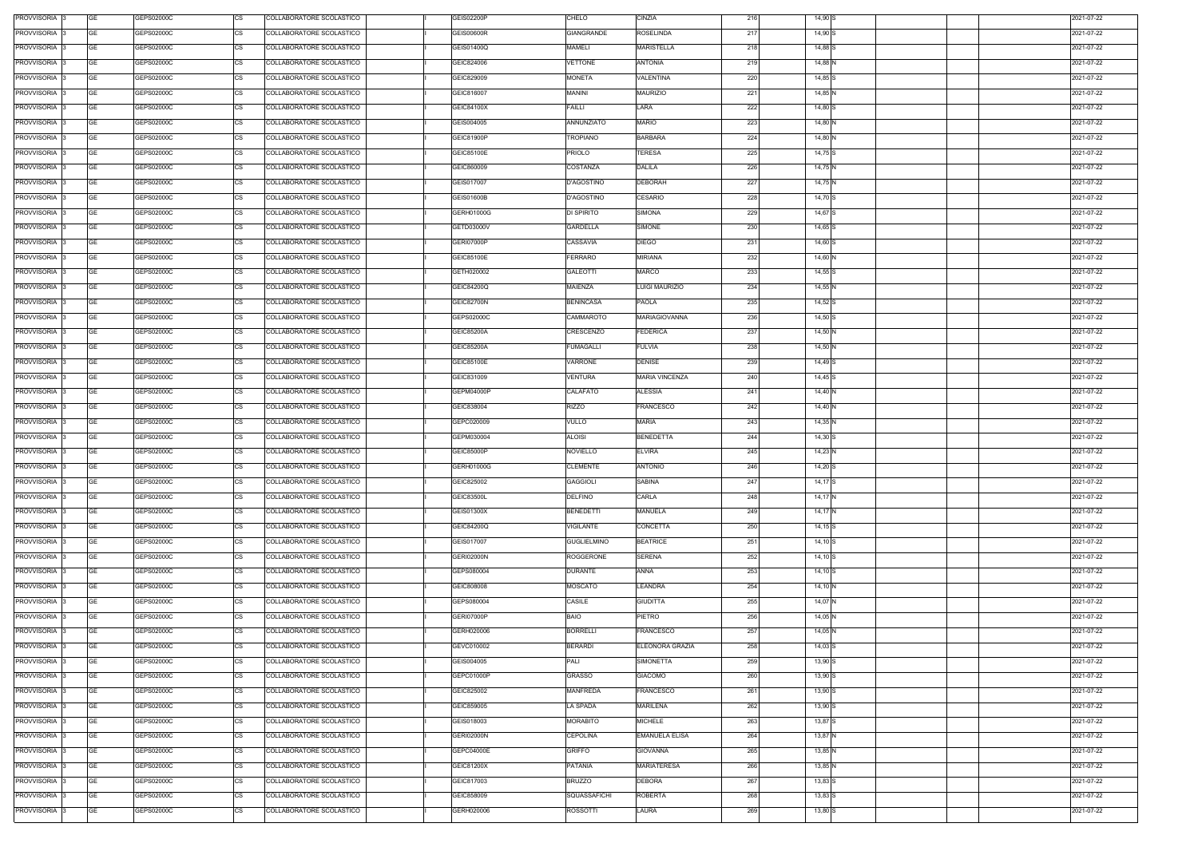| | | | | | | | | | | | | | | | | |
|---|---|---|---|---|---|---|---|---|---|---|---|---|---|---|---|---|
| PROVVISORIA | 3 | GE | GEPS02000C | CS | COLLABORATORE SCOLASTICO | | I | GEIS02200P | CHELO | CINZIA | 216 | 14,90 | S | | | 2021-07-22 |
| PROVVISORIA | 3 | GE | GEPS02000C | CS | COLLABORATORE SCOLASTICO | | I | GEIS00600R | GIANGRANDE | ROSELINDA | 217 | 14,90 | S | | | 2021-07-22 |
| PROVVISORIA | 3 | GE | GEPS02000C | CS | COLLABORATORE SCOLASTICO | | I | GEIS01400Q | MAMELI | MARISTELLA | 218 | 14,88 | S | | | 2021-07-22 |
| PROVVISORIA | 3 | GE | GEPS02000C | CS | COLLABORATORE SCOLASTICO | | I | GEIC824006 | VETTONE | ANTONIA | 219 | 14,88 | N | | | 2021-07-22 |
| PROVVISORIA | 3 | GE | GEPS02000C | CS | COLLABORATORE SCOLASTICO | | I | GEIC829009 | MONETA | VALENTINA | 220 | 14,85 | S | | | 2021-07-22 |
| PROVVISORIA | 3 | GE | GEPS02000C | CS | COLLABORATORE SCOLASTICO | | I | GEIC816007 | MANINI | MAURIZIO | 221 | 14,85 | N | | | 2021-07-22 |
| PROVVISORIA | 3 | GE | GEPS02000C | CS | COLLABORATORE SCOLASTICO | | I | GEIC84100X | FAILLI | LARA | 222 | 14,80 | S | | | 2021-07-22 |
| PROVVISORIA | 3 | GE | GEPS02000C | CS | COLLABORATORE SCOLASTICO | | I | GEIS004005 | ANNUNZIATO | MARIO | 223 | 14,80 | N | | | 2021-07-22 |
| PROVVISORIA | 3 | GE | GEPS02000C | CS | COLLABORATORE SCOLASTICO | | I | GEIC81900P | TROPIANO | BARBARA | 224 | 14,80 | N | | | 2021-07-22 |
| PROVVISORIA | 3 | GE | GEPS02000C | CS | COLLABORATORE SCOLASTICO | | I | GEIC85100E | PRIOLO | TERESA | 225 | 14,75 | S | | | 2021-07-22 |
| PROVVISORIA | 3 | GE | GEPS02000C | CS | COLLABORATORE SCOLASTICO | | I | GEIC860009 | COSTANZA | DALILA | 226 | 14,75 | N | | | 2021-07-22 |
| PROVVISORIA | 3 | GE | GEPS02000C | CS | COLLABORATORE SCOLASTICO | | I | GEIS017007 | D'AGOSTINO | DEBORAH | 227 | 14,75 | N | | | 2021-07-22 |
| PROVVISORIA | 3 | GE | GEPS02000C | CS | COLLABORATORE SCOLASTICO | | I | GEIS01600B | D'AGOSTINO | CESARIO | 228 | 14,70 | S | | | 2021-07-22 |
| PROVVISORIA | 3 | GE | GEPS02000C | CS | COLLABORATORE SCOLASTICO | | I | GERH01000G | DI SPIRITO | SIMONA | 229 | 14,67 | S | | | 2021-07-22 |
| PROVVISORIA | 3 | GE | GEPS02000C | CS | COLLABORATORE SCOLASTICO | | I | GETD03000V | GARDELLA | SIMONE | 230 | 14,65 | S | | | 2021-07-22 |
| PROVVISORIA | 3 | GE | GEPS02000C | CS | COLLABORATORE SCOLASTICO | | I | GERI07000P | CASSAVIA | DIEGO | 231 | 14,60 | S | | | 2021-07-22 |
| PROVVISORIA | 3 | GE | GEPS02000C | CS | COLLABORATORE SCOLASTICO | | I | GEIC85100E | FERRARO | MIRIANA | 232 | 14,60 | N | | | 2021-07-22 |
| PROVVISORIA | 3 | GE | GEPS02000C | CS | COLLABORATORE SCOLASTICO | | I | GETH020002 | GALEOTTI | MARCO | 233 | 14,55 | S | | | 2021-07-22 |
| PROVVISORIA | 3 | GE | GEPS02000C | CS | COLLABORATORE SCOLASTICO | | I | GEIC84200Q | MAIENZA | LUIGI MAURIZIO | 234 | 14,55 | N | | | 2021-07-22 |
| PROVVISORIA | 3 | GE | GEPS02000C | CS | COLLABORATORE SCOLASTICO | | I | GEIC82700N | BENINCASA | PAOLA | 235 | 14,52 | S | | | 2021-07-22 |
| PROVVISORIA | 3 | GE | GEPS02000C | CS | COLLABORATORE SCOLASTICO | | I | GEPS02000C | CAMMAROTO | MARIAGIOVANNA | 236 | 14,50 | S | | | 2021-07-22 |
| PROVVISORIA | 3 | GE | GEPS02000C | CS | COLLABORATORE SCOLASTICO | | I | GEIC85200A | CRESCENZO | FEDERICA | 237 | 14,50 | N | | | 2021-07-22 |
| PROVVISORIA | 3 | GE | GEPS02000C | CS | COLLABORATORE SCOLASTICO | | I | GEIC85200A | FUMAGALLI | FULVIA | 238 | 14,50 | N | | | 2021-07-22 |
| PROVVISORIA | 3 | GE | GEPS02000C | CS | COLLABORATORE SCOLASTICO | | I | GEIC85100E | VARRONE | DENISE | 239 | 14,49 | S | | | 2021-07-22 |
| PROVVISORIA | 3 | GE | GEPS02000C | CS | COLLABORATORE SCOLASTICO | | I | GEIC831009 | VENTURA | MARIA VINCENZA | 240 | 14,45 | S | | | 2021-07-22 |
| PROVVISORIA | 3 | GE | GEPS02000C | CS | COLLABORATORE SCOLASTICO | | I | GEPM04000P | CALAFATO | ALESSIA | 241 | 14,40 | N | | | 2021-07-22 |
| PROVVISORIA | 3 | GE | GEPS02000C | CS | COLLABORATORE SCOLASTICO | | I | GEIC838004 | RIZZO | FRANCESCO | 242 | 14,40 | N | | | 2021-07-22 |
| PROVVISORIA | 3 | GE | GEPS02000C | CS | COLLABORATORE SCOLASTICO | | I | GEPC020009 | VULLO | MARIA | 243 | 14,35 | N | | | 2021-07-22 |
| PROVVISORIA | 3 | GE | GEPS02000C | CS | COLLABORATORE SCOLASTICO | | I | GEPM030004 | ALOISI | BENEDETTA | 244 | 14,30 | S | | | 2021-07-22 |
| PROVVISORIA | 3 | GE | GEPS02000C | CS | COLLABORATORE SCOLASTICO | | I | GEIC85000P | NOVIELLO | ELVIRA | 245 | 14,23 | N | | | 2021-07-22 |
| PROVVISORIA | 3 | GE | GEPS02000C | CS | COLLABORATORE SCOLASTICO | | I | GERH01000G | CLEMENTE | ANTONIO | 246 | 14,20 | S | | | 2021-07-22 |
| PROVVISORIA | 3 | GE | GEPS02000C | CS | COLLABORATORE SCOLASTICO | | I | GEIC825002 | GAGGIOLI | SABINA | 247 | 14,17 | S | | | 2021-07-22 |
| PROVVISORIA | 3 | GE | GEPS02000C | CS | COLLABORATORE SCOLASTICO | | I | GEIC83500L | DELFINO | CARLA | 248 | 14,17 | N | | | 2021-07-22 |
| PROVVISORIA | 3 | GE | GEPS02000C | CS | COLLABORATORE SCOLASTICO | | I | GEIS01300X | BENEDETTI | MANUELA | 249 | 14,17 | N | | | 2021-07-22 |
| PROVVISORIA | 3 | GE | GEPS02000C | CS | COLLABORATORE SCOLASTICO | | I | GEIC84200Q | VIGILANTE | CONCETTA | 250 | 14,15 | S | | | 2021-07-22 |
| PROVVISORIA | 3 | GE | GEPS02000C | CS | COLLABORATORE SCOLASTICO | | I | GEIS017007 | GUGLIELMINO | BEATRICE | 251 | 14,10 | S | | | 2021-07-22 |
| PROVVISORIA | 3 | GE | GEPS02000C | CS | COLLABORATORE SCOLASTICO | | I | GERI02000N | ROGGERONE | SERENA | 252 | 14,10 | S | | | 2021-07-22 |
| PROVVISORIA | 3 | GE | GEPS02000C | CS | COLLABORATORE SCOLASTICO | | I | GEPS080004 | DURANTE | ANNA | 253 | 14,10 | S | | | 2021-07-22 |
| PROVVISORIA | 3 | GE | GEPS02000C | CS | COLLABORATORE SCOLASTICO | | I | GEIC808008 | MOSCATO | LEANDRA | 254 | 14,10 | N | | | 2021-07-22 |
| PROVVISORIA | 3 | GE | GEPS02000C | CS | COLLABORATORE SCOLASTICO | | I | GEPS080004 | CASILE | GIUDITTA | 255 | 14,07 | N | | | 2021-07-22 |
| PROVVISORIA | 3 | GE | GEPS02000C | CS | COLLABORATORE SCOLASTICO | | I | GERI07000P | BAIO | PIETRO | 256 | 14,05 | N | | | 2021-07-22 |
| PROVVISORIA | 3 | GE | GEPS02000C | CS | COLLABORATORE SCOLASTICO | | I | GERH020006 | BORRELLI | FRANCESCO | 257 | 14,05 | N | | | 2021-07-22 |
| PROVVISORIA | 3 | GE | GEPS02000C | CS | COLLABORATORE SCOLASTICO | | I | GEVC010002 | BERARDI | ELEONORA GRAZIA | 258 | 14,03 | S | | | 2021-07-22 |
| PROVVISORIA | 3 | GE | GEPS02000C | CS | COLLABORATORE SCOLASTICO | | I | GEIS004005 | PALI | SIMONETTA | 259 | 13,90 | S | | | 2021-07-22 |
| PROVVISORIA | 3 | GE | GEPS02000C | CS | COLLABORATORE SCOLASTICO | | I | GEPC01000P | GRASSO | GIACOMO | 260 | 13,90 | S | | | 2021-07-22 |
| PROVVISORIA | 3 | GE | GEPS02000C | CS | COLLABORATORE SCOLASTICO | | I | GEIC825002 | MANFREDA | FRANCESCO | 261 | 13,90 | S | | | 2021-07-22 |
| PROVVISORIA | 3 | GE | GEPS02000C | CS | COLLABORATORE SCOLASTICO | | I | GEIC859005 | LA SPADA | MARILENA | 262 | 13,90 | S | | | 2021-07-22 |
| PROVVISORIA | 3 | GE | GEPS02000C | CS | COLLABORATORE SCOLASTICO | | I | GEIS018003 | MORABITO | MICHELE | 263 | 13,87 | S | | | 2021-07-22 |
| PROVVISORIA | 3 | GE | GEPS02000C | CS | COLLABORATORE SCOLASTICO | | I | GERI02000N | CEPOLINA | EMANUELA ELISA | 264 | 13,87 | N | | | 2021-07-22 |
| PROVVISORIA | 3 | GE | GEPS02000C | CS | COLLABORATORE SCOLASTICO | | I | GEPC04000E | GRIFFO | GIOVANNA | 265 | 13,85 | N | | | 2021-07-22 |
| PROVVISORIA | 3 | GE | GEPS02000C | CS | COLLABORATORE SCOLASTICO | | I | GEIC81200X | PATANIA | MARIATERESA | 266 | 13,85 | N | | | 2021-07-22 |
| PROVVISORIA | 3 | GE | GEPS02000C | CS | COLLABORATORE SCOLASTICO | | I | GEIC817003 | BRUZZO | DEBORA | 267 | 13,83 | S | | | 2021-07-22 |
| PROVVISORIA | 3 | GE | GEPS02000C | CS | COLLABORATORE SCOLASTICO | | I | GEIC858009 | SQUASSAFICHI | ROBERTA | 268 | 13,83 | S | | | 2021-07-22 |
| PROVVISORIA | 3 | GE | GEPS02000C | CS | COLLABORATORE SCOLASTICO | | I | GERH020006 | ROSSOTTI | LAURA | 269 | 13,80 | S | | | 2021-07-22 |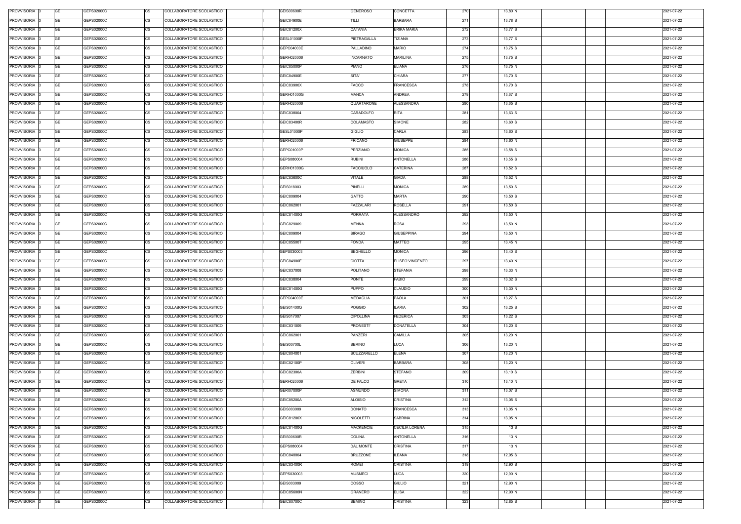| | | | | | | | | | | | | | | | | |
|---|---|---|---|---|---|---|---|---|---|---|---|---|---|---|---|---|
| PROVVISORIA | 3 | GE | GEPS02000C | CS | COLLABORATORE SCOLASTICO | | I | GEIS00600R | GENEROSO | CONCETTA | 270 | 13,80 | N | | | 2021-07-22 |
| PROVVISORIA | 3 | GE | GEPS02000C | CS | COLLABORATORE SCOLASTICO | | I | GEIC84900E | TILLI | BARBARA | 271 | 13,78 | S | | | 2021-07-22 |
| PROVVISORIA | 3 | GE | GEPS02000C | CS | COLLABORATORE SCOLASTICO | | I | GEIC81200X | CATANIA | ERIKA MARIA | 272 | 13,77 | S | | | 2021-07-22 |
| PROVVISORIA | 3 | GE | GEPS02000C | CS | COLLABORATORE SCOLASTICO | | I | GESL01000P | PIETRAGALLA | TIZIANA | 273 | 13,77 | S | | | 2021-07-22 |
| PROVVISORIA | 3 | GE | GEPS02000C | CS | COLLABORATORE SCOLASTICO | | I | GEPC04000E | PALLADINO | MARIO | 274 | 13,75 | S | | | 2021-07-22 |
| PROVVISORIA | 3 | GE | GEPS02000C | CS | COLLABORATORE SCOLASTICO | | I | GERH020006 | INCARNATO | MARILINA | 275 | 13,75 | S | | | 2021-07-22 |
| PROVVISORIA | 3 | GE | GEPS02000C | CS | COLLABORATORE SCOLASTICO | | I | GEIC85000P | PIANO | ELIANA | 276 | 13,75 | N | | | 2021-07-22 |
| PROVVISORIA | 3 | GE | GEPS02000C | CS | COLLABORATORE SCOLASTICO | | I | GEIC84900E | SITA' | CHIARA | 277 | 13,70 | S | | | 2021-07-22 |
| PROVVISORIA | 3 | GE | GEPS02000C | CS | COLLABORATORE SCOLASTICO | | I | GEIC83900X | FACCO | FRANCESCA | 278 | 13,70 | S | | | 2021-07-22 |
| PROVVISORIA | 3 | GE | GEPS02000C | CS | COLLABORATORE SCOLASTICO | | I | GERH01000G | MANCA | ANDREA | 279 | 13,67 | S | | | 2021-07-22 |
| PROVVISORIA | 3 | GE | GEPS02000C | CS | COLLABORATORE SCOLASTICO | | I | GERH020006 | QUARTARONE | ALESSANDRA | 280 | 13,65 | S | | | 2021-07-22 |
| PROVVISORIA | 3 | GE | GEPS02000C | CS | COLLABORATORE SCOLASTICO | | I | GEIC838004 | CARADOLFO | RITA | 281 | 13,63 | S | | | 2021-07-22 |
| PROVVISORIA | 3 | GE | GEPS02000C | CS | COLLABORATORE SCOLASTICO | | I | GEIC83400R | COLAMASTO | SIMONE | 282 | 13,60 | S | | | 2021-07-22 |
| PROVVISORIA | 3 | GE | GEPS02000C | CS | COLLABORATORE SCOLASTICO | | I | GESL01000P | GIGLIO | CARLA | 283 | 13,60 | S | | | 2021-07-22 |
| PROVVISORIA | 3 | GE | GEPS02000C | CS | COLLABORATORE SCOLASTICO | | I | GERH020006 | FRICANO | GIUSEPPE | 284 | 13,60 | N | | | 2021-07-22 |
| PROVVISORIA | 3 | GE | GEPS02000C | CS | COLLABORATORE SCOLASTICO | | I | GEPC01000P | PERZIANO | MONICA | 285 | 13,58 | S | | | 2021-07-22 |
| PROVVISORIA | 3 | GE | GEPS02000C | CS | COLLABORATORE SCOLASTICO | | I | GEPS080004 | RUBINI | ANTONELLA | 286 | 13,55 | S | | | 2021-07-22 |
| PROVVISORIA | 3 | GE | GEPS02000C | CS | COLLABORATORE SCOLASTICO | | I | GERH01000G | FACCIUOLO | CATERINA | 287 | 13,52 | S | | | 2021-07-22 |
| PROVVISORIA | 3 | GE | GEPS02000C | CS | COLLABORATORE SCOLASTICO | | I | GEIC83600C | VITALE | GIADA | 288 | 13,52 | N | | | 2021-07-22 |
| PROVVISORIA | 3 | GE | GEPS02000C | CS | COLLABORATORE SCOLASTICO | | I | GEIS018003 | PINELLI | MONICA | 289 | 13,50 | S | | | 2021-07-22 |
| PROVVISORIA | 3 | GE | GEPS02000C | CS | COLLABORATORE SCOLASTICO | | I | GEIC809004 | GATTO | MARTA | 290 | 13,50 | S | | | 2021-07-22 |
| PROVVISORIA | 3 | GE | GEPS02000C | CS | COLLABORATORE SCOLASTICO | | I | GEIC862001 | FAZZALARI | ROSELLA | 291 | 13,50 | S | | | 2021-07-22 |
| PROVVISORIA | 3 | GE | GEPS02000C | CS | COLLABORATORE SCOLASTICO | | I | GEIC81400G | PORRATA | ALESSANDRO | 292 | 13,50 | N | | | 2021-07-22 |
| PROVVISORIA | 3 | GE | GEPS02000C | CS | COLLABORATORE SCOLASTICO | | I | GEIC829009 | MENNA | ROSA | 293 | 13,50 | N | | | 2021-07-22 |
| PROVVISORIA | 3 | GE | GEPS02000C | CS | COLLABORATORE SCOLASTICO | | I | GEIC809004 | SIRAGO | GIUSEPPINA | 294 | 13,50 | N | | | 2021-07-22 |
| PROVVISORIA | 3 | GE | GEPS02000C | CS | COLLABORATORE SCOLASTICO | | I | GEIC85500T | FONDA | MATTEO | 295 | 13,45 | N | | | 2021-07-22 |
| PROVVISORIA | 3 | GE | GEPS02000C | CS | COLLABORATORE SCOLASTICO | | I | GEPS030003 | BEGHELLO | MONICA | 296 | 13,40 | S | | | 2021-07-22 |
| PROVVISORIA | 3 | GE | GEPS02000C | CS | COLLABORATORE SCOLASTICO | | I | GEIC84900E | CIOTTA | ELISEO VINCENZO | 297 | 13,40 | N | | | 2021-07-22 |
| PROVVISORIA | 3 | GE | GEPS02000C | CS | COLLABORATORE SCOLASTICO | | I | GEIC837008 | POLITANO | STEFANIA | 298 | 13,33 | N | | | 2021-07-22 |
| PROVVISORIA | 3 | GE | GEPS02000C | CS | COLLABORATORE SCOLASTICO | | I | GEIC838004 | PONTE | FABIO | 299 | 13,32 | S | | | 2021-07-22 |
| PROVVISORIA | 3 | GE | GEPS02000C | CS | COLLABORATORE SCOLASTICO | | I | GEIC81400G | PUPPO | CLAUDIO | 300 | 13,30 | N | | | 2021-07-22 |
| PROVVISORIA | 3 | GE | GEPS02000C | CS | COLLABORATORE SCOLASTICO | | I | GEPC04000E | MEDAGLIA | PAOLA | 301 | 13,27 | S | | | 2021-07-22 |
| PROVVISORIA | 3 | GE | GEPS02000C | CS | COLLABORATORE SCOLASTICO | | I | GEIS01400Q | POGGIO | ILARIA | 302 | 13,25 | S | | | 2021-07-22 |
| PROVVISORIA | 3 | GE | GEPS02000C | CS | COLLABORATORE SCOLASTICO | | I | GEIS017007 | CIPOLLINA | FEDERICA | 303 | 13,22 | S | | | 2021-07-22 |
| PROVVISORIA | 3 | GE | GEPS02000C | CS | COLLABORATORE SCOLASTICO | | I | GEIC831009 | PRONESTI' | DONATELLA | 304 | 13,20 | S | | | 2021-07-22 |
| PROVVISORIA | 3 | GE | GEPS02000C | CS | COLLABORATORE SCOLASTICO | | I | GEIC862001 | PANZERI | CAMILLA | 305 | 13,20 | N | | | 2021-07-22 |
| PROVVISORIA | 3 | GE | GEPS02000C | CS | COLLABORATORE SCOLASTICO | | I | GEIS00700L | SERINO | LUCA | 306 | 13,20 | N | | | 2021-07-22 |
| PROVVISORIA | 3 | GE | GEPS02000C | CS | COLLABORATORE SCOLASTICO | | I | GEIC804001 | SCUZZARELLO | ELENA | 307 | 13,20 | N | | | 2021-07-22 |
| PROVVISORIA | 3 | GE | GEPS02000C | CS | COLLABORATORE SCOLASTICO | | I | GEIC82100P | OLIVERI | BARBARA | 308 | 13,20 | N | | | 2021-07-22 |
| PROVVISORIA | 3 | GE | GEPS02000C | CS | COLLABORATORE SCOLASTICO | | I | GEIC82300A | ZERBINI | STEFANO | 309 | 13,10 | S | | | 2021-07-22 |
| PROVVISORIA | 3 | GE | GEPS02000C | CS | COLLABORATORE SCOLASTICO | | I | GERH020006 | DE FALCO | GRETA | 310 | 13,10 | N | | | 2021-07-22 |
| PROVVISORIA | 3 | GE | GEPS02000C | CS | COLLABORATORE SCOLASTICO | | I | GERI07000P | ASMUNDO | SIMONA | 311 | 13,07 | S | | | 2021-07-22 |
| PROVVISORIA | 3 | GE | GEPS02000C | CS | COLLABORATORE SCOLASTICO | | I | GEIC85200A | ALOISIO | CRISTINA | 312 | 13,05 | S | | | 2021-07-22 |
| PROVVISORIA | 3 | GE | GEPS02000C | CS | COLLABORATORE SCOLASTICO | | I | GEIS003009 | DONATO | FRANCESCA | 313 | 13,05 | N | | | 2021-07-22 |
| PROVVISORIA | 3 | GE | GEPS02000C | CS | COLLABORATORE SCOLASTICO | | I | GEIC81200X | NICOLETTI | SABRINA | 314 | 13,05 | N | | | 2021-07-22 |
| PROVVISORIA | 3 | GE | GEPS02000C | CS | COLLABORATORE SCOLASTICO | | I | GEIC81400G | MACKENCIE | CECILIA LORENA | 315 | 13 | S | | | 2021-07-22 |
| PROVVISORIA | 3 | GE | GEPS02000C | CS | COLLABORATORE SCOLASTICO | | I | GEIS00600R | COLINA | ANTONELLA | 316 | 13 | N | | | 2021-07-22 |
| PROVVISORIA | 3 | GE | GEPS02000C | CS | COLLABORATORE SCOLASTICO | | I | GEPS080004 | DAL MONTE | CRISTINA | 317 | 13 | N | | | 2021-07-22 |
| PROVVISORIA | 3 | GE | GEPS02000C | CS | COLLABORATORE SCOLASTICO | | I | GEIC840004 | BRUZZONE | ILEANA | 318 | 12,95 | S | | | 2021-07-22 |
| PROVVISORIA | 3 | GE | GEPS02000C | CS | COLLABORATORE SCOLASTICO | | I | GEIC83400R | ROMEI | CRISTINA | 319 | 12,90 | S | | | 2021-07-22 |
| PROVVISORIA | 3 | GE | GEPS02000C | CS | COLLABORATORE SCOLASTICO | | I | GEPS030003 | MUSMECI | LUCA | 320 | 12,90 | N | | | 2021-07-22 |
| PROVVISORIA | 3 | GE | GEPS02000C | CS | COLLABORATORE SCOLASTICO | | I | GEIS003009 | COSSO | GIULIO | 321 | 12,90 | N | | | 2021-07-22 |
| PROVVISORIA | 3 | GE | GEPS02000C | CS | COLLABORATORE SCOLASTICO | | I | GEIC85600N | GRANERO | ELISA | 322 | 12,90 | N | | | 2021-07-22 |
| PROVVISORIA | 3 | GE | GEPS02000C | CS | COLLABORATORE SCOLASTICO | | I | GEIC80700C | SEMINO | CRISTINA | 323 | 12,85 | S | | | 2021-07-22 |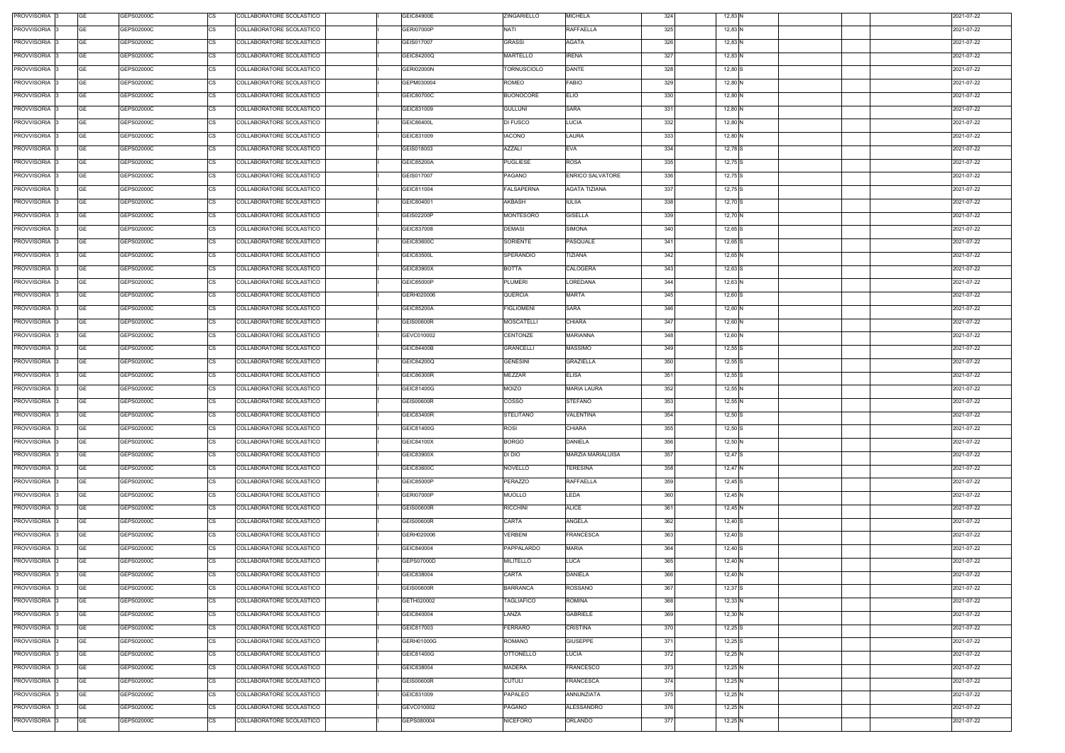| | | | | | | | | | | | | | | | | |
|---|---|---|---|---|---|---|---|---|---|---|---|---|---|---|---|---|
| PROVVISORIA | 3 | GE | GEPS02000C | CS | COLLABORATORE SCOLASTICO | | I | GEIC84900E | ZINGARIELLO | MICHELA | 324 | 12,83 | N | | | 2021-07-22 |
| PROVVISORIA | 3 | GE | GEPS02000C | CS | COLLABORATORE SCOLASTICO | | I | GERI07000P | NATI | RAFFAELLA | 325 | 12,83 | N | | | 2021-07-22 |
| PROVVISORIA | 3 | GE | GEPS02000C | CS | COLLABORATORE SCOLASTICO | | I | GEIS017007 | GRASSI | AGATA | 326 | 12,83 | N | | | 2021-07-22 |
| PROVVISORIA | 3 | GE | GEPS02000C | CS | COLLABORATORE SCOLASTICO | | I | GEIC84200Q | MARTELLO | IRENA | 327 | 12,83 | N | | | 2021-07-22 |
| PROVVISORIA | 3 | GE | GEPS02000C | CS | COLLABORATORE SCOLASTICO | | I | GERI02000N | TORNUSCIOLO | DANTE | 328 | 12,80 | S | | | 2021-07-22 |
| PROVVISORIA | 3 | GE | GEPS02000C | CS | COLLABORATORE SCOLASTICO | | I | GEPM030004 | ROMEO | FABIO | 329 | 12,80 | N | | | 2021-07-22 |
| PROVVISORIA | 3 | GE | GEPS02000C | CS | COLLABORATORE SCOLASTICO | | I | GEIC80700C | BUONOCORE | ELIO | 330 | 12,80 | N | | | 2021-07-22 |
| PROVVISORIA | 3 | GE | GEPS02000C | CS | COLLABORATORE SCOLASTICO | | I | GEIC831009 | GULLUNI | SARA | 331 | 12,80 | N | | | 2021-07-22 |
| PROVVISORIA | 3 | GE | GEPS02000C | CS | COLLABORATORE SCOLASTICO | | I | GEIC86400L | DI FUSCO | LUCIA | 332 | 12,80 | N | | | 2021-07-22 |
| PROVVISORIA | 3 | GE | GEPS02000C | CS | COLLABORATORE SCOLASTICO | | I | GEIC831009 | IACONO | LAURA | 333 | 12,80 | N | | | 2021-07-22 |
| PROVVISORIA | 3 | GE | GEPS02000C | CS | COLLABORATORE SCOLASTICO | | I | GEIS018003 | AZZALI | EVA | 334 | 12,78 | S | | | 2021-07-22 |
| PROVVISORIA | 3 | GE | GEPS02000C | CS | COLLABORATORE SCOLASTICO | | I | GEIC85200A | PUGLIESE | ROSA | 335 | 12,75 | S | | | 2021-07-22 |
| PROVVISORIA | 3 | GE | GEPS02000C | CS | COLLABORATORE SCOLASTICO | | I | GEIS017007 | PAGANO | ENRICO SALVATORE | 336 | 12,75 | S | | | 2021-07-22 |
| PROVVISORIA | 3 | GE | GEPS02000C | CS | COLLABORATORE SCOLASTICO | | I | GEIC811004 | FALSAPERNA | AGATA TIZIANA | 337 | 12,75 | S | | | 2021-07-22 |
| PROVVISORIA | 3 | GE | GEPS02000C | CS | COLLABORATORE SCOLASTICO | | I | GEIC804001 | AKBASH | IULIIA | 338 | 12,70 | S | | | 2021-07-22 |
| PROVVISORIA | 3 | GE | GEPS02000C | CS | COLLABORATORE SCOLASTICO | | I | GEIS02200P | MONTESORO | GISELLA | 339 | 12,70 | N | | | 2021-07-22 |
| PROVVISORIA | 3 | GE | GEPS02000C | CS | COLLABORATORE SCOLASTICO | | I | GEIC837008 | DEMASI | SIMONA | 340 | 12,65 | S | | | 2021-07-22 |
| PROVVISORIA | 3 | GE | GEPS02000C | CS | COLLABORATORE SCOLASTICO | | I | GEIC83600C | SORIENTE | PASQUALE | 341 | 12,65 | S | | | 2021-07-22 |
| PROVVISORIA | 3 | GE | GEPS02000C | CS | COLLABORATORE SCOLASTICO | | I | GEIC83500L | SPERANDIO | TIZIANA | 342 | 12,65 | N | | | 2021-07-22 |
| PROVVISORIA | 3 | GE | GEPS02000C | CS | COLLABORATORE SCOLASTICO | | I | GEIC83900X | BOTTA | CALOGERA | 343 | 12,63 | S | | | 2021-07-22 |
| PROVVISORIA | 3 | GE | GEPS02000C | CS | COLLABORATORE SCOLASTICO | | I | GEIC85000P | PLUMERI | LOREDANA | 344 | 12,63 | N | | | 2021-07-22 |
| PROVVISORIA | 3 | GE | GEPS02000C | CS | COLLABORATORE SCOLASTICO | | I | GERH020006 | QUERCIA | MARTA | 345 | 12,60 | S | | | 2021-07-22 |
| PROVVISORIA | 3 | GE | GEPS02000C | CS | COLLABORATORE SCOLASTICO | | I | GEIC85200A | FIGLIOMENI | SARA | 346 | 12,60 | N | | | 2021-07-22 |
| PROVVISORIA | 3 | GE | GEPS02000C | CS | COLLABORATORE SCOLASTICO | | I | GEIS00600R | MOSCATELLI | CHIARA | 347 | 12,60 | N | | | 2021-07-22 |
| PROVVISORIA | 3 | GE | GEPS02000C | CS | COLLABORATORE SCOLASTICO | | I | GEVC010002 | CENTONZE | MARIANNA | 348 | 12,60 | N | | | 2021-07-22 |
| PROVVISORIA | 3 | GE | GEPS02000C | CS | COLLABORATORE SCOLASTICO | | I | GEIC84400B | GRANCELLI | MASSIMO | 349 | 12,55 | S | | | 2021-07-22 |
| PROVVISORIA | 3 | GE | GEPS02000C | CS | COLLABORATORE SCOLASTICO | | I | GEIC84200Q | GENESINI | GRAZIELLA | 350 | 12,55 | S | | | 2021-07-22 |
| PROVVISORIA | 3 | GE | GEPS02000C | CS | COLLABORATORE SCOLASTICO | | I | GEIC86300R | MEZZAR | ELISA | 351 | 12,55 | S | | | 2021-07-22 |
| PROVVISORIA | 3 | GE | GEPS02000C | CS | COLLABORATORE SCOLASTICO | | I | GEIC81400G | MOIZO | MARIA LAURA | 352 | 12,55 | N | | | 2021-07-22 |
| PROVVISORIA | 3 | GE | GEPS02000C | CS | COLLABORATORE SCOLASTICO | | I | GEIS00600R | COSSO | STEFANO | 353 | 12,55 | N | | | 2021-07-22 |
| PROVVISORIA | 3 | GE | GEPS02000C | CS | COLLABORATORE SCOLASTICO | | I | GEIC83400R | STELITANO | VALENTINA | 354 | 12,50 | S | | | 2021-07-22 |
| PROVVISORIA | 3 | GE | GEPS02000C | CS | COLLABORATORE SCOLASTICO | | I | GEIC81400G | ROSI | CHIARA | 355 | 12,50 | S | | | 2021-07-22 |
| PROVVISORIA | 3 | GE | GEPS02000C | CS | COLLABORATORE SCOLASTICO | | I | GEIC84100X | BORGO | DANIELA | 356 | 12,50 | N | | | 2021-07-22 |
| PROVVISORIA | 3 | GE | GEPS02000C | CS | COLLABORATORE SCOLASTICO | | I | GEIC83900X | DI DIO | MARZIA MARIALUISA | 357 | 12,47 | S | | | 2021-07-22 |
| PROVVISORIA | 3 | GE | GEPS02000C | CS | COLLABORATORE SCOLASTICO | | I | GEIC83600C | NOVELLO | TERESINA | 358 | 12,47 | N | | | 2021-07-22 |
| PROVVISORIA | 3 | GE | GEPS02000C | CS | COLLABORATORE SCOLASTICO | | I | GEIC85000P | PERAZZO | RAFFAELLA | 359 | 12,45 | S | | | 2021-07-22 |
| PROVVISORIA | 3 | GE | GEPS02000C | CS | COLLABORATORE SCOLASTICO | | I | GERI07000P | MUOLLO | LEDA | 360 | 12,45 | N | | | 2021-07-22 |
| PROVVISORIA | 3 | GE | GEPS02000C | CS | COLLABORATORE SCOLASTICO | | I | GEIS00600R | RICCHINI | ALICE | 361 | 12,45 | N | | | 2021-07-22 |
| PROVVISORIA | 3 | GE | GEPS02000C | CS | COLLABORATORE SCOLASTICO | | I | GEIS00600R | CARTA | ANGELA | 362 | 12,40 | S | | | 2021-07-22 |
| PROVVISORIA | 3 | GE | GEPS02000C | CS | COLLABORATORE SCOLASTICO | | I | GERH020006 | VERBENI | FRANCESCA | 363 | 12,40 | S | | | 2021-07-22 |
| PROVVISORIA | 3 | GE | GEPS02000C | CS | COLLABORATORE SCOLASTICO | | I | GEIC840004 | PAPPALARDO | MARIA | 364 | 12,40 | S | | | 2021-07-22 |
| PROVVISORIA | 3 | GE | GEPS02000C | CS | COLLABORATORE SCOLASTICO | | I | GEPS07000D | MILITELLO | LUCA | 365 | 12,40 | N | | | 2021-07-22 |
| PROVVISORIA | 3 | GE | GEPS02000C | CS | COLLABORATORE SCOLASTICO | | I | GEIC838004 | CARTA | DANIELA | 366 | 12,40 | N | | | 2021-07-22 |
| PROVVISORIA | 3 | GE | GEPS02000C | CS | COLLABORATORE SCOLASTICO | | I | GEIS00600R | BARRANCA | ROSSANO | 367 | 12,37 | S | | | 2021-07-22 |
| PROVVISORIA | 3 | GE | GEPS02000C | CS | COLLABORATORE SCOLASTICO | | I | GETH020002 | TAGLIAFICO | ROMINA | 368 | 12,33 | N | | | 2021-07-22 |
| PROVVISORIA | 3 | GE | GEPS02000C | CS | COLLABORATORE SCOLASTICO | | I | GEIC840004 | LANZA | GABRIELE | 369 | 12,30 | N | | | 2021-07-22 |
| PROVVISORIA | 3 | GE | GEPS02000C | CS | COLLABORATORE SCOLASTICO | | I | GEIC817003 | FERRARO | CRISTINA | 370 | 12,25 | S | | | 2021-07-22 |
| PROVVISORIA | 3 | GE | GEPS02000C | CS | COLLABORATORE SCOLASTICO | | I | GERH01000G | ROMANO | GIUSEPPE | 371 | 12,25 | S | | | 2021-07-22 |
| PROVVISORIA | 3 | GE | GEPS02000C | CS | COLLABORATORE SCOLASTICO | | I | GEIC81400G | OTTONELLO | LUCIA | 372 | 12,25 | N | | | 2021-07-22 |
| PROVVISORIA | 3 | GE | GEPS02000C | CS | COLLABORATORE SCOLASTICO | | I | GEIC838004 | MADERA | FRANCESCO | 373 | 12,25 | N | | | 2021-07-22 |
| PROVVISORIA | 3 | GE | GEPS02000C | CS | COLLABORATORE SCOLASTICO | | I | GEIS00600R | CUTULI | FRANCESCA | 374 | 12,25 | N | | | 2021-07-22 |
| PROVVISORIA | 3 | GE | GEPS02000C | CS | COLLABORATORE SCOLASTICO | | I | GEIC831009 | PAPALEO | ANNUNZIATA | 375 | 12,25 | N | | | 2021-07-22 |
| PROVVISORIA | 3 | GE | GEPS02000C | CS | COLLABORATORE SCOLASTICO | | I | GEVC010002 | PAGANO | ALESSANDRO | 376 | 12,25 | N | | | 2021-07-22 |
| PROVVISORIA | 3 | GE | GEPS02000C | CS | COLLABORATORE SCOLASTICO | | I | GEPS080004 | NICEFORO | ORLANDO | 377 | 12,25 | N | | | 2021-07-22 |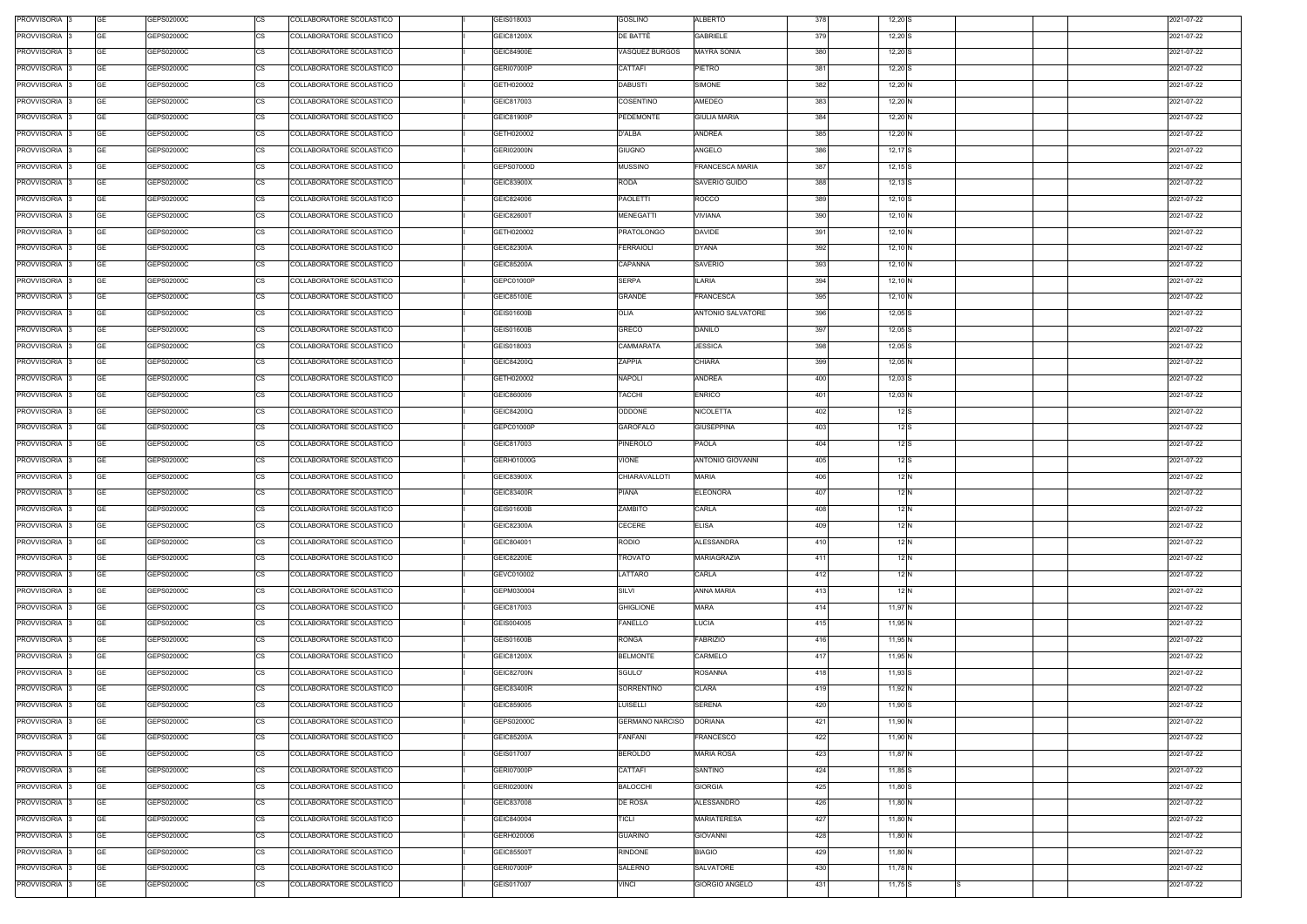| | | | | | | | | | | | | | | | | |
|---|---|---|---|---|---|---|---|---|---|---|---|---|---|---|---|---|
| PROVVISORIA | 3 | GE | GEPS02000C | CS | COLLABORATORE SCOLASTICO | I | GEIS018003 | GOSLINO | ALBERTO | 378 | 12,20 | S | | | | 2021-07-22 |
| PROVVISORIA | 3 | GE | GEPS02000C | CS | COLLABORATORE SCOLASTICO | I | GEIC81200X | DE BATTÈ | GABRIELE | 379 | 12,20 | S | | | | 2021-07-22 |
| PROVVISORIA | 3 | GE | GEPS02000C | CS | COLLABORATORE SCOLASTICO | I | GEIC84900E | VASQUEZ BURGOS | MAYRA SONIA | 380 | 12,20 | S | | | | 2021-07-22 |
| PROVVISORIA | 3 | GE | GEPS02000C | CS | COLLABORATORE SCOLASTICO | I | GERI07000P | CATTAFI | PIETRO | 381 | 12,20 | S | | | | 2021-07-22 |
| PROVVISORIA | 3 | GE | GEPS02000C | CS | COLLABORATORE SCOLASTICO | I | GETH020002 | DABUSTI | SIMONE | 382 | 12,20 | N | | | | 2021-07-22 |
| PROVVISORIA | 3 | GE | GEPS02000C | CS | COLLABORATORE SCOLASTICO | I | GEIC817003 | COSENTINO | AMEDEO | 383 | 12,20 | N | | | | 2021-07-22 |
| PROVVISORIA | 3 | GE | GEPS02000C | CS | COLLABORATORE SCOLASTICO | I | GEIC81900P | PEDEMONTE | GIULIA MARIA | 384 | 12,20 | N | | | | 2021-07-22 |
| PROVVISORIA | 3 | GE | GEPS02000C | CS | COLLABORATORE SCOLASTICO | I | GETH020002 | D'ALBA | ANDREA | 385 | 12,20 | N | | | | 2021-07-22 |
| PROVVISORIA | 3 | GE | GEPS02000C | CS | COLLABORATORE SCOLASTICO | I | GERI02000N | GIUGNO | ANGELO | 386 | 12,17 | S | | | | 2021-07-22 |
| PROVVISORIA | 3 | GE | GEPS02000C | CS | COLLABORATORE SCOLASTICO | I | GEPS07000D | MUSSINO | FRANCESCA MARIA | 387 | 12,15 | S | | | | 2021-07-22 |
| PROVVISORIA | 3 | GE | GEPS02000C | CS | COLLABORATORE SCOLASTICO | I | GEIC83900X | RODA | SAVERIO GUIDO | 388 | 12,13 | S | | | | 2021-07-22 |
| PROVVISORIA | 3 | GE | GEPS02000C | CS | COLLABORATORE SCOLASTICO | I | GEIC824006 | PAOLETTI | ROCCO | 389 | 12,10 | S | | | | 2021-07-22 |
| PROVVISORIA | 3 | GE | GEPS02000C | CS | COLLABORATORE SCOLASTICO | I | GEIC82600T | MENEGATTI | VIVIANA | 390 | 12,10 | N | | | | 2021-07-22 |
| PROVVISORIA | 3 | GE | GEPS02000C | CS | COLLABORATORE SCOLASTICO | I | GETH020002 | PRATOLONGO | DAVIDE | 391 | 12,10 | N | | | | 2021-07-22 |
| PROVVISORIA | 3 | GE | GEPS02000C | CS | COLLABORATORE SCOLASTICO | I | GEIC82300A | FERRAIOLI | DYANA | 392 | 12,10 | N | | | | 2021-07-22 |
| PROVVISORIA | 3 | GE | GEPS02000C | CS | COLLABORATORE SCOLASTICO | I | GEIC85200A | CAPANNA | SAVERIO | 393 | 12,10 | N | | | | 2021-07-22 |
| PROVVISORIA | 3 | GE | GEPS02000C | CS | COLLABORATORE SCOLASTICO | I | GEPC01000P | SERPA | ILARIA | 394 | 12,10 | N | | | | 2021-07-22 |
| PROVVISORIA | 3 | GE | GEPS02000C | CS | COLLABORATORE SCOLASTICO | I | GEIC85100E | GRANDE | FRANCESCA | 395 | 12,10 | N | | | | 2021-07-22 |
| PROVVISORIA | 3 | GE | GEPS02000C | CS | COLLABORATORE SCOLASTICO | I | GEIS01600B | OLIA | ANTONIO SALVATORE | 396 | 12,05 | S | | | | 2021-07-22 |
| PROVVISORIA | 3 | GE | GEPS02000C | CS | COLLABORATORE SCOLASTICO | I | GEIS01600B | GRECO | DANILO | 397 | 12,05 | S | | | | 2021-07-22 |
| PROVVISORIA | 3 | GE | GEPS02000C | CS | COLLABORATORE SCOLASTICO | I | GEIS018003 | CAMMARATA | JESSICA | 398 | 12,05 | S | | | | 2021-07-22 |
| PROVVISORIA | 3 | GE | GEPS02000C | CS | COLLABORATORE SCOLASTICO | I | GEIC84200Q | ZAPPIA | CHIARA | 399 | 12,05 | N | | | | 2021-07-22 |
| PROVVISORIA | 3 | GE | GEPS02000C | CS | COLLABORATORE SCOLASTICO | I | GETH020002 | NAPOLI | ANDREA | 400 | 12,03 | S | | | | 2021-07-22 |
| PROVVISORIA | 3 | GE | GEPS02000C | CS | COLLABORATORE SCOLASTICO | I | GEIC860009 | TACCHI | ENRICO | 401 | 12,03 | N | | | | 2021-07-22 |
| PROVVISORIA | 3 | GE | GEPS02000C | CS | COLLABORATORE SCOLASTICO | I | GEIC84200Q | ODDONE | NICOLETTA | 402 | 12 | S | | | | 2021-07-22 |
| PROVVISORIA | 3 | GE | GEPS02000C | CS | COLLABORATORE SCOLASTICO | I | GEPC01000P | GAROFALO | GIUSEPPINA | 403 | 12 | S | | | | 2021-07-22 |
| PROVVISORIA | 3 | GE | GEPS02000C | CS | COLLABORATORE SCOLASTICO | I | GEIC817003 | PINEROLO | PAOLA | 404 | 12 | S | | | | 2021-07-22 |
| PROVVISORIA | 3 | GE | GEPS02000C | CS | COLLABORATORE SCOLASTICO | I | GERH01000G | VIONE | ANTONIO GIOVANNI | 405 | 12 | S | | | | 2021-07-22 |
| PROVVISORIA | 3 | GE | GEPS02000C | CS | COLLABORATORE SCOLASTICO | I | GEIC83900X | CHIARAVALLOTI | MARIA | 406 | 12 | N | | | | 2021-07-22 |
| PROVVISORIA | 3 | GE | GEPS02000C | CS | COLLABORATORE SCOLASTICO | I | GEIC83400R | PIANA | ELEONORA | 407 | 12 | N | | | | 2021-07-22 |
| PROVVISORIA | 3 | GE | GEPS02000C | CS | COLLABORATORE SCOLASTICO | I | GEIS01600B | ZAMBITO | CARLA | 408 | 12 | N | | | | 2021-07-22 |
| PROVVISORIA | 3 | GE | GEPS02000C | CS | COLLABORATORE SCOLASTICO | I | GEIC82300A | CECERE | ELISA | 409 | 12 | N | | | | 2021-07-22 |
| PROVVISORIA | 3 | GE | GEPS02000C | CS | COLLABORATORE SCOLASTICO | I | GEIC804001 | RODIO | ALESSANDRA | 410 | 12 | N | | | | 2021-07-22 |
| PROVVISORIA | 3 | GE | GEPS02000C | CS | COLLABORATORE SCOLASTICO | I | GEIC82200E | TROVATO | MARIAGRAZIA | 411 | 12 | N | | | | 2021-07-22 |
| PROVVISORIA | 3 | GE | GEPS02000C | CS | COLLABORATORE SCOLASTICO | I | GEVC010002 | LATTARO | CARLA | 412 | 12 | N | | | | 2021-07-22 |
| PROVVISORIA | 3 | GE | GEPS02000C | CS | COLLABORATORE SCOLASTICO | I | GEPM030004 | SILVI | ANNA MARIA | 413 | 12 | N | | | | 2021-07-22 |
| PROVVISORIA | 3 | GE | GEPS02000C | CS | COLLABORATORE SCOLASTICO | I | GEIC817003 | GHIGLIONE | MARA | 414 | 11,97 | N | | | | 2021-07-22 |
| PROVVISORIA | 3 | GE | GEPS02000C | CS | COLLABORATORE SCOLASTICO | I | GEIS004005 | FANELLO | LUCIA | 415 | 11,95 | N | | | | 2021-07-22 |
| PROVVISORIA | 3 | GE | GEPS02000C | CS | COLLABORATORE SCOLASTICO | I | GEIS01600B | RONGA | FABRIZIO | 416 | 11,95 | N | | | | 2021-07-22 |
| PROVVISORIA | 3 | GE | GEPS02000C | CS | COLLABORATORE SCOLASTICO | I | GEIC81200X | BELMONTE | CARMELO | 417 | 11,95 | N | | | | 2021-07-22 |
| PROVVISORIA | 3 | GE | GEPS02000C | CS | COLLABORATORE SCOLASTICO | I | GEIC82700N | SGULO' | ROSANNA | 418 | 11,93 | S | | | | 2021-07-22 |
| PROVVISORIA | 3 | GE | GEPS02000C | CS | COLLABORATORE SCOLASTICO | I | GEIC83400R | SORRENTINO | CLARA | 419 | 11,92 | N | | | | 2021-07-22 |
| PROVVISORIA | 3 | GE | GEPS02000C | CS | COLLABORATORE SCOLASTICO | I | GEIC859005 | LUISELLI | SERENA | 420 | 11,90 | S | | | | 2021-07-22 |
| PROVVISORIA | 3 | GE | GEPS02000C | CS | COLLABORATORE SCOLASTICO | I | GEPS02000C | GERMANO NARCISO | DORIANA | 421 | 11,90 | N | | | | 2021-07-22 |
| PROVVISORIA | 3 | GE | GEPS02000C | CS | COLLABORATORE SCOLASTICO | I | GEIC85200A | FANFANI | FRANCESCO | 422 | 11,90 | N | | | | 2021-07-22 |
| PROVVISORIA | 3 | GE | GEPS02000C | CS | COLLABORATORE SCOLASTICO | I | GEIS017007 | BEROLDO | MARIA ROSA | 423 | 11,87 | N | | | | 2021-07-22 |
| PROVVISORIA | 3 | GE | GEPS02000C | CS | COLLABORATORE SCOLASTICO | I | GERI07000P | CATTAFI | SANTINO | 424 | 11,85 | S | | | | 2021-07-22 |
| PROVVISORIA | 3 | GE | GEPS02000C | CS | COLLABORATORE SCOLASTICO | I | GERI02000N | BALOCCHI | GIORGIA | 425 | 11,80 | S | | | | 2021-07-22 |
| PROVVISORIA | 3 | GE | GEPS02000C | CS | COLLABORATORE SCOLASTICO | I | GEIC837008 | DE ROSA | ALESSANDRO | 426 | 11,80 | N | | | | 2021-07-22 |
| PROVVISORIA | 3 | GE | GEPS02000C | CS | COLLABORATORE SCOLASTICO | I | GEIC840004 | TICLI | MARIATERESA | 427 | 11,80 | N | | | | 2021-07-22 |
| PROVVISORIA | 3 | GE | GEPS02000C | CS | COLLABORATORE SCOLASTICO | I | GERH020006 | GUARINO | GIOVANNI | 428 | 11,80 | N | | | | 2021-07-22 |
| PROVVISORIA | 3 | GE | GEPS02000C | CS | COLLABORATORE SCOLASTICO | I | GEIC85500T | RINDONE | BIAGIO | 429 | 11,80 | N | | | | 2021-07-22 |
| PROVVISORIA | 3 | GE | GEPS02000C | CS | COLLABORATORE SCOLASTICO | I | GERI07000P | SALERNO | SALVATORE | 430 | 11,78 | N | | | | 2021-07-22 |
| PROVVISORIA | 3 | GE | GEPS02000C | CS | COLLABORATORE SCOLASTICO | I | GEIS017007 | VINCI | GIORGIO ANGELO | 431 | 11,75 | S | S | | | 2021-07-22 |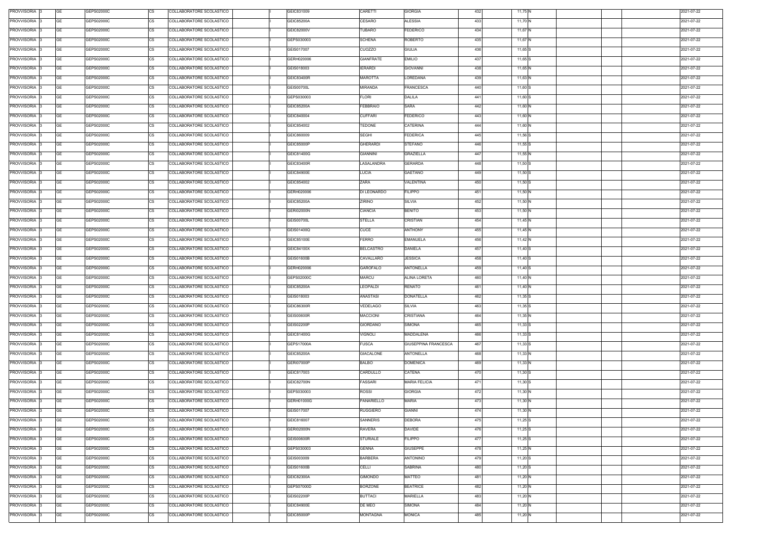| | | | | | | | | | | | | | | | |
|---|---|---|---|---|---|---|---|---|---|---|---|---|---|---|---|
| PROVVISORIA | 3 | GE | GEPS02000C | CS | COLLABORATORE SCOLASTICO | | I | GEIC831009 | CARETTI | GIORGIA | 432 | 11,75 | N | | 2021-07-22 |
| PROVVISORIA | 3 | GE | GEPS02000C | CS | COLLABORATORE SCOLASTICO | | I | GEIC85200A | CESARO | ALESSIA | 433 | 11,70 | N | | 2021-07-22 |
| PROVVISORIA | 3 | GE | GEPS02000C | CS | COLLABORATORE SCOLASTICO | | I | GEIC82000V | TUBARO | FEDERICO | 434 | 11,67 | N | | 2021-07-22 |
| PROVVISORIA | 3 | GE | GEPS02000C | CS | COLLABORATORE SCOLASTICO | | I | GEPS030003 | SCHENA | ROBERTO | 435 | 11,67 | N | | 2021-07-22 |
| PROVVISORIA | 3 | GE | GEPS02000C | CS | COLLABORATORE SCOLASTICO | | I | GEIS017007 | CUOZZO | GIULIA | 436 | 11,65 | S | | 2021-07-22 |
| PROVVISORIA | 3 | GE | GEPS02000C | CS | COLLABORATORE SCOLASTICO | | I | GERH020006 | GIANFRATE | EMILIO | 437 | 11,65 | S | | 2021-07-22 |
| PROVVISORIA | 3 | GE | GEPS02000C | CS | COLLABORATORE SCOLASTICO | | I | GEIS018003 | IERARDI | GIOVANNI | 438 | 11,65 | N | | 2021-07-22 |
| PROVVISORIA | 3 | GE | GEPS02000C | CS | COLLABORATORE SCOLASTICO | | I | GEIC83400R | MAROTTA | LOREDANA | 439 | 11,63 | N | | 2021-07-22 |
| PROVVISORIA | 3 | GE | GEPS02000C | CS | COLLABORATORE SCOLASTICO | | I | GEIS00700L | MIRANDA | FRANCESCA | 440 | 11,60 | S | | 2021-07-22 |
| PROVVISORIA | 3 | GE | GEPS02000C | CS | COLLABORATORE SCOLASTICO | | I | GEPS030003 | FLORI | DALILA | 441 | 11,60 | S | | 2021-07-22 |
| PROVVISORIA | 3 | GE | GEPS02000C | CS | COLLABORATORE SCOLASTICO | | I | GEIC85200A | FEBBRAIO | SARA | 442 | 11,60 | N | | 2021-07-22 |
| PROVVISORIA | 3 | GE | GEPS02000C | CS | COLLABORATORE SCOLASTICO | | I | GEIC840004 | CUFFARI | FEDERICO | 443 | 11,60 | N | | 2021-07-22 |
| PROVVISORIA | 3 | GE | GEPS02000C | CS | COLLABORATORE SCOLASTICO | | I | GEIC854002 | TEDONE | CATERINA | 444 | 11,60 | N | | 2021-07-22 |
| PROVVISORIA | 3 | GE | GEPS02000C | CS | COLLABORATORE SCOLASTICO | | I | GEIC860009 | SEGHI | FEDERICA | 445 | 11,56 | S | | 2021-07-22 |
| PROVVISORIA | 3 | GE | GEPS02000C | CS | COLLABORATORE SCOLASTICO | | I | GEIC85000P | GHERARDI | STEFANO | 446 | 11,55 | S | | 2021-07-22 |
| PROVVISORIA | 3 | GE | GEPS02000C | CS | COLLABORATORE SCOLASTICO | | I | GEIC81400G | GIANNINI | GRAZIELLA | 447 | 11,55 | N | | 2021-07-22 |
| PROVVISORIA | 3 | GE | GEPS02000C | CS | COLLABORATORE SCOLASTICO | | I | GEIC83400R | LASALANDRA | GERARDA | 448 | 11,50 | S | | 2021-07-22 |
| PROVVISORIA | 3 | GE | GEPS02000C | CS | COLLABORATORE SCOLASTICO | | I | GEIC84900E | LUCIA | GAETANO | 449 | 11,50 | S | | 2021-07-22 |
| PROVVISORIA | 3 | GE | GEPS02000C | CS | COLLABORATORE SCOLASTICO | | I | GEIC854002 | ZARA | VALENTINA | 450 | 11,50 | S | | 2021-07-22 |
| PROVVISORIA | 3 | GE | GEPS02000C | CS | COLLABORATORE SCOLASTICO | | I | GERH020006 | DI LEONARDO | FILIPPO | 451 | 11,50 | N | | 2021-07-22 |
| PROVVISORIA | 3 | GE | GEPS02000C | CS | COLLABORATORE SCOLASTICO | | I | GEIC85200A | ZIRINO | SILVIA | 452 | 11,50 | N | | 2021-07-22 |
| PROVVISORIA | 3 | GE | GEPS02000C | CS | COLLABORATORE SCOLASTICO | | I | GERI02000N | CIANCIA | BENITO | 453 | 11,50 | N | | 2021-07-22 |
| PROVVISORIA | 3 | GE | GEPS02000C | CS | COLLABORATORE SCOLASTICO | | I | GEIS00700L | STELLA | CRISTIAN | 454 | 11,45 | N | | 2021-07-22 |
| PROVVISORIA | 3 | GE | GEPS02000C | CS | COLLABORATORE SCOLASTICO | | I | GEIS01400Q | CUCE | ANTHONY | 455 | 11,45 | N | | 2021-07-22 |
| PROVVISORIA | 3 | GE | GEPS02000C | CS | COLLABORATORE SCOLASTICO | | I | GEIC85100E | FERRO | EMANUELA | 456 | 11,42 | N | | 2021-07-22 |
| PROVVISORIA | 3 | GE | GEPS02000C | CS | COLLABORATORE SCOLASTICO | | I | GEIC84100X | BELCASTRO | DANIELA | 457 | 11,40 | S | | 2021-07-22 |
| PROVVISORIA | 3 | GE | GEPS02000C | CS | COLLABORATORE SCOLASTICO | | I | GEIS01600B | CAVALLARO | JESSICA | 458 | 11,40 | S | | 2021-07-22 |
| PROVVISORIA | 3 | GE | GEPS02000C | CS | COLLABORATORE SCOLASTICO | | I | GERH020006 | GAROFALO | ANTONELLA | 459 | 11,40 | S | | 2021-07-22 |
| PROVVISORIA | 3 | GE | GEPS02000C | CS | COLLABORATORE SCOLASTICO | | I | GEPS02000C | MARCU | ALINA LORETA | 460 | 11,40 | N | | 2021-07-22 |
| PROVVISORIA | 3 | GE | GEPS02000C | CS | COLLABORATORE SCOLASTICO | | I | GEIC85200A | LEOPALDI | RENATO | 461 | 11,40 | N | | 2021-07-22 |
| PROVVISORIA | 3 | GE | GEPS02000C | CS | COLLABORATORE SCOLASTICO | | I | GEIS018003 | ANASTASI | DONATELLA | 462 | 11,35 | S | | 2021-07-22 |
| PROVVISORIA | 3 | GE | GEPS02000C | CS | COLLABORATORE SCOLASTICO | | I | GEIC86300R | VEDELAGO | SILVIA | 463 | 11,35 | S | | 2021-07-22 |
| PROVVISORIA | 3 | GE | GEPS02000C | CS | COLLABORATORE SCOLASTICO | | I | GEIS00600R | MACCIONI | CRISTIANA | 464 | 11,35 | N | | 2021-07-22 |
| PROVVISORIA | 3 | GE | GEPS02000C | CS | COLLABORATORE SCOLASTICO | | I | GEIS02200P | GIORDANO | SIMONA | 465 | 11,33 | S | | 2021-07-22 |
| PROVVISORIA | 3 | GE | GEPS02000C | CS | COLLABORATORE SCOLASTICO | | I | GEIC81400G | VIGNOLI | MADDALENA | 466 | 11,33 | S | | 2021-07-22 |
| PROVVISORIA | 3 | GE | GEPS02000C | CS | COLLABORATORE SCOLASTICO | | I | GEPS17000A | FUSCA | GIUSEPPINA FRANCESCA | 467 | 11,33 | S | | 2021-07-22 |
| PROVVISORIA | 3 | GE | GEPS02000C | CS | COLLABORATORE SCOLASTICO | | I | GEIC85200A | GIACALONE | ANTONELLA | 468 | 11,33 | N | | 2021-07-22 |
| PROVVISORIA | 3 | GE | GEPS02000C | CS | COLLABORATORE SCOLASTICO | | I | GERI07000P | BALBO | DOMENICA | 469 | 11,33 | N | | 2021-07-22 |
| PROVVISORIA | 3 | GE | GEPS02000C | CS | COLLABORATORE SCOLASTICO | | I | GEIC817003 | CARDULLO | CATENA | 470 | 11,30 | S | | 2021-07-22 |
| PROVVISORIA | 3 | GE | GEPS02000C | CS | COLLABORATORE SCOLASTICO | | I | GEIC82700N | FASSARI | MARIA FELICIA | 471 | 11,30 | S | | 2021-07-22 |
| PROVVISORIA | 3 | GE | GEPS02000C | CS | COLLABORATORE SCOLASTICO | | I | GEPS030003 | ROSSI | GIORGIA | 472 | 11,30 | N | | 2021-07-22 |
| PROVVISORIA | 3 | GE | GEPS02000C | CS | COLLABORATORE SCOLASTICO | | I | GERH01000G | PANARIELLO | MARIA | 473 | 11,30 | N | | 2021-07-22 |
| PROVVISORIA | 3 | GE | GEPS02000C | CS | COLLABORATORE SCOLASTICO | | I | GEIS017007 | RUGGIERO | GIANNI | 474 | 11,30 | N | | 2021-07-22 |
| PROVVISORIA | 3 | GE | GEPS02000C | CS | COLLABORATORE SCOLASTICO | | I | GEIC816007 | SANNERIS | DEBORA | 475 | 11,25 | S | | 2021-07-22 |
| PROVVISORIA | 3 | GE | GEPS02000C | CS | COLLABORATORE SCOLASTICO | | I | GERI02000N | RAVERA | DAVIDE | 476 | 11,25 | S | | 2021-07-22 |
| PROVVISORIA | 3 | GE | GEPS02000C | CS | COLLABORATORE SCOLASTICO | | I | GEIS00600R | STURIALE | FILIPPO | 477 | 11,25 | S | | 2021-07-22 |
| PROVVISORIA | 3 | GE | GEPS02000C | CS | COLLABORATORE SCOLASTICO | | I | GEPS030003 | GENNA | GIUSEPPE | 478 | 11,25 | N | | 2021-07-22 |
| PROVVISORIA | 3 | GE | GEPS02000C | CS | COLLABORATORE SCOLASTICO | | I | GEIS003009 | BARBERA | ANTONINO | 479 | 11,20 | S | | 2021-07-22 |
| PROVVISORIA | 3 | GE | GEPS02000C | CS | COLLABORATORE SCOLASTICO | | I | GEIS01600B | CELLI | SABRINA | 480 | 11,20 | S | | 2021-07-22 |
| PROVVISORIA | 3 | GE | GEPS02000C | CS | COLLABORATORE SCOLASTICO | | I | GEIC82300A | GIMONDO | MATTEO | 481 | 11,20 | N | | 2021-07-22 |
| PROVVISORIA | 3 | GE | GEPS02000C | CS | COLLABORATORE SCOLASTICO | | I | GEPS07000D | BORZONE | BEATRICE | 482 | 11,20 | N | | 2021-07-22 |
| PROVVISORIA | 3 | GE | GEPS02000C | CS | COLLABORATORE SCOLASTICO | | I | GEIS02200P | BUTTACI | MARIELLA | 483 | 11,20 | N | | 2021-07-22 |
| PROVVISORIA | 3 | GE | GEPS02000C | CS | COLLABORATORE SCOLASTICO | | I | GEIC84900E | DE MEO | SIMONA | 484 | 11,20 | N | | 2021-07-22 |
| PROVVISORIA | 3 | GE | GEPS02000C | CS | COLLABORATORE SCOLASTICO | | I | GEIC85000P | MONTAGNA | MONICA | 485 | 11,20 | N | | 2021-07-22 |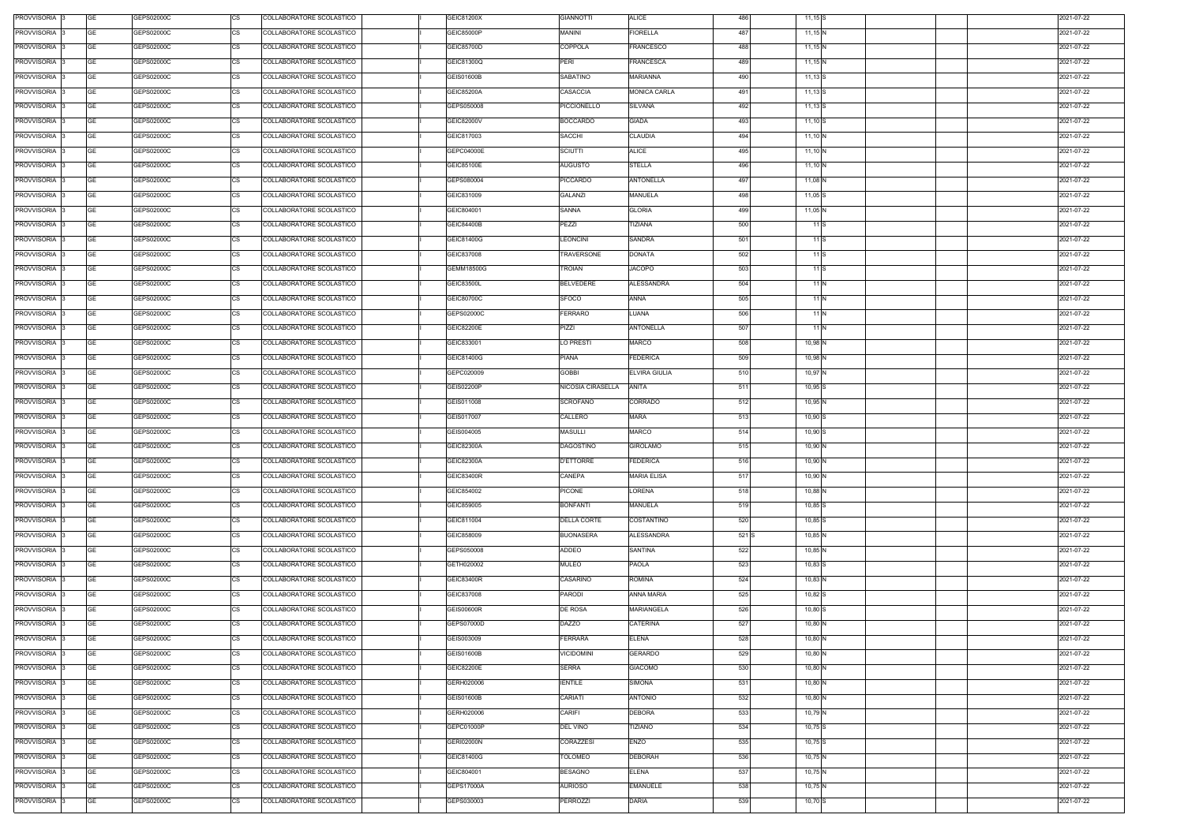| | | | | | | | | | | | | | | | | | |
|---|---|---|---|---|---|---|---|---|---|---|---|---|---|---|---|---|---|
| PROVVISORIA | 3 | GE | GEPS02000C | CS | COLLABORATORE SCOLASTICO | | I | GEIC81200X | GIANNOTTI | ALICE | 486 | | 11,15 | S | | | 2021-07-22 |
| PROVVISORIA | 3 | GE | GEPS02000C | CS | COLLABORATORE SCOLASTICO | | I | GEIC85000P | MANINI | FIORELLA | 487 | | 11,15 | N | | | 2021-07-22 |
| PROVVISORIA | 3 | GE | GEPS02000C | CS | COLLABORATORE SCOLASTICO | | I | GEIC85700D | COPPOLA | FRANCESCO | 488 | | 11,15 | N | | | 2021-07-22 |
| PROVVISORIA | 3 | GE | GEPS02000C | CS | COLLABORATORE SCOLASTICO | | I | GEIC81300Q | PERI | FRANCESCA | 489 | | 11,15 | N | | | 2021-07-22 |
| PROVVISORIA | 3 | GE | GEPS02000C | CS | COLLABORATORE SCOLASTICO | | I | GEIS01600B | SABATINO | MARIANNA | 490 | | 11,13 | S | | | 2021-07-22 |
| PROVVISORIA | 3 | GE | GEPS02000C | CS | COLLABORATORE SCOLASTICO | | I | GEIC85200A | CASACCIA | MONICA CARLA | 491 | | 11,13 | S | | | 2021-07-22 |
| PROVVISORIA | 3 | GE | GEPS02000C | CS | COLLABORATORE SCOLASTICO | | I | GEPS050008 | PICCIONELLO | SILVANA | 492 | | 11,13 | S | | | 2021-07-22 |
| PROVVISORIA | 3 | GE | GEPS02000C | CS | COLLABORATORE SCOLASTICO | | I | GEIC82000V | BOCCARDO | GIADA | 493 | | 11,10 | S | | | 2021-07-22 |
| PROVVISORIA | 3 | GE | GEPS02000C | CS | COLLABORATORE SCOLASTICO | | I | GEIC817003 | SACCHI | CLAUDIA | 494 | | 11,10 | N | | | 2021-07-22 |
| PROVVISORIA | 3 | GE | GEPS02000C | CS | COLLABORATORE SCOLASTICO | | I | GEPC04000E | SCIUTTI | ALICE | 495 | | 11,10 | N | | | 2021-07-22 |
| PROVVISORIA | 3 | GE | GEPS02000C | CS | COLLABORATORE SCOLASTICO | | I | GEIC85100E | AUGUSTO | STELLA | 496 | | 11,10 | N | | | 2021-07-22 |
| PROVVISORIA | 3 | GE | GEPS02000C | CS | COLLABORATORE SCOLASTICO | | I | GEPS080004 | PICCARDO | ANTONELLA | 497 | | 11,08 | N | | | 2021-07-22 |
| PROVVISORIA | 3 | GE | GEPS02000C | CS | COLLABORATORE SCOLASTICO | | I | GEIC831009 | GALANZI | MANUELA | 498 | | 11,05 | S | | | 2021-07-22 |
| PROVVISORIA | 3 | GE | GEPS02000C | CS | COLLABORATORE SCOLASTICO | | I | GEIC804001 | SANNA | GLORIA | 499 | | 11,05 | N | | | 2021-07-22 |
| PROVVISORIA | 3 | GE | GEPS02000C | CS | COLLABORATORE SCOLASTICO | | I | GEIC84400B | PEZZI | TIZIANA | 500 | | 11 | S | | | 2021-07-22 |
| PROVVISORIA | 3 | GE | GEPS02000C | CS | COLLABORATORE SCOLASTICO | | I | GEIC81400G | LEONCINI | SANDRA | 501 | | 11 | S | | | 2021-07-22 |
| PROVVISORIA | 3 | GE | GEPS02000C | CS | COLLABORATORE SCOLASTICO | | I | GEIC837008 | TRAVERSONE | DONATA | 502 | | 11 | S | | | 2021-07-22 |
| PROVVISORIA | 3 | GE | GEPS02000C | CS | COLLABORATORE SCOLASTICO | | I | GEMM18500G | TROIAN | JACOPO | 503 | | 11 | S | | | 2021-07-22 |
| PROVVISORIA | 3 | GE | GEPS02000C | CS | COLLABORATORE SCOLASTICO | | I | GEIC83500L | BELVEDERE | ALESSANDRA | 504 | | 11 | N | | | 2021-07-22 |
| PROVVISORIA | 3 | GE | GEPS02000C | CS | COLLABORATORE SCOLASTICO | | I | GEIC80700C | SFOCO | ANNA | 505 | | 11 | N | | | 2021-07-22 |
| PROVVISORIA | 3 | GE | GEPS02000C | CS | COLLABORATORE SCOLASTICO | | I | GEPS02000C | FERRARO | LUANA | 506 | | 11 | N | | | 2021-07-22 |
| PROVVISORIA | 3 | GE | GEPS02000C | CS | COLLABORATORE SCOLASTICO | | I | GEIC82200E | PIZZI | ANTONELLA | 507 | | 11 | N | | | 2021-07-22 |
| PROVVISORIA | 3 | GE | GEPS02000C | CS | COLLABORATORE SCOLASTICO | | I | GEIC833001 | LO PRESTI | MARCO | 508 | | 10,98 | N | | | 2021-07-22 |
| PROVVISORIA | 3 | GE | GEPS02000C | CS | COLLABORATORE SCOLASTICO | | I | GEIC81400G | PIANA | FEDERICA | 509 | | 10,98 | N | | | 2021-07-22 |
| PROVVISORIA | 3 | GE | GEPS02000C | CS | COLLABORATORE SCOLASTICO | | I | GEPC020009 | GOBBI | ELVIRA GIULIA | 510 | | 10,97 | N | | | 2021-07-22 |
| PROVVISORIA | 3 | GE | GEPS02000C | CS | COLLABORATORE SCOLASTICO | | I | GEIS02200P | NICOSIA CIRASELLA | ANITA | 511 | | 10,95 | S | | | 2021-07-22 |
| PROVVISORIA | 3 | GE | GEPS02000C | CS | COLLABORATORE SCOLASTICO | | I | GEIS011008 | SCROFANO | CORRADO | 512 | | 10,95 | N | | | 2021-07-22 |
| PROVVISORIA | 3 | GE | GEPS02000C | CS | COLLABORATORE SCOLASTICO | | I | GEIS017007 | CALLERO | MARA | 513 | | 10,90 | S | | | 2021-07-22 |
| PROVVISORIA | 3 | GE | GEPS02000C | CS | COLLABORATORE SCOLASTICO | | I | GEIS004005 | MASULLI | MARCO | 514 | | 10,90 | S | | | 2021-07-22 |
| PROVVISORIA | 3 | GE | GEPS02000C | CS | COLLABORATORE SCOLASTICO | | I | GEIC82300A | DAGOSTINO | GIROLAMO | 515 | | 10,90 | N | | | 2021-07-22 |
| PROVVISORIA | 3 | GE | GEPS02000C | CS | COLLABORATORE SCOLASTICO | | I | GEIC82300A | D'ETTORRE | FEDERICA | 516 | | 10,90 | N | | | 2021-07-22 |
| PROVVISORIA | 3 | GE | GEPS02000C | CS | COLLABORATORE SCOLASTICO | | I | GEIC83400R | CANEPA | MARIA ELISA | 517 | | 10,90 | N | | | 2021-07-22 |
| PROVVISORIA | 3 | GE | GEPS02000C | CS | COLLABORATORE SCOLASTICO | | I | GEIC854002 | PICONE | LORENA | 518 | | 10,88 | N | | | 2021-07-22 |
| PROVVISORIA | 3 | GE | GEPS02000C | CS | COLLABORATORE SCOLASTICO | | I | GEIC859005 | BONFANTI | MANUELA | 519 | | 10,85 | S | | | 2021-07-22 |
| PROVVISORIA | 3 | GE | GEPS02000C | CS | COLLABORATORE SCOLASTICO | | I | GEIC811004 | DELLA CORTE | COSTANTINO | 520 | | 10,85 | S | | | 2021-07-22 |
| PROVVISORIA | 3 | GE | GEPS02000C | CS | COLLABORATORE SCOLASTICO | | I | GEIC858009 | BUONASERA | ALESSANDRA | 521 | S | 10,85 | N | | | 2021-07-22 |
| PROVVISORIA | 3 | GE | GEPS02000C | CS | COLLABORATORE SCOLASTICO | | I | GEPS050008 | ADDEO | SANTINA | 522 | | 10,85 | N | | | 2021-07-22 |
| PROVVISORIA | 3 | GE | GEPS02000C | CS | COLLABORATORE SCOLASTICO | | I | GETH020002 | MULEO | PAOLA | 523 | | 10,83 | S | | | 2021-07-22 |
| PROVVISORIA | 3 | GE | GEPS02000C | CS | COLLABORATORE SCOLASTICO | | I | GEIC83400R | CASARINO | ROMINA | 524 | | 10,83 | N | | | 2021-07-22 |
| PROVVISORIA | 3 | GE | GEPS02000C | CS | COLLABORATORE SCOLASTICO | | I | GEIC837008 | PARODI | ANNA MARIA | 525 | | 10,82 | S | | | 2021-07-22 |
| PROVVISORIA | 3 | GE | GEPS02000C | CS | COLLABORATORE SCOLASTICO | | I | GEIS00600R | DE ROSA | MARIANGELA | 526 | | 10,80 | S | | | 2021-07-22 |
| PROVVISORIA | 3 | GE | GEPS02000C | CS | COLLABORATORE SCOLASTICO | | I | GEPS07000D | DAZZO | CATERINA | 527 | | 10,80 | N | | | 2021-07-22 |
| PROVVISORIA | 3 | GE | GEPS02000C | CS | COLLABORATORE SCOLASTICO | | I | GEIS003009 | FERRARA | ELENA | 528 | | 10,80 | N | | | 2021-07-22 |
| PROVVISORIA | 3 | GE | GEPS02000C | CS | COLLABORATORE SCOLASTICO | | I | GEIS01600B | VICIDOMINI | GERARDO | 529 | | 10,80 | N | | | 2021-07-22 |
| PROVVISORIA | 3 | GE | GEPS02000C | CS | COLLABORATORE SCOLASTICO | | I | GEIC82200E | SERRA | GIACOMO | 530 | | 10,80 | N | | | 2021-07-22 |
| PROVVISORIA | 3 | GE | GEPS02000C | CS | COLLABORATORE SCOLASTICO | | I | GERH020006 | IENTILE | SIMONA | 531 | | 10,80 | N | | | 2021-07-22 |
| PROVVISORIA | 3 | GE | GEPS02000C | CS | COLLABORATORE SCOLASTICO | | I | GEIS01600B | CARIATI | ANTONIO | 532 | | 10,80 | N | | | 2021-07-22 |
| PROVVISORIA | 3 | GE | GEPS02000C | CS | COLLABORATORE SCOLASTICO | | I | GERH020006 | CARIFI | DEBORA | 533 | | 10,79 | N | | | 2021-07-22 |
| PROVVISORIA | 3 | GE | GEPS02000C | CS | COLLABORATORE SCOLASTICO | | I | GEPC01000P | DEL VINO | TIZIANO | 534 | | 10,75 | S | | | 2021-07-22 |
| PROVVISORIA | 3 | GE | GEPS02000C | CS | COLLABORATORE SCOLASTICO | | I | GERI02000N | CORAZZESI | ENZO | 535 | | 10,75 | S | | | 2021-07-22 |
| PROVVISORIA | 3 | GE | GEPS02000C | CS | COLLABORATORE SCOLASTICO | | I | GEIC81400G | TOLOMEO | DEBORAH | 536 | | 10,75 | N | | | 2021-07-22 |
| PROVVISORIA | 3 | GE | GEPS02000C | CS | COLLABORATORE SCOLASTICO | | I | GEIC804001 | BESAGNO | ELENA | 537 | | 10,75 | N | | | 2021-07-22 |
| PROVVISORIA | 3 | GE | GEPS02000C | CS | COLLABORATORE SCOLASTICO | | I | GEPS17000A | AURIOSO | EMANUELE | 538 | | 10,75 | N | | | 2021-07-22 |
| PROVVISORIA | 3 | GE | GEPS02000C | CS | COLLABORATORE SCOLASTICO | | I | GEPS030003 | PERROZZI | DARIA | 539 | | 10,70 | S | | | 2021-07-22 |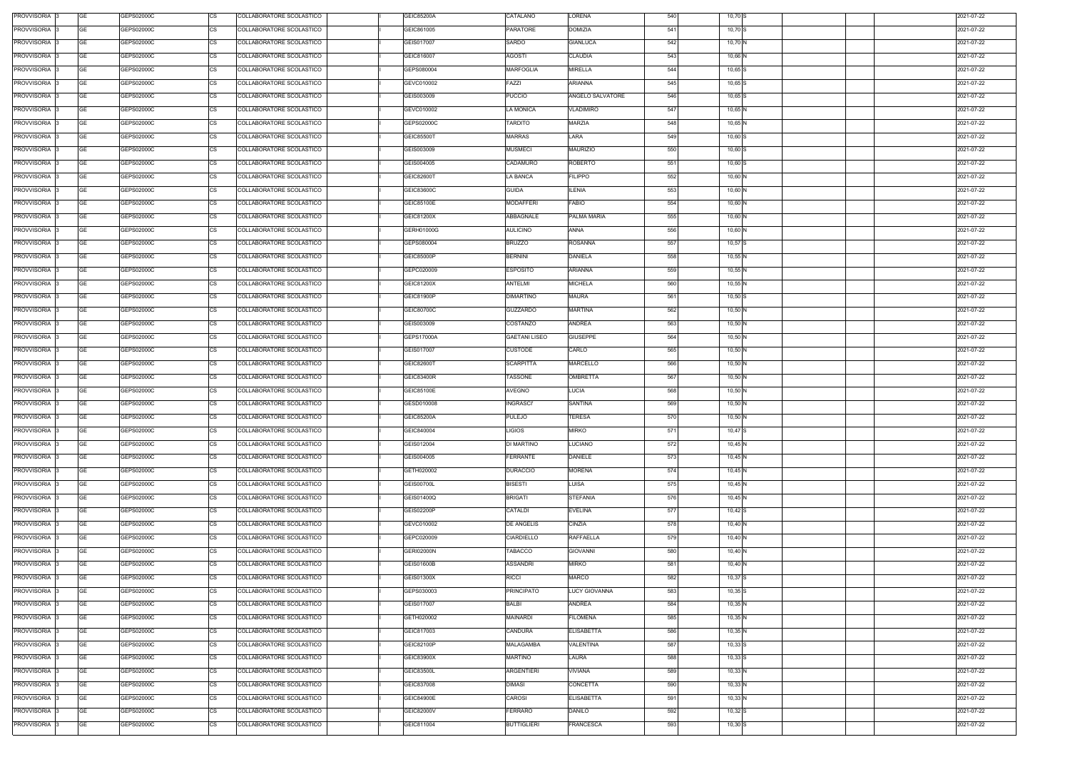| | | | | | | | | | | | | | | | | |
|---|---|---|---|---|---|---|---|---|---|---|---|---|---|---|---|---|
| PROVVISORIA | 3 | GE | GEPS02000C | CS | COLLABORATORE SCOLASTICO | | I | GEIC85200A | CATALANO | LORENA | 540 | 10,70 | S | | | 2021-07-22 |
| PROVVISORIA | 3 | GE | GEPS02000C | CS | COLLABORATORE SCOLASTICO | | I | GEIC861005 | PARATORE | DOMIZIA | 541 | 10,70 | S | | | 2021-07-22 |
| PROVVISORIA | 3 | GE | GEPS02000C | CS | COLLABORATORE SCOLASTICO | | I | GEIS017007 | SARDO | GIANLUCA | 542 | 10,70 | N | | | 2021-07-22 |
| PROVVISORIA | 3 | GE | GEPS02000C | CS | COLLABORATORE SCOLASTICO | | I | GEIC816007 | AGOSTI | CLAUDIA | 543 | 10,66 | N | | | 2021-07-22 |
| PROVVISORIA | 3 | GE | GEPS02000C | CS | COLLABORATORE SCOLASTICO | | I | GEPS080004 | MARFOGLIA | MIRELLA | 544 | 10,65 | S | | | 2021-07-22 |
| PROVVISORIA | 3 | GE | GEPS02000C | CS | COLLABORATORE SCOLASTICO | | I | GEVC010002 | FAZZI | ARIANNA | 545 | 10,65 | S | | | 2021-07-22 |
| PROVVISORIA | 3 | GE | GEPS02000C | CS | COLLABORATORE SCOLASTICO | | I | GEIS003009 | PUCCIO | ANGELO SALVATORE | 546 | 10,65 | S | | | 2021-07-22 |
| PROVVISORIA | 3 | GE | GEPS02000C | CS | COLLABORATORE SCOLASTICO | | I | GEVC010002 | LA MONICA | VLADIMIRO | 547 | 10,65 | N | | | 2021-07-22 |
| PROVVISORIA | 3 | GE | GEPS02000C | CS | COLLABORATORE SCOLASTICO | | I | GEPS02000C | TARDITO | MARZIA | 548 | 10,65 | N | | | 2021-07-22 |
| PROVVISORIA | 3 | GE | GEPS02000C | CS | COLLABORATORE SCOLASTICO | | I | GEIC85500T | MARRAS | LARA | 549 | 10,60 | S | | | 2021-07-22 |
| PROVVISORIA | 3 | GE | GEPS02000C | CS | COLLABORATORE SCOLASTICO | | I | GEIS003009 | MUSMECI | MAURIZIO | 550 | 10,60 | S | | | 2021-07-22 |
| PROVVISORIA | 3 | GE | GEPS02000C | CS | COLLABORATORE SCOLASTICO | | I | GEIS004005 | CADAMURO | ROBERTO | 551 | 10,60 | S | | | 2021-07-22 |
| PROVVISORIA | 3 | GE | GEPS02000C | CS | COLLABORATORE SCOLASTICO | | I | GEIC82600T | LA BANCA | FILIPPO | 552 | 10,60 | N | | | 2021-07-22 |
| PROVVISORIA | 3 | GE | GEPS02000C | CS | COLLABORATORE SCOLASTICO | | I | GEIC83600C | GUIDA | ILENIA | 553 | 10,60 | N | | | 2021-07-22 |
| PROVVISORIA | 3 | GE | GEPS02000C | CS | COLLABORATORE SCOLASTICO | | I | GEIC85100E | MODAFFERI | FABIO | 554 | 10,60 | N | | | 2021-07-22 |
| PROVVISORIA | 3 | GE | GEPS02000C | CS | COLLABORATORE SCOLASTICO | | I | GEIC81200X | ABBAGNALE | PALMA MARIA | 555 | 10,60 | N | | | 2021-07-22 |
| PROVVISORIA | 3 | GE | GEPS02000C | CS | COLLABORATORE SCOLASTICO | | I | GERH01000G | AULICINO | ANNA | 556 | 10,60 | N | | | 2021-07-22 |
| PROVVISORIA | 3 | GE | GEPS02000C | CS | COLLABORATORE SCOLASTICO | | I | GEPS080004 | BRUZZO | ROSANNA | 557 | 10,57 | S | | | 2021-07-22 |
| PROVVISORIA | 3 | GE | GEPS02000C | CS | COLLABORATORE SCOLASTICO | | I | GEIC85000P | BERNINI | DANIELA | 558 | 10,55 | N | | | 2021-07-22 |
| PROVVISORIA | 3 | GE | GEPS02000C | CS | COLLABORATORE SCOLASTICO | | I | GEPC020009 | ESPOSITO | ARIANNA | 559 | 10,55 | N | | | 2021-07-22 |
| PROVVISORIA | 3 | GE | GEPS02000C | CS | COLLABORATORE SCOLASTICO | | I | GEIC81200X | ANTELMI | MICHELA | 560 | 10,55 | N | | | 2021-07-22 |
| PROVVISORIA | 3 | GE | GEPS02000C | CS | COLLABORATORE SCOLASTICO | | I | GEIC81900P | DIMARTINO | MAURA | 561 | 10,50 | S | | | 2021-07-22 |
| PROVVISORIA | 3 | GE | GEPS02000C | CS | COLLABORATORE SCOLASTICO | | I | GEIC80700C | GUZZARDO | MARTINA | 562 | 10,50 | N | | | 2021-07-22 |
| PROVVISORIA | 3 | GE | GEPS02000C | CS | COLLABORATORE SCOLASTICO | | I | GEIS003009 | COSTANZO | ANDREA | 563 | 10,50 | N | | | 2021-07-22 |
| PROVVISORIA | 3 | GE | GEPS02000C | CS | COLLABORATORE SCOLASTICO | | I | GEPS17000A | GAETANI LISEO | GIUSEPPE | 564 | 10,50 | N | | | 2021-07-22 |
| PROVVISORIA | 3 | GE | GEPS02000C | CS | COLLABORATORE SCOLASTICO | | I | GEIS017007 | CUSTODE | CARLO | 565 | 10,50 | N | | | 2021-07-22 |
| PROVVISORIA | 3 | GE | GEPS02000C | CS | COLLABORATORE SCOLASTICO | | I | GEIC82600T | SCARPITTA | MARCELLO | 566 | 10,50 | N | | | 2021-07-22 |
| PROVVISORIA | 3 | GE | GEPS02000C | CS | COLLABORATORE SCOLASTICO | | I | GEIC83400R | TASSONE | OMBRETTA | 567 | 10,50 | N | | | 2021-07-22 |
| PROVVISORIA | 3 | GE | GEPS02000C | CS | COLLABORATORE SCOLASTICO | | I | GEIC85100E | AVEGNO | LUCIA | 568 | 10,50 | N | | | 2021-07-22 |
| PROVVISORIA | 3 | GE | GEPS02000C | CS | COLLABORATORE SCOLASTICO | | I | GESD010008 | INGRASCI' | SANTINA | 569 | 10,50 | N | | | 2021-07-22 |
| PROVVISORIA | 3 | GE | GEPS02000C | CS | COLLABORATORE SCOLASTICO | | I | GEIC85200A | PULEJO | TERESA | 570 | 10,50 | N | | | 2021-07-22 |
| PROVVISORIA | 3 | GE | GEPS02000C | CS | COLLABORATORE SCOLASTICO | | I | GEIC840004 | LIGIOS | MIRKO | 571 | 10,47 | S | | | 2021-07-22 |
| PROVVISORIA | 3 | GE | GEPS02000C | CS | COLLABORATORE SCOLASTICO | | I | GEIS012004 | DI MARTINO | LUCIANO | 572 | 10,45 | N | | | 2021-07-22 |
| PROVVISORIA | 3 | GE | GEPS02000C | CS | COLLABORATORE SCOLASTICO | | I | GEIS004005 | FERRANTE | DANIELE | 573 | 10,45 | N | | | 2021-07-22 |
| PROVVISORIA | 3 | GE | GEPS02000C | CS | COLLABORATORE SCOLASTICO | | I | GETH020002 | DURACCIO | MORENA | 574 | 10,45 | N | | | 2021-07-22 |
| PROVVISORIA | 3 | GE | GEPS02000C | CS | COLLABORATORE SCOLASTICO | | I | GEIS00700L | BISESTI | LUISA | 575 | 10,45 | N | | | 2021-07-22 |
| PROVVISORIA | 3 | GE | GEPS02000C | CS | COLLABORATORE SCOLASTICO | | I | GEIS01400Q | BRIGATI | STEFANIA | 576 | 10,45 | N | | | 2021-07-22 |
| PROVVISORIA | 3 | GE | GEPS02000C | CS | COLLABORATORE SCOLASTICO | | I | GEIS02200P | CATALDI | EVELINA | 577 | 10,42 | S | | | 2021-07-22 |
| PROVVISORIA | 3 | GE | GEPS02000C | CS | COLLABORATORE SCOLASTICO | | I | GEVC010002 | DE ANGELIS | CINZIA | 578 | 10,40 | N | | | 2021-07-22 |
| PROVVISORIA | 3 | GE | GEPS02000C | CS | COLLABORATORE SCOLASTICO | | I | GEPC020009 | CIARDIELLO | RAFFAELLA | 579 | 10,40 | N | | | 2021-07-22 |
| PROVVISORIA | 3 | GE | GEPS02000C | CS | COLLABORATORE SCOLASTICO | | I | GERI02000N | TABACCO | GIOVANNI | 580 | 10,40 | N | | | 2021-07-22 |
| PROVVISORIA | 3 | GE | GEPS02000C | CS | COLLABORATORE SCOLASTICO | | I | GEIS01600B | ASSANDRI | MIRKO | 581 | 10,40 | N | | | 2021-07-22 |
| PROVVISORIA | 3 | GE | GEPS02000C | CS | COLLABORATORE SCOLASTICO | | I | GEIS01300X | RICCI | MARCO | 582 | 10,37 | S | | | 2021-07-22 |
| PROVVISORIA | 3 | GE | GEPS02000C | CS | COLLABORATORE SCOLASTICO | | I | GEPS030003 | PRINCIPATO | LUCY GIOVANNA | 583 | 10,35 | S | | | 2021-07-22 |
| PROVVISORIA | 3 | GE | GEPS02000C | CS | COLLABORATORE SCOLASTICO | | I | GEIS017007 | BALBI | ANDREA | 584 | 10,35 | N | | | 2021-07-22 |
| PROVVISORIA | 3 | GE | GEPS02000C | CS | COLLABORATORE SCOLASTICO | | I | GETH020002 | MAINARDI | FILOMENA | 585 | 10,35 | N | | | 2021-07-22 |
| PROVVISORIA | 3 | GE | GEPS02000C | CS | COLLABORATORE SCOLASTICO | | I | GEIC817003 | CANDURA | ELISABETTA | 586 | 10,35 | N | | | 2021-07-22 |
| PROVVISORIA | 3 | GE | GEPS02000C | CS | COLLABORATORE SCOLASTICO | | I | GEIC82100P | MALAGAMBA | VALENTINA | 587 | 10,33 | S | | | 2021-07-22 |
| PROVVISORIA | 3 | GE | GEPS02000C | CS | COLLABORATORE SCOLASTICO | | I | GEIC83900X | MARTINO | LAURA | 588 | 10,33 | S | | | 2021-07-22 |
| PROVVISORIA | 3 | GE | GEPS02000C | CS | COLLABORATORE SCOLASTICO | | I | GEIC83500L | ARGENTIERI | VIVIANA | 589 | 10,33 | N | | | 2021-07-22 |
| PROVVISORIA | 3 | GE | GEPS02000C | CS | COLLABORATORE SCOLASTICO | | I | GEIC837008 | DIMASI | CONCETTA | 590 | 10,33 | N | | | 2021-07-22 |
| PROVVISORIA | 3 | GE | GEPS02000C | CS | COLLABORATORE SCOLASTICO | | I | GEIC84900E | CAROSI | ELISABETTA | 591 | 10,33 | N | | | 2021-07-22 |
| PROVVISORIA | 3 | GE | GEPS02000C | CS | COLLABORATORE SCOLASTICO | | I | GEIC82000V | FERRARO | DANILO | 592 | 10,32 | S | | | 2021-07-22 |
| PROVVISORIA | 3 | GE | GEPS02000C | CS | COLLABORATORE SCOLASTICO | | I | GEIC811004 | BUTTIGLIERI | FRANCESCA | 593 | 10,30 | S | | | 2021-07-22 |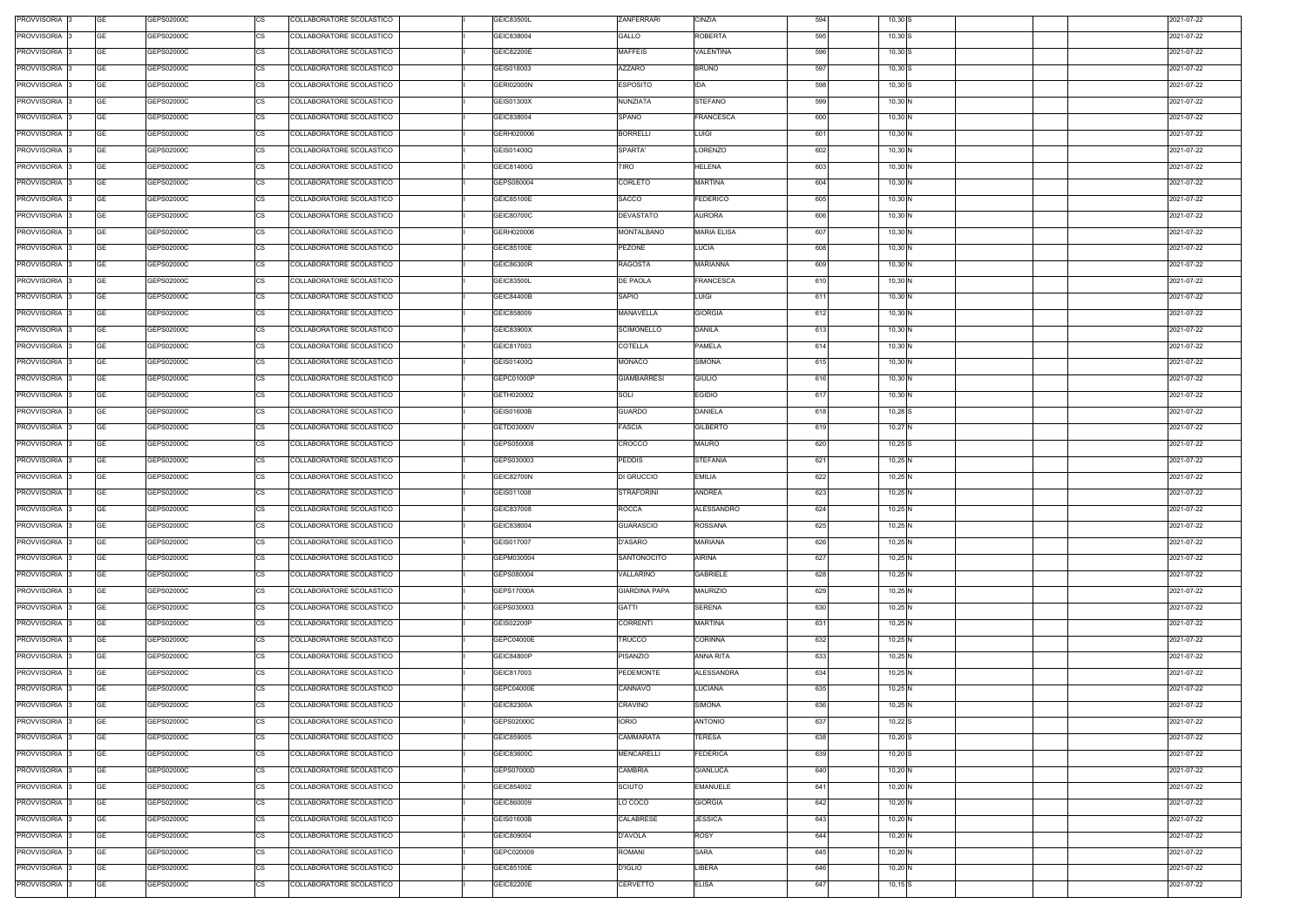| | | | | | | | | | | | | | | | | |
|---|---|---|---|---|---|---|---|---|---|---|---|---|---|---|---|---|
| PROVVISORIA | 3 | GE | GEPS02000C | CS | COLLABORATORE SCOLASTICO | | I | GEIC83500L | ZANFERRARI | CINZIA | 594 | 10,30 | S | | | 2021-07-22 |
| PROVVISORIA | 3 | GE | GEPS02000C | CS | COLLABORATORE SCOLASTICO | | I | GEIC838004 | GALLO | ROBERTA | 595 | 10,30 | S | | | 2021-07-22 |
| PROVVISORIA | 3 | GE | GEPS02000C | CS | COLLABORATORE SCOLASTICO | | I | GEIC82200E | MAFFEIS | VALENTINA | 596 | 10,30 | S | | | 2021-07-22 |
| PROVVISORIA | 3 | GE | GEPS02000C | CS | COLLABORATORE SCOLASTICO | | I | GEIS018003 | AZZARO | BRUNO | 597 | 10,30 | S | | | 2021-07-22 |
| PROVVISORIA | 3 | GE | GEPS02000C | CS | COLLABORATORE SCOLASTICO | | I | GERI02000N | ESPOSITO | IDA | 598 | 10,30 | S | | | 2021-07-22 |
| PROVVISORIA | 3 | GE | GEPS02000C | CS | COLLABORATORE SCOLASTICO | | I | GEIS01300X | NUNZIATA | STEFANO | 599 | 10,30 | N | | | 2021-07-22 |
| PROVVISORIA | 3 | GE | GEPS02000C | CS | COLLABORATORE SCOLASTICO | | I | GEIC838004 | SPANO | FRANCESCA | 600 | 10,30 | N | | | 2021-07-22 |
| PROVVISORIA | 3 | GE | GEPS02000C | CS | COLLABORATORE SCOLASTICO | | I | GERH020006 | BORRELLI | LUIGI | 601 | 10,30 | N | | | 2021-07-22 |
| PROVVISORIA | 3 | GE | GEPS02000C | CS | COLLABORATORE SCOLASTICO | | I | GEIS01400Q | SPARTA' | LORENZO | 602 | 10,30 | N | | | 2021-07-22 |
| PROVVISORIA | 3 | GE | GEPS02000C | CS | COLLABORATORE SCOLASTICO | | I | GEIC81400G | TIRO | HELENA | 603 | 10,30 | N | | | 2021-07-22 |
| PROVVISORIA | 3 | GE | GEPS02000C | CS | COLLABORATORE SCOLASTICO | | I | GEPS080004 | CORLETO | MARTINA | 604 | 10,30 | N | | | 2021-07-22 |
| PROVVISORIA | 3 | GE | GEPS02000C | CS | COLLABORATORE SCOLASTICO | | I | GEIC85100E | SACCO | FEDERICO | 605 | 10,30 | N | | | 2021-07-22 |
| PROVVISORIA | 3 | GE | GEPS02000C | CS | COLLABORATORE SCOLASTICO | | I | GEIC80700C | DEVASTATO | AURORA | 606 | 10,30 | N | | | 2021-07-22 |
| PROVVISORIA | 3 | GE | GEPS02000C | CS | COLLABORATORE SCOLASTICO | | I | GERH020006 | MONTALBANO | MARIA ELISA | 607 | 10,30 | N | | | 2021-07-22 |
| PROVVISORIA | 3 | GE | GEPS02000C | CS | COLLABORATORE SCOLASTICO | | I | GEIC85100E | PEZONE | LUCIA | 608 | 10,30 | N | | | 2021-07-22 |
| PROVVISORIA | 3 | GE | GEPS02000C | CS | COLLABORATORE SCOLASTICO | | I | GEIC86300R | RAGOSTA | MARIANNA | 609 | 10,30 | N | | | 2021-07-22 |
| PROVVISORIA | 3 | GE | GEPS02000C | CS | COLLABORATORE SCOLASTICO | | I | GEIC83500L | DE PAOLA | FRANCESCA | 610 | 10,30 | N | | | 2021-07-22 |
| PROVVISORIA | 3 | GE | GEPS02000C | CS | COLLABORATORE SCOLASTICO | | I | GEIC84400B | SAPIO | LUIGI | 611 | 10,30 | N | | | 2021-07-22 |
| PROVVISORIA | 3 | GE | GEPS02000C | CS | COLLABORATORE SCOLASTICO | | I | GEIC858009 | MANAVELLA | GIORGIA | 612 | 10,30 | N | | | 2021-07-22 |
| PROVVISORIA | 3 | GE | GEPS02000C | CS | COLLABORATORE SCOLASTICO | | I | GEIC83900X | SCIMONELLO | DANILA | 613 | 10,30 | N | | | 2021-07-22 |
| PROVVISORIA | 3 | GE | GEPS02000C | CS | COLLABORATORE SCOLASTICO | | I | GEIC817003 | COTELLA | PAMELA | 614 | 10,30 | N | | | 2021-07-22 |
| PROVVISORIA | 3 | GE | GEPS02000C | CS | COLLABORATORE SCOLASTICO | | I | GEIS01400Q | MONACO | SIMONA | 615 | 10,30 | N | | | 2021-07-22 |
| PROVVISORIA | 3 | GE | GEPS02000C | CS | COLLABORATORE SCOLASTICO | | I | GEPC01000P | GIAMBARRESI | GIULIO | 616 | 10,30 | N | | | 2021-07-22 |
| PROVVISORIA | 3 | GE | GEPS02000C | CS | COLLABORATORE SCOLASTICO | | I | GETH020002 | SOLI | EGIDIO | 617 | 10,30 | N | | | 2021-07-22 |
| PROVVISORIA | 3 | GE | GEPS02000C | CS | COLLABORATORE SCOLASTICO | | I | GEIS01600B | GUARDO | DANIELA | 618 | 10,28 | S | | | 2021-07-22 |
| PROVVISORIA | 3 | GE | GEPS02000C | CS | COLLABORATORE SCOLASTICO | | I | GETD03000V | FASCIA | GILBERTO | 619 | 10,27 | N | | | 2021-07-22 |
| PROVVISORIA | 3 | GE | GEPS02000C | CS | COLLABORATORE SCOLASTICO | | I | GEPS050008 | CROCCO | MAURO | 620 | 10,25 | S | | | 2021-07-22 |
| PROVVISORIA | 3 | GE | GEPS02000C | CS | COLLABORATORE SCOLASTICO | | I | GEPS030003 | PEDDIS | STEFANIA | 621 | 10,25 | N | | | 2021-07-22 |
| PROVVISORIA | 3 | GE | GEPS02000C | CS | COLLABORATORE SCOLASTICO | | I | GEIC82700N | DI GRUCCIO | EMILIA | 622 | 10,25 | N | | | 2021-07-22 |
| PROVVISORIA | 3 | GE | GEPS02000C | CS | COLLABORATORE SCOLASTICO | | I | GEIS011008 | STRAFORINI | ANDREA | 623 | 10,25 | N | | | 2021-07-22 |
| PROVVISORIA | 3 | GE | GEPS02000C | CS | COLLABORATORE SCOLASTICO | | I | GEIC837008 | ROCCA | ALESSANDRO | 624 | 10,25 | N | | | 2021-07-22 |
| PROVVISORIA | 3 | GE | GEPS02000C | CS | COLLABORATORE SCOLASTICO | | I | GEIC838004 | GUARASCIO | ROSSANA | 625 | 10,25 | N | | | 2021-07-22 |
| PROVVISORIA | 3 | GE | GEPS02000C | CS | COLLABORATORE SCOLASTICO | | I | GEIS017007 | D'ASARO | MARIANA | 626 | 10,25 | N | | | 2021-07-22 |
| PROVVISORIA | 3 | GE | GEPS02000C | CS | COLLABORATORE SCOLASTICO | | I | GEPM030004 | SANTONOCITO | AIRINA | 627 | 10,25 | N | | | 2021-07-22 |
| PROVVISORIA | 3 | GE | GEPS02000C | CS | COLLABORATORE SCOLASTICO | | I | GEPS080004 | VALLARINO | GABRIELE | 628 | 10,25 | N | | | 2021-07-22 |
| PROVVISORIA | 3 | GE | GEPS02000C | CS | COLLABORATORE SCOLASTICO | | I | GEPS17000A | GIARDINA PAPA | MAURIZIO | 629 | 10,25 | N | | | 2021-07-22 |
| PROVVISORIA | 3 | GE | GEPS02000C | CS | COLLABORATORE SCOLASTICO | | I | GEPS030003 | GATTI | SERENA | 630 | 10,25 | N | | | 2021-07-22 |
| PROVVISORIA | 3 | GE | GEPS02000C | CS | COLLABORATORE SCOLASTICO | | I | GEIS02200P | CORRENTI | MARTINA | 631 | 10,25 | N | | | 2021-07-22 |
| PROVVISORIA | 3 | GE | GEPS02000C | CS | COLLABORATORE SCOLASTICO | | I | GEPC04000E | TRUCCO | CORINNA | 632 | 10,25 | N | | | 2021-07-22 |
| PROVVISORIA | 3 | GE | GEPS02000C | CS | COLLABORATORE SCOLASTICO | | I | GEIC84800P | PISANZIO | ANNA RITA | 633 | 10,25 | N | | | 2021-07-22 |
| PROVVISORIA | 3 | GE | GEPS02000C | CS | COLLABORATORE SCOLASTICO | | I | GEIC817003 | PEDEMONTE | ALESSANDRA | 634 | 10,25 | N | | | 2021-07-22 |
| PROVVISORIA | 3 | GE | GEPS02000C | CS | COLLABORATORE SCOLASTICO | | I | GEPC04000E | CANNAVO | LUCIANA | 635 | 10,25 | N | | | 2021-07-22 |
| PROVVISORIA | 3 | GE | GEPS02000C | CS | COLLABORATORE SCOLASTICO | | I | GEIC82300A | CRAVINO | SIMONA | 636 | 10,25 | N | | | 2021-07-22 |
| PROVVISORIA | 3 | GE | GEPS02000C | CS | COLLABORATORE SCOLASTICO | | I | GEPS02000C | IORIO | ANTONIO | 637 | 10,22 | S | | | 2021-07-22 |
| PROVVISORIA | 3 | GE | GEPS02000C | CS | COLLABORATORE SCOLASTICO | | I | GEIC859005 | CAMMARATA | TERESA | 638 | 10,20 | S | | | 2021-07-22 |
| PROVVISORIA | 3 | GE | GEPS02000C | CS | COLLABORATORE SCOLASTICO | | I | GEIC83600C | MENCARELLI | FEDERICA | 639 | 10,20 | S | | | 2021-07-22 |
| PROVVISORIA | 3 | GE | GEPS02000C | CS | COLLABORATORE SCOLASTICO | | I | GEPS07000D | CAMBRIA | GIANLUCA | 640 | 10,20 | N | | | 2021-07-22 |
| PROVVISORIA | 3 | GE | GEPS02000C | CS | COLLABORATORE SCOLASTICO | | I | GEIC854002 | SCIUTO | EMANUELE | 641 | 10,20 | N | | | 2021-07-22 |
| PROVVISORIA | 3 | GE | GEPS02000C | CS | COLLABORATORE SCOLASTICO | | I | GEIC860009 | LO COCO | GIORGIA | 642 | 10,20 | N | | | 2021-07-22 |
| PROVVISORIA | 3 | GE | GEPS02000C | CS | COLLABORATORE SCOLASTICO | | I | GEIS01600B | CALABRESE | JESSICA | 643 | 10,20 | N | | | 2021-07-22 |
| PROVVISORIA | 3 | GE | GEPS02000C | CS | COLLABORATORE SCOLASTICO | | I | GEIC809004 | D'AVOLA | ROSY | 644 | 10,20 | N | | | 2021-07-22 |
| PROVVISORIA | 3 | GE | GEPS02000C | CS | COLLABORATORE SCOLASTICO | | I | GEPC020009 | ROMANI | SARA | 645 | 10,20 | N | | | 2021-07-22 |
| PROVVISORIA | 3 | GE | GEPS02000C | CS | COLLABORATORE SCOLASTICO | | I | GEIC85100E | D'IGLIO | LIBERA | 646 | 10,20 | N | | | 2021-07-22 |
| PROVVISORIA | 3 | GE | GEPS02000C | CS | COLLABORATORE SCOLASTICO | | I | GEIC82200E | CERVETTO | ELISA | 647 | 10,15 | S | | | 2021-07-22 |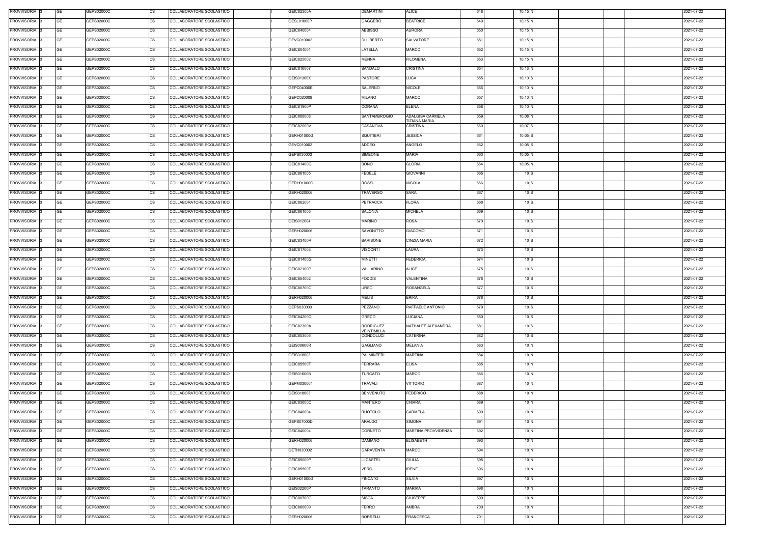| | | | | | | | | | | | | | | | | |
|---|---|---|---|---|---|---|---|---|---|---|---|---|---|---|---|---|
| PROVVISORIA | 3 | GE | GEPS02000C | CS | COLLABORATORE SCOLASTICO | | I | GEIC82300A | DEMARTINI | ALICE | 648 | 10,15 | N | | | 2021-07-22 |
| PROVVISORIA | 3 | GE | GEPS02000C | CS | COLLABORATORE SCOLASTICO | | I | GESL01000P | GAGGERO | BEATRICE | 649 | 10,15 | N | | | 2021-07-22 |
| PROVVISORIA | 3 | GE | GEPS02000C | CS | COLLABORATORE SCOLASTICO | | I | GEIC840004 | ABBISSO | AURORA | 650 | 10,15 | N | | | 2021-07-22 |
| PROVVISORIA | 3 | GE | GEPS02000C | CS | COLLABORATORE SCOLASTICO | | I | GEVC010002 | DI LIBERTO | SALVATORE | 651 | 10,15 | N | | | 2021-07-22 |
| PROVVISORIA | 3 | GE | GEPS02000C | CS | COLLABORATORE SCOLASTICO | | I | GEIC804001 | LATELLA | MARCO | 652 | 10,15 | N | | | 2021-07-22 |
| PROVVISORIA | 3 | GE | GEPS02000C | CS | COLLABORATORE SCOLASTICO | | I | GEIC825002 | MENNA | FILOMENA | 653 | 10,15 | N | | | 2021-07-22 |
| PROVVISORIA | 3 | GE | GEPS02000C | CS | COLLABORATORE SCOLASTICO | | I | GEIC816007 | SANDALO | CRISTINA | 654 | 10,13 | N | | | 2021-07-22 |
| PROVVISORIA | 3 | GE | GEPS02000C | CS | COLLABORATORE SCOLASTICO | | I | GEIS01300X | PASTORE | LUCA | 655 | 10,10 | S | | | 2021-07-22 |
| PROVVISORIA | 3 | GE | GEPS02000C | CS | COLLABORATORE SCOLASTICO | | I | GEPC04000E | SALERNO | NICOLE | 656 | 10,10 | N | | | 2021-07-22 |
| PROVVISORIA | 3 | GE | GEPS02000C | CS | COLLABORATORE SCOLASTICO | | I | GEPC020009 | MILANO | MARCO | 657 | 10,10 | N | | | 2021-07-22 |
| PROVVISORIA | 3 | GE | GEPS02000C | CS | COLLABORATORE SCOLASTICO | | I | GEIC81900P | CORANA | ELENA | 658 | 10,10 | N | | | 2021-07-22 |
| PROVVISORIA | 3 | GE | GEPS02000C | CS | COLLABORATORE SCOLASTICO | | I | GEIC808008 | SANTAMBROGIO | ADALGISA CARMELA TIZIANA MARIA | 659 | 10,08 | N | | | 2021-07-22 |
| PROVVISORIA | 3 | GE | GEPS02000C | CS | COLLABORATORE SCOLASTICO | | I | GEIC82000V | CASANOVA | CRISTINA | 660 | 10,07 | S | | | 2021-07-22 |
| PROVVISORIA | 3 | GE | GEPS02000C | CS | COLLABORATORE SCOLASTICO | | I | GERH01000G | SQUITIERI | JESSICA | 661 | 10,05 | S | | | 2021-07-22 |
| PROVVISORIA | 3 | GE | GEPS02000C | CS | COLLABORATORE SCOLASTICO | | I | GEVC010002 | ADDEO | ANGELO | 662 | 10,05 | S | | | 2021-07-22 |
| PROVVISORIA | 3 | GE | GEPS02000C | CS | COLLABORATORE SCOLASTICO | | I | GEPS030003 | SIMEONE | MARIA | 663 | 10,05 | N | | | 2021-07-22 |
| PROVVISORIA | 3 | GE | GEPS02000C | CS | COLLABORATORE SCOLASTICO | | I | GEIC81400G | BONO | GLORIA | 664 | 10,05 | N | | | 2021-07-22 |
| PROVVISORIA | 3 | GE | GEPS02000C | CS | COLLABORATORE SCOLASTICO | | I | GEIC861005 | FEDELE | GIOVANNI | 665 | 10 | S | | | 2021-07-22 |
| PROVVISORIA | 3 | GE | GEPS02000C | CS | COLLABORATORE SCOLASTICO | | I | GERH01000G | ROSSI | NICOLA | 666 | 10 | S | | | 2021-07-22 |
| PROVVISORIA | 3 | GE | GEPS02000C | CS | COLLABORATORE SCOLASTICO | | I | GERH020006 | TRAVERSO | SARA | 667 | 10 | S | | | 2021-07-22 |
| PROVVISORIA | 3 | GE | GEPS02000C | CS | COLLABORATORE SCOLASTICO | | I | GEIC862001 | PETRACCA | FLORA | 668 | 10 | S | | | 2021-07-22 |
| PROVVISORIA | 3 | GE | GEPS02000C | CS | COLLABORATORE SCOLASTICO | | I | GEIC861005 | SALONIA | MICHELA | 669 | 10 | S | | | 2021-07-22 |
| PROVVISORIA | 3 | GE | GEPS02000C | CS | COLLABORATORE SCOLASTICO | | I | GEIS012004 | MARINO | ROSA | 670 | 10 | S | | | 2021-07-22 |
| PROVVISORIA | 3 | GE | GEPS02000C | CS | COLLABORATORE SCOLASTICO | | I | GERH020006 | SAVONITTO | GIACOMO | 671 | 10 | S | | | 2021-07-22 |
| PROVVISORIA | 3 | GE | GEPS02000C | CS | COLLABORATORE SCOLASTICO | | I | GEIC83400R | BARISONE | CINZIA MARIA | 672 | 10 | S | | | 2021-07-22 |
| PROVVISORIA | 3 | GE | GEPS02000C | CS | COLLABORATORE SCOLASTICO | | I | GEIC817003 | VISCONTI | LAURA | 673 | 10 | S | | | 2021-07-22 |
| PROVVISORIA | 3 | GE | GEPS02000C | CS | COLLABORATORE SCOLASTICO | | I | GEIC81400G | MINETTI | FEDERICA | 674 | 10 | S | | | 2021-07-22 |
| PROVVISORIA | 3 | GE | GEPS02000C | CS | COLLABORATORE SCOLASTICO | | I | GEIC82100P | VALLARINO | ALICE | 675 | 10 | S | | | 2021-07-22 |
| PROVVISORIA | 3 | GE | GEPS02000C | CS | COLLABORATORE SCOLASTICO | | I | GEIC854002 | FODDIS | VALENTINA | 676 | 10 | S | | | 2021-07-22 |
| PROVVISORIA | 3 | GE | GEPS02000C | CS | COLLABORATORE SCOLASTICO | | I | GEIC80700C | URSO | ROSANGELA | 677 | 10 | S | | | 2021-07-22 |
| PROVVISORIA | 3 | GE | GEPS02000C | CS | COLLABORATORE SCOLASTICO | | I | GERH020006 | MELIS | ERIKA | 678 | 10 | S | | | 2021-07-22 |
| PROVVISORIA | 3 | GE | GEPS02000C | CS | COLLABORATORE SCOLASTICO | | I | GEPS030003 | PEZZANO | RAFFAELE ANTONIO | 679 | 10 | S | | | 2021-07-22 |
| PROVVISORIA | 3 | GE | GEPS02000C | CS | COLLABORATORE SCOLASTICO | | I | GEIC84200Q | GRECO | LUCIANA | 680 | 10 | S | | | 2021-07-22 |
| PROVVISORIA | 3 | GE | GEPS02000C | CS | COLLABORATORE SCOLASTICO | | I | GEIC82300A | RODRIGUEZ VEINTIMILLA | NATHALEE ALEXANDRA | 681 | 10 | S | | | 2021-07-22 |
| PROVVISORIA | 3 | GE | GEPS02000C | CS | COLLABORATORE SCOLASTICO | | I | GEIC853006 | CONDOLUCI | CATERINA | 682 | 10 | S | | | 2021-07-22 |
| PROVVISORIA | 3 | GE | GEPS02000C | CS | COLLABORATORE SCOLASTICO | | I | GEIS00600R | GAGLIANO | MELANIA | 683 | 10 | N | | | 2021-07-22 |
| PROVVISORIA | 3 | GE | GEPS02000C | CS | COLLABORATORE SCOLASTICO | | I | GEIS018003 | PALMINTERI | MARTINA | 684 | 10 | N | | | 2021-07-22 |
| PROVVISORIA | 3 | GE | GEPS02000C | CS | COLLABORATORE SCOLASTICO | | I | GEIC85500T | FERRARA | ELISA | 685 | 10 | N | | | 2021-07-22 |
| PROVVISORIA | 3 | GE | GEPS02000C | CS | COLLABORATORE SCOLASTICO | | I | GEIS01600B | TURCATO | MARCO | 686 | 10 | N | | | 2021-07-22 |
| PROVVISORIA | 3 | GE | GEPS02000C | CS | COLLABORATORE SCOLASTICO | | I | GEPM030004 | TRAVALI | VITTORIO | 687 | 10 | N | | | 2021-07-22 |
| PROVVISORIA | 3 | GE | GEPS02000C | CS | COLLABORATORE SCOLASTICO | | I | GEIS018003 | BENVENUTO | FEDERICO | 688 | 10 | N | | | 2021-07-22 |
| PROVVISORIA | 3 | GE | GEPS02000C | CS | COLLABORATORE SCOLASTICO | | I | GEIC83600C | MANTERO | CHIARA | 689 | 10 | N | | | 2021-07-22 |
| PROVVISORIA | 3 | GE | GEPS02000C | CS | COLLABORATORE SCOLASTICO | | I | GEIC840004 | RUOTOLO | CARMELA | 690 | 10 | N | | | 2021-07-22 |
| PROVVISORIA | 3 | GE | GEPS02000C | CS | COLLABORATORE SCOLASTICO | | I | GEPS07000D | ARALDO | SIMONA | 691 | 10 | N | | | 2021-07-22 |
| PROVVISORIA | 3 | GE | GEPS02000C | CS | COLLABORATORE SCOLASTICO | | I | GEIC840004 | CORNETO | MARTINA PROVVIDENZA | 692 | 10 | N | | | 2021-07-22 |
| PROVVISORIA | 3 | GE | GEPS02000C | CS | COLLABORATORE SCOLASTICO | | I | GERH020006 | DAMIANO | ELISABETH | 693 | 10 | N | | | 2021-07-22 |
| PROVVISORIA | 3 | GE | GEPS02000C | CS | COLLABORATORE SCOLASTICO | | I | GETH020002 | GARAVENTA | MARCO | 694 | 10 | N | | | 2021-07-22 |
| PROVVISORIA | 3 | GE | GEPS02000C | CS | COLLABORATORE SCOLASTICO | | I | GEIC85000P | LI CASTRI | GIULIA | 695 | 10 | N | | | 2021-07-22 |
| PROVVISORIA | 3 | GE | GEPS02000C | CS | COLLABORATORE SCOLASTICO | | I | GEIC85500T | VERO | IRENE | 696 | 10 | N | | | 2021-07-22 |
| PROVVISORIA | 3 | GE | GEPS02000C | CS | COLLABORATORE SCOLASTICO | | I | GERH01000G | FINCATO | SILVIA | 697 | 10 | N | | | 2021-07-22 |
| PROVVISORIA | 3 | GE | GEPS02000C | CS | COLLABORATORE SCOLASTICO | | I | GEIS02200P | TARANTO | MARIKA | 698 | 10 | N | | | 2021-07-22 |
| PROVVISORIA | 3 | GE | GEPS02000C | CS | COLLABORATORE SCOLASTICO | | I | GEIC80700C | SISCA | GIUSEPPE | 699 | 10 | N | | | 2021-07-22 |
| PROVVISORIA | 3 | GE | GEPS02000C | CS | COLLABORATORE SCOLASTICO | | I | GEIC860009 | FERRO | AMBRA | 700 | 10 | N | | | 2021-07-22 |
| PROVVISORIA | 3 | GE | GEPS02000C | CS | COLLABORATORE SCOLASTICO | | I | GERH020006 | BORRELLI | FRANCESCA | 701 | 10 | N | | | 2021-07-22 |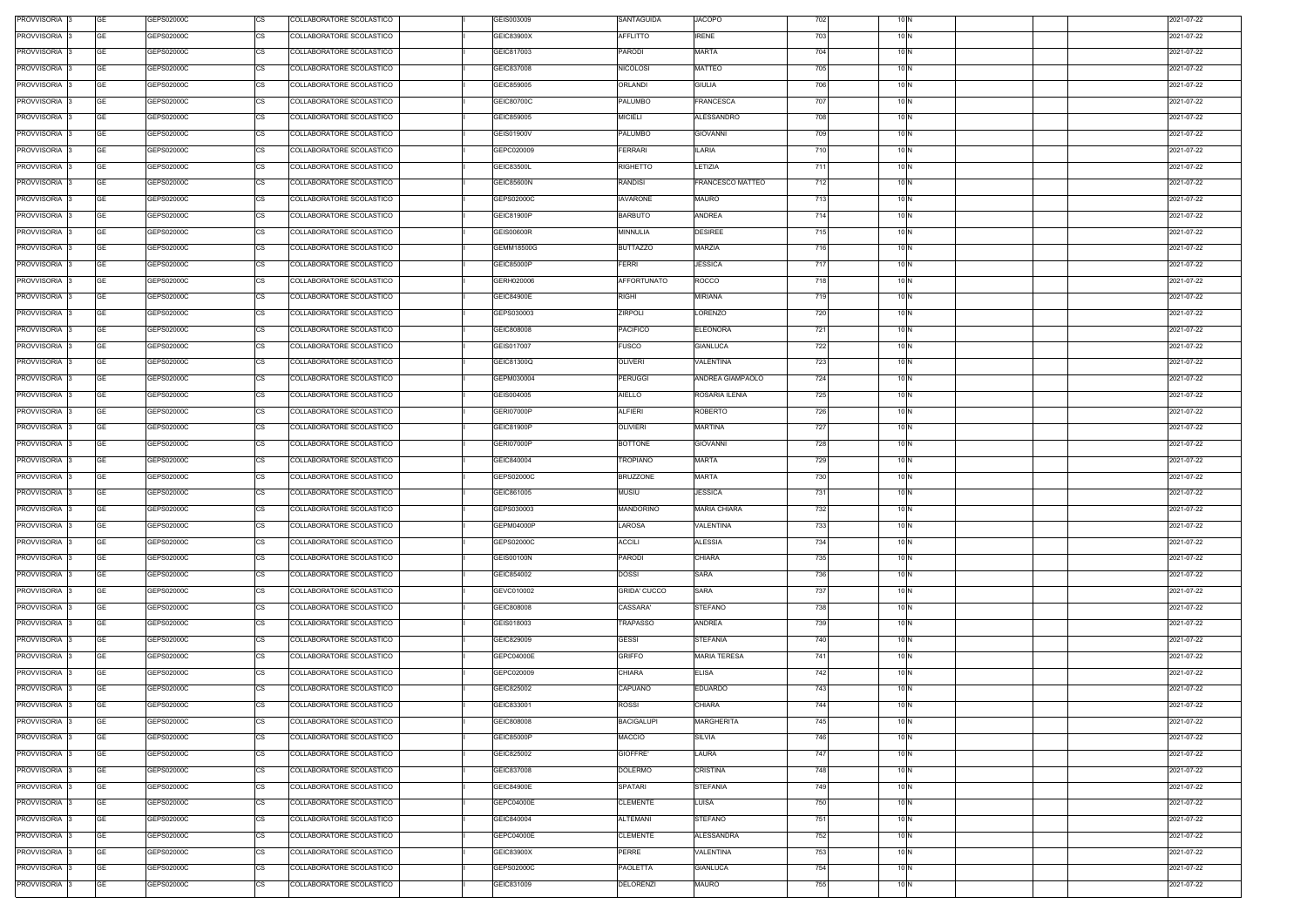| | | | | | | | | | | | | | | | | | |
|---|---|---|---|---|---|---|---|---|---|---|---|---|---|---|---|---|---|
| PROVVISORIA | 3 | GE | GEPS02000C | CS | COLLABORATORE SCOLASTICO | | I | GEIS003009 | SANTAGUIDA | JACOPO | 702 | | 10 | N | | | 2021-07-22 |
| PROVVISORIA | 3 | GE | GEPS02000C | CS | COLLABORATORE SCOLASTICO | | I | GEIC83900X | AFFLITTO | IRENE | 703 | | 10 | N | | | 2021-07-22 |
| PROVVISORIA | 3 | GE | GEPS02000C | CS | COLLABORATORE SCOLASTICO | | I | GEIC817003 | PARODI | MARTA | 704 | | 10 | N | | | 2021-07-22 |
| PROVVISORIA | 3 | GE | GEPS02000C | CS | COLLABORATORE SCOLASTICO | | I | GEIC837008 | NICOLOSI | MATTEO | 705 | | 10 | N | | | 2021-07-22 |
| PROVVISORIA | 3 | GE | GEPS02000C | CS | COLLABORATORE SCOLASTICO | | I | GEIC859005 | ORLANDI | GIULIA | 706 | | 10 | N | | | 2021-07-22 |
| PROVVISORIA | 3 | GE | GEPS02000C | CS | COLLABORATORE SCOLASTICO | | I | GEIC80700C | PALUMBO | FRANCESCA | 707 | | 10 | N | | | 2021-07-22 |
| PROVVISORIA | 3 | GE | GEPS02000C | CS | COLLABORATORE SCOLASTICO | | I | GEIC859005 | MICIELI | ALESSANDRO | 708 | | 10 | N | | | 2021-07-22 |
| PROVVISORIA | 3 | GE | GEPS02000C | CS | COLLABORATORE SCOLASTICO | | I | GEIS01900V | PALUMBO | GIOVANNI | 709 | | 10 | N | | | 2021-07-22 |
| PROVVISORIA | 3 | GE | GEPS02000C | CS | COLLABORATORE SCOLASTICO | | I | GEPC020009 | FERRARI | ILARIA | 710 | | 10 | N | | | 2021-07-22 |
| PROVVISORIA | 3 | GE | GEPS02000C | CS | COLLABORATORE SCOLASTICO | | I | GEIC83500L | RIGHETTO | LETIZIA | 711 | | 10 | N | | | 2021-07-22 |
| PROVVISORIA | 3 | GE | GEPS02000C | CS | COLLABORATORE SCOLASTICO | | I | GEIC85600N | RANDISI | FRANCESCO MATTEO | 712 | | 10 | N | | | 2021-07-22 |
| PROVVISORIA | 3 | GE | GEPS02000C | CS | COLLABORATORE SCOLASTICO | | I | GEPS02000C | IAVARONE | MAURO | 713 | | 10 | N | | | 2021-07-22 |
| PROVVISORIA | 3 | GE | GEPS02000C | CS | COLLABORATORE SCOLASTICO | | I | GEIC81900P | BARBUTO | ANDREA | 714 | | 10 | N | | | 2021-07-22 |
| PROVVISORIA | 3 | GE | GEPS02000C | CS | COLLABORATORE SCOLASTICO | | I | GEIS00600R | MINNULIA | DESIREE | 715 | | 10 | N | | | 2021-07-22 |
| PROVVISORIA | 3 | GE | GEPS02000C | CS | COLLABORATORE SCOLASTICO | | I | GEMM18500G | BUTTAZZO | MARZIA | 716 | | 10 | N | | | 2021-07-22 |
| PROVVISORIA | 3 | GE | GEPS02000C | CS | COLLABORATORE SCOLASTICO | | I | GEIC85000P | FERRI | JESSICA | 717 | | 10 | N | | | 2021-07-22 |
| PROVVISORIA | 3 | GE | GEPS02000C | CS | COLLABORATORE SCOLASTICO | | I | GERH020006 | AFFORTUNATO | ROCCO | 718 | | 10 | N | | | 2021-07-22 |
| PROVVISORIA | 3 | GE | GEPS02000C | CS | COLLABORATORE SCOLASTICO | | I | GEIC84900E | RIGHI | MIRIANA | 719 | | 10 | N | | | 2021-07-22 |
| PROVVISORIA | 3 | GE | GEPS02000C | CS | COLLABORATORE SCOLASTICO | | I | GEPS030003 | ZIRPOLI | LORENZO | 720 | | 10 | N | | | 2021-07-22 |
| PROVVISORIA | 3 | GE | GEPS02000C | CS | COLLABORATORE SCOLASTICO | | I | GEIC808008 | PACIFICO | ELEONORA | 721 | | 10 | N | | | 2021-07-22 |
| PROVVISORIA | 3 | GE | GEPS02000C | CS | COLLABORATORE SCOLASTICO | | I | GEIS017007 | FUSCO | GIANLUCA | 722 | | 10 | N | | | 2021-07-22 |
| PROVVISORIA | 3 | GE | GEPS02000C | CS | COLLABORATORE SCOLASTICO | | I | GEIC81300Q | OLIVERI | VALENTINA | 723 | | 10 | N | | | 2021-07-22 |
| PROVVISORIA | 3 | GE | GEPS02000C | CS | COLLABORATORE SCOLASTICO | | I | GEPM030004 | PERUGGI | ANDREA GIAMPAOLO | 724 | | 10 | N | | | 2021-07-22 |
| PROVVISORIA | 3 | GE | GEPS02000C | CS | COLLABORATORE SCOLASTICO | | I | GEIS004005 | AIELLO | ROSARIA ILENIA | 725 | | 10 | N | | | 2021-07-22 |
| PROVVISORIA | 3 | GE | GEPS02000C | CS | COLLABORATORE SCOLASTICO | | I | GERI07000P | ALFIERI | ROBERTO | 726 | | 10 | N | | | 2021-07-22 |
| PROVVISORIA | 3 | GE | GEPS02000C | CS | COLLABORATORE SCOLASTICO | | I | GEIC81900P | OLIVIERI | MARTINA | 727 | | 10 | N | | | 2021-07-22 |
| PROVVISORIA | 3 | GE | GEPS02000C | CS | COLLABORATORE SCOLASTICO | | I | GERI07000P | BOTTONE | GIOVANNI | 728 | | 10 | N | | | 2021-07-22 |
| PROVVISORIA | 3 | GE | GEPS02000C | CS | COLLABORATORE SCOLASTICO | | I | GEIC840004 | TROPIANO | MARTA | 729 | | 10 | N | | | 2021-07-22 |
| PROVVISORIA | 3 | GE | GEPS02000C | CS | COLLABORATORE SCOLASTICO | | I | GEPS02000C | BRUZZONE | MARTA | 730 | | 10 | N | | | 2021-07-22 |
| PROVVISORIA | 3 | GE | GEPS02000C | CS | COLLABORATORE SCOLASTICO | | I | GEIC861005 | MUSIU | JESSICA | 731 | | 10 | N | | | 2021-07-22 |
| PROVVISORIA | 3 | GE | GEPS02000C | CS | COLLABORATORE SCOLASTICO | | I | GEPS030003 | MANDORINO | MARIA CHIARA | 732 | | 10 | N | | | 2021-07-22 |
| PROVVISORIA | 3 | GE | GEPS02000C | CS | COLLABORATORE SCOLASTICO | | I | GEPM04000P | LAROSA | VALENTINA | 733 | | 10 | N | | | 2021-07-22 |
| PROVVISORIA | 3 | GE | GEPS02000C | CS | COLLABORATORE SCOLASTICO | | I | GEPS02000C | ACCILI | ALESSIA | 734 | | 10 | N | | | 2021-07-22 |
| PROVVISORIA | 3 | GE | GEPS02000C | CS | COLLABORATORE SCOLASTICO | | I | GEIS00100N | PARODI | CHIARA | 735 | | 10 | N | | | 2021-07-22 |
| PROVVISORIA | 3 | GE | GEPS02000C | CS | COLLABORATORE SCOLASTICO | | I | GEIC854002 | DOSSI | SARA | 736 | | 10 | N | | | 2021-07-22 |
| PROVVISORIA | 3 | GE | GEPS02000C | CS | COLLABORATORE SCOLASTICO | | I | GEVC010002 | GRIDA' CUCCO | SARA | 737 | | 10 | N | | | 2021-07-22 |
| PROVVISORIA | 3 | GE | GEPS02000C | CS | COLLABORATORE SCOLASTICO | | I | GEIC808008 | CASSARA' | STEFANO | 738 | | 10 | N | | | 2021-07-22 |
| PROVVISORIA | 3 | GE | GEPS02000C | CS | COLLABORATORE SCOLASTICO | | I | GEIS018003 | TRAPASSO | ANDREA | 739 | | 10 | N | | | 2021-07-22 |
| PROVVISORIA | 3 | GE | GEPS02000C | CS | COLLABORATORE SCOLASTICO | | I | GEIC829009 | GESSI | STEFANIA | 740 | | 10 | N | | | 2021-07-22 |
| PROVVISORIA | 3 | GE | GEPS02000C | CS | COLLABORATORE SCOLASTICO | | I | GEPC04000E | GRIFFO | MARIA TERESA | 741 | | 10 | N | | | 2021-07-22 |
| PROVVISORIA | 3 | GE | GEPS02000C | CS | COLLABORATORE SCOLASTICO | | I | GEPC020009 | CHIARA | ELISA | 742 | | 10 | N | | | 2021-07-22 |
| PROVVISORIA | 3 | GE | GEPS02000C | CS | COLLABORATORE SCOLASTICO | | I | GEIC825002 | CAPUANO | EDUARDO | 743 | | 10 | N | | | 2021-07-22 |
| PROVVISORIA | 3 | GE | GEPS02000C | CS | COLLABORATORE SCOLASTICO | | I | GEIC833001 | ROSSI | CHIARA | 744 | | 10 | N | | | 2021-07-22 |
| PROVVISORIA | 3 | GE | GEPS02000C | CS | COLLABORATORE SCOLASTICO | | I | GEIC808008 | BACIGALUPI | MARGHERITA | 745 | | 10 | N | | | 2021-07-22 |
| PROVVISORIA | 3 | GE | GEPS02000C | CS | COLLABORATORE SCOLASTICO | | I | GEIC85000P | MACCIO | SILVIA | 746 | | 10 | N | | | 2021-07-22 |
| PROVVISORIA | 3 | GE | GEPS02000C | CS | COLLABORATORE SCOLASTICO | | I | GEIC825002 | GIOFFRE' | LAURA | 747 | | 10 | N | | | 2021-07-22 |
| PROVVISORIA | 3 | GE | GEPS02000C | CS | COLLABORATORE SCOLASTICO | | I | GEIC837008 | DOLERMO | CRISTINA | 748 | | 10 | N | | | 2021-07-22 |
| PROVVISORIA | 3 | GE | GEPS02000C | CS | COLLABORATORE SCOLASTICO | | I | GEIC84900E | SPATARI | STEFANIA | 749 | | 10 | N | | | 2021-07-22 |
| PROVVISORIA | 3 | GE | GEPS02000C | CS | COLLABORATORE SCOLASTICO | | I | GEPC04000E | CLEMENTE | LUISA | 750 | | 10 | N | | | 2021-07-22 |
| PROVVISORIA | 3 | GE | GEPS02000C | CS | COLLABORATORE SCOLASTICO | | I | GEIC840004 | ALTEMANI | STEFANO | 751 | | 10 | N | | | 2021-07-22 |
| PROVVISORIA | 3 | GE | GEPS02000C | CS | COLLABORATORE SCOLASTICO | | I | GEPC04000E | CLEMENTE | ALESSANDRA | 752 | | 10 | N | | | 2021-07-22 |
| PROVVISORIA | 3 | GE | GEPS02000C | CS | COLLABORATORE SCOLASTICO | | I | GEIC83900X | PERRE | VALENTINA | 753 | | 10 | N | | | 2021-07-22 |
| PROVVISORIA | 3 | GE | GEPS02000C | CS | COLLABORATORE SCOLASTICO | | I | GEPS02000C | PAOLETTA | GIANLUCA | 754 | | 10 | N | | | 2021-07-22 |
| PROVVISORIA | 3 | GE | GEPS02000C | CS | COLLABORATORE SCOLASTICO | | I | GEIC831009 | DELORENZI | MAURO | 755 | | 10 | N | | | 2021-07-22 |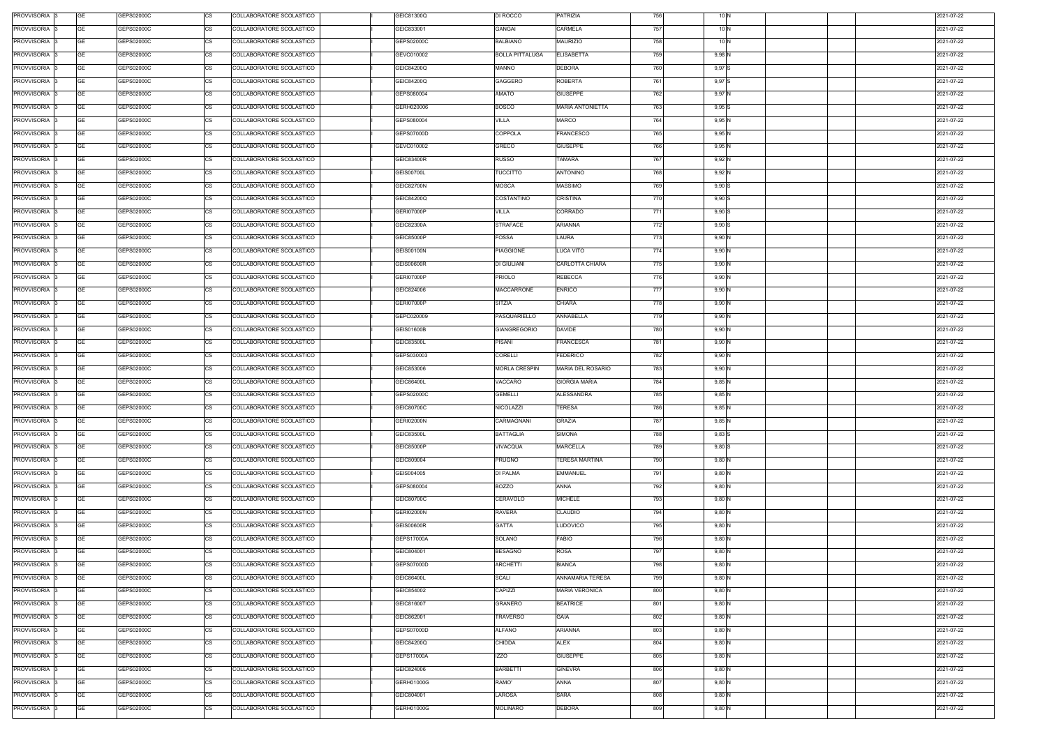| | | | | | | | | | | | | | | | |
|---|---|---|---|---|---|---|---|---|---|---|---|---|---|---|---|
| PROVVISORIA 3 | GE | GEPS02000C | CS | COLLABORATORE SCOLASTICO | | I | GEIC81300Q | DI ROCCO | PATRIZIA | 756 | 10 | N | | | 2021-07-22 |
| PROVVISORIA 3 | GE | GEPS02000C | CS | COLLABORATORE SCOLASTICO | | I | GEIC833001 | GANGAI | CARMELA | 757 | 10 | N | | | 2021-07-22 |
| PROVVISORIA 3 | GE | GEPS02000C | CS | COLLABORATORE SCOLASTICO | | I | GEPS02000C | BALBIANO | MAURIZIO | 758 | 10 | N | | | 2021-07-22 |
| PROVVISORIA 3 | GE | GEPS02000C | CS | COLLABORATORE SCOLASTICO | | I | GEVC010002 | BOLLA PITTALUGA | ELISABETTA | 759 | 9,98 | N | | | 2021-07-22 |
| PROVVISORIA 3 | GE | GEPS02000C | CS | COLLABORATORE SCOLASTICO | | I | GEIC84200Q | MANNO | DEBORA | 760 | 9,97 | S | | | 2021-07-22 |
| PROVVISORIA 3 | GE | GEPS02000C | CS | COLLABORATORE SCOLASTICO | | I | GEIC84200Q | GAGGERO | ROBERTA | 761 | 9,97 | S | | | 2021-07-22 |
| PROVVISORIA 3 | GE | GEPS02000C | CS | COLLABORATORE SCOLASTICO | | I | GEPS080004 | AMATO | GIUSEPPE | 762 | 9,97 | N | | | 2021-07-22 |
| PROVVISORIA 3 | GE | GEPS02000C | CS | COLLABORATORE SCOLASTICO | | I | GERH020006 | BOSCO | MARIA ANTONIETTA | 763 | 9,95 | S | | | 2021-07-22 |
| PROVVISORIA 3 | GE | GEPS02000C | CS | COLLABORATORE SCOLASTICO | | I | GEPS080004 | VILLA | MARCO | 764 | 9,95 | N | | | 2021-07-22 |
| PROVVISORIA 3 | GE | GEPS02000C | CS | COLLABORATORE SCOLASTICO | | I | GEPS07000D | COPPOLA | FRANCESCO | 765 | 9,95 | N | | | 2021-07-22 |
| PROVVISORIA 3 | GE | GEPS02000C | CS | COLLABORATORE SCOLASTICO | | I | GEVC010002 | GRECO | GIUSEPPE | 766 | 9,95 | N | | | 2021-07-22 |
| PROVVISORIA 3 | GE | GEPS02000C | CS | COLLABORATORE SCOLASTICO | | I | GEIC83400R | RUSSO | TAMARA | 767 | 9,92 | N | | | 2021-07-22 |
| PROVVISORIA 3 | GE | GEPS02000C | CS | COLLABORATORE SCOLASTICO | | I | GEIS00700L | TUCCITTO | ANTONINO | 768 | 9,92 | N | | | 2021-07-22 |
| PROVVISORIA 3 | GE | GEPS02000C | CS | COLLABORATORE SCOLASTICO | | I | GEIC82700N | MOSCA | MASSIMO | 769 | 9,90 | S | | | 2021-07-22 |
| PROVVISORIA 3 | GE | GEPS02000C | CS | COLLABORATORE SCOLASTICO | | I | GEIC84200Q | COSTANTINO | CRISTINA | 770 | 9,90 | S | | | 2021-07-22 |
| PROVVISORIA 3 | GE | GEPS02000C | CS | COLLABORATORE SCOLASTICO | | I | GERI07000P | VILLA | CORRADO | 771 | 9,90 | S | | | 2021-07-22 |
| PROVVISORIA 3 | GE | GEPS02000C | CS | COLLABORATORE SCOLASTICO | | I | GEIC82300A | STRAFACE | ARIANNA | 772 | 9,90 | S | | | 2021-07-22 |
| PROVVISORIA 3 | GE | GEPS02000C | CS | COLLABORATORE SCOLASTICO | | I | GEIC85000P | FOSSA | LAURA | 773 | 9,90 | N | | | 2021-07-22 |
| PROVVISORIA 3 | GE | GEPS02000C | CS | COLLABORATORE SCOLASTICO | | I | GEIS00100N | PIAGGIONE | LUCA VITO | 774 | 9,90 | N | | | 2021-07-22 |
| PROVVISORIA 3 | GE | GEPS02000C | CS | COLLABORATORE SCOLASTICO | | I | GEIS00600R | DI GIULIANI | CARLOTTA CHIARA | 775 | 9,90 | N | | | 2021-07-22 |
| PROVVISORIA 3 | GE | GEPS02000C | CS | COLLABORATORE SCOLASTICO | | I | GERI07000P | PRIOLO | REBECCA | 776 | 9,90 | N | | | 2021-07-22 |
| PROVVISORIA 3 | GE | GEPS02000C | CS | COLLABORATORE SCOLASTICO | | I | GEIC824006 | MACCARRONE | ENRICO | 777 | 9,90 | N | | | 2021-07-22 |
| PROVVISORIA 3 | GE | GEPS02000C | CS | COLLABORATORE SCOLASTICO | | I | GERI07000P | SITZIA | CHIARA | 778 | 9,90 | N | | | 2021-07-22 |
| PROVVISORIA 3 | GE | GEPS02000C | CS | COLLABORATORE SCOLASTICO | | I | GEPC020009 | PASQUARIELLO | ANNABELLA | 779 | 9,90 | N | | | 2021-07-22 |
| PROVVISORIA 3 | GE | GEPS02000C | CS | COLLABORATORE SCOLASTICO | | I | GEIS01600B | GIANGREGORIO | DAVIDE | 780 | 9,90 | N | | | 2021-07-22 |
| PROVVISORIA 3 | GE | GEPS02000C | CS | COLLABORATORE SCOLASTICO | | I | GEIC83500L | PISANI | FRANCESCA | 781 | 9,90 | N | | | 2021-07-22 |
| PROVVISORIA 3 | GE | GEPS02000C | CS | COLLABORATORE SCOLASTICO | | I | GEPS030003 | CORELLI | FEDERICO | 782 | 9,90 | N | | | 2021-07-22 |
| PROVVISORIA 3 | GE | GEPS02000C | CS | COLLABORATORE SCOLASTICO | | I | GEIC853006 | MORLA CRESPIN | MARIA DEL ROSARIO | 783 | 9,90 | N | | | 2021-07-22 |
| PROVVISORIA 3 | GE | GEPS02000C | CS | COLLABORATORE SCOLASTICO | | I | GEIC86400L | VACCARO | GIORGIA MARIA | 784 | 9,85 | N | | | 2021-07-22 |
| PROVVISORIA 3 | GE | GEPS02000C | CS | COLLABORATORE SCOLASTICO | | I | GEPS02000C | GEMELLI | ALESSANDRA | 785 | 9,85 | N | | | 2021-07-22 |
| PROVVISORIA 3 | GE | GEPS02000C | CS | COLLABORATORE SCOLASTICO | | I | GEIC80700C | NICOLAZZI | TERESA | 786 | 9,85 | N | | | 2021-07-22 |
| PROVVISORIA 3 | GE | GEPS02000C | CS | COLLABORATORE SCOLASTICO | | I | GERI02000N | CARMAGNANI | GRAZIA | 787 | 9,85 | N | | | 2021-07-22 |
| PROVVISORIA 3 | GE | GEPS02000C | CS | COLLABORATORE SCOLASTICO | | I | GEIC83500L | BATTAGLIA | SIMONA | 788 | 9,83 | S | | | 2021-07-22 |
| PROVVISORIA 3 | GE | GEPS02000C | CS | COLLABORATORE SCOLASTICO | | I | GEIC85000P | VIVACQUA | MARCELLA | 789 | 9,80 | S | | | 2021-07-22 |
| PROVVISORIA 3 | GE | GEPS02000C | CS | COLLABORATORE SCOLASTICO | | I | GEIC809004 | PRUGNO | TERESA MARTINA | 790 | 9,80 | N | | | 2021-07-22 |
| PROVVISORIA 3 | GE | GEPS02000C | CS | COLLABORATORE SCOLASTICO | | I | GEIS004005 | DI PALMA | EMMANUEL | 791 | 9,80 | N | | | 2021-07-22 |
| PROVVISORIA 3 | GE | GEPS02000C | CS | COLLABORATORE SCOLASTICO | | I | GEPS080004 | BOZZO | ANNA | 792 | 9,80 | N | | | 2021-07-22 |
| PROVVISORIA 3 | GE | GEPS02000C | CS | COLLABORATORE SCOLASTICO | | I | GEIC80700C | CERAVOLO | MICHELE | 793 | 9,80 | N | | | 2021-07-22 |
| PROVVISORIA 3 | GE | GEPS02000C | CS | COLLABORATORE SCOLASTICO | | I | GERI02000N | RAVERA | CLAUDIO | 794 | 9,80 | N | | | 2021-07-22 |
| PROVVISORIA 3 | GE | GEPS02000C | CS | COLLABORATORE SCOLASTICO | | I | GEIS00600R | GATTA | LUDOVICO | 795 | 9,80 | N | | | 2021-07-22 |
| PROVVISORIA 3 | GE | GEPS02000C | CS | COLLABORATORE SCOLASTICO | | I | GEPS17000A | SOLANO | FABIO | 796 | 9,80 | N | | | 2021-07-22 |
| PROVVISORIA 3 | GE | GEPS02000C | CS | COLLABORATORE SCOLASTICO | | I | GEIC804001 | BESAGNO | ROSA | 797 | 9,80 | N | | | 2021-07-22 |
| PROVVISORIA 3 | GE | GEPS02000C | CS | COLLABORATORE SCOLASTICO | | I | GEPS07000D | ARCHETTI | BIANCA | 798 | 9,80 | N | | | 2021-07-22 |
| PROVVISORIA 3 | GE | GEPS02000C | CS | COLLABORATORE SCOLASTICO | | I | GEIC86400L | SCALI | ANNAMARIA TERESA | 799 | 9,80 | N | | | 2021-07-22 |
| PROVVISORIA 3 | GE | GEPS02000C | CS | COLLABORATORE SCOLASTICO | | I | GEIC854002 | CAPIZZI | MARIA VERONICA | 800 | 9,80 | N | | | 2021-07-22 |
| PROVVISORIA 3 | GE | GEPS02000C | CS | COLLABORATORE SCOLASTICO | | I | GEIC816007 | GRANERO | BEATRICE | 801 | 9,80 | N | | | 2021-07-22 |
| PROVVISORIA 3 | GE | GEPS02000C | CS | COLLABORATORE SCOLASTICO | | I | GEIC862001 | TRAVERSO | GAIA | 802 | 9,80 | N | | | 2021-07-22 |
| PROVVISORIA 3 | GE | GEPS02000C | CS | COLLABORATORE SCOLASTICO | | I | GEPS07000D | ALFANO | ARIANNA | 803 | 9,80 | N | | | 2021-07-22 |
| PROVVISORIA 3 | GE | GEPS02000C | CS | COLLABORATORE SCOLASTICO | | I | GEIC84200Q | CHIDDA | ALEX | 804 | 9,80 | N | | | 2021-07-22 |
| PROVVISORIA 3 | GE | GEPS02000C | CS | COLLABORATORE SCOLASTICO | | I | GEPS17000A | IZZO | GIUSEPPE | 805 | 9,80 | N | | | 2021-07-22 |
| PROVVISORIA 3 | GE | GEPS02000C | CS | COLLABORATORE SCOLASTICO | | I | GEIC824006 | BARBETTI | GINEVRA | 806 | 9,80 | N | | | 2021-07-22 |
| PROVVISORIA 3 | GE | GEPS02000C | CS | COLLABORATORE SCOLASTICO | | I | GERH01000G | RAMO' | ANNA | 807 | 9,80 | N | | | 2021-07-22 |
| PROVVISORIA 3 | GE | GEPS02000C | CS | COLLABORATORE SCOLASTICO | | I | GEIC804001 | LAROSA | SARA | 808 | 9,80 | N | | | 2021-07-22 |
| PROVVISORIA 3 | GE | GEPS02000C | CS | COLLABORATORE SCOLASTICO | | I | GERH01000G | MOLINARO | DEBORA | 809 | 9,80 | N | | | 2021-07-22 |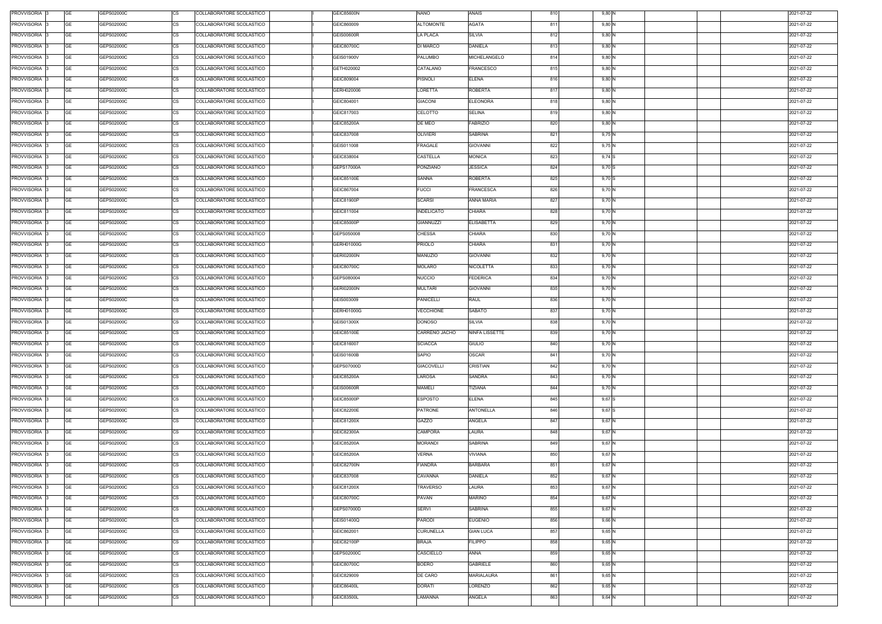| | | | | | | | | | | | | | | | | |
|---|---|---|---|---|---|---|---|---|---|---|---|---|---|---|---|---|
| PROVVISORIA | 3 | GE | GEPS02000C | CS | COLLABORATORE SCOLASTICO | | I | GEIC85600N | NANO | ANAIS | 810 | 9,80 | N | | | 2021-07-22 |
| PROVVISORIA | 3 | GE | GEPS02000C | CS | COLLABORATORE SCOLASTICO | | I | GEIC860009 | ALTOMONTE | AGATA | 811 | 9,80 | N | | | 2021-07-22 |
| PROVVISORIA | 3 | GE | GEPS02000C | CS | COLLABORATORE SCOLASTICO | | I | GEIS00600R | LA PLACA | SILVIA | 812 | 9,80 | N | | | 2021-07-22 |
| PROVVISORIA | 3 | GE | GEPS02000C | CS | COLLABORATORE SCOLASTICO | | I | GEIC80700C | DI MARCO | DANIELA | 813 | 9,80 | N | | | 2021-07-22 |
| PROVVISORIA | 3 | GE | GEPS02000C | CS | COLLABORATORE SCOLASTICO | | I | GEIS01900V | PALUMBO | MICHELANGELO | 814 | 9,80 | N | | | 2021-07-22 |
| PROVVISORIA | 3 | GE | GEPS02000C | CS | COLLABORATORE SCOLASTICO | | I | GETH020002 | CATALANO | FRANCESCO | 815 | 9,80 | N | | | 2021-07-22 |
| PROVVISORIA | 3 | GE | GEPS02000C | CS | COLLABORATORE SCOLASTICO | | I | GEIC809004 | PISNOLI | ELENA | 816 | 9,80 | N | | | 2021-07-22 |
| PROVVISORIA | 3 | GE | GEPS02000C | CS | COLLABORATORE SCOLASTICO | | I | GERH020006 | LORETTA | ROBERTA | 817 | 9,80 | N | | | 2021-07-22 |
| PROVVISORIA | 3 | GE | GEPS02000C | CS | COLLABORATORE SCOLASTICO | | I | GEIC804001 | GIACONI | ELEONORA | 818 | 9,80 | N | | | 2021-07-22 |
| PROVVISORIA | 3 | GE | GEPS02000C | CS | COLLABORATORE SCOLASTICO | | I | GEIC817003 | CELOTTO | SELINA | 819 | 9,80 | N | | | 2021-07-22 |
| PROVVISORIA | 3 | GE | GEPS02000C | CS | COLLABORATORE SCOLASTICO | | I | GEIC85200A | DE MEO | FABRIZIO | 820 | 9,80 | N | | | 2021-07-22 |
| PROVVISORIA | 3 | GE | GEPS02000C | CS | COLLABORATORE SCOLASTICO | | I | GEIC837008 | OLIVIERI | SABRINA | 821 | 9,75 | N | | | 2021-07-22 |
| PROVVISORIA | 3 | GE | GEPS02000C | CS | COLLABORATORE SCOLASTICO | | I | GEIS011008 | FRAGALE | GIOVANNI | 822 | 9,75 | N | | | 2021-07-22 |
| PROVVISORIA | 3 | GE | GEPS02000C | CS | COLLABORATORE SCOLASTICO | | I | GEIC838004 | CASTELLA | MONICA | 823 | 9,74 | S | | | 2021-07-22 |
| PROVVISORIA | 3 | GE | GEPS02000C | CS | COLLABORATORE SCOLASTICO | | I | GEPS17000A | PONZIANO | JESSICA | 824 | 9,70 | S | | | 2021-07-22 |
| PROVVISORIA | 3 | GE | GEPS02000C | CS | COLLABORATORE SCOLASTICO | | I | GEIC85100E | SANNA | ROBERTA | 825 | 9,70 | S | | | 2021-07-22 |
| PROVVISORIA | 3 | GE | GEPS02000C | CS | COLLABORATORE SCOLASTICO | | I | GEIC867004 | FUCCI | FRANCESCA | 826 | 9,70 | N | | | 2021-07-22 |
| PROVVISORIA | 3 | GE | GEPS02000C | CS | COLLABORATORE SCOLASTICO | | I | GEIC81900P | SCARSI | ANNA MARIA | 827 | 9,70 | N | | | 2021-07-22 |
| PROVVISORIA | 3 | GE | GEPS02000C | CS | COLLABORATORE SCOLASTICO | | I | GEIC811004 | INDELICATO | CHIARA | 828 | 9,70 | N | | | 2021-07-22 |
| PROVVISORIA | 3 | GE | GEPS02000C | CS | COLLABORATORE SCOLASTICO | | I | GEIC85000P | GIANNUZZI | ELISABETTA | 829 | 9,70 | N | | | 2021-07-22 |
| PROVVISORIA | 3 | GE | GEPS02000C | CS | COLLABORATORE SCOLASTICO | | I | GEPS050008 | CHESSA | CHIARA | 830 | 9,70 | N | | | 2021-07-22 |
| PROVVISORIA | 3 | GE | GEPS02000C | CS | COLLABORATORE SCOLASTICO | | I | GERH01000G | PRIOLO | CHIARA | 831 | 9,70 | N | | | 2021-07-22 |
| PROVVISORIA | 3 | GE | GEPS02000C | CS | COLLABORATORE SCOLASTICO | | I | GERI02000N | MANUZIO | GIOVANNI | 832 | 9,70 | N | | | 2021-07-22 |
| PROVVISORIA | 3 | GE | GEPS02000C | CS | COLLABORATORE SCOLASTICO | | I | GEIC80700C | MOLARO | NICOLETTA | 833 | 9,70 | N | | | 2021-07-22 |
| PROVVISORIA | 3 | GE | GEPS02000C | CS | COLLABORATORE SCOLASTICO | | I | GEPS080004 | NUCCIO | FEDERICA | 834 | 9,70 | N | | | 2021-07-22 |
| PROVVISORIA | 3 | GE | GEPS02000C | CS | COLLABORATORE SCOLASTICO | | I | GERI02000N | MULTARI | GIOVANNI | 835 | 9,70 | N | | | 2021-07-22 |
| PROVVISORIA | 3 | GE | GEPS02000C | CS | COLLABORATORE SCOLASTICO | | I | GEIS003009 | PANICELLI | RAUL | 836 | 9,70 | N | | | 2021-07-22 |
| PROVVISORIA | 3 | GE | GEPS02000C | CS | COLLABORATORE SCOLASTICO | | I | GERH01000G | VECCHIONE | SABATO | 837 | 9,70 | N | | | 2021-07-22 |
| PROVVISORIA | 3 | GE | GEPS02000C | CS | COLLABORATORE SCOLASTICO | | I | GEIS01300X | DONOSO | SILVIA | 838 | 9,70 | N | | | 2021-07-22 |
| PROVVISORIA | 3 | GE | GEPS02000C | CS | COLLABORATORE SCOLASTICO | | I | GEIC85100E | CARRENO JACHO | NINFA LISSETTE | 839 | 9,70 | N | | | 2021-07-22 |
| PROVVISORIA | 3 | GE | GEPS02000C | CS | COLLABORATORE SCOLASTICO | | I | GEIC816007 | SCIACCA | GIULIO | 840 | 9,70 | N | | | 2021-07-22 |
| PROVVISORIA | 3 | GE | GEPS02000C | CS | COLLABORATORE SCOLASTICO | | I | GEIS01600B | SAPIO | OSCAR | 841 | 9,70 | N | | | 2021-07-22 |
| PROVVISORIA | 3 | GE | GEPS02000C | CS | COLLABORATORE SCOLASTICO | | I | GEPS07000D | GIACOVELLI | CRISTIAN | 842 | 9,70 | N | | | 2021-07-22 |
| PROVVISORIA | 3 | GE | GEPS02000C | CS | COLLABORATORE SCOLASTICO | | I | GEIC85200A | LAROSA | SANDRA | 843 | 9,70 | N | | | 2021-07-22 |
| PROVVISORIA | 3 | GE | GEPS02000C | CS | COLLABORATORE SCOLASTICO | | I | GEIS00600R | MAMELI | TIZIANA | 844 | 9,70 | N | | | 2021-07-22 |
| PROVVISORIA | 3 | GE | GEPS02000C | CS | COLLABORATORE SCOLASTICO | | I | GEIC85000P | ESPOSTO | ELENA | 845 | 9,67 | S | | | 2021-07-22 |
| PROVVISORIA | 3 | GE | GEPS02000C | CS | COLLABORATORE SCOLASTICO | | I | GEIC82200E | PATRONE | ANTONELLA | 846 | 9,67 | S | | | 2021-07-22 |
| PROVVISORIA | 3 | GE | GEPS02000C | CS | COLLABORATORE SCOLASTICO | | I | GEIC81200X | GAZZO | ANGELA | 847 | 9,67 | N | | | 2021-07-22 |
| PROVVISORIA | 3 | GE | GEPS02000C | CS | COLLABORATORE SCOLASTICO | | I | GEIC82300A | CAMPORA | LAURA | 848 | 9,67 | N | | | 2021-07-22 |
| PROVVISORIA | 3 | GE | GEPS02000C | CS | COLLABORATORE SCOLASTICO | | I | GEIC85200A | MORANDI | SABRINA | 849 | 9,67 | N | | | 2021-07-22 |
| PROVVISORIA | 3 | GE | GEPS02000C | CS | COLLABORATORE SCOLASTICO | | I | GEIC85200A | VERNA | VIVIANA | 850 | 9,67 | N | | | 2021-07-22 |
| PROVVISORIA | 3 | GE | GEPS02000C | CS | COLLABORATORE SCOLASTICO | | I | GEIC82700N | FIANDRA | BARBARA | 851 | 9,67 | N | | | 2021-07-22 |
| PROVVISORIA | 3 | GE | GEPS02000C | CS | COLLABORATORE SCOLASTICO | | I | GEIC837008 | CAVANNA | DANIELA | 852 | 9,67 | N | | | 2021-07-22 |
| PROVVISORIA | 3 | GE | GEPS02000C | CS | COLLABORATORE SCOLASTICO | | I | GEIC81200X | TRAVERSO | LAURA | 853 | 9,67 | N | | | 2021-07-22 |
| PROVVISORIA | 3 | GE | GEPS02000C | CS | COLLABORATORE SCOLASTICO | | I | GEIC80700C | PAVAN | MARINO | 854 | 9,67 | N | | | 2021-07-22 |
| PROVVISORIA | 3 | GE | GEPS02000C | CS | COLLABORATORE SCOLASTICO | | I | GEPS07000D | SERVI | SABRINA | 855 | 9,67 | N | | | 2021-07-22 |
| PROVVISORIA | 3 | GE | GEPS02000C | CS | COLLABORATORE SCOLASTICO | | I | GEIS01400Q | PARODI | EUGENIO | 856 | 9,66 | N | | | 2021-07-22 |
| PROVVISORIA | 3 | GE | GEPS02000C | CS | COLLABORATORE SCOLASTICO | | I | GEIC862001 | CURUNELLA | GIAN LUCA | 857 | 9,65 | N | | | 2021-07-22 |
| PROVVISORIA | 3 | GE | GEPS02000C | CS | COLLABORATORE SCOLASTICO | | I | GEIC82100P | BRAJA | FILIPPO | 858 | 9,65 | N | | | 2021-07-22 |
| PROVVISORIA | 3 | GE | GEPS02000C | CS | COLLABORATORE SCOLASTICO | | I | GEPS02000C | CASCIELLO | ANNA | 859 | 9,65 | N | | | 2021-07-22 |
| PROVVISORIA | 3 | GE | GEPS02000C | CS | COLLABORATORE SCOLASTICO | | I | GEIC80700C | BOERO | GABRIELE | 860 | 9,65 | N | | | 2021-07-22 |
| PROVVISORIA | 3 | GE | GEPS02000C | CS | COLLABORATORE SCOLASTICO | | I | GEIC829009 | DE CARO | MARIALAURA | 861 | 9,65 | N | | | 2021-07-22 |
| PROVVISORIA | 3 | GE | GEPS02000C | CS | COLLABORATORE SCOLASTICO | | I | GEIC86400L | DORATI | LORENZO | 862 | 9,65 | N | | | 2021-07-22 |
| PROVVISORIA | 3 | GE | GEPS02000C | CS | COLLABORATORE SCOLASTICO | | I | GEIC83500L | LAMANNA | ANGELA | 863 | 9,64 | N | | | 2021-07-22 |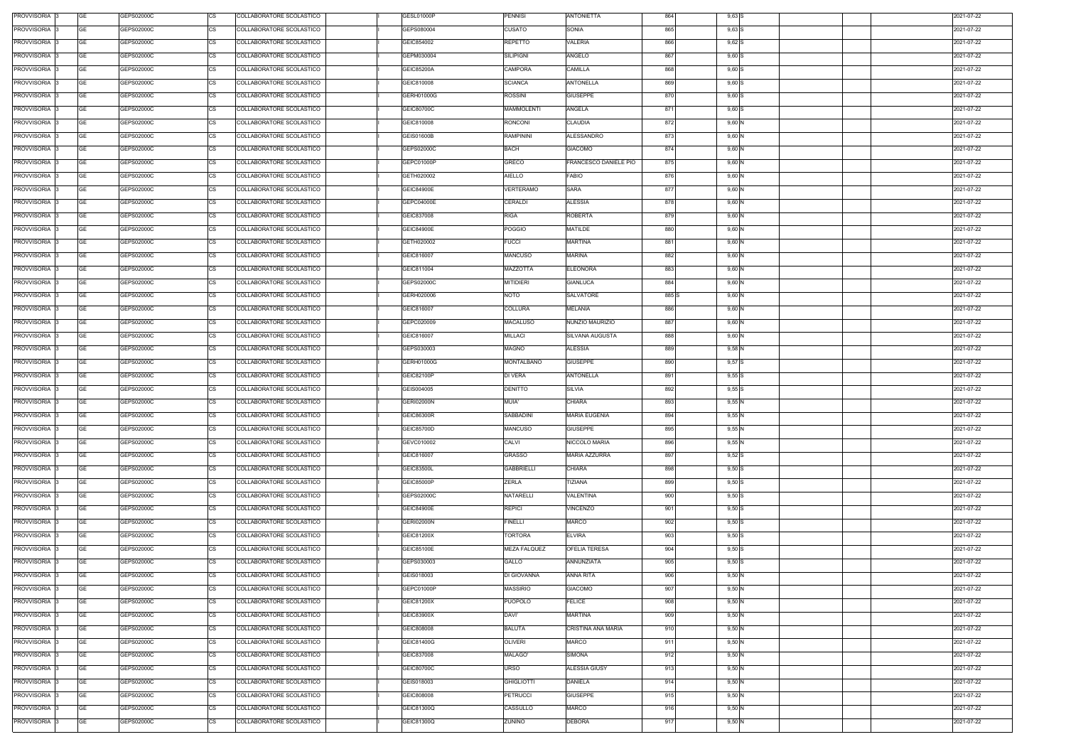| | | | | | | | | | | | | | | | | |
|---|---|---|---|---|---|---|---|---|---|---|---|---|---|---|---|---|
| PROVVISORIA | 3 | GE | GEPS02000C | CS | COLLABORATORE SCOLASTICO | | I | GESL01000P | PENNISI | ANTONIETTA | 864 | | 9,63 | S | | 2021-07-22 |
| PROVVISORIA | 3 | GE | GEPS02000C | CS | COLLABORATORE SCOLASTICO | | I | GEPS080004 | CUSATO | SONIA | 865 | | 9,63 | S | | 2021-07-22 |
| PROVVISORIA | 3 | GE | GEPS02000C | CS | COLLABORATORE SCOLASTICO | | I | GEIC854002 | REPETTO | VALERIA | 866 | | 9,62 | S | | 2021-07-22 |
| PROVVISORIA | 3 | GE | GEPS02000C | CS | COLLABORATORE SCOLASTICO | | I | GEPM030004 | SILIPIGNI | ANGELO | 867 | | 9,60 | S | | 2021-07-22 |
| PROVVISORIA | 3 | GE | GEPS02000C | CS | COLLABORATORE SCOLASTICO | | I | GEIC85200A | CAMPORA | CAMILLA | 868 | | 9,60 | S | | 2021-07-22 |
| PROVVISORIA | 3 | GE | GEPS02000C | CS | COLLABORATORE SCOLASTICO | | I | GEIC810008 | SCIANCA | ANTONELLA | 869 | | 9,60 | S | | 2021-07-22 |
| PROVVISORIA | 3 | GE | GEPS02000C | CS | COLLABORATORE SCOLASTICO | | I | GERH01000G | ROSSINI | GIUSEPPE | 870 | | 9,60 | S | | 2021-07-22 |
| PROVVISORIA | 3 | GE | GEPS02000C | CS | COLLABORATORE SCOLASTICO | | I | GEIC80700C | MAMMOLENTI | ANGELA | 871 | | 9,60 | S | | 2021-07-22 |
| PROVVISORIA | 3 | GE | GEPS02000C | CS | COLLABORATORE SCOLASTICO | | I | GEIC810008 | RONCONI | CLAUDIA | 872 | | 9,60 | N | | 2021-07-22 |
| PROVVISORIA | 3 | GE | GEPS02000C | CS | COLLABORATORE SCOLASTICO | | I | GEIS01600B | RAMPININI | ALESSANDRO | 873 | | 9,60 | N | | 2021-07-22 |
| PROVVISORIA | 3 | GE | GEPS02000C | CS | COLLABORATORE SCOLASTICO | | I | GEPS02000C | BACH | GIACOMO | 874 | | 9,60 | N | | 2021-07-22 |
| PROVVISORIA | 3 | GE | GEPS02000C | CS | COLLABORATORE SCOLASTICO | | I | GEPC01000P | GRECO | FRANCESCO DANIELE PIO | 875 | | 9,60 | N | | 2021-07-22 |
| PROVVISORIA | 3 | GE | GEPS02000C | CS | COLLABORATORE SCOLASTICO | | I | GETH020002 | AIELLO | FABIO | 876 | | 9,60 | N | | 2021-07-22 |
| PROVVISORIA | 3 | GE | GEPS02000C | CS | COLLABORATORE SCOLASTICO | | I | GEIC84900E | VERTERAMO | SARA | 877 | | 9,60 | N | | 2021-07-22 |
| PROVVISORIA | 3 | GE | GEPS02000C | CS | COLLABORATORE SCOLASTICO | | I | GEPC04000E | CERALDI | ALESSIA | 878 | | 9,60 | N | | 2021-07-22 |
| PROVVISORIA | 3 | GE | GEPS02000C | CS | COLLABORATORE SCOLASTICO | | I | GEIC837008 | RIGA | ROBERTA | 879 | | 9,60 | N | | 2021-07-22 |
| PROVVISORIA | 3 | GE | GEPS02000C | CS | COLLABORATORE SCOLASTICO | | I | GEIC84900E | POGGIO | MATILDE | 880 | | 9,60 | N | | 2021-07-22 |
| PROVVISORIA | 3 | GE | GEPS02000C | CS | COLLABORATORE SCOLASTICO | | I | GETH020002 | FUCCI | MARTINA | 881 | | 9,60 | N | | 2021-07-22 |
| PROVVISORIA | 3 | GE | GEPS02000C | CS | COLLABORATORE SCOLASTICO | | I | GEIC816007 | MANCUSO | MARINA | 882 | | 9,60 | N | | 2021-07-22 |
| PROVVISORIA | 3 | GE | GEPS02000C | CS | COLLABORATORE SCOLASTICO | | I | GEIC811004 | MAZZOTTA | ELEONORA | 883 | | 9,60 | N | | 2021-07-22 |
| PROVVISORIA | 3 | GE | GEPS02000C | CS | COLLABORATORE SCOLASTICO | | I | GEPS02000C | MITIDIERI | GIANLUCA | 884 | | 9,60 | N | | 2021-07-22 |
| PROVVISORIA | 3 | GE | GEPS02000C | CS | COLLABORATORE SCOLASTICO | | I | GERH020006 | NOTO | SALVATORE | 885 | S | 9,60 | N | | 2021-07-22 |
| PROVVISORIA | 3 | GE | GEPS02000C | CS | COLLABORATORE SCOLASTICO | | I | GEIC816007 | COLLURA | MELANIA | 886 | | 9,60 | N | | 2021-07-22 |
| PROVVISORIA | 3 | GE | GEPS02000C | CS | COLLABORATORE SCOLASTICO | | I | GEPC020009 | MACALUSO | NUNZIO MAURIZIO | 887 | | 9,60 | N | | 2021-07-22 |
| PROVVISORIA | 3 | GE | GEPS02000C | CS | COLLABORATORE SCOLASTICO | | I | GEIC816007 | MILLACI | SILVANA AUGUSTA | 888 | | 9,60 | N | | 2021-07-22 |
| PROVVISORIA | 3 | GE | GEPS02000C | CS | COLLABORATORE SCOLASTICO | | I | GEPS030003 | MAGNO | ALESSIA | 889 | | 9,58 | N | | 2021-07-22 |
| PROVVISORIA | 3 | GE | GEPS02000C | CS | COLLABORATORE SCOLASTICO | | I | GERH01000G | MONTALBANO | GIUSEPPE | 890 | | 9,57 | S | | 2021-07-22 |
| PROVVISORIA | 3 | GE | GEPS02000C | CS | COLLABORATORE SCOLASTICO | | I | GEIC82100P | DI VERA | ANTONELLA | 891 | | 9,55 | S | | 2021-07-22 |
| PROVVISORIA | 3 | GE | GEPS02000C | CS | COLLABORATORE SCOLASTICO | | I | GEIS004005 | DENITTO | SILVIA | 892 | | 9,55 | S | | 2021-07-22 |
| PROVVISORIA | 3 | GE | GEPS02000C | CS | COLLABORATORE SCOLASTICO | | I | GERI02000N | MUIA' | CHIARA | 893 | | 9,55 | N | | 2021-07-22 |
| PROVVISORIA | 3 | GE | GEPS02000C | CS | COLLABORATORE SCOLASTICO | | I | GEIC86300R | SABBADINI | MARIA EUGENIA | 894 | | 9,55 | N | | 2021-07-22 |
| PROVVISORIA | 3 | GE | GEPS02000C | CS | COLLABORATORE SCOLASTICO | | I | GEIC85700D | MANCUSO | GIUSEPPE | 895 | | 9,55 | N | | 2021-07-22 |
| PROVVISORIA | 3 | GE | GEPS02000C | CS | COLLABORATORE SCOLASTICO | | I | GEVC010002 | CALVI | NICCOLO MARIA | 896 | | 9,55 | N | | 2021-07-22 |
| PROVVISORIA | 3 | GE | GEPS02000C | CS | COLLABORATORE SCOLASTICO | | I | GEIC816007 | GRASSO | MARIA AZZURRA | 897 | | 9,52 | S | | 2021-07-22 |
| PROVVISORIA | 3 | GE | GEPS02000C | CS | COLLABORATORE SCOLASTICO | | I | GEIC83500L | GABBRIELLI | CHIARA | 898 | | 9,50 | S | | 2021-07-22 |
| PROVVISORIA | 3 | GE | GEPS02000C | CS | COLLABORATORE SCOLASTICO | | I | GEIC85000P | ZERLA | TIZIANA | 899 | | 9,50 | S | | 2021-07-22 |
| PROVVISORIA | 3 | GE | GEPS02000C | CS | COLLABORATORE SCOLASTICO | | I | GEPS02000C | NATARELLI | VALENTINA | 900 | | 9,50 | S | | 2021-07-22 |
| PROVVISORIA | 3 | GE | GEPS02000C | CS | COLLABORATORE SCOLASTICO | | I | GEIC84900E | REPICI | VINCENZO | 901 | | 9,50 | S | | 2021-07-22 |
| PROVVISORIA | 3 | GE | GEPS02000C | CS | COLLABORATORE SCOLASTICO | | I | GERI02000N | FINELLI | MARCO | 902 | | 9,50 | S | | 2021-07-22 |
| PROVVISORIA | 3 | GE | GEPS02000C | CS | COLLABORATORE SCOLASTICO | | I | GEIC81200X | TORTORA | ELVIRA | 903 | | 9,50 | S | | 2021-07-22 |
| PROVVISORIA | 3 | GE | GEPS02000C | CS | COLLABORATORE SCOLASTICO | | I | GEIC85100E | MEZA FALQUEZ | OFELIA TERESA | 904 | | 9,50 | S | | 2021-07-22 |
| PROVVISORIA | 3 | GE | GEPS02000C | CS | COLLABORATORE SCOLASTICO | | I | GEPS030003 | GALLO | ANNUNZIATA | 905 | | 9,50 | S | | 2021-07-22 |
| PROVVISORIA | 3 | GE | GEPS02000C | CS | COLLABORATORE SCOLASTICO | | I | GEIS018003 | DI GIOVANNA | ANNA RITA | 906 | | 9,50 | N | | 2021-07-22 |
| PROVVISORIA | 3 | GE | GEPS02000C | CS | COLLABORATORE SCOLASTICO | | I | GEPC01000P | MASSIRIO | GIACOMO | 907 | | 9,50 | N | | 2021-07-22 |
| PROVVISORIA | 3 | GE | GEPS02000C | CS | COLLABORATORE SCOLASTICO | | I | GEIC81200X | PUOPOLO | FELICE | 908 | | 9,50 | N | | 2021-07-22 |
| PROVVISORIA | 3 | GE | GEPS02000C | CS | COLLABORATORE SCOLASTICO | | I | GEIC83900X | DAVI' | MARTINA | 909 | | 9,50 | N | | 2021-07-22 |
| PROVVISORIA | 3 | GE | GEPS02000C | CS | COLLABORATORE SCOLASTICO | | I | GEIC808008 | BALUTA | CRISTINA ANA MARIA | 910 | | 9,50 | N | | 2021-07-22 |
| PROVVISORIA | 3 | GE | GEPS02000C | CS | COLLABORATORE SCOLASTICO | | I | GEIC81400G | OLIVERI | MARCO | 911 | | 9,50 | N | | 2021-07-22 |
| PROVVISORIA | 3 | GE | GEPS02000C | CS | COLLABORATORE SCOLASTICO | | I | GEIC837008 | MALAGO' | SIMONA | 912 | | 9,50 | N | | 2021-07-22 |
| PROVVISORIA | 3 | GE | GEPS02000C | CS | COLLABORATORE SCOLASTICO | | I | GEIC80700C | URSO | ALESSIA GIUSY | 913 | | 9,50 | N | | 2021-07-22 |
| PROVVISORIA | 3 | GE | GEPS02000C | CS | COLLABORATORE SCOLASTICO | | I | GEIS018003 | GHIGLIOTTI | DANIELA | 914 | | 9,50 | N | | 2021-07-22 |
| PROVVISORIA | 3 | GE | GEPS02000C | CS | COLLABORATORE SCOLASTICO | | I | GEIC808008 | PETRUCCI | GIUSEPPE | 915 | | 9,50 | N | | 2021-07-22 |
| PROVVISORIA | 3 | GE | GEPS02000C | CS | COLLABORATORE SCOLASTICO | | I | GEIC81300Q | CASSULLO | MARCO | 916 | | 9,50 | N | | 2021-07-22 |
| PROVVISORIA | 3 | GE | GEPS02000C | CS | COLLABORATORE SCOLASTICO | | I | GEIC81300Q | ZUNINO | DEBORA | 917 | | 9,50 | N | | 2021-07-22 |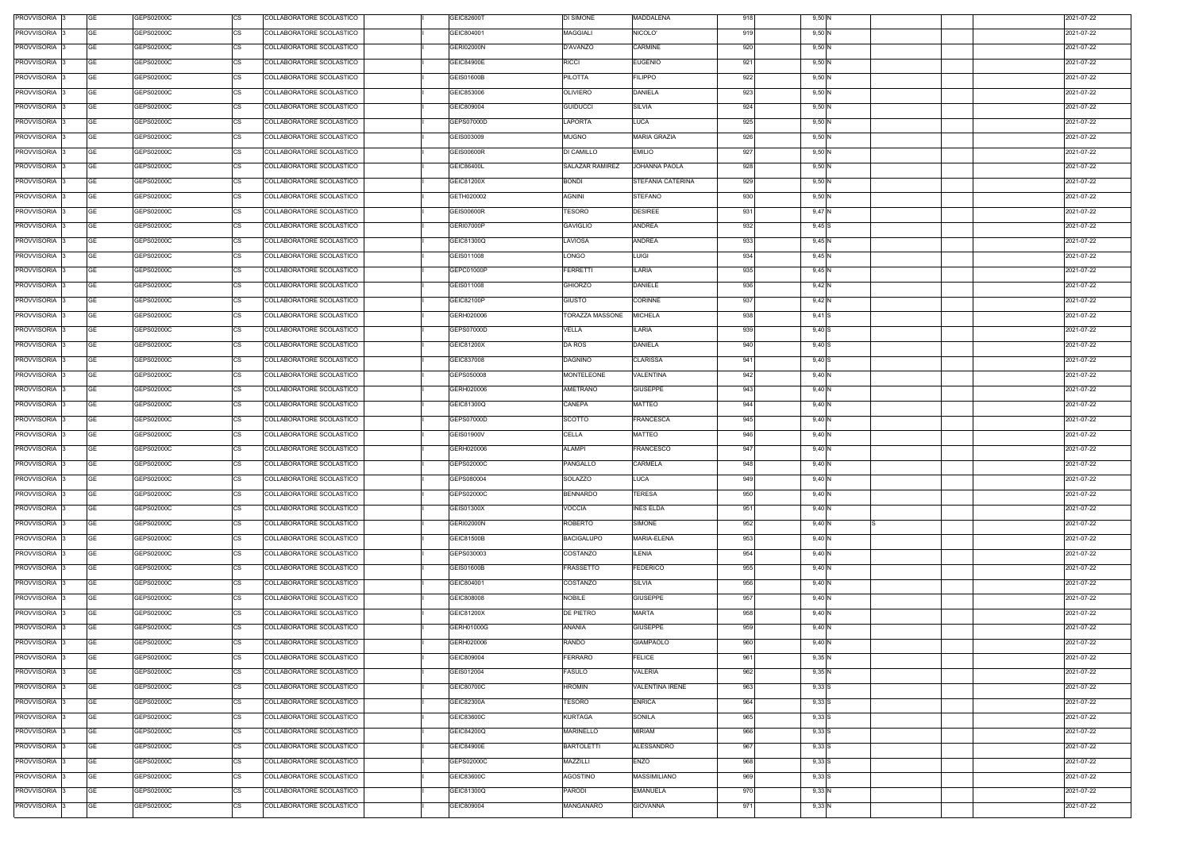| | | | | | | | | | | | | | | | |
|---|---|---|---|---|---|---|---|---|---|---|---|---|---|---|---|
| PROVVISORIA | 3 | GE | GEPS02000C | CS | COLLABORATORE SCOLASTICO | I | GEIC82600T | DI SIMONE | MADDALENA | 918 | 9,50 | N | | | 2021-07-22 |
| PROVVISORIA | 3 | GE | GEPS02000C | CS | COLLABORATORE SCOLASTICO | I | GEIC804001 | MAGGIALI | NICOLO' | 919 | 9,50 | N | | | 2021-07-22 |
| PROVVISORIA | 3 | GE | GEPS02000C | CS | COLLABORATORE SCOLASTICO | I | GERI02000N | D'AVANZO | CARMINE | 920 | 9,50 | N | | | 2021-07-22 |
| PROVVISORIA | 3 | GE | GEPS02000C | CS | COLLABORATORE SCOLASTICO | I | GEIC84900E | RICCI | EUGENIO | 921 | 9,50 | N | | | 2021-07-22 |
| PROVVISORIA | 3 | GE | GEPS02000C | CS | COLLABORATORE SCOLASTICO | I | GEIS01600B | PILOTTA | FILIPPO | 922 | 9,50 | N | | | 2021-07-22 |
| PROVVISORIA | 3 | GE | GEPS02000C | CS | COLLABORATORE SCOLASTICO | I | GEIC853006 | OLIVIERO | DANIELA | 923 | 9,50 | N | | | 2021-07-22 |
| PROVVISORIA | 3 | GE | GEPS02000C | CS | COLLABORATORE SCOLASTICO | I | GEIC809004 | GUIDUCCI | SILVIA | 924 | 9,50 | N | | | 2021-07-22 |
| PROVVISORIA | 3 | GE | GEPS02000C | CS | COLLABORATORE SCOLASTICO | I | GEPS07000D | LAPORTA | LUCA | 925 | 9,50 | N | | | 2021-07-22 |
| PROVVISORIA | 3 | GE | GEPS02000C | CS | COLLABORATORE SCOLASTICO | I | GEIS003009 | MUGNO | MARIA GRAZIA | 926 | 9,50 | N | | | 2021-07-22 |
| PROVVISORIA | 3 | GE | GEPS02000C | CS | COLLABORATORE SCOLASTICO | I | GEIS00600R | DI CAMILLO | EMILIO | 927 | 9,50 | N | | | 2021-07-22 |
| PROVVISORIA | 3 | GE | GEPS02000C | CS | COLLABORATORE SCOLASTICO | I | GEIC86400L | SALAZAR RAMIREZ | JOHANNA PAOLA | 928 | 9,50 | N | | | 2021-07-22 |
| PROVVISORIA | 3 | GE | GEPS02000C | CS | COLLABORATORE SCOLASTICO | I | GEIC81200X | BONDI | STEFANIA CATERINA | 929 | 9,50 | N | | | 2021-07-22 |
| PROVVISORIA | 3 | GE | GEPS02000C | CS | COLLABORATORE SCOLASTICO | I | GETH020002 | AGNINI | STEFANO | 930 | 9,50 | N | | | 2021-07-22 |
| PROVVISORIA | 3 | GE | GEPS02000C | CS | COLLABORATORE SCOLASTICO | I | GEIS00600R | TESORO | DESIREE | 931 | 9,47 | N | | | 2021-07-22 |
| PROVVISORIA | 3 | GE | GEPS02000C | CS | COLLABORATORE SCOLASTICO | I | GERI07000P | GAVIGLIO | ANDREA | 932 | 9,45 | S | | | 2021-07-22 |
| PROVVISORIA | 3 | GE | GEPS02000C | CS | COLLABORATORE SCOLASTICO | I | GEIC81300Q | LAVIOSA | ANDREA | 933 | 9,45 | N | | | 2021-07-22 |
| PROVVISORIA | 3 | GE | GEPS02000C | CS | COLLABORATORE SCOLASTICO | I | GEIS011008 | LONGO | LUIGI | 934 | 9,45 | N | | | 2021-07-22 |
| PROVVISORIA | 3 | GE | GEPS02000C | CS | COLLABORATORE SCOLASTICO | I | GEPC01000P | FERRETTI | ILARIA | 935 | 9,45 | N | | | 2021-07-22 |
| PROVVISORIA | 3 | GE | GEPS02000C | CS | COLLABORATORE SCOLASTICO | I | GEIS011008 | GHIORZO | DANIELE | 936 | 9,42 | N | | | 2021-07-22 |
| PROVVISORIA | 3 | GE | GEPS02000C | CS | COLLABORATORE SCOLASTICO | I | GEIC82100P | GIUSTO | CORINNE | 937 | 9,42 | N | | | 2021-07-22 |
| PROVVISORIA | 3 | GE | GEPS02000C | CS | COLLABORATORE SCOLASTICO | I | GERH020006 | TORAZZA MASSONE | MICHELA | 938 | 9,41 | S | | | 2021-07-22 |
| PROVVISORIA | 3 | GE | GEPS02000C | CS | COLLABORATORE SCOLASTICO | I | GEPS07000D | VELLA | ILARIA | 939 | 9,40 | S | | | 2021-07-22 |
| PROVVISORIA | 3 | GE | GEPS02000C | CS | COLLABORATORE SCOLASTICO | I | GEIC81200X | DA ROS | DANIELA | 940 | 9,40 | S | | | 2021-07-22 |
| PROVVISORIA | 3 | GE | GEPS02000C | CS | COLLABORATORE SCOLASTICO | I | GEIC837008 | DAGNINO | CLARISSA | 941 | 9,40 | S | | | 2021-07-22 |
| PROVVISORIA | 3 | GE | GEPS02000C | CS | COLLABORATORE SCOLASTICO | I | GEPS050008 | MONTELEONE | VALENTINA | 942 | 9,40 | N | | | 2021-07-22 |
| PROVVISORIA | 3 | GE | GEPS02000C | CS | COLLABORATORE SCOLASTICO | I | GERH020006 | AMETRANO | GIUSEPPE | 943 | 9,40 | N | | | 2021-07-22 |
| PROVVISORIA | 3 | GE | GEPS02000C | CS | COLLABORATORE SCOLASTICO | I | GEIC81300Q | CANEPA | MATTEO | 944 | 9,40 | N | | | 2021-07-22 |
| PROVVISORIA | 3 | GE | GEPS02000C | CS | COLLABORATORE SCOLASTICO | I | GEPS07000D | SCOTTO | FRANCESCA | 945 | 9,40 | N | | | 2021-07-22 |
| PROVVISORIA | 3 | GE | GEPS02000C | CS | COLLABORATORE SCOLASTICO | I | GEIS01900V | CELLA | MATTEO | 946 | 9,40 | N | | | 2021-07-22 |
| PROVVISORIA | 3 | GE | GEPS02000C | CS | COLLABORATORE SCOLASTICO | I | GERH020006 | ALAMPI | FRANCESCO | 947 | 9,40 | N | | | 2021-07-22 |
| PROVVISORIA | 3 | GE | GEPS02000C | CS | COLLABORATORE SCOLASTICO | I | GEPS02000C | PANGALLO | CARMELA | 948 | 9,40 | N | | | 2021-07-22 |
| PROVVISORIA | 3 | GE | GEPS02000C | CS | COLLABORATORE SCOLASTICO | I | GEPS080004 | SOLAZZO | LUCA | 949 | 9,40 | N | | | 2021-07-22 |
| PROVVISORIA | 3 | GE | GEPS02000C | CS | COLLABORATORE SCOLASTICO | I | GEPS02000C | BENNARDO | TERESA | 950 | 9,40 | N | | | 2021-07-22 |
| PROVVISORIA | 3 | GE | GEPS02000C | CS | COLLABORATORE SCOLASTICO | I | GEIS01300X | VOCCIA | INES ELDA | 951 | 9,40 | N | | | 2021-07-22 |
| PROVVISORIA | 3 | GE | GEPS02000C | CS | COLLABORATORE SCOLASTICO | I | GERI02000N | ROBERTO | SIMONE | 952 | 9,40 | N | S | | 2021-07-22 |
| PROVVISORIA | 3 | GE | GEPS02000C | CS | COLLABORATORE SCOLASTICO | I | GEIC81500B | BACIGALUPO | MARIA-ELENA | 953 | 9,40 | N | | | 2021-07-22 |
| PROVVISORIA | 3 | GE | GEPS02000C | CS | COLLABORATORE SCOLASTICO | I | GEPS030003 | COSTANZO | ILENIA | 954 | 9,40 | N | | | 2021-07-22 |
| PROVVISORIA | 3 | GE | GEPS02000C | CS | COLLABORATORE SCOLASTICO | I | GEIS01600B | FRASSETTO | FEDERICO | 955 | 9,40 | N | | | 2021-07-22 |
| PROVVISORIA | 3 | GE | GEPS02000C | CS | COLLABORATORE SCOLASTICO | I | GEIC804001 | COSTANZO | SILVIA | 956 | 9,40 | N | | | 2021-07-22 |
| PROVVISORIA | 3 | GE | GEPS02000C | CS | COLLABORATORE SCOLASTICO | I | GEIC808008 | NOBILE | GIUSEPPE | 957 | 9,40 | N | | | 2021-07-22 |
| PROVVISORIA | 3 | GE | GEPS02000C | CS | COLLABORATORE SCOLASTICO | I | GEIC81200X | DE PIETRO | MARTA | 958 | 9,40 | N | | | 2021-07-22 |
| PROVVISORIA | 3 | GE | GEPS02000C | CS | COLLABORATORE SCOLASTICO | I | GERH01000G | ANANIA | GIUSEPPE | 959 | 9,40 | N | | | 2021-07-22 |
| PROVVISORIA | 3 | GE | GEPS02000C | CS | COLLABORATORE SCOLASTICO | I | GERH020006 | RANDO | GIAMPAOLO | 960 | 9,40 | N | | | 2021-07-22 |
| PROVVISORIA | 3 | GE | GEPS02000C | CS | COLLABORATORE SCOLASTICO | I | GEIC809004 | FERRARO | FELICE | 961 | 9,35 | N | | | 2021-07-22 |
| PROVVISORIA | 3 | GE | GEPS02000C | CS | COLLABORATORE SCOLASTICO | I | GEIS012004 | FASULO | VALERIA | 962 | 9,35 | N | | | 2021-07-22 |
| PROVVISORIA | 3 | GE | GEPS02000C | CS | COLLABORATORE SCOLASTICO | I | GEIC80700C | HROMIN | VALENTINA IRENE | 963 | 9,33 | S | | | 2021-07-22 |
| PROVVISORIA | 3 | GE | GEPS02000C | CS | COLLABORATORE SCOLASTICO | I | GEIC82300A | TESORO | ENRICA | 964 | 9,33 | S | | | 2021-07-22 |
| PROVVISORIA | 3 | GE | GEPS02000C | CS | COLLABORATORE SCOLASTICO | I | GEIC83600C | KURTAGA | SONILA | 965 | 9,33 | S | | | 2021-07-22 |
| PROVVISORIA | 3 | GE | GEPS02000C | CS | COLLABORATORE SCOLASTICO | I | GEIC84200Q | MARINELLO | MIRIAM | 966 | 9,33 | S | | | 2021-07-22 |
| PROVVISORIA | 3 | GE | GEPS02000C | CS | COLLABORATORE SCOLASTICO | I | GEIC84900E | BARTOLETTI | ALESSANDRO | 967 | 9,33 | S | | | 2021-07-22 |
| PROVVISORIA | 3 | GE | GEPS02000C | CS | COLLABORATORE SCOLASTICO | I | GEPS02000C | MAZZILLI | ENZO | 968 | 9,33 | S | | | 2021-07-22 |
| PROVVISORIA | 3 | GE | GEPS02000C | CS | COLLABORATORE SCOLASTICO | I | GEIC83600C | AGOSTINO | MASSIMILIANO | 969 | 9,33 | S | | | 2021-07-22 |
| PROVVISORIA | 3 | GE | GEPS02000C | CS | COLLABORATORE SCOLASTICO | I | GEIC81300Q | PARODI | EMANUELA | 970 | 9,33 | N | | | 2021-07-22 |
| PROVVISORIA | 3 | GE | GEPS02000C | CS | COLLABORATORE SCOLASTICO | I | GEIC809004 | MANGANARO | GIOVANNA | 971 | 9,33 | N | | | 2021-07-22 |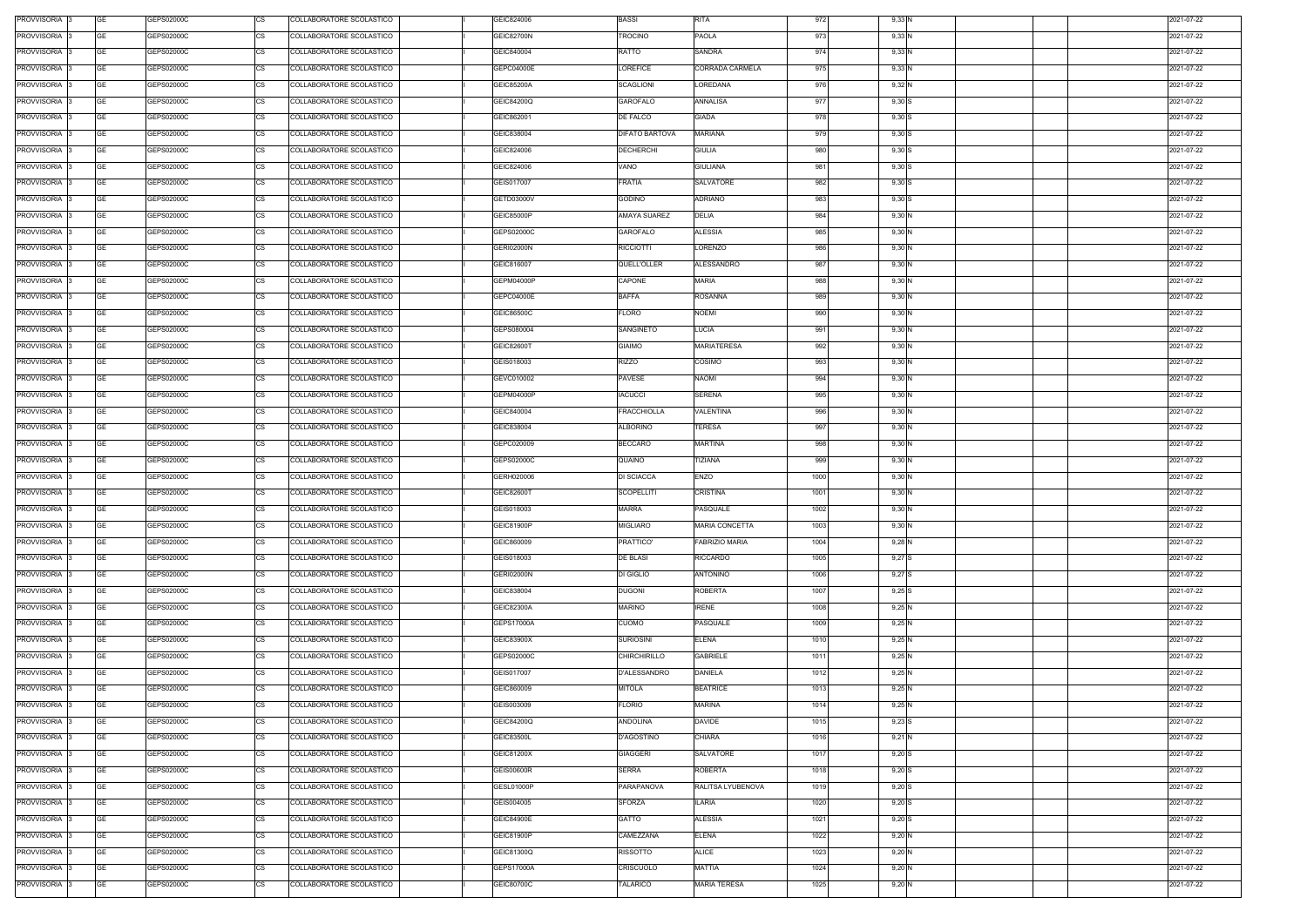| | | | | | | | | | | | | | | | | |
|---|---|---|---|---|---|---|---|---|---|---|---|---|---|---|---|---|
| PROVVISORIA | 3 | GE | GEPS02000C | CS | COLLABORATORE SCOLASTICO | | I | GEIC824006 | BASSI | RITA | 972 | 9,33 | N | | | 2021-07-22 |
| PROVVISORIA | 3 | GE | GEPS02000C | CS | COLLABORATORE SCOLASTICO | | I | GEIC82700N | TROCINO | PAOLA | 973 | 9,33 | N | | | 2021-07-22 |
| PROVVISORIA | 3 | GE | GEPS02000C | CS | COLLABORATORE SCOLASTICO | | I | GEIC840004 | RATTO | SANDRA | 974 | 9,33 | N | | | 2021-07-22 |
| PROVVISORIA | 3 | GE | GEPS02000C | CS | COLLABORATORE SCOLASTICO | | I | GEPC04000E | LOREFICE | CORRADA CARMELA | 975 | 9,33 | N | | | 2021-07-22 |
| PROVVISORIA | 3 | GE | GEPS02000C | CS | COLLABORATORE SCOLASTICO | | I | GEIC85200A | SCAGLIONI | LOREDANA | 976 | 9,32 | N | | | 2021-07-22 |
| PROVVISORIA | 3 | GE | GEPS02000C | CS | COLLABORATORE SCOLASTICO | | I | GEIC84200Q | GAROFALO | ANNALISA | 977 | 9,30 | S | | | 2021-07-22 |
| PROVVISORIA | 3 | GE | GEPS02000C | CS | COLLABORATORE SCOLASTICO | | I | GEIC862001 | DE FALCO | GIADA | 978 | 9,30 | S | | | 2021-07-22 |
| PROVVISORIA | 3 | GE | GEPS02000C | CS | COLLABORATORE SCOLASTICO | | I | GEIC838004 | DIFATO BARTOVA | MARIANA | 979 | 9,30 | S | | | 2021-07-22 |
| PROVVISORIA | 3 | GE | GEPS02000C | CS | COLLABORATORE SCOLASTICO | | I | GEIC824006 | DECHERCHI | GIULIA | 980 | 9,30 | S | | | 2021-07-22 |
| PROVVISORIA | 3 | GE | GEPS02000C | CS | COLLABORATORE SCOLASTICO | | I | GEIC824006 | VANO | GIULIANA | 981 | 9,30 | S | | | 2021-07-22 |
| PROVVISORIA | 3 | GE | GEPS02000C | CS | COLLABORATORE SCOLASTICO | | I | GEIS017007 | FRATIA | SALVATORE | 982 | 9,30 | S | | | 2021-07-22 |
| PROVVISORIA | 3 | GE | GEPS02000C | CS | COLLABORATORE SCOLASTICO | | I | GETD03000V | GODINO | ADRIANO | 983 | 9,30 | S | | | 2021-07-22 |
| PROVVISORIA | 3 | GE | GEPS02000C | CS | COLLABORATORE SCOLASTICO | | I | GEIC85000P | AMAYA SUAREZ | DELIA | 984 | 9,30 | N | | | 2021-07-22 |
| PROVVISORIA | 3 | GE | GEPS02000C | CS | COLLABORATORE SCOLASTICO | | I | GEPS02000C | GAROFALO | ALESSIA | 985 | 9,30 | N | | | 2021-07-22 |
| PROVVISORIA | 3 | GE | GEPS02000C | CS | COLLABORATORE SCOLASTICO | | I | GERI02000N | RICCIOTTI | LORENZO | 986 | 9,30 | N | | | 2021-07-22 |
| PROVVISORIA | 3 | GE | GEPS02000C | CS | COLLABORATORE SCOLASTICO | | I | GEIC816007 | QUELL'OLLER | ALESSANDRO | 987 | 9,30 | N | | | 2021-07-22 |
| PROVVISORIA | 3 | GE | GEPS02000C | CS | COLLABORATORE SCOLASTICO | | I | GEPM04000P | CAPONE | MARIA | 988 | 9,30 | N | | | 2021-07-22 |
| PROVVISORIA | 3 | GE | GEPS02000C | CS | COLLABORATORE SCOLASTICO | | I | GEPC04000E | BAFFA | ROSANNA | 989 | 9,30 | N | | | 2021-07-22 |
| PROVVISORIA | 3 | GE | GEPS02000C | CS | COLLABORATORE SCOLASTICO | | I | GEIC86500C | FLORO | NOEMI | 990 | 9,30 | N | | | 2021-07-22 |
| PROVVISORIA | 3 | GE | GEPS02000C | CS | COLLABORATORE SCOLASTICO | | I | GEPS080004 | SANGINETO | LUCIA | 991 | 9,30 | N | | | 2021-07-22 |
| PROVVISORIA | 3 | GE | GEPS02000C | CS | COLLABORATORE SCOLASTICO | | I | GEIC82600T | GIAIMO | MARIATERESA | 992 | 9,30 | N | | | 2021-07-22 |
| PROVVISORIA | 3 | GE | GEPS02000C | CS | COLLABORATORE SCOLASTICO | | I | GEIS018003 | RIZZO | COSIMO | 993 | 9,30 | N | | | 2021-07-22 |
| PROVVISORIA | 3 | GE | GEPS02000C | CS | COLLABORATORE SCOLASTICO | | I | GEVC010002 | PAVESE | NAOMI | 994 | 9,30 | N | | | 2021-07-22 |
| PROVVISORIA | 3 | GE | GEPS02000C | CS | COLLABORATORE SCOLASTICO | | I | GEPM04000P | IACUCCI | SERENA | 995 | 9,30 | N | | | 2021-07-22 |
| PROVVISORIA | 3 | GE | GEPS02000C | CS | COLLABORATORE SCOLASTICO | | I | GEIC840004 | FRACCHIOLLA | VALENTINA | 996 | 9,30 | N | | | 2021-07-22 |
| PROVVISORIA | 3 | GE | GEPS02000C | CS | COLLABORATORE SCOLASTICO | | I | GEIC838004 | ALBORINO | TERESA | 997 | 9,30 | N | | | 2021-07-22 |
| PROVVISORIA | 3 | GE | GEPS02000C | CS | COLLABORATORE SCOLASTICO | | I | GEPC020009 | BECCARO | MARTINA | 998 | 9,30 | N | | | 2021-07-22 |
| PROVVISORIA | 3 | GE | GEPS02000C | CS | COLLABORATORE SCOLASTICO | | I | GEPS02000C | QUAINO | TIZIANA | 999 | 9,30 | N | | | 2021-07-22 |
| PROVVISORIA | 3 | GE | GEPS02000C | CS | COLLABORATORE SCOLASTICO | | I | GERH020006 | DI SCIACCA | ENZO | 1000 | 9,30 | N | | | 2021-07-22 |
| PROVVISORIA | 3 | GE | GEPS02000C | CS | COLLABORATORE SCOLASTICO | | I | GEIC82600T | SCOPELLITI | CRISTINA | 1001 | 9,30 | N | | | 2021-07-22 |
| PROVVISORIA | 3 | GE | GEPS02000C | CS | COLLABORATORE SCOLASTICO | | I | GEIS018003 | MARRA | PASQUALE | 1002 | 9,30 | N | | | 2021-07-22 |
| PROVVISORIA | 3 | GE | GEPS02000C | CS | COLLABORATORE SCOLASTICO | | I | GEIC81900P | MIGLIARO | MARIA CONCETTA | 1003 | 9,30 | N | | | 2021-07-22 |
| PROVVISORIA | 3 | GE | GEPS02000C | CS | COLLABORATORE SCOLASTICO | | I | GEIC860009 | PRATTICO' | FABRIZIO MARIA | 1004 | 9,28 | N | | | 2021-07-22 |
| PROVVISORIA | 3 | GE | GEPS02000C | CS | COLLABORATORE SCOLASTICO | | I | GEIS018003 | DE BLASI | RICCARDO | 1005 | 9,27 | S | | | 2021-07-22 |
| PROVVISORIA | 3 | GE | GEPS02000C | CS | COLLABORATORE SCOLASTICO | | I | GERI02000N | DI GIGLIO | ANTONINO | 1006 | 9,27 | S | | | 2021-07-22 |
| PROVVISORIA | 3 | GE | GEPS02000C | CS | COLLABORATORE SCOLASTICO | | I | GEIC838004 | DUGONI | ROBERTA | 1007 | 9,25 | S | | | 2021-07-22 |
| PROVVISORIA | 3 | GE | GEPS02000C | CS | COLLABORATORE SCOLASTICO | | I | GEIC82300A | MARINO | IRENE | 1008 | 9,25 | N | | | 2021-07-22 |
| PROVVISORIA | 3 | GE | GEPS02000C | CS | COLLABORATORE SCOLASTICO | | I | GEPS17000A | CUOMO | PASQUALE | 1009 | 9,25 | N | | | 2021-07-22 |
| PROVVISORIA | 3 | GE | GEPS02000C | CS | COLLABORATORE SCOLASTICO | | I | GEIC83900X | SURIOSINI | ELENA | 1010 | 9,25 | N | | | 2021-07-22 |
| PROVVISORIA | 3 | GE | GEPS02000C | CS | COLLABORATORE SCOLASTICO | | I | GEPS02000C | CHIRCHIRILLO | GABRIELE | 1011 | 9,25 | N | | | 2021-07-22 |
| PROVVISORIA | 3 | GE | GEPS02000C | CS | COLLABORATORE SCOLASTICO | | I | GEIS017007 | D'ALESSANDRO | DANIELA | 1012 | 9,25 | N | | | 2021-07-22 |
| PROVVISORIA | 3 | GE | GEPS02000C | CS | COLLABORATORE SCOLASTICO | | I | GEIC860009 | MITOLA | BEATRICE | 1013 | 9,25 | N | | | 2021-07-22 |
| PROVVISORIA | 3 | GE | GEPS02000C | CS | COLLABORATORE SCOLASTICO | | I | GEIS003009 | FLORIO | MARINA | 1014 | 9,25 | N | | | 2021-07-22 |
| PROVVISORIA | 3 | GE | GEPS02000C | CS | COLLABORATORE SCOLASTICO | | I | GEIC84200Q | ANDOLINA | DAVIDE | 1015 | 9,23 | S | | | 2021-07-22 |
| PROVVISORIA | 3 | GE | GEPS02000C | CS | COLLABORATORE SCOLASTICO | | I | GEIC83500L | D'AGOSTINO | CHIARA | 1016 | 9,21 | N | | | 2021-07-22 |
| PROVVISORIA | 3 | GE | GEPS02000C | CS | COLLABORATORE SCOLASTICO | | I | GEIC81200X | GIAGGERI | SALVATORE | 1017 | 9,20 | S | | | 2021-07-22 |
| PROVVISORIA | 3 | GE | GEPS02000C | CS | COLLABORATORE SCOLASTICO | | I | GEIS00600R | SERRA | ROBERTA | 1018 | 9,20 | S | | | 2021-07-22 |
| PROVVISORIA | 3 | GE | GEPS02000C | CS | COLLABORATORE SCOLASTICO | | I | GESL01000P | PARAPANOVA | RALITSA LYUBENOVA | 1019 | 9,20 | S | | | 2021-07-22 |
| PROVVISORIA | 3 | GE | GEPS02000C | CS | COLLABORATORE SCOLASTICO | | I | GEIS004005 | SFORZA | ILARIA | 1020 | 9,20 | S | | | 2021-07-22 |
| PROVVISORIA | 3 | GE | GEPS02000C | CS | COLLABORATORE SCOLASTICO | | I | GEIC84900E | GATTO | ALESSIA | 1021 | 9,20 | S | | | 2021-07-22 |
| PROVVISORIA | 3 | GE | GEPS02000C | CS | COLLABORATORE SCOLASTICO | | I | GEIC81900P | CAMEZZANA | ELENA | 1022 | 9,20 | N | | | 2021-07-22 |
| PROVVISORIA | 3 | GE | GEPS02000C | CS | COLLABORATORE SCOLASTICO | | I | GEIC81300Q | RISSOTTO | ALICE | 1023 | 9,20 | N | | | 2021-07-22 |
| PROVVISORIA | 3 | GE | GEPS02000C | CS | COLLABORATORE SCOLASTICO | | I | GEPS17000A | CRISCUOLO | MATTIA | 1024 | 9,20 | N | | | 2021-07-22 |
| PROVVISORIA | 3 | GE | GEPS02000C | CS | COLLABORATORE SCOLASTICO | | I | GEIC80700C | TALARICO | MARIA TERESA | 1025 | 9,20 | N | | | 2021-07-22 |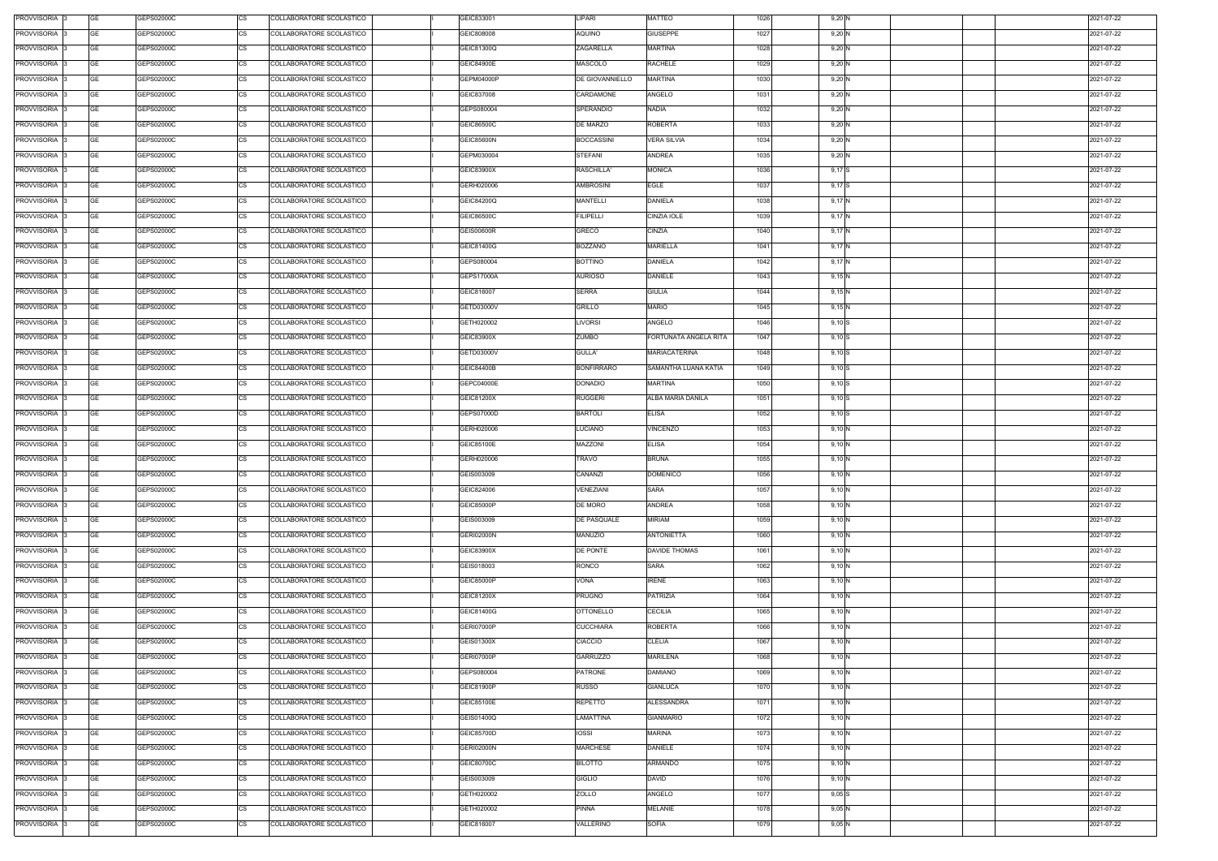| | | | | | | | | | | | | | | | |
|---|---|---|---|---|---|---|---|---|---|---|---|---|---|---|---|
| PROVVISORIA 3 | GE | GEPS02000C | CS | COLLABORATORE SCOLASTICO | I | GEIC833001 | LIPARI | MATTEO | 1026 | 9,20 | N | | | | 2021-07-22 |
| PROVVISORIA 3 | GE | GEPS02000C | CS | COLLABORATORE SCOLASTICO | I | GEIC808008 | AQUINO | GIUSEPPE | 1027 | 9,20 | N | | | | 2021-07-22 |
| PROVVISORIA 3 | GE | GEPS02000C | CS | COLLABORATORE SCOLASTICO | I | GEIC81300Q | ZAGARELLA | MARTINA | 1028 | 9,20 | N | | | | 2021-07-22 |
| PROVVISORIA 3 | GE | GEPS02000C | CS | COLLABORATORE SCOLASTICO | I | GEIC84900E | MASCOLO | RACHELE | 1029 | 9,20 | N | | | | 2021-07-22 |
| PROVVISORIA 3 | GE | GEPS02000C | CS | COLLABORATORE SCOLASTICO | I | GEPM04000P | DE GIOVANNIELLO | MARTINA | 1030 | 9,20 | N | | | | 2021-07-22 |
| PROVVISORIA 3 | GE | GEPS02000C | CS | COLLABORATORE SCOLASTICO | I | GEIC837008 | CARDAMONE | ANGELO | 1031 | 9,20 | N | | | | 2021-07-22 |
| PROVVISORIA 3 | GE | GEPS02000C | CS | COLLABORATORE SCOLASTICO | I | GEPS080004 | SPERANDIO | NADIA | 1032 | 9,20 | N | | | | 2021-07-22 |
| PROVVISORIA 3 | GE | GEPS02000C | CS | COLLABORATORE SCOLASTICO | I | GEIC86500C | DE MARZO | ROBERTA | 1033 | 9,20 | N | | | | 2021-07-22 |
| PROVVISORIA 3 | GE | GEPS02000C | CS | COLLABORATORE SCOLASTICO | I | GEIC85600N | BOCCASSINI | VERA SILVIA | 1034 | 9,20 | N | | | | 2021-07-22 |
| PROVVISORIA 3 | GE | GEPS02000C | CS | COLLABORATORE SCOLASTICO | I | GEPM030004 | STEFANI | ANDREA | 1035 | 9,20 | N | | | | 2021-07-22 |
| PROVVISORIA 3 | GE | GEPS02000C | CS | COLLABORATORE SCOLASTICO | I | GEIC83900X | RASCHILLA' | MONICA | 1036 | 9,17 | S | | | | 2021-07-22 |
| PROVVISORIA 3 | GE | GEPS02000C | CS | COLLABORATORE SCOLASTICO | I | GERH020006 | AMBROSINI | EGLE | 1037 | 9,17 | S | | | | 2021-07-22 |
| PROVVISORIA 3 | GE | GEPS02000C | CS | COLLABORATORE SCOLASTICO | I | GEIC84200Q | MANTELLI | DANIELA | 1038 | 9,17 | N | | | | 2021-07-22 |
| PROVVISORIA 3 | GE | GEPS02000C | CS | COLLABORATORE SCOLASTICO | I | GEIC86500C | FILIPELLI | CINZIA IOLE | 1039 | 9,17 | N | | | | 2021-07-22 |
| PROVVISORIA 3 | GE | GEPS02000C | CS | COLLABORATORE SCOLASTICO | I | GEIS00600R | GRECO | CINZIA | 1040 | 9,17 | N | | | | 2021-07-22 |
| PROVVISORIA 3 | GE | GEPS02000C | CS | COLLABORATORE SCOLASTICO | I | GEIC81400G | BOZZANO | MARIELLA | 1041 | 9,17 | N | | | | 2021-07-22 |
| PROVVISORIA 3 | GE | GEPS02000C | CS | COLLABORATORE SCOLASTICO | I | GEPS080004 | BOTTINO | DANIELA | 1042 | 9,17 | N | | | | 2021-07-22 |
| PROVVISORIA 3 | GE | GEPS02000C | CS | COLLABORATORE SCOLASTICO | I | GEPS17000A | AURIOSO | DANIELE | 1043 | 9,15 | N | | | | 2021-07-22 |
| PROVVISORIA 3 | GE | GEPS02000C | CS | COLLABORATORE SCOLASTICO | I | GEIC816007 | SERRA | GIULIA | 1044 | 9,15 | N | | | | 2021-07-22 |
| PROVVISORIA 3 | GE | GEPS02000C | CS | COLLABORATORE SCOLASTICO | I | GETD03000V | GRILLO | MARIO | 1045 | 9,15 | N | | | | 2021-07-22 |
| PROVVISORIA 3 | GE | GEPS02000C | CS | COLLABORATORE SCOLASTICO | I | GETH020002 | LIVORSI | ANGELO | 1046 | 9,10 | S | | | | 2021-07-22 |
| PROVVISORIA 3 | GE | GEPS02000C | CS | COLLABORATORE SCOLASTICO | I | GEIC83900X | ZUMBO | FORTUNATA ANGELA RITA | 1047 | 9,10 | S | | | | 2021-07-22 |
| PROVVISORIA 3 | GE | GEPS02000C | CS | COLLABORATORE SCOLASTICO | I | GETD03000V | GULLA' | MARIACATERINA | 1048 | 9,10 | S | | | | 2021-07-22 |
| PROVVISORIA 3 | GE | GEPS02000C | CS | COLLABORATORE SCOLASTICO | I | GEIC84400B | BONFIRRARO | SAMANTHA LUANA KATIA | 1049 | 9,10 | S | | | | 2021-07-22 |
| PROVVISORIA 3 | GE | GEPS02000C | CS | COLLABORATORE SCOLASTICO | I | GEPC04000E | DONADIO | MARTINA | 1050 | 9,10 | S | | | | 2021-07-22 |
| PROVVISORIA 3 | GE | GEPS02000C | CS | COLLABORATORE SCOLASTICO | I | GEIC81200X | RUGGERI | ALBA MARIA DANILA | 1051 | 9,10 | S | | | | 2021-07-22 |
| PROVVISORIA 3 | GE | GEPS02000C | CS | COLLABORATORE SCOLASTICO | I | GEPS07000D | BARTOLI | ELISA | 1052 | 9,10 | S | | | | 2021-07-22 |
| PROVVISORIA 3 | GE | GEPS02000C | CS | COLLABORATORE SCOLASTICO | I | GERH020006 | LUCIANO | VINCENZO | 1053 | 9,10 | N | | | | 2021-07-22 |
| PROVVISORIA 3 | GE | GEPS02000C | CS | COLLABORATORE SCOLASTICO | I | GEIC85100E | MAZZONI | ELISA | 1054 | 9,10 | N | | | | 2021-07-22 |
| PROVVISORIA 3 | GE | GEPS02000C | CS | COLLABORATORE SCOLASTICO | I | GERH020006 | TRAVO | BRUNA | 1055 | 9,10 | N | | | | 2021-07-22 |
| PROVVISORIA 3 | GE | GEPS02000C | CS | COLLABORATORE SCOLASTICO | I | GEIS003009 | CANANZI | DOMENICO | 1056 | 9,10 | N | | | | 2021-07-22 |
| PROVVISORIA 3 | GE | GEPS02000C | CS | COLLABORATORE SCOLASTICO | I | GEIC824006 | VENEZIANI | SARA | 1057 | 9,10 | N | | | | 2021-07-22 |
| PROVVISORIA 3 | GE | GEPS02000C | CS | COLLABORATORE SCOLASTICO | I | GEIC85000P | DE MORO | ANDREA | 1058 | 9,10 | N | | | | 2021-07-22 |
| PROVVISORIA 3 | GE | GEPS02000C | CS | COLLABORATORE SCOLASTICO | I | GEIS003009 | DE PASQUALE | MIRIAM | 1059 | 9,10 | N | | | | 2021-07-22 |
| PROVVISORIA 3 | GE | GEPS02000C | CS | COLLABORATORE SCOLASTICO | I | GERI02000N | MANUZIO | ANTONIETTA | 1060 | 9,10 | N | | | | 2021-07-22 |
| PROVVISORIA 3 | GE | GEPS02000C | CS | COLLABORATORE SCOLASTICO | I | GEIC83900X | DE PONTE | DAVIDE THOMAS | 1061 | 9,10 | N | | | | 2021-07-22 |
| PROVVISORIA 3 | GE | GEPS02000C | CS | COLLABORATORE SCOLASTICO | I | GEIS018003 | RONCO | SARA | 1062 | 9,10 | N | | | | 2021-07-22 |
| PROVVISORIA 3 | GE | GEPS02000C | CS | COLLABORATORE SCOLASTICO | I | GEIC85000P | VONA | IRENE | 1063 | 9,10 | N | | | | 2021-07-22 |
| PROVVISORIA 3 | GE | GEPS02000C | CS | COLLABORATORE SCOLASTICO | I | GEIC81200X | PRUGNO | PATRIZIA | 1064 | 9,10 | N | | | | 2021-07-22 |
| PROVVISORIA 3 | GE | GEPS02000C | CS | COLLABORATORE SCOLASTICO | I | GEIC81400G | OTTONELLO | CECILIA | 1065 | 9,10 | N | | | | 2021-07-22 |
| PROVVISORIA 3 | GE | GEPS02000C | CS | COLLABORATORE SCOLASTICO | I | GERI07000P | CUCCHIARA | ROBERTA | 1066 | 9,10 | N | | | | 2021-07-22 |
| PROVVISORIA 3 | GE | GEPS02000C | CS | COLLABORATORE SCOLASTICO | I | GEIS01300X | CIACCIO | CLELIA | 1067 | 9,10 | N | | | | 2021-07-22 |
| PROVVISORIA 3 | GE | GEPS02000C | CS | COLLABORATORE SCOLASTICO | I | GERI07000P | GARRUZZO | MARILENA | 1068 | 9,10 | N | | | | 2021-07-22 |
| PROVVISORIA 3 | GE | GEPS02000C | CS | COLLABORATORE SCOLASTICO | I | GEPS080004 | PATRONE | DAMIANO | 1069 | 9,10 | N | | | | 2021-07-22 |
| PROVVISORIA 3 | GE | GEPS02000C | CS | COLLABORATORE SCOLASTICO | I | GEIC81900P | RUSSO | GIANLUCA | 1070 | 9,10 | N | | | | 2021-07-22 |
| PROVVISORIA 3 | GE | GEPS02000C | CS | COLLABORATORE SCOLASTICO | I | GEIC85100E | REPETTO | ALESSANDRA | 1071 | 9,10 | N | | | | 2021-07-22 |
| PROVVISORIA 3 | GE | GEPS02000C | CS | COLLABORATORE SCOLASTICO | I | GEIS01400Q | LAMATTINA | GIANMARIO | 1072 | 9,10 | N | | | | 2021-07-22 |
| PROVVISORIA 3 | GE | GEPS02000C | CS | COLLABORATORE SCOLASTICO | I | GEIC85700D | IOSSI | MARINA | 1073 | 9,10 | N | | | | 2021-07-22 |
| PROVVISORIA 3 | GE | GEPS02000C | CS | COLLABORATORE SCOLASTICO | I | GERI02000N | MARCHESE | DANIELE | 1074 | 9,10 | N | | | | 2021-07-22 |
| PROVVISORIA 3 | GE | GEPS02000C | CS | COLLABORATORE SCOLASTICO | I | GEIC80700C | BILOTTO | ARMANDO | 1075 | 9,10 | N | | | | 2021-07-22 |
| PROVVISORIA 3 | GE | GEPS02000C | CS | COLLABORATORE SCOLASTICO | I | GEIS003009 | GIGLIO | DAVID | 1076 | 9,10 | N | | | | 2021-07-22 |
| PROVVISORIA 3 | GE | GEPS02000C | CS | COLLABORATORE SCOLASTICO | I | GETH020002 | ZOLLO | ANGELO | 1077 | 9,05 | S | | | | 2021-07-22 |
| PROVVISORIA 3 | GE | GEPS02000C | CS | COLLABORATORE SCOLASTICO | I | GETH020002 | PINNA | MELANIE | 1078 | 9,05 | N | | | | 2021-07-22 |
| PROVVISORIA 3 | GE | GEPS02000C | CS | COLLABORATORE SCOLASTICO | I | GEIC816007 | VALLERINO | SOFIA | 1079 | 9,05 | N | | | | 2021-07-22 |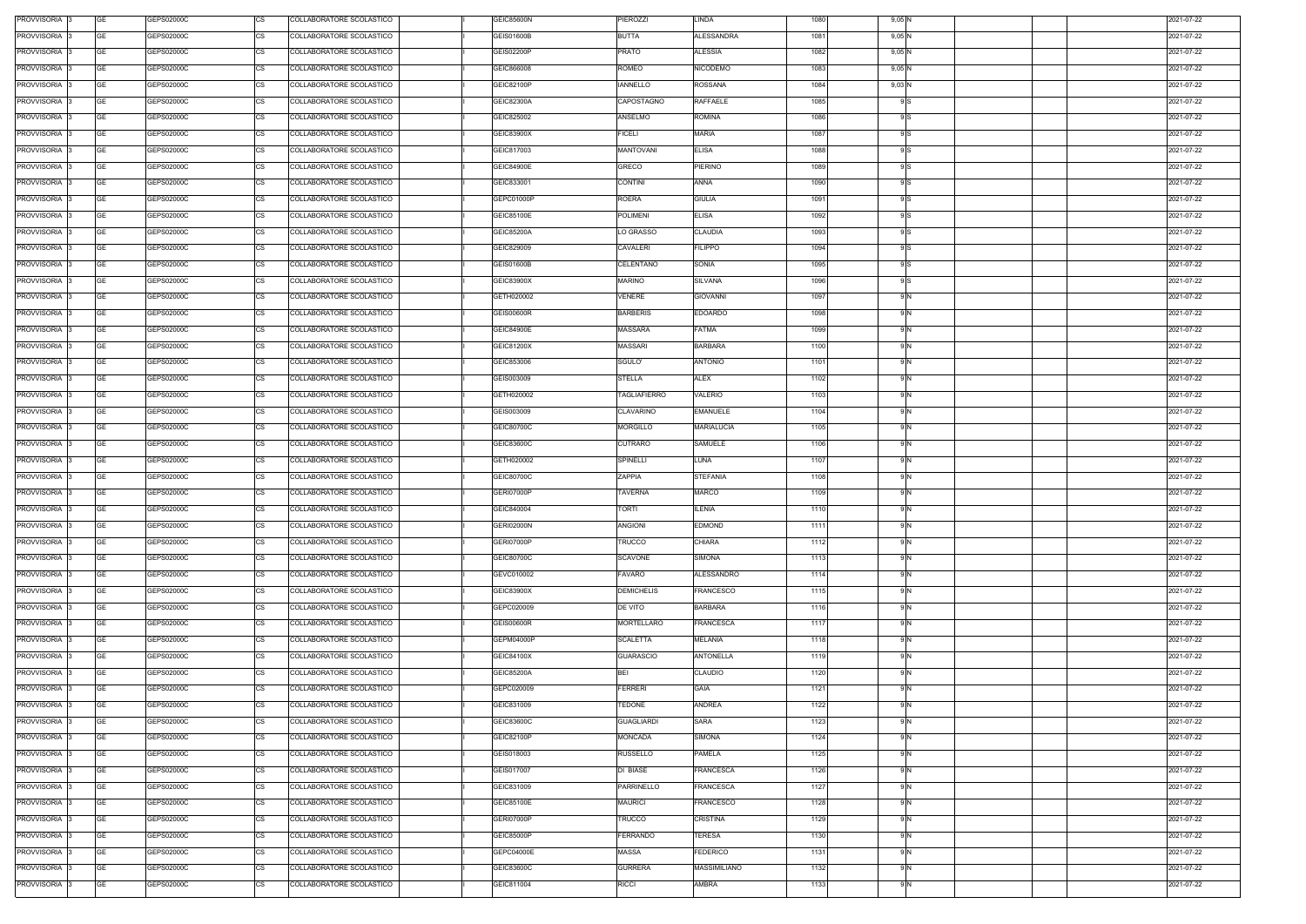| | | | | | | | | | | | | | | | | |
|---|---|---|---|---|---|---|---|---|---|---|---|---|---|---|---|---|
| PROVVISORIA | 3 | GE | GEPS02000C | CS | COLLABORATORE SCOLASTICO | | I | GEIC85600N | PIEROZZI | LINDA | 1080 | 9,05 | N | | | 2021-07-22 |
| PROVVISORIA | 3 | GE | GEPS02000C | CS | COLLABORATORE SCOLASTICO | | I | GEIS01600B | BUTTA | ALESSANDRA | 1081 | 9,05 | N | | | 2021-07-22 |
| PROVVISORIA | 3 | GE | GEPS02000C | CS | COLLABORATORE SCOLASTICO | | I | GEIS02200P | PRATO | ALESSIA | 1082 | 9,05 | N | | | 2021-07-22 |
| PROVVISORIA | 3 | GE | GEPS02000C | CS | COLLABORATORE SCOLASTICO | | I | GEIC866008 | ROMEO | NICODEMO | 1083 | 9,05 | N | | | 2021-07-22 |
| PROVVISORIA | 3 | GE | GEPS02000C | CS | COLLABORATORE SCOLASTICO | | I | GEIC82100P | IANNELLO | ROSSANA | 1084 | 9,03 | N | | | 2021-07-22 |
| PROVVISORIA | 3 | GE | GEPS02000C | CS | COLLABORATORE SCOLASTICO | | I | GEIC82300A | CAPOSTAGNO | RAFFAELE | 1085 | 9 | S | | | 2021-07-22 |
| PROVVISORIA | 3 | GE | GEPS02000C | CS | COLLABORATORE SCOLASTICO | | I | GEIC825002 | ANSELMO | ROMINA | 1086 | 9 | S | | | 2021-07-22 |
| PROVVISORIA | 3 | GE | GEPS02000C | CS | COLLABORATORE SCOLASTICO | | I | GEIC83900X | FICELI | MARIA | 1087 | 9 | S | | | 2021-07-22 |
| PROVVISORIA | 3 | GE | GEPS02000C | CS | COLLABORATORE SCOLASTICO | | I | GEIC817003 | MANTOVANI | ELISA | 1088 | 9 | S | | | 2021-07-22 |
| PROVVISORIA | 3 | GE | GEPS02000C | CS | COLLABORATORE SCOLASTICO | | I | GEIC84900E | GRECO | PIERINO | 1089 | 9 | S | | | 2021-07-22 |
| PROVVISORIA | 3 | GE | GEPS02000C | CS | COLLABORATORE SCOLASTICO | | I | GEIC833001 | CONTINI | ANNA | 1090 | 9 | S | | | 2021-07-22 |
| PROVVISORIA | 3 | GE | GEPS02000C | CS | COLLABORATORE SCOLASTICO | | I | GEPC01000P | ROERA | GIULIA | 1091 | 9 | S | | | 2021-07-22 |
| PROVVISORIA | 3 | GE | GEPS02000C | CS | COLLABORATORE SCOLASTICO | | I | GEIC85100E | POLIMENI | ELISA | 1092 | 9 | S | | | 2021-07-22 |
| PROVVISORIA | 3 | GE | GEPS02000C | CS | COLLABORATORE SCOLASTICO | | I | GEIC85200A | LO GRASSO | CLAUDIA | 1093 | 9 | S | | | 2021-07-22 |
| PROVVISORIA | 3 | GE | GEPS02000C | CS | COLLABORATORE SCOLASTICO | | I | GEIC829009 | CAVALERI | FILIPPO | 1094 | 9 | S | | | 2021-07-22 |
| PROVVISORIA | 3 | GE | GEPS02000C | CS | COLLABORATORE SCOLASTICO | | I | GEIS01600B | CELENTANO | SONIA | 1095 | 9 | S | | | 2021-07-22 |
| PROVVISORIA | 3 | GE | GEPS02000C | CS | COLLABORATORE SCOLASTICO | | I | GEIC83900X | MARINO | SILVANA | 1096 | 9 | S | | | 2021-07-22 |
| PROVVISORIA | 3 | GE | GEPS02000C | CS | COLLABORATORE SCOLASTICO | | I | GETH020002 | VENERE | GIOVANNI | 1097 | 9 | N | | | 2021-07-22 |
| PROVVISORIA | 3 | GE | GEPS02000C | CS | COLLABORATORE SCOLASTICO | | I | GEIS00600R | BARBERIS | EDOARDO | 1098 | 9 | N | | | 2021-07-22 |
| PROVVISORIA | 3 | GE | GEPS02000C | CS | COLLABORATORE SCOLASTICO | | I | GEIC84900E | MASSARA | FATMA | 1099 | 9 | N | | | 2021-07-22 |
| PROVVISORIA | 3 | GE | GEPS02000C | CS | COLLABORATORE SCOLASTICO | | I | GEIC81200X | MASSARI | BARBARA | 1100 | 9 | N | | | 2021-07-22 |
| PROVVISORIA | 3 | GE | GEPS02000C | CS | COLLABORATORE SCOLASTICO | | I | GEIC853006 | SGULO' | ANTONIO | 1101 | 9 | N | | | 2021-07-22 |
| PROVVISORIA | 3 | GE | GEPS02000C | CS | COLLABORATORE SCOLASTICO | | I | GEIS003009 | STELLA | ALEX | 1102 | 9 | N | | | 2021-07-22 |
| PROVVISORIA | 3 | GE | GEPS02000C | CS | COLLABORATORE SCOLASTICO | | I | GETH020002 | TAGLIAFIERRO | VALERIO | 1103 | 9 | N | | | 2021-07-22 |
| PROVVISORIA | 3 | GE | GEPS02000C | CS | COLLABORATORE SCOLASTICO | | I | GEIS003009 | CLAVARINO | EMANUELE | 1104 | 9 | N | | | 2021-07-22 |
| PROVVISORIA | 3 | GE | GEPS02000C | CS | COLLABORATORE SCOLASTICO | | I | GEIC80700C | MORGILLO | MARIALUCIA | 1105 | 9 | N | | | 2021-07-22 |
| PROVVISORIA | 3 | GE | GEPS02000C | CS | COLLABORATORE SCOLASTICO | | I | GEIC83600C | CUTRARO | SAMUELE | 1106 | 9 | N | | | 2021-07-22 |
| PROVVISORIA | 3 | GE | GEPS02000C | CS | COLLABORATORE SCOLASTICO | | I | GETH020002 | SPINELLI | LUNA | 1107 | 9 | N | | | 2021-07-22 |
| PROVVISORIA | 3 | GE | GEPS02000C | CS | COLLABORATORE SCOLASTICO | | I | GEIC80700C | ZAPPIA | STEFANIA | 1108 | 9 | N | | | 2021-07-22 |
| PROVVISORIA | 3 | GE | GEPS02000C | CS | COLLABORATORE SCOLASTICO | | I | GERI07000P | TAVERNA | MARCO | 1109 | 9 | N | | | 2021-07-22 |
| PROVVISORIA | 3 | GE | GEPS02000C | CS | COLLABORATORE SCOLASTICO | | I | GEIC840004 | TORTI | ILENIA | 1110 | 9 | N | | | 2021-07-22 |
| PROVVISORIA | 3 | GE | GEPS02000C | CS | COLLABORATORE SCOLASTICO | | I | GERI02000N | ANGIONI | EDMOND | 1111 | 9 | N | | | 2021-07-22 |
| PROVVISORIA | 3 | GE | GEPS02000C | CS | COLLABORATORE SCOLASTICO | | I | GERI07000P | TRUCCO | CHIARA | 1112 | 9 | N | | | 2021-07-22 |
| PROVVISORIA | 3 | GE | GEPS02000C | CS | COLLABORATORE SCOLASTICO | | I | GEIC80700C | SCAVONE | SIMONA | 1113 | 9 | N | | | 2021-07-22 |
| PROVVISORIA | 3 | GE | GEPS02000C | CS | COLLABORATORE SCOLASTICO | | I | GEVC010002 | FAVARO | ALESSANDRO | 1114 | 9 | N | | | 2021-07-22 |
| PROVVISORIA | 3 | GE | GEPS02000C | CS | COLLABORATORE SCOLASTICO | | I | GEIC83900X | DEMICHELIS | FRANCESCO | 1115 | 9 | N | | | 2021-07-22 |
| PROVVISORIA | 3 | GE | GEPS02000C | CS | COLLABORATORE SCOLASTICO | | I | GEPC020009 | DE VITO | BARBARA | 1116 | 9 | N | | | 2021-07-22 |
| PROVVISORIA | 3 | GE | GEPS02000C | CS | COLLABORATORE SCOLASTICO | | I | GEIS00600R | MORTELLARO | FRANCESCA | 1117 | 9 | N | | | 2021-07-22 |
| PROVVISORIA | 3 | GE | GEPS02000C | CS | COLLABORATORE SCOLASTICO | | I | GEPM04000P | SCALETTA | MELANIA | 1118 | 9 | N | | | 2021-07-22 |
| PROVVISORIA | 3 | GE | GEPS02000C | CS | COLLABORATORE SCOLASTICO | | I | GEIC84100X | GUARASCIO | ANTONELLA | 1119 | 9 | N | | | 2021-07-22 |
| PROVVISORIA | 3 | GE | GEPS02000C | CS | COLLABORATORE SCOLASTICO | | I | GEIC85200A | BEI | CLAUDIO | 1120 | 9 | N | | | 2021-07-22 |
| PROVVISORIA | 3 | GE | GEPS02000C | CS | COLLABORATORE SCOLASTICO | | I | GEPC020009 | FERRERI | GAIA | 1121 | 9 | N | | | 2021-07-22 |
| PROVVISORIA | 3 | GE | GEPS02000C | CS | COLLABORATORE SCOLASTICO | | I | GEIC831009 | TEDONE | ANDREA | 1122 | 9 | N | | | 2021-07-22 |
| PROVVISORIA | 3 | GE | GEPS02000C | CS | COLLABORATORE SCOLASTICO | | I | GEIC83600C | GUAGLIARDI | SARA | 1123 | 9 | N | | | 2021-07-22 |
| PROVVISORIA | 3 | GE | GEPS02000C | CS | COLLABORATORE SCOLASTICO | | I | GEIC82100P | MONCADA | SIMONA | 1124 | 9 | N | | | 2021-07-22 |
| PROVVISORIA | 3 | GE | GEPS02000C | CS | COLLABORATORE SCOLASTICO | | I | GEIS018003 | RUSSELLO | PAMELA | 1125 | 9 | N | | | 2021-07-22 |
| PROVVISORIA | 3 | GE | GEPS02000C | CS | COLLABORATORE SCOLASTICO | | I | GEIS017007 | DI BIASE | FRANCESCA | 1126 | 9 | N | | | 2021-07-22 |
| PROVVISORIA | 3 | GE | GEPS02000C | CS | COLLABORATORE SCOLASTICO | | I | GEIC831009 | PARRINELLO | FRANCESCA | 1127 | 9 | N | | | 2021-07-22 |
| PROVVISORIA | 3 | GE | GEPS02000C | CS | COLLABORATORE SCOLASTICO | | I | GEIC85100E | MAURICI | FRANCESCO | 1128 | 9 | N | | | 2021-07-22 |
| PROVVISORIA | 3 | GE | GEPS02000C | CS | COLLABORATORE SCOLASTICO | | I | GERI07000P | TRUCCO | CRISTINA | 1129 | 9 | N | | | 2021-07-22 |
| PROVVISORIA | 3 | GE | GEPS02000C | CS | COLLABORATORE SCOLASTICO | | I | GEIC85000P | FERRANDO | TERESA | 1130 | 9 | N | | | 2021-07-22 |
| PROVVISORIA | 3 | GE | GEPS02000C | CS | COLLABORATORE SCOLASTICO | | I | GEPC04000E | MASSA | FEDERICO | 1131 | 9 | N | | | 2021-07-22 |
| PROVVISORIA | 3 | GE | GEPS02000C | CS | COLLABORATORE SCOLASTICO | | I | GEIC83600C | GURRERA | MASSIMILIANO | 1132 | 9 | N | | | 2021-07-22 |
| PROVVISORIA | 3 | GE | GEPS02000C | CS | COLLABORATORE SCOLASTICO | | I | GEIC811004 | RICCI | AMBRA | 1133 | 9 | N | | | 2021-07-22 |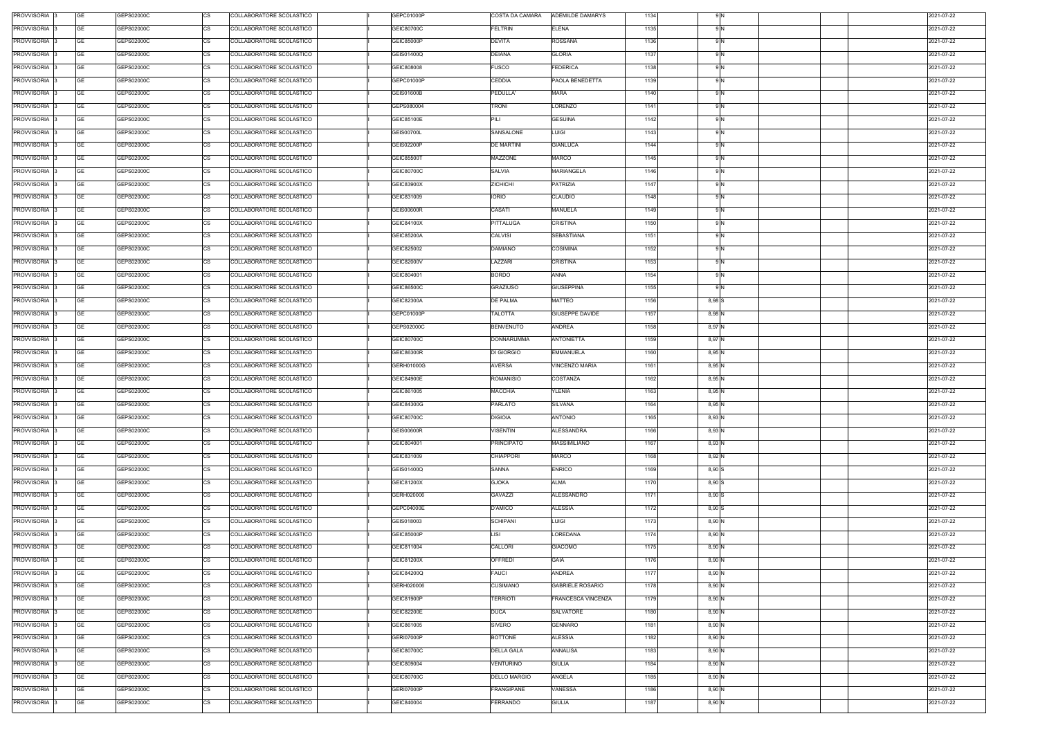| | | | | | | | | | | | | | | | | |
|---|---|---|---|---|---|---|---|---|---|---|---|---|---|---|---|---|
| PROVVISORIA | 3 | GE | GEPS02000C | CS | COLLABORATORE SCOLASTICO | | I | GEPC01000P | COSTA DA CAMARA | ADEMILDE DAMARYS | 1134 | 9 | N | | | 2021-07-22 |
| PROVVISORIA | 3 | GE | GEPS02000C | CS | COLLABORATORE SCOLASTICO | | I | GEIC80700C | FELTRIN | ELENA | 1135 | 9 | N | | | 2021-07-22 |
| PROVVISORIA | 3 | GE | GEPS02000C | CS | COLLABORATORE SCOLASTICO | | I | GEIC85000P | DEVITA | ROSSANA | 1136 | 9 | N | | | 2021-07-22 |
| PROVVISORIA | 3 | GE | GEPS02000C | CS | COLLABORATORE SCOLASTICO | | I | GEIS01400Q | DEIANA | GLORIA | 1137 | 9 | N | | | 2021-07-22 |
| PROVVISORIA | 3 | GE | GEPS02000C | CS | COLLABORATORE SCOLASTICO | | I | GEIC808008 | FUSCO | FEDERICA | 1138 | 9 | N | | | 2021-07-22 |
| PROVVISORIA | 3 | GE | GEPS02000C | CS | COLLABORATORE SCOLASTICO | | I | GEPC01000P | CEDDIA | PAOLA BENEDETTA | 1139 | 9 | N | | | 2021-07-22 |
| PROVVISORIA | 3 | GE | GEPS02000C | CS | COLLABORATORE SCOLASTICO | | I | GEIS01600B | PEDULLA' | MARA | 1140 | 9 | N | | | 2021-07-22 |
| PROVVISORIA | 3 | GE | GEPS02000C | CS | COLLABORATORE SCOLASTICO | | I | GEPS080004 | TRONI | LORENZO | 1141 | 9 | N | | | 2021-07-22 |
| PROVVISORIA | 3 | GE | GEPS02000C | CS | COLLABORATORE SCOLASTICO | | I | GEIC85100E | PILI | GESUINA | 1142 | 9 | N | | | 2021-07-22 |
| PROVVISORIA | 3 | GE | GEPS02000C | CS | COLLABORATORE SCOLASTICO | | I | GEIS00700L | SANSALONE | LUIGI | 1143 | 9 | N | | | 2021-07-22 |
| PROVVISORIA | 3 | GE | GEPS02000C | CS | COLLABORATORE SCOLASTICO | | I | GEIS02200P | DE MARTINI | GIANLUCA | 1144 | 9 | N | | | 2021-07-22 |
| PROVVISORIA | 3 | GE | GEPS02000C | CS | COLLABORATORE SCOLASTICO | | I | GEIC85500T | MAZZONE | MARCO | 1145 | 9 | N | | | 2021-07-22 |
| PROVVISORIA | 3 | GE | GEPS02000C | CS | COLLABORATORE SCOLASTICO | | I | GEIC80700C | SALVIA | MARIANGELA | 1146 | 9 | N | | | 2021-07-22 |
| PROVVISORIA | 3 | GE | GEPS02000C | CS | COLLABORATORE SCOLASTICO | | I | GEIC83900X | ZICHICHI | PATRIZIA | 1147 | 9 | N | | | 2021-07-22 |
| PROVVISORIA | 3 | GE | GEPS02000C | CS | COLLABORATORE SCOLASTICO | | I | GEIC831009 | IORIO | CLAUDIO | 1148 | 9 | N | | | 2021-07-22 |
| PROVVISORIA | 3 | GE | GEPS02000C | CS | COLLABORATORE SCOLASTICO | | I | GEIS00600R | CASATI | MANUELA | 1149 | 9 | N | | | 2021-07-22 |
| PROVVISORIA | 3 | GE | GEPS02000C | CS | COLLABORATORE SCOLASTICO | | I | GEIC84100X | PITTALUGA | CRISTINA | 1150 | 9 | N | | | 2021-07-22 |
| PROVVISORIA | 3 | GE | GEPS02000C | CS | COLLABORATORE SCOLASTICO | | I | GEIC85200A | CALVISI | SEBASTIANA | 1151 | 9 | N | | | 2021-07-22 |
| PROVVISORIA | 3 | GE | GEPS02000C | CS | COLLABORATORE SCOLASTICO | | I | GEIC825002 | DAMIANO | COSIMINA | 1152 | 9 | N | | | 2021-07-22 |
| PROVVISORIA | 3 | GE | GEPS02000C | CS | COLLABORATORE SCOLASTICO | | I | GEIC82000V | LAZZARI | CRISTINA | 1153 | 9 | N | | | 2021-07-22 |
| PROVVISORIA | 3 | GE | GEPS02000C | CS | COLLABORATORE SCOLASTICO | | I | GEIC804001 | BORDO | ANNA | 1154 | 9 | N | | | 2021-07-22 |
| PROVVISORIA | 3 | GE | GEPS02000C | CS | COLLABORATORE SCOLASTICO | | I | GEIC86500C | GRAZIUSO | GIUSEPPINA | 1155 | 9 | N | | | 2021-07-22 |
| PROVVISORIA | 3 | GE | GEPS02000C | CS | COLLABORATORE SCOLASTICO | | I | GEIC82300A | DE PALMA | MATTEO | 1156 | 8,98 | S | | | 2021-07-22 |
| PROVVISORIA | 3 | GE | GEPS02000C | CS | COLLABORATORE SCOLASTICO | | I | GEPC01000P | TALOTTA | GIUSEPPE DAVIDE | 1157 | 8,98 | N | | | 2021-07-22 |
| PROVVISORIA | 3 | GE | GEPS02000C | CS | COLLABORATORE SCOLASTICO | | I | GEPS02000C | BENVENUTO | ANDREA | 1158 | 8,97 | N | | | 2021-07-22 |
| PROVVISORIA | 3 | GE | GEPS02000C | CS | COLLABORATORE SCOLASTICO | | I | GEIC80700C | DONNARUMMA | ANTONIETTA | 1159 | 8,97 | N | | | 2021-07-22 |
| PROVVISORIA | 3 | GE | GEPS02000C | CS | COLLABORATORE SCOLASTICO | | I | GEIC86300R | DI GIORGIO | EMMANUELA | 1160 | 8,95 | N | | | 2021-07-22 |
| PROVVISORIA | 3 | GE | GEPS02000C | CS | COLLABORATORE SCOLASTICO | | I | GERH01000G | AVERSA | VINCENZO MARIA | 1161 | 8,95 | N | | | 2021-07-22 |
| PROVVISORIA | 3 | GE | GEPS02000C | CS | COLLABORATORE SCOLASTICO | | I | GEIC84900E | ROMANISIO | COSTANZA | 1162 | 8,95 | N | | | 2021-07-22 |
| PROVVISORIA | 3 | GE | GEPS02000C | CS | COLLABORATORE SCOLASTICO | | I | GEIC861005 | MACCHIA | YLENIA | 1163 | 8,95 | N | | | 2021-07-22 |
| PROVVISORIA | 3 | GE | GEPS02000C | CS | COLLABORATORE SCOLASTICO | | I | GEIC84300G | PARLATO | SILVANA | 1164 | 8,95 | N | | | 2021-07-22 |
| PROVVISORIA | 3 | GE | GEPS02000C | CS | COLLABORATORE SCOLASTICO | | I | GEIC80700C | DIGIOIA | ANTONIO | 1165 | 8,93 | N | | | 2021-07-22 |
| PROVVISORIA | 3 | GE | GEPS02000C | CS | COLLABORATORE SCOLASTICO | | I | GEIS00600R | VISENTIN | ALESSANDRA | 1166 | 8,93 | N | | | 2021-07-22 |
| PROVVISORIA | 3 | GE | GEPS02000C | CS | COLLABORATORE SCOLASTICO | | I | GEIC804001 | PRINCIPATO | MASSIMILIANO | 1167 | 8,93 | N | | | 2021-07-22 |
| PROVVISORIA | 3 | GE | GEPS02000C | CS | COLLABORATORE SCOLASTICO | | I | GEIC831009 | CHIAPPORI | MARCO | 1168 | 8,92 | N | | | 2021-07-22 |
| PROVVISORIA | 3 | GE | GEPS02000C | CS | COLLABORATORE SCOLASTICO | | I | GEIS01400Q | SANNA | ENRICO | 1169 | 8,90 | S | | | 2021-07-22 |
| PROVVISORIA | 3 | GE | GEPS02000C | CS | COLLABORATORE SCOLASTICO | | I | GEIC81200X | GJOKA | ALMA | 1170 | 8,90 | S | | | 2021-07-22 |
| PROVVISORIA | 3 | GE | GEPS02000C | CS | COLLABORATORE SCOLASTICO | | I | GERH020006 | GAVAZZI | ALESSANDRO | 1171 | 8,90 | S | | | 2021-07-22 |
| PROVVISORIA | 3 | GE | GEPS02000C | CS | COLLABORATORE SCOLASTICO | | I | GEPC04000E | D'AMICO | ALESSIA | 1172 | 8,90 | S | | | 2021-07-22 |
| PROVVISORIA | 3 | GE | GEPS02000C | CS | COLLABORATORE SCOLASTICO | | I | GEIS018003 | SCHIPANI | LUIGI | 1173 | 8,90 | N | | | 2021-07-22 |
| PROVVISORIA | 3 | GE | GEPS02000C | CS | COLLABORATORE SCOLASTICO | | I | GEIC85000P | LISI | LOREDANA | 1174 | 8,90 | N | | | 2021-07-22 |
| PROVVISORIA | 3 | GE | GEPS02000C | CS | COLLABORATORE SCOLASTICO | | I | GEIC811004 | CALLORI | GIACOMO | 1175 | 8,90 | N | | | 2021-07-22 |
| PROVVISORIA | 3 | GE | GEPS02000C | CS | COLLABORATORE SCOLASTICO | | I | GEIC81200X | OFFREDI | GAIA | 1176 | 8,90 | N | | | 2021-07-22 |
| PROVVISORIA | 3 | GE | GEPS02000C | CS | COLLABORATORE SCOLASTICO | | I | GEIC84200Q | FAUCI | ANDREA | 1177 | 8,90 | N | | | 2021-07-22 |
| PROVVISORIA | 3 | GE | GEPS02000C | CS | COLLABORATORE SCOLASTICO | | I | GERH020006 | CUSIMANO | GABRIELE ROSARIO | 1178 | 8,90 | N | | | 2021-07-22 |
| PROVVISORIA | 3 | GE | GEPS02000C | CS | COLLABORATORE SCOLASTICO | | I | GEIC81900P | TERRIOTI | FRANCESCA VINCENZA | 1179 | 8,90 | N | | | 2021-07-22 |
| PROVVISORIA | 3 | GE | GEPS02000C | CS | COLLABORATORE SCOLASTICO | | I | GEIC82200E | DUCA | SALVATORE | 1180 | 8,90 | N | | | 2021-07-22 |
| PROVVISORIA | 3 | GE | GEPS02000C | CS | COLLABORATORE SCOLASTICO | | I | GEIC861005 | SIVERO | GENNARO | 1181 | 8,90 | N | | | 2021-07-22 |
| PROVVISORIA | 3 | GE | GEPS02000C | CS | COLLABORATORE SCOLASTICO | | I | GERI07000P | BOTTONE | ALESSIA | 1182 | 8,90 | N | | | 2021-07-22 |
| PROVVISORIA | 3 | GE | GEPS02000C | CS | COLLABORATORE SCOLASTICO | | I | GEIC80700C | DELLA GALA | ANNALISA | 1183 | 8,90 | N | | | 2021-07-22 |
| PROVVISORIA | 3 | GE | GEPS02000C | CS | COLLABORATORE SCOLASTICO | | I | GEIC809004 | VENTURINO | GIULIA | 1184 | 8,90 | N | | | 2021-07-22 |
| PROVVISORIA | 3 | GE | GEPS02000C | CS | COLLABORATORE SCOLASTICO | | I | GEIC80700C | DELLO MARGIO | ANGELA | 1185 | 8,90 | N | | | 2021-07-22 |
| PROVVISORIA | 3 | GE | GEPS02000C | CS | COLLABORATORE SCOLASTICO | | I | GERI07000P | FRANGIPANE | VANESSA | 1186 | 8,90 | N | | | 2021-07-22 |
| PROVVISORIA | 3 | GE | GEPS02000C | CS | COLLABORATORE SCOLASTICO | | I | GEIC840004 | FERRANDO | GIULIA | 1187 | 8,90 | N | | | 2021-07-22 |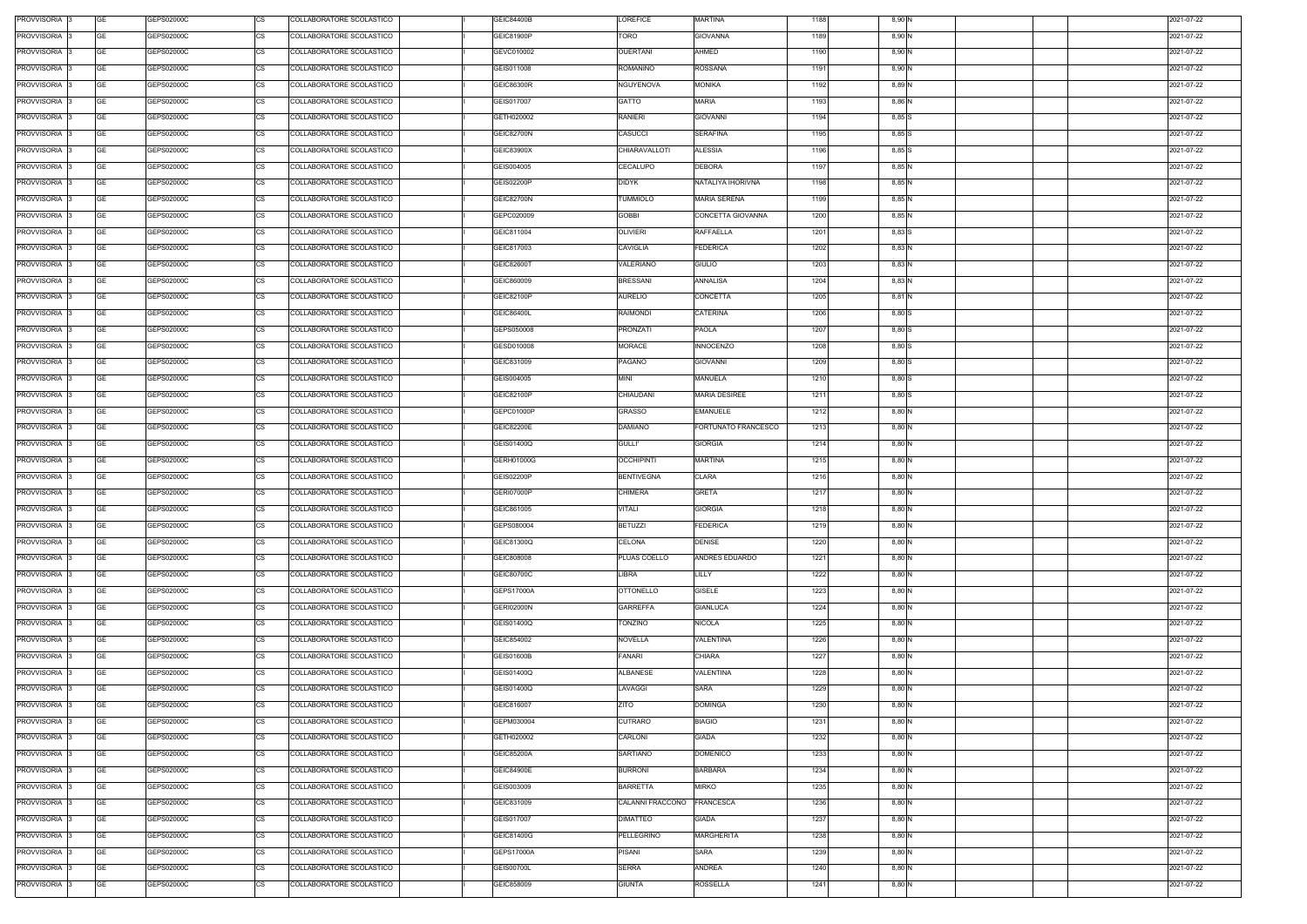| | | | | | | | | | | | | | | | | |
|---|---|---|---|---|---|---|---|---|---|---|---|---|---|---|---|---|
| PROVVISORIA | 3 | GE | GEPS02000C | CS | COLLABORATORE SCOLASTICO | | I | GEIC84400B | LOREFICE | MARTINA | 1188 | 8,90 | N | | | 2021-07-22 |
| PROVVISORIA | 3 | GE | GEPS02000C | CS | COLLABORATORE SCOLASTICO | | I | GEIC81900P | TORO | GIOVANNA | 1189 | 8,90 | N | | | 2021-07-22 |
| PROVVISORIA | 3 | GE | GEPS02000C | CS | COLLABORATORE SCOLASTICO | | I | GEVC010002 | OUERTANI | AHMED | 1190 | 8,90 | N | | | 2021-07-22 |
| PROVVISORIA | 3 | GE | GEPS02000C | CS | COLLABORATORE SCOLASTICO | | I | GEIS011008 | ROMANINO | ROSSANA | 1191 | 8,90 | N | | | 2021-07-22 |
| PROVVISORIA | 3 | GE | GEPS02000C | CS | COLLABORATORE SCOLASTICO | | I | GEIC86300R | NGUYENOVA | MONIKA | 1192 | 8,89 | N | | | 2021-07-22 |
| PROVVISORIA | 3 | GE | GEPS02000C | CS | COLLABORATORE SCOLASTICO | | I | GEIS017007 | GATTO | MARIA | 1193 | 8,86 | N | | | 2021-07-22 |
| PROVVISORIA | 3 | GE | GEPS02000C | CS | COLLABORATORE SCOLASTICO | | I | GETH020002 | RANIERI | GIOVANNI | 1194 | 8,85 | S | | | 2021-07-22 |
| PROVVISORIA | 3 | GE | GEPS02000C | CS | COLLABORATORE SCOLASTICO | | I | GEIC82700N | CASUCCI | SERAFINA | 1195 | 8,85 | S | | | 2021-07-22 |
| PROVVISORIA | 3 | GE | GEPS02000C | CS | COLLABORATORE SCOLASTICO | | I | GEIC83900X | CHIARAVALLOTI | ALESSIA | 1196 | 8,85 | S | | | 2021-07-22 |
| PROVVISORIA | 3 | GE | GEPS02000C | CS | COLLABORATORE SCOLASTICO | | I | GEIS004005 | CECALUPO | DEBORA | 1197 | 8,85 | N | | | 2021-07-22 |
| PROVVISORIA | 3 | GE | GEPS02000C | CS | COLLABORATORE SCOLASTICO | | I | GEIS02200P | DIDYK | NATALIYA IHORIVNA | 1198 | 8,85 | N | | | 2021-07-22 |
| PROVVISORIA | 3 | GE | GEPS02000C | CS | COLLABORATORE SCOLASTICO | | I | GEIC82700N | TUMMIOLO | MARIA SERENA | 1199 | 8,85 | N | | | 2021-07-22 |
| PROVVISORIA | 3 | GE | GEPS02000C | CS | COLLABORATORE SCOLASTICO | | I | GEPC020009 | GOBBI | CONCETTA GIOVANNA | 1200 | 8,85 | N | | | 2021-07-22 |
| PROVVISORIA | 3 | GE | GEPS02000C | CS | COLLABORATORE SCOLASTICO | | I | GEIC811004 | OLIVIERI | RAFFAELLA | 1201 | 8,83 | S | | | 2021-07-22 |
| PROVVISORIA | 3 | GE | GEPS02000C | CS | COLLABORATORE SCOLASTICO | | I | GEIC817003 | CAVIGLIA | FEDERICA | 1202 | 8,83 | N | | | 2021-07-22 |
| PROVVISORIA | 3 | GE | GEPS02000C | CS | COLLABORATORE SCOLASTICO | | I | GEIC82600T | VALERIANO | GIULIO | 1203 | 8,83 | N | | | 2021-07-22 |
| PROVVISORIA | 3 | GE | GEPS02000C | CS | COLLABORATORE SCOLASTICO | | I | GEIC860009 | BRESSANI | ANNALISA | 1204 | 8,83 | N | | | 2021-07-22 |
| PROVVISORIA | 3 | GE | GEPS02000C | CS | COLLABORATORE SCOLASTICO | | I | GEIC82100P | AURELIO | CONCETTA | 1205 | 8,81 | N | | | 2021-07-22 |
| PROVVISORIA | 3 | GE | GEPS02000C | CS | COLLABORATORE SCOLASTICO | | I | GEIC86400L | RAIMONDI | CATERINA | 1206 | 8,80 | S | | | 2021-07-22 |
| PROVVISORIA | 3 | GE | GEPS02000C | CS | COLLABORATORE SCOLASTICO | | I | GEPS050008 | PRONZATI | PAOLA | 1207 | 8,80 | S | | | 2021-07-22 |
| PROVVISORIA | 3 | GE | GEPS02000C | CS | COLLABORATORE SCOLASTICO | | I | GESD010008 | MORACE | INNOCENZO | 1208 | 8,80 | S | | | 2021-07-22 |
| PROVVISORIA | 3 | GE | GEPS02000C | CS | COLLABORATORE SCOLASTICO | | I | GEIC831009 | PAGANO | GIOVANNI | 1209 | 8,80 | S | | | 2021-07-22 |
| PROVVISORIA | 3 | GE | GEPS02000C | CS | COLLABORATORE SCOLASTICO | | I | GEIS004005 | MINI | MANUELA | 1210 | 8,80 | S | | | 2021-07-22 |
| PROVVISORIA | 3 | GE | GEPS02000C | CS | COLLABORATORE SCOLASTICO | | I | GEIC82100P | CHIAUDANI | MARIA DESIREE | 1211 | 8,80 | S | | | 2021-07-22 |
| PROVVISORIA | 3 | GE | GEPS02000C | CS | COLLABORATORE SCOLASTICO | | I | GEPC01000P | GRASSO | EMANUELE | 1212 | 8,80 | N | | | 2021-07-22 |
| PROVVISORIA | 3 | GE | GEPS02000C | CS | COLLABORATORE SCOLASTICO | | I | GEIC82200E | DAMIANO | FORTUNATO FRANCESCO | 1213 | 8,80 | N | | | 2021-07-22 |
| PROVVISORIA | 3 | GE | GEPS02000C | CS | COLLABORATORE SCOLASTICO | | I | GEIS01400Q | GULLI' | GIORGIA | 1214 | 8,80 | N | | | 2021-07-22 |
| PROVVISORIA | 3 | GE | GEPS02000C | CS | COLLABORATORE SCOLASTICO | | I | GERH01000G | OCCHIPINTI | MARTINA | 1215 | 8,80 | N | | | 2021-07-22 |
| PROVVISORIA | 3 | GE | GEPS02000C | CS | COLLABORATORE SCOLASTICO | | I | GEIS02200P | BENTIVEGNA | CLARA | 1216 | 8,80 | N | | | 2021-07-22 |
| PROVVISORIA | 3 | GE | GEPS02000C | CS | COLLABORATORE SCOLASTICO | | I | GERI07000P | CHIMERA | GRETA | 1217 | 8,80 | N | | | 2021-07-22 |
| PROVVISORIA | 3 | GE | GEPS02000C | CS | COLLABORATORE SCOLASTICO | | I | GEIC861005 | VITALI | GIORGIA | 1218 | 8,80 | N | | | 2021-07-22 |
| PROVVISORIA | 3 | GE | GEPS02000C | CS | COLLABORATORE SCOLASTICO | | I | GEPS080004 | BETUZZI | FEDERICA | 1219 | 8,80 | N | | | 2021-07-22 |
| PROVVISORIA | 3 | GE | GEPS02000C | CS | COLLABORATORE SCOLASTICO | | I | GEIC81300Q | CELONA | DENISE | 1220 | 8,80 | N | | | 2021-07-22 |
| PROVVISORIA | 3 | GE | GEPS02000C | CS | COLLABORATORE SCOLASTICO | | I | GEIC808008 | PLUAS COELLO | ANDRES EDUARDO | 1221 | 8,80 | N | | | 2021-07-22 |
| PROVVISORIA | 3 | GE | GEPS02000C | CS | COLLABORATORE SCOLASTICO | | I | GEIC80700C | LIBRA | LILLY | 1222 | 8,80 | N | | | 2021-07-22 |
| PROVVISORIA | 3 | GE | GEPS02000C | CS | COLLABORATORE SCOLASTICO | | I | GEPS17000A | OTTONELLO | GISELE | 1223 | 8,80 | N | | | 2021-07-22 |
| PROVVISORIA | 3 | GE | GEPS02000C | CS | COLLABORATORE SCOLASTICO | | I | GERI02000N | GARREFFA | GIANLUCA | 1224 | 8,80 | N | | | 2021-07-22 |
| PROVVISORIA | 3 | GE | GEPS02000C | CS | COLLABORATORE SCOLASTICO | | I | GEIS01400Q | TONZINO | NICOLA | 1225 | 8,80 | N | | | 2021-07-22 |
| PROVVISORIA | 3 | GE | GEPS02000C | CS | COLLABORATORE SCOLASTICO | | I | GEIC854002 | NOVELLA | VALENTINA | 1226 | 8,80 | N | | | 2021-07-22 |
| PROVVISORIA | 3 | GE | GEPS02000C | CS | COLLABORATORE SCOLASTICO | | I | GEIS01600B | FANARI | CHIARA | 1227 | 8,80 | N | | | 2021-07-22 |
| PROVVISORIA | 3 | GE | GEPS02000C | CS | COLLABORATORE SCOLASTICO | | I | GEIS01400Q | ALBANESE | VALENTINA | 1228 | 8,80 | N | | | 2021-07-22 |
| PROVVISORIA | 3 | GE | GEPS02000C | CS | COLLABORATORE SCOLASTICO | | I | GEIS01400Q | LAVAGGI | SARA | 1229 | 8,80 | N | | | 2021-07-22 |
| PROVVISORIA | 3 | GE | GEPS02000C | CS | COLLABORATORE SCOLASTICO | | I | GEIC816007 | ZITO | DOMINGA | 1230 | 8,80 | N | | | 2021-07-22 |
| PROVVISORIA | 3 | GE | GEPS02000C | CS | COLLABORATORE SCOLASTICO | | I | GEPM030004 | CUTRARO | BIAGIO | 1231 | 8,80 | N | | | 2021-07-22 |
| PROVVISORIA | 3 | GE | GEPS02000C | CS | COLLABORATORE SCOLASTICO | | I | GETH020002 | CARLONI | GIADA | 1232 | 8,80 | N | | | 2021-07-22 |
| PROVVISORIA | 3 | GE | GEPS02000C | CS | COLLABORATORE SCOLASTICO | | I | GEIC85200A | SARTIANO | DOMENICO | 1233 | 8,80 | N | | | 2021-07-22 |
| PROVVISORIA | 3 | GE | GEPS02000C | CS | COLLABORATORE SCOLASTICO | | I | GEIC84900E | BURRONI | BARBARA | 1234 | 8,80 | N | | | 2021-07-22 |
| PROVVISORIA | 3 | GE | GEPS02000C | CS | COLLABORATORE SCOLASTICO | | I | GEIS003009 | BARRETTA | MIRKO | 1235 | 8,80 | N | | | 2021-07-22 |
| PROVVISORIA | 3 | GE | GEPS02000C | CS | COLLABORATORE SCOLASTICO | | I | GEIC831009 | CALANNI FRACCONO | FRANCESCA | 1236 | 8,80 | N | | | 2021-07-22 |
| PROVVISORIA | 3 | GE | GEPS02000C | CS | COLLABORATORE SCOLASTICO | | I | GEIS017007 | DIMATTEO | GIADA | 1237 | 8,80 | N | | | 2021-07-22 |
| PROVVISORIA | 3 | GE | GEPS02000C | CS | COLLABORATORE SCOLASTICO | | I | GEIC81400G | PELLEGRINO | MARGHERITA | 1238 | 8,80 | N | | | 2021-07-22 |
| PROVVISORIA | 3 | GE | GEPS02000C | CS | COLLABORATORE SCOLASTICO | | I | GEPS17000A | PISANI | SARA | 1239 | 8,80 | N | | | 2021-07-22 |
| PROVVISORIA | 3 | GE | GEPS02000C | CS | COLLABORATORE SCOLASTICO | | I | GEIS00700L | SERRA | ANDREA | 1240 | 8,80 | N | | | 2021-07-22 |
| PROVVISORIA | 3 | GE | GEPS02000C | CS | COLLABORATORE SCOLASTICO | | I | GEIC858009 | GIUNTA | ROSSELLA | 1241 | 8,80 | N | | | 2021-07-22 |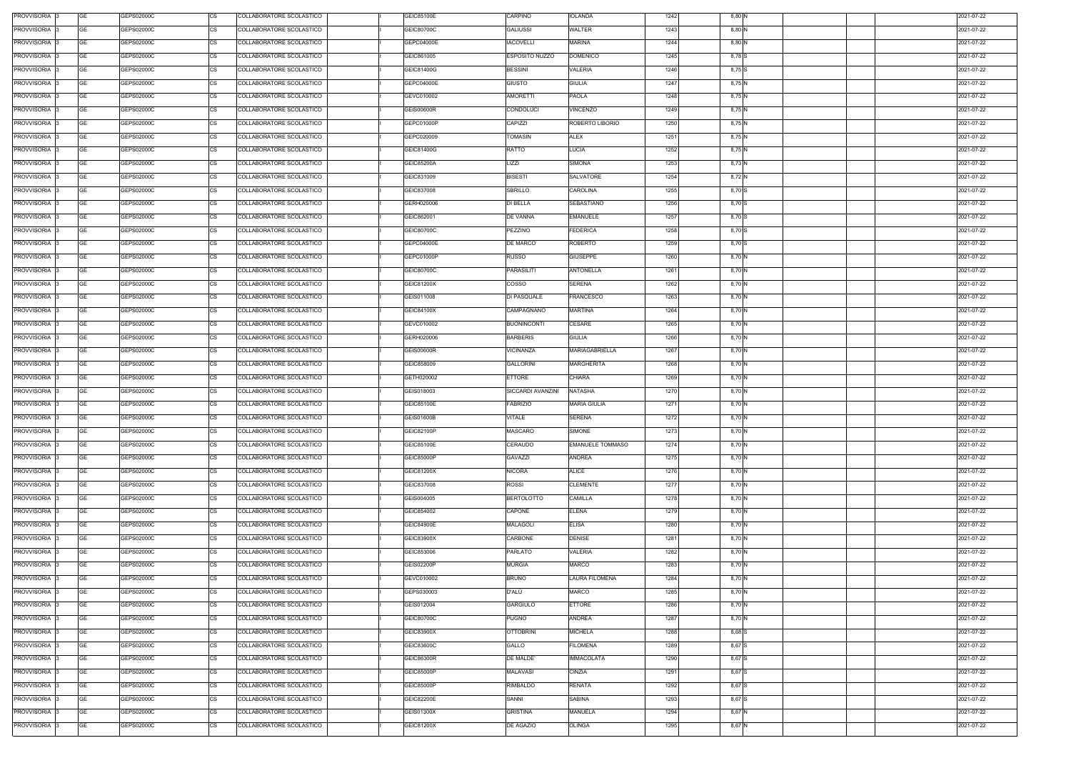| | | | | | | | | | | | | | | | |
|---|---|---|---|---|---|---|---|---|---|---|---|---|---|---|---|
| PROVVISORIA 3 | GE | GEPS02000C | CS | COLLABORATORE SCOLASTICO | | I | GEIC85100E | CARPINO | IOLANDA | 1242 | 8,80 | N | | | 2021-07-22 |
| PROVVISORIA 3 | GE | GEPS02000C | CS | COLLABORATORE SCOLASTICO | | I | GEIC80700C | GALIUSSI | WALTER | 1243 | 8,80 | N | | | 2021-07-22 |
| PROVVISORIA 3 | GE | GEPS02000C | CS | COLLABORATORE SCOLASTICO | | I | GEPC04000E | IACOVELLI | MARINA | 1244 | 8,80 | N | | | 2021-07-22 |
| PROVVISORIA 3 | GE | GEPS02000C | CS | COLLABORATORE SCOLASTICO | | I | GEIC861005 | ESPOSITO NUZZO | DOMENICO | 1245 | 8,78 | S | | | 2021-07-22 |
| PROVVISORIA 3 | GE | GEPS02000C | CS | COLLABORATORE SCOLASTICO | | I | GEIC81400G | BESSINI | VALERIA | 1246 | 8,75 | S | | | 2021-07-22 |
| PROVVISORIA 3 | GE | GEPS02000C | CS | COLLABORATORE SCOLASTICO | | I | GEPC04000E | GIUSTO | GIULIA | 1247 | 8,75 | N | | | 2021-07-22 |
| PROVVISORIA 3 | GE | GEPS02000C | CS | COLLABORATORE SCOLASTICO | | I | GEVC010002 | AMORETTI | PAOLA | 1248 | 8,75 | N | | | 2021-07-22 |
| PROVVISORIA 3 | GE | GEPS02000C | CS | COLLABORATORE SCOLASTICO | | I | GEIS00600R | CONDOLUCI | VINCENZO | 1249 | 8,75 | N | | | 2021-07-22 |
| PROVVISORIA 3 | GE | GEPS02000C | CS | COLLABORATORE SCOLASTICO | | I | GEPC01000P | CAPIZZI | ROBERTO LIBORIO | 1250 | 8,75 | N | | | 2021-07-22 |
| PROVVISORIA 3 | GE | GEPS02000C | CS | COLLABORATORE SCOLASTICO | | I | GEPC020009 | TOMASIN | ALEX | 1251 | 8,75 | N | | | 2021-07-22 |
| PROVVISORIA 3 | GE | GEPS02000C | CS | COLLABORATORE SCOLASTICO | | I | GEIC81400G | RATTO | LUCIA | 1252 | 8,75 | N | | | 2021-07-22 |
| PROVVISORIA 3 | GE | GEPS02000C | CS | COLLABORATORE SCOLASTICO | | I | GEIC85200A | LIZZI | SIMONA | 1253 | 8,73 | N | | | 2021-07-22 |
| PROVVISORIA 3 | GE | GEPS02000C | CS | COLLABORATORE SCOLASTICO | | I | GEIC831009 | BISESTI | SALVATORE | 1254 | 8,72 | N | | | 2021-07-22 |
| PROVVISORIA 3 | GE | GEPS02000C | CS | COLLABORATORE SCOLASTICO | | I | GEIC837008 | SBRILLO | CAROLINA | 1255 | 8,70 | S | | | 2021-07-22 |
| PROVVISORIA 3 | GE | GEPS02000C | CS | COLLABORATORE SCOLASTICO | | I | GERH020006 | DI BELLA | SEBASTIANO | 1256 | 8,70 | S | | | 2021-07-22 |
| PROVVISORIA 3 | GE | GEPS02000C | CS | COLLABORATORE SCOLASTICO | | I | GEIC862001 | DE VANNA | EMANUELE | 1257 | 8,70 | S | | | 2021-07-22 |
| PROVVISORIA 3 | GE | GEPS02000C | CS | COLLABORATORE SCOLASTICO | | I | GEIC80700C | PEZZINO | FEDERICA | 1258 | 8,70 | S | | | 2021-07-22 |
| PROVVISORIA 3 | GE | GEPS02000C | CS | COLLABORATORE SCOLASTICO | | I | GEPC04000E | DE MARCO | ROBERTO | 1259 | 8,70 | S | | | 2021-07-22 |
| PROVVISORIA 3 | GE | GEPS02000C | CS | COLLABORATORE SCOLASTICO | | I | GEPC01000P | RUSSO | GIUSEPPE | 1260 | 8,70 | N | | | 2021-07-22 |
| PROVVISORIA 3 | GE | GEPS02000C | CS | COLLABORATORE SCOLASTICO | | I | GEIC80700C | PARASILITI | ANTONELLA | 1261 | 8,70 | N | | | 2021-07-22 |
| PROVVISORIA 3 | GE | GEPS02000C | CS | COLLABORATORE SCOLASTICO | | I | GEIC81200X | COSSO | SERENA | 1262 | 8,70 | N | | | 2021-07-22 |
| PROVVISORIA 3 | GE | GEPS02000C | CS | COLLABORATORE SCOLASTICO | | I | GEIS011008 | DI PASQUALE | FRANCESCO | 1263 | 8,70 | N | | | 2021-07-22 |
| PROVVISORIA 3 | GE | GEPS02000C | CS | COLLABORATORE SCOLASTICO | | I | GEIC84100X | CAMPAGNANO | MARTINA | 1264 | 8,70 | N | | | 2021-07-22 |
| PROVVISORIA 3 | GE | GEPS02000C | CS | COLLABORATORE SCOLASTICO | | I | GEVC010002 | BUONINCONTI | CESARE | 1265 | 8,70 | N | | | 2021-07-22 |
| PROVVISORIA 3 | GE | GEPS02000C | CS | COLLABORATORE SCOLASTICO | | I | GERH020006 | BARBERIS | GIULIA | 1266 | 8,70 | N | | | 2021-07-22 |
| PROVVISORIA 3 | GE | GEPS02000C | CS | COLLABORATORE SCOLASTICO | | I | GEIS00600R | VICINANZA | MARIAGABRIELLA | 1267 | 8,70 | N | | | 2021-07-22 |
| PROVVISORIA 3 | GE | GEPS02000C | CS | COLLABORATORE SCOLASTICO | | I | GEIC858009 | GALLORINI | MARGHERITA | 1268 | 8,70 | N | | | 2021-07-22 |
| PROVVISORIA 3 | GE | GEPS02000C | CS | COLLABORATORE SCOLASTICO | | I | GETH020002 | ETTORE | CHIARA | 1269 | 8,70 | N | | | 2021-07-22 |
| PROVVISORIA 3 | GE | GEPS02000C | CS | COLLABORATORE SCOLASTICO | | I | GEIS018003 | SICCARDI AVANZINI | NATASHA | 1270 | 8,70 | N | | | 2021-07-22 |
| PROVVISORIA 3 | GE | GEPS02000C | CS | COLLABORATORE SCOLASTICO | | I | GEIC85100E | FABRIZIO | MARIA GIULIA | 1271 | 8,70 | N | | | 2021-07-22 |
| PROVVISORIA 3 | GE | GEPS02000C | CS | COLLABORATORE SCOLASTICO | | I | GEIS01600B | VITALE | SERENA | 1272 | 8,70 | N | | | 2021-07-22 |
| PROVVISORIA 3 | GE | GEPS02000C | CS | COLLABORATORE SCOLASTICO | | I | GEIC82100P | MASCARO | SIMONE | 1273 | 8,70 | N | | | 2021-07-22 |
| PROVVISORIA 3 | GE | GEPS02000C | CS | COLLABORATORE SCOLASTICO | | I | GEIC85100E | CERAUDO | EMANUELE TOMMASO | 1274 | 8,70 | N | | | 2021-07-22 |
| PROVVISORIA 3 | GE | GEPS02000C | CS | COLLABORATORE SCOLASTICO | | I | GEIC85000P | GAVAZZI | ANDREA | 1275 | 8,70 | N | | | 2021-07-22 |
| PROVVISORIA 3 | GE | GEPS02000C | CS | COLLABORATORE SCOLASTICO | | I | GEIC81200X | NICORA | ALICE | 1276 | 8,70 | N | | | 2021-07-22 |
| PROVVISORIA 3 | GE | GEPS02000C | CS | COLLABORATORE SCOLASTICO | | I | GEIC837008 | ROSSI | CLEMENTE | 1277 | 8,70 | N | | | 2021-07-22 |
| PROVVISORIA 3 | GE | GEPS02000C | CS | COLLABORATORE SCOLASTICO | | I | GEIS004005 | BERTOLOTTO | CAMILLA | 1278 | 8,70 | N | | | 2021-07-22 |
| PROVVISORIA 3 | GE | GEPS02000C | CS | COLLABORATORE SCOLASTICO | | I | GEIC854002 | CAPONE | ELENA | 1279 | 8,70 | N | | | 2021-07-22 |
| PROVVISORIA 3 | GE | GEPS02000C | CS | COLLABORATORE SCOLASTICO | | I | GEIC84900E | MALAGOLI | ELISA | 1280 | 8,70 | N | | | 2021-07-22 |
| PROVVISORIA 3 | GE | GEPS02000C | CS | COLLABORATORE SCOLASTICO | | I | GEIC83900X | CARBONE | DENISE | 1281 | 8,70 | N | | | 2021-07-22 |
| PROVVISORIA 3 | GE | GEPS02000C | CS | COLLABORATORE SCOLASTICO | | I | GEIC853006 | PARLATO | VALERIA | 1282 | 8,70 | N | | | 2021-07-22 |
| PROVVISORIA 3 | GE | GEPS02000C | CS | COLLABORATORE SCOLASTICO | | I | GEIS02200P | MURGIA | MARCO | 1283 | 8,70 | N | | | 2021-07-22 |
| PROVVISORIA 3 | GE | GEPS02000C | CS | COLLABORATORE SCOLASTICO | | I | GEVC010002 | BRUNO | LAURA FILOMENA | 1284 | 8,70 | N | | | 2021-07-22 |
| PROVVISORIA 3 | GE | GEPS02000C | CS | COLLABORATORE SCOLASTICO | | I | GEPS030003 | D'ALÙ | MARCO | 1285 | 8,70 | N | | | 2021-07-22 |
| PROVVISORIA 3 | GE | GEPS02000C | CS | COLLABORATORE SCOLASTICO | | I | GEIS012004 | GARGIULO | ETTORE | 1286 | 8,70 | N | | | 2021-07-22 |
| PROVVISORIA 3 | GE | GEPS02000C | CS | COLLABORATORE SCOLASTICO | | I | GEIC80700C | PUGNO | ANDREA | 1287 | 8,70 | N | | | 2021-07-22 |
| PROVVISORIA 3 | GE | GEPS02000C | CS | COLLABORATORE SCOLASTICO | | I | GEIC83900X | OTTOBRINI | MICHELA | 1288 | 8,68 | S | | | 2021-07-22 |
| PROVVISORIA 3 | GE | GEPS02000C | CS | COLLABORATORE SCOLASTICO | | I | GEIC83600C | GALLO | FILOMENA | 1289 | 8,67 | S | | | 2021-07-22 |
| PROVVISORIA 3 | GE | GEPS02000C | CS | COLLABORATORE SCOLASTICO | | I | GEIC86300R | DE MALDE' | IMMACOLATA | 1290 | 8,67 | S | | | 2021-07-22 |
| PROVVISORIA 3 | GE | GEPS02000C | CS | COLLABORATORE SCOLASTICO | | I | GEIC85000P | MALAVASI | CINZIA | 1291 | 8,67 | S | | | 2021-07-22 |
| PROVVISORIA 3 | GE | GEPS02000C | CS | COLLABORATORE SCOLASTICO | | I | GEIC85000P | RIMBALDO | RENATA | 1292 | 8,67 | S | | | 2021-07-22 |
| PROVVISORIA 3 | GE | GEPS02000C | CS | COLLABORATORE SCOLASTICO | | I | GEIC82200E | SANNI | SABINA | 1293 | 8,67 | S | | | 2021-07-22 |
| PROVVISORIA 3 | GE | GEPS02000C | CS | COLLABORATORE SCOLASTICO | | I | GEIS01300X | GRISTINA | MANUELA | 1294 | 8,67 | N | | | 2021-07-22 |
| PROVVISORIA 3 | GE | GEPS02000C | CS | COLLABORATORE SCOLASTICO | | I | GEIC81200X | DE AGAZIO | OLINGA | 1295 | 8,67 | N | | | 2021-07-22 |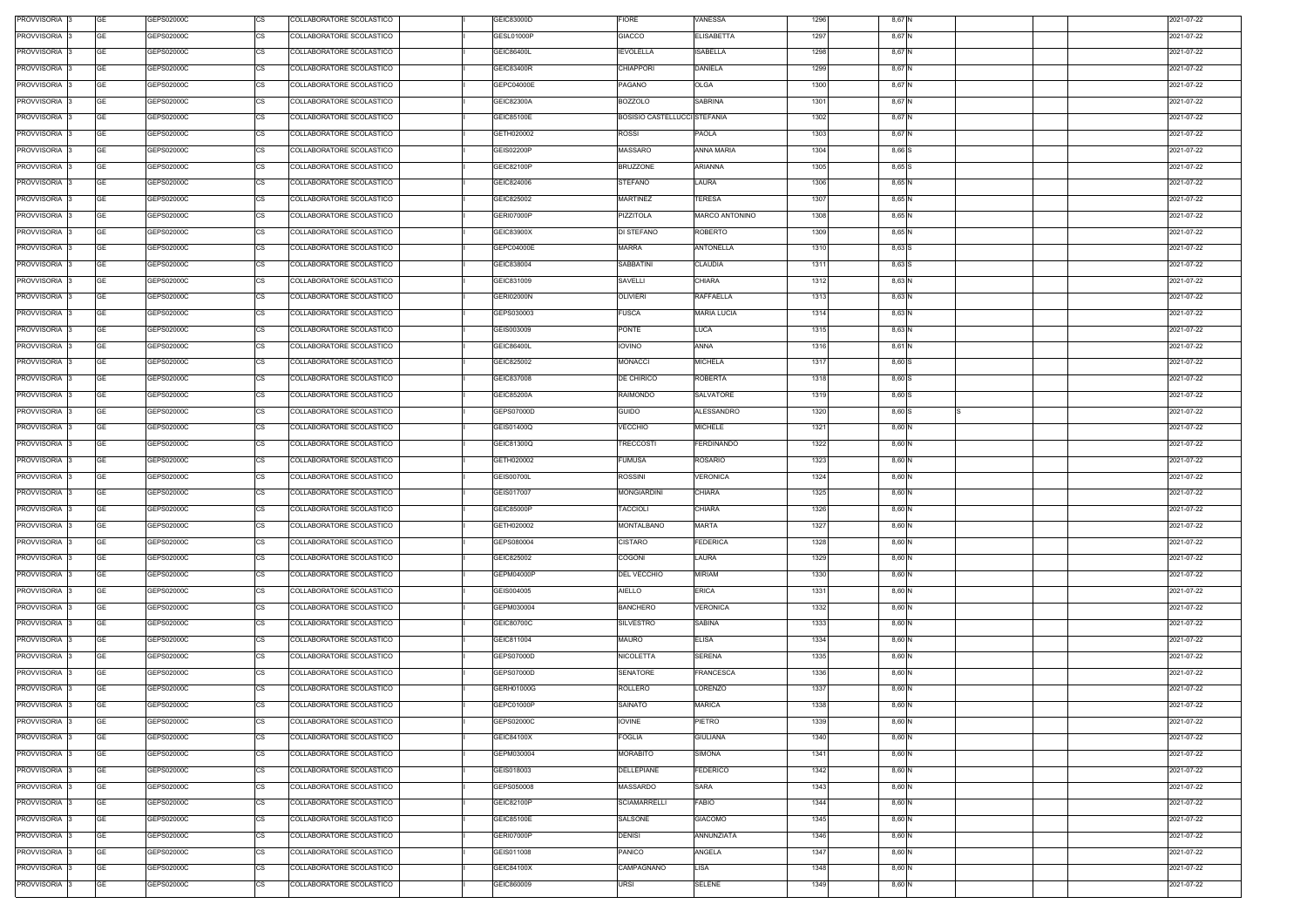| | | | | | | | | | | | | | | | | |
|---|---|---|---|---|---|---|---|---|---|---|---|---|---|---|---|---|
| PROVVISORIA | 3 | GE | GEPS02000C | CS | COLLABORATORE SCOLASTICO | | I | GEIC83000D | FIORE | VANESSA | 1296 | 8,67 | N | | | 2021-07-22 |
| PROVVISORIA | 3 | GE | GEPS02000C | CS | COLLABORATORE SCOLASTICO | | I | GESL01000P | GIACCO | ELISABETTA | 1297 | 8,67 | N | | | 2021-07-22 |
| PROVVISORIA | 3 | GE | GEPS02000C | CS | COLLABORATORE SCOLASTICO | | I | GEIC86400L | IEVOLELLA | ISABELLA | 1298 | 8,67 | N | | | 2021-07-22 |
| PROVVISORIA | 3 | GE | GEPS02000C | CS | COLLABORATORE SCOLASTICO | | I | GEIC83400R | CHIAPPORI | DANIELA | 1299 | 8,67 | N | | | 2021-07-22 |
| PROVVISORIA | 3 | GE | GEPS02000C | CS | COLLABORATORE SCOLASTICO | | I | GEPC04000E | PAGANO | OLGA | 1300 | 8,67 | N | | | 2021-07-22 |
| PROVVISORIA | 3 | GE | GEPS02000C | CS | COLLABORATORE SCOLASTICO | | I | GEIC82300A | BOZZOLO | SABRINA | 1301 | 8,67 | N | | | 2021-07-22 |
| PROVVISORIA | 3 | GE | GEPS02000C | CS | COLLABORATORE SCOLASTICO | | I | GEIC85100E | BOSISIO CASTELLUCCI | STEFANIA | 1302 | 8,67 | N | | | 2021-07-22 |
| PROVVISORIA | 3 | GE | GEPS02000C | CS | COLLABORATORE SCOLASTICO | | I | GETH020002 | ROSSI | PAOLA | 1303 | 8,67 | N | | | 2021-07-22 |
| PROVVISORIA | 3 | GE | GEPS02000C | CS | COLLABORATORE SCOLASTICO | | I | GEIS02200P | MASSARO | ANNA MARIA | 1304 | 8,66 | S | | | 2021-07-22 |
| PROVVISORIA | 3 | GE | GEPS02000C | CS | COLLABORATORE SCOLASTICO | | I | GEIC82100P | BRUZZONE | ARIANNA | 1305 | 8,65 | S | | | 2021-07-22 |
| PROVVISORIA | 3 | GE | GEPS02000C | CS | COLLABORATORE SCOLASTICO | | I | GEIC824006 | STEFANO | LAURA | 1306 | 8,65 | N | | | 2021-07-22 |
| PROVVISORIA | 3 | GE | GEPS02000C | CS | COLLABORATORE SCOLASTICO | | I | GEIC825002 | MARTINEZ | TERESA | 1307 | 8,65 | N | | | 2021-07-22 |
| PROVVISORIA | 3 | GE | GEPS02000C | CS | COLLABORATORE SCOLASTICO | | I | GERI07000P | PIZZITOLA | MARCO ANTONINO | 1308 | 8,65 | N | | | 2021-07-22 |
| PROVVISORIA | 3 | GE | GEPS02000C | CS | COLLABORATORE SCOLASTICO | | I | GEIC83900X | DI STEFANO | ROBERTO | 1309 | 8,65 | N | | | 2021-07-22 |
| PROVVISORIA | 3 | GE | GEPS02000C | CS | COLLABORATORE SCOLASTICO | | I | GEPC04000E | MARRA | ANTONELLA | 1310 | 8,63 | S | | | 2021-07-22 |
| PROVVISORIA | 3 | GE | GEPS02000C | CS | COLLABORATORE SCOLASTICO | | I | GEIC838004 | SABBATINI | CLAUDIA | 1311 | 8,63 | S | | | 2021-07-22 |
| PROVVISORIA | 3 | GE | GEPS02000C | CS | COLLABORATORE SCOLASTICO | | I | GEIC831009 | SAVELLI | CHIARA | 1312 | 8,63 | N | | | 2021-07-22 |
| PROVVISORIA | 3 | GE | GEPS02000C | CS | COLLABORATORE SCOLASTICO | | I | GERI02000N | OLIVIERI | RAFFAELLA | 1313 | 8,63 | N | | | 2021-07-22 |
| PROVVISORIA | 3 | GE | GEPS02000C | CS | COLLABORATORE SCOLASTICO | | I | GEPS030003 | FUSCA | MARIA LUCIA | 1314 | 8,63 | N | | | 2021-07-22 |
| PROVVISORIA | 3 | GE | GEPS02000C | CS | COLLABORATORE SCOLASTICO | | I | GEIS003009 | PONTE | LUCA | 1315 | 8,63 | N | | | 2021-07-22 |
| PROVVISORIA | 3 | GE | GEPS02000C | CS | COLLABORATORE SCOLASTICO | | I | GEIC86400L | IOVINO | ANNA | 1316 | 8,61 | N | | | 2021-07-22 |
| PROVVISORIA | 3 | GE | GEPS02000C | CS | COLLABORATORE SCOLASTICO | | I | GEIC825002 | MONACCI | MICHELA | 1317 | 8,60 | S | | | 2021-07-22 |
| PROVVISORIA | 3 | GE | GEPS02000C | CS | COLLABORATORE SCOLASTICO | | I | GEIC837008 | DE CHIRICO | ROBERTA | 1318 | 8,60 | S | | | 2021-07-22 |
| PROVVISORIA | 3 | GE | GEPS02000C | CS | COLLABORATORE SCOLASTICO | | I | GEIC85200A | RAIMONDO | SALVATORE | 1319 | 8,60 | S | | | 2021-07-22 |
| PROVVISORIA | 3 | GE | GEPS02000C | CS | COLLABORATORE SCOLASTICO | | I | GEPS07000D | GUIDO | ALESSANDRO | 1320 | 8,60 | S | S | | 2021-07-22 |
| PROVVISORIA | 3 | GE | GEPS02000C | CS | COLLABORATORE SCOLASTICO | | I | GEIS01400Q | VECCHIO | MICHELE | 1321 | 8,60 | N | | | 2021-07-22 |
| PROVVISORIA | 3 | GE | GEPS02000C | CS | COLLABORATORE SCOLASTICO | | I | GEIC81300Q | TRECCOSTI | FERDINANDO | 1322 | 8,60 | N | | | 2021-07-22 |
| PROVVISORIA | 3 | GE | GEPS02000C | CS | COLLABORATORE SCOLASTICO | | I | GETH020002 | FUMUSA | ROSARIO | 1323 | 8,60 | N | | | 2021-07-22 |
| PROVVISORIA | 3 | GE | GEPS02000C | CS | COLLABORATORE SCOLASTICO | | I | GEIS00700L | ROSSINI | VERONICA | 1324 | 8,60 | N | | | 2021-07-22 |
| PROVVISORIA | 3 | GE | GEPS02000C | CS | COLLABORATORE SCOLASTICO | | I | GEIS017007 | MONGIARDINI | CHIARA | 1325 | 8,60 | N | | | 2021-07-22 |
| PROVVISORIA | 3 | GE | GEPS02000C | CS | COLLABORATORE SCOLASTICO | | I | GEIC85000P | TACCIOLI | CHIARA | 1326 | 8,60 | N | | | 2021-07-22 |
| PROVVISORIA | 3 | GE | GEPS02000C | CS | COLLABORATORE SCOLASTICO | | I | GETH020002 | MONTALBANO | MARTA | 1327 | 8,60 | N | | | 2021-07-22 |
| PROVVISORIA | 3 | GE | GEPS02000C | CS | COLLABORATORE SCOLASTICO | | I | GEPS080004 | CISTARO | FEDERICA | 1328 | 8,60 | N | | | 2021-07-22 |
| PROVVISORIA | 3 | GE | GEPS02000C | CS | COLLABORATORE SCOLASTICO | | I | GEIC825002 | COGONI | LAURA | 1329 | 8,60 | N | | | 2021-07-22 |
| PROVVISORIA | 3 | GE | GEPS02000C | CS | COLLABORATORE SCOLASTICO | | I | GEPM04000P | DEL VECCHIO | MIRIAM | 1330 | 8,60 | N | | | 2021-07-22 |
| PROVVISORIA | 3 | GE | GEPS02000C | CS | COLLABORATORE SCOLASTICO | | I | GEIS004005 | AIELLO | ERICA | 1331 | 8,60 | N | | | 2021-07-22 |
| PROVVISORIA | 3 | GE | GEPS02000C | CS | COLLABORATORE SCOLASTICO | | I | GEPM030004 | BANCHERO | VERONICA | 1332 | 8,60 | N | | | 2021-07-22 |
| PROVVISORIA | 3 | GE | GEPS02000C | CS | COLLABORATORE SCOLASTICO | | I | GEIC80700C | SILVESTRO | SABINA | 1333 | 8,60 | N | | | 2021-07-22 |
| PROVVISORIA | 3 | GE | GEPS02000C | CS | COLLABORATORE SCOLASTICO | | I | GEIC811004 | MAURO | ELISA | 1334 | 8,60 | N | | | 2021-07-22 |
| PROVVISORIA | 3 | GE | GEPS02000C | CS | COLLABORATORE SCOLASTICO | | I | GEPS07000D | NICOLETTA | SERENA | 1335 | 8,60 | N | | | 2021-07-22 |
| PROVVISORIA | 3 | GE | GEPS02000C | CS | COLLABORATORE SCOLASTICO | | I | GEPS07000D | SENATORE | FRANCESCA | 1336 | 8,60 | N | | | 2021-07-22 |
| PROVVISORIA | 3 | GE | GEPS02000C | CS | COLLABORATORE SCOLASTICO | | I | GERH01000G | ROLLERO | LORENZO | 1337 | 8,60 | N | | | 2021-07-22 |
| PROVVISORIA | 3 | GE | GEPS02000C | CS | COLLABORATORE SCOLASTICO | | I | GEPC01000P | SAINATO | MARICA | 1338 | 8,60 | N | | | 2021-07-22 |
| PROVVISORIA | 3 | GE | GEPS02000C | CS | COLLABORATORE SCOLASTICO | | I | GEPS02000C | IOVINE | PIETRO | 1339 | 8,60 | N | | | 2021-07-22 |
| PROVVISORIA | 3 | GE | GEPS02000C | CS | COLLABORATORE SCOLASTICO | | I | GEIC84100X | FOGLIA | GIULIANA | 1340 | 8,60 | N | | | 2021-07-22 |
| PROVVISORIA | 3 | GE | GEPS02000C | CS | COLLABORATORE SCOLASTICO | | I | GEPM030004 | MORABITO | SIMONA | 1341 | 8,60 | N | | | 2021-07-22 |
| PROVVISORIA | 3 | GE | GEPS02000C | CS | COLLABORATORE SCOLASTICO | | I | GEIS018003 | DELLEPIANE | FEDERICO | 1342 | 8,60 | N | | | 2021-07-22 |
| PROVVISORIA | 3 | GE | GEPS02000C | CS | COLLABORATORE SCOLASTICO | | I | GEPS050008 | MASSARDO | SARA | 1343 | 8,60 | N | | | 2021-07-22 |
| PROVVISORIA | 3 | GE | GEPS02000C | CS | COLLABORATORE SCOLASTICO | | I | GEIC82100P | SCIAMARRELLI | FABIO | 1344 | 8,60 | N | | | 2021-07-22 |
| PROVVISORIA | 3 | GE | GEPS02000C | CS | COLLABORATORE SCOLASTICO | | I | GEIC85100E | SALSONE | GIACOMO | 1345 | 8,60 | N | | | 2021-07-22 |
| PROVVISORIA | 3 | GE | GEPS02000C | CS | COLLABORATORE SCOLASTICO | | I | GERI07000P | DENISI | ANNUNZIATA | 1346 | 8,60 | N | | | 2021-07-22 |
| PROVVISORIA | 3 | GE | GEPS02000C | CS | COLLABORATORE SCOLASTICO | | I | GEIS011008 | PANICO | ANGELA | 1347 | 8,60 | N | | | 2021-07-22 |
| PROVVISORIA | 3 | GE | GEPS02000C | CS | COLLABORATORE SCOLASTICO | | I | GEIC84100X | CAMPAGNANO | LISA | 1348 | 8,60 | N | | | 2021-07-22 |
| PROVVISORIA | 3 | GE | GEPS02000C | CS | COLLABORATORE SCOLASTICO | | I | GEIC860009 | URSI | SELENE | 1349 | 8,60 | N | | | 2021-07-22 |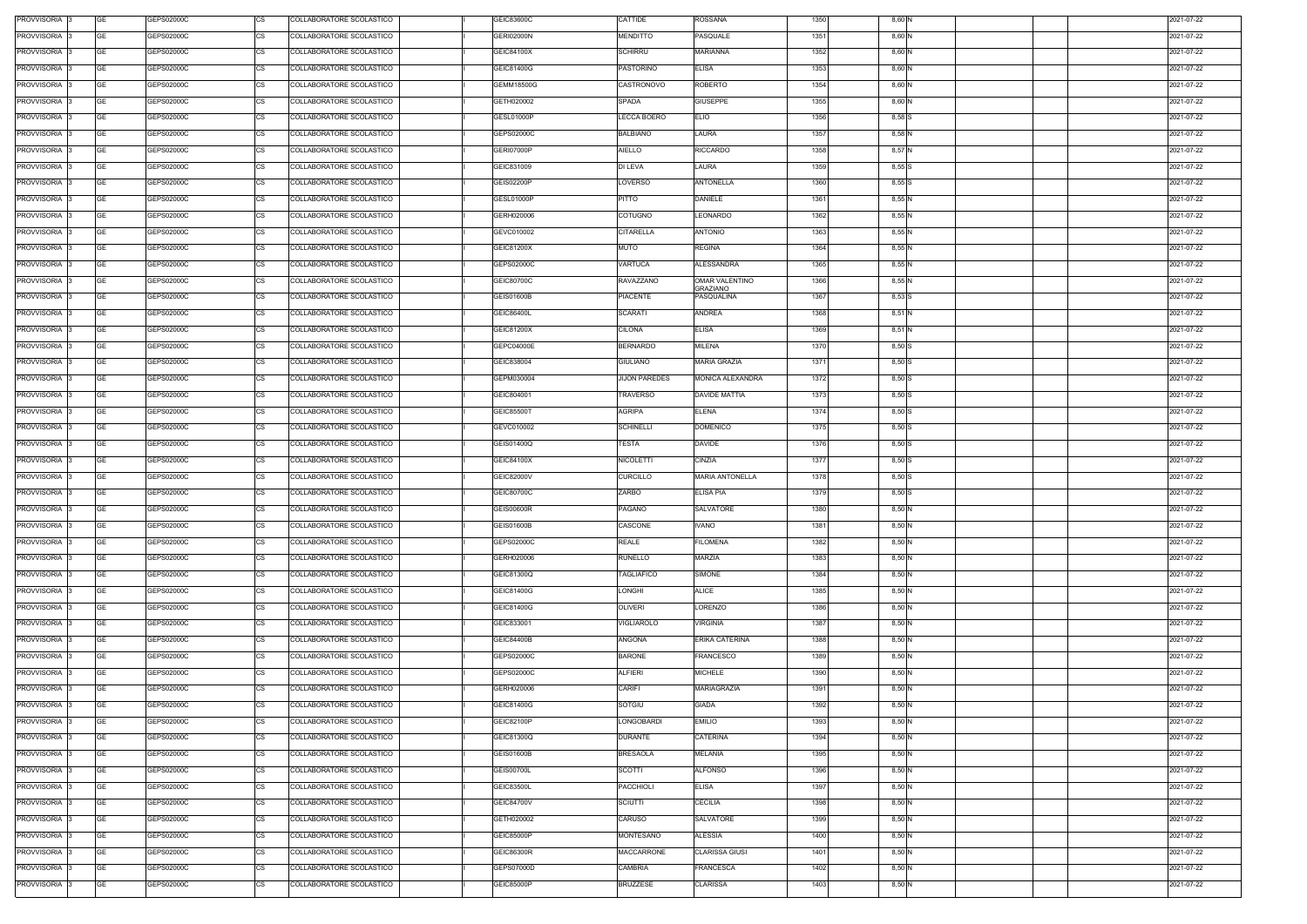| | | | | | | | | | | | | | | | | |
|---|---|---|---|---|---|---|---|---|---|---|---|---|---|---|---|---|
| PROVVISORIA | 3 | GE | GEPS02000C | CS | COLLABORATORE SCOLASTICO | | I | GEIC83600C | CATTIDE | ROSSANA | 1350 | 8,60 | N | | | 2021-07-22 |
| PROVVISORIA | 3 | GE | GEPS02000C | CS | COLLABORATORE SCOLASTICO | | I | GERI02000N | MENDITTO | PASQUALE | 1351 | 8,60 | N | | | 2021-07-22 |
| PROVVISORIA | 3 | GE | GEPS02000C | CS | COLLABORATORE SCOLASTICO | | I | GEIC84100X | SCHIRRU | MARIANNA | 1352 | 8,60 | N | | | 2021-07-22 |
| PROVVISORIA | 3 | GE | GEPS02000C | CS | COLLABORATORE SCOLASTICO | | I | GEIC81400G | PASTORINO | ELISA | 1353 | 8,60 | N | | | 2021-07-22 |
| PROVVISORIA | 3 | GE | GEPS02000C | CS | COLLABORATORE SCOLASTICO | | I | GEMM18500G | CASTRONOVO | ROBERTO | 1354 | 8,60 | N | | | 2021-07-22 |
| PROVVISORIA | 3 | GE | GEPS02000C | CS | COLLABORATORE SCOLASTICO | | I | GETH020002 | SPADA | GIUSEPPE | 1355 | 8,60 | N | | | 2021-07-22 |
| PROVVISORIA | 3 | GE | GEPS02000C | CS | COLLABORATORE SCOLASTICO | | I | GESL01000P | LECCA BOERO | ELIO | 1356 | 8,58 | S | | | 2021-07-22 |
| PROVVISORIA | 3 | GE | GEPS02000C | CS | COLLABORATORE SCOLASTICO | | I | GEPS02000C | BALBIANO | LAURA | 1357 | 8,58 | N | | | 2021-07-22 |
| PROVVISORIA | 3 | GE | GEPS02000C | CS | COLLABORATORE SCOLASTICO | | I | GERI07000P | AIELLO | RICCARDO | 1358 | 8,57 | N | | | 2021-07-22 |
| PROVVISORIA | 3 | GE | GEPS02000C | CS | COLLABORATORE SCOLASTICO | | I | GEIC831009 | DI LEVA | LAURA | 1359 | 8,55 | S | | | 2021-07-22 |
| PROVVISORIA | 3 | GE | GEPS02000C | CS | COLLABORATORE SCOLASTICO | | I | GEIS02200P | LOVERSO | ANTONELLA | 1360 | 8,55 | S | | | 2021-07-22 |
| PROVVISORIA | 3 | GE | GEPS02000C | CS | COLLABORATORE SCOLASTICO | | I | GESL01000P | PITTO | DANIELE | 1361 | 8,55 | N | | | 2021-07-22 |
| PROVVISORIA | 3 | GE | GEPS02000C | CS | COLLABORATORE SCOLASTICO | | I | GERH020006 | COTUGNO | LEONARDO | 1362 | 8,55 | N | | | 2021-07-22 |
| PROVVISORIA | 3 | GE | GEPS02000C | CS | COLLABORATORE SCOLASTICO | | I | GEVC010002 | CITARELLA | ANTONIO | 1363 | 8,55 | N | | | 2021-07-22 |
| PROVVISORIA | 3 | GE | GEPS02000C | CS | COLLABORATORE SCOLASTICO | | I | GEIC81200X | MUTO | REGINA | 1364 | 8,55 | N | | | 2021-07-22 |
| PROVVISORIA | 3 | GE | GEPS02000C | CS | COLLABORATORE SCOLASTICO | | I | GEPS02000C | VARTUCA | ALESSANDRA | 1365 | 8,55 | N | | | 2021-07-22 |
| PROVVISORIA | 3 | GE | GEPS02000C | CS | COLLABORATORE SCOLASTICO | | I | GEIC80700C | RAVAZZANO | OMAR VALENTINO GRAZIANO | 1366 | 8,55 | N | | | 2021-07-22 |
| PROVVISORIA | 3 | GE | GEPS02000C | CS | COLLABORATORE SCOLASTICO | | I | GEIS01600B | PIACENTE | PASQUALINA | 1367 | 8,53 | S | | | 2021-07-22 |
| PROVVISORIA | 3 | GE | GEPS02000C | CS | COLLABORATORE SCOLASTICO | | I | GEIC86400L | SCARATI | ANDREA | 1368 | 8,51 | N | | | 2021-07-22 |
| PROVVISORIA | 3 | GE | GEPS02000C | CS | COLLABORATORE SCOLASTICO | | I | GEIC81200X | CILONA | ELISA | 1369 | 8,51 | N | | | 2021-07-22 |
| PROVVISORIA | 3 | GE | GEPS02000C | CS | COLLABORATORE SCOLASTICO | | I | GEPC04000E | BERNARDO | MILENA | 1370 | 8,50 | S | | | 2021-07-22 |
| PROVVISORIA | 3 | GE | GEPS02000C | CS | COLLABORATORE SCOLASTICO | | I | GEIC838004 | GIULIANO | MARIA GRAZIA | 1371 | 8,50 | S | | | 2021-07-22 |
| PROVVISORIA | 3 | GE | GEPS02000C | CS | COLLABORATORE SCOLASTICO | | I | GEPM030004 | JIJON PAREDES | MONICA ALEXANDRA | 1372 | 8,50 | S | | | 2021-07-22 |
| PROVVISORIA | 3 | GE | GEPS02000C | CS | COLLABORATORE SCOLASTICO | | I | GEIC804001 | TRAVERSO | DAVIDE MATTIA | 1373 | 8,50 | S | | | 2021-07-22 |
| PROVVISORIA | 3 | GE | GEPS02000C | CS | COLLABORATORE SCOLASTICO | | I | GEIC85500T | AGRIPA | ELENA | 1374 | 8,50 | S | | | 2021-07-22 |
| PROVVISORIA | 3 | GE | GEPS02000C | CS | COLLABORATORE SCOLASTICO | | I | GEVC010002 | SCHINELLI | DOMENICO | 1375 | 8,50 | S | | | 2021-07-22 |
| PROVVISORIA | 3 | GE | GEPS02000C | CS | COLLABORATORE SCOLASTICO | | I | GEIS01400Q | TESTA | DAVIDE | 1376 | 8,50 | S | | | 2021-07-22 |
| PROVVISORIA | 3 | GE | GEPS02000C | CS | COLLABORATORE SCOLASTICO | | I | GEIC84100X | NICOLETTI | CINZIA | 1377 | 8,50 | S | | | 2021-07-22 |
| PROVVISORIA | 3 | GE | GEPS02000C | CS | COLLABORATORE SCOLASTICO | | I | GEIC82000V | CURCILLO | MARIA ANTONELLA | 1378 | 8,50 | S | | | 2021-07-22 |
| PROVVISORIA | 3 | GE | GEPS02000C | CS | COLLABORATORE SCOLASTICO | | I | GEIC80700C | ZARBO | ELISA PIA | 1379 | 8,50 | S | | | 2021-07-22 |
| PROVVISORIA | 3 | GE | GEPS02000C | CS | COLLABORATORE SCOLASTICO | | I | GEIS00600R | PAGANO | SALVATORE | 1380 | 8,50 | N | | | 2021-07-22 |
| PROVVISORIA | 3 | GE | GEPS02000C | CS | COLLABORATORE SCOLASTICO | | I | GEIS01600B | CASCONE | IVANO | 1381 | 8,50 | N | | | 2021-07-22 |
| PROVVISORIA | 3 | GE | GEPS02000C | CS | COLLABORATORE SCOLASTICO | | I | GEPS02000C | REALE | FILOMENA | 1382 | 8,50 | N | | | 2021-07-22 |
| PROVVISORIA | 3 | GE | GEPS02000C | CS | COLLABORATORE SCOLASTICO | | I | GERH020006 | RUNELLO | MARZIA | 1383 | 8,50 | N | | | 2021-07-22 |
| PROVVISORIA | 3 | GE | GEPS02000C | CS | COLLABORATORE SCOLASTICO | | I | GEIC81300Q | TAGLIAFICO | SIMONE | 1384 | 8,50 | N | | | 2021-07-22 |
| PROVVISORIA | 3 | GE | GEPS02000C | CS | COLLABORATORE SCOLASTICO | | I | GEIC81400G | LONGHI | ALICE | 1385 | 8,50 | N | | | 2021-07-22 |
| PROVVISORIA | 3 | GE | GEPS02000C | CS | COLLABORATORE SCOLASTICO | | I | GEIC81400G | OLIVERI | LORENZO | 1386 | 8,50 | N | | | 2021-07-22 |
| PROVVISORIA | 3 | GE | GEPS02000C | CS | COLLABORATORE SCOLASTICO | | I | GEIC833001 | VIGLIAROLO | VIRGINIA | 1387 | 8,50 | N | | | 2021-07-22 |
| PROVVISORIA | 3 | GE | GEPS02000C | CS | COLLABORATORE SCOLASTICO | | I | GEIC84400B | ANGONA | ERIKA CATERINA | 1388 | 8,50 | N | | | 2021-07-22 |
| PROVVISORIA | 3 | GE | GEPS02000C | CS | COLLABORATORE SCOLASTICO | | I | GEPS02000C | BARONE | FRANCESCO | 1389 | 8,50 | N | | | 2021-07-22 |
| PROVVISORIA | 3 | GE | GEPS02000C | CS | COLLABORATORE SCOLASTICO | | I | GEPS02000C | ALFIERI | MICHELE | 1390 | 8,50 | N | | | 2021-07-22 |
| PROVVISORIA | 3 | GE | GEPS02000C | CS | COLLABORATORE SCOLASTICO | | I | GERH020006 | CARIFI | MARIAGRAZIA | 1391 | 8,50 | N | | | 2021-07-22 |
| PROVVISORIA | 3 | GE | GEPS02000C | CS | COLLABORATORE SCOLASTICO | | I | GEIC81400G | SOTGIU | GIADA | 1392 | 8,50 | N | | | 2021-07-22 |
| PROVVISORIA | 3 | GE | GEPS02000C | CS | COLLABORATORE SCOLASTICO | | I | GEIC82100P | LONGOBARDI | EMILIO | 1393 | 8,50 | N | | | 2021-07-22 |
| PROVVISORIA | 3 | GE | GEPS02000C | CS | COLLABORATORE SCOLASTICO | | I | GEIC81300Q | DURANTE | CATERINA | 1394 | 8,50 | N | | | 2021-07-22 |
| PROVVISORIA | 3 | GE | GEPS02000C | CS | COLLABORATORE SCOLASTICO | | I | GEIS01600B | BRESAOLA | MELANIA | 1395 | 8,50 | N | | | 2021-07-22 |
| PROVVISORIA | 3 | GE | GEPS02000C | CS | COLLABORATORE SCOLASTICO | | I | GEIS00700L | SCOTTI | ALFONSO | 1396 | 8,50 | N | | | 2021-07-22 |
| PROVVISORIA | 3 | GE | GEPS02000C | CS | COLLABORATORE SCOLASTICO | | I | GEIC83500L | PACCHIOLI | ELISA | 1397 | 8,50 | N | | | 2021-07-22 |
| PROVVISORIA | 3 | GE | GEPS02000C | CS | COLLABORATORE SCOLASTICO | | I | GEIC84700V | SCIUTTI | CECILIA | 1398 | 8,50 | N | | | 2021-07-22 |
| PROVVISORIA | 3 | GE | GEPS02000C | CS | COLLABORATORE SCOLASTICO | | I | GETH020002 | CARUSO | SALVATORE | 1399 | 8,50 | N | | | 2021-07-22 |
| PROVVISORIA | 3 | GE | GEPS02000C | CS | COLLABORATORE SCOLASTICO | | I | GEIC85000P | MONTESANO | ALESSIA | 1400 | 8,50 | N | | | 2021-07-22 |
| PROVVISORIA | 3 | GE | GEPS02000C | CS | COLLABORATORE SCOLASTICO | | I | GEIC86300R | MACCARRONE | CLARISSA GIUSI | 1401 | 8,50 | N | | | 2021-07-22 |
| PROVVISORIA | 3 | GE | GEPS02000C | CS | COLLABORATORE SCOLASTICO | | I | GEPS07000D | CAMBRIA | FRANCESCA | 1402 | 8,50 | N | | | 2021-07-22 |
| PROVVISORIA | 3 | GE | GEPS02000C | CS | COLLABORATORE SCOLASTICO | | I | GEIC85000P | BRUZZESE | CLARISSA | 1403 | 8,50 | N | | | 2021-07-22 |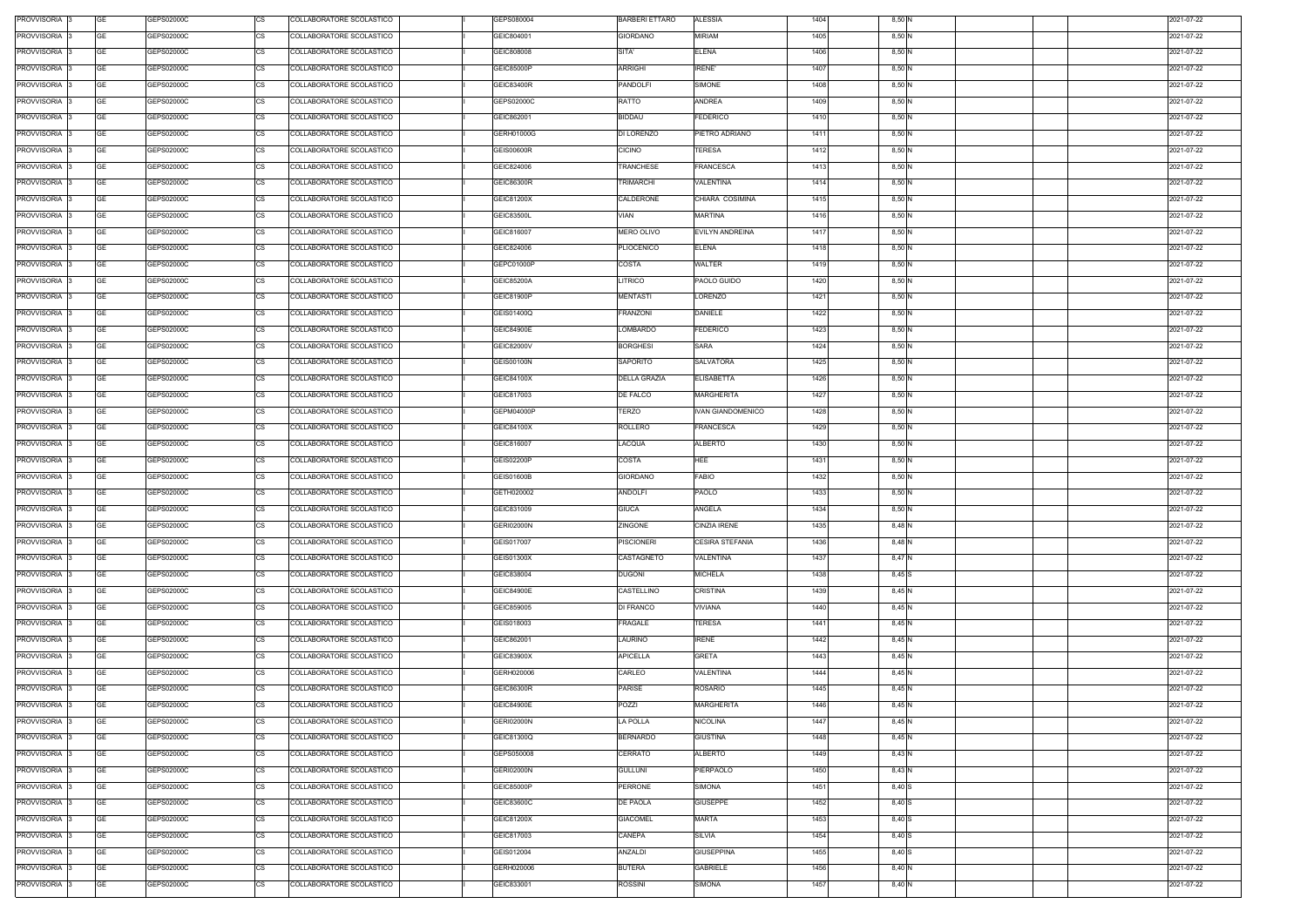| | | | | | | | | | | | | | | | | |
|---|---|---|---|---|---|---|---|---|---|---|---|---|---|---|---|---|
| PROVVISORIA | 3 | GE | GEPS02000C | CS | COLLABORATORE SCOLASTICO | | I | GEPS080004 | BARBERI ETTARO | ALESSIA | 1404 | 8,50 | N | | | 2021-07-22 |
| PROVVISORIA | 3 | GE | GEPS02000C | CS | COLLABORATORE SCOLASTICO | | I | GEIC804001 | GIORDANO | MIRIAM | 1405 | 8,50 | N | | | 2021-07-22 |
| PROVVISORIA | 3 | GE | GEPS02000C | CS | COLLABORATORE SCOLASTICO | | I | GEIC808008 | SITA' | ELENA | 1406 | 8,50 | N | | | 2021-07-22 |
| PROVVISORIA | 3 | GE | GEPS02000C | CS | COLLABORATORE SCOLASTICO | | I | GEIC85000P | ARRIGHI | IRENE' | 1407 | 8,50 | N | | | 2021-07-22 |
| PROVVISORIA | 3 | GE | GEPS02000C | CS | COLLABORATORE SCOLASTICO | | I | GEIC83400R | PANDOLFI | SIMONE | 1408 | 8,50 | N | | | 2021-07-22 |
| PROVVISORIA | 3 | GE | GEPS02000C | CS | COLLABORATORE SCOLASTICO | | I | GEPS02000C | RATTO | ANDREA | 1409 | 8,50 | N | | | 2021-07-22 |
| PROVVISORIA | 3 | GE | GEPS02000C | CS | COLLABORATORE SCOLASTICO | | I | GEIC862001 | BIDDAU | FEDERICO | 1410 | 8,50 | N | | | 2021-07-22 |
| PROVVISORIA | 3 | GE | GEPS02000C | CS | COLLABORATORE SCOLASTICO | | I | GERH01000G | DI LORENZO | PIETRO ADRIANO | 1411 | 8,50 | N | | | 2021-07-22 |
| PROVVISORIA | 3 | GE | GEPS02000C | CS | COLLABORATORE SCOLASTICO | | I | GEIS00600R | CICINO | TERESA | 1412 | 8,50 | N | | | 2021-07-22 |
| PROVVISORIA | 3 | GE | GEPS02000C | CS | COLLABORATORE SCOLASTICO | | I | GEIC824006 | TRANCHESE | FRANCESCA | 1413 | 8,50 | N | | | 2021-07-22 |
| PROVVISORIA | 3 | GE | GEPS02000C | CS | COLLABORATORE SCOLASTICO | | I | GEIC86300R | TRIMARCHI | VALENTINA | 1414 | 8,50 | N | | | 2021-07-22 |
| PROVVISORIA | 3 | GE | GEPS02000C | CS | COLLABORATORE SCOLASTICO | | I | GEIC81200X | CALDERONE | CHIARA COSIMINA | 1415 | 8,50 | N | | | 2021-07-22 |
| PROVVISORIA | 3 | GE | GEPS02000C | CS | COLLABORATORE SCOLASTICO | | I | GEIC83500L | VIAN | MARTINA | 1416 | 8,50 | N | | | 2021-07-22 |
| PROVVISORIA | 3 | GE | GEPS02000C | CS | COLLABORATORE SCOLASTICO | | I | GEIC816007 | MERO OLIVO | EVILYN ANDREINA | 1417 | 8,50 | N | | | 2021-07-22 |
| PROVVISORIA | 3 | GE | GEPS02000C | CS | COLLABORATORE SCOLASTICO | | I | GEIC824006 | PLIOCENICO | ELENA | 1418 | 8,50 | N | | | 2021-07-22 |
| PROVVISORIA | 3 | GE | GEPS02000C | CS | COLLABORATORE SCOLASTICO | | I | GEPC01000P | COSTA | WALTER | 1419 | 8,50 | N | | | 2021-07-22 |
| PROVVISORIA | 3 | GE | GEPS02000C | CS | COLLABORATORE SCOLASTICO | | I | GEIC85200A | LITRICO | PAOLO GUIDO | 1420 | 8,50 | N | | | 2021-07-22 |
| PROVVISORIA | 3 | GE | GEPS02000C | CS | COLLABORATORE SCOLASTICO | | I | GEIC81900P | MENTASTI | LORENZO | 1421 | 8,50 | N | | | 2021-07-22 |
| PROVVISORIA | 3 | GE | GEPS02000C | CS | COLLABORATORE SCOLASTICO | | I | GEIS01400Q | FRANZONI | DANIELE | 1422 | 8,50 | N | | | 2021-07-22 |
| PROVVISORIA | 3 | GE | GEPS02000C | CS | COLLABORATORE SCOLASTICO | | I | GEIC84900E | LOMBARDO | FEDERICO | 1423 | 8,50 | N | | | 2021-07-22 |
| PROVVISORIA | 3 | GE | GEPS02000C | CS | COLLABORATORE SCOLASTICO | | I | GEIC82000V | BORGHESI | SARA | 1424 | 8,50 | N | | | 2021-07-22 |
| PROVVISORIA | 3 | GE | GEPS02000C | CS | COLLABORATORE SCOLASTICO | | I | GEIS00100N | SAPORITO | SALVATORA | 1425 | 8,50 | N | | | 2021-07-22 |
| PROVVISORIA | 3 | GE | GEPS02000C | CS | COLLABORATORE SCOLASTICO | | I | GEIC84100X | DELLA GRAZIA | ELISABETTA | 1426 | 8,50 | N | | | 2021-07-22 |
| PROVVISORIA | 3 | GE | GEPS02000C | CS | COLLABORATORE SCOLASTICO | | I | GEIC817003 | DE FALCO | MARGHERITA | 1427 | 8,50 | N | | | 2021-07-22 |
| PROVVISORIA | 3 | GE | GEPS02000C | CS | COLLABORATORE SCOLASTICO | | I | GEPM04000P | TERZO | IVAN GIANDOMENICO | 1428 | 8,50 | N | | | 2021-07-22 |
| PROVVISORIA | 3 | GE | GEPS02000C | CS | COLLABORATORE SCOLASTICO | | I | GEIC84100X | ROLLERO | FRANCESCA | 1429 | 8,50 | N | | | 2021-07-22 |
| PROVVISORIA | 3 | GE | GEPS02000C | CS | COLLABORATORE SCOLASTICO | | I | GEIC816007 | LACQUA | ALBERTO | 1430 | 8,50 | N | | | 2021-07-22 |
| PROVVISORIA | 3 | GE | GEPS02000C | CS | COLLABORATORE SCOLASTICO | | I | GEIS02200P | COSTA | HEE | 1431 | 8,50 | N | | | 2021-07-22 |
| PROVVISORIA | 3 | GE | GEPS02000C | CS | COLLABORATORE SCOLASTICO | | I | GEIS01600B | GIORDANO | FABIO | 1432 | 8,50 | N | | | 2021-07-22 |
| PROVVISORIA | 3 | GE | GEPS02000C | CS | COLLABORATORE SCOLASTICO | | I | GETH020002 | ANDOLFI | PAOLO | 1433 | 8,50 | N | | | 2021-07-22 |
| PROVVISORIA | 3 | GE | GEPS02000C | CS | COLLABORATORE SCOLASTICO | | I | GEIC831009 | GIUCA | ANGELA | 1434 | 8,50 | N | | | 2021-07-22 |
| PROVVISORIA | 3 | GE | GEPS02000C | CS | COLLABORATORE SCOLASTICO | | I | GERI02000N | ZINGONE | CINZIA IRENE | 1435 | 8,48 | N | | | 2021-07-22 |
| PROVVISORIA | 3 | GE | GEPS02000C | CS | COLLABORATORE SCOLASTICO | | I | GEIS017007 | PISCIONERI | CESIRA STEFANIA | 1436 | 8,48 | N | | | 2021-07-22 |
| PROVVISORIA | 3 | GE | GEPS02000C | CS | COLLABORATORE SCOLASTICO | | I | GEIS01300X | CASTAGNETO | VALENTINA | 1437 | 8,47 | N | | | 2021-07-22 |
| PROVVISORIA | 3 | GE | GEPS02000C | CS | COLLABORATORE SCOLASTICO | | I | GEIC838004 | DUGONI | MICHELA | 1438 | 8,45 | S | | | 2021-07-22 |
| PROVVISORIA | 3 | GE | GEPS02000C | CS | COLLABORATORE SCOLASTICO | | I | GEIC84900E | CASTELLINO | CRISTINA | 1439 | 8,45 | N | | | 2021-07-22 |
| PROVVISORIA | 3 | GE | GEPS02000C | CS | COLLABORATORE SCOLASTICO | | I | GEIC859005 | DI FRANCO | VIVIANA | 1440 | 8,45 | N | | | 2021-07-22 |
| PROVVISORIA | 3 | GE | GEPS02000C | CS | COLLABORATORE SCOLASTICO | | I | GEIS018003 | FRAGALE | TERESA | 1441 | 8,45 | N | | | 2021-07-22 |
| PROVVISORIA | 3 | GE | GEPS02000C | CS | COLLABORATORE SCOLASTICO | | I | GEIC862001 | LAURINO | IRENE | 1442 | 8,45 | N | | | 2021-07-22 |
| PROVVISORIA | 3 | GE | GEPS02000C | CS | COLLABORATORE SCOLASTICO | | I | GEIC83900X | APICELLA | GRETA | 1443 | 8,45 | N | | | 2021-07-22 |
| PROVVISORIA | 3 | GE | GEPS02000C | CS | COLLABORATORE SCOLASTICO | | I | GERH020006 | CARLEO | VALENTINA | 1444 | 8,45 | N | | | 2021-07-22 |
| PROVVISORIA | 3 | GE | GEPS02000C | CS | COLLABORATORE SCOLASTICO | | I | GEIC86300R | PARISE | ROSARIO | 1445 | 8,45 | N | | | 2021-07-22 |
| PROVVISORIA | 3 | GE | GEPS02000C | CS | COLLABORATORE SCOLASTICO | | I | GEIC84900E | POZZI | MARGHERITA | 1446 | 8,45 | N | | | 2021-07-22 |
| PROVVISORIA | 3 | GE | GEPS02000C | CS | COLLABORATORE SCOLASTICO | | I | GERI02000N | LA POLLA | NICOLINA | 1447 | 8,45 | N | | | 2021-07-22 |
| PROVVISORIA | 3 | GE | GEPS02000C | CS | COLLABORATORE SCOLASTICO | | I | GEIC81300Q | BERNARDO | GIUSTINA | 1448 | 8,45 | N | | | 2021-07-22 |
| PROVVISORIA | 3 | GE | GEPS02000C | CS | COLLABORATORE SCOLASTICO | | I | GEPS050008 | CERRATO | ALBERTO | 1449 | 8,43 | N | | | 2021-07-22 |
| PROVVISORIA | 3 | GE | GEPS02000C | CS | COLLABORATORE SCOLASTICO | | I | GERI02000N | GULLUNI | PIERPAOLO | 1450 | 8,43 | N | | | 2021-07-22 |
| PROVVISORIA | 3 | GE | GEPS02000C | CS | COLLABORATORE SCOLASTICO | | I | GEIC85000P | PERRONE | SIMONA | 1451 | 8,40 | S | | | 2021-07-22 |
| PROVVISORIA | 3 | GE | GEPS02000C | CS | COLLABORATORE SCOLASTICO | | I | GEIC83600C | DE PAOLA | GIUSEPPE | 1452 | 8,40 | S | | | 2021-07-22 |
| PROVVISORIA | 3 | GE | GEPS02000C | CS | COLLABORATORE SCOLASTICO | | I | GEIC81200X | GIACOMEL | MARTA | 1453 | 8,40 | S | | | 2021-07-22 |
| PROVVISORIA | 3 | GE | GEPS02000C | CS | COLLABORATORE SCOLASTICO | | I | GEIC817003 | CANEPA | SILVIA | 1454 | 8,40 | S | | | 2021-07-22 |
| PROVVISORIA | 3 | GE | GEPS02000C | CS | COLLABORATORE SCOLASTICO | | I | GEIS012004 | ANZALDI | GIUSEPPINA | 1455 | 8,40 | S | | | 2021-07-22 |
| PROVVISORIA | 3 | GE | GEPS02000C | CS | COLLABORATORE SCOLASTICO | | I | GERH020006 | BUTERA | GABRIELE | 1456 | 8,40 | N | | | 2021-07-22 |
| PROVVISORIA | 3 | GE | GEPS02000C | CS | COLLABORATORE SCOLASTICO | | I | GEIC833001 | ROSSINI | SIMONA | 1457 | 8,40 | N | | | 2021-07-22 |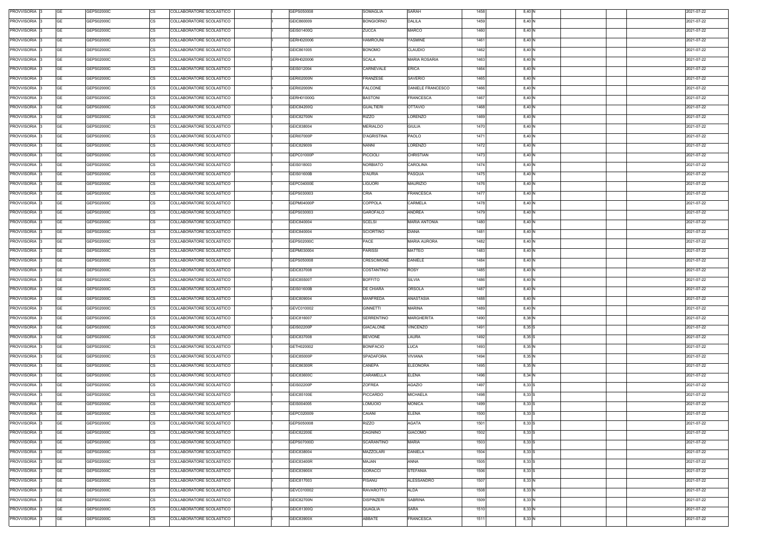| | | | | | | | | | | | | | | | | |
|---|---|---|---|---|---|---|---|---|---|---|---|---|---|---|---|---|
| PROVVISORIA | 3 | GE | GEPS02000C | CS | COLLABORATORE SCOLASTICO | | I | GEPS050008 | SOMAGLIA | SARAH | 1458 | 8,40 | N | | | 2021-07-22 |
| PROVVISORIA | 3 | GE | GEPS02000C | CS | COLLABORATORE SCOLASTICO | | I | GEIC860009 | BONGIORNO | DALILA | 1459 | 8,40 | N | | | 2021-07-22 |
| PROVVISORIA | 3 | GE | GEPS02000C | CS | COLLABORATORE SCOLASTICO | | I | GEIS01400Q | ZUCCA | MARCO | 1460 | 8,40 | N | | | 2021-07-22 |
| PROVVISORIA | 3 | GE | GEPS02000C | CS | COLLABORATORE SCOLASTICO | | I | GERH020006 | HAMROUNI | YASMINE | 1461 | 8,40 | N | | | 2021-07-22 |
| PROVVISORIA | 3 | GE | GEPS02000C | CS | COLLABORATORE SCOLASTICO | | I | GEIC861005 | BONOMO | CLAUDIO | 1462 | 8,40 | N | | | 2021-07-22 |
| PROVVISORIA | 3 | GE | GEPS02000C | CS | COLLABORATORE SCOLASTICO | | I | GERH020006 | SCALA | MARIA ROSARIA | 1463 | 8,40 | N | | | 2021-07-22 |
| PROVVISORIA | 3 | GE | GEPS02000C | CS | COLLABORATORE SCOLASTICO | | I | GEIS012004 | CARNEVALE | ERICA | 1464 | 8,40 | N | | | 2021-07-22 |
| PROVVISORIA | 3 | GE | GEPS02000C | CS | COLLABORATORE SCOLASTICO | | I | GERI02000N | FRANZESE | SAVERIO | 1465 | 8,40 | N | | | 2021-07-22 |
| PROVVISORIA | 3 | GE | GEPS02000C | CS | COLLABORATORE SCOLASTICO | | I | GERI02000N | FALCONE | DANIELE FRANCESCO | 1466 | 8,40 | N | | | 2021-07-22 |
| PROVVISORIA | 3 | GE | GEPS02000C | CS | COLLABORATORE SCOLASTICO | | I | GERH01000G | BASTONI | FRANCESCA | 1467 | 8,40 | N | | | 2021-07-22 |
| PROVVISORIA | 3 | GE | GEPS02000C | CS | COLLABORATORE SCOLASTICO | | I | GEIC84200Q | GUALTIERI | OTTAVIO | 1468 | 8,40 | N | | | 2021-07-22 |
| PROVVISORIA | 3 | GE | GEPS02000C | CS | COLLABORATORE SCOLASTICO | | I | GEIC82700N | RIZZO | LORENZO | 1469 | 8,40 | N | | | 2021-07-22 |
| PROVVISORIA | 3 | GE | GEPS02000C | CS | COLLABORATORE SCOLASTICO | | I | GEIC838004 | MERIALDO | GIULIA | 1470 | 8,40 | N | | | 2021-07-22 |
| PROVVISORIA | 3 | GE | GEPS02000C | CS | COLLABORATORE SCOLASTICO | | I | GERI07000P | D'AGRISTINA | PAOLO | 1471 | 8,40 | N | | | 2021-07-22 |
| PROVVISORIA | 3 | GE | GEPS02000C | CS | COLLABORATORE SCOLASTICO | | I | GEIC829009 | NANNI | LORENZO | 1472 | 8,40 | N | | | 2021-07-22 |
| PROVVISORIA | 3 | GE | GEPS02000C | CS | COLLABORATORE SCOLASTICO | | I | GEPC01000P | PICCIOLI | CHRISTIAN | 1473 | 8,40 | N | | | 2021-07-22 |
| PROVVISORIA | 3 | GE | GEPS02000C | CS | COLLABORATORE SCOLASTICO | | I | GEIS018003 | NORBIATO | CAROLINA | 1474 | 8,40 | N | | | 2021-07-22 |
| PROVVISORIA | 3 | GE | GEPS02000C | CS | COLLABORATORE SCOLASTICO | | I | GEIS01600B | D'AURIA | PASQUA | 1475 | 8,40 | N | | | 2021-07-22 |
| PROVVISORIA | 3 | GE | GEPS02000C | CS | COLLABORATORE SCOLASTICO | | I | GEPC04000E | LIGUORI | MAURIZIO | 1476 | 8,40 | N | | | 2021-07-22 |
| PROVVISORIA | 3 | GE | GEPS02000C | CS | COLLABORATORE SCOLASTICO | | I | GEPS030003 | CRIA | FRANCESCA | 1477 | 8,40 | N | | | 2021-07-22 |
| PROVVISORIA | 3 | GE | GEPS02000C | CS | COLLABORATORE SCOLASTICO | | I | GEPM04000P | COPPOLA | CARMELA | 1478 | 8,40 | N | | | 2021-07-22 |
| PROVVISORIA | 3 | GE | GEPS02000C | CS | COLLABORATORE SCOLASTICO | | I | GEPS030003 | GAROFALO | ANDREA | 1479 | 8,40 | N | | | 2021-07-22 |
| PROVVISORIA | 3 | GE | GEPS02000C | CS | COLLABORATORE SCOLASTICO | | I | GEIC840004 | SCELSI | MARIA ANTONIA | 1480 | 8,40 | N | | | 2021-07-22 |
| PROVVISORIA | 3 | GE | GEPS02000C | CS | COLLABORATORE SCOLASTICO | | I | GEIC840004 | SCIORTINO | DIANA | 1481 | 8,40 | N | | | 2021-07-22 |
| PROVVISORIA | 3 | GE | GEPS02000C | CS | COLLABORATORE SCOLASTICO | | I | GEPS02000C | PACE | MARIA AURORA | 1482 | 8,40 | N | | | 2021-07-22 |
| PROVVISORIA | 3 | GE | GEPS02000C | CS | COLLABORATORE SCOLASTICO | | I | GEPM030004 | PARISSI | MATTEO | 1483 | 8,40 | N | | | 2021-07-22 |
| PROVVISORIA | 3 | GE | GEPS02000C | CS | COLLABORATORE SCOLASTICO | | I | GEPS050008 | CRESCIMONE | DANIELE | 1484 | 8,40 | N | | | 2021-07-22 |
| PROVVISORIA | 3 | GE | GEPS02000C | CS | COLLABORATORE SCOLASTICO | | I | GEIC837008 | COSTANTINO | ROSY | 1485 | 8,40 | N | | | 2021-07-22 |
| PROVVISORIA | 3 | GE | GEPS02000C | CS | COLLABORATORE SCOLASTICO | | I | GEIC85500T | BOFFITO | SILVIA | 1486 | 8,40 | N | | | 2021-07-22 |
| PROVVISORIA | 3 | GE | GEPS02000C | CS | COLLABORATORE SCOLASTICO | | I | GEIS01600B | DE CHIARA | ORSOLA | 1487 | 8,40 | N | | | 2021-07-22 |
| PROVVISORIA | 3 | GE | GEPS02000C | CS | COLLABORATORE SCOLASTICO | | I | GEIC809004 | MANFREDA | ANASTASIA | 1488 | 8,40 | N | | | 2021-07-22 |
| PROVVISORIA | 3 | GE | GEPS02000C | CS | COLLABORATORE SCOLASTICO | | I | GEVC010002 | GINNETTI | MARINA | 1489 | 8,40 | N | | | 2021-07-22 |
| PROVVISORIA | 3 | GE | GEPS02000C | CS | COLLABORATORE SCOLASTICO | | I | GEIC816007 | SERRENTINO | MARGHERITA | 1490 | 8,38 | N | | | 2021-07-22 |
| PROVVISORIA | 3 | GE | GEPS02000C | CS | COLLABORATORE SCOLASTICO | | I | GEIS02200P | GIACALONE | VINCENZO | 1491 | 8,35 | S | | | 2021-07-22 |
| PROVVISORIA | 3 | GE | GEPS02000C | CS | COLLABORATORE SCOLASTICO | | I | GEIC837008 | BEVIONE | LAURA | 1492 | 8,35 | S | | | 2021-07-22 |
| PROVVISORIA | 3 | GE | GEPS02000C | CS | COLLABORATORE SCOLASTICO | | I | GETH020002 | BONIFACIO | LUCA | 1493 | 8,35 | N | | | 2021-07-22 |
| PROVVISORIA | 3 | GE | GEPS02000C | CS | COLLABORATORE SCOLASTICO | | I | GEIC85000P | SPADAFORA | VIVIANA | 1494 | 8,35 | N | | | 2021-07-22 |
| PROVVISORIA | 3 | GE | GEPS02000C | CS | COLLABORATORE SCOLASTICO | | I | GEIC86300R | CANEPA | ELEONORA | 1495 | 8,35 | N | | | 2021-07-22 |
| PROVVISORIA | 3 | GE | GEPS02000C | CS | COLLABORATORE SCOLASTICO | | I | GEIC83600C | CARAMELLA | ELENA | 1496 | 8,34 | N | | | 2021-07-22 |
| PROVVISORIA | 3 | GE | GEPS02000C | CS | COLLABORATORE SCOLASTICO | | I | GEIS02200P | ZOFREA | AGAZIO | 1497 | 8,33 | S | | | 2021-07-22 |
| PROVVISORIA | 3 | GE | GEPS02000C | CS | COLLABORATORE SCOLASTICO | | I | GEIC85100E | PICCARDO | MICHAELA | 1498 | 8,33 | S | | | 2021-07-22 |
| PROVVISORIA | 3 | GE | GEPS02000C | CS | COLLABORATORE SCOLASTICO | | I | GEIS004005 | LOMUOIO | MONICA | 1499 | 8,33 | S | | | 2021-07-22 |
| PROVVISORIA | 3 | GE | GEPS02000C | CS | COLLABORATORE SCOLASTICO | | I | GEPC020009 | CAIANI | ELENA | 1500 | 8,33 | S | | | 2021-07-22 |
| PROVVISORIA | 3 | GE | GEPS02000C | CS | COLLABORATORE SCOLASTICO | | I | GEPS050008 | RIZZO | AGATA | 1501 | 8,33 | S | | | 2021-07-22 |
| PROVVISORIA | 3 | GE | GEPS02000C | CS | COLLABORATORE SCOLASTICO | | I | GEIC82200E | DAGNINO | GIACOMO | 1502 | 8,33 | S | | | 2021-07-22 |
| PROVVISORIA | 3 | GE | GEPS02000C | CS | COLLABORATORE SCOLASTICO | | I | GEPS07000D | SCARANTINO | MARIA | 1503 | 8,33 | S | | | 2021-07-22 |
| PROVVISORIA | 3 | GE | GEPS02000C | CS | COLLABORATORE SCOLASTICO | | I | GEIC838004 | MAZZOLARI | DANIELA | 1504 | 8,33 | S | | | 2021-07-22 |
| PROVVISORIA | 3 | GE | GEPS02000C | CS | COLLABORATORE SCOLASTICO | | I | GEIC83400R | MAJAN | ANNA | 1505 | 8,33 | S | | | 2021-07-22 |
| PROVVISORIA | 3 | GE | GEPS02000C | CS | COLLABORATORE SCOLASTICO | | I | GEIC83900X | GORACCI | STEFANIA | 1506 | 8,33 | S | | | 2021-07-22 |
| PROVVISORIA | 3 | GE | GEPS02000C | CS | COLLABORATORE SCOLASTICO | | I | GEIC817003 | PISANU | ALESSANDRO | 1507 | 8,33 | N | | | 2021-07-22 |
| PROVVISORIA | 3 | GE | GEPS02000C | CS | COLLABORATORE SCOLASTICO | | I | GEVC010002 | RAVAROTTO | ALDA | 1508 | 8,33 | N | | | 2021-07-22 |
| PROVVISORIA | 3 | GE | GEPS02000C | CS | COLLABORATORE SCOLASTICO | | I | GEIC82700N | DISPINZERI | SABRINA | 1509 | 8,33 | N | | | 2021-07-22 |
| PROVVISORIA | 3 | GE | GEPS02000C | CS | COLLABORATORE SCOLASTICO | | I | GEIC81300Q | QUAGLIA | SARA | 1510 | 8,33 | N | | | 2021-07-22 |
| PROVVISORIA | 3 | GE | GEPS02000C | CS | COLLABORATORE SCOLASTICO | | I | GEIC83900X | ABBATE | FRANCESCA | 1511 | 8,33 | N | | | 2021-07-22 |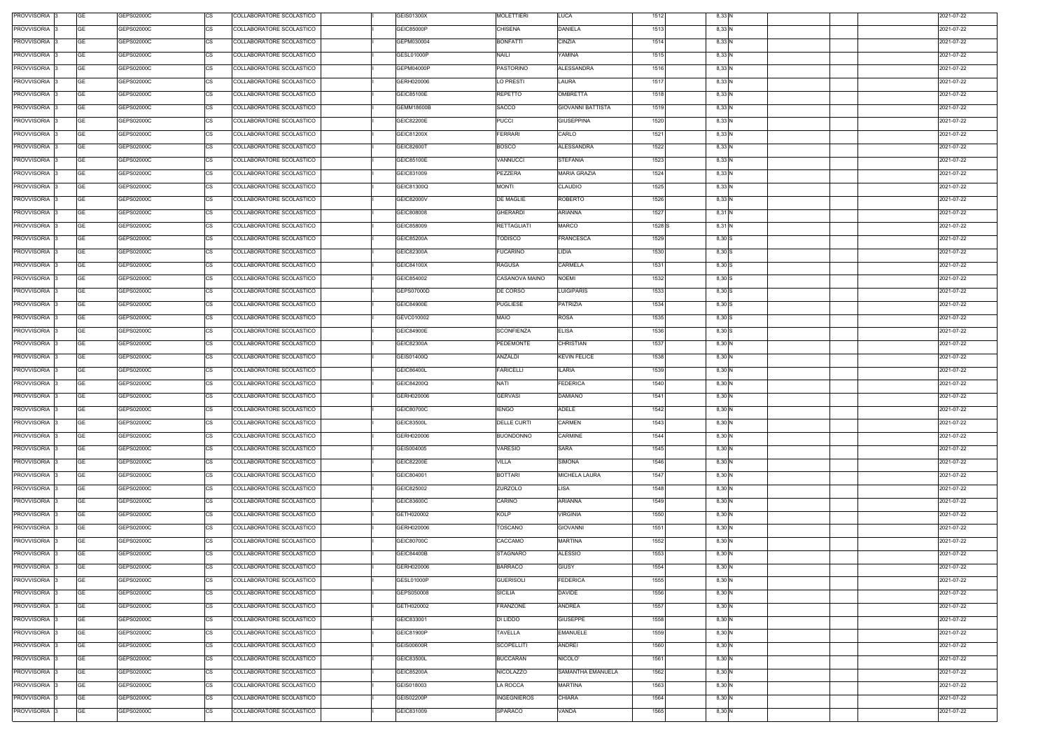| | | | | | | | | | | | | | | | | |
|---|---|---|---|---|---|---|---|---|---|---|---|---|---|---|---|---|
| PROVVISORIA | 3 | GE | GEPS02000C | CS | COLLABORATORE SCOLASTICO | | I | GEIS01300X | MOLETTIERI | LUCA | 1512 | | 8,33 | N | | 2021-07-22 |
| PROVVISORIA | 3 | GE | GEPS02000C | CS | COLLABORATORE SCOLASTICO | | I | GEIC85000P | CHISENA | DANIELA | 1513 | | 8,33 | N | | 2021-07-22 |
| PROVVISORIA | 3 | GE | GEPS02000C | CS | COLLABORATORE SCOLASTICO | | I | GEPM030004 | BONFATTI | CINZIA | 1514 | | 8,33 | N | | 2021-07-22 |
| PROVVISORIA | 3 | GE | GEPS02000C | CS | COLLABORATORE SCOLASTICO | | I | GESL01000P | NAILI | YAMINA | 1515 | | 8,33 | N | | 2021-07-22 |
| PROVVISORIA | 3 | GE | GEPS02000C | CS | COLLABORATORE SCOLASTICO | | I | GEPM04000P | PASTORINO | ALESSANDRA | 1516 | | 8,33 | N | | 2021-07-22 |
| PROVVISORIA | 3 | GE | GEPS02000C | CS | COLLABORATORE SCOLASTICO | | I | GERH020006 | LO PRESTI | LAURA | 1517 | | 8,33 | N | | 2021-07-22 |
| PROVVISORIA | 3 | GE | GEPS02000C | CS | COLLABORATORE SCOLASTICO | | I | GEIC85100E | REPETTO | OMBRETTA | 1518 | | 8,33 | N | | 2021-07-22 |
| PROVVISORIA | 3 | GE | GEPS02000C | CS | COLLABORATORE SCOLASTICO | | I | GEMM18600B | SACCO | GIOVANNI BATTISTA | 1519 | | 8,33 | N | | 2021-07-22 |
| PROVVISORIA | 3 | GE | GEPS02000C | CS | COLLABORATORE SCOLASTICO | | I | GEIC82200E | PUCCI | GIUSEPPINA | 1520 | | 8,33 | N | | 2021-07-22 |
| PROVVISORIA | 3 | GE | GEPS02000C | CS | COLLABORATORE SCOLASTICO | | I | GEIC81200X | FERRARI | CARLO | 1521 | | 8,33 | N | | 2021-07-22 |
| PROVVISORIA | 3 | GE | GEPS02000C | CS | COLLABORATORE SCOLASTICO | | I | GEIC82600T | BOSCO | ALESSANDRA | 1522 | | 8,33 | N | | 2021-07-22 |
| PROVVISORIA | 3 | GE | GEPS02000C | CS | COLLABORATORE SCOLASTICO | | I | GEIC85100E | VANNUCCI | STEFANIA | 1523 | | 8,33 | N | | 2021-07-22 |
| PROVVISORIA | 3 | GE | GEPS02000C | CS | COLLABORATORE SCOLASTICO | | I | GEIC831009 | PEZZERA | MARIA GRAZIA | 1524 | | 8,33 | N | | 2021-07-22 |
| PROVVISORIA | 3 | GE | GEPS02000C | CS | COLLABORATORE SCOLASTICO | | I | GEIC81300Q | MONTI | CLAUDIO | 1525 | | 8,33 | N | | 2021-07-22 |
| PROVVISORIA | 3 | GE | GEPS02000C | CS | COLLABORATORE SCOLASTICO | | I | GEIC82000V | DE MAGLIE | ROBERTO | 1526 | | 8,33 | N | | 2021-07-22 |
| PROVVISORIA | 3 | GE | GEPS02000C | CS | COLLABORATORE SCOLASTICO | | I | GEIC808008 | GHERARDI | ARIANNA | 1527 | | 8,31 | N | | 2021-07-22 |
| PROVVISORIA | 3 | GE | GEPS02000C | CS | COLLABORATORE SCOLASTICO | | I | GEIC858009 | RETTAGLIATI | MARCO | 1528 | S | 8,31 | N | | 2021-07-22 |
| PROVVISORIA | 3 | GE | GEPS02000C | CS | COLLABORATORE SCOLASTICO | | I | GEIC85200A | TODISCO | FRANCESCA | 1529 | | 8,30 | S | | 2021-07-22 |
| PROVVISORIA | 3 | GE | GEPS02000C | CS | COLLABORATORE SCOLASTICO | | I | GEIC82300A | FUCARINO | LIDIA | 1530 | | 8,30 | S | | 2021-07-22 |
| PROVVISORIA | 3 | GE | GEPS02000C | CS | COLLABORATORE SCOLASTICO | | I | GEIC84100X | RAGUSA | CARMELA | 1531 | | 8,30 | S | | 2021-07-22 |
| PROVVISORIA | 3 | GE | GEPS02000C | CS | COLLABORATORE SCOLASTICO | | I | GEIC854002 | CASANOVA MAINO | NOEMI | 1532 | | 8,30 | S | | 2021-07-22 |
| PROVVISORIA | 3 | GE | GEPS02000C | CS | COLLABORATORE SCOLASTICO | | I | GEPS07000D | DE CORSO | LUIGIPARIS | 1533 | | 8,30 | S | | 2021-07-22 |
| PROVVISORIA | 3 | GE | GEPS02000C | CS | COLLABORATORE SCOLASTICO | | I | GEIC84900E | PUGLIESE | PATRIZIA | 1534 | | 8,30 | S | | 2021-07-22 |
| PROVVISORIA | 3 | GE | GEPS02000C | CS | COLLABORATORE SCOLASTICO | | I | GEVC010002 | MAIO | ROSA | 1535 | | 8,30 | S | | 2021-07-22 |
| PROVVISORIA | 3 | GE | GEPS02000C | CS | COLLABORATORE SCOLASTICO | | I | GEIC84900E | SCONFIENZA | ELISA | 1536 | | 8,30 | S | | 2021-07-22 |
| PROVVISORIA | 3 | GE | GEPS02000C | CS | COLLABORATORE SCOLASTICO | | I | GEIC82300A | PEDEMONTE | CHRISTIAN | 1537 | | 8,30 | N | | 2021-07-22 |
| PROVVISORIA | 3 | GE | GEPS02000C | CS | COLLABORATORE SCOLASTICO | | I | GEIS01400Q | ANZALDI | KEVIN FELICE | 1538 | | 8,30 | N | | 2021-07-22 |
| PROVVISORIA | 3 | GE | GEPS02000C | CS | COLLABORATORE SCOLASTICO | | I | GEIC86400L | FARICELLI | ILARIA | 1539 | | 8,30 | N | | 2021-07-22 |
| PROVVISORIA | 3 | GE | GEPS02000C | CS | COLLABORATORE SCOLASTICO | | I | GEIC84200Q | NATI | FEDERICA | 1540 | | 8,30 | N | | 2021-07-22 |
| PROVVISORIA | 3 | GE | GEPS02000C | CS | COLLABORATORE SCOLASTICO | | I | GERH020006 | GERVASI | DAMIANO | 1541 | | 8,30 | N | | 2021-07-22 |
| PROVVISORIA | 3 | GE | GEPS02000C | CS | COLLABORATORE SCOLASTICO | | I | GEIC80700C | IENGO | ADELE | 1542 | | 8,30 | N | | 2021-07-22 |
| PROVVISORIA | 3 | GE | GEPS02000C | CS | COLLABORATORE SCOLASTICO | | I | GEIC83500L | DELLE CURTI | CARMEN | 1543 | | 8,30 | N | | 2021-07-22 |
| PROVVISORIA | 3 | GE | GEPS02000C | CS | COLLABORATORE SCOLASTICO | | I | GERH020006 | BUONDONNO | CARMINE | 1544 | | 8,30 | N | | 2021-07-22 |
| PROVVISORIA | 3 | GE | GEPS02000C | CS | COLLABORATORE SCOLASTICO | | I | GEIS004005 | VARESIO | SARA | 1545 | | 8,30 | N | | 2021-07-22 |
| PROVVISORIA | 3 | GE | GEPS02000C | CS | COLLABORATORE SCOLASTICO | | I | GEIC82200E | VILLA | SIMONA | 1546 | | 8,30 | N | | 2021-07-22 |
| PROVVISORIA | 3 | GE | GEPS02000C | CS | COLLABORATORE SCOLASTICO | | I | GEIC804001 | BOTTARI | MICHELA LAURA | 1547 | | 8,30 | N | | 2021-07-22 |
| PROVVISORIA | 3 | GE | GEPS02000C | CS | COLLABORATORE SCOLASTICO | | I | GEIC825002 | ZURZOLO | LISA | 1548 | | 8,30 | N | | 2021-07-22 |
| PROVVISORIA | 3 | GE | GEPS02000C | CS | COLLABORATORE SCOLASTICO | | I | GEIC83600C | CARINO | ARIANNA | 1549 | | 8,30 | N | | 2021-07-22 |
| PROVVISORIA | 3 | GE | GEPS02000C | CS | COLLABORATORE SCOLASTICO | | I | GETH020002 | KOLP | VIRGINIA | 1550 | | 8,30 | N | | 2021-07-22 |
| PROVVISORIA | 3 | GE | GEPS02000C | CS | COLLABORATORE SCOLASTICO | | I | GERH020006 | TOSCANO | GIOVANNI | 1551 | | 8,30 | N | | 2021-07-22 |
| PROVVISORIA | 3 | GE | GEPS02000C | CS | COLLABORATORE SCOLASTICO | | I | GEIC80700C | CACCAMO | MARTINA | 1552 | | 8,30 | N | | 2021-07-22 |
| PROVVISORIA | 3 | GE | GEPS02000C | CS | COLLABORATORE SCOLASTICO | | I | GEIC84400B | STAGNARO | ALESSIO | 1553 | | 8,30 | N | | 2021-07-22 |
| PROVVISORIA | 3 | GE | GEPS02000C | CS | COLLABORATORE SCOLASTICO | | I | GERH020006 | BARRACO | GIUSY | 1554 | | 8,30 | N | | 2021-07-22 |
| PROVVISORIA | 3 | GE | GEPS02000C | CS | COLLABORATORE SCOLASTICO | | I | GESL01000P | GUERISOLI | FEDERICA | 1555 | | 8,30 | N | | 2021-07-22 |
| PROVVISORIA | 3 | GE | GEPS02000C | CS | COLLABORATORE SCOLASTICO | | I | GEPS050008 | SICILIA | DAVIDE | 1556 | | 8,30 | N | | 2021-07-22 |
| PROVVISORIA | 3 | GE | GEPS02000C | CS | COLLABORATORE SCOLASTICO | | I | GETH020002 | FRANZONE | ANDREA | 1557 | | 8,30 | N | | 2021-07-22 |
| PROVVISORIA | 3 | GE | GEPS02000C | CS | COLLABORATORE SCOLASTICO | | I | GEIC833001 | DI LIDDO | GIUSEPPE | 1558 | | 8,30 | N | | 2021-07-22 |
| PROVVISORIA | 3 | GE | GEPS02000C | CS | COLLABORATORE SCOLASTICO | | I | GEIC81900P | TAVELLA | EMANUELE | 1559 | | 8,30 | N | | 2021-07-22 |
| PROVVISORIA | 3 | GE | GEPS02000C | CS | COLLABORATORE SCOLASTICO | | I | GEIS00600R | SCOPELLITI | ANDREI | 1560 | | 8,30 | N | | 2021-07-22 |
| PROVVISORIA | 3 | GE | GEPS02000C | CS | COLLABORATORE SCOLASTICO | | I | GEIC83500L | BUCCARAN | NICOLO' | 1561 | | 8,30 | N | | 2021-07-22 |
| PROVVISORIA | 3 | GE | GEPS02000C | CS | COLLABORATORE SCOLASTICO | | I | GEIC85200A | NICOLAZZO | SAMANTHA EMANUELA | 1562 | | 8,30 | N | | 2021-07-22 |
| PROVVISORIA | 3 | GE | GEPS02000C | CS | COLLABORATORE SCOLASTICO | | I | GEIS018003 | LA ROCCA | MARTINA | 1563 | | 8,30 | N | | 2021-07-22 |
| PROVVISORIA | 3 | GE | GEPS02000C | CS | COLLABORATORE SCOLASTICO | | I | GEIS02200P | INGEGNIEROS | CHIARA | 1564 | | 8,30 | N | | 2021-07-22 |
| PROVVISORIA | 3 | GE | GEPS02000C | CS | COLLABORATORE SCOLASTICO | | I | GEIC831009 | SPARACO | VANDA | 1565 | | 8,30 | N | | 2021-07-22 |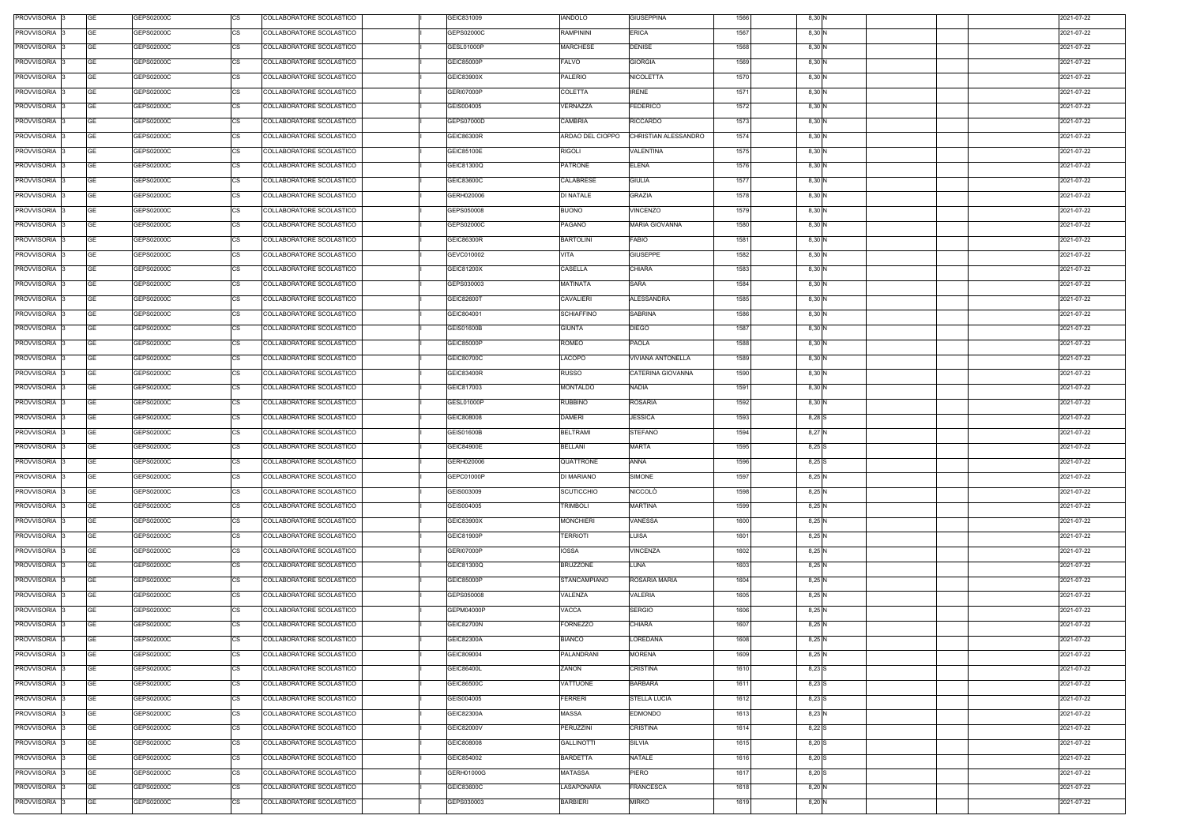| | | | | | | | | | | | | | | | |
|---|---|---|---|---|---|---|---|---|---|---|---|---|---|---|---|
| PROVVISORIA | 3 | GE | GEPS02000C | CS | COLLABORATORE SCOLASTICO | | I | GEIC831009 | IANDOLO | GIUSEPPINA | 1566 | 8,30 | N | | 2021-07-22 |
| PROVVISORIA | 3 | GE | GEPS02000C | CS | COLLABORATORE SCOLASTICO | | I | GEPS02000C | RAMPININI | ERICA | 1567 | 8,30 | N | | 2021-07-22 |
| PROVVISORIA | 3 | GE | GEPS02000C | CS | COLLABORATORE SCOLASTICO | | I | GESL01000P | MARCHESE | DENISE | 1568 | 8,30 | N | | 2021-07-22 |
| PROVVISORIA | 3 | GE | GEPS02000C | CS | COLLABORATORE SCOLASTICO | | I | GEIC85000P | FALVO | GIORGIA | 1569 | 8,30 | N | | 2021-07-22 |
| PROVVISORIA | 3 | GE | GEPS02000C | CS | COLLABORATORE SCOLASTICO | | I | GEIC83900X | PALERIO | NICOLETTA | 1570 | 8,30 | N | | 2021-07-22 |
| PROVVISORIA | 3 | GE | GEPS02000C | CS | COLLABORATORE SCOLASTICO | | I | GERI07000P | COLETTA | IRENE | 1571 | 8,30 | N | | 2021-07-22 |
| PROVVISORIA | 3 | GE | GEPS02000C | CS | COLLABORATORE SCOLASTICO | | I | GEIS004005 | VERNAZZA | FEDERICO | 1572 | 8,30 | N | | 2021-07-22 |
| PROVVISORIA | 3 | GE | GEPS02000C | CS | COLLABORATORE SCOLASTICO | | I | GEPS07000D | CAMBRIA | RICCARDO | 1573 | 8,30 | N | | 2021-07-22 |
| PROVVISORIA | 3 | GE | GEPS02000C | CS | COLLABORATORE SCOLASTICO | | I | GEIC86300R | ARDAO DEL CIOPPO | CHRISTIAN ALESSANDRO | 1574 | 8,30 | N | | 2021-07-22 |
| PROVVISORIA | 3 | GE | GEPS02000C | CS | COLLABORATORE SCOLASTICO | | I | GEIC85100E | RIGOLI | VALENTINA | 1575 | 8,30 | N | | 2021-07-22 |
| PROVVISORIA | 3 | GE | GEPS02000C | CS | COLLABORATORE SCOLASTICO | | I | GEIC81300Q | PATRONE | ELENA | 1576 | 8,30 | N | | 2021-07-22 |
| PROVVISORIA | 3 | GE | GEPS02000C | CS | COLLABORATORE SCOLASTICO | | I | GEIC83600C | CALABRESE | GIULIA | 1577 | 8,30 | N | | 2021-07-22 |
| PROVVISORIA | 3 | GE | GEPS02000C | CS | COLLABORATORE SCOLASTICO | | I | GERH020006 | DI NATALE | GRAZIA | 1578 | 8,30 | N | | 2021-07-22 |
| PROVVISORIA | 3 | GE | GEPS02000C | CS | COLLABORATORE SCOLASTICO | | I | GEPS050008 | BUONO | VINCENZO | 1579 | 8,30 | N | | 2021-07-22 |
| PROVVISORIA | 3 | GE | GEPS02000C | CS | COLLABORATORE SCOLASTICO | | I | GEPS02000C | PAGANO | MARIA GIOVANNA | 1580 | 8,30 | N | | 2021-07-22 |
| PROVVISORIA | 3 | GE | GEPS02000C | CS | COLLABORATORE SCOLASTICO | | I | GEIC86300R | BARTOLINI | FABIO | 1581 | 8,30 | N | | 2021-07-22 |
| PROVVISORIA | 3 | GE | GEPS02000C | CS | COLLABORATORE SCOLASTICO | | I | GEVC010002 | VITA | GIUSEPPE | 1582 | 8,30 | N | | 2021-07-22 |
| PROVVISORIA | 3 | GE | GEPS02000C | CS | COLLABORATORE SCOLASTICO | | I | GEIC81200X | CASELLA | CHIARA | 1583 | 8,30 | N | | 2021-07-22 |
| PROVVISORIA | 3 | GE | GEPS02000C | CS | COLLABORATORE SCOLASTICO | | I | GEPS030003 | MATINATA | SARA | 1584 | 8,30 | N | | 2021-07-22 |
| PROVVISORIA | 3 | GE | GEPS02000C | CS | COLLABORATORE SCOLASTICO | | I | GEIC82600T | CAVALIERI | ALESSANDRA | 1585 | 8,30 | N | | 2021-07-22 |
| PROVVISORIA | 3 | GE | GEPS02000C | CS | COLLABORATORE SCOLASTICO | | I | GEIC804001 | SCHIAFFINO | SABRINA | 1586 | 8,30 | N | | 2021-07-22 |
| PROVVISORIA | 3 | GE | GEPS02000C | CS | COLLABORATORE SCOLASTICO | | I | GEIS01600B | GIUNTA | DIEGO | 1587 | 8,30 | N | | 2021-07-22 |
| PROVVISORIA | 3 | GE | GEPS02000C | CS | COLLABORATORE SCOLASTICO | | I | GEIC85000P | ROMEO | PAOLA | 1588 | 8,30 | N | | 2021-07-22 |
| PROVVISORIA | 3 | GE | GEPS02000C | CS | COLLABORATORE SCOLASTICO | | I | GEIC80700C | LACOPO | VIVIANA ANTONELLA | 1589 | 8,30 | N | | 2021-07-22 |
| PROVVISORIA | 3 | GE | GEPS02000C | CS | COLLABORATORE SCOLASTICO | | I | GEIC83400R | RUSSO | CATERINA GIOVANNA | 1590 | 8,30 | N | | 2021-07-22 |
| PROVVISORIA | 3 | GE | GEPS02000C | CS | COLLABORATORE SCOLASTICO | | I | GEIC817003 | MONTALDO | NADIA | 1591 | 8,30 | N | | 2021-07-22 |
| PROVVISORIA | 3 | GE | GEPS02000C | CS | COLLABORATORE SCOLASTICO | | I | GESL01000P | RUBBINO | ROSARIA | 1592 | 8,30 | N | | 2021-07-22 |
| PROVVISORIA | 3 | GE | GEPS02000C | CS | COLLABORATORE SCOLASTICO | | I | GEIC808008 | DAMERI | JESSICA | 1593 | 8,28 | S | | 2021-07-22 |
| PROVVISORIA | 3 | GE | GEPS02000C | CS | COLLABORATORE SCOLASTICO | | I | GEIS01600B | BELTRAMI | STEFANO | 1594 | 8,27 | N | | 2021-07-22 |
| PROVVISORIA | 3 | GE | GEPS02000C | CS | COLLABORATORE SCOLASTICO | | I | GEIC84900E | BELLANI | MARTA | 1595 | 8,25 | S | | 2021-07-22 |
| PROVVISORIA | 3 | GE | GEPS02000C | CS | COLLABORATORE SCOLASTICO | | I | GERH020006 | QUATTRONE | ANNA | 1596 | 8,25 | S | | 2021-07-22 |
| PROVVISORIA | 3 | GE | GEPS02000C | CS | COLLABORATORE SCOLASTICO | | I | GEPC01000P | DI MARIANO | SIMONE | 1597 | 8,25 | N | | 2021-07-22 |
| PROVVISORIA | 3 | GE | GEPS02000C | CS | COLLABORATORE SCOLASTICO | | I | GEIS003009 | SCUTICCHIO | NICCOLÒ | 1598 | 8,25 | N | | 2021-07-22 |
| PROVVISORIA | 3 | GE | GEPS02000C | CS | COLLABORATORE SCOLASTICO | | I | GEIS004005 | TRIMBOLI | MARTINA | 1599 | 8,25 | N | | 2021-07-22 |
| PROVVISORIA | 3 | GE | GEPS02000C | CS | COLLABORATORE SCOLASTICO | | I | GEIC83900X | MONCHIERI | VANESSA | 1600 | 8,25 | N | | 2021-07-22 |
| PROVVISORIA | 3 | GE | GEPS02000C | CS | COLLABORATORE SCOLASTICO | | I | GEIC81900P | TERRIOTI | LUISA | 1601 | 8,25 | N | | 2021-07-22 |
| PROVVISORIA | 3 | GE | GEPS02000C | CS | COLLABORATORE SCOLASTICO | | I | GERI07000P | IOSSA | VINCENZA | 1602 | 8,25 | N | | 2021-07-22 |
| PROVVISORIA | 3 | GE | GEPS02000C | CS | COLLABORATORE SCOLASTICO | | I | GEIC81300Q | BRUZZONE | LUNA | 1603 | 8,25 | N | | 2021-07-22 |
| PROVVISORIA | 3 | GE | GEPS02000C | CS | COLLABORATORE SCOLASTICO | | I | GEIC85000P | STANCAMPIANO | ROSARIA MARIA | 1604 | 8,25 | N | | 2021-07-22 |
| PROVVISORIA | 3 | GE | GEPS02000C | CS | COLLABORATORE SCOLASTICO | | I | GEPS050008 | VALENZA | VALERIA | 1605 | 8,25 | N | | 2021-07-22 |
| PROVVISORIA | 3 | GE | GEPS02000C | CS | COLLABORATORE SCOLASTICO | | I | GEPM04000P | VACCA | SERGIO | 1606 | 8,25 | N | | 2021-07-22 |
| PROVVISORIA | 3 | GE | GEPS02000C | CS | COLLABORATORE SCOLASTICO | | I | GEIC82700N | FORNEZZO | CHIARA | 1607 | 8,25 | N | | 2021-07-22 |
| PROVVISORIA | 3 | GE | GEPS02000C | CS | COLLABORATORE SCOLASTICO | | I | GEIC82300A | BIANCO | LOREDANA | 1608 | 8,25 | N | | 2021-07-22 |
| PROVVISORIA | 3 | GE | GEPS02000C | CS | COLLABORATORE SCOLASTICO | | I | GEIC809004 | PALANDRANI | MORENA | 1609 | 8,25 | N | | 2021-07-22 |
| PROVVISORIA | 3 | GE | GEPS02000C | CS | COLLABORATORE SCOLASTICO | | I | GEIC86400L | ZANON | CRISTINA | 1610 | 8,23 | S | | 2021-07-22 |
| PROVVISORIA | 3 | GE | GEPS02000C | CS | COLLABORATORE SCOLASTICO | | I | GEIC86500C | VATTUONE | BARBARA | 1611 | 8,23 | S | | 2021-07-22 |
| PROVVISORIA | 3 | GE | GEPS02000C | CS | COLLABORATORE SCOLASTICO | | I | GEIS004005 | FERRERI | STELLA LUCIA | 1612 | 8,23 | S | | 2021-07-22 |
| PROVVISORIA | 3 | GE | GEPS02000C | CS | COLLABORATORE SCOLASTICO | | I | GEIC82300A | MASSA | EDMONDO | 1613 | 8,23 | N | | 2021-07-22 |
| PROVVISORIA | 3 | GE | GEPS02000C | CS | COLLABORATORE SCOLASTICO | | I | GEIC82000V | PERUZZINI | CRISTINA | 1614 | 8,22 | S | | 2021-07-22 |
| PROVVISORIA | 3 | GE | GEPS02000C | CS | COLLABORATORE SCOLASTICO | | I | GEIC808008 | GALLINOTTI | SILVIA | 1615 | 8,20 | S | | 2021-07-22 |
| PROVVISORIA | 3 | GE | GEPS02000C | CS | COLLABORATORE SCOLASTICO | | I | GEIC854002 | BARDETTA | NATALE | 1616 | 8,20 | S | | 2021-07-22 |
| PROVVISORIA | 3 | GE | GEPS02000C | CS | COLLABORATORE SCOLASTICO | | I | GERH01000G | MATASSA | PIERO | 1617 | 8,20 | S | | 2021-07-22 |
| PROVVISORIA | 3 | GE | GEPS02000C | CS | COLLABORATORE SCOLASTICO | | I | GEIC83600C | LASAPONARA | FRANCESCA | 1618 | 8,20 | N | | 2021-07-22 |
| PROVVISORIA | 3 | GE | GEPS02000C | CS | COLLABORATORE SCOLASTICO | | I | GEPS030003 | BARBIERI | MIRKO | 1619 | 8,20 | N | | 2021-07-22 |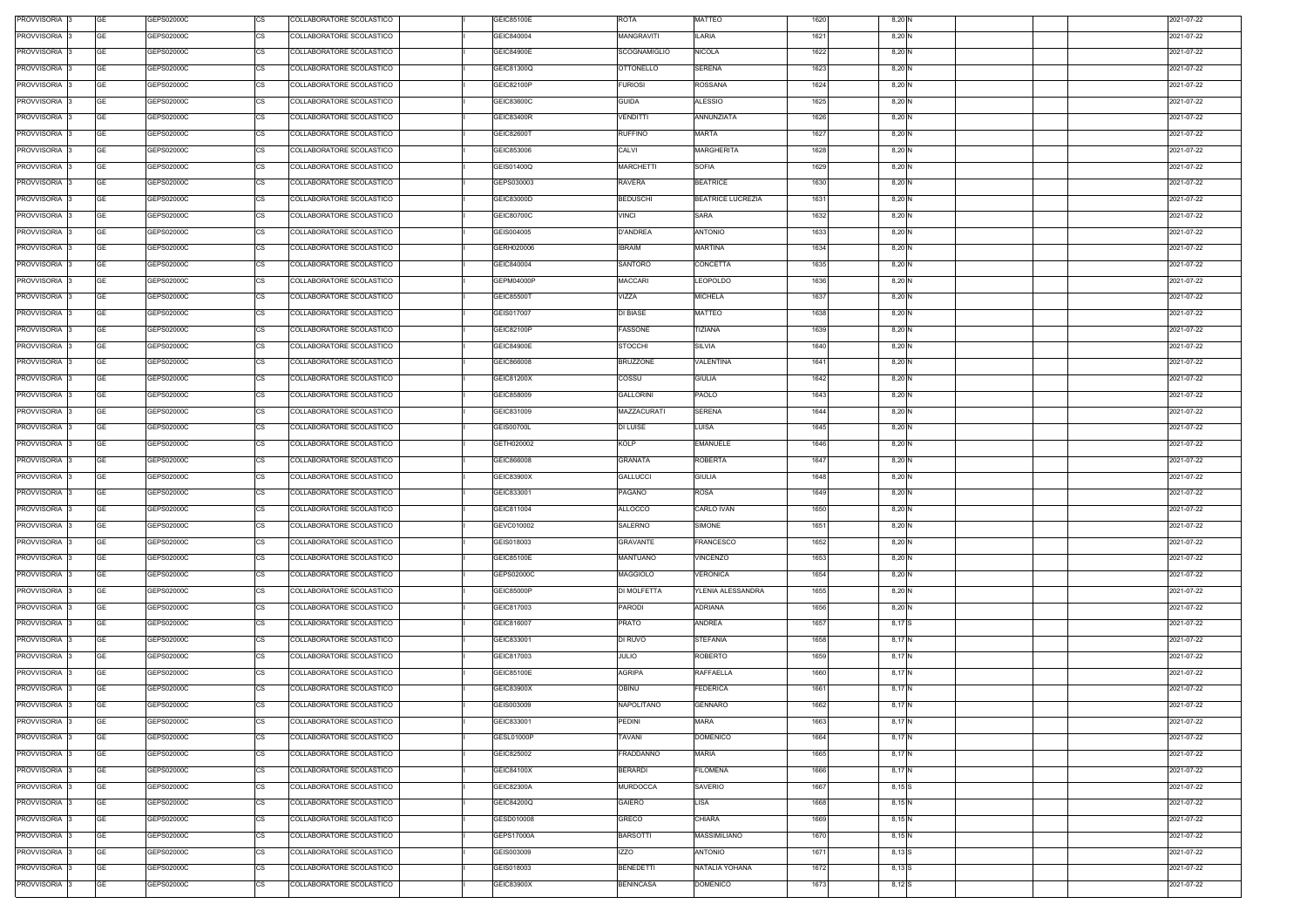| | | | | | | | | | | | | | | | | | |
|---|---|---|---|---|---|---|---|---|---|---|---|---|---|---|---|---|---|
| PROVVISORIA | 3 | GE | GEPS02000C | CS | COLLABORATORE SCOLASTICO | | I | GEIC85100E | ROTA | MATTEO | 1620 | 8,20 | N | | | | 2021-07-22 |
| PROVVISORIA | 3 | GE | GEPS02000C | CS | COLLABORATORE SCOLASTICO | | I | GEIC840004 | MANGRAVITI | ILARIA | 1621 | 8,20 | N | | | | 2021-07-22 |
| PROVVISORIA | 3 | GE | GEPS02000C | CS | COLLABORATORE SCOLASTICO | | I | GEIC84900E | SCOGNAMIGLIO | NICOLA | 1622 | 8,20 | N | | | | 2021-07-22 |
| PROVVISORIA | 3 | GE | GEPS02000C | CS | COLLABORATORE SCOLASTICO | | I | GEIC81300Q | OTTONELLO | SERENA | 1623 | 8,20 | N | | | | 2021-07-22 |
| PROVVISORIA | 3 | GE | GEPS02000C | CS | COLLABORATORE SCOLASTICO | | I | GEIC82100P | FURIOSI | ROSSANA | 1624 | 8,20 | N | | | | 2021-07-22 |
| PROVVISORIA | 3 | GE | GEPS02000C | CS | COLLABORATORE SCOLASTICO | | I | GEIC83600C | GUIDA | ALESSIO | 1625 | 8,20 | N | | | | 2021-07-22 |
| PROVVISORIA | 3 | GE | GEPS02000C | CS | COLLABORATORE SCOLASTICO | | I | GEIC83400R | VENDITTI | ANNUNZIATA | 1626 | 8,20 | N | | | | 2021-07-22 |
| PROVVISORIA | 3 | GE | GEPS02000C | CS | COLLABORATORE SCOLASTICO | | I | GEIC82600T | RUFFINO | MARTA | 1627 | 8,20 | N | | | | 2021-07-22 |
| PROVVISORIA | 3 | GE | GEPS02000C | CS | COLLABORATORE SCOLASTICO | | I | GEIC853006 | CALVI | MARGHERITA | 1628 | 8,20 | N | | | | 2021-07-22 |
| PROVVISORIA | 3 | GE | GEPS02000C | CS | COLLABORATORE SCOLASTICO | | I | GEIS01400Q | MARCHETTI | SOFIA | 1629 | 8,20 | N | | | | 2021-07-22 |
| PROVVISORIA | 3 | GE | GEPS02000C | CS | COLLABORATORE SCOLASTICO | | I | GEPS030003 | RAVERA | BEATRICE | 1630 | 8,20 | N | | | | 2021-07-22 |
| PROVVISORIA | 3 | GE | GEPS02000C | CS | COLLABORATORE SCOLASTICO | | I | GEIC83000D | BEDUSCHI | BEATRICE LUCREZIA | 1631 | 8,20 | N | | | | 2021-07-22 |
| PROVVISORIA | 3 | GE | GEPS02000C | CS | COLLABORATORE SCOLASTICO | | I | GEIC80700C | VINCI | SARA | 1632 | 8,20 | N | | | | 2021-07-22 |
| PROVVISORIA | 3 | GE | GEPS02000C | CS | COLLABORATORE SCOLASTICO | | I | GEIS004005 | D'ANDREA | ANTONIO | 1633 | 8,20 | N | | | | 2021-07-22 |
| PROVVISORIA | 3 | GE | GEPS02000C | CS | COLLABORATORE SCOLASTICO | | I | GERH020006 | IBRAIM | MARTINA | 1634 | 8,20 | N | | | | 2021-07-22 |
| PROVVISORIA | 3 | GE | GEPS02000C | CS | COLLABORATORE SCOLASTICO | | I | GEIC840004 | SANTORO | CONCETTA | 1635 | 8,20 | N | | | | 2021-07-22 |
| PROVVISORIA | 3 | GE | GEPS02000C | CS | COLLABORATORE SCOLASTICO | | I | GEPM04000P | MACCARI | LEOPOLDO | 1636 | 8,20 | N | | | | 2021-07-22 |
| PROVVISORIA | 3 | GE | GEPS02000C | CS | COLLABORATORE SCOLASTICO | | I | GEIC85500T | VIZZA | MICHELA | 1637 | 8,20 | N | | | | 2021-07-22 |
| PROVVISORIA | 3 | GE | GEPS02000C | CS | COLLABORATORE SCOLASTICO | | I | GEIS017007 | DI BIASE | MATTEO | 1638 | 8,20 | N | | | | 2021-07-22 |
| PROVVISORIA | 3 | GE | GEPS02000C | CS | COLLABORATORE SCOLASTICO | | I | GEIC82100P | FASSONE | TIZIANA | 1639 | 8,20 | N | | | | 2021-07-22 |
| PROVVISORIA | 3 | GE | GEPS02000C | CS | COLLABORATORE SCOLASTICO | | I | GEIC84900E | STOCCHI | SILVIA | 1640 | 8,20 | N | | | | 2021-07-22 |
| PROVVISORIA | 3 | GE | GEPS02000C | CS | COLLABORATORE SCOLASTICO | | I | GEIC866008 | BRUZZONE | VALENTINA | 1641 | 8,20 | N | | | | 2021-07-22 |
| PROVVISORIA | 3 | GE | GEPS02000C | CS | COLLABORATORE SCOLASTICO | | I | GEIC81200X | COSSU | GIULIA | 1642 | 8,20 | N | | | | 2021-07-22 |
| PROVVISORIA | 3 | GE | GEPS02000C | CS | COLLABORATORE SCOLASTICO | | I | GEIC858009 | GALLORINI | PAOLO | 1643 | 8,20 | N | | | | 2021-07-22 |
| PROVVISORIA | 3 | GE | GEPS02000C | CS | COLLABORATORE SCOLASTICO | | I | GEIC831009 | MAZZACURATI | SERENA | 1644 | 8,20 | N | | | | 2021-07-22 |
| PROVVISORIA | 3 | GE | GEPS02000C | CS | COLLABORATORE SCOLASTICO | | I | GEIS00700L | DI LUISE | LUISA | 1645 | 8,20 | N | | | | 2021-07-22 |
| PROVVISORIA | 3 | GE | GEPS02000C | CS | COLLABORATORE SCOLASTICO | | I | GETH020002 | KOLP | EMANUELE | 1646 | 8,20 | N | | | | 2021-07-22 |
| PROVVISORIA | 3 | GE | GEPS02000C | CS | COLLABORATORE SCOLASTICO | | I | GEIC866008 | GRANATA | ROBERTA | 1647 | 8,20 | N | | | | 2021-07-22 |
| PROVVISORIA | 3 | GE | GEPS02000C | CS | COLLABORATORE SCOLASTICO | | I | GEIC83900X | GALLUCCI | GIULIA | 1648 | 8,20 | N | | | | 2021-07-22 |
| PROVVISORIA | 3 | GE | GEPS02000C | CS | COLLABORATORE SCOLASTICO | | I | GEIC833001 | PAGANO | ROSA | 1649 | 8,20 | N | | | | 2021-07-22 |
| PROVVISORIA | 3 | GE | GEPS02000C | CS | COLLABORATORE SCOLASTICO | | I | GEIC811004 | ALLOCCO | CARLO IVAN | 1650 | 8,20 | N | | | | 2021-07-22 |
| PROVVISORIA | 3 | GE | GEPS02000C | CS | COLLABORATORE SCOLASTICO | | I | GEVC010002 | SALERNO | SIMONE | 1651 | 8,20 | N | | | | 2021-07-22 |
| PROVVISORIA | 3 | GE | GEPS02000C | CS | COLLABORATORE SCOLASTICO | | I | GEIS018003 | GRAVANTE | FRANCESCO | 1652 | 8,20 | N | | | | 2021-07-22 |
| PROVVISORIA | 3 | GE | GEPS02000C | CS | COLLABORATORE SCOLASTICO | | I | GEIC85100E | MANTUANO | VINCENZO | 1653 | 8,20 | N | | | | 2021-07-22 |
| PROVVISORIA | 3 | GE | GEPS02000C | CS | COLLABORATORE SCOLASTICO | | I | GEPS02000C | MAGGIOLO | VERONICA | 1654 | 8,20 | N | | | | 2021-07-22 |
| PROVVISORIA | 3 | GE | GEPS02000C | CS | COLLABORATORE SCOLASTICO | | I | GEIC85000P | DI MOLFETTA | YLENIA ALESSANDRA | 1655 | 8,20 | N | | | | 2021-07-22 |
| PROVVISORIA | 3 | GE | GEPS02000C | CS | COLLABORATORE SCOLASTICO | | I | GEIC817003 | PARODI | ADRIANA | 1656 | 8,20 | N | | | | 2021-07-22 |
| PROVVISORIA | 3 | GE | GEPS02000C | CS | COLLABORATORE SCOLASTICO | | I | GEIC816007 | PRATO | ANDREA | 1657 | 8,17 | S | | | | 2021-07-22 |
| PROVVISORIA | 3 | GE | GEPS02000C | CS | COLLABORATORE SCOLASTICO | | I | GEIC833001 | DI RUVO | STEFANIA | 1658 | 8,17 | N | | | | 2021-07-22 |
| PROVVISORIA | 3 | GE | GEPS02000C | CS | COLLABORATORE SCOLASTICO | | I | GEIC817003 | JULIO | ROBERTO | 1659 | 8,17 | N | | | | 2021-07-22 |
| PROVVISORIA | 3 | GE | GEPS02000C | CS | COLLABORATORE SCOLASTICO | | I | GEIC85100E | AGRIPA | RAFFAELLA | 1660 | 8,17 | N | | | | 2021-07-22 |
| PROVVISORIA | 3 | GE | GEPS02000C | CS | COLLABORATORE SCOLASTICO | | I | GEIC83900X | OBINU | FEDERICA | 1661 | 8,17 | N | | | | 2021-07-22 |
| PROVVISORIA | 3 | GE | GEPS02000C | CS | COLLABORATORE SCOLASTICO | | I | GEIS003009 | NAPOLITANO | GENNARO | 1662 | 8,17 | N | | | | 2021-07-22 |
| PROVVISORIA | 3 | GE | GEPS02000C | CS | COLLABORATORE SCOLASTICO | | I | GEIC833001 | PEDINI | MARA | 1663 | 8,17 | N | | | | 2021-07-22 |
| PROVVISORIA | 3 | GE | GEPS02000C | CS | COLLABORATORE SCOLASTICO | | I | GESL01000P | TAVANI | DOMENICO | 1664 | 8,17 | N | | | | 2021-07-22 |
| PROVVISORIA | 3 | GE | GEPS02000C | CS | COLLABORATORE SCOLASTICO | | I | GEIC825002 | FRADDANNO | MARIA | 1665 | 8,17 | N | | | | 2021-07-22 |
| PROVVISORIA | 3 | GE | GEPS02000C | CS | COLLABORATORE SCOLASTICO | | I | GEIC84100X | BERARDI | FILOMENA | 1666 | 8,17 | N | | | | 2021-07-22 |
| PROVVISORIA | 3 | GE | GEPS02000C | CS | COLLABORATORE SCOLASTICO | | I | GEIC82300A | MURDOCCA | SAVERIO | 1667 | 8,15 | S | | | | 2021-07-22 |
| PROVVISORIA | 3 | GE | GEPS02000C | CS | COLLABORATORE SCOLASTICO | | I | GEIC84200Q | GAIERO | LISA | 1668 | 8,15 | N | | | | 2021-07-22 |
| PROVVISORIA | 3 | GE | GEPS02000C | CS | COLLABORATORE SCOLASTICO | | I | GESD010008 | GRECO | CHIARA | 1669 | 8,15 | N | | | | 2021-07-22 |
| PROVVISORIA | 3 | GE | GEPS02000C | CS | COLLABORATORE SCOLASTICO | | I | GEPS17000A | BARSOTTI | MASSIMILIANO | 1670 | 8,15 | N | | | | 2021-07-22 |
| PROVVISORIA | 3 | GE | GEPS02000C | CS | COLLABORATORE SCOLASTICO | | I | GEIS003009 | IZZO | ANTONIO | 1671 | 8,13 | S | | | | 2021-07-22 |
| PROVVISORIA | 3 | GE | GEPS02000C | CS | COLLABORATORE SCOLASTICO | | I | GEIS018003 | BENEDETTI | NATALIA YOHANA | 1672 | 8,13 | S | | | | 2021-07-22 |
| PROVVISORIA | 3 | GE | GEPS02000C | CS | COLLABORATORE SCOLASTICO | | I | GEIC83900X | BENINCASA | DOMENICO | 1673 | 8,12 | S | | | | 2021-07-22 |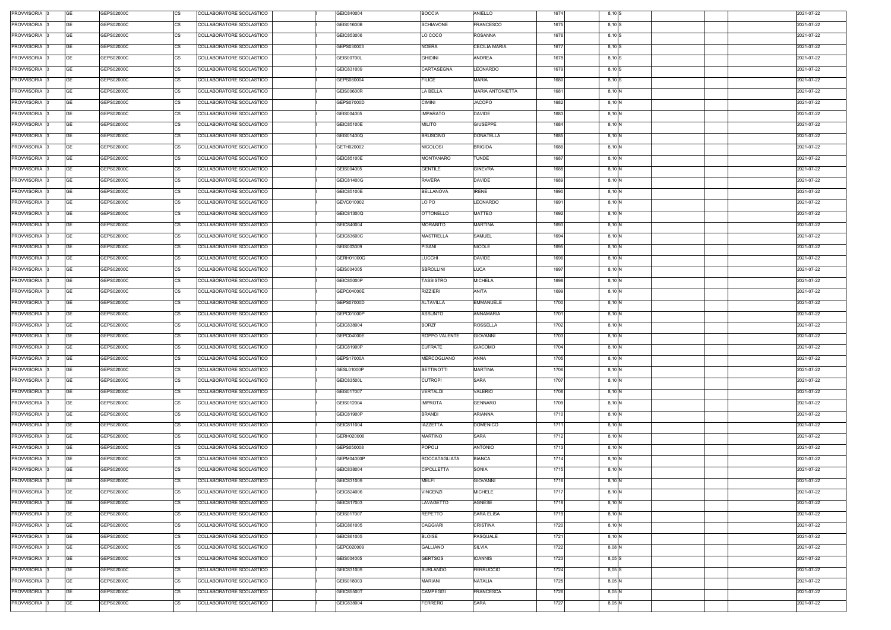| | | | | | | | | | | | | | | | | |
|---|---|---|---|---|---|---|---|---|---|---|---|---|---|---|---|---|
| PROVVISORIA | 3 | GE | GEPS02000C | CS | COLLABORATORE SCOLASTICO | | I | GEIC840004 | BOCCIA | ANIELLO | 1674 | 8,10 | S | | | 2021-07-22 |
| PROVVISORIA | 3 | GE | GEPS02000C | CS | COLLABORATORE SCOLASTICO | | I | GEIS01600B | SCHIAVONE | FRANCESCO | 1675 | 8,10 | S | | | 2021-07-22 |
| PROVVISORIA | 3 | GE | GEPS02000C | CS | COLLABORATORE SCOLASTICO | | I | GEIC853006 | LO COCO | ROSANNA | 1676 | 8,10 | S | | | 2021-07-22 |
| PROVVISORIA | 3 | GE | GEPS02000C | CS | COLLABORATORE SCOLASTICO | | I | GEPS030003 | NOERA | CECILIA MARIA | 1677 | 8,10 | S | | | 2021-07-22 |
| PROVVISORIA | 3 | GE | GEPS02000C | CS | COLLABORATORE SCOLASTICO | | I | GEIS00700L | GHIDINI | ANDREA | 1678 | 8,10 | S | | | 2021-07-22 |
| PROVVISORIA | 3 | GE | GEPS02000C | CS | COLLABORATORE SCOLASTICO | | I | GEIC831009 | CARTASEGNA | LEONARDO | 1679 | 8,10 | S | | | 2021-07-22 |
| PROVVISORIA | 3 | GE | GEPS02000C | CS | COLLABORATORE SCOLASTICO | | I | GEPS080004 | FILICE | MARIA | 1680 | 8,10 | S | | | 2021-07-22 |
| PROVVISORIA | 3 | GE | GEPS02000C | CS | COLLABORATORE SCOLASTICO | | I | GEIS00600R | LA BELLA | MARIA ANTONIETTA | 1681 | 8,10 | N | | | 2021-07-22 |
| PROVVISORIA | 3 | GE | GEPS02000C | CS | COLLABORATORE SCOLASTICO | | I | GEPS07000D | CIMINI | JACOPO | 1682 | 8,10 | N | | | 2021-07-22 |
| PROVVISORIA | 3 | GE | GEPS02000C | CS | COLLABORATORE SCOLASTICO | | I | GEIS004005 | IMPARATO | DAVIDE | 1683 | 8,10 | N | | | 2021-07-22 |
| PROVVISORIA | 3 | GE | GEPS02000C | CS | COLLABORATORE SCOLASTICO | | I | GEIC85100E | MILITO | GIUSEPPE | 1684 | 8,10 | N | | | 2021-07-22 |
| PROVVISORIA | 3 | GE | GEPS02000C | CS | COLLABORATORE SCOLASTICO | | I | GEIS01400Q | BRUSCINO | DONATELLA | 1685 | 8,10 | N | | | 2021-07-22 |
| PROVVISORIA | 3 | GE | GEPS02000C | CS | COLLABORATORE SCOLASTICO | | I | GETH020002 | NICOLOSI | BRIGIDA | 1686 | 8,10 | N | | | 2021-07-22 |
| PROVVISORIA | 3 | GE | GEPS02000C | CS | COLLABORATORE SCOLASTICO | | I | GEIC85100E | MONTANARO | TUNDE | 1687 | 8,10 | N | | | 2021-07-22 |
| PROVVISORIA | 3 | GE | GEPS02000C | CS | COLLABORATORE SCOLASTICO | | I | GEIS004005 | GENTILE | GINEVRA | 1688 | 8,10 | N | | | 2021-07-22 |
| PROVVISORIA | 3 | GE | GEPS02000C | CS | COLLABORATORE SCOLASTICO | | I | GEIC81400G | RAVERA | DAVIDE | 1689 | 8,10 | N | | | 2021-07-22 |
| PROVVISORIA | 3 | GE | GEPS02000C | CS | COLLABORATORE SCOLASTICO | | I | GEIC85100E | BELLANOVA | IRENE | 1690 | 8,10 | N | | | 2021-07-22 |
| PROVVISORIA | 3 | GE | GEPS02000C | CS | COLLABORATORE SCOLASTICO | | I | GEVC010002 | LO PO | LEONARDO | 1691 | 8,10 | N | | | 2021-07-22 |
| PROVVISORIA | 3 | GE | GEPS02000C | CS | COLLABORATORE SCOLASTICO | | I | GEIC81300Q | OTTONELLO | MATTEO | 1692 | 8,10 | N | | | 2021-07-22 |
| PROVVISORIA | 3 | GE | GEPS02000C | CS | COLLABORATORE SCOLASTICO | | I | GEIC840004 | MORABITO | MARTINA | 1693 | 8,10 | N | | | 2021-07-22 |
| PROVVISORIA | 3 | GE | GEPS02000C | CS | COLLABORATORE SCOLASTICO | | I | GEIC83600C | MASTRELLA | SAMUEL | 1694 | 8,10 | N | | | 2021-07-22 |
| PROVVISORIA | 3 | GE | GEPS02000C | CS | COLLABORATORE SCOLASTICO | | I | GEIS003009 | PISANI | NICOLE | 1695 | 8,10 | N | | | 2021-07-22 |
| PROVVISORIA | 3 | GE | GEPS02000C | CS | COLLABORATORE SCOLASTICO | | I | GERH01000G | LUCCHI | DAVIDE | 1696 | 8,10 | N | | | 2021-07-22 |
| PROVVISORIA | 3 | GE | GEPS02000C | CS | COLLABORATORE SCOLASTICO | | I | GEIS004005 | SBROLLINI | LUCA | 1697 | 8,10 | N | | | 2021-07-22 |
| PROVVISORIA | 3 | GE | GEPS02000C | CS | COLLABORATORE SCOLASTICO | | I | GEIC85000P | TASSISTRO | MICHELA | 1698 | 8,10 | N | | | 2021-07-22 |
| PROVVISORIA | 3 | GE | GEPS02000C | CS | COLLABORATORE SCOLASTICO | | I | GEPC04000E | RIZZIERI | ANITA | 1699 | 8,10 | N | | | 2021-07-22 |
| PROVVISORIA | 3 | GE | GEPS02000C | CS | COLLABORATORE SCOLASTICO | | I | GEPS07000D | ALTAVILLA | EMMANUELE | 1700 | 8,10 | N | | | 2021-07-22 |
| PROVVISORIA | 3 | GE | GEPS02000C | CS | COLLABORATORE SCOLASTICO | | I | GEPC01000P | ASSUNTO | ANNAMARIA | 1701 | 8,10 | N | | | 2021-07-22 |
| PROVVISORIA | 3 | GE | GEPS02000C | CS | COLLABORATORE SCOLASTICO | | I | GEIC838004 | BORZI' | ROSSELLA | 1702 | 8,10 | N | | | 2021-07-22 |
| PROVVISORIA | 3 | GE | GEPS02000C | CS | COLLABORATORE SCOLASTICO | | I | GEPC04000E | ROPPO VALENTE | GIOVANNI | 1703 | 8,10 | N | | | 2021-07-22 |
| PROVVISORIA | 3 | GE | GEPS02000C | CS | COLLABORATORE SCOLASTICO | | I | GEIC81900P | EUFRATE | GIACOMO | 1704 | 8,10 | N | | | 2021-07-22 |
| PROVVISORIA | 3 | GE | GEPS02000C | CS | COLLABORATORE SCOLASTICO | | I | GEPS17000A | MERCOGLIANO | ANNA | 1705 | 8,10 | N | | | 2021-07-22 |
| PROVVISORIA | 3 | GE | GEPS02000C | CS | COLLABORATORE SCOLASTICO | | I | GESL01000P | BETTINOTTI | MARTINA | 1706 | 8,10 | N | | | 2021-07-22 |
| PROVVISORIA | 3 | GE | GEPS02000C | CS | COLLABORATORE SCOLASTICO | | I | GEIC83500L | CUTROPI | SARA | 1707 | 8,10 | N | | | 2021-07-22 |
| PROVVISORIA | 3 | GE | GEPS02000C | CS | COLLABORATORE SCOLASTICO | | I | GEIS017007 | VERTALDI | VALERIO | 1708 | 8,10 | N | | | 2021-07-22 |
| PROVVISORIA | 3 | GE | GEPS02000C | CS | COLLABORATORE SCOLASTICO | | I | GEIS012004 | IMPROTA | GENNARO | 1709 | 8,10 | N | | | 2021-07-22 |
| PROVVISORIA | 3 | GE | GEPS02000C | CS | COLLABORATORE SCOLASTICO | | I | GEIC81900P | BRANDI | ARIANNA | 1710 | 8,10 | N | | | 2021-07-22 |
| PROVVISORIA | 3 | GE | GEPS02000C | CS | COLLABORATORE SCOLASTICO | | I | GEIC811004 | IAZZETTA | DOMENICO | 1711 | 8,10 | N | | | 2021-07-22 |
| PROVVISORIA | 3 | GE | GEPS02000C | CS | COLLABORATORE SCOLASTICO | | I | GERH020006 | MARTINO | SARA | 1712 | 8,10 | N | | | 2021-07-22 |
| PROVVISORIA | 3 | GE | GEPS02000C | CS | COLLABORATORE SCOLASTICO | | I | GEPS050008 | POPOLI | ANTONIO | 1713 | 8,10 | N | | | 2021-07-22 |
| PROVVISORIA | 3 | GE | GEPS02000C | CS | COLLABORATORE SCOLASTICO | | I | GEPM04000P | ROCCATAGLIATA | BIANCA | 1714 | 8,10 | N | | | 2021-07-22 |
| PROVVISORIA | 3 | GE | GEPS02000C | CS | COLLABORATORE SCOLASTICO | | I | GEIC838004 | CIPOLLETTA | SONIA | 1715 | 8,10 | N | | | 2021-07-22 |
| PROVVISORIA | 3 | GE | GEPS02000C | CS | COLLABORATORE SCOLASTICO | | I | GEIC831009 | MELFI | GIOVANNI | 1716 | 8,10 | N | | | 2021-07-22 |
| PROVVISORIA | 3 | GE | GEPS02000C | CS | COLLABORATORE SCOLASTICO | | I | GEIC824006 | VINCENZI | MICHELE | 1717 | 8,10 | N | | | 2021-07-22 |
| PROVVISORIA | 3 | GE | GEPS02000C | CS | COLLABORATORE SCOLASTICO | | I | GEIC817003 | LAVAGETTO | AGNESE | 1718 | 8,10 | N | | | 2021-07-22 |
| PROVVISORIA | 3 | GE | GEPS02000C | CS | COLLABORATORE SCOLASTICO | | I | GEIS017007 | REPETTO | SARA ELISA | 1719 | 8,10 | N | | | 2021-07-22 |
| PROVVISORIA | 3 | GE | GEPS02000C | CS | COLLABORATORE SCOLASTICO | | I | GEIC861005 | CAGGIARI | CRISTINA | 1720 | 8,10 | N | | | 2021-07-22 |
| PROVVISORIA | 3 | GE | GEPS02000C | CS | COLLABORATORE SCOLASTICO | | I | GEIC861005 | BLOISE | PASQUALE | 1721 | 8,10 | N | | | 2021-07-22 |
| PROVVISORIA | 3 | GE | GEPS02000C | CS | COLLABORATORE SCOLASTICO | | I | GEPC020009 | GALLIANO | SILVIA | 1722 | 8,08 | N | | | 2021-07-22 |
| PROVVISORIA | 3 | GE | GEPS02000C | CS | COLLABORATORE SCOLASTICO | | I | GEIS004005 | GERTSOS | IOANNIS | 1723 | 8,05 | S | | | 2021-07-22 |
| PROVVISORIA | 3 | GE | GEPS02000C | CS | COLLABORATORE SCOLASTICO | | I | GEIC831009 | BURLANDO | FERRUCCIO | 1724 | 8,05 | S | | | 2021-07-22 |
| PROVVISORIA | 3 | GE | GEPS02000C | CS | COLLABORATORE SCOLASTICO | | I | GEIS018003 | MARIANI | NATALIA | 1725 | 8,05 | N | | | 2021-07-22 |
| PROVVISORIA | 3 | GE | GEPS02000C | CS | COLLABORATORE SCOLASTICO | | I | GEIC85500T | CAMPEGGI | FRANCESCA | 1726 | 8,05 | N | | | 2021-07-22 |
| PROVVISORIA | 3 | GE | GEPS02000C | CS | COLLABORATORE SCOLASTICO | | I | GEIC838004 | FERRERO | SARA | 1727 | 8,05 | N | | | 2021-07-22 |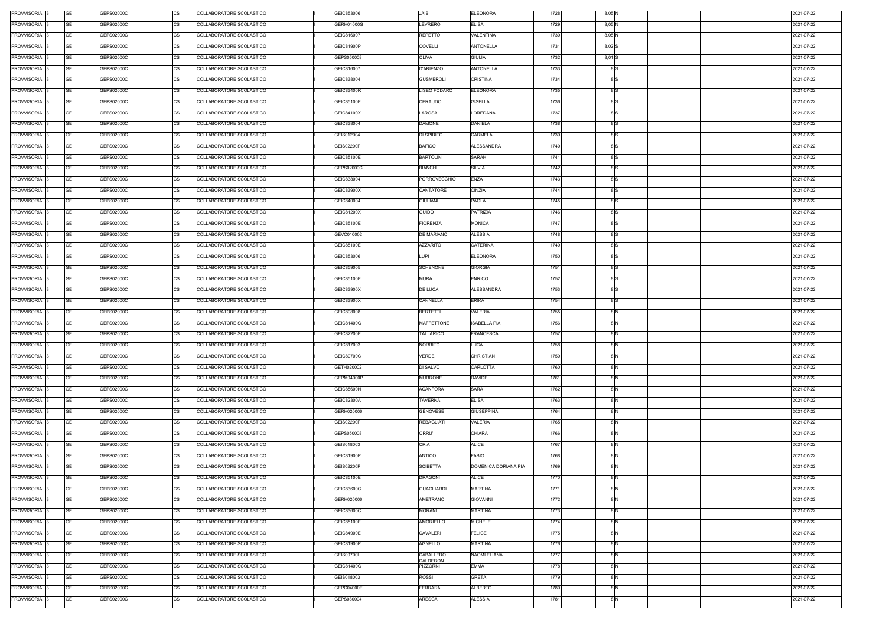| | | | | | | | | | | | | | | | | |
|---|---|---|---|---|---|---|---|---|---|---|---|---|---|---|---|---|
| PROVVISORIA | 3 | GE | GEPS02000C | CS | COLLABORATORE SCOLASTICO | | I | GEIC853006 | JAIBI | ELEONORA | 1728 | 8,05 | N | | | 2021-07-22 |
| PROVVISORIA | 3 | GE | GEPS02000C | CS | COLLABORATORE SCOLASTICO | | I | GERH01000G | LEVRERO | ELISA | 1729 | 8,05 | N | | | 2021-07-22 |
| PROVVISORIA | 3 | GE | GEPS02000C | CS | COLLABORATORE SCOLASTICO | | I | GEIC816007 | REPETTO | VALENTINA | 1730 | 8,05 | N | | | 2021-07-22 |
| PROVVISORIA | 3 | GE | GEPS02000C | CS | COLLABORATORE SCOLASTICO | | I | GEIC81900P | COVELLI | ANTONELLA | 1731 | 8,02 | S | | | 2021-07-22 |
| PROVVISORIA | 3 | GE | GEPS02000C | CS | COLLABORATORE SCOLASTICO | | I | GEPS050008 | OLIVA | GIULIA | 1732 | 8,01 | S | | | 2021-07-22 |
| PROVVISORIA | 3 | GE | GEPS02000C | CS | COLLABORATORE SCOLASTICO | | I | GEIC816007 | D'ARIENZO | ANTONELLA | 1733 | 8 | S | | | 2021-07-22 |
| PROVVISORIA | 3 | GE | GEPS02000C | CS | COLLABORATORE SCOLASTICO | | I | GEIC838004 | GUSMEROLI | CRISTINA | 1734 | 8 | S | | | 2021-07-22 |
| PROVVISORIA | 3 | GE | GEPS02000C | CS | COLLABORATORE SCOLASTICO | | I | GEIC83400R | LISEO FODARO | ELEONORA | 1735 | 8 | S | | | 2021-07-22 |
| PROVVISORIA | 3 | GE | GEPS02000C | CS | COLLABORATORE SCOLASTICO | | I | GEIC85100E | CERAUDO | GISELLA | 1736 | 8 | S | | | 2021-07-22 |
| PROVVISORIA | 3 | GE | GEPS02000C | CS | COLLABORATORE SCOLASTICO | | I | GEIC84100X | LAROSA | LOREDANA | 1737 | 8 | S | | | 2021-07-22 |
| PROVVISORIA | 3 | GE | GEPS02000C | CS | COLLABORATORE SCOLASTICO | | I | GEIC838004 | DAMONE | DANIELA | 1738 | 8 | S | | | 2021-07-22 |
| PROVVISORIA | 3 | GE | GEPS02000C | CS | COLLABORATORE SCOLASTICO | | I | GEIS012004 | DI SPIRITO | CARMELA | 1739 | 8 | S | | | 2021-07-22 |
| PROVVISORIA | 3 | GE | GEPS02000C | CS | COLLABORATORE SCOLASTICO | | I | GEIS02200P | BAFICO | ALESSANDRA | 1740 | 8 | S | | | 2021-07-22 |
| PROVVISORIA | 3 | GE | GEPS02000C | CS | COLLABORATORE SCOLASTICO | | I | GEIC85100E | BARTOLINI | SARAH | 1741 | 8 | S | | | 2021-07-22 |
| PROVVISORIA | 3 | GE | GEPS02000C | CS | COLLABORATORE SCOLASTICO | | I | GEPS02000C | BIANCHI | SILVIA | 1742 | 8 | S | | | 2021-07-22 |
| PROVVISORIA | 3 | GE | GEPS02000C | CS | COLLABORATORE SCOLASTICO | | I | GEIC838004 | PORROVECCHIO | ENZA | 1743 | 8 | S | | | 2021-07-22 |
| PROVVISORIA | 3 | GE | GEPS02000C | CS | COLLABORATORE SCOLASTICO | | I | GEIC83900X | CANTATORE | CINZIA | 1744 | 8 | S | | | 2021-07-22 |
| PROVVISORIA | 3 | GE | GEPS02000C | CS | COLLABORATORE SCOLASTICO | | I | GEIC840004 | GIULIANI | PAOLA | 1745 | 8 | S | | | 2021-07-22 |
| PROVVISORIA | 3 | GE | GEPS02000C | CS | COLLABORATORE SCOLASTICO | | I | GEIC81200X | GUIDO | PATRIZIA | 1746 | 8 | S | | | 2021-07-22 |
| PROVVISORIA | 3 | GE | GEPS02000C | CS | COLLABORATORE SCOLASTICO | | I | GEIC85100E | FIORENZA | MONICA | 1747 | 8 | S | | | 2021-07-22 |
| PROVVISORIA | 3 | GE | GEPS02000C | CS | COLLABORATORE SCOLASTICO | | I | GEVC010002 | DE MARIANO | ALESSIA | 1748 | 8 | S | | | 2021-07-22 |
| PROVVISORIA | 3 | GE | GEPS02000C | CS | COLLABORATORE SCOLASTICO | | I | GEIC85100E | AZZARITO | CATERINA | 1749 | 8 | S | | | 2021-07-22 |
| PROVVISORIA | 3 | GE | GEPS02000C | CS | COLLABORATORE SCOLASTICO | | I | GEIC853006 | LUPI | ELEONORA | 1750 | 8 | S | | | 2021-07-22 |
| PROVVISORIA | 3 | GE | GEPS02000C | CS | COLLABORATORE SCOLASTICO | | I | GEIC859005 | SCHENONE | GIORGIA | 1751 | 8 | S | | | 2021-07-22 |
| PROVVISORIA | 3 | GE | GEPS02000C | CS | COLLABORATORE SCOLASTICO | | I | GEIC85100E | MURA | ENRICO | 1752 | 8 | S | | | 2021-07-22 |
| PROVVISORIA | 3 | GE | GEPS02000C | CS | COLLABORATORE SCOLASTICO | | I | GEIC83900X | DE LUCA | ALESSANDRA | 1753 | 8 | S | | | 2021-07-22 |
| PROVVISORIA | 3 | GE | GEPS02000C | CS | COLLABORATORE SCOLASTICO | | I | GEIC83900X | CANNELLA | ERIKA | 1754 | 8 | S | | | 2021-07-22 |
| PROVVISORIA | 3 | GE | GEPS02000C | CS | COLLABORATORE SCOLASTICO | | I | GEIC808008 | BERTETTI | VALERIA | 1755 | 8 | N | | | 2021-07-22 |
| PROVVISORIA | 3 | GE | GEPS02000C | CS | COLLABORATORE SCOLASTICO | | I | GEIC81400G | MAFFETTONE | ISABELLA PIA | 1756 | 8 | N | | | 2021-07-22 |
| PROVVISORIA | 3 | GE | GEPS02000C | CS | COLLABORATORE SCOLASTICO | | I | GEIC82200E | TALLARICO | FRANCESCA | 1757 | 8 | N | | | 2021-07-22 |
| PROVVISORIA | 3 | GE | GEPS02000C | CS | COLLABORATORE SCOLASTICO | | I | GEIC817003 | NORRITO | LUCA | 1758 | 8 | N | | | 2021-07-22 |
| PROVVISORIA | 3 | GE | GEPS02000C | CS | COLLABORATORE SCOLASTICO | | I | GEIC80700C | VERDE | CHRISTIAN | 1759 | 8 | N | | | 2021-07-22 |
| PROVVISORIA | 3 | GE | GEPS02000C | CS | COLLABORATORE SCOLASTICO | | I | GETH020002 | DI SALVO | CARLOTTA | 1760 | 8 | N | | | 2021-07-22 |
| PROVVISORIA | 3 | GE | GEPS02000C | CS | COLLABORATORE SCOLASTICO | | I | GEPM04000P | MURRONE | DAVIDE | 1761 | 8 | N | | | 2021-07-22 |
| PROVVISORIA | 3 | GE | GEPS02000C | CS | COLLABORATORE SCOLASTICO | | I | GEIC85600N | ACANFORA | SARA | 1762 | 8 | N | | | 2021-07-22 |
| PROVVISORIA | 3 | GE | GEPS02000C | CS | COLLABORATORE SCOLASTICO | | I | GEIC82300A | TAVERNA | ELISA | 1763 | 8 | N | | | 2021-07-22 |
| PROVVISORIA | 3 | GE | GEPS02000C | CS | COLLABORATORE SCOLASTICO | | I | GERH020006 | GENOVESE | GIUSEPPINA | 1764 | 8 | N | | | 2021-07-22 |
| PROVVISORIA | 3 | GE | GEPS02000C | CS | COLLABORATORE SCOLASTICO | | I | GEIS02200P | REBAGLIATI | VALERIA | 1765 | 8 | N | | | 2021-07-22 |
| PROVVISORIA | 3 | GE | GEPS02000C | CS | COLLABORATORE SCOLASTICO | | I | GEPS050008 | ORRU' | CHIARA | 1766 | 8 | N | | | 2021-07-22 |
| PROVVISORIA | 3 | GE | GEPS02000C | CS | COLLABORATORE SCOLASTICO | | I | GEIS018003 | CRIA | ALICE | 1767 | 8 | N | | | 2021-07-22 |
| PROVVISORIA | 3 | GE | GEPS02000C | CS | COLLABORATORE SCOLASTICO | | I | GEIC81900P | ANTICO | FABIO | 1768 | 8 | N | | | 2021-07-22 |
| PROVVISORIA | 3 | GE | GEPS02000C | CS | COLLABORATORE SCOLASTICO | | I | GEIS02200P | SCIBETTA | DOMENICA DORIANA PIA | 1769 | 8 | N | | | 2021-07-22 |
| PROVVISORIA | 3 | GE | GEPS02000C | CS | COLLABORATORE SCOLASTICO | | I | GEIC85100E | DRAGONI | ALICE | 1770 | 8 | N | | | 2021-07-22 |
| PROVVISORIA | 3 | GE | GEPS02000C | CS | COLLABORATORE SCOLASTICO | | I | GEIC83600C | GUAGLIARDI | MARTINA | 1771 | 8 | N | | | 2021-07-22 |
| PROVVISORIA | 3 | GE | GEPS02000C | CS | COLLABORATORE SCOLASTICO | | I | GERH020006 | AMETRANO | GIOVANNI | 1772 | 8 | N | | | 2021-07-22 |
| PROVVISORIA | 3 | GE | GEPS02000C | CS | COLLABORATORE SCOLASTICO | | I | GEIC83600C | MORANI | MARTINA | 1773 | 8 | N | | | 2021-07-22 |
| PROVVISORIA | 3 | GE | GEPS02000C | CS | COLLABORATORE SCOLASTICO | | I | GEIC85100E | AMORIELLO | MICHELE | 1774 | 8 | N | | | 2021-07-22 |
| PROVVISORIA | 3 | GE | GEPS02000C | CS | COLLABORATORE SCOLASTICO | | I | GEIC84900E | CAVALERI | FELICE | 1775 | 8 | N | | | 2021-07-22 |
| PROVVISORIA | 3 | GE | GEPS02000C | CS | COLLABORATORE SCOLASTICO | | I | GEIC81900P | AGNELLO | MARTINA | 1776 | 8 | N | | | 2021-07-22 |
| PROVVISORIA | 3 | GE | GEPS02000C | CS | COLLABORATORE SCOLASTICO | | I | GEIS00700L | CABALLERO CALDERON | NAOMI ELIANA | 1777 | 8 | N | | | 2021-07-22 |
| PROVVISORIA | 3 | GE | GEPS02000C | CS | COLLABORATORE SCOLASTICO | | I | GEIC81400G | PIZZORNI | EMMA | 1778 | 8 | N | | | 2021-07-22 |
| PROVVISORIA | 3 | GE | GEPS02000C | CS | COLLABORATORE SCOLASTICO | | I | GEIS018003 | ROSSI | GRETA | 1779 | 8 | N | | | 2021-07-22 |
| PROVVISORIA | 3 | GE | GEPS02000C | CS | COLLABORATORE SCOLASTICO | | I | GEPC04000E | FERRARA | ALBERTO | 1780 | 8 | N | | | 2021-07-22 |
| PROVVISORIA | 3 | GE | GEPS02000C | CS | COLLABORATORE SCOLASTICO | | I | GEPS080004 | ARESCA | ALESSIA | 1781 | 8 | N | | | 2021-07-22 |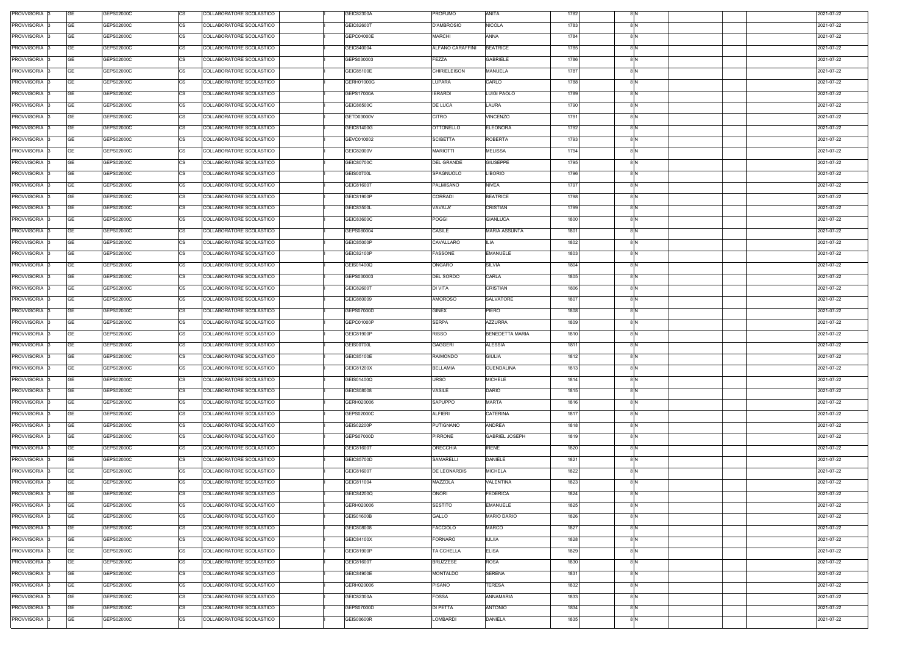| | | | | | | | | | | | | | | | | |
|---|---|---|---|---|---|---|---|---|---|---|---|---|---|---|---|---|
| PROVVISORIA | 3 | GE | GEPS02000C | CS | COLLABORATORE SCOLASTICO | | I | GEIC82300A | PROFUMO | ANITA | 1782 | 8 | N | | | 2021-07-22 |
| PROVVISORIA | 3 | GE | GEPS02000C | CS | COLLABORATORE SCOLASTICO | | I | GEIC82600T | D'AMBROSIO | NICOLA | 1783 | 8 | N | | | 2021-07-22 |
| PROVVISORIA | 3 | GE | GEPS02000C | CS | COLLABORATORE SCOLASTICO | | I | GEPC04000E | MARCHI | ANNA | 1784 | 8 | N | | | 2021-07-22 |
| PROVVISORIA | 3 | GE | GEPS02000C | CS | COLLABORATORE SCOLASTICO | | I | GEIC840004 | ALFANO CARAFFINI | BEATRICE | 1785 | 8 | N | | | 2021-07-22 |
| PROVVISORIA | 3 | GE | GEPS02000C | CS | COLLABORATORE SCOLASTICO | | I | GEPS030003 | FEZZA | GABRIELE | 1786 | 8 | N | | | 2021-07-22 |
| PROVVISORIA | 3 | GE | GEPS02000C | CS | COLLABORATORE SCOLASTICO | | I | GEIC85100E | CHIRIELEISON | MANUELA | 1787 | 8 | N | | | 2021-07-22 |
| PROVVISORIA | 3 | GE | GEPS02000C | CS | COLLABORATORE SCOLASTICO | | I | GERH01000G | LUPARA | CARLO | 1788 | 8 | N | | | 2021-07-22 |
| PROVVISORIA | 3 | GE | GEPS02000C | CS | COLLABORATORE SCOLASTICO | | I | GEPS17000A | IERARDI | LUIGI PAOLO | 1789 | 8 | N | | | 2021-07-22 |
| PROVVISORIA | 3 | GE | GEPS02000C | CS | COLLABORATORE SCOLASTICO | | I | GEIC86500C | DE LUCA | LAURA | 1790 | 8 | N | | | 2021-07-22 |
| PROVVISORIA | 3 | GE | GEPS02000C | CS | COLLABORATORE SCOLASTICO | | I | GETD03000V | CITRO | VINCENZO | 1791 | 8 | N | | | 2021-07-22 |
| PROVVISORIA | 3 | GE | GEPS02000C | CS | COLLABORATORE SCOLASTICO | | I | GEIC81400G | OTTONELLO | ELEONORA | 1792 | 8 | N | | | 2021-07-22 |
| PROVVISORIA | 3 | GE | GEPS02000C | CS | COLLABORATORE SCOLASTICO | | I | GEVC010002 | SCIBETTA | ROBERTA | 1793 | 8 | N | | | 2021-07-22 |
| PROVVISORIA | 3 | GE | GEPS02000C | CS | COLLABORATORE SCOLASTICO | | I | GEIC82000V | MARIOTTI | MELISSA | 1794 | 8 | N | | | 2021-07-22 |
| PROVVISORIA | 3 | GE | GEPS02000C | CS | COLLABORATORE SCOLASTICO | | I | GEIC80700C | DEL GRANDE | GIUSEPPE | 1795 | 8 | N | | | 2021-07-22 |
| PROVVISORIA | 3 | GE | GEPS02000C | CS | COLLABORATORE SCOLASTICO | | I | GEIS00700L | SPAGNUOLO | LIBORIO | 1796 | 8 | N | | | 2021-07-22 |
| PROVVISORIA | 3 | GE | GEPS02000C | CS | COLLABORATORE SCOLASTICO | | I | GEIC816007 | PALMISANO | NIVEA | 1797 | 8 | N | | | 2021-07-22 |
| PROVVISORIA | 3 | GE | GEPS02000C | CS | COLLABORATORE SCOLASTICO | | I | GEIC81900P | CORRADI | BEATRICE | 1798 | 8 | N | | | 2021-07-22 |
| PROVVISORIA | 3 | GE | GEPS02000C | CS | COLLABORATORE SCOLASTICO | | I | GEIC83500L | VAVALA' | CRISTIAN | 1799 | 8 | N | | | 2021-07-22 |
| PROVVISORIA | 3 | GE | GEPS02000C | CS | COLLABORATORE SCOLASTICO | | I | GEIC83600C | POGGI | GIANLUCA | 1800 | 8 | N | | | 2021-07-22 |
| PROVVISORIA | 3 | GE | GEPS02000C | CS | COLLABORATORE SCOLASTICO | | I | GEPS080004 | CASILE | MARIA ASSUNTA | 1801 | 8 | N | | | 2021-07-22 |
| PROVVISORIA | 3 | GE | GEPS02000C | CS | COLLABORATORE SCOLASTICO | | I | GEIC85000P | CAVALLARO | ILIA | 1802 | 8 | N | | | 2021-07-22 |
| PROVVISORIA | 3 | GE | GEPS02000C | CS | COLLABORATORE SCOLASTICO | | I | GEIC82100P | FASSONE | EMANUELE | 1803 | 8 | N | | | 2021-07-22 |
| PROVVISORIA | 3 | GE | GEPS02000C | CS | COLLABORATORE SCOLASTICO | | I | GEIS01400Q | ONGARO | SILVIA | 1804 | 8 | N | | | 2021-07-22 |
| PROVVISORIA | 3 | GE | GEPS02000C | CS | COLLABORATORE SCOLASTICO | | I | GEPS030003 | DEL SORDO | CARLA | 1805 | 8 | N | | | 2021-07-22 |
| PROVVISORIA | 3 | GE | GEPS02000C | CS | COLLABORATORE SCOLASTICO | | I | GEIC82600T | DI VITA | CRISTIAN | 1806 | 8 | N | | | 2021-07-22 |
| PROVVISORIA | 3 | GE | GEPS02000C | CS | COLLABORATORE SCOLASTICO | | I | GEIC860009 | AMOROSO | SALVATORE | 1807 | 8 | N | | | 2021-07-22 |
| PROVVISORIA | 3 | GE | GEPS02000C | CS | COLLABORATORE SCOLASTICO | | I | GEPS07000D | GINEX | PIERO | 1808 | 8 | N | | | 2021-07-22 |
| PROVVISORIA | 3 | GE | GEPS02000C | CS | COLLABORATORE SCOLASTICO | | I | GEPC01000P | SERPA | AZZURRA | 1809 | 8 | N | | | 2021-07-22 |
| PROVVISORIA | 3 | GE | GEPS02000C | CS | COLLABORATORE SCOLASTICO | | I | GEIC81900P | RISSO | BENEDETTA MARIA | 1810 | 8 | N | | | 2021-07-22 |
| PROVVISORIA | 3 | GE | GEPS02000C | CS | COLLABORATORE SCOLASTICO | | I | GEIS00700L | GAGGERI | ALESSIA | 1811 | 8 | N | | | 2021-07-22 |
| PROVVISORIA | 3 | GE | GEPS02000C | CS | COLLABORATORE SCOLASTICO | | I | GEIC85100E | RAIMONDO | GIULIA | 1812 | 8 | N | | | 2021-07-22 |
| PROVVISORIA | 3 | GE | GEPS02000C | CS | COLLABORATORE SCOLASTICO | | I | GEIC81200X | BELLAMIA | GUENDALINA | 1813 | 8 | N | | | 2021-07-22 |
| PROVVISORIA | 3 | GE | GEPS02000C | CS | COLLABORATORE SCOLASTICO | | I | GEIS01400Q | URSO | MICHELE | 1814 | 8 | N | | | 2021-07-22 |
| PROVVISORIA | 3 | GE | GEPS02000C | CS | COLLABORATORE SCOLASTICO | | I | GEIC808008 | VASILE | DARIO | 1815 | 8 | N | | | 2021-07-22 |
| PROVVISORIA | 3 | GE | GEPS02000C | CS | COLLABORATORE SCOLASTICO | | I | GERH020006 | SAPUPPO | MARTA | 1816 | 8 | N | | | 2021-07-22 |
| PROVVISORIA | 3 | GE | GEPS02000C | CS | COLLABORATORE SCOLASTICO | | I | GEPS02000C | ALFIERI | CATERINA | 1817 | 8 | N | | | 2021-07-22 |
| PROVVISORIA | 3 | GE | GEPS02000C | CS | COLLABORATORE SCOLASTICO | | I | GEIS02200P | PUTIGNANO | ANDREA | 1818 | 8 | N | | | 2021-07-22 |
| PROVVISORIA | 3 | GE | GEPS02000C | CS | COLLABORATORE SCOLASTICO | | I | GEPS07000D | PIRRONE | GABRIEL JOSEPH | 1819 | 8 | N | | | 2021-07-22 |
| PROVVISORIA | 3 | GE | GEPS02000C | CS | COLLABORATORE SCOLASTICO | | I | GEIC816007 | ORECCHIA | IRENE | 1820 | 8 | N | | | 2021-07-22 |
| PROVVISORIA | 3 | GE | GEPS02000C | CS | COLLABORATORE SCOLASTICO | | I | GEIC85700D | SAMARELLI | DANIELE | 1821 | 8 | N | | | 2021-07-22 |
| PROVVISORIA | 3 | GE | GEPS02000C | CS | COLLABORATORE SCOLASTICO | | I | GEIC816007 | DE LEONARDIS | MICHELA | 1822 | 8 | N | | | 2021-07-22 |
| PROVVISORIA | 3 | GE | GEPS02000C | CS | COLLABORATORE SCOLASTICO | | I | GEIC811004 | MAZZOLA | VALENTINA | 1823 | 8 | N | | | 2021-07-22 |
| PROVVISORIA | 3 | GE | GEPS02000C | CS | COLLABORATORE SCOLASTICO | | I | GEIC84200Q | ONORI | FEDERICA | 1824 | 8 | N | | | 2021-07-22 |
| PROVVISORIA | 3 | GE | GEPS02000C | CS | COLLABORATORE SCOLASTICO | | I | GERH020006 | SESTITO | EMANUELE | 1825 | 8 | N | | | 2021-07-22 |
| PROVVISORIA | 3 | GE | GEPS02000C | CS | COLLABORATORE SCOLASTICO | | I | GEIS01600B | GALLO | MARIO DARIO | 1826 | 8 | N | | | 2021-07-22 |
| PROVVISORIA | 3 | GE | GEPS02000C | CS | COLLABORATORE SCOLASTICO | | I | GEIC808008 | FACCIOLO | MARCO | 1827 | 8 | N | | | 2021-07-22 |
| PROVVISORIA | 3 | GE | GEPS02000C | CS | COLLABORATORE SCOLASTICO | | I | GEIC84100X | FORNARO | IULIIA | 1828 | 8 | N | | | 2021-07-22 |
| PROVVISORIA | 3 | GE | GEPS02000C | CS | COLLABORATORE SCOLASTICO | | I | GEIC81900P | TA CCHELLA | ELISA | 1829 | 8 | N | | | 2021-07-22 |
| PROVVISORIA | 3 | GE | GEPS02000C | CS | COLLABORATORE SCOLASTICO | | I | GEIC816007 | BRUZZESE | ROSA | 1830 | 8 | N | | | 2021-07-22 |
| PROVVISORIA | 3 | GE | GEPS02000C | CS | COLLABORATORE SCOLASTICO | | I | GEIC84900E | MONTALDO | SERENA | 1831 | 8 | N | | | 2021-07-22 |
| PROVVISORIA | 3 | GE | GEPS02000C | CS | COLLABORATORE SCOLASTICO | | I | GERH020006 | PISANO | TERESA | 1832 | 8 | N | | | 2021-07-22 |
| PROVVISORIA | 3 | GE | GEPS02000C | CS | COLLABORATORE SCOLASTICO | | I | GEIC82300A | FOSSA | ANNAMARIA | 1833 | 8 | N | | | 2021-07-22 |
| PROVVISORIA | 3 | GE | GEPS02000C | CS | COLLABORATORE SCOLASTICO | | I | GEPS07000D | DI PETTA | ANTONIO | 1834 | 8 | N | | | 2021-07-22 |
| PROVVISORIA | 3 | GE | GEPS02000C | CS | COLLABORATORE SCOLASTICO | | I | GEIS00600R | LOMBARDI | DANIELA | 1835 | 8 | N | | | 2021-07-22 |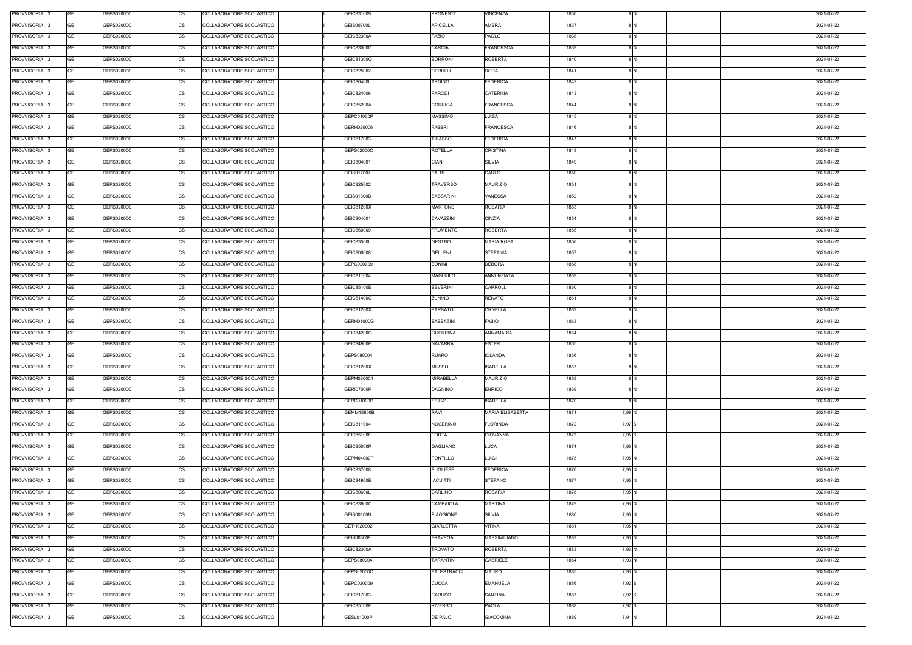| | | | | | | | | | | | | | | | | |
|---|---|---|---|---|---|---|---|---|---|---|---|---|---|---|---|---|
| PROVVISORIA | 3 | GE | GEPS02000C | CS | COLLABORATORE SCOLASTICO | | I | GEIC831009 | PRONESTI' | VINCENZA | 1836 | 8 | N | | | 2021-07-22 |
| PROVVISORIA | 3 | GE | GEPS02000C | CS | COLLABORATORE SCOLASTICO | | I | GEIS00700L | APICELLA | AMBRA | 1837 | 8 | N | | | 2021-07-22 |
| PROVVISORIA | 3 | GE | GEPS02000C | CS | COLLABORATORE SCOLASTICO | | I | GEIC82300A | FAZIO | PAOLO | 1838 | 8 | N | | | 2021-07-22 |
| PROVVISORIA | 3 | GE | GEPS02000C | CS | COLLABORATORE SCOLASTICO | | I | GEIC83000D | CARCIA | FRANCESCA | 1839 | 8 | N | | | 2021-07-22 |
| PROVVISORIA | 3 | GE | GEPS02000C | CS | COLLABORATORE SCOLASTICO | | I | GEIC81300Q | BORRONI | ROBERTA | 1840 | 8 | N | | | 2021-07-22 |
| PROVVISORIA | 3 | GE | GEPS02000C | CS | COLLABORATORE SCOLASTICO | | I | GEIC825002 | CERULLI | DORA | 1841 | 8 | N | | | 2021-07-22 |
| PROVVISORIA | 3 | GE | GEPS02000C | CS | COLLABORATORE SCOLASTICO | | I | GEIC86400L | ARDINO | FEDERICA | 1842 | 8 | N | | | 2021-07-22 |
| PROVVISORIA | 3 | GE | GEPS02000C | CS | COLLABORATORE SCOLASTICO | | I | GEIC824006 | PARODI | CATERINA | 1843 | 8 | N | | | 2021-07-22 |
| PROVVISORIA | 3 | GE | GEPS02000C | CS | COLLABORATORE SCOLASTICO | | I | GEIC85200A | CORRIGA | FRANCESCA | 1844 | 8 | N | | | 2021-07-22 |
| PROVVISORIA | 3 | GE | GEPS02000C | CS | COLLABORATORE SCOLASTICO | | I | GEPC01000P | MASSIMO | LUISA | 1845 | 8 | N | | | 2021-07-22 |
| PROVVISORIA | 3 | GE | GEPS02000C | CS | COLLABORATORE SCOLASTICO | | I | GERH020006 | FABBRI | FRANCESCA | 1846 | 8 | N | | | 2021-07-22 |
| PROVVISORIA | 3 | GE | GEPS02000C | CS | COLLABORATORE SCOLASTICO | | I | GEIC817003 | TIRASSO | FEDERICA | 1847 | 8 | N | | | 2021-07-22 |
| PROVVISORIA | 3 | GE | GEPS02000C | CS | COLLABORATORE SCOLASTICO | | I | GEPS02000C | ROTELLA | CRISTINA | 1848 | 8 | N | | | 2021-07-22 |
| PROVVISORIA | 3 | GE | GEPS02000C | CS | COLLABORATORE SCOLASTICO | | I | GEIC804001 | CIANI | SILVIA | 1849 | 8 | N | | | 2021-07-22 |
| PROVVISORIA | 3 | GE | GEPS02000C | CS | COLLABORATORE SCOLASTICO | | I | GEIS017007 | BALBI | CARLO | 1850 | 8 | N | | | 2021-07-22 |
| PROVVISORIA | 3 | GE | GEPS02000C | CS | COLLABORATORE SCOLASTICO | | I | GEIC825002 | TRAVERSO | MAURIZIO | 1851 | 8 | N | | | 2021-07-22 |
| PROVVISORIA | 3 | GE | GEPS02000C | CS | COLLABORATORE SCOLASTICO | | I | GEIS01600B | SASSARINI | VANESSA | 1852 | 8 | N | | | 2021-07-22 |
| PROVVISORIA | 3 | GE | GEPS02000C | CS | COLLABORATORE SCOLASTICO | | I | GEIC81200X | MARTONE | ROSARIA | 1853 | 8 | N | | | 2021-07-22 |
| PROVVISORIA | 3 | GE | GEPS02000C | CS | COLLABORATORE SCOLASTICO | | I | GEIC804001 | CAVAZZINI | CINZIA | 1854 | 8 | N | | | 2021-07-22 |
| PROVVISORIA | 3 | GE | GEPS02000C | CS | COLLABORATORE SCOLASTICO | | I | GEIC860009 | FRUMENTO | ROBERTA | 1855 | 8 | N | | | 2021-07-22 |
| PROVVISORIA | 3 | GE | GEPS02000C | CS | COLLABORATORE SCOLASTICO | | I | GEIC83500L | GESTRO | MARIA ROSA | 1856 | 8 | N | | | 2021-07-22 |
| PROVVISORIA | 3 | GE | GEPS02000C | CS | COLLABORATORE SCOLASTICO | | I | GEIC808008 | GELLENI | STEFANIA | 1857 | 8 | N | | | 2021-07-22 |
| PROVVISORIA | 3 | GE | GEPS02000C | CS | COLLABORATORE SCOLASTICO | | I | GEPC020009 | BONINI | DEBORA | 1858 | 8 | N | | | 2021-07-22 |
| PROVVISORIA | 3 | GE | GEPS02000C | CS | COLLABORATORE SCOLASTICO | | I | GEIC811004 | MAGLIULO | ANNUNZIATA | 1859 | 8 | N | | | 2021-07-22 |
| PROVVISORIA | 3 | GE | GEPS02000C | CS | COLLABORATORE SCOLASTICO | | I | GEIC85100E | BEVERINI | CARROLL | 1860 | 8 | N | | | 2021-07-22 |
| PROVVISORIA | 3 | GE | GEPS02000C | CS | COLLABORATORE SCOLASTICO | | I | GEIC81400G | ZUNINO | RENATO | 1861 | 8 | N | | | 2021-07-22 |
| PROVVISORIA | 3 | GE | GEPS02000C | CS | COLLABORATORE SCOLASTICO | | I | GEIC81200X | BARBATO | ORNELLA | 1862 | 8 | N | | | 2021-07-22 |
| PROVVISORIA | 3 | GE | GEPS02000C | CS | COLLABORATORE SCOLASTICO | | I | GERH01000G | SABBATINI | FABIO | 1863 | 8 | N | | | 2021-07-22 |
| PROVVISORIA | 3 | GE | GEPS02000C | CS | COLLABORATORE SCOLASTICO | | I | GEIC84200Q | GUERRINA | ANNAMARIA | 1864 | 8 | N | | | 2021-07-22 |
| PROVVISORIA | 3 | GE | GEPS02000C | CS | COLLABORATORE SCOLASTICO | | I | GEIC84900E | NAVARRA | ESTER | 1865 | 8 | N | | | 2021-07-22 |
| PROVVISORIA | 3 | GE | GEPS02000C | CS | COLLABORATORE SCOLASTICO | | I | GEPS080004 | RUARO | IOLANDA | 1866 | 8 | N | | | 2021-07-22 |
| PROVVISORIA | 3 | GE | GEPS02000C | CS | COLLABORATORE SCOLASTICO | | I | GEIC81200X | MUSSO | ISABELLA | 1867 | 8 | N | | | 2021-07-22 |
| PROVVISORIA | 3 | GE | GEPS02000C | CS | COLLABORATORE SCOLASTICO | | I | GEPM030004 | MIRABELLA | MAURIZIO | 1868 | 8 | N | | | 2021-07-22 |
| PROVVISORIA | 3 | GE | GEPS02000C | CS | COLLABORATORE SCOLASTICO | | I | GERI07000P | DAGNINO | ENRICO | 1869 | 8 | N | | | 2021-07-22 |
| PROVVISORIA | 3 | GE | GEPS02000C | CS | COLLABORATORE SCOLASTICO | | I | GEPC01000P | SBISA' | ISABELLA | 1870 | 8 | N | | | 2021-07-22 |
| PROVVISORIA | 3 | GE | GEPS02000C | CS | COLLABORATORE SCOLASTICO | | I | GEMM18600B | RAVI | MARIA ELISABETTA | 1871 | 7,98 | N | | | 2021-07-22 |
| PROVVISORIA | 3 | GE | GEPS02000C | CS | COLLABORATORE SCOLASTICO | | I | GEIC811004 | NOCERINO | FLORINDA | 1872 | 7,97 | S | | | 2021-07-22 |
| PROVVISORIA | 3 | GE | GEPS02000C | CS | COLLABORATORE SCOLASTICO | | I | GEIC85100E | PORTA | GIOVANNA | 1873 | 7,95 | S | | | 2021-07-22 |
| PROVVISORIA | 3 | GE | GEPS02000C | CS | COLLABORATORE SCOLASTICO | | I | GEIC85000P | GAGLIANO | LUCA | 1874 | 7,95 | N | | | 2021-07-22 |
| PROVVISORIA | 3 | GE | GEPS02000C | CS | COLLABORATORE SCOLASTICO | | I | GEPM04000P | PONTILLO | LUIGI | 1875 | 7,95 | N | | | 2021-07-22 |
| PROVVISORIA | 3 | GE | GEPS02000C | CS | COLLABORATORE SCOLASTICO | | I | GEIC837008 | PUGLIESE | FEDERICA | 1876 | 7,95 | N | | | 2021-07-22 |
| PROVVISORIA | 3 | GE | GEPS02000C | CS | COLLABORATORE SCOLASTICO | | I | GEIC84900E | IACUITTI | STEFANO | 1877 | 7,95 | N | | | 2021-07-22 |
| PROVVISORIA | 3 | GE | GEPS02000C | CS | COLLABORATORE SCOLASTICO | | I | GEIC80600L | CARLINO | ROSARIA | 1878 | 7,95 | N | | | 2021-07-22 |
| PROVVISORIA | 3 | GE | GEPS02000C | CS | COLLABORATORE SCOLASTICO | | I | GEIC83600C | CAMPAIOLA | MARTINA | 1879 | 7,95 | N | | | 2021-07-22 |
| PROVVISORIA | 3 | GE | GEPS02000C | CS | COLLABORATORE SCOLASTICO | | I | GEIS00100N | PIAGGIONE | SILVIA | 1880 | 7,95 | N | | | 2021-07-22 |
| PROVVISORIA | 3 | GE | GEPS02000C | CS | COLLABORATORE SCOLASTICO | | I | GETH020002 | GIARLETTA | VITINA | 1881 | 7,95 | N | | | 2021-07-22 |
| PROVVISORIA | 3 | GE | GEPS02000C | CS | COLLABORATORE SCOLASTICO | | I | GEIS003009 | FRAVEGA | MASSIMILIANO | 1882 | 7,93 | N | | | 2021-07-22 |
| PROVVISORIA | 3 | GE | GEPS02000C | CS | COLLABORATORE SCOLASTICO | | I | GEIC82300A | TROVATO | ROBERTA | 1883 | 7,93 | N | | | 2021-07-22 |
| PROVVISORIA | 3 | GE | GEPS02000C | CS | COLLABORATORE SCOLASTICO | | I | GEPS080004 | TARANTINI | GABRIELE | 1884 | 7,93 | N | | | 2021-07-22 |
| PROVVISORIA | 3 | GE | GEPS02000C | CS | COLLABORATORE SCOLASTICO | | I | GEPS02000C | BALESTRACCI | MAURO | 1885 | 7,93 | N | | | 2021-07-22 |
| PROVVISORIA | 3 | GE | GEPS02000C | CS | COLLABORATORE SCOLASTICO | | I | GEPC020009 | CUCCA | EMANUELA | 1886 | 7,92 | S | | | 2021-07-22 |
| PROVVISORIA | 3 | GE | GEPS02000C | CS | COLLABORATORE SCOLASTICO | | I | GEIC817003 | CARUSO | SANTINA | 1887 | 7,92 | S | | | 2021-07-22 |
| PROVVISORIA | 3 | GE | GEPS02000C | CS | COLLABORATORE SCOLASTICO | | I | GEIC85100E | RIVERSO | PAOLA | 1888 | 7,92 | S | | | 2021-07-22 |
| PROVVISORIA | 3 | GE | GEPS02000C | CS | COLLABORATORE SCOLASTICO | | I | GESL01000P | DE PALO | GIACOMINA | 1889 | 7,91 | N | | | 2021-07-22 |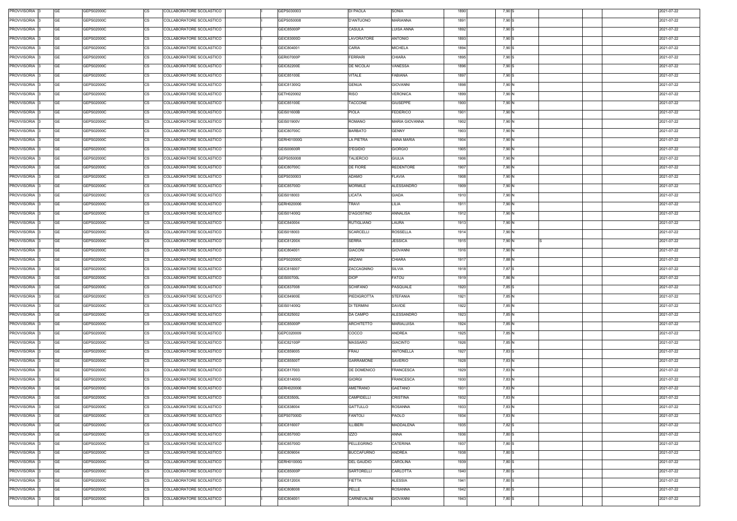| | | | | | | | | | | | | | | | | |
|---|---|---|---|---|---|---|---|---|---|---|---|---|---|---|---|---|
| PROVVISORIA | 3 | GE | GEPS02000C | CS | COLLABORATORE SCOLASTICO | | I | GEPS030003 | DI PAOLA | SONIA | 1890 | 7,90 | S | | | 2021-07-22 |
| PROVVISORIA | 3 | GE | GEPS02000C | CS | COLLABORATORE SCOLASTICO | | I | GEPS050008 | D'ANTUONO | MARIANNA | 1891 | 7,90 | S | | | 2021-07-22 |
| PROVVISORIA | 3 | GE | GEPS02000C | CS | COLLABORATORE SCOLASTICO | | I | GEIC85000P | CASULA | LUISA ANNA | 1892 | 7,90 | S | | | 2021-07-22 |
| PROVVISORIA | 3 | GE | GEPS02000C | CS | COLLABORATORE SCOLASTICO | | I | GEIC83000D | LAVORATORE | ANTONIO | 1893 | 7,90 | S | | | 2021-07-22 |
| PROVVISORIA | 3 | GE | GEPS02000C | CS | COLLABORATORE SCOLASTICO | | I | GEIC804001 | CARIA | MICHELA | 1894 | 7,90 | S | | | 2021-07-22 |
| PROVVISORIA | 3 | GE | GEPS02000C | CS | COLLABORATORE SCOLASTICO | | I | GERI07000P | FERRARI | CHIARA | 1895 | 7,90 | S | | | 2021-07-22 |
| PROVVISORIA | 3 | GE | GEPS02000C | CS | COLLABORATORE SCOLASTICO | | I | GEIC82200E | DE NICOLAI | VANESSA | 1896 | 7,90 | S | | | 2021-07-22 |
| PROVVISORIA | 3 | GE | GEPS02000C | CS | COLLABORATORE SCOLASTICO | | I | GEIC85100E | VITALE | FABIANA | 1897 | 7,90 | S | | | 2021-07-22 |
| PROVVISORIA | 3 | GE | GEPS02000C | CS | COLLABORATORE SCOLASTICO | | I | GEIC81300Q | GENUA | GIOVANNI | 1898 | 7,90 | N | | | 2021-07-22 |
| PROVVISORIA | 3 | GE | GEPS02000C | CS | COLLABORATORE SCOLASTICO | | I | GETH020002 | RISO | VERONICA | 1899 | 7,90 | N | | | 2021-07-22 |
| PROVVISORIA | 3 | GE | GEPS02000C | CS | COLLABORATORE SCOLASTICO | | I | GEIC85100E | TACCONE | GIUSEPPE | 1900 | 7,90 | N | | | 2021-07-22 |
| PROVVISORIA | 3 | GE | GEPS02000C | CS | COLLABORATORE SCOLASTICO | | I | GEIS01600B | PIOLA | FEDERICO | 1901 | 7,90 | N | | | 2021-07-22 |
| PROVVISORIA | 3 | GE | GEPS02000C | CS | COLLABORATORE SCOLASTICO | | I | GEIS01900V | ROMANO | MARIA GIOVANNA | 1902 | 7,90 | N | | | 2021-07-22 |
| PROVVISORIA | 3 | GE | GEPS02000C | CS | COLLABORATORE SCOLASTICO | | I | GEIC80700C | BARBATO | GENNY | 1903 | 7,90 | N | | | 2021-07-22 |
| PROVVISORIA | 3 | GE | GEPS02000C | CS | COLLABORATORE SCOLASTICO | | I | GERH01000G | LA PIETRA | ANNA MARIA | 1904 | 7,90 | N | | | 2021-07-22 |
| PROVVISORIA | 3 | GE | GEPS02000C | CS | COLLABORATORE SCOLASTICO | | I | GEIS00600R | D'EGIDIO | GIORGIO | 1905 | 7,90 | N | | | 2021-07-22 |
| PROVVISORIA | 3 | GE | GEPS02000C | CS | COLLABORATORE SCOLASTICO | | I | GEPS050008 | TALIERCIO | GIULIA | 1906 | 7,90 | N | | | 2021-07-22 |
| PROVVISORIA | 3 | GE | GEPS02000C | CS | COLLABORATORE SCOLASTICO | | I | GEIC80700C | DE FIORE | REDENTORE | 1907 | 7,90 | N | | | 2021-07-22 |
| PROVVISORIA | 3 | GE | GEPS02000C | CS | COLLABORATORE SCOLASTICO | | I | GEPS030003 | ADAMO | FLAVIA | 1908 | 7,90 | N | | | 2021-07-22 |
| PROVVISORIA | 3 | GE | GEPS02000C | CS | COLLABORATORE SCOLASTICO | | I | GEIC85700D | MORMILE | ALESSANDRO | 1909 | 7,90 | N | | | 2021-07-22 |
| PROVVISORIA | 3 | GE | GEPS02000C | CS | COLLABORATORE SCOLASTICO | | I | GEIS018003 | LICATA | GIADA | 1910 | 7,90 | N | | | 2021-07-22 |
| PROVVISORIA | 3 | GE | GEPS02000C | CS | COLLABORATORE SCOLASTICO | | I | GERH020006 | TRAVI | LILIA | 1911 | 7,90 | N | | | 2021-07-22 |
| PROVVISORIA | 3 | GE | GEPS02000C | CS | COLLABORATORE SCOLASTICO | | I | GEIS01400Q | D'AGOSTINO | ANNALISA | 1912 | 7,90 | N | | | 2021-07-22 |
| PROVVISORIA | 3 | GE | GEPS02000C | CS | COLLABORATORE SCOLASTICO | | I | GEIC840004 | RUTIGLIANO | LAURA | 1913 | 7,90 | N | | | 2021-07-22 |
| PROVVISORIA | 3 | GE | GEPS02000C | CS | COLLABORATORE SCOLASTICO | | I | GEIS018003 | SCARCELLI | ROSSELLA | 1914 | 7,90 | N | | | 2021-07-22 |
| PROVVISORIA | 3 | GE | GEPS02000C | CS | COLLABORATORE SCOLASTICO | | I | GEIC81200X | SERRA | JESSICA | 1915 | 7,90 | N | S | | 2021-07-22 |
| PROVVISORIA | 3 | GE | GEPS02000C | CS | COLLABORATORE SCOLASTICO | | I | GEIC804001 | GIACONI | GIOVANNI | 1916 | 7,90 | N | | | 2021-07-22 |
| PROVVISORIA | 3 | GE | GEPS02000C | CS | COLLABORATORE SCOLASTICO | | I | GEPS02000C | ARZANI | CHIARA | 1917 | 7,88 | N | | | 2021-07-22 |
| PROVVISORIA | 3 | GE | GEPS02000C | CS | COLLABORATORE SCOLASTICO | | I | GEIC816007 | ZACCAGNINO | SILVIA | 1918 | 7,87 | S | | | 2021-07-22 |
| PROVVISORIA | 3 | GE | GEPS02000C | CS | COLLABORATORE SCOLASTICO | | I | GEIS00700L | DIOP | FATOU | 1919 | 7,86 | N | | | 2021-07-22 |
| PROVVISORIA | 3 | GE | GEPS02000C | CS | COLLABORATORE SCOLASTICO | | I | GEIC837008 | SCHIFANO | PASQUALE | 1920 | 7,85 | S | | | 2021-07-22 |
| PROVVISORIA | 3 | GE | GEPS02000C | CS | COLLABORATORE SCOLASTICO | | I | GEIC84900E | PIEDIGROTTA | STEFANIA | 1921 | 7,85 | N | | | 2021-07-22 |
| PROVVISORIA | 3 | GE | GEPS02000C | CS | COLLABORATORE SCOLASTICO | | I | GEIS01400Q | DI TERMINI | DAVIDE | 1922 | 7,85 | N | | | 2021-07-22 |
| PROVVISORIA | 3 | GE | GEPS02000C | CS | COLLABORATORE SCOLASTICO | | I | GEIC825002 | DA CAMPO | ALESSANDRO | 1923 | 7,85 | N | | | 2021-07-22 |
| PROVVISORIA | 3 | GE | GEPS02000C | CS | COLLABORATORE SCOLASTICO | | I | GEIC85000P | ARCHITETTO | MARIALUISA | 1924 | 7,85 | N | | | 2021-07-22 |
| PROVVISORIA | 3 | GE | GEPS02000C | CS | COLLABORATORE SCOLASTICO | | I | GEPC020009 | COCCO | ANDREA | 1925 | 7,85 | N | | | 2021-07-22 |
| PROVVISORIA | 3 | GE | GEPS02000C | CS | COLLABORATORE SCOLASTICO | | I | GEIC82100P | MASSARO | GIACINTO | 1926 | 7,85 | N | | | 2021-07-22 |
| PROVVISORIA | 3 | GE | GEPS02000C | CS | COLLABORATORE SCOLASTICO | | I | GEIC859005 | FRAU | ANTONELLA | 1927 | 7,83 | S | | | 2021-07-22 |
| PROVVISORIA | 3 | GE | GEPS02000C | CS | COLLABORATORE SCOLASTICO | | I | GEIC85500T | GARRAMONE | SAVERIO | 1928 | 7,83 | N | | | 2021-07-22 |
| PROVVISORIA | 3 | GE | GEPS02000C | CS | COLLABORATORE SCOLASTICO | | I | GEIC817003 | DE DOMENICO | FRANCESCA | 1929 | 7,83 | N | | | 2021-07-22 |
| PROVVISORIA | 3 | GE | GEPS02000C | CS | COLLABORATORE SCOLASTICO | | I | GEIC81400G | GIORGI | FRANCESCA | 1930 | 7,83 | N | | | 2021-07-22 |
| PROVVISORIA | 3 | GE | GEPS02000C | CS | COLLABORATORE SCOLASTICO | | I | GERH020006 | AMETRANO | GAETANO | 1931 | 7,83 | N | | | 2021-07-22 |
| PROVVISORIA | 3 | GE | GEPS02000C | CS | COLLABORATORE SCOLASTICO | | I | GEIC83500L | CAMPIDELLI | CRISTINA | 1932 | 7,83 | N | | | 2021-07-22 |
| PROVVISORIA | 3 | GE | GEPS02000C | CS | COLLABORATORE SCOLASTICO | | I | GEIC838004 | GATTULLO | ROSANNA | 1933 | 7,83 | N | | | 2021-07-22 |
| PROVVISORIA | 3 | GE | GEPS02000C | CS | COLLABORATORE SCOLASTICO | | I | GEPS07000D | FANTOLI | PAOLO | 1934 | 7,83 | N | | | 2021-07-22 |
| PROVVISORIA | 3 | GE | GEPS02000C | CS | COLLABORATORE SCOLASTICO | | I | GEIC816007 | ILLIBERI | MADDALENA | 1935 | 7,82 | S | | | 2021-07-22 |
| PROVVISORIA | 3 | GE | GEPS02000C | CS | COLLABORATORE SCOLASTICO | | I | GEIC85700D | IZZO | ANNA | 1936 | 7,80 | S | | | 2021-07-22 |
| PROVVISORIA | 3 | GE | GEPS02000C | CS | COLLABORATORE SCOLASTICO | | I | GEIC85700D | PELLEGRINO | CATERINA | 1937 | 7,80 | S | | | 2021-07-22 |
| PROVVISORIA | 3 | GE | GEPS02000C | CS | COLLABORATORE SCOLASTICO | | I | GEIC809004 | BUCCAFURNO | ANDREA | 1938 | 7,80 | S | | | 2021-07-22 |
| PROVVISORIA | 3 | GE | GEPS02000C | CS | COLLABORATORE SCOLASTICO | | I | GERH01000G | DEL GAUDIO | CAROLINA | 1939 | 7,80 | S | | | 2021-07-22 |
| PROVVISORIA | 3 | GE | GEPS02000C | CS | COLLABORATORE SCOLASTICO | | I | GEIC85000P | SARTORELLI | CARLOTTA | 1940 | 7,80 | S | | | 2021-07-22 |
| PROVVISORIA | 3 | GE | GEPS02000C | CS | COLLABORATORE SCOLASTICO | | I | GEIC81200X | FIETTA | ALESSIA | 1941 | 7,80 | S | | | 2021-07-22 |
| PROVVISORIA | 3 | GE | GEPS02000C | CS | COLLABORATORE SCOLASTICO | | I | GEIC808008 | PELLE | ROSANNA | 1942 | 7,80 | S | | | 2021-07-22 |
| PROVVISORIA | 3 | GE | GEPS02000C | CS | COLLABORATORE SCOLASTICO | | I | GEIC804001 | CARNEVALINI | GIOVANNI | 1943 | 7,80 | S | | | 2021-07-22 |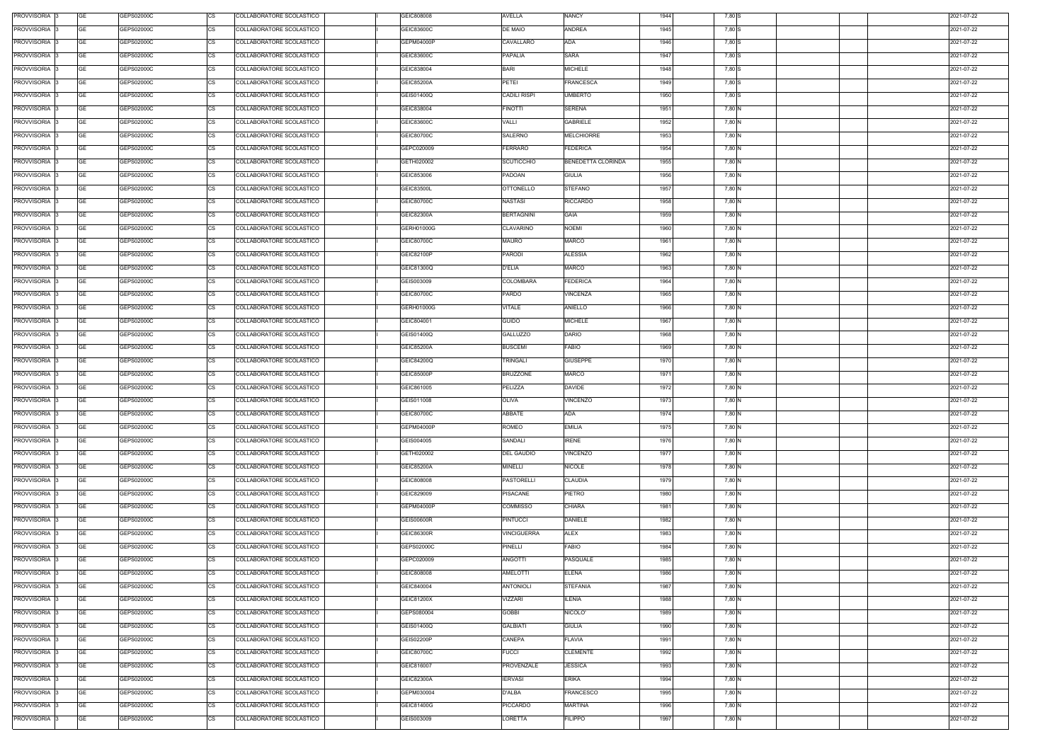| | | | | | | | | | | | | | | | | |
|---|---|---|---|---|---|---|---|---|---|---|---|---|---|---|---|---|
| PROVVISORIA | 3 | GE | GEPS02000C | CS | COLLABORATORE SCOLASTICO | | I | GEIC808008 | AVELLA | NANCY | 1944 | 7,80 | S | | | 2021-07-22 |
| PROVVISORIA | 3 | GE | GEPS02000C | CS | COLLABORATORE SCOLASTICO | | I | GEIC83600C | DE MAIO | ANDREA | 1945 | 7,80 | S | | | 2021-07-22 |
| PROVVISORIA | 3 | GE | GEPS02000C | CS | COLLABORATORE SCOLASTICO | | I | GEPM04000P | CAVALLARO | ADA | 1946 | 7,80 | S | | | 2021-07-22 |
| PROVVISORIA | 3 | GE | GEPS02000C | CS | COLLABORATORE SCOLASTICO | | I | GEIC83600C | PAPALIA | SARA | 1947 | 7,80 | S | | | 2021-07-22 |
| PROVVISORIA | 3 | GE | GEPS02000C | CS | COLLABORATORE SCOLASTICO | | I | GEIC838004 | BARI | MICHELE | 1948 | 7,80 | S | | | 2021-07-22 |
| PROVVISORIA | 3 | GE | GEPS02000C | CS | COLLABORATORE SCOLASTICO | | I | GEIC85200A | PETEI | FRANCESCA | 1949 | 7,80 | S | | | 2021-07-22 |
| PROVVISORIA | 3 | GE | GEPS02000C | CS | COLLABORATORE SCOLASTICO | | I | GEIS01400Q | CADILI RISPI | UMBERTO | 1950 | 7,80 | S | | | 2021-07-22 |
| PROVVISORIA | 3 | GE | GEPS02000C | CS | COLLABORATORE SCOLASTICO | | I | GEIC838004 | FINOTTI | SERENA | 1951 | 7,80 | N | | | 2021-07-22 |
| PROVVISORIA | 3 | GE | GEPS02000C | CS | COLLABORATORE SCOLASTICO | | I | GEIC83600C | VALLI | GABRIELE | 1952 | 7,80 | N | | | 2021-07-22 |
| PROVVISORIA | 3 | GE | GEPS02000C | CS | COLLABORATORE SCOLASTICO | | I | GEIC80700C | SALERNO | MELCHIORRE | 1953 | 7,80 | N | | | 2021-07-22 |
| PROVVISORIA | 3 | GE | GEPS02000C | CS | COLLABORATORE SCOLASTICO | | I | GEPC020009 | FERRARO | FEDERICA | 1954 | 7,80 | N | | | 2021-07-22 |
| PROVVISORIA | 3 | GE | GEPS02000C | CS | COLLABORATORE SCOLASTICO | | I | GETH020002 | SCUTICCHIO | BENEDETTA CLORINDA | 1955 | 7,80 | N | | | 2021-07-22 |
| PROVVISORIA | 3 | GE | GEPS02000C | CS | COLLABORATORE SCOLASTICO | | I | GEIC853006 | PADOAN | GIULIA | 1956 | 7,80 | N | | | 2021-07-22 |
| PROVVISORIA | 3 | GE | GEPS02000C | CS | COLLABORATORE SCOLASTICO | | I | GEIC83500L | OTTONELLO | STEFANO | 1957 | 7,80 | N | | | 2021-07-22 |
| PROVVISORIA | 3 | GE | GEPS02000C | CS | COLLABORATORE SCOLASTICO | | I | GEIC80700C | NASTASI | RICCARDO | 1958 | 7,80 | N | | | 2021-07-22 |
| PROVVISORIA | 3 | GE | GEPS02000C | CS | COLLABORATORE SCOLASTICO | | I | GEIC82300A | BERTAGNINI | GAIA | 1959 | 7,80 | N | | | 2021-07-22 |
| PROVVISORIA | 3 | GE | GEPS02000C | CS | COLLABORATORE SCOLASTICO | | I | GERH01000G | CLAVARINO | NOEMI | 1960 | 7,80 | N | | | 2021-07-22 |
| PROVVISORIA | 3 | GE | GEPS02000C | CS | COLLABORATORE SCOLASTICO | | I | GEIC80700C | MAURO | MARCO | 1961 | 7,80 | N | | | 2021-07-22 |
| PROVVISORIA | 3 | GE | GEPS02000C | CS | COLLABORATORE SCOLASTICO | | I | GEIC82100P | PARODI | ALESSIA | 1962 | 7,80 | N | | | 2021-07-22 |
| PROVVISORIA | 3 | GE | GEPS02000C | CS | COLLABORATORE SCOLASTICO | | I | GEIC81300Q | D'ELIA | MARCO | 1963 | 7,80 | N | | | 2021-07-22 |
| PROVVISORIA | 3 | GE | GEPS02000C | CS | COLLABORATORE SCOLASTICO | | I | GEIS003009 | COLOMBARA | FEDERICA | 1964 | 7,80 | N | | | 2021-07-22 |
| PROVVISORIA | 3 | GE | GEPS02000C | CS | COLLABORATORE SCOLASTICO | | I | GEIC80700C | PARDO | VINCENZA | 1965 | 7,80 | N | | | 2021-07-22 |
| PROVVISORIA | 3 | GE | GEPS02000C | CS | COLLABORATORE SCOLASTICO | | I | GERH01000G | VITALE | ANIELLO | 1966 | 7,80 | N | | | 2021-07-22 |
| PROVVISORIA | 3 | GE | GEPS02000C | CS | COLLABORATORE SCOLASTICO | | I | GEIC804001 | GUIDO | MICHELE | 1967 | 7,80 | N | | | 2021-07-22 |
| PROVVISORIA | 3 | GE | GEPS02000C | CS | COLLABORATORE SCOLASTICO | | I | GEIS01400Q | GALLUZZO | DARIO | 1968 | 7,80 | N | | | 2021-07-22 |
| PROVVISORIA | 3 | GE | GEPS02000C | CS | COLLABORATORE SCOLASTICO | | I | GEIC85200A | BUSCEMI | FABIO | 1969 | 7,80 | N | | | 2021-07-22 |
| PROVVISORIA | 3 | GE | GEPS02000C | CS | COLLABORATORE SCOLASTICO | | I | GEIC84200Q | TRINGALI | GIUSEPPE | 1970 | 7,80 | N | | | 2021-07-22 |
| PROVVISORIA | 3 | GE | GEPS02000C | CS | COLLABORATORE SCOLASTICO | | I | GEIC85000P | BRUZZONE | MARCO | 1971 | 7,80 | N | | | 2021-07-22 |
| PROVVISORIA | 3 | GE | GEPS02000C | CS | COLLABORATORE SCOLASTICO | | I | GEIC861005 | PELIZZA | DAVIDE | 1972 | 7,80 | N | | | 2021-07-22 |
| PROVVISORIA | 3 | GE | GEPS02000C | CS | COLLABORATORE SCOLASTICO | | I | GEIS011008 | OLIVA | VINCENZO | 1973 | 7,80 | N | | | 2021-07-22 |
| PROVVISORIA | 3 | GE | GEPS02000C | CS | COLLABORATORE SCOLASTICO | | I | GEIC80700C | ABBATE | ADA | 1974 | 7,80 | N | | | 2021-07-22 |
| PROVVISORIA | 3 | GE | GEPS02000C | CS | COLLABORATORE SCOLASTICO | | I | GEPM04000P | ROMEO | EMILIA | 1975 | 7,80 | N | | | 2021-07-22 |
| PROVVISORIA | 3 | GE | GEPS02000C | CS | COLLABORATORE SCOLASTICO | | I | GEIS004005 | SANDALI | IRENE | 1976 | 7,80 | N | | | 2021-07-22 |
| PROVVISORIA | 3 | GE | GEPS02000C | CS | COLLABORATORE SCOLASTICO | | I | GETH020002 | DEL GAUDIO | VINCENZO | 1977 | 7,80 | N | | | 2021-07-22 |
| PROVVISORIA | 3 | GE | GEPS02000C | CS | COLLABORATORE SCOLASTICO | | I | GEIC85200A | MINELLI | NICOLE | 1978 | 7,80 | N | | | 2021-07-22 |
| PROVVISORIA | 3 | GE | GEPS02000C | CS | COLLABORATORE SCOLASTICO | | I | GEIC808008 | PASTORELLI | CLAUDIA | 1979 | 7,80 | N | | | 2021-07-22 |
| PROVVISORIA | 3 | GE | GEPS02000C | CS | COLLABORATORE SCOLASTICO | | I | GEIC829009 | PISACANE | PIETRO | 1980 | 7,80 | N | | | 2021-07-22 |
| PROVVISORIA | 3 | GE | GEPS02000C | CS | COLLABORATORE SCOLASTICO | | I | GEPM04000P | COMMISSO | CHIARA | 1981 | 7,80 | N | | | 2021-07-22 |
| PROVVISORIA | 3 | GE | GEPS02000C | CS | COLLABORATORE SCOLASTICO | | I | GEIS00600R | PINTUCCI | DANIELE | 1982 | 7,80 | N | | | 2021-07-22 |
| PROVVISORIA | 3 | GE | GEPS02000C | CS | COLLABORATORE SCOLASTICO | | I | GEIC86300R | VINCIGUERRA | ALEX | 1983 | 7,80 | N | | | 2021-07-22 |
| PROVVISORIA | 3 | GE | GEPS02000C | CS | COLLABORATORE SCOLASTICO | | I | GEPS02000C | PINELLI | FABIO | 1984 | 7,80 | N | | | 2021-07-22 |
| PROVVISORIA | 3 | GE | GEPS02000C | CS | COLLABORATORE SCOLASTICO | | I | GEPC020009 | ANGOTTI | PASQUALE | 1985 | 7,80 | N | | | 2021-07-22 |
| PROVVISORIA | 3 | GE | GEPS02000C | CS | COLLABORATORE SCOLASTICO | | I | GEIC808008 | AMELOTTI | ELENA | 1986 | 7,80 | N | | | 2021-07-22 |
| PROVVISORIA | 3 | GE | GEPS02000C | CS | COLLABORATORE SCOLASTICO | | I | GEIC840004 | ANTONIOLI | STEFANIA | 1987 | 7,80 | N | | | 2021-07-22 |
| PROVVISORIA | 3 | GE | GEPS02000C | CS | COLLABORATORE SCOLASTICO | | I | GEIC81200X | VIZZARI | ILENIA | 1988 | 7,80 | N | | | 2021-07-22 |
| PROVVISORIA | 3 | GE | GEPS02000C | CS | COLLABORATORE SCOLASTICO | | I | GEPS080004 | GOBBI | NICOLO' | 1989 | 7,80 | N | | | 2021-07-22 |
| PROVVISORIA | 3 | GE | GEPS02000C | CS | COLLABORATORE SCOLASTICO | | I | GEIS01400Q | GALBIATI | GIULIA | 1990 | 7,80 | N | | | 2021-07-22 |
| PROVVISORIA | 3 | GE | GEPS02000C | CS | COLLABORATORE SCOLASTICO | | I | GEIS02200P | CANEPA | FLAVIA | 1991 | 7,80 | N | | | 2021-07-22 |
| PROVVISORIA | 3 | GE | GEPS02000C | CS | COLLABORATORE SCOLASTICO | | I | GEIC80700C | FUCCI | CLEMENTE | 1992 | 7,80 | N | | | 2021-07-22 |
| PROVVISORIA | 3 | GE | GEPS02000C | CS | COLLABORATORE SCOLASTICO | | I | GEIC816007 | PROVENZALE | JESSICA | 1993 | 7,80 | N | | | 2021-07-22 |
| PROVVISORIA | 3 | GE | GEPS02000C | CS | COLLABORATORE SCOLASTICO | | I | GEIC82300A | IERVASI | ERIKA | 1994 | 7,80 | N | | | 2021-07-22 |
| PROVVISORIA | 3 | GE | GEPS02000C | CS | COLLABORATORE SCOLASTICO | | I | GEPM030004 | D'ALBA | FRANCESCO | 1995 | 7,80 | N | | | 2021-07-22 |
| PROVVISORIA | 3 | GE | GEPS02000C | CS | COLLABORATORE SCOLASTICO | | I | GEIC81400G | PICCARDO | MARTINA | 1996 | 7,80 | N | | | 2021-07-22 |
| PROVVISORIA | 3 | GE | GEPS02000C | CS | COLLABORATORE SCOLASTICO | | I | GEIS003009 | LORETTA | FILIPPO | 1997 | 7,80 | N | | | 2021-07-22 |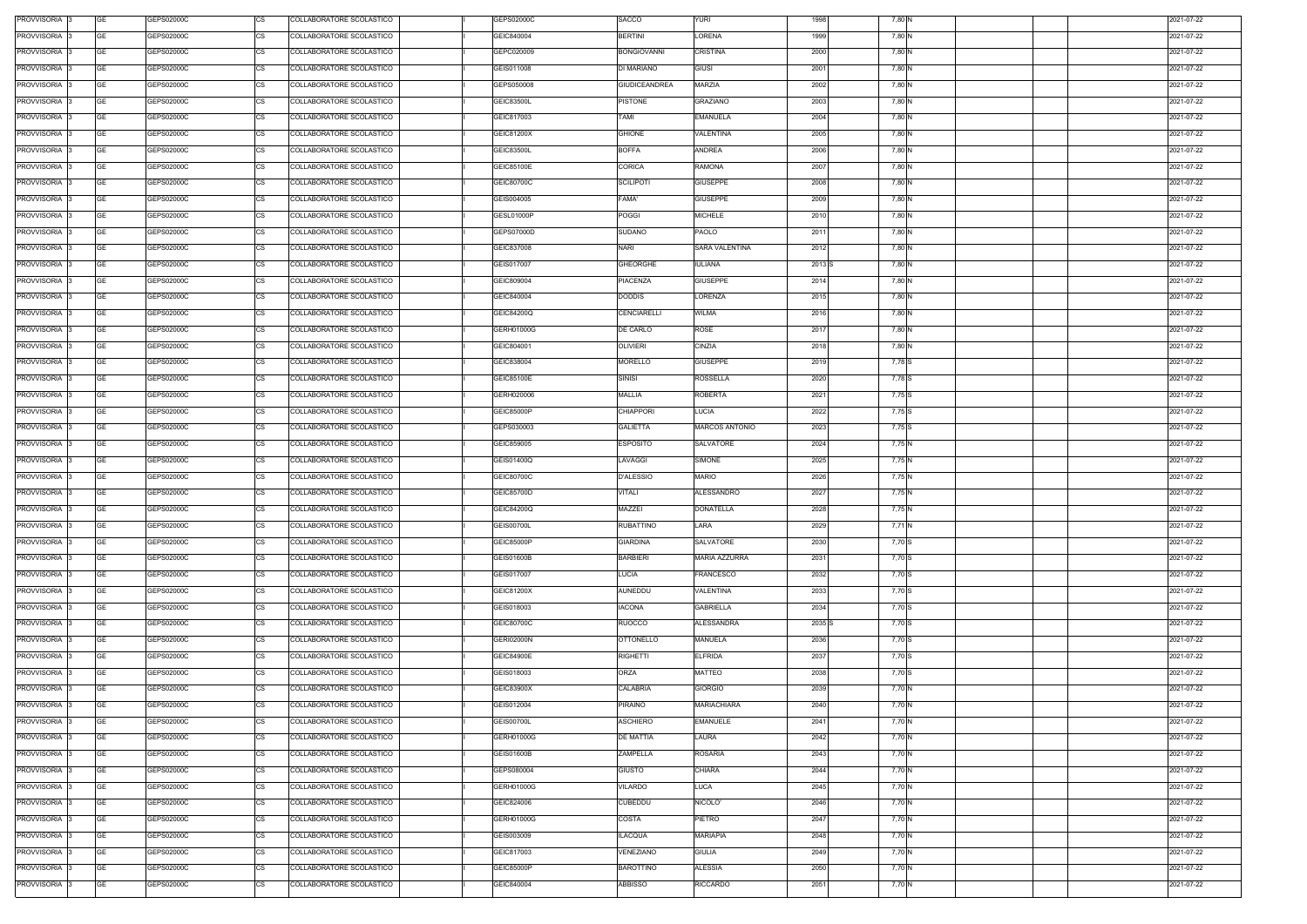| | | | | | | | | | | | | | | | | |
|---|---|---|---|---|---|---|---|---|---|---|---|---|---|---|---|---|
| PROVVISORIA 3 | GE | GEPS02000C | CS | COLLABORATORE SCOLASTICO | | I | GEPS02000C | SACCO | YURI | 1998 | 7,80 | N | | | | 2021-07-22 |
| PROVVISORIA 3 | GE | GEPS02000C | CS | COLLABORATORE SCOLASTICO | | I | GEIC840004 | BERTINI | LORENA | 1999 | 7,80 | N | | | | 2021-07-22 |
| PROVVISORIA 3 | GE | GEPS02000C | CS | COLLABORATORE SCOLASTICO | | I | GEPC020009 | BONGIOVANNI | CRISTINA | 2000 | 7,80 | N | | | | 2021-07-22 |
| PROVVISORIA 3 | GE | GEPS02000C | CS | COLLABORATORE SCOLASTICO | | I | GEIS011008 | DI MARIANO | GIUSI | 2001 | 7,80 | N | | | | 2021-07-22 |
| PROVVISORIA 3 | GE | GEPS02000C | CS | COLLABORATORE SCOLASTICO | | I | GEPS050008 | GIUDICEANDREA | MARZIA | 2002 | 7,80 | N | | | | 2021-07-22 |
| PROVVISORIA 3 | GE | GEPS02000C | CS | COLLABORATORE SCOLASTICO | | I | GEIC83500L | PISTONE | GRAZIANO | 2003 | 7,80 | N | | | | 2021-07-22 |
| PROVVISORIA 3 | GE | GEPS02000C | CS | COLLABORATORE SCOLASTICO | | I | GEIC817003 | TAMI | EMANUELA | 2004 | 7,80 | N | | | | 2021-07-22 |
| PROVVISORIA 3 | GE | GEPS02000C | CS | COLLABORATORE SCOLASTICO | | I | GEIC81200X | GHIONE | VALENTINA | 2005 | 7,80 | N | | | | 2021-07-22 |
| PROVVISORIA 3 | GE | GEPS02000C | CS | COLLABORATORE SCOLASTICO | | I | GEIC83500L | BOFFA | ANDREA | 2006 | 7,80 | N | | | | 2021-07-22 |
| PROVVISORIA 3 | GE | GEPS02000C | CS | COLLABORATORE SCOLASTICO | | I | GEIC85100E | CORICA | RAMONA | 2007 | 7,80 | N | | | | 2021-07-22 |
| PROVVISORIA 3 | GE | GEPS02000C | CS | COLLABORATORE SCOLASTICO | | I | GEIC80700C | SCILIPOTI | GIUSEPPE | 2008 | 7,80 | N | | | | 2021-07-22 |
| PROVVISORIA 3 | GE | GEPS02000C | CS | COLLABORATORE SCOLASTICO | | I | GEIS004005 | FAMA' | GIUSEPPE | 2009 | 7,80 | N | | | | 2021-07-22 |
| PROVVISORIA 3 | GE | GEPS02000C | CS | COLLABORATORE SCOLASTICO | | I | GESL01000P | POGGI | MICHELE | 2010 | 7,80 | N | | | | 2021-07-22 |
| PROVVISORIA 3 | GE | GEPS02000C | CS | COLLABORATORE SCOLASTICO | | I | GEPS07000D | SUDANO | PAOLO | 2011 | 7,80 | N | | | | 2021-07-22 |
| PROVVISORIA 3 | GE | GEPS02000C | CS | COLLABORATORE SCOLASTICO | | I | GEIC837008 | NARI | SARA VALENTINA | 2012 | 7,80 | N | | | | 2021-07-22 |
| PROVVISORIA 3 | GE | GEPS02000C | CS | COLLABORATORE SCOLASTICO | | I | GEIS017007 | GHEORGHE | IULIANA | 2013 S | 7,80 | N | | | | 2021-07-22 |
| PROVVISORIA 3 | GE | GEPS02000C | CS | COLLABORATORE SCOLASTICO | | I | GEIC809004 | PIACENZA | GIUSEPPE | 2014 | 7,80 | N | | | | 2021-07-22 |
| PROVVISORIA 3 | GE | GEPS02000C | CS | COLLABORATORE SCOLASTICO | | I | GEIC840004 | DODDIS | LORENZA | 2015 | 7,80 | N | | | | 2021-07-22 |
| PROVVISORIA 3 | GE | GEPS02000C | CS | COLLABORATORE SCOLASTICO | | I | GEIC84200Q | CENCIARELLI | WILMA | 2016 | 7,80 | N | | | | 2021-07-22 |
| PROVVISORIA 3 | GE | GEPS02000C | CS | COLLABORATORE SCOLASTICO | | I | GERH01000G | DE CARLO | ROSE | 2017 | 7,80 | N | | | | 2021-07-22 |
| PROVVISORIA 3 | GE | GEPS02000C | CS | COLLABORATORE SCOLASTICO | | I | GEIC804001 | OLIVIERI | CINZIA | 2018 | 7,80 | N | | | | 2021-07-22 |
| PROVVISORIA 3 | GE | GEPS02000C | CS | COLLABORATORE SCOLASTICO | | I | GEIC838004 | MORELLO | GIUSEPPE | 2019 | 7,78 | S | | | | 2021-07-22 |
| PROVVISORIA 3 | GE | GEPS02000C | CS | COLLABORATORE SCOLASTICO | | I | GEIC85100E | SINISI | ROSSELLA | 2020 | 7,78 | S | | | | 2021-07-22 |
| PROVVISORIA 3 | GE | GEPS02000C | CS | COLLABORATORE SCOLASTICO | | I | GERH020006 | MALLIA | ROBERTA | 2021 | 7,75 | S | | | | 2021-07-22 |
| PROVVISORIA 3 | GE | GEPS02000C | CS | COLLABORATORE SCOLASTICO | | I | GEIC85000P | CHIAPPORI | LUCIA | 2022 | 7,75 | S | | | | 2021-07-22 |
| PROVVISORIA 3 | GE | GEPS02000C | CS | COLLABORATORE SCOLASTICO | | I | GEPS030003 | GALIETTA | MARCOS ANTONIO | 2023 | 7,75 | S | | | | 2021-07-22 |
| PROVVISORIA 3 | GE | GEPS02000C | CS | COLLABORATORE SCOLASTICO | | I | GEIC859005 | ESPOSITO | SALVATORE | 2024 | 7,75 | N | | | | 2021-07-22 |
| PROVVISORIA 3 | GE | GEPS02000C | CS | COLLABORATORE SCOLASTICO | | I | GEIS01400Q | LAVAGGI | SIMONE | 2025 | 7,75 | N | | | | 2021-07-22 |
| PROVVISORIA 3 | GE | GEPS02000C | CS | COLLABORATORE SCOLASTICO | | I | GEIC80700C | D'ALESSIO | MARIO | 2026 | 7,75 | N | | | | 2021-07-22 |
| PROVVISORIA 3 | GE | GEPS02000C | CS | COLLABORATORE SCOLASTICO | | I | GEIC85700D | VITALI | ALESSANDRO | 2027 | 7,75 | N | | | | 2021-07-22 |
| PROVVISORIA 3 | GE | GEPS02000C | CS | COLLABORATORE SCOLASTICO | | I | GEIC84200Q | MAZZEI | DONATELLA | 2028 | 7,75 | N | | | | 2021-07-22 |
| PROVVISORIA 3 | GE | GEPS02000C | CS | COLLABORATORE SCOLASTICO | | I | GEIS00700L | RUBATTINO | LARA | 2029 | 7,71 | N | | | | 2021-07-22 |
| PROVVISORIA 3 | GE | GEPS02000C | CS | COLLABORATORE SCOLASTICO | | I | GEIC85000P | GIARDINA | SALVATORE | 2030 | 7,70 | S | | | | 2021-07-22 |
| PROVVISORIA 3 | GE | GEPS02000C | CS | COLLABORATORE SCOLASTICO | | I | GEIS01600B | BARBIERI | MARIA AZZURRA | 2031 | 7,70 | S | | | | 2021-07-22 |
| PROVVISORIA 3 | GE | GEPS02000C | CS | COLLABORATORE SCOLASTICO | | I | GEIS017007 | LUCIA | FRANCESCO | 2032 | 7,70 | S | | | | 2021-07-22 |
| PROVVISORIA 3 | GE | GEPS02000C | CS | COLLABORATORE SCOLASTICO | | I | GEIC81200X | AUNEDDU | VALENTINA | 2033 | 7,70 | S | | | | 2021-07-22 |
| PROVVISORIA 3 | GE | GEPS02000C | CS | COLLABORATORE SCOLASTICO | | I | GEIS018003 | IACONA | GABRIELLA | 2034 | 7,70 | S | | | | 2021-07-22 |
| PROVVISORIA 3 | GE | GEPS02000C | CS | COLLABORATORE SCOLASTICO | | I | GEIC80700C | RUOCCO | ALESSANDRA | 2035 S | 7,70 | S | | | | 2021-07-22 |
| PROVVISORIA 3 | GE | GEPS02000C | CS | COLLABORATORE SCOLASTICO | | I | GERI02000N | OTTONELLO | MANUELA | 2036 | 7,70 | S | | | | 2021-07-22 |
| PROVVISORIA 3 | GE | GEPS02000C | CS | COLLABORATORE SCOLASTICO | | I | GEIC84900E | RIGHETTI | ELFRIDA | 2037 | 7,70 | S | | | | 2021-07-22 |
| PROVVISORIA 3 | GE | GEPS02000C | CS | COLLABORATORE SCOLASTICO | | I | GEIS018003 | ORZA | MATTEO | 2038 | 7,70 | S | | | | 2021-07-22 |
| PROVVISORIA 3 | GE | GEPS02000C | CS | COLLABORATORE SCOLASTICO | | I | GEIC83900X | CALABRIA | GIORGIO | 2039 | 7,70 | N | | | | 2021-07-22 |
| PROVVISORIA 3 | GE | GEPS02000C | CS | COLLABORATORE SCOLASTICO | | I | GEIS012004 | PIRAINO | MARIACHIARA | 2040 | 7,70 | N | | | | 2021-07-22 |
| PROVVISORIA 3 | GE | GEPS02000C | CS | COLLABORATORE SCOLASTICO | | I | GEIS00700L | ASCHIERO | EMANUELE | 2041 | 7,70 | N | | | | 2021-07-22 |
| PROVVISORIA 3 | GE | GEPS02000C | CS | COLLABORATORE SCOLASTICO | | I | GERH01000G | DE MATTIA | LAURA | 2042 | 7,70 | N | | | | 2021-07-22 |
| PROVVISORIA 3 | GE | GEPS02000C | CS | COLLABORATORE SCOLASTICO | | I | GEIS01600B | ZAMPELLA | ROSARIA | 2043 | 7,70 | N | | | | 2021-07-22 |
| PROVVISORIA 3 | GE | GEPS02000C | CS | COLLABORATORE SCOLASTICO | | I | GEPS080004 | GIUSTO | CHIARA | 2044 | 7,70 | N | | | | 2021-07-22 |
| PROVVISORIA 3 | GE | GEPS02000C | CS | COLLABORATORE SCOLASTICO | | I | GERH01000G | VILARDO | LUCA | 2045 | 7,70 | N | | | | 2021-07-22 |
| PROVVISORIA 3 | GE | GEPS02000C | CS | COLLABORATORE SCOLASTICO | | I | GEIC824006 | CUBEDDU | NICOLO' | 2046 | 7,70 | N | | | | 2021-07-22 |
| PROVVISORIA 3 | GE | GEPS02000C | CS | COLLABORATORE SCOLASTICO | | I | GERH01000G | COSTA | PIETRO | 2047 | 7,70 | N | | | | 2021-07-22 |
| PROVVISORIA 3 | GE | GEPS02000C | CS | COLLABORATORE SCOLASTICO | | I | GEIS003009 | ILACQUA | MARIAPIA | 2048 | 7,70 | N | | | | 2021-07-22 |
| PROVVISORIA 3 | GE | GEPS02000C | CS | COLLABORATORE SCOLASTICO | | I | GEIC817003 | VENEZIANO | GIULIA | 2049 | 7,70 | N | | | | 2021-07-22 |
| PROVVISORIA 3 | GE | GEPS02000C | CS | COLLABORATORE SCOLASTICO | | I | GEIC85000P | BAROTTINO | ALESSIA | 2050 | 7,70 | N | | | | 2021-07-22 |
| PROVVISORIA 3 | GE | GEPS02000C | CS | COLLABORATORE SCOLASTICO | | I | GEIC840004 | ABBISSO | RICCARDO | 2051 | 7,70 | N | | | | 2021-07-22 |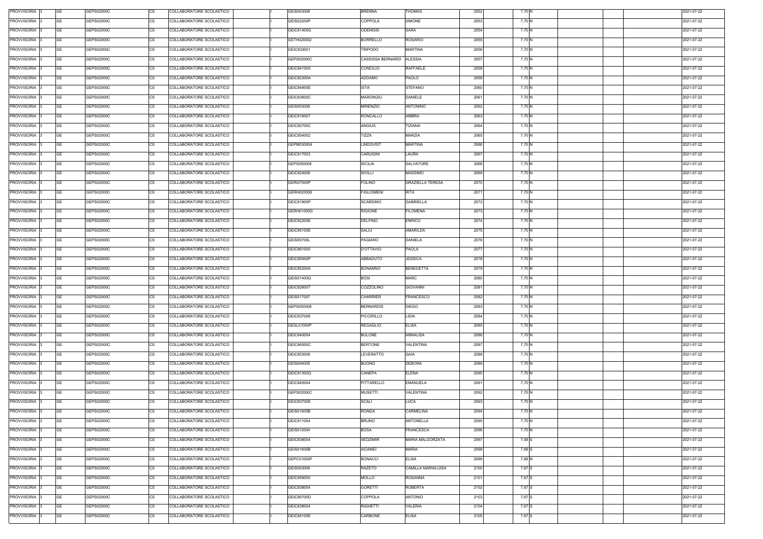| | | | | | | | | | | | | | | | | |
|---|---|---|---|---|---|---|---|---|---|---|---|---|---|---|---|---|
| PROVVISORIA | 3 | GE | GEPS02000C | CS | COLLABORATORE SCOLASTICO | | I | GEIS003009 | BRENNA | THOMAS | 2052 | 7,70 | N | | | 2021-07-22 |
| PROVVISORIA | 3 | GE | GEPS02000C | CS | COLLABORATORE SCOLASTICO | | I | GEIS02200P | COPPOLA | SIMONE | 2053 | 7,70 | N | | | 2021-07-22 |
| PROVVISORIA | 3 | GE | GEPS02000C | CS | COLLABORATORE SCOLASTICO | | I | GEIC81400G | ODENISSI | SARA | 2054 | 7,70 | N | | | 2021-07-22 |
| PROVVISORIA | 3 | GE | GEPS02000C | CS | COLLABORATORE SCOLASTICO | | I | GETH020002 | BORRELLO | ROSARIO | 2055 | 7,70 | N | | | 2021-07-22 |
| PROVVISORIA | 3 | GE | GEPS02000C | CS | COLLABORATORE SCOLASTICO | | I | GEIC833001 | TRIPODO | MARTINA | 2056 | 7,70 | N | | | 2021-07-22 |
| PROVVISORIA | 3 | GE | GEPS02000C | CS | COLLABORATORE SCOLASTICO | | I | GEPS02000C | CASSISSA BERNARDI | ALESSIA | 2057 | 7,70 | N | | | 2021-07-22 |
| PROVVISORIA | 3 | GE | GEPS02000C | CS | COLLABORATORE SCOLASTICO | | I | GEIC84100X | CONCILIO | RAFFAELE | 2058 | 7,70 | N | | | 2021-07-22 |
| PROVVISORIA | 3 | GE | GEPS02000C | CS | COLLABORATORE SCOLASTICO | | I | GEIC82300A | ADDAMO | PAOLO | 2059 | 7,70 | N | | | 2021-07-22 |
| PROVVISORIA | 3 | GE | GEPS02000C | CS | COLLABORATORE SCOLASTICO | | I | GEIC84900E | SITA' | STEFANO | 2060 | 7,70 | N | | | 2021-07-22 |
| PROVVISORIA | 3 | GE | GEPS02000C | CS | COLLABORATORE SCOLASTICO | | I | GEIC83600C | MARONGIU | DANIELE | 2061 | 7,70 | N | | | 2021-07-22 |
| PROVVISORIA | 3 | GE | GEPS02000C | CS | COLLABORATORE SCOLASTICO | | I | GEIS003009 | MIRENZIO | ANTONINO | 2062 | 7,70 | N | | | 2021-07-22 |
| PROVVISORIA | 3 | GE | GEPS02000C | CS | COLLABORATORE SCOLASTICO | | I | GEIC816007 | RONCALLO | AMBRA | 2063 | 7,70 | N | | | 2021-07-22 |
| PROVVISORIA | 3 | GE | GEPS02000C | CS | COLLABORATORE SCOLASTICO | | I | GEIC80700C | ANGIUS | TIZIANA | 2064 | 7,70 | N | | | 2021-07-22 |
| PROVVISORIA | 3 | GE | GEPS02000C | CS | COLLABORATORE SCOLASTICO | | I | GEIC854002 | TIZZA | MARZIA | 2065 | 7,70 | N | | | 2021-07-22 |
| PROVVISORIA | 3 | GE | GEPS02000C | CS | COLLABORATORE SCOLASTICO | | I | GEPM030004 | LINDQVIST | MARTINA | 2066 | 7,70 | N | | | 2021-07-22 |
| PROVVISORIA | 3 | GE | GEPS02000C | CS | COLLABORATORE SCOLASTICO | | I | GEIC817003 | CARUGINI | LAURA | 2067 | 7,70 | N | | | 2021-07-22 |
| PROVVISORIA | 3 | GE | GEPS02000C | CS | COLLABORATORE SCOLASTICO | | I | GEPS050008 | SICILIA | SALVATORE | 2068 | 7,70 | N | | | 2021-07-22 |
| PROVVISORIA | 3 | GE | GEPS02000C | CS | COLLABORATORE SCOLASTICO | | I | GEIC824006 | SIVILLI | MASSIMO | 2069 | 7,70 | N | | | 2021-07-22 |
| PROVVISORIA | 3 | GE | GEPS02000C | CS | COLLABORATORE SCOLASTICO | | I | GERI07000P | FOLINO | GRAZIELLA TERESA | 2070 | 7,70 | N | | | 2021-07-22 |
| PROVVISORIA | 3 | GE | GEPS02000C | CS | COLLABORATORE SCOLASTICO | | I | GERH020006 | FIGLIOMENI | RITA | 2071 | 7,70 | N | | | 2021-07-22 |
| PROVVISORIA | 3 | GE | GEPS02000C | CS | COLLABORATORE SCOLASTICO | | I | GEIC81900P | SCARDINO | GABRIELLA | 2072 | 7,70 | N | | | 2021-07-22 |
| PROVVISORIA | 3 | GE | GEPS02000C | CS | COLLABORATORE SCOLASTICO | | I | GERH01000G | RIGIONE | FILOMENA | 2073 | 7,70 | N | | | 2021-07-22 |
| PROVVISORIA | 3 | GE | GEPS02000C | CS | COLLABORATORE SCOLASTICO | | I | GEIC82200E | DELFINO | ENRICO | 2074 | 7,70 | N | | | 2021-07-22 |
| PROVVISORIA | 3 | GE | GEPS02000C | CS | COLLABORATORE SCOLASTICO | | I | GEIC85100E | SALIU | AMARILDA | 2075 | 7,70 | N | | | 2021-07-22 |
| PROVVISORIA | 3 | GE | GEPS02000C | CS | COLLABORATORE SCOLASTICO | | I | GEIS00700L | PAGIARO | DANIELA | 2076 | 7,70 | N | | | 2021-07-22 |
| PROVVISORIA | 3 | GE | GEPS02000C | CS | COLLABORATORE SCOLASTICO | | I | GEIC861005 | D'OTTAVIO | PAOLA | 2077 | 7,70 | N | | | 2021-07-22 |
| PROVVISORIA | 3 | GE | GEPS02000C | CS | COLLABORATORE SCOLASTICO | | I | GEIC85000P | ABBADUTO | JESSICA | 2078 | 7,70 | N | | | 2021-07-22 |
| PROVVISORIA | 3 | GE | GEPS02000C | CS | COLLABORATORE SCOLASTICO | | I | GEIC85200A | BONANNO | BENEDETTA | 2079 | 7,70 | N | | | 2021-07-22 |
| PROVVISORIA | 3 | GE | GEPS02000C | CS | COLLABORATORE SCOLASTICO | | I | GEIS01400Q | BOSI | MARC | 2080 | 7,70 | N | | | 2021-07-22 |
| PROVVISORIA | 3 | GE | GEPS02000C | CS | COLLABORATORE SCOLASTICO | | I | GEIC82600T | COZZOLINO | GIOVANNI | 2081 | 7,70 | N | | | 2021-07-22 |
| PROVVISORIA | 3 | GE | GEPS02000C | CS | COLLABORATORE SCOLASTICO | | I | GEIS017007 | CHARRIER | FRANCESCO | 2082 | 7,70 | N | | | 2021-07-22 |
| PROVVISORIA | 3 | GE | GEPS02000C | CS | COLLABORATORE SCOLASTICO | | I | GEPS050008 | BERNARDIS | DIEGO | 2083 | 7,70 | N | | | 2021-07-22 |
| PROVVISORIA | 3 | GE | GEPS02000C | CS | COLLABORATORE SCOLASTICO | | I | GEIC837008 | PICCIRILLO | LIDIA | 2084 | 7,70 | N | | | 2021-07-22 |
| PROVVISORIA | 3 | GE | GEPS02000C | CS | COLLABORATORE SCOLASTICO | | I | GESL01000P | REGAGLIO | ELISA | 2085 | 7,70 | N | | | 2021-07-22 |
| PROVVISORIA | 3 | GE | GEPS02000C | CS | COLLABORATORE SCOLASTICO | | I | GEIC840004 | BULONE | ANNALISA | 2086 | 7,70 | N | | | 2021-07-22 |
| PROVVISORIA | 3 | GE | GEPS02000C | CS | COLLABORATORE SCOLASTICO | | I | GEIC86500C | BERTONE | VALENTINA | 2087 | 7,70 | N | | | 2021-07-22 |
| PROVVISORIA | 3 | GE | GEPS02000C | CS | COLLABORATORE SCOLASTICO | | I | GEIC853006 | LEVERATTO | GAIA | 2088 | 7,70 | N | | | 2021-07-22 |
| PROVVISORIA | 3 | GE | GEPS02000C | CS | COLLABORATORE SCOLASTICO | | I | GEIS004005 | BUONO | DEBORA | 2089 | 7,70 | N | | | 2021-07-22 |
| PROVVISORIA | 3 | GE | GEPS02000C | CS | COLLABORATORE SCOLASTICO | | I | GEIC81300Q | CANEPA | ELENA | 2090 | 7,70 | N | | | 2021-07-22 |
| PROVVISORIA | 3 | GE | GEPS02000C | CS | COLLABORATORE SCOLASTICO | | I | GEIC840004 | PITTARELLO | EMANUELA | 2091 | 7,70 | N | | | 2021-07-22 |
| PROVVISORIA | 3 | GE | GEPS02000C | CS | COLLABORATORE SCOLASTICO | | I | GEPS02000C | MUSETTI | VALENTINA | 2092 | 7,70 | N | | | 2021-07-22 |
| PROVVISORIA | 3 | GE | GEPS02000C | CS | COLLABORATORE SCOLASTICO | | I | GEIC837008 | SCALI | LUCA | 2093 | 7,70 | N | | | 2021-07-22 |
| PROVVISORIA | 3 | GE | GEPS02000C | CS | COLLABORATORE SCOLASTICO | | I | GEIS01600B | RONGA | CARMELINA | 2094 | 7,70 | N | | | 2021-07-22 |
| PROVVISORIA | 3 | GE | GEPS02000C | CS | COLLABORATORE SCOLASTICO | | I | GEIC811004 | BRUNO | ANTONELLA | 2095 | 7,70 | N | | | 2021-07-22 |
| PROVVISORIA | 3 | GE | GEPS02000C | CS | COLLABORATORE SCOLASTICO | | I | GEIS012004 | BOSA | FRANCESCA | 2096 | 7,70 | N | | | 2021-07-22 |
| PROVVISORIA | 3 | GE | GEPS02000C | CS | COLLABORATORE SCOLASTICO | | I | GEIC838004 | SEDZIMIR | MARIA MALGORZATA | 2097 | 7,68 | S | | | 2021-07-22 |
| PROVVISORIA | 3 | GE | GEPS02000C | CS | COLLABORATORE SCOLASTICO | | I | GEIS01600B | AIOANEI | MARIA | 2098 | 7,68 | S | | | 2021-07-22 |
| PROVVISORIA | 3 | GE | GEPS02000C | CS | COLLABORATORE SCOLASTICO | | I | GEPC01000P | BONACCI | ELISA | 2099 | 7,68 | N | | | 2021-07-22 |
| PROVVISORIA | 3 | GE | GEPS02000C | CS | COLLABORATORE SCOLASTICO | | I | GEIS003009 | RAZETO | CAMILLA MARIALUISA | 2100 | 7,67 | S | | | 2021-07-22 |
| PROVVISORIA | 3 | GE | GEPS02000C | CS | COLLABORATORE SCOLASTICO | | I | GEIC859005 | MOLLO | ROSANNA | 2101 | 7,67 | S | | | 2021-07-22 |
| PROVVISORIA | 3 | GE | GEPS02000C | CS | COLLABORATORE SCOLASTICO | | I | GEIC838004 | GORETTI | ROBERTA | 2102 | 7,67 | S | | | 2021-07-22 |
| PROVVISORIA | 3 | GE | GEPS02000C | CS | COLLABORATORE SCOLASTICO | | I | GEIC85700D | COPPOLA | ANTONIO | 2103 | 7,67 | S | | | 2021-07-22 |
| PROVVISORIA | 3 | GE | GEPS02000C | CS | COLLABORATORE SCOLASTICO | | I | GEIC838004 | RIGHETTI | VALERIA | 2104 | 7,67 | S | | | 2021-07-22 |
| PROVVISORIA | 3 | GE | GEPS02000C | CS | COLLABORATORE SCOLASTICO | | I | GEIC85100E | CARBONE | ELISA | 2105 | 7,67 | S | | | 2021-07-22 |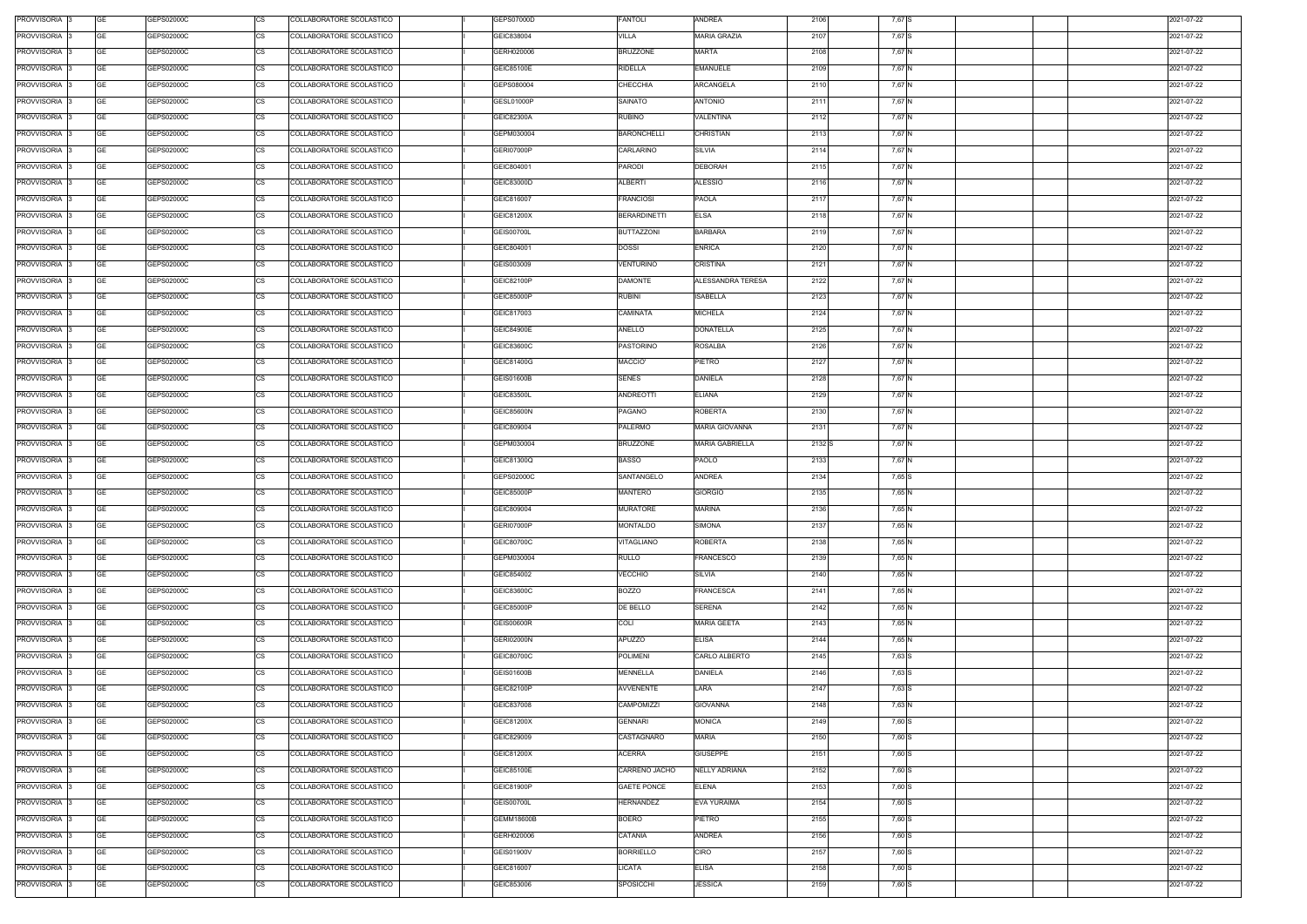| | | | | | | | | | | | | | | | | |
|---|---|---|---|---|---|---|---|---|---|---|---|---|---|---|---|---|
| PROVVISORIA | 3 | GE | GEPS02000C | CS | COLLABORATORE SCOLASTICO | | I | GEPS07000D | FANTOLI | ANDREA | 2106 | 7,67 | S | | | 2021-07-22 |
| PROVVISORIA | 3 | GE | GEPS02000C | CS | COLLABORATORE SCOLASTICO | | I | GEIC838004 | VILLA | MARIA GRAZIA | 2107 | 7,67 | S | | | 2021-07-22 |
| PROVVISORIA | 3 | GE | GEPS02000C | CS | COLLABORATORE SCOLASTICO | | I | GERH020006 | BRUZZONE | MARTA | 2108 | 7,67 | N | | | 2021-07-22 |
| PROVVISORIA | 3 | GE | GEPS02000C | CS | COLLABORATORE SCOLASTICO | | I | GEIC85100E | RIDELLA | EMANUELE | 2109 | 7,67 | N | | | 2021-07-22 |
| PROVVISORIA | 3 | GE | GEPS02000C | CS | COLLABORATORE SCOLASTICO | | I | GEPS080004 | CHECCHIA | ARCANGELA | 2110 | 7,67 | N | | | 2021-07-22 |
| PROVVISORIA | 3 | GE | GEPS02000C | CS | COLLABORATORE SCOLASTICO | | I | GESL01000P | SAINATO | ANTONIO | 2111 | 7,67 | N | | | 2021-07-22 |
| PROVVISORIA | 3 | GE | GEPS02000C | CS | COLLABORATORE SCOLASTICO | | I | GEIC82300A | RUBINO | VALENTINA | 2112 | 7,67 | N | | | 2021-07-22 |
| PROVVISORIA | 3 | GE | GEPS02000C | CS | COLLABORATORE SCOLASTICO | | I | GEPM030004 | BARONCHELLI | CHRISTIAN | 2113 | 7,67 | N | | | 2021-07-22 |
| PROVVISORIA | 3 | GE | GEPS02000C | CS | COLLABORATORE SCOLASTICO | | I | GERI07000P | CARLARINO | SILVIA | 2114 | 7,67 | N | | | 2021-07-22 |
| PROVVISORIA | 3 | GE | GEPS02000C | CS | COLLABORATORE SCOLASTICO | | I | GEIC804001 | PARODI | DEBORAH | 2115 | 7,67 | N | | | 2021-07-22 |
| PROVVISORIA | 3 | GE | GEPS02000C | CS | COLLABORATORE SCOLASTICO | | I | GEIC83000D | ALBERTI | ALESSIO | 2116 | 7,67 | N | | | 2021-07-22 |
| PROVVISORIA | 3 | GE | GEPS02000C | CS | COLLABORATORE SCOLASTICO | | I | GEIC816007 | FRANCIOSI | PAOLA | 2117 | 7,67 | N | | | 2021-07-22 |
| PROVVISORIA | 3 | GE | GEPS02000C | CS | COLLABORATORE SCOLASTICO | | I | GEIC81200X | BERARDINETTI | ELSA | 2118 | 7,67 | N | | | 2021-07-22 |
| PROVVISORIA | 3 | GE | GEPS02000C | CS | COLLABORATORE SCOLASTICO | | I | GEIS00700L | BUTTAZZONI | BARBARA | 2119 | 7,67 | N | | | 2021-07-22 |
| PROVVISORIA | 3 | GE | GEPS02000C | CS | COLLABORATORE SCOLASTICO | | I | GEIC804001 | DOSSI | ENRICA | 2120 | 7,67 | N | | | 2021-07-22 |
| PROVVISORIA | 3 | GE | GEPS02000C | CS | COLLABORATORE SCOLASTICO | | I | GEIS003009 | VENTURINO | CRISTINA | 2121 | 7,67 | N | | | 2021-07-22 |
| PROVVISORIA | 3 | GE | GEPS02000C | CS | COLLABORATORE SCOLASTICO | | I | GEIC82100P | DAMONTE | ALESSANDRA TERESA | 2122 | 7,67 | N | | | 2021-07-22 |
| PROVVISORIA | 3 | GE | GEPS02000C | CS | COLLABORATORE SCOLASTICO | | I | GEIC85000P | RUBINI | ISABELLA | 2123 | 7,67 | N | | | 2021-07-22 |
| PROVVISORIA | 3 | GE | GEPS02000C | CS | COLLABORATORE SCOLASTICO | | I | GEIC817003 | CAMINATA | MICHELA | 2124 | 7,67 | N | | | 2021-07-22 |
| PROVVISORIA | 3 | GE | GEPS02000C | CS | COLLABORATORE SCOLASTICO | | I | GEIC84900E | ANELLO | DONATELLA | 2125 | 7,67 | N | | | 2021-07-22 |
| PROVVISORIA | 3 | GE | GEPS02000C | CS | COLLABORATORE SCOLASTICO | | I | GEIC83600C | PASTORINO | ROSALBA | 2126 | 7,67 | N | | | 2021-07-22 |
| PROVVISORIA | 3 | GE | GEPS02000C | CS | COLLABORATORE SCOLASTICO | | I | GEIC81400G | MACCIO' | PIETRO | 2127 | 7,67 | N | | | 2021-07-22 |
| PROVVISORIA | 3 | GE | GEPS02000C | CS | COLLABORATORE SCOLASTICO | | I | GEIS01600B | SENES | DANIELA | 2128 | 7,67 | N | | | 2021-07-22 |
| PROVVISORIA | 3 | GE | GEPS02000C | CS | COLLABORATORE SCOLASTICO | | I | GEIC83500L | ANDREOTTI | ELIANA | 2129 | 7,67 | N | | | 2021-07-22 |
| PROVVISORIA | 3 | GE | GEPS02000C | CS | COLLABORATORE SCOLASTICO | | I | GEIC85600N | PAGANO | ROBERTA | 2130 | 7,67 | N | | | 2021-07-22 |
| PROVVISORIA | 3 | GE | GEPS02000C | CS | COLLABORATORE SCOLASTICO | | I | GEIC809004 | PALERMO | MARIA GIOVANNA | 2131 | 7,67 | N | | | 2021-07-22 |
| PROVVISORIA | 3 | GE | GEPS02000C | CS | COLLABORATORE SCOLASTICO | | I | GEPM030004 | BRUZZONE | MARIA GABRIELLA | 2132 S | 7,67 | N | | | 2021-07-22 |
| PROVVISORIA | 3 | GE | GEPS02000C | CS | COLLABORATORE SCOLASTICO | | I | GEIC81300Q | BASSO | PAOLO | 2133 | 7,67 | N | | | 2021-07-22 |
| PROVVISORIA | 3 | GE | GEPS02000C | CS | COLLABORATORE SCOLASTICO | | I | GEPS02000C | SANTANGELO | ANDREA | 2134 | 7,65 | S | | | 2021-07-22 |
| PROVVISORIA | 3 | GE | GEPS02000C | CS | COLLABORATORE SCOLASTICO | | I | GEIC85000P | MANTERO | GIORGIO | 2135 | 7,65 | N | | | 2021-07-22 |
| PROVVISORIA | 3 | GE | GEPS02000C | CS | COLLABORATORE SCOLASTICO | | I | GEIC809004 | MURATORE | MARINA | 2136 | 7,65 | N | | | 2021-07-22 |
| PROVVISORIA | 3 | GE | GEPS02000C | CS | COLLABORATORE SCOLASTICO | | I | GERI07000P | MONTALDO | SIMONA | 2137 | 7,65 | N | | | 2021-07-22 |
| PROVVISORIA | 3 | GE | GEPS02000C | CS | COLLABORATORE SCOLASTICO | | I | GEIC80700C | VITAGLIANO | ROBERTA | 2138 | 7,65 | N | | | 2021-07-22 |
| PROVVISORIA | 3 | GE | GEPS02000C | CS | COLLABORATORE SCOLASTICO | | I | GEPM030004 | RULLO | FRANCESCO | 2139 | 7,65 | N | | | 2021-07-22 |
| PROVVISORIA | 3 | GE | GEPS02000C | CS | COLLABORATORE SCOLASTICO | | I | GEIC854002 | VECCHIO | SILVIA | 2140 | 7,65 | N | | | 2021-07-22 |
| PROVVISORIA | 3 | GE | GEPS02000C | CS | COLLABORATORE SCOLASTICO | | I | GEIC83600C | BOZZO | FRANCESCA | 2141 | 7,65 | N | | | 2021-07-22 |
| PROVVISORIA | 3 | GE | GEPS02000C | CS | COLLABORATORE SCOLASTICO | | I | GEIC85000P | DE BELLO | SERENA | 2142 | 7,65 | N | | | 2021-07-22 |
| PROVVISORIA | 3 | GE | GEPS02000C | CS | COLLABORATORE SCOLASTICO | | I | GEIS00600R | COLI | MARIA GEETA | 2143 | 7,65 | N | | | 2021-07-22 |
| PROVVISORIA | 3 | GE | GEPS02000C | CS | COLLABORATORE SCOLASTICO | | I | GERI02000N | APUZZO | ELISA | 2144 | 7,65 | N | | | 2021-07-22 |
| PROVVISORIA | 3 | GE | GEPS02000C | CS | COLLABORATORE SCOLASTICO | | I | GEIC80700C | POLIMENI | CARLO ALBERTO | 2145 | 7,63 | S | | | 2021-07-22 |
| PROVVISORIA | 3 | GE | GEPS02000C | CS | COLLABORATORE SCOLASTICO | | I | GEIS01600B | MENNELLA | DANIELA | 2146 | 7,63 | S | | | 2021-07-22 |
| PROVVISORIA | 3 | GE | GEPS02000C | CS | COLLABORATORE SCOLASTICO | | I | GEIC82100P | AVVENENTE | LARA | 2147 | 7,63 | S | | | 2021-07-22 |
| PROVVISORIA | 3 | GE | GEPS02000C | CS | COLLABORATORE SCOLASTICO | | I | GEIC837008 | CAMPOMIZZI | GIOVANNA | 2148 | 7,63 | N | | | 2021-07-22 |
| PROVVISORIA | 3 | GE | GEPS02000C | CS | COLLABORATORE SCOLASTICO | | I | GEIC81200X | GENNARI | MONICA | 2149 | 7,60 | S | | | 2021-07-22 |
| PROVVISORIA | 3 | GE | GEPS02000C | CS | COLLABORATORE SCOLASTICO | | I | GEIC829009 | CASTAGNARO | MARIA | 2150 | 7,60 | S | | | 2021-07-22 |
| PROVVISORIA | 3 | GE | GEPS02000C | CS | COLLABORATORE SCOLASTICO | | I | GEIC81200X | ACERRA | GIUSEPPE | 2151 | 7,60 | S | | | 2021-07-22 |
| PROVVISORIA | 3 | GE | GEPS02000C | CS | COLLABORATORE SCOLASTICO | | I | GEIC85100E | CARRENO JACHO | NELLY ADRIANA | 2152 | 7,60 | S | | | 2021-07-22 |
| PROVVISORIA | 3 | GE | GEPS02000C | CS | COLLABORATORE SCOLASTICO | | I | GEIC81900P | GAETE PONCE | ELENA | 2153 | 7,60 | S | | | 2021-07-22 |
| PROVVISORIA | 3 | GE | GEPS02000C | CS | COLLABORATORE SCOLASTICO | | I | GEIS00700L | HERNANDEZ | EVA YURAIMA | 2154 | 7,60 | S | | | 2021-07-22 |
| PROVVISORIA | 3 | GE | GEPS02000C | CS | COLLABORATORE SCOLASTICO | | I | GEMM18600B | BOERO | PIETRO | 2155 | 7,60 | S | | | 2021-07-22 |
| PROVVISORIA | 3 | GE | GEPS02000C | CS | COLLABORATORE SCOLASTICO | | I | GERH020006 | CATANIA | ANDREA | 2156 | 7,60 | S | | | 2021-07-22 |
| PROVVISORIA | 3 | GE | GEPS02000C | CS | COLLABORATORE SCOLASTICO | | I | GEIS01900V | BORRIELLO | CIRO | 2157 | 7,60 | S | | | 2021-07-22 |
| PROVVISORIA | 3 | GE | GEPS02000C | CS | COLLABORATORE SCOLASTICO | | I | GEIC816007 | LICATA | ELISA | 2158 | 7,60 | S | | | 2021-07-22 |
| PROVVISORIA | 3 | GE | GEPS02000C | CS | COLLABORATORE SCOLASTICO | | I | GEIC853006 | SPOSICCHI | JESSICA | 2159 | 7,60 | S | | | 2021-07-22 |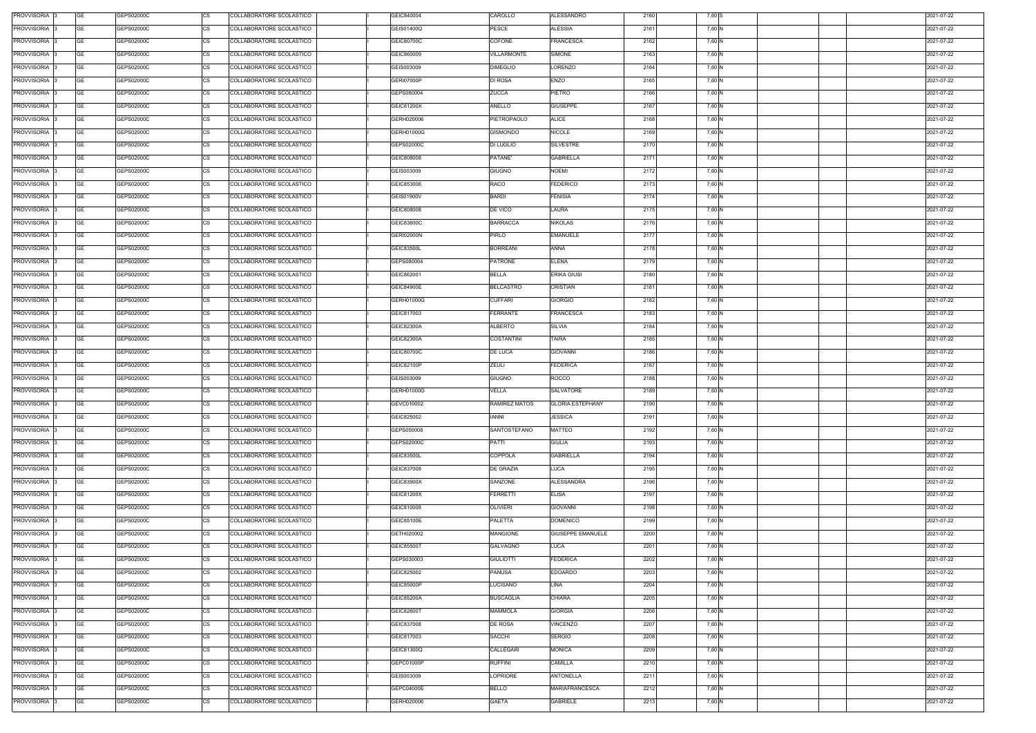| | | | | | | | | | | | | | | | | |
|---|---|---|---|---|---|---|---|---|---|---|---|---|---|---|---|---|
| PROVVISORIA | 3 | GE | GEPS02000C | CS | COLLABORATORE SCOLASTICO | | I | GEIC840004 | CAROLLO | ALESSANDRO | 2160 | 7,60 | S | | | 2021-07-22 |
| PROVVISORIA | 3 | GE | GEPS02000C | CS | COLLABORATORE SCOLASTICO | | I | GEIS01400Q | PESCE | ALESSIA | 2161 | 7,60 | N | | | 2021-07-22 |
| PROVVISORIA | 3 | GE | GEPS02000C | CS | COLLABORATORE SCOLASTICO | | I | GEIC80700C | COFONE | FRANCESCA | 2162 | 7,60 | N | | | 2021-07-22 |
| PROVVISORIA | 3 | GE | GEPS02000C | CS | COLLABORATORE SCOLASTICO | | I | GEIC860009 | VILLARMONTE | SIMONE | 2163 | 7,60 | N | | | 2021-07-22 |
| PROVVISORIA | 3 | GE | GEPS02000C | CS | COLLABORATORE SCOLASTICO | | I | GEIS003009 | DIMEGLIO | LORENZO | 2164 | 7,60 | N | | | 2021-07-22 |
| PROVVISORIA | 3 | GE | GEPS02000C | CS | COLLABORATORE SCOLASTICO | | I | GERI07000P | DI ROSA | ENZO | 2165 | 7,60 | N | | | 2021-07-22 |
| PROVVISORIA | 3 | GE | GEPS02000C | CS | COLLABORATORE SCOLASTICO | | I | GEPS080004 | ZUCCA | PIETRO | 2166 | 7,60 | N | | | 2021-07-22 |
| PROVVISORIA | 3 | GE | GEPS02000C | CS | COLLABORATORE SCOLASTICO | | I | GEIC81200X | ANELLO | GIUSEPPE | 2167 | 7,60 | N | | | 2021-07-22 |
| PROVVISORIA | 3 | GE | GEPS02000C | CS | COLLABORATORE SCOLASTICO | | I | GERH020006 | PIETROPAOLO | ALICE | 2168 | 7,60 | N | | | 2021-07-22 |
| PROVVISORIA | 3 | GE | GEPS02000C | CS | COLLABORATORE SCOLASTICO | | I | GERH01000G | GISMONDO | NICOLE | 2169 | 7,60 | N | | | 2021-07-22 |
| PROVVISORIA | 3 | GE | GEPS02000C | CS | COLLABORATORE SCOLASTICO | | I | GEPS02000C | DI LUGLIO | SILVESTRE | 2170 | 7,60 | N | | | 2021-07-22 |
| PROVVISORIA | 3 | GE | GEPS02000C | CS | COLLABORATORE SCOLASTICO | | I | GEIC808008 | PATANE' | GABRIELLA | 2171 | 7,60 | N | | | 2021-07-22 |
| PROVVISORIA | 3 | GE | GEPS02000C | CS | COLLABORATORE SCOLASTICO | | I | GEIS003009 | GIUGNO | NOEMI | 2172 | 7,60 | N | | | 2021-07-22 |
| PROVVISORIA | 3 | GE | GEPS02000C | CS | COLLABORATORE SCOLASTICO | | I | GEIC853006 | RACO | FEDERICO | 2173 | 7,60 | N | | | 2021-07-22 |
| PROVVISORIA | 3 | GE | GEPS02000C | CS | COLLABORATORE SCOLASTICO | | I | GEIS01900V | BARDI | FENISIA | 2174 | 7,60 | N | | | 2021-07-22 |
| PROVVISORIA | 3 | GE | GEPS02000C | CS | COLLABORATORE SCOLASTICO | | I | GEIC808008 | DE VICO | LAURA | 2175 | 7,60 | N | | | 2021-07-22 |
| PROVVISORIA | 3 | GE | GEPS02000C | CS | COLLABORATORE SCOLASTICO | | I | GEIC83600C | BARRACCA | NIKOLAS | 2176 | 7,60 | N | | | 2021-07-22 |
| PROVVISORIA | 3 | GE | GEPS02000C | CS | COLLABORATORE SCOLASTICO | | I | GERI02000N | PIRLO | EMANUELE | 2177 | 7,60 | N | | | 2021-07-22 |
| PROVVISORIA | 3 | GE | GEPS02000C | CS | COLLABORATORE SCOLASTICO | | I | GEIC83500L | BORREANI | ANNA | 2178 | 7,60 | N | | | 2021-07-22 |
| PROVVISORIA | 3 | GE | GEPS02000C | CS | COLLABORATORE SCOLASTICO | | I | GEPS080004 | PATRONE | ELENA | 2179 | 7,60 | N | | | 2021-07-22 |
| PROVVISORIA | 3 | GE | GEPS02000C | CS | COLLABORATORE SCOLASTICO | | I | GEIC862001 | BELLA | ERIKA GIUSI | 2180 | 7,60 | N | | | 2021-07-22 |
| PROVVISORIA | 3 | GE | GEPS02000C | CS | COLLABORATORE SCOLASTICO | | I | GEIC84900E | BELCASTRO | CRISTIAN | 2181 | 7,60 | N | | | 2021-07-22 |
| PROVVISORIA | 3 | GE | GEPS02000C | CS | COLLABORATORE SCOLASTICO | | I | GERH01000G | CUFFARI | GIORGIO | 2182 | 7,60 | N | | | 2021-07-22 |
| PROVVISORIA | 3 | GE | GEPS02000C | CS | COLLABORATORE SCOLASTICO | | I | GEIC817003 | FERRANTE | FRANCESCA | 2183 | 7,60 | N | | | 2021-07-22 |
| PROVVISORIA | 3 | GE | GEPS02000C | CS | COLLABORATORE SCOLASTICO | | I | GEIC82300A | ALBERTO | SILVIA | 2184 | 7,60 | N | | | 2021-07-22 |
| PROVVISORIA | 3 | GE | GEPS02000C | CS | COLLABORATORE SCOLASTICO | | I | GEIC82300A | COSTANTINI | TAIRA | 2185 | 7,60 | N | | | 2021-07-22 |
| PROVVISORIA | 3 | GE | GEPS02000C | CS | COLLABORATORE SCOLASTICO | | I | GEIC80700C | DE LUCA | GIOVANNI | 2186 | 7,60 | N | | | 2021-07-22 |
| PROVVISORIA | 3 | GE | GEPS02000C | CS | COLLABORATORE SCOLASTICO | | I | GEIC82100P | ZEULI | FEDERICA | 2187 | 7,60 | N | | | 2021-07-22 |
| PROVVISORIA | 3 | GE | GEPS02000C | CS | COLLABORATORE SCOLASTICO | | I | GEIS003009 | GIUGNO | ROCCO | 2188 | 7,60 | N | | | 2021-07-22 |
| PROVVISORIA | 3 | GE | GEPS02000C | CS | COLLABORATORE SCOLASTICO | | I | GERH01000G | VELLA | SALVATORE | 2189 | 7,60 | N | | | 2021-07-22 |
| PROVVISORIA | 3 | GE | GEPS02000C | CS | COLLABORATORE SCOLASTICO | | I | GEVC010002 | RAMIREZ MATOS | GLORIA ESTEPHANY | 2190 | 7,60 | N | | | 2021-07-22 |
| PROVVISORIA | 3 | GE | GEPS02000C | CS | COLLABORATORE SCOLASTICO | | I | GEIC825002 | IANNI | JESSICA | 2191 | 7,60 | N | | | 2021-07-22 |
| PROVVISORIA | 3 | GE | GEPS02000C | CS | COLLABORATORE SCOLASTICO | | I | GEPS050008 | SANTOSTEFANO | MATTEO | 2192 | 7,60 | N | | | 2021-07-22 |
| PROVVISORIA | 3 | GE | GEPS02000C | CS | COLLABORATORE SCOLASTICO | | I | GEPS02000C | PATTI | GIULIA | 2193 | 7,60 | N | | | 2021-07-22 |
| PROVVISORIA | 3 | GE | GEPS02000C | CS | COLLABORATORE SCOLASTICO | | I | GEIC83500L | COPPOLA | GABRIELLA | 2194 | 7,60 | N | | | 2021-07-22 |
| PROVVISORIA | 3 | GE | GEPS02000C | CS | COLLABORATORE SCOLASTICO | | I | GEIC837008 | DE GRAZIA | LUCA | 2195 | 7,60 | N | | | 2021-07-22 |
| PROVVISORIA | 3 | GE | GEPS02000C | CS | COLLABORATORE SCOLASTICO | | I | GEIC83900X | SANZONE | ALESSANDRA | 2196 | 7,60 | N | | | 2021-07-22 |
| PROVVISORIA | 3 | GE | GEPS02000C | CS | COLLABORATORE SCOLASTICO | | I | GEIC81200X | FERRETTI | ELISA | 2197 | 7,60 | N | | | 2021-07-22 |
| PROVVISORIA | 3 | GE | GEPS02000C | CS | COLLABORATORE SCOLASTICO | | I | GEIC810008 | OLIVIERI | GIOVANNI | 2198 | 7,60 | N | | | 2021-07-22 |
| PROVVISORIA | 3 | GE | GEPS02000C | CS | COLLABORATORE SCOLASTICO | | I | GEIC85100E | PALETTA | DOMENICO | 2199 | 7,60 | N | | | 2021-07-22 |
| PROVVISORIA | 3 | GE | GEPS02000C | CS | COLLABORATORE SCOLASTICO | | I | GETH020002 | MANGIONE | GIUSEPPE EMANUELE | 2200 | 7,60 | N | | | 2021-07-22 |
| PROVVISORIA | 3 | GE | GEPS02000C | CS | COLLABORATORE SCOLASTICO | | I | GEIC85500T | GALVAGNO | LUCA | 2201 | 7,60 | N | | | 2021-07-22 |
| PROVVISORIA | 3 | GE | GEPS02000C | CS | COLLABORATORE SCOLASTICO | | I | GEPS030003 | GIULIOTTI | FEDERICA | 2202 | 7,60 | N | | | 2021-07-22 |
| PROVVISORIA | 3 | GE | GEPS02000C | CS | COLLABORATORE SCOLASTICO | | I | GEIC825002 | PANUSA | EDOARDO | 2203 | 7,60 | N | | | 2021-07-22 |
| PROVVISORIA | 3 | GE | GEPS02000C | CS | COLLABORATORE SCOLASTICO | | I | GEIC85000P | LUCISANO | LINA | 2204 | 7,60 | N | | | 2021-07-22 |
| PROVVISORIA | 3 | GE | GEPS02000C | CS | COLLABORATORE SCOLASTICO | | I | GEIC85200A | BUSCAGLIA | CHIARA | 2205 | 7,60 | N | | | 2021-07-22 |
| PROVVISORIA | 3 | GE | GEPS02000C | CS | COLLABORATORE SCOLASTICO | | I | GEIC82600T | MAMMOLA | GIORGIA | 2206 | 7,60 | N | | | 2021-07-22 |
| PROVVISORIA | 3 | GE | GEPS02000C | CS | COLLABORATORE SCOLASTICO | | I | GEIC837008 | DE ROSA | VINCENZO | 2207 | 7,60 | N | | | 2021-07-22 |
| PROVVISORIA | 3 | GE | GEPS02000C | CS | COLLABORATORE SCOLASTICO | | I | GEIC817003 | SACCHI | SERGIO | 2208 | 7,60 | N | | | 2021-07-22 |
| PROVVISORIA | 3 | GE | GEPS02000C | CS | COLLABORATORE SCOLASTICO | | I | GEIC81300Q | CALLEGARI | MONICA | 2209 | 7,60 | N | | | 2021-07-22 |
| PROVVISORIA | 3 | GE | GEPS02000C | CS | COLLABORATORE SCOLASTICO | | I | GEPC01000P | RUFFINI | CAMILLA | 2210 | 7,60 | N | | | 2021-07-22 |
| PROVVISORIA | 3 | GE | GEPS02000C | CS | COLLABORATORE SCOLASTICO | | I | GEIS003009 | LOPRIORE | ANTONELLA | 2211 | 7,60 | N | | | 2021-07-22 |
| PROVVISORIA | 3 | GE | GEPS02000C | CS | COLLABORATORE SCOLASTICO | | I | GEPC04000E | BELLO | MARIAFRANCESCA | 2212 | 7,60 | N | | | 2021-07-22 |
| PROVVISORIA | 3 | GE | GEPS02000C | CS | COLLABORATORE SCOLASTICO | | I | GERH020006 | GAETA | GABRIELE | 2213 | 7,60 | N | | | 2021-07-22 |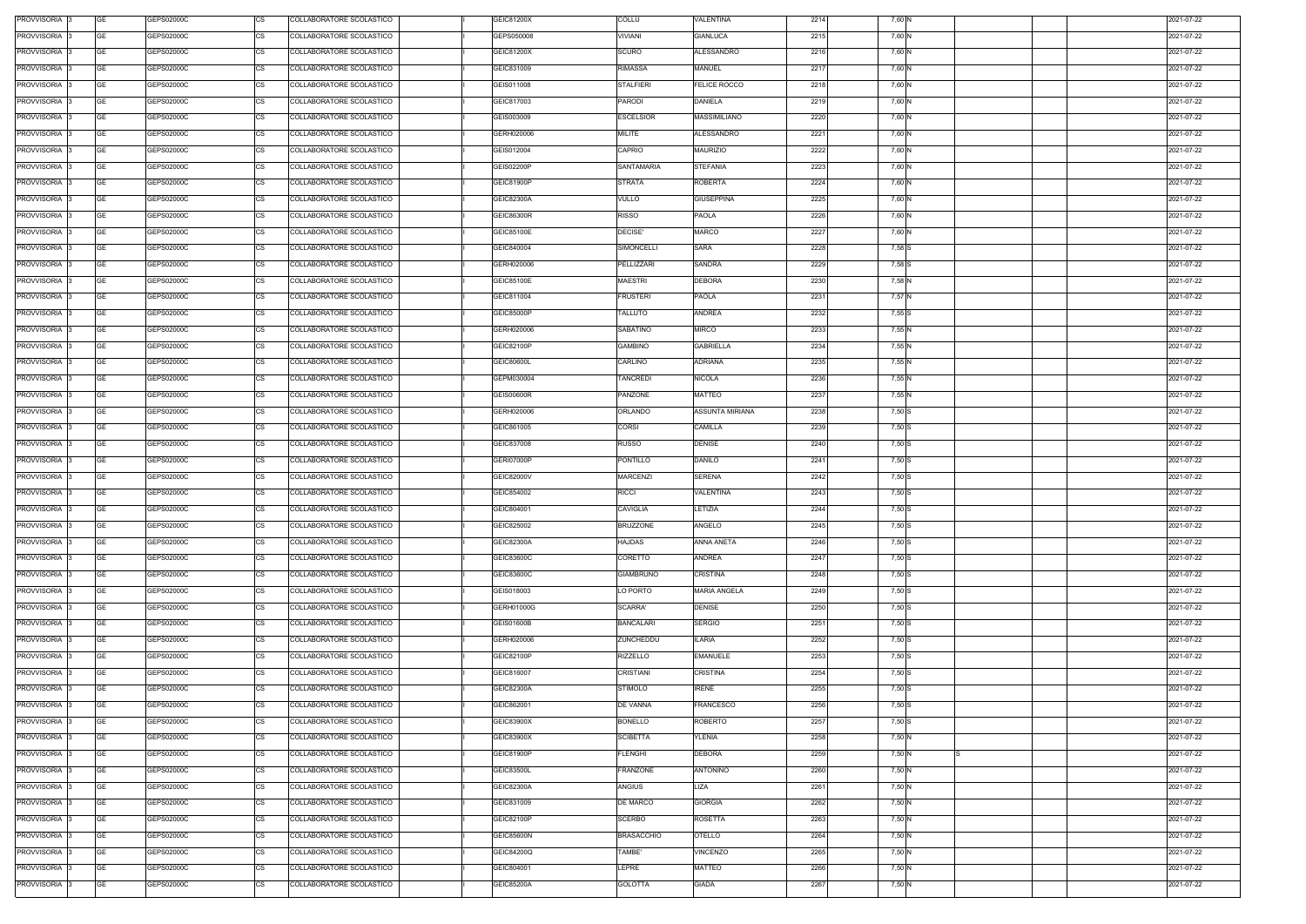| | | | | | | | | | | | | | | | | |
|---|---|---|---|---|---|---|---|---|---|---|---|---|---|---|---|---|
| PROVVISORIA | 3 | GE | GEPS02000C | CS | COLLABORATORE SCOLASTICO | | I | GEIC81200X | COLLU | VALENTINA | 2214 | 7,60 | N | | | 2021-07-22 |
| PROVVISORIA | 3 | GE | GEPS02000C | CS | COLLABORATORE SCOLASTICO | | I | GEPS050008 | VIVIANI | GIANLUCA | 2215 | 7,60 | N | | | 2021-07-22 |
| PROVVISORIA | 3 | GE | GEPS02000C | CS | COLLABORATORE SCOLASTICO | | I | GEIC81200X | SCURO | ALESSANDRO | 2216 | 7,60 | N | | | 2021-07-22 |
| PROVVISORIA | 3 | GE | GEPS02000C | CS | COLLABORATORE SCOLASTICO | | I | GEIC831009 | RIMASSA | MANUEL | 2217 | 7,60 | N | | | 2021-07-22 |
| PROVVISORIA | 3 | GE | GEPS02000C | CS | COLLABORATORE SCOLASTICO | | I | GEIS011008 | STALFIERI | FELICE ROCCO | 2218 | 7,60 | N | | | 2021-07-22 |
| PROVVISORIA | 3 | GE | GEPS02000C | CS | COLLABORATORE SCOLASTICO | | I | GEIC817003 | PARODI | DANIELA | 2219 | 7,60 | N | | | 2021-07-22 |
| PROVVISORIA | 3 | GE | GEPS02000C | CS | COLLABORATORE SCOLASTICO | | I | GEIS003009 | ESCELSIOR | MASSIMILIANO | 2220 | 7,60 | N | | | 2021-07-22 |
| PROVVISORIA | 3 | GE | GEPS02000C | CS | COLLABORATORE SCOLASTICO | | I | GERH020006 | MILITE | ALESSANDRO | 2221 | 7,60 | N | | | 2021-07-22 |
| PROVVISORIA | 3 | GE | GEPS02000C | CS | COLLABORATORE SCOLASTICO | | I | GEIS012004 | CAPRIO | MAURIZIO | 2222 | 7,60 | N | | | 2021-07-22 |
| PROVVISORIA | 3 | GE | GEPS02000C | CS | COLLABORATORE SCOLASTICO | | I | GEIS02200P | SANTAMARIA | STEFANIA | 2223 | 7,60 | N | | | 2021-07-22 |
| PROVVISORIA | 3 | GE | GEPS02000C | CS | COLLABORATORE SCOLASTICO | | I | GEIC81900P | STRATA | ROBERTA | 2224 | 7,60 | N | | | 2021-07-22 |
| PROVVISORIA | 3 | GE | GEPS02000C | CS | COLLABORATORE SCOLASTICO | | I | GEIC82300A | VULLO | GIUSEPPINA | 2225 | 7,60 | N | | | 2021-07-22 |
| PROVVISORIA | 3 | GE | GEPS02000C | CS | COLLABORATORE SCOLASTICO | | I | GEIC86300R | RISSO | PAOLA | 2226 | 7,60 | N | | | 2021-07-22 |
| PROVVISORIA | 3 | GE | GEPS02000C | CS | COLLABORATORE SCOLASTICO | | I | GEIC85100E | DECISE' | MARCO | 2227 | 7,60 | N | | | 2021-07-22 |
| PROVVISORIA | 3 | GE | GEPS02000C | CS | COLLABORATORE SCOLASTICO | | I | GEIC840004 | SIMONCELLI | SARA | 2228 | 7,58 | S | | | 2021-07-22 |
| PROVVISORIA | 3 | GE | GEPS02000C | CS | COLLABORATORE SCOLASTICO | | I | GERH020006 | PELLIZZARI | SANDRA | 2229 | 7,58 | S | | | 2021-07-22 |
| PROVVISORIA | 3 | GE | GEPS02000C | CS | COLLABORATORE SCOLASTICO | | I | GEIC85100E | MAESTRI | DEBORA | 2230 | 7,58 | N | | | 2021-07-22 |
| PROVVISORIA | 3 | GE | GEPS02000C | CS | COLLABORATORE SCOLASTICO | | I | GEIC811004 | FRUSTERI | PAOLA | 2231 | 7,57 | N | | | 2021-07-22 |
| PROVVISORIA | 3 | GE | GEPS02000C | CS | COLLABORATORE SCOLASTICO | | I | GEIC85000P | TALLUTO | ANDREA | 2232 | 7,55 | S | | | 2021-07-22 |
| PROVVISORIA | 3 | GE | GEPS02000C | CS | COLLABORATORE SCOLASTICO | | I | GERH020006 | SABATINO | MIRCO | 2233 | 7,55 | N | | | 2021-07-22 |
| PROVVISORIA | 3 | GE | GEPS02000C | CS | COLLABORATORE SCOLASTICO | | I | GEIC82100P | GAMBINO | GABRIELLA | 2234 | 7,55 | N | | | 2021-07-22 |
| PROVVISORIA | 3 | GE | GEPS02000C | CS | COLLABORATORE SCOLASTICO | | I | GEIC80600L | CARLINO | ADRIANA | 2235 | 7,55 | N | | | 2021-07-22 |
| PROVVISORIA | 3 | GE | GEPS02000C | CS | COLLABORATORE SCOLASTICO | | I | GEPM030004 | TANCREDI | NICOLA | 2236 | 7,55 | N | | | 2021-07-22 |
| PROVVISORIA | 3 | GE | GEPS02000C | CS | COLLABORATORE SCOLASTICO | | I | GEIS00600R | PANZONE | MATTEO | 2237 | 7,55 | N | | | 2021-07-22 |
| PROVVISORIA | 3 | GE | GEPS02000C | CS | COLLABORATORE SCOLASTICO | | I | GERH020006 | ORLANDO | ASSUNTA MIRIANA | 2238 | 7,50 | S | | | 2021-07-22 |
| PROVVISORIA | 3 | GE | GEPS02000C | CS | COLLABORATORE SCOLASTICO | | I | GEIC861005 | CORSI | CAMILLA | 2239 | 7,50 | S | | | 2021-07-22 |
| PROVVISORIA | 3 | GE | GEPS02000C | CS | COLLABORATORE SCOLASTICO | | I | GEIC837008 | RUSSO | DENISE | 2240 | 7,50 | S | | | 2021-07-22 |
| PROVVISORIA | 3 | GE | GEPS02000C | CS | COLLABORATORE SCOLASTICO | | I | GERI07000P | PONTILLO | DANILO | 2241 | 7,50 | S | | | 2021-07-22 |
| PROVVISORIA | 3 | GE | GEPS02000C | CS | COLLABORATORE SCOLASTICO | | I | GEIC82000V | MARCENZI | SERENA | 2242 | 7,50 | S | | | 2021-07-22 |
| PROVVISORIA | 3 | GE | GEPS02000C | CS | COLLABORATORE SCOLASTICO | | I | GEIC854002 | RICCI | VALENTINA | 2243 | 7,50 | S | | | 2021-07-22 |
| PROVVISORIA | 3 | GE | GEPS02000C | CS | COLLABORATORE SCOLASTICO | | I | GEIC804001 | CAVIGLIA | LETIZIA | 2244 | 7,50 | S | | | 2021-07-22 |
| PROVVISORIA | 3 | GE | GEPS02000C | CS | COLLABORATORE SCOLASTICO | | I | GEIC825002 | BRUZZONE | ANGELO | 2245 | 7,50 | S | | | 2021-07-22 |
| PROVVISORIA | 3 | GE | GEPS02000C | CS | COLLABORATORE SCOLASTICO | | I | GEIC82300A | HAJDAS | ANNA ANETA | 2246 | 7,50 | S | | | 2021-07-22 |
| PROVVISORIA | 3 | GE | GEPS02000C | CS | COLLABORATORE SCOLASTICO | | I | GEIC83600C | CORETTO | ANDREA | 2247 | 7,50 | S | | | 2021-07-22 |
| PROVVISORIA | 3 | GE | GEPS02000C | CS | COLLABORATORE SCOLASTICO | | I | GEIC83600C | GIAMBRUNO | CRISTINA | 2248 | 7,50 | S | | | 2021-07-22 |
| PROVVISORIA | 3 | GE | GEPS02000C | CS | COLLABORATORE SCOLASTICO | | I | GEIS018003 | LO PORTO | MARIA ANGELA | 2249 | 7,50 | S | | | 2021-07-22 |
| PROVVISORIA | 3 | GE | GEPS02000C | CS | COLLABORATORE SCOLASTICO | | I | GERH01000G | SCARRA' | DENISE | 2250 | 7,50 | S | | | 2021-07-22 |
| PROVVISORIA | 3 | GE | GEPS02000C | CS | COLLABORATORE SCOLASTICO | | I | GEIS01600B | BANCALARI | SERGIO | 2251 | 7,50 | S | | | 2021-07-22 |
| PROVVISORIA | 3 | GE | GEPS02000C | CS | COLLABORATORE SCOLASTICO | | I | GERH020006 | ZUNCHEDDU | ILARIA | 2252 | 7,50 | S | | | 2021-07-22 |
| PROVVISORIA | 3 | GE | GEPS02000C | CS | COLLABORATORE SCOLASTICO | | I | GEIC82100P | RIZZELLO | EMANUELE | 2253 | 7,50 | S | | | 2021-07-22 |
| PROVVISORIA | 3 | GE | GEPS02000C | CS | COLLABORATORE SCOLASTICO | | I | GEIC816007 | CRISTIANI | CRISTINA | 2254 | 7,50 | S | | | 2021-07-22 |
| PROVVISORIA | 3 | GE | GEPS02000C | CS | COLLABORATORE SCOLASTICO | | I | GEIC82300A | STIMOLO | IRENE | 2255 | 7,50 | S | | | 2021-07-22 |
| PROVVISORIA | 3 | GE | GEPS02000C | CS | COLLABORATORE SCOLASTICO | | I | GEIC862001 | DE VANNA | FRANCESCO | 2256 | 7,50 | S | | | 2021-07-22 |
| PROVVISORIA | 3 | GE | GEPS02000C | CS | COLLABORATORE SCOLASTICO | | I | GEIC83900X | BONELLO | ROBERTO | 2257 | 7,50 | S | | | 2021-07-22 |
| PROVVISORIA | 3 | GE | GEPS02000C | CS | COLLABORATORE SCOLASTICO | | I | GEIC83900X | SCIBETTA | YLENIA | 2258 | 7,50 | N | | | 2021-07-22 |
| PROVVISORIA | 3 | GE | GEPS02000C | CS | COLLABORATORE SCOLASTICO | | I | GEIC81900P | FLENGHI | DEBORA | 2259 | 7,50 | N | S | | 2021-07-22 |
| PROVVISORIA | 3 | GE | GEPS02000C | CS | COLLABORATORE SCOLASTICO | | I | GEIC83500L | FRANZONE | ANTONINO | 2260 | 7,50 | N | | | 2021-07-22 |
| PROVVISORIA | 3 | GE | GEPS02000C | CS | COLLABORATORE SCOLASTICO | | I | GEIC82300A | ANGIUS | LIZA | 2261 | 7,50 | N | | | 2021-07-22 |
| PROVVISORIA | 3 | GE | GEPS02000C | CS | COLLABORATORE SCOLASTICO | | I | GEIC831009 | DE MARCO | GIORGIA | 2262 | 7,50 | N | | | 2021-07-22 |
| PROVVISORIA | 3 | GE | GEPS02000C | CS | COLLABORATORE SCOLASTICO | | I | GEIC82100P | SCERBO | ROSETTA | 2263 | 7,50 | N | | | 2021-07-22 |
| PROVVISORIA | 3 | GE | GEPS02000C | CS | COLLABORATORE SCOLASTICO | | I | GEIC85600N | BRASACCHIO | OTELLO | 2264 | 7,50 | N | | | 2021-07-22 |
| PROVVISORIA | 3 | GE | GEPS02000C | CS | COLLABORATORE SCOLASTICO | | I | GEIC84200Q | TAMBE' | VINCENZO | 2265 | 7,50 | N | | | 2021-07-22 |
| PROVVISORIA | 3 | GE | GEPS02000C | CS | COLLABORATORE SCOLASTICO | | I | GEIC804001 | LEPRE | MATTEO | 2266 | 7,50 | N | | | 2021-07-22 |
| PROVVISORIA | 3 | GE | GEPS02000C | CS | COLLABORATORE SCOLASTICO | | I | GEIC85200A | GOLOTTA | GIADA | 2267 | 7,50 | N | | | 2021-07-22 |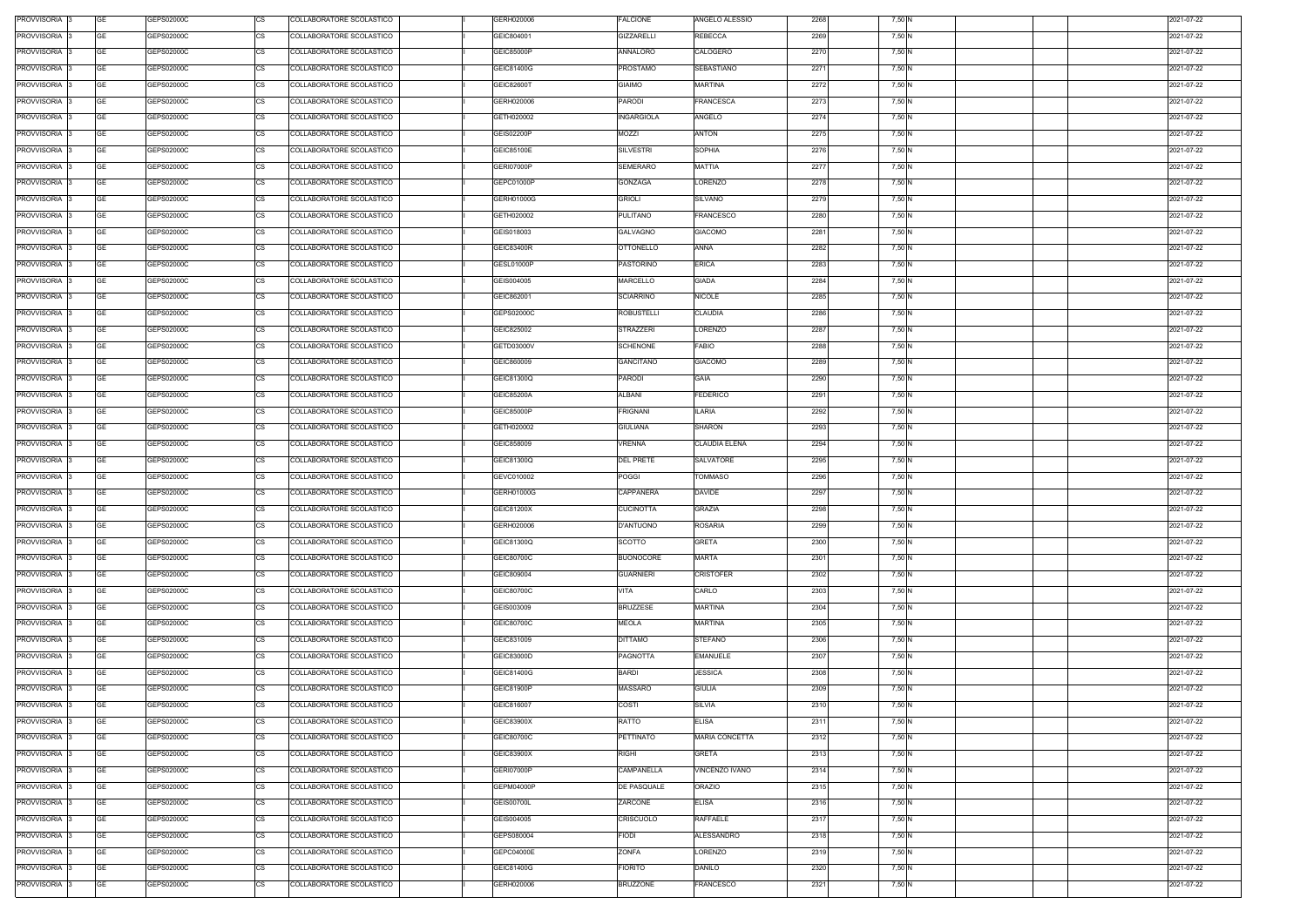| | | | | | | | | | | | | | | | | |
|---|---|---|---|---|---|---|---|---|---|---|---|---|---|---|---|---|
| PROVVISORIA | 3 | GE | GEPS02000C | CS | COLLABORATORE SCOLASTICO | | I | GERH020006 | FALCONE | ANGELO ALESSIO | 2268 | 7,50 | N | | | 2021-07-22 |
| PROVVISORIA | 3 | GE | GEPS02000C | CS | COLLABORATORE SCOLASTICO | | I | GEIC804001 | GIZZARELLI | REBECCA | 2269 | 7,50 | N | | | 2021-07-22 |
| PROVVISORIA | 3 | GE | GEPS02000C | CS | COLLABORATORE SCOLASTICO | | I | GEIC85000P | ANNALORO | CALOGERO | 2270 | 7,50 | N | | | 2021-07-22 |
| PROVVISORIA | 3 | GE | GEPS02000C | CS | COLLABORATORE SCOLASTICO | | I | GEIC81400G | PROSTAMO | SEBASTIANO | 2271 | 7,50 | N | | | 2021-07-22 |
| PROVVISORIA | 3 | GE | GEPS02000C | CS | COLLABORATORE SCOLASTICO | | I | GEIC82600T | GIAIMO | MARTINA | 2272 | 7,50 | N | | | 2021-07-22 |
| PROVVISORIA | 3 | GE | GEPS02000C | CS | COLLABORATORE SCOLASTICO | | I | GERH020006 | PARODI | FRANCESCA | 2273 | 7,50 | N | | | 2021-07-22 |
| PROVVISORIA | 3 | GE | GEPS02000C | CS | COLLABORATORE SCOLASTICO | | I | GETH020002 | INGARGIOLA | ANGELO | 2274 | 7,50 | N | | | 2021-07-22 |
| PROVVISORIA | 3 | GE | GEPS02000C | CS | COLLABORATORE SCOLASTICO | | I | GEIS02200P | MOZZI | ANTON | 2275 | 7,50 | N | | | 2021-07-22 |
| PROVVISORIA | 3 | GE | GEPS02000C | CS | COLLABORATORE SCOLASTICO | | I | GEIC85100E | SILVESTRI | SOPHIA | 2276 | 7,50 | N | | | 2021-07-22 |
| PROVVISORIA | 3 | GE | GEPS02000C | CS | COLLABORATORE SCOLASTICO | | I | GERI07000P | SEMERARO | MATTIA | 2277 | 7,50 | N | | | 2021-07-22 |
| PROVVISORIA | 3 | GE | GEPS02000C | CS | COLLABORATORE SCOLASTICO | | I | GEPC01000P | GONZAGA | LORENZO | 2278 | 7,50 | N | | | 2021-07-22 |
| PROVVISORIA | 3 | GE | GEPS02000C | CS | COLLABORATORE SCOLASTICO | | I | GERH01000G | GRIOLI | SILVANO | 2279 | 7,50 | N | | | 2021-07-22 |
| PROVVISORIA | 3 | GE | GEPS02000C | CS | COLLABORATORE SCOLASTICO | | I | GETH020002 | PULITANO | FRANCESCO | 2280 | 7,50 | N | | | 2021-07-22 |
| PROVVISORIA | 3 | GE | GEPS02000C | CS | COLLABORATORE SCOLASTICO | | I | GEIS018003 | GALVAGNO | GIACOMO | 2281 | 7,50 | N | | | 2021-07-22 |
| PROVVISORIA | 3 | GE | GEPS02000C | CS | COLLABORATORE SCOLASTICO | | I | GEIC83400R | OTTONELLO | ANNA | 2282 | 7,50 | N | | | 2021-07-22 |
| PROVVISORIA | 3 | GE | GEPS02000C | CS | COLLABORATORE SCOLASTICO | | I | GESL01000P | PASTORINO | ERICA | 2283 | 7,50 | N | | | 2021-07-22 |
| PROVVISORIA | 3 | GE | GEPS02000C | CS | COLLABORATORE SCOLASTICO | | I | GEIS004005 | MARCELLO | GIADA | 2284 | 7,50 | N | | | 2021-07-22 |
| PROVVISORIA | 3 | GE | GEPS02000C | CS | COLLABORATORE SCOLASTICO | | I | GEIC862001 | SCIARRINO | NICOLE | 2285 | 7,50 | N | | | 2021-07-22 |
| PROVVISORIA | 3 | GE | GEPS02000C | CS | COLLABORATORE SCOLASTICO | | I | GEPS02000C | ROBUSTELLI | CLAUDIA | 2286 | 7,50 | N | | | 2021-07-22 |
| PROVVISORIA | 3 | GE | GEPS02000C | CS | COLLABORATORE SCOLASTICO | | I | GEIC825002 | STRAZZERI | LORENZO | 2287 | 7,50 | N | | | 2021-07-22 |
| PROVVISORIA | 3 | GE | GEPS02000C | CS | COLLABORATORE SCOLASTICO | | I | GETD03000V | SCHENONE | FABIO | 2288 | 7,50 | N | | | 2021-07-22 |
| PROVVISORIA | 3 | GE | GEPS02000C | CS | COLLABORATORE SCOLASTICO | | I | GEIC860009 | GANCITANO | GIACOMO | 2289 | 7,50 | N | | | 2021-07-22 |
| PROVVISORIA | 3 | GE | GEPS02000C | CS | COLLABORATORE SCOLASTICO | | I | GEIC81300Q | PARODI | GAIA | 2290 | 7,50 | N | | | 2021-07-22 |
| PROVVISORIA | 3 | GE | GEPS02000C | CS | COLLABORATORE SCOLASTICO | | I | GEIC85200A | ALBANI | FEDERICO | 2291 | 7,50 | N | | | 2021-07-22 |
| PROVVISORIA | 3 | GE | GEPS02000C | CS | COLLABORATORE SCOLASTICO | | I | GEIC85000P | FRIGNANI | ILARIA | 2292 | 7,50 | N | | | 2021-07-22 |
| PROVVISORIA | 3 | GE | GEPS02000C | CS | COLLABORATORE SCOLASTICO | | I | GETH020002 | GIULIANA | SHARON | 2293 | 7,50 | N | | | 2021-07-22 |
| PROVVISORIA | 3 | GE | GEPS02000C | CS | COLLABORATORE SCOLASTICO | | I | GEIC858009 | VRENNA | CLAUDIA ELENA | 2294 | 7,50 | N | | | 2021-07-22 |
| PROVVISORIA | 3 | GE | GEPS02000C | CS | COLLABORATORE SCOLASTICO | | I | GEIC81300Q | DEL PRETE | SALVATORE | 2295 | 7,50 | N | | | 2021-07-22 |
| PROVVISORIA | 3 | GE | GEPS02000C | CS | COLLABORATORE SCOLASTICO | | I | GEVC010002 | POGGI | TOMMASO | 2296 | 7,50 | N | | | 2021-07-22 |
| PROVVISORIA | 3 | GE | GEPS02000C | CS | COLLABORATORE SCOLASTICO | | I | GERH01000G | CAPPANERA | DAVIDE | 2297 | 7,50 | N | | | 2021-07-22 |
| PROVVISORIA | 3 | GE | GEPS02000C | CS | COLLABORATORE SCOLASTICO | | I | GEIC81200X | CUCINOTTA | GRAZIA | 2298 | 7,50 | N | | | 2021-07-22 |
| PROVVISORIA | 3 | GE | GEPS02000C | CS | COLLABORATORE SCOLASTICO | | I | GERH020006 | D'ANTUONO | ROSARIA | 2299 | 7,50 | N | | | 2021-07-22 |
| PROVVISORIA | 3 | GE | GEPS02000C | CS | COLLABORATORE SCOLASTICO | | I | GEIC81300Q | SCOTTO | GRETA | 2300 | 7,50 | N | | | 2021-07-22 |
| PROVVISORIA | 3 | GE | GEPS02000C | CS | COLLABORATORE SCOLASTICO | | I | GEIC80700C | BUONOCORE | MARTA | 2301 | 7,50 | N | | | 2021-07-22 |
| PROVVISORIA | 3 | GE | GEPS02000C | CS | COLLABORATORE SCOLASTICO | | I | GEIC809004 | GUARNIERI | CRISTOFER | 2302 | 7,50 | N | | | 2021-07-22 |
| PROVVISORIA | 3 | GE | GEPS02000C | CS | COLLABORATORE SCOLASTICO | | I | GEIC80700C | VITA | CARLO | 2303 | 7,50 | N | | | 2021-07-22 |
| PROVVISORIA | 3 | GE | GEPS02000C | CS | COLLABORATORE SCOLASTICO | | I | GEIS003009 | BRUZZESE | MARTINA | 2304 | 7,50 | N | | | 2021-07-22 |
| PROVVISORIA | 3 | GE | GEPS02000C | CS | COLLABORATORE SCOLASTICO | | I | GEIC80700C | MEOLA | MARTINA | 2305 | 7,50 | N | | | 2021-07-22 |
| PROVVISORIA | 3 | GE | GEPS02000C | CS | COLLABORATORE SCOLASTICO | | I | GEIC831009 | DITTAMO | STEFANO | 2306 | 7,50 | N | | | 2021-07-22 |
| PROVVISORIA | 3 | GE | GEPS02000C | CS | COLLABORATORE SCOLASTICO | | I | GEIC83000D | PAGNOTTA | EMANUELE | 2307 | 7,50 | N | | | 2021-07-22 |
| PROVVISORIA | 3 | GE | GEPS02000C | CS | COLLABORATORE SCOLASTICO | | I | GEIC81400G | BARDI | JESSICA | 2308 | 7,50 | N | | | 2021-07-22 |
| PROVVISORIA | 3 | GE | GEPS02000C | CS | COLLABORATORE SCOLASTICO | | I | GEIC81900P | MASSARO | GIULIA | 2309 | 7,50 | N | | | 2021-07-22 |
| PROVVISORIA | 3 | GE | GEPS02000C | CS | COLLABORATORE SCOLASTICO | | I | GEIC816007 | COSTI | SILVIA | 2310 | 7,50 | N | | | 2021-07-22 |
| PROVVISORIA | 3 | GE | GEPS02000C | CS | COLLABORATORE SCOLASTICO | | I | GEIC83900X | RATTO | ELISA | 2311 | 7,50 | N | | | 2021-07-22 |
| PROVVISORIA | 3 | GE | GEPS02000C | CS | COLLABORATORE SCOLASTICO | | I | GEIC80700C | PETTINATO | MARIA CONCETTA | 2312 | 7,50 | N | | | 2021-07-22 |
| PROVVISORIA | 3 | GE | GEPS02000C | CS | COLLABORATORE SCOLASTICO | | I | GEIC83900X | RIGHI | GRETA | 2313 | 7,50 | N | | | 2021-07-22 |
| PROVVISORIA | 3 | GE | GEPS02000C | CS | COLLABORATORE SCOLASTICO | | I | GERI07000P | CAMPANELLA | VINCENZO IVANO | 2314 | 7,50 | N | | | 2021-07-22 |
| PROVVISORIA | 3 | GE | GEPS02000C | CS | COLLABORATORE SCOLASTICO | | I | GEPM04000P | DE PASQUALE | ORAZIO | 2315 | 7,50 | N | | | 2021-07-22 |
| PROVVISORIA | 3 | GE | GEPS02000C | CS | COLLABORATORE SCOLASTICO | | I | GEIS00700L | ZARCONE | ELISA | 2316 | 7,50 | N | | | 2021-07-22 |
| PROVVISORIA | 3 | GE | GEPS02000C | CS | COLLABORATORE SCOLASTICO | | I | GEIS004005 | CRISCUOLO | RAFFAELE | 2317 | 7,50 | N | | | 2021-07-22 |
| PROVVISORIA | 3 | GE | GEPS02000C | CS | COLLABORATORE SCOLASTICO | | I | GEPS080004 | FIODI | ALESSANDRO | 2318 | 7,50 | N | | | 2021-07-22 |
| PROVVISORIA | 3 | GE | GEPS02000C | CS | COLLABORATORE SCOLASTICO | | I | GEPC04000E | ZONFA | LORENZO | 2319 | 7,50 | N | | | 2021-07-22 |
| PROVVISORIA | 3 | GE | GEPS02000C | CS | COLLABORATORE SCOLASTICO | | I | GEIC81400G | FIORITO | DANILO | 2320 | 7,50 | N | | | 2021-07-22 |
| PROVVISORIA | 3 | GE | GEPS02000C | CS | COLLABORATORE SCOLASTICO | | I | GERH020006 | BRUZZONE | FRANCESCO | 2321 | 7,50 | N | | | 2021-07-22 |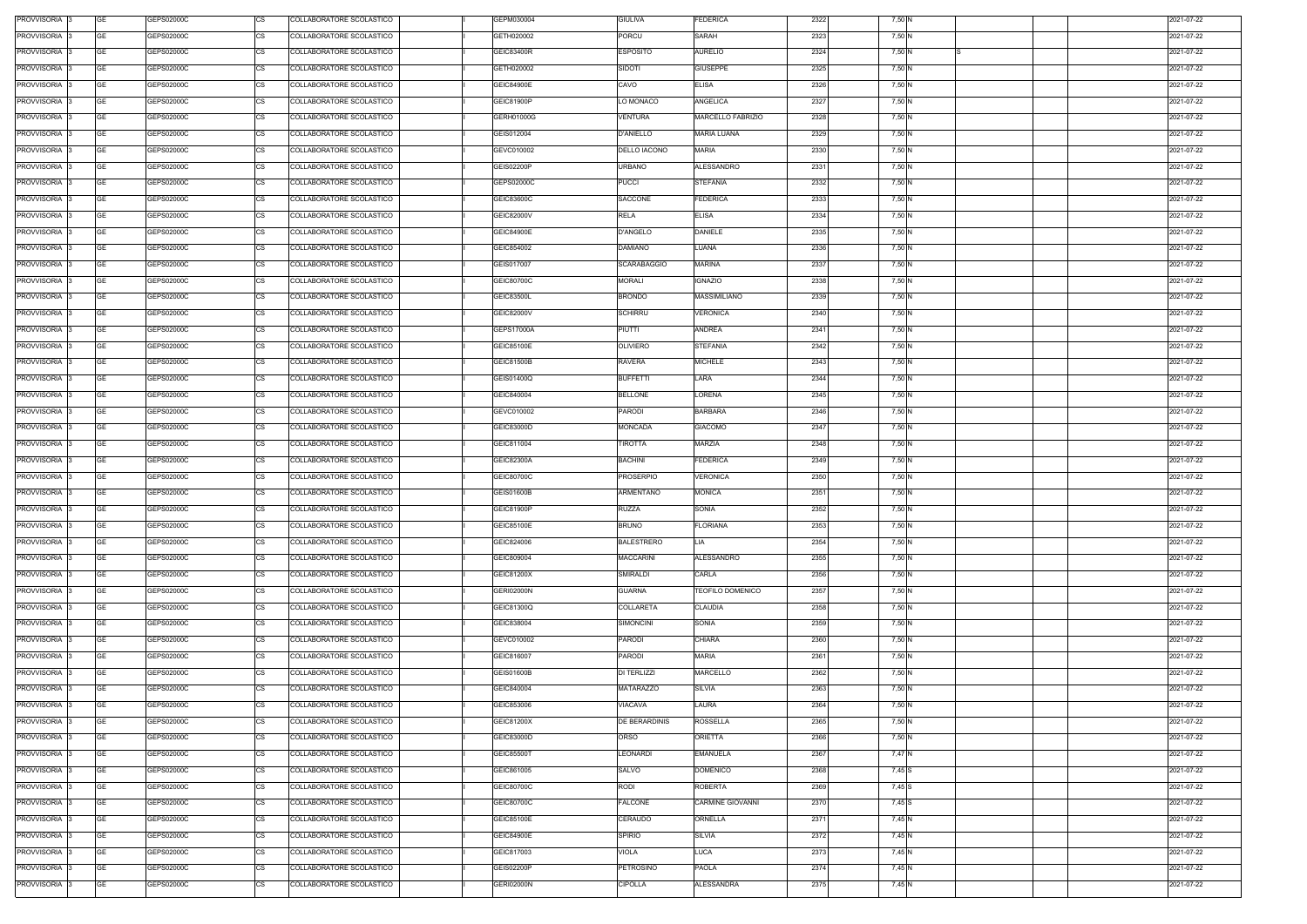| | | | | | | | | | | | | | | | | |
|---|---|---|---|---|---|---|---|---|---|---|---|---|---|---|---|---|
| PROVVISORIA | 3 | GE | GEPS02000C | CS | COLLABORATORE SCOLASTICO | | I | GEPM030004 | GIULIVA | FEDERICA | 2322 | 7,50 | N | | | 2021-07-22 |
| PROVVISORIA | 3 | GE | GEPS02000C | CS | COLLABORATORE SCOLASTICO | | I | GETH020002 | PORCU | SARAH | 2323 | 7,50 | N | | | 2021-07-22 |
| PROVVISORIA | 3 | GE | GEPS02000C | CS | COLLABORATORE SCOLASTICO | | I | GEIC83400R | ESPOSITO | AURELIO | 2324 | 7,50 | N | S | | 2021-07-22 |
| PROVVISORIA | 3 | GE | GEPS02000C | CS | COLLABORATORE SCOLASTICO | | I | GETH020002 | SIDOTI | GIUSEPPE | 2325 | 7,50 | N | | | 2021-07-22 |
| PROVVISORIA | 3 | GE | GEPS02000C | CS | COLLABORATORE SCOLASTICO | | I | GEIC84900E | CAVO | ELISA | 2326 | 7,50 | N | | | 2021-07-22 |
| PROVVISORIA | 3 | GE | GEPS02000C | CS | COLLABORATORE SCOLASTICO | | I | GEIC81900P | LO MONACO | ANGELICA | 2327 | 7,50 | N | | | 2021-07-22 |
| PROVVISORIA | 3 | GE | GEPS02000C | CS | COLLABORATORE SCOLASTICO | | I | GERH01000G | VENTURA | MARCELLO FABRIZIO | 2328 | 7,50 | N | | | 2021-07-22 |
| PROVVISORIA | 3 | GE | GEPS02000C | CS | COLLABORATORE SCOLASTICO | | I | GEIS012004 | D'ANIELLO | MARIA LUANA | 2329 | 7,50 | N | | | 2021-07-22 |
| PROVVISORIA | 3 | GE | GEPS02000C | CS | COLLABORATORE SCOLASTICO | | I | GEVC010002 | DELLO IACONO | MARIA | 2330 | 7,50 | N | | | 2021-07-22 |
| PROVVISORIA | 3 | GE | GEPS02000C | CS | COLLABORATORE SCOLASTICO | | I | GEIS02200P | URBANO | ALESSANDRO | 2331 | 7,50 | N | | | 2021-07-22 |
| PROVVISORIA | 3 | GE | GEPS02000C | CS | COLLABORATORE SCOLASTICO | | I | GEPS02000C | PUCCI | STEFANIA | 2332 | 7,50 | N | | | 2021-07-22 |
| PROVVISORIA | 3 | GE | GEPS02000C | CS | COLLABORATORE SCOLASTICO | | I | GEIC83600C | SACCONE | FEDERICA | 2333 | 7,50 | N | | | 2021-07-22 |
| PROVVISORIA | 3 | GE | GEPS02000C | CS | COLLABORATORE SCOLASTICO | | I | GEIC82000V | RELA | ELISA | 2334 | 7,50 | N | | | 2021-07-22 |
| PROVVISORIA | 3 | GE | GEPS02000C | CS | COLLABORATORE SCOLASTICO | | I | GEIC84900E | D'ANGELO | DANIELE | 2335 | 7,50 | N | | | 2021-07-22 |
| PROVVISORIA | 3 | GE | GEPS02000C | CS | COLLABORATORE SCOLASTICO | | I | GEIC854002 | DAMIANO | LUANA | 2336 | 7,50 | N | | | 2021-07-22 |
| PROVVISORIA | 3 | GE | GEPS02000C | CS | COLLABORATORE SCOLASTICO | | I | GEIS017007 | SCARABAGGIO | MARINA | 2337 | 7,50 | N | | | 2021-07-22 |
| PROVVISORIA | 3 | GE | GEPS02000C | CS | COLLABORATORE SCOLASTICO | | I | GEIC80700C | MORALI | IGNAZIO | 2338 | 7,50 | N | | | 2021-07-22 |
| PROVVISORIA | 3 | GE | GEPS02000C | CS | COLLABORATORE SCOLASTICO | | I | GEIC83500L | BRONDO | MASSIMILIANO | 2339 | 7,50 | N | | | 2021-07-22 |
| PROVVISORIA | 3 | GE | GEPS02000C | CS | COLLABORATORE SCOLASTICO | | I | GEIC82000V | SCHIRRU | VERONICA | 2340 | 7,50 | N | | | 2021-07-22 |
| PROVVISORIA | 3 | GE | GEPS02000C | CS | COLLABORATORE SCOLASTICO | | I | GEPS17000A | PIUTTI | ANDREA | 2341 | 7,50 | N | | | 2021-07-22 |
| PROVVISORIA | 3 | GE | GEPS02000C | CS | COLLABORATORE SCOLASTICO | | I | GEIC85100E | OLIVIERO | STEFANIA | 2342 | 7,50 | N | | | 2021-07-22 |
| PROVVISORIA | 3 | GE | GEPS02000C | CS | COLLABORATORE SCOLASTICO | | I | GEIC81500B | RAVERA | MICHELE | 2343 | 7,50 | N | | | 2021-07-22 |
| PROVVISORIA | 3 | GE | GEPS02000C | CS | COLLABORATORE SCOLASTICO | | I | GEIS01400Q | BUFFETTI | LARA | 2344 | 7,50 | N | | | 2021-07-22 |
| PROVVISORIA | 3 | GE | GEPS02000C | CS | COLLABORATORE SCOLASTICO | | I | GEIC840004 | BELLONE | LORENA | 2345 | 7,50 | N | | | 2021-07-22 |
| PROVVISORIA | 3 | GE | GEPS02000C | CS | COLLABORATORE SCOLASTICO | | I | GEVC010002 | PARODI | BARBARA | 2346 | 7,50 | N | | | 2021-07-22 |
| PROVVISORIA | 3 | GE | GEPS02000C | CS | COLLABORATORE SCOLASTICO | | I | GEIC83000D | MONCADA | GIACOMO | 2347 | 7,50 | N | | | 2021-07-22 |
| PROVVISORIA | 3 | GE | GEPS02000C | CS | COLLABORATORE SCOLASTICO | | I | GEIC811004 | TIROTTA | MARZIA | 2348 | 7,50 | N | | | 2021-07-22 |
| PROVVISORIA | 3 | GE | GEPS02000C | CS | COLLABORATORE SCOLASTICO | | I | GEIC82300A | BACHINI | FEDERICA | 2349 | 7,50 | N | | | 2021-07-22 |
| PROVVISORIA | 3 | GE | GEPS02000C | CS | COLLABORATORE SCOLASTICO | | I | GEIC80700C | PROSERPIO | VERONICA | 2350 | 7,50 | N | | | 2021-07-22 |
| PROVVISORIA | 3 | GE | GEPS02000C | CS | COLLABORATORE SCOLASTICO | | I | GEIS01600B | ARMENTANO | MONICA | 2351 | 7,50 | N | | | 2021-07-22 |
| PROVVISORIA | 3 | GE | GEPS02000C | CS | COLLABORATORE SCOLASTICO | | I | GEIC81900P | RUZZA | SONIA | 2352 | 7,50 | N | | | 2021-07-22 |
| PROVVISORIA | 3 | GE | GEPS02000C | CS | COLLABORATORE SCOLASTICO | | I | GEIC85100E | BRUNO | FLORIANA | 2353 | 7,50 | N | | | 2021-07-22 |
| PROVVISORIA | 3 | GE | GEPS02000C | CS | COLLABORATORE SCOLASTICO | | I | GEIC824006 | BALESTRERO | LIA | 2354 | 7,50 | N | | | 2021-07-22 |
| PROVVISORIA | 3 | GE | GEPS02000C | CS | COLLABORATORE SCOLASTICO | | I | GEIC809004 | MACCARINI | ALESSANDRO | 2355 | 7,50 | N | | | 2021-07-22 |
| PROVVISORIA | 3 | GE | GEPS02000C | CS | COLLABORATORE SCOLASTICO | | I | GEIC81200X | SMIRALDI | CARLA | 2356 | 7,50 | N | | | 2021-07-22 |
| PROVVISORIA | 3 | GE | GEPS02000C | CS | COLLABORATORE SCOLASTICO | | I | GERI02000N | GUARNA | TEOFILO DOMENICO | 2357 | 7,50 | N | | | 2021-07-22 |
| PROVVISORIA | 3 | GE | GEPS02000C | CS | COLLABORATORE SCOLASTICO | | I | GEIC81300Q | COLLARETA | CLAUDIA | 2358 | 7,50 | N | | | 2021-07-22 |
| PROVVISORIA | 3 | GE | GEPS02000C | CS | COLLABORATORE SCOLASTICO | | I | GEIC838004 | SIMONCINI | SONIA | 2359 | 7,50 | N | | | 2021-07-22 |
| PROVVISORIA | 3 | GE | GEPS02000C | CS | COLLABORATORE SCOLASTICO | | I | GEVC010002 | PARODI | CHIARA | 2360 | 7,50 | N | | | 2021-07-22 |
| PROVVISORIA | 3 | GE | GEPS02000C | CS | COLLABORATORE SCOLASTICO | | I | GEIC816007 | PARODI | MARIA | 2361 | 7,50 | N | | | 2021-07-22 |
| PROVVISORIA | 3 | GE | GEPS02000C | CS | COLLABORATORE SCOLASTICO | | I | GEIS01600B | DI TERLIZZI | MARCELLO | 2362 | 7,50 | N | | | 2021-07-22 |
| PROVVISORIA | 3 | GE | GEPS02000C | CS | COLLABORATORE SCOLASTICO | | I | GEIC840004 | MATARAZZO | SILVIA | 2363 | 7,50 | N | | | 2021-07-22 |
| PROVVISORIA | 3 | GE | GEPS02000C | CS | COLLABORATORE SCOLASTICO | | I | GEIC853006 | VIACAVA | LAURA | 2364 | 7,50 | N | | | 2021-07-22 |
| PROVVISORIA | 3 | GE | GEPS02000C | CS | COLLABORATORE SCOLASTICO | | I | GEIC81200X | DE BERARDINIS | ROSSELLA | 2365 | 7,50 | N | | | 2021-07-22 |
| PROVVISORIA | 3 | GE | GEPS02000C | CS | COLLABORATORE SCOLASTICO | | I | GEIC83000D | ORSO | ORIETTA | 2366 | 7,50 | N | | | 2021-07-22 |
| PROVVISORIA | 3 | GE | GEPS02000C | CS | COLLABORATORE SCOLASTICO | | I | GEIC85500T | LEONARDI | EMANUELA | 2367 | 7,47 | N | | | 2021-07-22 |
| PROVVISORIA | 3 | GE | GEPS02000C | CS | COLLABORATORE SCOLASTICO | | I | GEIC861005 | SALVO | DOMENICO | 2368 | 7,45 | S | | | 2021-07-22 |
| PROVVISORIA | 3 | GE | GEPS02000C | CS | COLLABORATORE SCOLASTICO | | I | GEIC80700C | RODI | ROBERTA | 2369 | 7,45 | S | | | 2021-07-22 |
| PROVVISORIA | 3 | GE | GEPS02000C | CS | COLLABORATORE SCOLASTICO | | I | GEIC80700C | FALCONE | CARMINE GIOVANNI | 2370 | 7,45 | S | | | 2021-07-22 |
| PROVVISORIA | 3 | GE | GEPS02000C | CS | COLLABORATORE SCOLASTICO | | I | GEIC85100E | CERAUDO | ORNELLA | 2371 | 7,45 | N | | | 2021-07-22 |
| PROVVISORIA | 3 | GE | GEPS02000C | CS | COLLABORATORE SCOLASTICO | | I | GEIC84900E | SPIRIO | SILVIA | 2372 | 7,45 | N | | | 2021-07-22 |
| PROVVISORIA | 3 | GE | GEPS02000C | CS | COLLABORATORE SCOLASTICO | | I | GEIC817003 | VIOLA | LUCA | 2373 | 7,45 | N | | | 2021-07-22 |
| PROVVISORIA | 3 | GE | GEPS02000C | CS | COLLABORATORE SCOLASTICO | | I | GEIS02200P | PETROSINO | PAOLA | 2374 | 7,45 | N | | | 2021-07-22 |
| PROVVISORIA | 3 | GE | GEPS02000C | CS | COLLABORATORE SCOLASTICO | | I | GERI02000N | CIPOLLA | ALESSANDRA | 2375 | 7,45 | N | | | 2021-07-22 |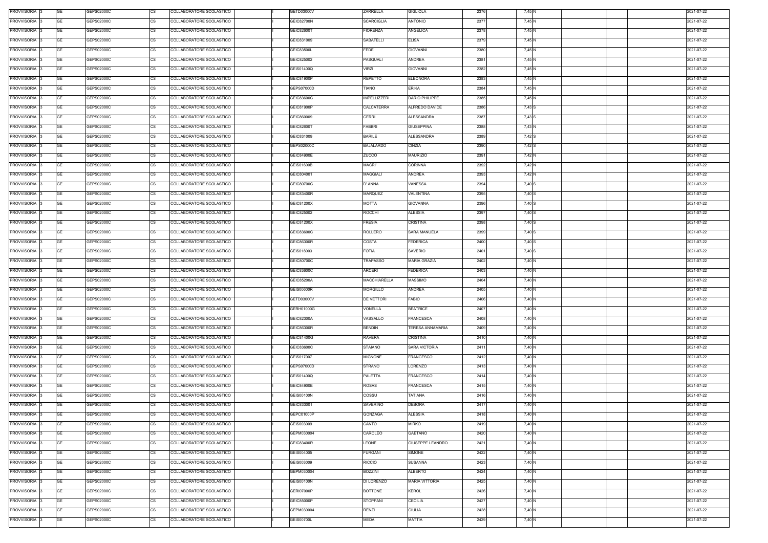| | | | | | | | | | | | | | | | | |
|---|---|---|---|---|---|---|---|---|---|---|---|---|---|---|---|---|
| PROVVISORIA | 3 | GE | GEPS02000C | CS | COLLABORATORE SCOLASTICO | | I | GETD03000V | ZARRELLA | GIGLIOLA | 2376 | 7,45 | N | | | 2021-07-22 |
| PROVVISORIA | 3 | GE | GEPS02000C | CS | COLLABORATORE SCOLASTICO | | I | GEIC82700N | SCARCIGLIA | ANTONIO | 2377 | 7,45 | N | | | 2021-07-22 |
| PROVVISORIA | 3 | GE | GEPS02000C | CS | COLLABORATORE SCOLASTICO | | I | GEIC82600T | FIORENZA | ANGELICA | 2378 | 7,45 | N | | | 2021-07-22 |
| PROVVISORIA | 3 | GE | GEPS02000C | CS | COLLABORATORE SCOLASTICO | | I | GEIC831009 | SABATELLI | ELISA | 2379 | 7,45 | N | | | 2021-07-22 |
| PROVVISORIA | 3 | GE | GEPS02000C | CS | COLLABORATORE SCOLASTICO | | I | GEIC83500L | FEDE | GIOVANNI | 2380 | 7,45 | N | | | 2021-07-22 |
| PROVVISORIA | 3 | GE | GEPS02000C | CS | COLLABORATORE SCOLASTICO | | I | GEIC825002 | PASQUALI | ANDREA | 2381 | 7,45 | N | | | 2021-07-22 |
| PROVVISORIA | 3 | GE | GEPS02000C | CS | COLLABORATORE SCOLASTICO | | I | GEIS01400Q | VIRZI | GIOVANNI | 2382 | 7,45 | N | | | 2021-07-22 |
| PROVVISORIA | 3 | GE | GEPS02000C | CS | COLLABORATORE SCOLASTICO | | I | GEIC81900P | REPETTO | ELEONORA | 2383 | 7,45 | N | | | 2021-07-22 |
| PROVVISORIA | 3 | GE | GEPS02000C | CS | COLLABORATORE SCOLASTICO | | I | GEPS07000D | TIANO | ERIKA | 2384 | 7,45 | N | | | 2021-07-22 |
| PROVVISORIA | 3 | GE | GEPS02000C | CS | COLLABORATORE SCOLASTICO | | I | GEIC83600C | IMPELLIZZERI | DARIO PHILIPPE | 2385 | 7,45 | N | | | 2021-07-22 |
| PROVVISORIA | 3 | GE | GEPS02000C | CS | COLLABORATORE SCOLASTICO | | I | GEIC81900P | CALCATERRA | ALFREDO DAVIDE | 2386 | 7,43 | S | | | 2021-07-22 |
| PROVVISORIA | 3 | GE | GEPS02000C | CS | COLLABORATORE SCOLASTICO | | I | GEIC860009 | CERRI | ALESSANDRA | 2387 | 7,43 | S | | | 2021-07-22 |
| PROVVISORIA | 3 | GE | GEPS02000C | CS | COLLABORATORE SCOLASTICO | | I | GEIC82600T | FABBRI | GIUSEPPINA | 2388 | 7,43 | N | | | 2021-07-22 |
| PROVVISORIA | 3 | GE | GEPS02000C | CS | COLLABORATORE SCOLASTICO | | I | GEIC831009 | BARILE | ALESSANDRA | 2389 | 7,42 | S | | | 2021-07-22 |
| PROVVISORIA | 3 | GE | GEPS02000C | CS | COLLABORATORE SCOLASTICO | | I | GEPS02000C | BAJALARDO | CINZIA | 2390 | 7,42 | S | | | 2021-07-22 |
| PROVVISORIA | 3 | GE | GEPS02000C | CS | COLLABORATORE SCOLASTICO | | I | GEIC84900E | ZUCCO | MAURIZIO | 2391 | 7,42 | N | | | 2021-07-22 |
| PROVVISORIA | 3 | GE | GEPS02000C | CS | COLLABORATORE SCOLASTICO | | I | GEIS01600B | MACRI' | CORINNA | 2392 | 7,42 | N | | | 2021-07-22 |
| PROVVISORIA | 3 | GE | GEPS02000C | CS | COLLABORATORE SCOLASTICO | | I | GEIC804001 | MAGGIALI | ANDREA | 2393 | 7,42 | N | | | 2021-07-22 |
| PROVVISORIA | 3 | GE | GEPS02000C | CS | COLLABORATORE SCOLASTICO | | I | GEIC80700C | D' ANNA | VANESSA | 2394 | 7,40 | S | | | 2021-07-22 |
| PROVVISORIA | 3 | GE | GEPS02000C | CS | COLLABORATORE SCOLASTICO | | I | GEIC83400R | MARQUEZ | VALENTINA | 2395 | 7,40 | S | | | 2021-07-22 |
| PROVVISORIA | 3 | GE | GEPS02000C | CS | COLLABORATORE SCOLASTICO | | I | GEIC81200X | MOTTA | GIOVANNA | 2396 | 7,40 | S | | | 2021-07-22 |
| PROVVISORIA | 3 | GE | GEPS02000C | CS | COLLABORATORE SCOLASTICO | | I | GEIC825002 | ROCCHI | ALESSIA | 2397 | 7,40 | S | | | 2021-07-22 |
| PROVVISORIA | 3 | GE | GEPS02000C | CS | COLLABORATORE SCOLASTICO | | I | GEIC81200X | FRESIA | CRISTINA | 2398 | 7,40 | S | | | 2021-07-22 |
| PROVVISORIA | 3 | GE | GEPS02000C | CS | COLLABORATORE SCOLASTICO | | I | GEIC83600C | ROLLERO | SARA MANUELA | 2399 | 7,40 | S | | | 2021-07-22 |
| PROVVISORIA | 3 | GE | GEPS02000C | CS | COLLABORATORE SCOLASTICO | | I | GEIC86300R | COSTA | FEDERICA | 2400 | 7,40 | S | | | 2021-07-22 |
| PROVVISORIA | 3 | GE | GEPS02000C | CS | COLLABORATORE SCOLASTICO | | I | GEIS018003 | FOTIA | SAVERIO | 2401 | 7,40 | S | | | 2021-07-22 |
| PROVVISORIA | 3 | GE | GEPS02000C | CS | COLLABORATORE SCOLASTICO | | I | GEIC80700C | TRAPASSO | MARIA GRAZIA | 2402 | 7,40 | N | | | 2021-07-22 |
| PROVVISORIA | 3 | GE | GEPS02000C | CS | COLLABORATORE SCOLASTICO | | I | GEIC83600C | ARCERI | FEDERICA | 2403 | 7,40 | N | | | 2021-07-22 |
| PROVVISORIA | 3 | GE | GEPS02000C | CS | COLLABORATORE SCOLASTICO | | I | GEIC85200A | MACCHIARELLA | MASSIMO | 2404 | 7,40 | N | | | 2021-07-22 |
| PROVVISORIA | 3 | GE | GEPS02000C | CS | COLLABORATORE SCOLASTICO | | I | GEIS00600R | MORGILLO | ANDREA | 2405 | 7,40 | N | | | 2021-07-22 |
| PROVVISORIA | 3 | GE | GEPS02000C | CS | COLLABORATORE SCOLASTICO | | I | GETD03000V | DE VETTORI | FABIO | 2406 | 7,40 | N | | | 2021-07-22 |
| PROVVISORIA | 3 | GE | GEPS02000C | CS | COLLABORATORE SCOLASTICO | | I | GERH01000G | VONELLA | BEATRICE | 2407 | 7,40 | N | | | 2021-07-22 |
| PROVVISORIA | 3 | GE | GEPS02000C | CS | COLLABORATORE SCOLASTICO | | I | GEIC82300A | VASSALLO | FRANCESCA | 2408 | 7,40 | N | | | 2021-07-22 |
| PROVVISORIA | 3 | GE | GEPS02000C | CS | COLLABORATORE SCOLASTICO | | I | GEIC86300R | BENDIN | TERESA ANNAMARIA | 2409 | 7,40 | N | | | 2021-07-22 |
| PROVVISORIA | 3 | GE | GEPS02000C | CS | COLLABORATORE SCOLASTICO | | I | GEIC81400G | RAVERA | CRISTINA | 2410 | 7,40 | N | | | 2021-07-22 |
| PROVVISORIA | 3 | GE | GEPS02000C | CS | COLLABORATORE SCOLASTICO | | I | GEIC83600C | STAIANO | SARA VICTORIA | 2411 | 7,40 | N | | | 2021-07-22 |
| PROVVISORIA | 3 | GE | GEPS02000C | CS | COLLABORATORE SCOLASTICO | | I | GEIS017007 | MIGNONE | FRANCESCO | 2412 | 7,40 | N | | | 2021-07-22 |
| PROVVISORIA | 3 | GE | GEPS02000C | CS | COLLABORATORE SCOLASTICO | | I | GEPS07000D | STRANO | LORENZO | 2413 | 7,40 | N | | | 2021-07-22 |
| PROVVISORIA | 3 | GE | GEPS02000C | CS | COLLABORATORE SCOLASTICO | | I | GEIS01400Q | PALETTA | FRANCESCO | 2414 | 7,40 | N | | | 2021-07-22 |
| PROVVISORIA | 3 | GE | GEPS02000C | CS | COLLABORATORE SCOLASTICO | | I | GEIC84900E | ROSAS | FRANCESCA | 2415 | 7,40 | N | | | 2021-07-22 |
| PROVVISORIA | 3 | GE | GEPS02000C | CS | COLLABORATORE SCOLASTICO | | I | GEIS00100N | COSSU | TATIANA | 2416 | 7,40 | N | | | 2021-07-22 |
| PROVVISORIA | 3 | GE | GEPS02000C | CS | COLLABORATORE SCOLASTICO | | I | GEIC833001 | SAVERINO | DEBORA | 2417 | 7,40 | N | | | 2021-07-22 |
| PROVVISORIA | 3 | GE | GEPS02000C | CS | COLLABORATORE SCOLASTICO | | I | GEPC01000P | GONZAGA | ALESSIA | 2418 | 7,40 | N | | | 2021-07-22 |
| PROVVISORIA | 3 | GE | GEPS02000C | CS | COLLABORATORE SCOLASTICO | | I | GEIS003009 | CANTO | MIRKO | 2419 | 7,40 | N | | | 2021-07-22 |
| PROVVISORIA | 3 | GE | GEPS02000C | CS | COLLABORATORE SCOLASTICO | | I | GEPM030004 | CAROLEO | GAETANO | 2420 | 7,40 | N | | | 2021-07-22 |
| PROVVISORIA | 3 | GE | GEPS02000C | CS | COLLABORATORE SCOLASTICO | | I | GEIC83400R | LEONE | GIUSEPPE LEANDRO | 2421 | 7,40 | N | | | 2021-07-22 |
| PROVVISORIA | 3 | GE | GEPS02000C | CS | COLLABORATORE SCOLASTICO | | I | GEIS004005 | FURGANI | SIMONE | 2422 | 7,40 | N | | | 2021-07-22 |
| PROVVISORIA | 3 | GE | GEPS02000C | CS | COLLABORATORE SCOLASTICO | | I | GEIS003009 | RICCIO | SUSANNA | 2423 | 7,40 | N | | | 2021-07-22 |
| PROVVISORIA | 3 | GE | GEPS02000C | CS | COLLABORATORE SCOLASTICO | | I | GEPM030004 | BOZZINI | ALBERTO | 2424 | 7,40 | N | | | 2021-07-22 |
| PROVVISORIA | 3 | GE | GEPS02000C | CS | COLLABORATORE SCOLASTICO | | I | GEIS00100N | DI LORENZO | MARIA VITTORIA | 2425 | 7,40 | N | | | 2021-07-22 |
| PROVVISORIA | 3 | GE | GEPS02000C | CS | COLLABORATORE SCOLASTICO | | I | GERI07000P | BOTTONE | KEROL | 2426 | 7,40 | N | | | 2021-07-22 |
| PROVVISORIA | 3 | GE | GEPS02000C | CS | COLLABORATORE SCOLASTICO | | I | GEIC85000P | STOPPANI | CECILIA | 2427 | 7,40 | N | | | 2021-07-22 |
| PROVVISORIA | 3 | GE | GEPS02000C | CS | COLLABORATORE SCOLASTICO | | I | GEPM030004 | RENZI | GIULIA | 2428 | 7,40 | N | | | 2021-07-22 |
| PROVVISORIA | 3 | GE | GEPS02000C | CS | COLLABORATORE SCOLASTICO | | I | GEIS00700L | MEDA | MATTIA | 2429 | 7,40 | N | | | 2021-07-22 |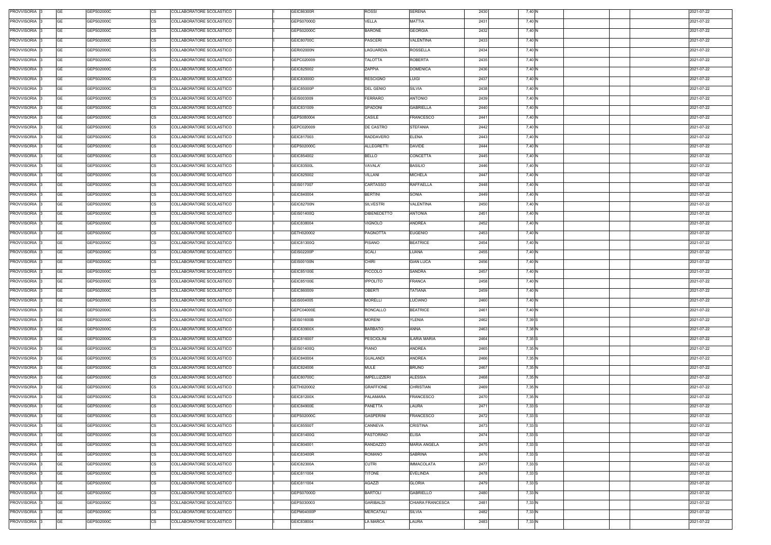| | | | | | | | | | | | | | | | |
|---|---|---|---|---|---|---|---|---|---|---|---|---|---|---|---|
| PROVVISORIA | 3 | GE | GEPS02000C | CS | COLLABORATORE SCOLASTICO | | I | GEIC86300R | ROSSI | SERENA | 2430 | 7,40 | N | | 2021-07-22 |
| PROVVISORIA | 3 | GE | GEPS02000C | CS | COLLABORATORE SCOLASTICO | | I | GEPS07000D | VELLA | MATTIA | 2431 | 7,40 | N | | 2021-07-22 |
| PROVVISORIA | 3 | GE | GEPS02000C | CS | COLLABORATORE SCOLASTICO | | I | GEPS02000C | BARONE | GEORGIA | 2432 | 7,40 | N | | 2021-07-22 |
| PROVVISORIA | 3 | GE | GEPS02000C | CS | COLLABORATORE SCOLASTICO | | I | GEIC80700C | PASCERI | VALENTINA | 2433 | 7,40 | N | | 2021-07-22 |
| PROVVISORIA | 3 | GE | GEPS02000C | CS | COLLABORATORE SCOLASTICO | | I | GERI02000N | LAGUARDIA | ROSSELLA | 2434 | 7,40 | N | | 2021-07-22 |
| PROVVISORIA | 3 | GE | GEPS02000C | CS | COLLABORATORE SCOLASTICO | | I | GEPC020009 | TALOTTA | ROBERTA | 2435 | 7,40 | N | | 2021-07-22 |
| PROVVISORIA | 3 | GE | GEPS02000C | CS | COLLABORATORE SCOLASTICO | | I | GEIC825002 | ZAPPIA | DOMENICA | 2436 | 7,40 | N | | 2021-07-22 |
| PROVVISORIA | 3 | GE | GEPS02000C | CS | COLLABORATORE SCOLASTICO | | I | GEIC83000D | RESCIGNO | LUIGI | 2437 | 7,40 | N | | 2021-07-22 |
| PROVVISORIA | 3 | GE | GEPS02000C | CS | COLLABORATORE SCOLASTICO | | I | GEIC85000P | DEL GENIO | SILVIA | 2438 | 7,40 | N | | 2021-07-22 |
| PROVVISORIA | 3 | GE | GEPS02000C | CS | COLLABORATORE SCOLASTICO | | I | GEIS003009 | FERRARO | ANTONIO | 2439 | 7,40 | N | | 2021-07-22 |
| PROVVISORIA | 3 | GE | GEPS02000C | CS | COLLABORATORE SCOLASTICO | | I | GEIC831009 | SPADONI | GABRIELLA | 2440 | 7,40 | N | | 2021-07-22 |
| PROVVISORIA | 3 | GE | GEPS02000C | CS | COLLABORATORE SCOLASTICO | | I | GEPS080004 | CASILE | FRANCESCO | 2441 | 7,40 | N | | 2021-07-22 |
| PROVVISORIA | 3 | GE | GEPS02000C | CS | COLLABORATORE SCOLASTICO | | I | GEPC020009 | DE CASTRO | STEFANIA | 2442 | 7,40 | N | | 2021-07-22 |
| PROVVISORIA | 3 | GE | GEPS02000C | CS | COLLABORATORE SCOLASTICO | | I | GEIC817003 | RADDAVERO | ELENA | 2443 | 7,40 | N | | 2021-07-22 |
| PROVVISORIA | 3 | GE | GEPS02000C | CS | COLLABORATORE SCOLASTICO | | I | GEPS02000C | ALLEGRETTI | DAVIDE | 2444 | 7,40 | N | | 2021-07-22 |
| PROVVISORIA | 3 | GE | GEPS02000C | CS | COLLABORATORE SCOLASTICO | | I | GEIC854002 | BELLO | CONCETTA | 2445 | 7,40 | N | | 2021-07-22 |
| PROVVISORIA | 3 | GE | GEPS02000C | CS | COLLABORATORE SCOLASTICO | | I | GEIC83500L | VAVALA' | BASILIO | 2446 | 7,40 | N | | 2021-07-22 |
| PROVVISORIA | 3 | GE | GEPS02000C | CS | COLLABORATORE SCOLASTICO | | I | GEIC825002 | VILLANI | MICHELA | 2447 | 7,40 | N | | 2021-07-22 |
| PROVVISORIA | 3 | GE | GEPS02000C | CS | COLLABORATORE SCOLASTICO | | I | GEIS017007 | CARTASSO | RAFFAELLA | 2448 | 7,40 | N | | 2021-07-22 |
| PROVVISORIA | 3 | GE | GEPS02000C | CS | COLLABORATORE SCOLASTICO | | I | GEIC840004 | BERTINI | SONIA | 2449 | 7,40 | N | | 2021-07-22 |
| PROVVISORIA | 3 | GE | GEPS02000C | CS | COLLABORATORE SCOLASTICO | | I | GEIC82700N | SILVESTRI | VALENTINA | 2450 | 7,40 | N | | 2021-07-22 |
| PROVVISORIA | 3 | GE | GEPS02000C | CS | COLLABORATORE SCOLASTICO | | I | GEIS01400Q | DIBENEDETTO | ANTONIA | 2451 | 7,40 | N | | 2021-07-22 |
| PROVVISORIA | 3 | GE | GEPS02000C | CS | COLLABORATORE SCOLASTICO | | I | GEIC838004 | VIGNOLO | ANDREA | 2452 | 7,40 | N | | 2021-07-22 |
| PROVVISORIA | 3 | GE | GEPS02000C | CS | COLLABORATORE SCOLASTICO | | I | GETH020002 | PAGNOTTA | EUGENIO | 2453 | 7,40 | N | | 2021-07-22 |
| PROVVISORIA | 3 | GE | GEPS02000C | CS | COLLABORATORE SCOLASTICO | | I | GEIC81300Q | PISANO | BEATRICE | 2454 | 7,40 | N | | 2021-07-22 |
| PROVVISORIA | 3 | GE | GEPS02000C | CS | COLLABORATORE SCOLASTICO | | I | GEIS02200P | SCALI | LUANA | 2455 | 7,40 | N | | 2021-07-22 |
| PROVVISORIA | 3 | GE | GEPS02000C | CS | COLLABORATORE SCOLASTICO | | I | GEIS00100N | CHIRI | GIAN LUCA | 2456 | 7,40 | N | | 2021-07-22 |
| PROVVISORIA | 3 | GE | GEPS02000C | CS | COLLABORATORE SCOLASTICO | | I | GEIC85100E | PICCOLO | SANDRA | 2457 | 7,40 | N | | 2021-07-22 |
| PROVVISORIA | 3 | GE | GEPS02000C | CS | COLLABORATORE SCOLASTICO | | I | GEIC85100E | IPPOLITO | FRANCA | 2458 | 7,40 | N | | 2021-07-22 |
| PROVVISORIA | 3 | GE | GEPS02000C | CS | COLLABORATORE SCOLASTICO | | I | GEIC860009 | OBERTI | TATIANA | 2459 | 7,40 | N | | 2021-07-22 |
| PROVVISORIA | 3 | GE | GEPS02000C | CS | COLLABORATORE SCOLASTICO | | I | GEIS004005 | MORELLI | LUCIANO | 2460 | 7,40 | N | | 2021-07-22 |
| PROVVISORIA | 3 | GE | GEPS02000C | CS | COLLABORATORE SCOLASTICO | | I | GEPC04000E | RONCALLO | BEATRICE | 2461 | 7,40 | N | | 2021-07-22 |
| PROVVISORIA | 3 | GE | GEPS02000C | CS | COLLABORATORE SCOLASTICO | | I | GEIS01600B | MORENI | YLENIA | 2462 | 7,39 | S | | 2021-07-22 |
| PROVVISORIA | 3 | GE | GEPS02000C | CS | COLLABORATORE SCOLASTICO | | I | GEIC83900X | BARBATO | ANNA | 2463 | 7,38 | N | | 2021-07-22 |
| PROVVISORIA | 3 | GE | GEPS02000C | CS | COLLABORATORE SCOLASTICO | | I | GEIC816007 | PESCIOLINI | ILARIA MARIA | 2464 | 7,35 | S | | 2021-07-22 |
| PROVVISORIA | 3 | GE | GEPS02000C | CS | COLLABORATORE SCOLASTICO | | I | GEIS01400Q | PIANO | ANDREA | 2465 | 7,35 | N | | 2021-07-22 |
| PROVVISORIA | 3 | GE | GEPS02000C | CS | COLLABORATORE SCOLASTICO | | I | GEIC840004 | GUALANDI | ANDREA | 2466 | 7,35 | N | | 2021-07-22 |
| PROVVISORIA | 3 | GE | GEPS02000C | CS | COLLABORATORE SCOLASTICO | | I | GEIC824006 | MULE | BRUNO | 2467 | 7,35 | N | | 2021-07-22 |
| PROVVISORIA | 3 | GE | GEPS02000C | CS | COLLABORATORE SCOLASTICO | | I | GEIC80700C | IMPELLIZZERI | ALESSIA | 2468 | 7,35 | N | | 2021-07-22 |
| PROVVISORIA | 3 | GE | GEPS02000C | CS | COLLABORATORE SCOLASTICO | | I | GETH020002 | GRAFFIONE | CHRISTIAN | 2469 | 7,35 | N | | 2021-07-22 |
| PROVVISORIA | 3 | GE | GEPS02000C | CS | COLLABORATORE SCOLASTICO | | I | GEIC81200X | PALAMARA | FRANCESCO | 2470 | 7,35 | N | | 2021-07-22 |
| PROVVISORIA | 3 | GE | GEPS02000C | CS | COLLABORATORE SCOLASTICO | | I | GEIC84900E | PANETTA | LAURA | 2471 | 7,33 | S | | 2021-07-22 |
| PROVVISORIA | 3 | GE | GEPS02000C | CS | COLLABORATORE SCOLASTICO | | I | GEPS02000C | GASPERINI | FRANCESCO | 2472 | 7,33 | S | | 2021-07-22 |
| PROVVISORIA | 3 | GE | GEPS02000C | CS | COLLABORATORE SCOLASTICO | | I | GEIC85500T | CANNEVA | CRISTINA | 2473 | 7,33 | S | | 2021-07-22 |
| PROVVISORIA | 3 | GE | GEPS02000C | CS | COLLABORATORE SCOLASTICO | | I | GEIC81400G | PASTORINO | ELISA | 2474 | 7,33 | S | | 2021-07-22 |
| PROVVISORIA | 3 | GE | GEPS02000C | CS | COLLABORATORE SCOLASTICO | | I | GEIC804001 | RANDAZZO | MARIA ANGELA | 2475 | 7,33 | S | | 2021-07-22 |
| PROVVISORIA | 3 | GE | GEPS02000C | CS | COLLABORATORE SCOLASTICO | | I | GEIC83400R | ROMANO | SABRINA | 2476 | 7,33 | S | | 2021-07-22 |
| PROVVISORIA | 3 | GE | GEPS02000C | CS | COLLABORATORE SCOLASTICO | | I | GEIC82300A | CUTRI | IMMACOLATA | 2477 | 7,33 | S | | 2021-07-22 |
| PROVVISORIA | 3 | GE | GEPS02000C | CS | COLLABORATORE SCOLASTICO | | I | GEIC811004 | TITONE | EVELINDA | 2478 | 7,33 | S | | 2021-07-22 |
| PROVVISORIA | 3 | GE | GEPS02000C | CS | COLLABORATORE SCOLASTICO | | I | GEIC811004 | AGAZZI | GLORIA | 2479 | 7,33 | S | | 2021-07-22 |
| PROVVISORIA | 3 | GE | GEPS02000C | CS | COLLABORATORE SCOLASTICO | | I | GEPS07000D | BARTOLI | GABRIELLO | 2480 | 7,33 | N | | 2021-07-22 |
| PROVVISORIA | 3 | GE | GEPS02000C | CS | COLLABORATORE SCOLASTICO | | I | GEPS030003 | GARIBALDI | CHIARA FRANCESCA | 2481 | 7,33 | N | | 2021-07-22 |
| PROVVISORIA | 3 | GE | GEPS02000C | CS | COLLABORATORE SCOLASTICO | | I | GEPM04000P | MERCATALI | SILVIA | 2482 | 7,33 | N | | 2021-07-22 |
| PROVVISORIA | 3 | GE | GEPS02000C | CS | COLLABORATORE SCOLASTICO | | I | GEIC838004 | LA MARCA | LAURA | 2483 | 7,33 | N | | 2021-07-22 |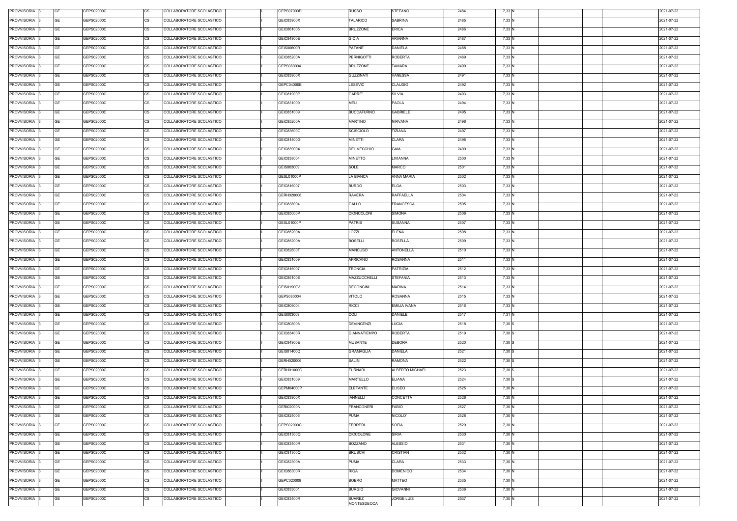| | | | | | | | | | | | | | | | | |
|---|---|---|---|---|---|---|---|---|---|---|---|---|---|---|---|---|
| PROVVISORIA | 3 | GE | GEPS02000C | CS | COLLABORATORE SCOLASTICO | | I | GEPS07000D | RUSSO | STEFANO | 2484 | 7,33 | N | | | 2021-07-22 |
| PROVVISORIA | 3 | GE | GEPS02000C | CS | COLLABORATORE SCOLASTICO | | I | GEIC83900X | TALARICO | SABRINA | 2485 | 7,33 | N | | | 2021-07-22 |
| PROVVISORIA | 3 | GE | GEPS02000C | CS | COLLABORATORE SCOLASTICO | | I | GEIC861005 | BRUZZONE | ERICA | 2486 | 7,33 | N | | | 2021-07-22 |
| PROVVISORIA | 3 | GE | GEPS02000C | CS | COLLABORATORE SCOLASTICO | | I | GEIC84900E | GIOIA | ARIANNA | 2487 | 7,33 | N | | | 2021-07-22 |
| PROVVISORIA | 3 | GE | GEPS02000C | CS | COLLABORATORE SCOLASTICO | | I | GEIS00600R | PATANE' | DANIELA | 2488 | 7,33 | N | | | 2021-07-22 |
| PROVVISORIA | 3 | GE | GEPS02000C | CS | COLLABORATORE SCOLASTICO | | I | GEIC85200A | PERNIGOTTI | ROBERTA | 2489 | 7,33 | N | | | 2021-07-22 |
| PROVVISORIA | 3 | GE | GEPS02000C | CS | COLLABORATORE SCOLASTICO | | I | GEPS080004 | BRUZZONE | TAMARA | 2490 | 7,33 | N | | | 2021-07-22 |
| PROVVISORIA | 3 | GE | GEPS02000C | CS | COLLABORATORE SCOLASTICO | | I | GEIC83900X | GUZZINATI | VANESSA | 2491 | 7,33 | N | | | 2021-07-22 |
| PROVVISORIA | 3 | GE | GEPS02000C | CS | COLLABORATORE SCOLASTICO | | I | GEPC04000E | LESEVIC | CLAUDIO | 2492 | 7,33 | N | | | 2021-07-22 |
| PROVVISORIA | 3 | GE | GEPS02000C | CS | COLLABORATORE SCOLASTICO | | I | GEIC81900P | GARRE' | SILVIA | 2493 | 7,33 | N | | | 2021-07-22 |
| PROVVISORIA | 3 | GE | GEPS02000C | CS | COLLABORATORE SCOLASTICO | | I | GEIC831009 | MELI | PAOLA | 2494 | 7,33 | N | | | 2021-07-22 |
| PROVVISORIA | 3 | GE | GEPS02000C | CS | COLLABORATORE SCOLASTICO | | I | GEIC831009 | BUCCAFURNO | GABRIELE | 2495 | 7,33 | N | | | 2021-07-22 |
| PROVVISORIA | 3 | GE | GEPS02000C | CS | COLLABORATORE SCOLASTICO | | I | GEIC85200A | MARTINO | NIRVANA | 2496 | 7,33 | N | | | 2021-07-22 |
| PROVVISORIA | 3 | GE | GEPS02000C | CS | COLLABORATORE SCOLASTICO | | I | GEIC83600C | SCISCIOLO | TIZIANA | 2497 | 7,33 | N | | | 2021-07-22 |
| PROVVISORIA | 3 | GE | GEPS02000C | CS | COLLABORATORE SCOLASTICO | | I | GEIC81400G | MINETTI | CLARA | 2498 | 7,33 | N | | | 2021-07-22 |
| PROVVISORIA | 3 | GE | GEPS02000C | CS | COLLABORATORE SCOLASTICO | | I | GEIC83900X | DEL VECCHIO | GAIA | 2499 | 7,33 | N | | | 2021-07-22 |
| PROVVISORIA | 3 | GE | GEPS02000C | CS | COLLABORATORE SCOLASTICO | | I | GEIC838004 | MINETTO | LIVIANNA | 2500 | 7,33 | N | | | 2021-07-22 |
| PROVVISORIA | 3 | GE | GEPS02000C | CS | COLLABORATORE SCOLASTICO | | I | GEIS003009 | SOLE | MARCO | 2501 | 7,33 | N | | | 2021-07-22 |
| PROVVISORIA | 3 | GE | GEPS02000C | CS | COLLABORATORE SCOLASTICO | | I | GESL01000P | LA BIANCA | ANNA MARIA | 2502 | 7,33 | N | | | 2021-07-22 |
| PROVVISORIA | 3 | GE | GEPS02000C | CS | COLLABORATORE SCOLASTICO | | I | GEIC816007 | BURDO | ELGA | 2503 | 7,33 | N | | | 2021-07-22 |
| PROVVISORIA | 3 | GE | GEPS02000C | CS | COLLABORATORE SCOLASTICO | | I | GERH020006 | RAVERA | RAFFAELLA | 2504 | 7,33 | N | | | 2021-07-22 |
| PROVVISORIA | 3 | GE | GEPS02000C | CS | COLLABORATORE SCOLASTICO | | I | GEIC838004 | GALLO | FRANCESCA | 2505 | 7,33 | N | | | 2021-07-22 |
| PROVVISORIA | 3 | GE | GEPS02000C | CS | COLLABORATORE SCOLASTICO | | I | GEIC85000P | CIONCOLONI | SIMONA | 2506 | 7,33 | N | | | 2021-07-22 |
| PROVVISORIA | 3 | GE | GEPS02000C | CS | COLLABORATORE SCOLASTICO | | I | GESL01000P | PATRIS | SUSANNA | 2507 | 7,33 | N | | | 2021-07-22 |
| PROVVISORIA | 3 | GE | GEPS02000C | CS | COLLABORATORE SCOLASTICO | | I | GEIC85200A | LOZZI | ELENA | 2508 | 7,33 | N | | | 2021-07-22 |
| PROVVISORIA | 3 | GE | GEPS02000C | CS | COLLABORATORE SCOLASTICO | | I | GEIC85200A | BOSELLI | ROSELLA | 2509 | 7,33 | N | | | 2021-07-22 |
| PROVVISORIA | 3 | GE | GEPS02000C | CS | COLLABORATORE SCOLASTICO | | I | GEIC82600T | MANCUSO | ANTONELLA | 2510 | 7,33 | N | | | 2021-07-22 |
| PROVVISORIA | 3 | GE | GEPS02000C | CS | COLLABORATORE SCOLASTICO | | I | GEIC831009 | AFRICANO | ROSANNA | 2511 | 7,33 | N | | | 2021-07-22 |
| PROVVISORIA | 3 | GE | GEPS02000C | CS | COLLABORATORE SCOLASTICO | | I | GEIC816007 | TRONCIA | PATRIZIA | 2512 | 7,33 | N | | | 2021-07-22 |
| PROVVISORIA | 3 | GE | GEPS02000C | CS | COLLABORATORE SCOLASTICO | | I | GEIC85100E | MAZZUCCHELLI | STEFANIA | 2513 | 7,33 | N | | | 2021-07-22 |
| PROVVISORIA | 3 | GE | GEPS02000C | CS | COLLABORATORE SCOLASTICO | | I | GEIS01900V | DECONCINI | MARINA | 2514 | 7,33 | N | | | 2021-07-22 |
| PROVVISORIA | 3 | GE | GEPS02000C | CS | COLLABORATORE SCOLASTICO | | I | GEPS080004 | VITOLO | ROSANNA | 2515 | 7,33 | N | | | 2021-07-22 |
| PROVVISORIA | 3 | GE | GEPS02000C | CS | COLLABORATORE SCOLASTICO | | I | GEIC809004 | RICCI | EMILIA IVANA | 2516 | 7,33 | N | | | 2021-07-22 |
| PROVVISORIA | 3 | GE | GEPS02000C | CS | COLLABORATORE SCOLASTICO | | I | GEIS003009 | COLI | DANIELE | 2517 | 7,31 | N | | | 2021-07-22 |
| PROVVISORIA | 3 | GE | GEPS02000C | CS | COLLABORATORE SCOLASTICO | | I | GEIC808008 | DEVINCENZI | LUCIA | 2518 | 7,30 | S | | | 2021-07-22 |
| PROVVISORIA | 3 | GE | GEPS02000C | CS | COLLABORATORE SCOLASTICO | | I | GEIC83400R | GIANNATIEMPO | ROBERTA | 2519 | 7,30 | S | | | 2021-07-22 |
| PROVVISORIA | 3 | GE | GEPS02000C | CS | COLLABORATORE SCOLASTICO | | I | GEIC84900E | MUSANTE | DEBORA | 2520 | 7,30 | S | | | 2021-07-22 |
| PROVVISORIA | 3 | GE | GEPS02000C | CS | COLLABORATORE SCOLASTICO | | I | GEIS01400Q | GRAMAGLIA | DANIELA | 2521 | 7,30 | S | | | 2021-07-22 |
| PROVVISORIA | 3 | GE | GEPS02000C | CS | COLLABORATORE SCOLASTICO | | I | GERH020006 | SALINI | RAMONA | 2522 | 7,30 | S | | | 2021-07-22 |
| PROVVISORIA | 3 | GE | GEPS02000C | CS | COLLABORATORE SCOLASTICO | | I | GERH01000G | FURNARI | ALBERTO MICHAEL | 2523 | 7,30 | S | | | 2021-07-22 |
| PROVVISORIA | 3 | GE | GEPS02000C | CS | COLLABORATORE SCOLASTICO | | I | GEIC831009 | MARTELLO | ELIANA | 2524 | 7,30 | S | | | 2021-07-22 |
| PROVVISORIA | 3 | GE | GEPS02000C | CS | COLLABORATORE SCOLASTICO | | I | GEPM04000P | ELEFANTE | ELISEO | 2525 | 7,30 | N | | | 2021-07-22 |
| PROVVISORIA | 3 | GE | GEPS02000C | CS | COLLABORATORE SCOLASTICO | | I | GEIC83900X | IANNELLI | CONCETTA | 2526 | 7,30 | N | | | 2021-07-22 |
| PROVVISORIA | 3 | GE | GEPS02000C | CS | COLLABORATORE SCOLASTICO | | I | GERI02000N | FRANCONERI | FABIO | 2527 | 7,30 | N | | | 2021-07-22 |
| PROVVISORIA | 3 | GE | GEPS02000C | CS | COLLABORATORE SCOLASTICO | | I | GEIC824006 | PUMA | NICOLO' | 2528 | 7,30 | N | | | 2021-07-22 |
| PROVVISORIA | 3 | GE | GEPS02000C | CS | COLLABORATORE SCOLASTICO | | I | GEPS02000C | FERRERI | SOFIA | 2529 | 7,30 | N | | | 2021-07-22 |
| PROVVISORIA | 3 | GE | GEPS02000C | CS | COLLABORATORE SCOLASTICO | | I | GEIC81300Q | CICCOLONE | SIRIA | 2530 | 7,30 | N | | | 2021-07-22 |
| PROVVISORIA | 3 | GE | GEPS02000C | CS | COLLABORATORE SCOLASTICO | | I | GEIC83400R | BOZZANO | ALESSIO | 2531 | 7,30 | N | | | 2021-07-22 |
| PROVVISORIA | 3 | GE | GEPS02000C | CS | COLLABORATORE SCOLASTICO | | I | GEIC81300Q | BRUSCHI | CRISTIAN | 2532 | 7,30 | N | | | 2021-07-22 |
| PROVVISORIA | 3 | GE | GEPS02000C | CS | COLLABORATORE SCOLASTICO | | I | GEIC82300A | PUMA | CLARA | 2533 | 7,30 | N | | | 2021-07-22 |
| PROVVISORIA | 3 | GE | GEPS02000C | CS | COLLABORATORE SCOLASTICO | | I | GEIC86300R | RIGA | DOMENICO | 2534 | 7,30 | N | | | 2021-07-22 |
| PROVVISORIA | 3 | GE | GEPS02000C | CS | COLLABORATORE SCOLASTICO | | I | GEPC020009 | BOERO | MATTEO | 2535 | 7,30 | N | | | 2021-07-22 |
| PROVVISORIA | 3 | GE | GEPS02000C | CS | COLLABORATORE SCOLASTICO | | I | GEIC833001 | BURGIO | GIOVANNI | 2536 | 7,30 | N | | | 2021-07-22 |
| PROVVISORIA | 3 | GE | GEPS02000C | CS | COLLABORATORE SCOLASTICO | | I | GEIC83400R | SUAREZ MONTESDEOCA | JORGE LUIS | 2537 | 7,30 | N | | | 2021-07-22 |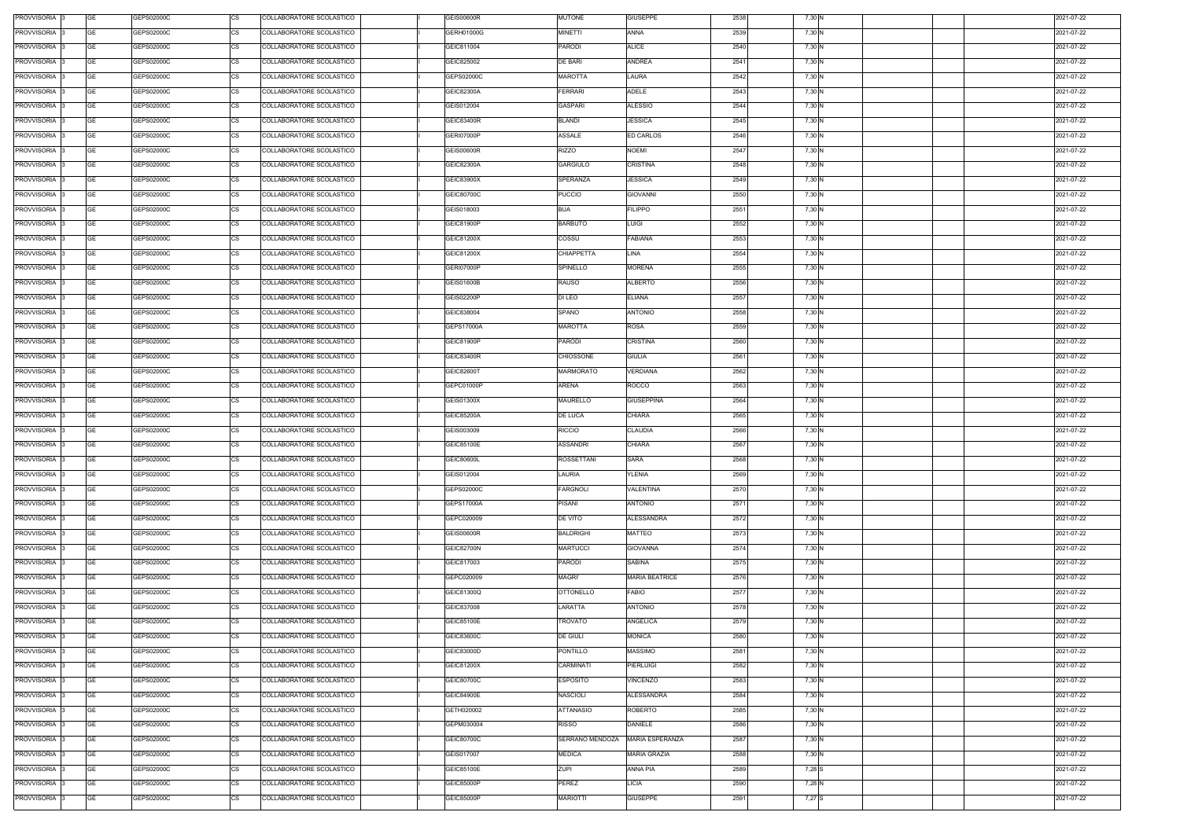| | | | | | | | | | | | | | | | | |
|---|---|---|---|---|---|---|---|---|---|---|---|---|---|---|---|---|
| PROVVISORIA | 3 | GE | GEPS02000C | CS | COLLABORATORE SCOLASTICO | | I | GEIS00600R | MUTONE | GIUSEPPE | 2538 | 7,30 | N | | | 2021-07-22 |
| PROVVISORIA | 3 | GE | GEPS02000C | CS | COLLABORATORE SCOLASTICO | | I | GERH01000G | MINETTI | ANNA | 2539 | 7,30 | N | | | 2021-07-22 |
| PROVVISORIA | 3 | GE | GEPS02000C | CS | COLLABORATORE SCOLASTICO | | I | GEIC811004 | PARODI | ALICE | 2540 | 7,30 | N | | | 2021-07-22 |
| PROVVISORIA | 3 | GE | GEPS02000C | CS | COLLABORATORE SCOLASTICO | | I | GEIC825002 | DE BARI | ANDREA | 2541 | 7,30 | N | | | 2021-07-22 |
| PROVVISORIA | 3 | GE | GEPS02000C | CS | COLLABORATORE SCOLASTICO | | I | GEPS02000C | MAROTTA | LAURA | 2542 | 7,30 | N | | | 2021-07-22 |
| PROVVISORIA | 3 | GE | GEPS02000C | CS | COLLABORATORE SCOLASTICO | | I | GEIC82300A | FERRARI | ADELE | 2543 | 7,30 | N | | | 2021-07-22 |
| PROVVISORIA | 3 | GE | GEPS02000C | CS | COLLABORATORE SCOLASTICO | | I | GEIS012004 | GASPARI | ALESSIO | 2544 | 7,30 | N | | | 2021-07-22 |
| PROVVISORIA | 3 | GE | GEPS02000C | CS | COLLABORATORE SCOLASTICO | | I | GEIC83400R | BLANDI | JESSICA | 2545 | 7,30 | N | | | 2021-07-22 |
| PROVVISORIA | 3 | GE | GEPS02000C | CS | COLLABORATORE SCOLASTICO | | I | GERI07000P | ASSALE | ED CARLOS | 2546 | 7,30 | N | | | 2021-07-22 |
| PROVVISORIA | 3 | GE | GEPS02000C | CS | COLLABORATORE SCOLASTICO | | I | GEIS00600R | RIZZO | NOEMI | 2547 | 7,30 | N | | | 2021-07-22 |
| PROVVISORIA | 3 | GE | GEPS02000C | CS | COLLABORATORE SCOLASTICO | | I | GEIC82300A | GARGIULO | CRISTINA | 2548 | 7,30 | N | | | 2021-07-22 |
| PROVVISORIA | 3 | GE | GEPS02000C | CS | COLLABORATORE SCOLASTICO | | I | GEIC83900X | SPERANZA | JESSICA | 2549 | 7,30 | N | | | 2021-07-22 |
| PROVVISORIA | 3 | GE | GEPS02000C | CS | COLLABORATORE SCOLASTICO | | I | GEIC80700C | PUCCIO | GIOVANNI | 2550 | 7,30 | N | | | 2021-07-22 |
| PROVVISORIA | 3 | GE | GEPS02000C | CS | COLLABORATORE SCOLASTICO | | I | GEIS018003 | BUA | FILIPPO | 2551 | 7,30 | N | | | 2021-07-22 |
| PROVVISORIA | 3 | GE | GEPS02000C | CS | COLLABORATORE SCOLASTICO | | I | GEIC81900P | BARBUTO | LUIGI | 2552 | 7,30 | N | | | 2021-07-22 |
| PROVVISORIA | 3 | GE | GEPS02000C | CS | COLLABORATORE SCOLASTICO | | I | GEIC81200X | COSSU | FABIANA | 2553 | 7,30 | N | | | 2021-07-22 |
| PROVVISORIA | 3 | GE | GEPS02000C | CS | COLLABORATORE SCOLASTICO | | I | GEIC81200X | CHIAPPETTA | LINA | 2554 | 7,30 | N | | | 2021-07-22 |
| PROVVISORIA | 3 | GE | GEPS02000C | CS | COLLABORATORE SCOLASTICO | | I | GERI07000P | SPINELLO | MORENA | 2555 | 7,30 | N | | | 2021-07-22 |
| PROVVISORIA | 3 | GE | GEPS02000C | CS | COLLABORATORE SCOLASTICO | | I | GEIS01600B | RAUSO | ALBERTO | 2556 | 7,30 | N | | | 2021-07-22 |
| PROVVISORIA | 3 | GE | GEPS02000C | CS | COLLABORATORE SCOLASTICO | | I | GEIS02200P | DI LEO | ELIANA | 2557 | 7,30 | N | | | 2021-07-22 |
| PROVVISORIA | 3 | GE | GEPS02000C | CS | COLLABORATORE SCOLASTICO | | I | GEIC838004 | SPANO | ANTONIO | 2558 | 7,30 | N | | | 2021-07-22 |
| PROVVISORIA | 3 | GE | GEPS02000C | CS | COLLABORATORE SCOLASTICO | | I | GEPS17000A | MAROTTA | ROSA | 2559 | 7,30 | N | | | 2021-07-22 |
| PROVVISORIA | 3 | GE | GEPS02000C | CS | COLLABORATORE SCOLASTICO | | I | GEIC81900P | PARODI | CRISTINA | 2560 | 7,30 | N | | | 2021-07-22 |
| PROVVISORIA | 3 | GE | GEPS02000C | CS | COLLABORATORE SCOLASTICO | | I | GEIC83400R | CHIOSSONE | GIULIA | 2561 | 7,30 | N | | | 2021-07-22 |
| PROVVISORIA | 3 | GE | GEPS02000C | CS | COLLABORATORE SCOLASTICO | | I | GEIC82600T | MARMORATO | VERDIANA | 2562 | 7,30 | N | | | 2021-07-22 |
| PROVVISORIA | 3 | GE | GEPS02000C | CS | COLLABORATORE SCOLASTICO | | I | GEPC01000P | ARENA | ROCCO | 2563 | 7,30 | N | | | 2021-07-22 |
| PROVVISORIA | 3 | GE | GEPS02000C | CS | COLLABORATORE SCOLASTICO | | I | GEIS01300X | MAURELLO | GIUSEPPINA | 2564 | 7,30 | N | | | 2021-07-22 |
| PROVVISORIA | 3 | GE | GEPS02000C | CS | COLLABORATORE SCOLASTICO | | I | GEIC85200A | DE LUCA | CHIARA | 2565 | 7,30 | N | | | 2021-07-22 |
| PROVVISORIA | 3 | GE | GEPS02000C | CS | COLLABORATORE SCOLASTICO | | I | GEIS003009 | RICCIO | CLAUDIA | 2566 | 7,30 | N | | | 2021-07-22 |
| PROVVISORIA | 3 | GE | GEPS02000C | CS | COLLABORATORE SCOLASTICO | | I | GEIC85100E | ASSANDRI | CHIARA | 2567 | 7,30 | N | | | 2021-07-22 |
| PROVVISORIA | 3 | GE | GEPS02000C | CS | COLLABORATORE SCOLASTICO | | I | GEIC80600L | ROSSETTANI | SARA | 2568 | 7,30 | N | | | 2021-07-22 |
| PROVVISORIA | 3 | GE | GEPS02000C | CS | COLLABORATORE SCOLASTICO | | I | GEIS012004 | LAURIA | YLENIA | 2569 | 7,30 | N | | | 2021-07-22 |
| PROVVISORIA | 3 | GE | GEPS02000C | CS | COLLABORATORE SCOLASTICO | | I | GEPS02000C | FARGNOLI | VALENTINA | 2570 | 7,30 | N | | | 2021-07-22 |
| PROVVISORIA | 3 | GE | GEPS02000C | CS | COLLABORATORE SCOLASTICO | | I | GEPS17000A | PISANI | ANTONIO | 2571 | 7,30 | N | | | 2021-07-22 |
| PROVVISORIA | 3 | GE | GEPS02000C | CS | COLLABORATORE SCOLASTICO | | I | GEPC020009 | DE VITO | ALESSANDRA | 2572 | 7,30 | N | | | 2021-07-22 |
| PROVVISORIA | 3 | GE | GEPS02000C | CS | COLLABORATORE SCOLASTICO | | I | GEIS00600R | BALDRIGHI | MATTEO | 2573 | 7,30 | N | | | 2021-07-22 |
| PROVVISORIA | 3 | GE | GEPS02000C | CS | COLLABORATORE SCOLASTICO | | I | GEIC82700N | MARTUCCI | GIOVANNA | 2574 | 7,30 | N | | | 2021-07-22 |
| PROVVISORIA | 3 | GE | GEPS02000C | CS | COLLABORATORE SCOLASTICO | | I | GEIC817003 | PARODI | SABINA | 2575 | 7,30 | N | | | 2021-07-22 |
| PROVVISORIA | 3 | GE | GEPS02000C | CS | COLLABORATORE SCOLASTICO | | I | GEPC020009 | MAGRI' | MARIA BEATRICE | 2576 | 7,30 | N | | | 2021-07-22 |
| PROVVISORIA | 3 | GE | GEPS02000C | CS | COLLABORATORE SCOLASTICO | | I | GEIC81300Q | OTTONELLO | FABIO | 2577 | 7,30 | N | | | 2021-07-22 |
| PROVVISORIA | 3 | GE | GEPS02000C | CS | COLLABORATORE SCOLASTICO | | I | GEIC837008 | LARATTA | ANTONIO | 2578 | 7,30 | N | | | 2021-07-22 |
| PROVVISORIA | 3 | GE | GEPS02000C | CS | COLLABORATORE SCOLASTICO | | I | GEIC85100E | TROVATO | ANGELICA | 2579 | 7,30 | N | | | 2021-07-22 |
| PROVVISORIA | 3 | GE | GEPS02000C | CS | COLLABORATORE SCOLASTICO | | I | GEIC83600C | DE GIULI | MONICA | 2580 | 7,30 | N | | | 2021-07-22 |
| PROVVISORIA | 3 | GE | GEPS02000C | CS | COLLABORATORE SCOLASTICO | | I | GEIC83000D | PONTILLO | MASSIMO | 2581 | 7,30 | N | | | 2021-07-22 |
| PROVVISORIA | 3 | GE | GEPS02000C | CS | COLLABORATORE SCOLASTICO | | I | GEIC81200X | CARMINATI | PIERLUIGI | 2582 | 7,30 | N | | | 2021-07-22 |
| PROVVISORIA | 3 | GE | GEPS02000C | CS | COLLABORATORE SCOLASTICO | | I | GEIC80700C | ESPOSITO | VINCENZO | 2583 | 7,30 | N | | | 2021-07-22 |
| PROVVISORIA | 3 | GE | GEPS02000C | CS | COLLABORATORE SCOLASTICO | | I | GEIC84900E | NASCIOLI | ALESSANDRA | 2584 | 7,30 | N | | | 2021-07-22 |
| PROVVISORIA | 3 | GE | GEPS02000C | CS | COLLABORATORE SCOLASTICO | | I | GETH020002 | ATTANASIO | ROBERTO | 2585 | 7,30 | N | | | 2021-07-22 |
| PROVVISORIA | 3 | GE | GEPS02000C | CS | COLLABORATORE SCOLASTICO | | I | GEPM030004 | RISSO | DANIELE | 2586 | 7,30 | N | | | 2021-07-22 |
| PROVVISORIA | 3 | GE | GEPS02000C | CS | COLLABORATORE SCOLASTICO | | I | GEIC80700C | SERRANO MENDOZA | MARIA ESPERANZA | 2587 | 7,30 | N | | | 2021-07-22 |
| PROVVISORIA | 3 | GE | GEPS02000C | CS | COLLABORATORE SCOLASTICO | | I | GEIS017007 | MEDICA | MARIA GRAZIA | 2588 | 7,30 | N | | | 2021-07-22 |
| PROVVISORIA | 3 | GE | GEPS02000C | CS | COLLABORATORE SCOLASTICO | | I | GEIC85100E | ZUPI | ANNA PIA | 2589 | 7,28 | S | | | 2021-07-22 |
| PROVVISORIA | 3 | GE | GEPS02000C | CS | COLLABORATORE SCOLASTICO | | I | GEIC85000P | PEREZ | LICIA | 2590 | 7,28 | N | | | 2021-07-22 |
| PROVVISORIA | 3 | GE | GEPS02000C | CS | COLLABORATORE SCOLASTICO | | I | GEIC85000P | MARIOTTI | GIUSEPPE | 2591 | 7,27 | S | | | 2021-07-22 |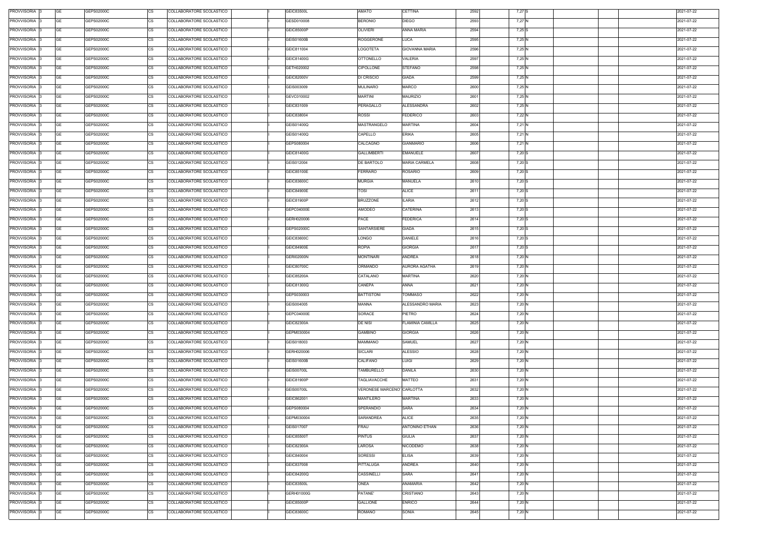| | | | | | | | | | | | | | | | | |
|---|---|---|---|---|---|---|---|---|---|---|---|---|---|---|---|---|
| PROVVISORIA | 3 | GE | GEPS02000C | CS | COLLABORATORE SCOLASTICO | | I | GEIC83500L | AMATO | CETTINA | 2592 | 7,27 | S | | | 2021-07-22 |
| PROVVISORIA | 3 | GE | GEPS02000C | CS | COLLABORATORE SCOLASTICO | | I | GESD010008 | BERONIO | DIEGO | 2593 | 7,27 | N | | | 2021-07-22 |
| PROVVISORIA | 3 | GE | GEPS02000C | CS | COLLABORATORE SCOLASTICO | | I | GEIC85000P | OLIVIERI | ANNA MARIA | 2594 | 7,25 | S | | | 2021-07-22 |
| PROVVISORIA | 3 | GE | GEPS02000C | CS | COLLABORATORE SCOLASTICO | | I | GEIS01600B | ROGGERONE | LUCA | 2595 | 7,25 | N | | | 2021-07-22 |
| PROVVISORIA | 3 | GE | GEPS02000C | CS | COLLABORATORE SCOLASTICO | | I | GEIC811004 | LOGOTETA | GIOVANNA MARIA | 2596 | 7,25 | N | | | 2021-07-22 |
| PROVVISORIA | 3 | GE | GEPS02000C | CS | COLLABORATORE SCOLASTICO | | I | GEIC81400G | OTTONELLO | VALERIA | 2597 | 7,25 | N | | | 2021-07-22 |
| PROVVISORIA | 3 | GE | GEPS02000C | CS | COLLABORATORE SCOLASTICO | | I | GETH020002 | CIPOLLONE | STEFANO | 2598 | 7,25 | N | | | 2021-07-22 |
| PROVVISORIA | 3 | GE | GEPS02000C | CS | COLLABORATORE SCOLASTICO | | I | GEIC82000V | DI CRISCIO | GIADA | 2599 | 7,25 | N | | | 2021-07-22 |
| PROVVISORIA | 3 | GE | GEPS02000C | CS | COLLABORATORE SCOLASTICO | | I | GEIS003009 | MULINARO | MARCO | 2600 | 7,25 | N | | | 2021-07-22 |
| PROVVISORIA | 3 | GE | GEPS02000C | CS | COLLABORATORE SCOLASTICO | | I | GEVC010002 | MARTINI | MAURIZIO | 2601 | 7,25 | N | | | 2021-07-22 |
| PROVVISORIA | 3 | GE | GEPS02000C | CS | COLLABORATORE SCOLASTICO | | I | GEIC831009 | PERAGALLO | ALESSANDRA | 2602 | 7,25 | N | | | 2021-07-22 |
| PROVVISORIA | 3 | GE | GEPS02000C | CS | COLLABORATORE SCOLASTICO | | I | GEIC838004 | ROSSI | FEDERICO | 2603 | 7,22 | N | | | 2021-07-22 |
| PROVVISORIA | 3 | GE | GEPS02000C | CS | COLLABORATORE SCOLASTICO | | I | GEIS01400Q | MASTRANGELO | MARTINA | 2604 | 7,21 | N | | | 2021-07-22 |
| PROVVISORIA | 3 | GE | GEPS02000C | CS | COLLABORATORE SCOLASTICO | | I | GEIS01400Q | CAPELLO | ERIKA | 2605 | 7,21 | N | | | 2021-07-22 |
| PROVVISORIA | 3 | GE | GEPS02000C | CS | COLLABORATORE SCOLASTICO | | I | GEPS080004 | CALCAGNO | GIANMARIO | 2606 | 7,21 | N | | | 2021-07-22 |
| PROVVISORIA | 3 | GE | GEPS02000C | CS | COLLABORATORE SCOLASTICO | | I | GEIC81400G | GALLIMBERTI | EMANUELE | 2607 | 7,20 | S | | | 2021-07-22 |
| PROVVISORIA | 3 | GE | GEPS02000C | CS | COLLABORATORE SCOLASTICO | | I | GEIS012004 | DE BARTOLO | MARIA CARMELA | 2608 | 7,20 | S | | | 2021-07-22 |
| PROVVISORIA | 3 | GE | GEPS02000C | CS | COLLABORATORE SCOLASTICO | | I | GEIC85100E | FERRARO | ROSARIO | 2609 | 7,20 | S | | | 2021-07-22 |
| PROVVISORIA | 3 | GE | GEPS02000C | CS | COLLABORATORE SCOLASTICO | | I | GEIC83600C | MURGIA | MANUELA | 2610 | 7,20 | S | | | 2021-07-22 |
| PROVVISORIA | 3 | GE | GEPS02000C | CS | COLLABORATORE SCOLASTICO | | I | GEIC84900E | TOSI | ALICE | 2611 | 7,20 | S | | | 2021-07-22 |
| PROVVISORIA | 3 | GE | GEPS02000C | CS | COLLABORATORE SCOLASTICO | | I | GEIC81900P | BRUZZONE | ILARIA | 2612 | 7,20 | S | | | 2021-07-22 |
| PROVVISORIA | 3 | GE | GEPS02000C | CS | COLLABORATORE SCOLASTICO | | I | GEPC04000E | AMODEO | CATERINA | 2613 | 7,20 | S | | | 2021-07-22 |
| PROVVISORIA | 3 | GE | GEPS02000C | CS | COLLABORATORE SCOLASTICO | | I | GERH020006 | PACE | FEDERICA | 2614 | 7,20 | S | | | 2021-07-22 |
| PROVVISORIA | 3 | GE | GEPS02000C | CS | COLLABORATORE SCOLASTICO | | I | GEPS02000C | SANTARSIERE | GIADA | 2615 | 7,20 | S | | | 2021-07-22 |
| PROVVISORIA | 3 | GE | GEPS02000C | CS | COLLABORATORE SCOLASTICO | | I | GEIC83600C | LONGO | DANIELE | 2616 | 7,20 | S | | | 2021-07-22 |
| PROVVISORIA | 3 | GE | GEPS02000C | CS | COLLABORATORE SCOLASTICO | | I | GEIC84900E | ROPIA | GIORGIA | 2617 | 7,20 | S | | | 2021-07-22 |
| PROVVISORIA | 3 | GE | GEPS02000C | CS | COLLABORATORE SCOLASTICO | | I | GERI02000N | MONTINARI | ANDREA | 2618 | 7,20 | N | | | 2021-07-22 |
| PROVVISORIA | 3 | GE | GEPS02000C | CS | COLLABORATORE SCOLASTICO | | I | GEIC80700C | ORMANDO | AURORA AGATHA | 2619 | 7,20 | N | | | 2021-07-22 |
| PROVVISORIA | 3 | GE | GEPS02000C | CS | COLLABORATORE SCOLASTICO | | I | GEIC85200A | CATALANO | MARTINA | 2620 | 7,20 | N | | | 2021-07-22 |
| PROVVISORIA | 3 | GE | GEPS02000C | CS | COLLABORATORE SCOLASTICO | | I | GEIC81300Q | CANEPA | ANNA | 2621 | 7,20 | N | | | 2021-07-22 |
| PROVVISORIA | 3 | GE | GEPS02000C | CS | COLLABORATORE SCOLASTICO | | I | GEPS030003 | BATTISTONI | TOMMASO | 2622 | 7,20 | N | | | 2021-07-22 |
| PROVVISORIA | 3 | GE | GEPS02000C | CS | COLLABORATORE SCOLASTICO | | I | GEIS004005 | MANNA | ALESSANDRO MARIA | 2623 | 7,20 | N | | | 2021-07-22 |
| PROVVISORIA | 3 | GE | GEPS02000C | CS | COLLABORATORE SCOLASTICO | | I | GEPC04000E | SORACE | PIETRO | 2624 | 7,20 | N | | | 2021-07-22 |
| PROVVISORIA | 3 | GE | GEPS02000C | CS | COLLABORATORE SCOLASTICO | | I | GEIC82300A | DE NISI | FLAMINIA CAMILLA | 2625 | 7,20 | N | | | 2021-07-22 |
| PROVVISORIA | 3 | GE | GEPS02000C | CS | COLLABORATORE SCOLASTICO | | I | GEPM030004 | GAMBINO | GIORGIA | 2626 | 7,20 | N | | | 2021-07-22 |
| PROVVISORIA | 3 | GE | GEPS02000C | CS | COLLABORATORE SCOLASTICO | | I | GEIS018003 | MAMMANO | SAMUEL | 2627 | 7,20 | N | | | 2021-07-22 |
| PROVVISORIA | 3 | GE | GEPS02000C | CS | COLLABORATORE SCOLASTICO | | I | GERH020006 | SICLARI | ALESSIO | 2628 | 7,20 | N | | | 2021-07-22 |
| PROVVISORIA | 3 | GE | GEPS02000C | CS | COLLABORATORE SCOLASTICO | | I | GEIS01600B | CALIFANO | LUIGI | 2629 | 7,20 | N | | | 2021-07-22 |
| PROVVISORIA | 3 | GE | GEPS02000C | CS | COLLABORATORE SCOLASTICO | | I | GEIS00700L | TAMBURELLO | DANILA | 2630 | 7,20 | N | | | 2021-07-22 |
| PROVVISORIA | 3 | GE | GEPS02000C | CS | COLLABORATORE SCOLASTICO | | I | GEIC81900P | TAGLIAVACCHE | MATTEO | 2631 | 7,20 | N | | | 2021-07-22 |
| PROVVISORIA | 3 | GE | GEPS02000C | CS | COLLABORATORE SCOLASTICO | | I | GEIS00700L | VERONESE MARCENO' | CARLOTTA | 2632 | 7,20 | N | | | 2021-07-22 |
| PROVVISORIA | 3 | GE | GEPS02000C | CS | COLLABORATORE SCOLASTICO | | I | GEIC862001 | MANTILERO | MARTINA | 2633 | 7,20 | N | | | 2021-07-22 |
| PROVVISORIA | 3 | GE | GEPS02000C | CS | COLLABORATORE SCOLASTICO | | I | GEPS080004 | SPERANDIO | SARA | 2634 | 7,20 | N | | | 2021-07-22 |
| PROVVISORIA | 3 | GE | GEPS02000C | CS | COLLABORATORE SCOLASTICO | | I | GEPM030004 | SARANDREA | ALICE | 2635 | 7,20 | N | | | 2021-07-22 |
| PROVVISORIA | 3 | GE | GEPS02000C | CS | COLLABORATORE SCOLASTICO | | I | GEIS017007 | FRAU | ANTONINO ETHAN | 2636 | 7,20 | N | | | 2021-07-22 |
| PROVVISORIA | 3 | GE | GEPS02000C | CS | COLLABORATORE SCOLASTICO | | I | GEIC85500T | PINTUS | GIULIA | 2637 | 7,20 | N | | | 2021-07-22 |
| PROVVISORIA | 3 | GE | GEPS02000C | CS | COLLABORATORE SCOLASTICO | | I | GEIC82300A | LAROSA | NICODEMO | 2638 | 7,20 | N | | | 2021-07-22 |
| PROVVISORIA | 3 | GE | GEPS02000C | CS | COLLABORATORE SCOLASTICO | | I | GEIC840004 | SORESSI | ELISA | 2639 | 7,20 | N | | | 2021-07-22 |
| PROVVISORIA | 3 | GE | GEPS02000C | CS | COLLABORATORE SCOLASTICO | | I | GEIC837008 | PITTALUGA | ANDREA | 2640 | 7,20 | N | | | 2021-07-22 |
| PROVVISORIA | 3 | GE | GEPS02000C | CS | COLLABORATORE SCOLASTICO | | I | GEIC84200Q | CASSINELLI | SARA | 2641 | 7,20 | N | | | 2021-07-22 |
| PROVVISORIA | 3 | GE | GEPS02000C | CS | COLLABORATORE SCOLASTICO | | I | GEIC83500L | ONEA | ANAMARIA | 2642 | 7,20 | N | | | 2021-07-22 |
| PROVVISORIA | 3 | GE | GEPS02000C | CS | COLLABORATORE SCOLASTICO | | I | GERH01000G | PATANE' | CRISTIANO | 2643 | 7,20 | N | | | 2021-07-22 |
| PROVVISORIA | 3 | GE | GEPS02000C | CS | COLLABORATORE SCOLASTICO | | I | GEIC85000P | GALLIONE | ENRICO | 2644 | 7,20 | N | | | 2021-07-22 |
| PROVVISORIA | 3 | GE | GEPS02000C | CS | COLLABORATORE SCOLASTICO | | I | GEIC83600C | ROMANO | SONIA | 2645 | 7,20 | N | | | 2021-07-22 |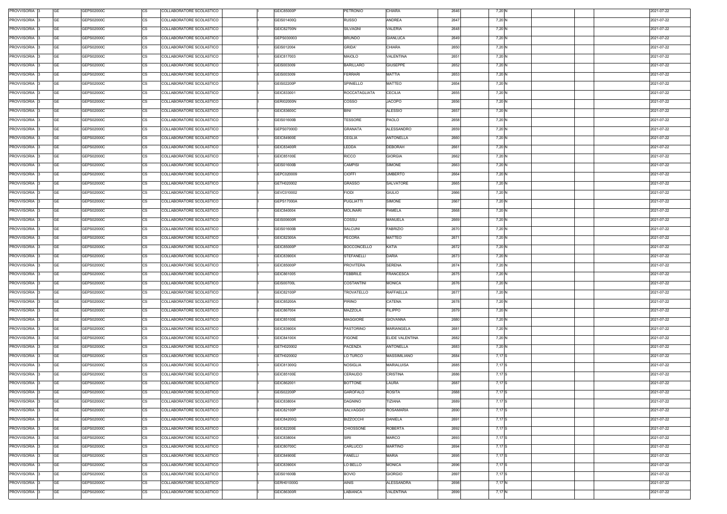| | | | | | | | | | | | | | | | | |
|---|---|---|---|---|---|---|---|---|---|---|---|---|---|---|---|---|
| PROVVISORIA | 3 | GE | GEPS02000C | CS | COLLABORATORE SCOLASTICO | | I | GEIC85000P | PETRONIO | CHIARA | 2646 | 7,20 | N | | | 2021-07-22 |
| PROVVISORIA | 3 | GE | GEPS02000C | CS | COLLABORATORE SCOLASTICO | | I | GEIS01400Q | RUSSO | ANDREA | 2647 | 7,20 | N | | | 2021-07-22 |
| PROVVISORIA | 3 | GE | GEPS02000C | CS | COLLABORATORE SCOLASTICO | | I | GEIC82700N | SILVAGNI | VALERIA | 2648 | 7,20 | N | | | 2021-07-22 |
| PROVVISORIA | 3 | GE | GEPS02000C | CS | COLLABORATORE SCOLASTICO | | I | GEPS030003 | BRUNDO | GIANLUCA | 2649 | 7,20 | N | | | 2021-07-22 |
| PROVVISORIA | 3 | GE | GEPS02000C | CS | COLLABORATORE SCOLASTICO | | I | GEIS012004 | GRIDA' | CHIARA | 2650 | 7,20 | N | | | 2021-07-22 |
| PROVVISORIA | 3 | GE | GEPS02000C | CS | COLLABORATORE SCOLASTICO | | I | GEIC817003 | MAIOLO | VALENTINA | 2651 | 7,20 | N | | | 2021-07-22 |
| PROVVISORIA | 3 | GE | GEPS02000C | CS | COLLABORATORE SCOLASTICO | | I | GEIS003009 | BARILLARO | GIUSEPPE | 2652 | 7,20 | N | | | 2021-07-22 |
| PROVVISORIA | 3 | GE | GEPS02000C | CS | COLLABORATORE SCOLASTICO | | I | GEIS003009 | FERRARI | MATTIA | 2653 | 7,20 | N | | | 2021-07-22 |
| PROVVISORIA | 3 | GE | GEPS02000C | CS | COLLABORATORE SCOLASTICO | | I | GEIS02200P | SPINIELLO | MATTEO | 2654 | 7,20 | N | | | 2021-07-22 |
| PROVVISORIA | 3 | GE | GEPS02000C | CS | COLLABORATORE SCOLASTICO | | I | GEIC833001 | ROCCATAGLIATA | CECILIA | 2655 | 7,20 | N | | | 2021-07-22 |
| PROVVISORIA | 3 | GE | GEPS02000C | CS | COLLABORATORE SCOLASTICO | | I | GERI02000N | COSSO | JACOPO | 2656 | 7,20 | N | | | 2021-07-22 |
| PROVVISORIA | 3 | GE | GEPS02000C | CS | COLLABORATORE SCOLASTICO | | I | GEIC83600C | BINI | ALESSIO | 2657 | 7,20 | N | | | 2021-07-22 |
| PROVVISORIA | 3 | GE | GEPS02000C | CS | COLLABORATORE SCOLASTICO | | I | GEIS01600B | TESSORE | PAOLO | 2658 | 7,20 | N | | | 2021-07-22 |
| PROVVISORIA | 3 | GE | GEPS02000C | CS | COLLABORATORE SCOLASTICO | | I | GEPS07000D | GRANATA | ALESSANDRO | 2659 | 7,20 | N | | | 2021-07-22 |
| PROVVISORIA | 3 | GE | GEPS02000C | CS | COLLABORATORE SCOLASTICO | | I | GEIC84900E | CEGLIA | ANTONELLA | 2660 | 7,20 | N | | | 2021-07-22 |
| PROVVISORIA | 3 | GE | GEPS02000C | CS | COLLABORATORE SCOLASTICO | | I | GEIC83400R | LEDDA | DEBORAH | 2661 | 7,20 | N | | | 2021-07-22 |
| PROVVISORIA | 3 | GE | GEPS02000C | CS | COLLABORATORE SCOLASTICO | | I | GEIC85100E | RICCO | GIORGIA | 2662 | 7,20 | N | | | 2021-07-22 |
| PROVVISORIA | 3 | GE | GEPS02000C | CS | COLLABORATORE SCOLASTICO | | I | GEIS01600B | CAMPISI | SIMONE | 2663 | 7,20 | N | | | 2021-07-22 |
| PROVVISORIA | 3 | GE | GEPS02000C | CS | COLLABORATORE SCOLASTICO | | I | GEPC020009 | CIOFFI | UMBERTO | 2664 | 7,20 | N | | | 2021-07-22 |
| PROVVISORIA | 3 | GE | GEPS02000C | CS | COLLABORATORE SCOLASTICO | | I | GETH020002 | GRASSO | SALVATORE | 2665 | 7,20 | N | | | 2021-07-22 |
| PROVVISORIA | 3 | GE | GEPS02000C | CS | COLLABORATORE SCOLASTICO | | I | GEVC010002 | FIODI | GIULIO | 2666 | 7,20 | N | | | 2021-07-22 |
| PROVVISORIA | 3 | GE | GEPS02000C | CS | COLLABORATORE SCOLASTICO | | I | GEPS17000A | PUGLIATTI | SIMONE | 2667 | 7,20 | N | | | 2021-07-22 |
| PROVVISORIA | 3 | GE | GEPS02000C | CS | COLLABORATORE SCOLASTICO | | I | GEIC840004 | MOLINARI | PAMELA | 2668 | 7,20 | N | | | 2021-07-22 |
| PROVVISORIA | 3 | GE | GEPS02000C | CS | COLLABORATORE SCOLASTICO | | I | GEIS00600R | COSSU | MANUELA | 2669 | 7,20 | N | | | 2021-07-22 |
| PROVVISORIA | 3 | GE | GEPS02000C | CS | COLLABORATORE SCOLASTICO | | I | GEIS01600B | SALCUNI | FABRIZIO | 2670 | 7,20 | N | | | 2021-07-22 |
| PROVVISORIA | 3 | GE | GEPS02000C | CS | COLLABORATORE SCOLASTICO | | I | GEIC82300A | PECORA | MATTEO | 2671 | 7,20 | N | | | 2021-07-22 |
| PROVVISORIA | 3 | GE | GEPS02000C | CS | COLLABORATORE SCOLASTICO | | I | GEIC85000P | BOCCONCELLO | KATIA | 2672 | 7,20 | N | | | 2021-07-22 |
| PROVVISORIA | 3 | GE | GEPS02000C | CS | COLLABORATORE SCOLASTICO | | I | GEIC83900X | STEFANELLI | DARIA | 2673 | 7,20 | N | | | 2021-07-22 |
| PROVVISORIA | 3 | GE | GEPS02000C | CS | COLLABORATORE SCOLASTICO | | I | GEIC85000P | PROVITERA | SERENA | 2674 | 7,20 | N | | | 2021-07-22 |
| PROVVISORIA | 3 | GE | GEPS02000C | CS | COLLABORATORE SCOLASTICO | | I | GEIC861005 | FEBBRILE | FRANCESCA | 2675 | 7,20 | N | | | 2021-07-22 |
| PROVVISORIA | 3 | GE | GEPS02000C | CS | COLLABORATORE SCOLASTICO | | I | GEIS00700L | COSTANTINI | MONICA | 2676 | 7,20 | N | | | 2021-07-22 |
| PROVVISORIA | 3 | GE | GEPS02000C | CS | COLLABORATORE SCOLASTICO | | I | GEIC82100P | TROVATELLO | RAFFAELLA | 2677 | 7,20 | N | | | 2021-07-22 |
| PROVVISORIA | 3 | GE | GEPS02000C | CS | COLLABORATORE SCOLASTICO | | I | GEIC85200A | PIRINO | CATENA | 2678 | 7,20 | N | | | 2021-07-22 |
| PROVVISORIA | 3 | GE | GEPS02000C | CS | COLLABORATORE SCOLASTICO | | I | GEIC867004 | MAZZOLA | FILIPPO | 2679 | 7,20 | N | | | 2021-07-22 |
| PROVVISORIA | 3 | GE | GEPS02000C | CS | COLLABORATORE SCOLASTICO | | I | GEIC85100E | MAGGIORE | GIOVANNA | 2680 | 7,20 | N | | | 2021-07-22 |
| PROVVISORIA | 3 | GE | GEPS02000C | CS | COLLABORATORE SCOLASTICO | | I | GEIC83900X | PASTORINO | MARIANGELA | 2681 | 7,20 | N | | | 2021-07-22 |
| PROVVISORIA | 3 | GE | GEPS02000C | CS | COLLABORATORE SCOLASTICO | | I | GEIC84100X | FIGONE | ELIDE VALENTINA | 2682 | 7,20 | N | | | 2021-07-22 |
| PROVVISORIA | 3 | GE | GEPS02000C | CS | COLLABORATORE SCOLASTICO | | I | GETH020002 | PACENZA | ANTONELLA | 2683 | 7,20 | N | | | 2021-07-22 |
| PROVVISORIA | 3 | GE | GEPS02000C | CS | COLLABORATORE SCOLASTICO | | I | GETH020002 | LO TURCO | MASSIMILIANO | 2684 | 7,17 | S | | | 2021-07-22 |
| PROVVISORIA | 3 | GE | GEPS02000C | CS | COLLABORATORE SCOLASTICO | | I | GEIC81300Q | NOSIGLIA | MARIALUISA | 2685 | 7,17 | S | | | 2021-07-22 |
| PROVVISORIA | 3 | GE | GEPS02000C | CS | COLLABORATORE SCOLASTICO | | I | GEIC85100E | CERAUDO | CRISTINA | 2686 | 7,17 | S | | | 2021-07-22 |
| PROVVISORIA | 3 | GE | GEPS02000C | CS | COLLABORATORE SCOLASTICO | | I | GEIC862001 | BOTTONE | LAURA | 2687 | 7,17 | S | | | 2021-07-22 |
| PROVVISORIA | 3 | GE | GEPS02000C | CS | COLLABORATORE SCOLASTICO | | I | GEIS02200P | GAROFALO | ROSITA | 2688 | 7,17 | S | | | 2021-07-22 |
| PROVVISORIA | 3 | GE | GEPS02000C | CS | COLLABORATORE SCOLASTICO | | I | GEIC838004 | DAGNINO | TIZIANA | 2689 | 7,17 | S | | | 2021-07-22 |
| PROVVISORIA | 3 | GE | GEPS02000C | CS | COLLABORATORE SCOLASTICO | | I | GEIC82100P | SALVAGGIO | ROSAMARIA | 2690 | 7,17 | S | | | 2021-07-22 |
| PROVVISORIA | 3 | GE | GEPS02000C | CS | COLLABORATORE SCOLASTICO | | I | GEIC84200Q | BIZZOCCHI | DANIELA | 2691 | 7,17 | S | | | 2021-07-22 |
| PROVVISORIA | 3 | GE | GEPS02000C | CS | COLLABORATORE SCOLASTICO | | I | GEIC82200E | CHIOSSONE | ROBERTA | 2692 | 7,17 | S | | | 2021-07-22 |
| PROVVISORIA | 3 | GE | GEPS02000C | CS | COLLABORATORE SCOLASTICO | | I | GEIC838004 | SIRI | MARCO | 2693 | 7,17 | S | | | 2021-07-22 |
| PROVVISORIA | 3 | GE | GEPS02000C | CS | COLLABORATORE SCOLASTICO | | I | GEIC80700C | CARLUCCI | MARTINO | 2694 | 7,17 | S | | | 2021-07-22 |
| PROVVISORIA | 3 | GE | GEPS02000C | CS | COLLABORATORE SCOLASTICO | | I | GEIC84900E | FANELLI | MARIA | 2695 | 7,17 | S | | | 2021-07-22 |
| PROVVISORIA | 3 | GE | GEPS02000C | CS | COLLABORATORE SCOLASTICO | | I | GEIC83900X | LO BELLO | MONICA | 2696 | 7,17 | S | | | 2021-07-22 |
| PROVVISORIA | 3 | GE | GEPS02000C | CS | COLLABORATORE SCOLASTICO | | I | GEIS01600B | BOVIO | GIORGIO | 2697 | 7,17 | S | | | 2021-07-22 |
| PROVVISORIA | 3 | GE | GEPS02000C | CS | COLLABORATORE SCOLASTICO | | I | GERH01000G | AINIS | ALESSANDRA | 2698 | 7,17 | N | | | 2021-07-22 |
| PROVVISORIA | 3 | GE | GEPS02000C | CS | COLLABORATORE SCOLASTICO | | I | GEIC86300R | LABIANCA | VALENTINA | 2699 | 7,17 | N | | | 2021-07-22 |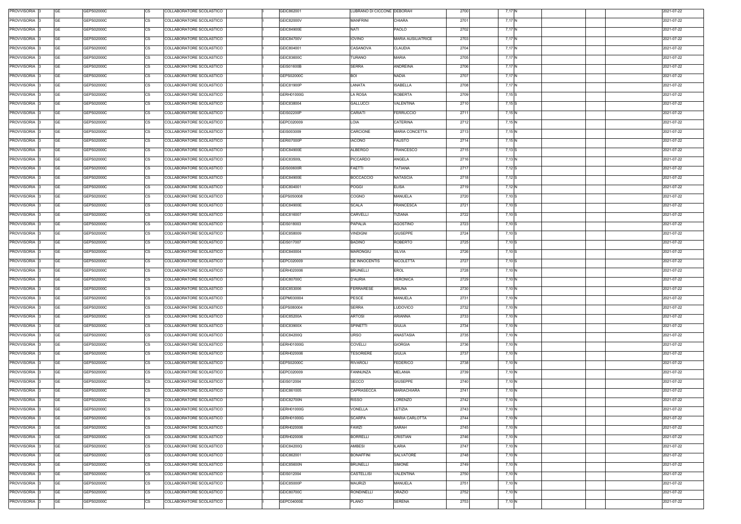| | | | | | | | | | | | | | | | | |
|---|---|---|---|---|---|---|---|---|---|---|---|---|---|---|---|---|
| PROVVISORIA | 3 | GE | GEPS02000C | CS | COLLABORATORE SCOLASTICO | | I | GEIC862001 | LUBRANO DI CICCONE | DEBORAH | 2700 | 7,17 | N | | | 2021-07-22 |
| PROVVISORIA | 3 | GE | GEPS02000C | CS | COLLABORATORE SCOLASTICO | | I | GEIC82000V | MANFRINI | CHIARA | 2701 | 7,17 | N | | | 2021-07-22 |
| PROVVISORIA | 3 | GE | GEPS02000C | CS | COLLABORATORE SCOLASTICO | | I | GEIC84900E | NATI | PAOLO | 2702 | 7,17 | N | | | 2021-07-22 |
| PROVVISORIA | 3 | GE | GEPS02000C | CS | COLLABORATORE SCOLASTICO | | I | GEIC84700V | IOVINO | MARIA AUSILIATRICE | 2703 | 7,17 | N | | | 2021-07-22 |
| PROVVISORIA | 3 | GE | GEPS02000C | CS | COLLABORATORE SCOLASTICO | | I | GEIC804001 | CASANOVA | CLAUDIA | 2704 | 7,17 | N | | | 2021-07-22 |
| PROVVISORIA | 3 | GE | GEPS02000C | CS | COLLABORATORE SCOLASTICO | | I | GEIC83600C | TURANO | MARIA | 2705 | 7,17 | N | | | 2021-07-22 |
| PROVVISORIA | 3 | GE | GEPS02000C | CS | COLLABORATORE SCOLASTICO | | I | GEIS01600B | SERRA | ANDREINA | 2706 | 7,17 | N | | | 2021-07-22 |
| PROVVISORIA | 3 | GE | GEPS02000C | CS | COLLABORATORE SCOLASTICO | | I | GEPS02000C | BOI | NADIA | 2707 | 7,17 | N | | | 2021-07-22 |
| PROVVISORIA | 3 | GE | GEPS02000C | CS | COLLABORATORE SCOLASTICO | | I | GEIC81900P | LANATA | ISABELLA | 2708 | 7,17 | N | | | 2021-07-22 |
| PROVVISORIA | 3 | GE | GEPS02000C | CS | COLLABORATORE SCOLASTICO | | I | GERH01000G | LA ROSA | ROBERTA | 2709 | 7,15 | S | | | 2021-07-22 |
| PROVVISORIA | 3 | GE | GEPS02000C | CS | COLLABORATORE SCOLASTICO | | I | GEIC838004 | GALLUCCI | VALENTINA | 2710 | 7,15 | S | | | 2021-07-22 |
| PROVVISORIA | 3 | GE | GEPS02000C | CS | COLLABORATORE SCOLASTICO | | I | GEIS02200P | CARIATI | FERRUCCIO | 2711 | 7,15 | N | | | 2021-07-22 |
| PROVVISORIA | 3 | GE | GEPS02000C | CS | COLLABORATORE SCOLASTICO | | I | GEPC020009 | LOIA | CATERINA | 2712 | 7,15 | N | | | 2021-07-22 |
| PROVVISORIA | 3 | GE | GEPS02000C | CS | COLLABORATORE SCOLASTICO | | I | GEIS003009 | CARCIONE | MARIA CONCETTA | 2713 | 7,15 | N | | | 2021-07-22 |
| PROVVISORIA | 3 | GE | GEPS02000C | CS | COLLABORATORE SCOLASTICO | | I | GERI07000P | IACONO | FAUSTO | 2714 | 7,15 | N | | | 2021-07-22 |
| PROVVISORIA | 3 | GE | GEPS02000C | CS | COLLABORATORE SCOLASTICO | | I | GEIC84900E | ALBERGO | FRANCESCO | 2715 | 7,13 | S | | | 2021-07-22 |
| PROVVISORIA | 3 | GE | GEPS02000C | CS | COLLABORATORE SCOLASTICO | | I | GEIC83500L | PICCARDO | ANGELA | 2716 | 7,13 | N | | | 2021-07-22 |
| PROVVISORIA | 3 | GE | GEPS02000C | CS | COLLABORATORE SCOLASTICO | | I | GEIS00600R | FAETTI | TATIANA | 2717 | 7,12 | S | | | 2021-07-22 |
| PROVVISORIA | 3 | GE | GEPS02000C | CS | COLLABORATORE SCOLASTICO | | I | GEIC84900E | BOCCACCIO | NATASCIA | 2718 | 7,12 | S | | | 2021-07-22 |
| PROVVISORIA | 3 | GE | GEPS02000C | CS | COLLABORATORE SCOLASTICO | | I | GEIC804001 | POGGI | ELISA | 2719 | 7,12 | N | | | 2021-07-22 |
| PROVVISORIA | 3 | GE | GEPS02000C | CS | COLLABORATORE SCOLASTICO | | I | GEPS050008 | COGNO | MANUELA | 2720 | 7,10 | S | | | 2021-07-22 |
| PROVVISORIA | 3 | GE | GEPS02000C | CS | COLLABORATORE SCOLASTICO | | I | GEIC84900E | SCALA | FRANCESCA | 2721 | 7,10 | S | | | 2021-07-22 |
| PROVVISORIA | 3 | GE | GEPS02000C | CS | COLLABORATORE SCOLASTICO | | I | GEIC816007 | CARVELLI | TIZIANA | 2722 | 7,10 | S | | | 2021-07-22 |
| PROVVISORIA | 3 | GE | GEPS02000C | CS | COLLABORATORE SCOLASTICO | | I | GEIS018003 | PAPALIA | AGOSTINO | 2723 | 7,10 | S | | | 2021-07-22 |
| PROVVISORIA | 3 | GE | GEPS02000C | CS | COLLABORATORE SCOLASTICO | | I | GEIC858009 | VINDIGNI | GIUSEPPE | 2724 | 7,10 | S | | | 2021-07-22 |
| PROVVISORIA | 3 | GE | GEPS02000C | CS | COLLABORATORE SCOLASTICO | | I | GEIS017007 | BADINO | ROBERTO | 2725 | 7,10 | S | | | 2021-07-22 |
| PROVVISORIA | 3 | GE | GEPS02000C | CS | COLLABORATORE SCOLASTICO | | I | GEIC840004 | MARONGIU | SILVIA | 2726 | 7,10 | S | | | 2021-07-22 |
| PROVVISORIA | 3 | GE | GEPS02000C | CS | COLLABORATORE SCOLASTICO | | I | GEPC020009 | DE INNOCENTIS | NICOLETTA | 2727 | 7,10 | S | | | 2021-07-22 |
| PROVVISORIA | 3 | GE | GEPS02000C | CS | COLLABORATORE SCOLASTICO | | I | GERH020006 | BRUNELLI | EROL | 2728 | 7,10 | N | | | 2021-07-22 |
| PROVVISORIA | 3 | GE | GEPS02000C | CS | COLLABORATORE SCOLASTICO | | I | GEIC80700C | D'AURIA | VERONICA | 2729 | 7,10 | N | | | 2021-07-22 |
| PROVVISORIA | 3 | GE | GEPS02000C | CS | COLLABORATORE SCOLASTICO | | I | GEIC853006 | FERRARESE | BRUNA | 2730 | 7,10 | N | | | 2021-07-22 |
| PROVVISORIA | 3 | GE | GEPS02000C | CS | COLLABORATORE SCOLASTICO | | I | GEPM030004 | PESCE | MANUELA | 2731 | 7,10 | N | | | 2021-07-22 |
| PROVVISORIA | 3 | GE | GEPS02000C | CS | COLLABORATORE SCOLASTICO | | I | GEPS080004 | SERRA | LUDOVICO | 2732 | 7,10 | N | | | 2021-07-22 |
| PROVVISORIA | 3 | GE | GEPS02000C | CS | COLLABORATORE SCOLASTICO | | I | GEIC85200A | ARTOSI | ARIANNA | 2733 | 7,10 | N | | | 2021-07-22 |
| PROVVISORIA | 3 | GE | GEPS02000C | CS | COLLABORATORE SCOLASTICO | | I | GEIC83900X | SPINETTI | GIULIA | 2734 | 7,10 | N | | | 2021-07-22 |
| PROVVISORIA | 3 | GE | GEPS02000C | CS | COLLABORATORE SCOLASTICO | | I | GEIC84200Q | URSO | ANASTASIA | 2735 | 7,10 | N | | | 2021-07-22 |
| PROVVISORIA | 3 | GE | GEPS02000C | CS | COLLABORATORE SCOLASTICO | | I | GERH01000G | COVELLI | GIORGIA | 2736 | 7,10 | N | | | 2021-07-22 |
| PROVVISORIA | 3 | GE | GEPS02000C | CS | COLLABORATORE SCOLASTICO | | I | GERH020006 | TESORIERE | GIULIA | 2737 | 7,10 | N | | | 2021-07-22 |
| PROVVISORIA | 3 | GE | GEPS02000C | CS | COLLABORATORE SCOLASTICO | | I | GEPS02000C | RIVAROLI | FEDERICO | 2738 | 7,10 | N | | | 2021-07-22 |
| PROVVISORIA | 3 | GE | GEPS02000C | CS | COLLABORATORE SCOLASTICO | | I | GEPC020009 | FANNUNZA | MELANIA | 2739 | 7,10 | N | | | 2021-07-22 |
| PROVVISORIA | 3 | GE | GEPS02000C | CS | COLLABORATORE SCOLASTICO | | I | GEIS012004 | SECCO | GIUSEPPE | 2740 | 7,10 | N | | | 2021-07-22 |
| PROVVISORIA | 3 | GE | GEPS02000C | CS | COLLABORATORE SCOLASTICO | | I | GEIC861005 | CAPRASECCA | MARIACHIARA | 2741 | 7,10 | N | | | 2021-07-22 |
| PROVVISORIA | 3 | GE | GEPS02000C | CS | COLLABORATORE SCOLASTICO | | I | GEIC82700N | RISSO | LORENZO | 2742 | 7,10 | N | | | 2021-07-22 |
| PROVVISORIA | 3 | GE | GEPS02000C | CS | COLLABORATORE SCOLASTICO | | I | GERH01000G | VONELLA | LETIZIA | 2743 | 7,10 | N | | | 2021-07-22 |
| PROVVISORIA | 3 | GE | GEPS02000C | CS | COLLABORATORE SCOLASTICO | | I | GERH01000G | SCARPA | MARIA CARLOTTA | 2744 | 7,10 | N | | | 2021-07-22 |
| PROVVISORIA | 3 | GE | GEPS02000C | CS | COLLABORATORE SCOLASTICO | | I | GERH020006 | FAWZI | SARAH | 2745 | 7,10 | N | | | 2021-07-22 |
| PROVVISORIA | 3 | GE | GEPS02000C | CS | COLLABORATORE SCOLASTICO | | I | GERH020006 | BORRELLI | CRISTIAN | 2746 | 7,10 | N | | | 2021-07-22 |
| PROVVISORIA | 3 | GE | GEPS02000C | CS | COLLABORATORE SCOLASTICO | | I | GEIC84200Q | AMBESI | ILARIA | 2747 | 7,10 | N | | | 2021-07-22 |
| PROVVISORIA | 3 | GE | GEPS02000C | CS | COLLABORATORE SCOLASTICO | | I | GEIC862001 | BONAFFINI | SALVATORE | 2748 | 7,10 | N | | | 2021-07-22 |
| PROVVISORIA | 3 | GE | GEPS02000C | CS | COLLABORATORE SCOLASTICO | | I | GEIC85600N | BRUNELLI | SIMONE | 2749 | 7,10 | N | | | 2021-07-22 |
| PROVVISORIA | 3 | GE | GEPS02000C | CS | COLLABORATORE SCOLASTICO | | I | GEIS012004 | CASTELLISI | VALENTINA | 2750 | 7,10 | N | | | 2021-07-22 |
| PROVVISORIA | 3 | GE | GEPS02000C | CS | COLLABORATORE SCOLASTICO | | I | GEIC85000P | MAURIZI | MANUELA | 2751 | 7,10 | N | | | 2021-07-22 |
| PROVVISORIA | 3 | GE | GEPS02000C | CS | COLLABORATORE SCOLASTICO | | I | GEIC80700C | RONDINELLI | ORAZIO | 2752 | 7,10 | N | | | 2021-07-22 |
| PROVVISORIA | 3 | GE | GEPS02000C | CS | COLLABORATORE SCOLASTICO | | I | GEPC04000E | PLANO | SERENA | 2753 | 7,10 | N | | | 2021-07-22 |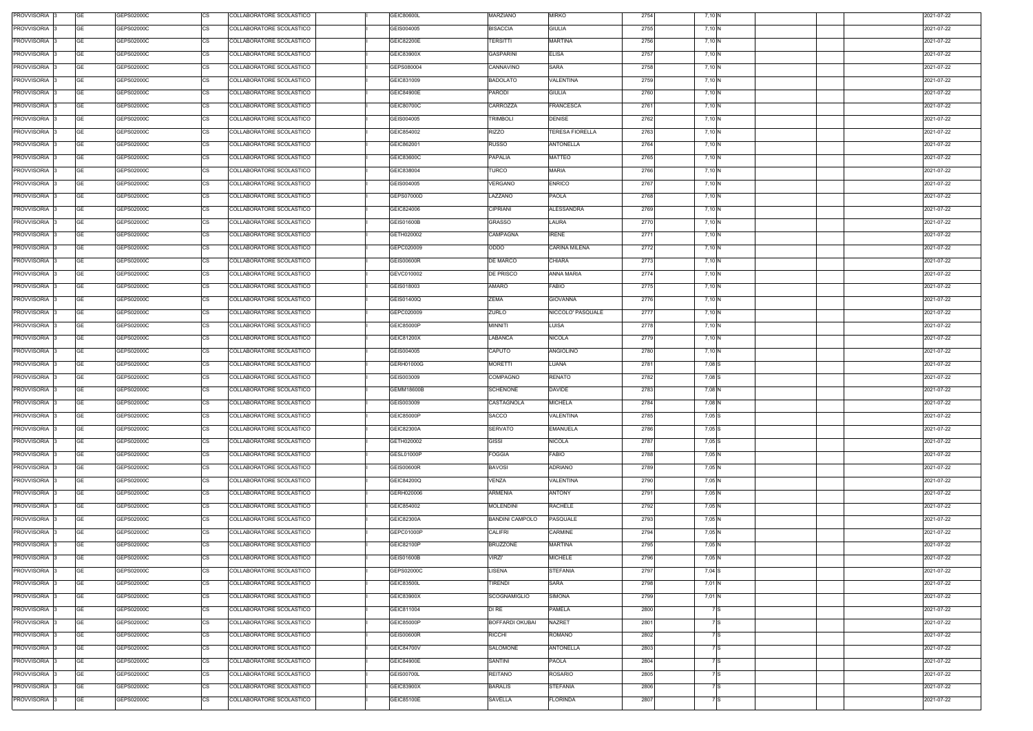| | | | | | | | | | | | | | | | | |
|---|---|---|---|---|---|---|---|---|---|---|---|---|---|---|---|---|
| PROVVISORIA | 3 | GE | GEPS02000C | CS | COLLABORATORE SCOLASTICO | | I | GEIC80600L | MARZIANO | MIRKO | 2754 | 7,10 | N | | | 2021-07-22 |
| PROVVISORIA | 3 | GE | GEPS02000C | CS | COLLABORATORE SCOLASTICO | | I | GEIS004005 | BISACCIA | GIULIA | 2755 | 7,10 | N | | | 2021-07-22 |
| PROVVISORIA | 3 | GE | GEPS02000C | CS | COLLABORATORE SCOLASTICO | | I | GEIC82200E | TERSITTI | MARTINA | 2756 | 7,10 | N | | | 2021-07-22 |
| PROVVISORIA | 3 | GE | GEPS02000C | CS | COLLABORATORE SCOLASTICO | | I | GEIC83900X | GASPARINI | ELISA | 2757 | 7,10 | N | | | 2021-07-22 |
| PROVVISORIA | 3 | GE | GEPS02000C | CS | COLLABORATORE SCOLASTICO | | I | GEPS080004 | CANNAVINO | SARA | 2758 | 7,10 | N | | | 2021-07-22 |
| PROVVISORIA | 3 | GE | GEPS02000C | CS | COLLABORATORE SCOLASTICO | | I | GEIC831009 | BADOLATO | VALENTINA | 2759 | 7,10 | N | | | 2021-07-22 |
| PROVVISORIA | 3 | GE | GEPS02000C | CS | COLLABORATORE SCOLASTICO | | I | GEIC84900E | PARODI | GIULIA | 2760 | 7,10 | N | | | 2021-07-22 |
| PROVVISORIA | 3 | GE | GEPS02000C | CS | COLLABORATORE SCOLASTICO | | I | GEIC80700C | CARROZZA | FRANCESCA | 2761 | 7,10 | N | | | 2021-07-22 |
| PROVVISORIA | 3 | GE | GEPS02000C | CS | COLLABORATORE SCOLASTICO | | I | GEIS004005 | TRIMBOLI | DENISE | 2762 | 7,10 | N | | | 2021-07-22 |
| PROVVISORIA | 3 | GE | GEPS02000C | CS | COLLABORATORE SCOLASTICO | | I | GEIC854002 | RIZZO | TERESA FIORELLA | 2763 | 7,10 | N | | | 2021-07-22 |
| PROVVISORIA | 3 | GE | GEPS02000C | CS | COLLABORATORE SCOLASTICO | | I | GEIC862001 | RUSSO | ANTONELLA | 2764 | 7,10 | N | | | 2021-07-22 |
| PROVVISORIA | 3 | GE | GEPS02000C | CS | COLLABORATORE SCOLASTICO | | I | GEIC83600C | PAPALIA | MATTEO | 2765 | 7,10 | N | | | 2021-07-22 |
| PROVVISORIA | 3 | GE | GEPS02000C | CS | COLLABORATORE SCOLASTICO | | I | GEIC838004 | TURCO | MARIA | 2766 | 7,10 | N | | | 2021-07-22 |
| PROVVISORIA | 3 | GE | GEPS02000C | CS | COLLABORATORE SCOLASTICO | | I | GEIS004005 | VERGANO | ENRICO | 2767 | 7,10 | N | | | 2021-07-22 |
| PROVVISORIA | 3 | GE | GEPS02000C | CS | COLLABORATORE SCOLASTICO | | I | GEPS07000D | LAZZANO | PAOLA | 2768 | 7,10 | N | | | 2021-07-22 |
| PROVVISORIA | 3 | GE | GEPS02000C | CS | COLLABORATORE SCOLASTICO | | I | GEIC824006 | CIPRIANI | ALESSANDRA | 2769 | 7,10 | N | | | 2021-07-22 |
| PROVVISORIA | 3 | GE | GEPS02000C | CS | COLLABORATORE SCOLASTICO | | I | GEIS01600B | GRASSO | LAURA | 2770 | 7,10 | N | | | 2021-07-22 |
| PROVVISORIA | 3 | GE | GEPS02000C | CS | COLLABORATORE SCOLASTICO | | I | GETH020002 | CAMPAGNA | IRENE | 2771 | 7,10 | N | | | 2021-07-22 |
| PROVVISORIA | 3 | GE | GEPS02000C | CS | COLLABORATORE SCOLASTICO | | I | GEPC020009 | ODDO | CARINA MILENA | 2772 | 7,10 | N | | | 2021-07-22 |
| PROVVISORIA | 3 | GE | GEPS02000C | CS | COLLABORATORE SCOLASTICO | | I | GEIS00600R | DE MARCO | CHIARA | 2773 | 7,10 | N | | | 2021-07-22 |
| PROVVISORIA | 3 | GE | GEPS02000C | CS | COLLABORATORE SCOLASTICO | | I | GEVC010002 | DE PRISCO | ANNA MARIA | 2774 | 7,10 | N | | | 2021-07-22 |
| PROVVISORIA | 3 | GE | GEPS02000C | CS | COLLABORATORE SCOLASTICO | | I | GEIS018003 | AMARO | FABIO | 2775 | 7,10 | N | | | 2021-07-22 |
| PROVVISORIA | 3 | GE | GEPS02000C | CS | COLLABORATORE SCOLASTICO | | I | GEIS01400Q | ZEMA | GIOVANNA | 2776 | 7,10 | N | | | 2021-07-22 |
| PROVVISORIA | 3 | GE | GEPS02000C | CS | COLLABORATORE SCOLASTICO | | I | GEPC020009 | ZURLO | NICCOLO' PASQUALE | 2777 | 7,10 | N | | | 2021-07-22 |
| PROVVISORIA | 3 | GE | GEPS02000C | CS | COLLABORATORE SCOLASTICO | | I | GEIC85000P | MINNITI | LUISA | 2778 | 7,10 | N | | | 2021-07-22 |
| PROVVISORIA | 3 | GE | GEPS02000C | CS | COLLABORATORE SCOLASTICO | | I | GEIC81200X | LABANCA | NICOLA | 2779 | 7,10 | N | | | 2021-07-22 |
| PROVVISORIA | 3 | GE | GEPS02000C | CS | COLLABORATORE SCOLASTICO | | I | GEIS004005 | CAPUTO | ANGIOLINO | 2780 | 7,10 | N | | | 2021-07-22 |
| PROVVISORIA | 3 | GE | GEPS02000C | CS | COLLABORATORE SCOLASTICO | | I | GERH01000G | MORETTI | LUANA | 2781 | 7,08 | S | | | 2021-07-22 |
| PROVVISORIA | 3 | GE | GEPS02000C | CS | COLLABORATORE SCOLASTICO | | I | GEIS003009 | COMPAGNO | RENATO | 2782 | 7,08 | S | | | 2021-07-22 |
| PROVVISORIA | 3 | GE | GEPS02000C | CS | COLLABORATORE SCOLASTICO | | I | GEMM18600B | SCHENONE | DAVIDE | 2783 | 7,08 | N | | | 2021-07-22 |
| PROVVISORIA | 3 | GE | GEPS02000C | CS | COLLABORATORE SCOLASTICO | | I | GEIS003009 | CASTAGNOLA | MICHELA | 2784 | 7,08 | N | | | 2021-07-22 |
| PROVVISORIA | 3 | GE | GEPS02000C | CS | COLLABORATORE SCOLASTICO | | I | GEIC85000P | SACCO | VALENTINA | 2785 | 7,05 | S | | | 2021-07-22 |
| PROVVISORIA | 3 | GE | GEPS02000C | CS | COLLABORATORE SCOLASTICO | | I | GEIC82300A | SERVATO | EMANUELA | 2786 | 7,05 | S | | | 2021-07-22 |
| PROVVISORIA | 3 | GE | GEPS02000C | CS | COLLABORATORE SCOLASTICO | | I | GETH020002 | GISSI | NICOLA | 2787 | 7,05 | S | | | 2021-07-22 |
| PROVVISORIA | 3 | GE | GEPS02000C | CS | COLLABORATORE SCOLASTICO | | I | GESL01000P | FOGGIA | FABIO | 2788 | 7,05 | N | | | 2021-07-22 |
| PROVVISORIA | 3 | GE | GEPS02000C | CS | COLLABORATORE SCOLASTICO | | I | GEIS00600R | BAVOSI | ADRIANO | 2789 | 7,05 | N | | | 2021-07-22 |
| PROVVISORIA | 3 | GE | GEPS02000C | CS | COLLABORATORE SCOLASTICO | | I | GEIC84200Q | VENZA | VALENTINA | 2790 | 7,05 | N | | | 2021-07-22 |
| PROVVISORIA | 3 | GE | GEPS02000C | CS | COLLABORATORE SCOLASTICO | | I | GERH020006 | ARMENIA | ANTONY | 2791 | 7,05 | N | | | 2021-07-22 |
| PROVVISORIA | 3 | GE | GEPS02000C | CS | COLLABORATORE SCOLASTICO | | I | GEIC854002 | MOLENDINI | RACHELE | 2792 | 7,05 | N | | | 2021-07-22 |
| PROVVISORIA | 3 | GE | GEPS02000C | CS | COLLABORATORE SCOLASTICO | | I | GEIC82300A | BANDINI CAMPOLO | PASQUALE | 2793 | 7,05 | N | | | 2021-07-22 |
| PROVVISORIA | 3 | GE | GEPS02000C | CS | COLLABORATORE SCOLASTICO | | I | GEPC01000P | CALIFRI | CARMINE | 2794 | 7,05 | N | | | 2021-07-22 |
| PROVVISORIA | 3 | GE | GEPS02000C | CS | COLLABORATORE SCOLASTICO | | I | GEIC82100P | BRUZZONE | MARTINA | 2795 | 7,05 | N | | | 2021-07-22 |
| PROVVISORIA | 3 | GE | GEPS02000C | CS | COLLABORATORE SCOLASTICO | | I | GEIS01600B | VIRZI' | MICHELE | 2796 | 7,05 | N | | | 2021-07-22 |
| PROVVISORIA | 3 | GE | GEPS02000C | CS | COLLABORATORE SCOLASTICO | | I | GEPS02000C | LISENA | STEFANIA | 2797 | 7,04 | S | | | 2021-07-22 |
| PROVVISORIA | 3 | GE | GEPS02000C | CS | COLLABORATORE SCOLASTICO | | I | GEIC83500L | TIRENDI | SARA | 2798 | 7,01 | N | | | 2021-07-22 |
| PROVVISORIA | 3 | GE | GEPS02000C | CS | COLLABORATORE SCOLASTICO | | I | GEIC83900X | SCOGNAMIGLIO | SIMONA | 2799 | 7,01 | N | | | 2021-07-22 |
| PROVVISORIA | 3 | GE | GEPS02000C | CS | COLLABORATORE SCOLASTICO | | I | GEIC811004 | DI RE | PAMELA | 2800 | 7 | S | | | 2021-07-22 |
| PROVVISORIA | 3 | GE | GEPS02000C | CS | COLLABORATORE SCOLASTICO | | I | GEIC85000P | BOFFARDI OKUBAI | NAZRET | 2801 | 7 | S | | | 2021-07-22 |
| PROVVISORIA | 3 | GE | GEPS02000C | CS | COLLABORATORE SCOLASTICO | | I | GEIS00600R | RICCHI | ROMANO | 2802 | 7 | S | | | 2021-07-22 |
| PROVVISORIA | 3 | GE | GEPS02000C | CS | COLLABORATORE SCOLASTICO | | I | GEIC84700V | SALOMONE | ANTONELLA | 2803 | 7 | S | | | 2021-07-22 |
| PROVVISORIA | 3 | GE | GEPS02000C | CS | COLLABORATORE SCOLASTICO | | I | GEIC84900E | SANTINI | PAOLA | 2804 | 7 | S | | | 2021-07-22 |
| PROVVISORIA | 3 | GE | GEPS02000C | CS | COLLABORATORE SCOLASTICO | | I | GEIS00700L | REITANO | ROSARIO | 2805 | 7 | S | | | 2021-07-22 |
| PROVVISORIA | 3 | GE | GEPS02000C | CS | COLLABORATORE SCOLASTICO | | I | GEIC83900X | BARALIS | STEFANIA | 2806 | 7 | S | | | 2021-07-22 |
| PROVVISORIA | 3 | GE | GEPS02000C | CS | COLLABORATORE SCOLASTICO | | I | GEIC85100E | SAVELLA | FLORINDA | 2807 | 7 | S | | | 2021-07-22 |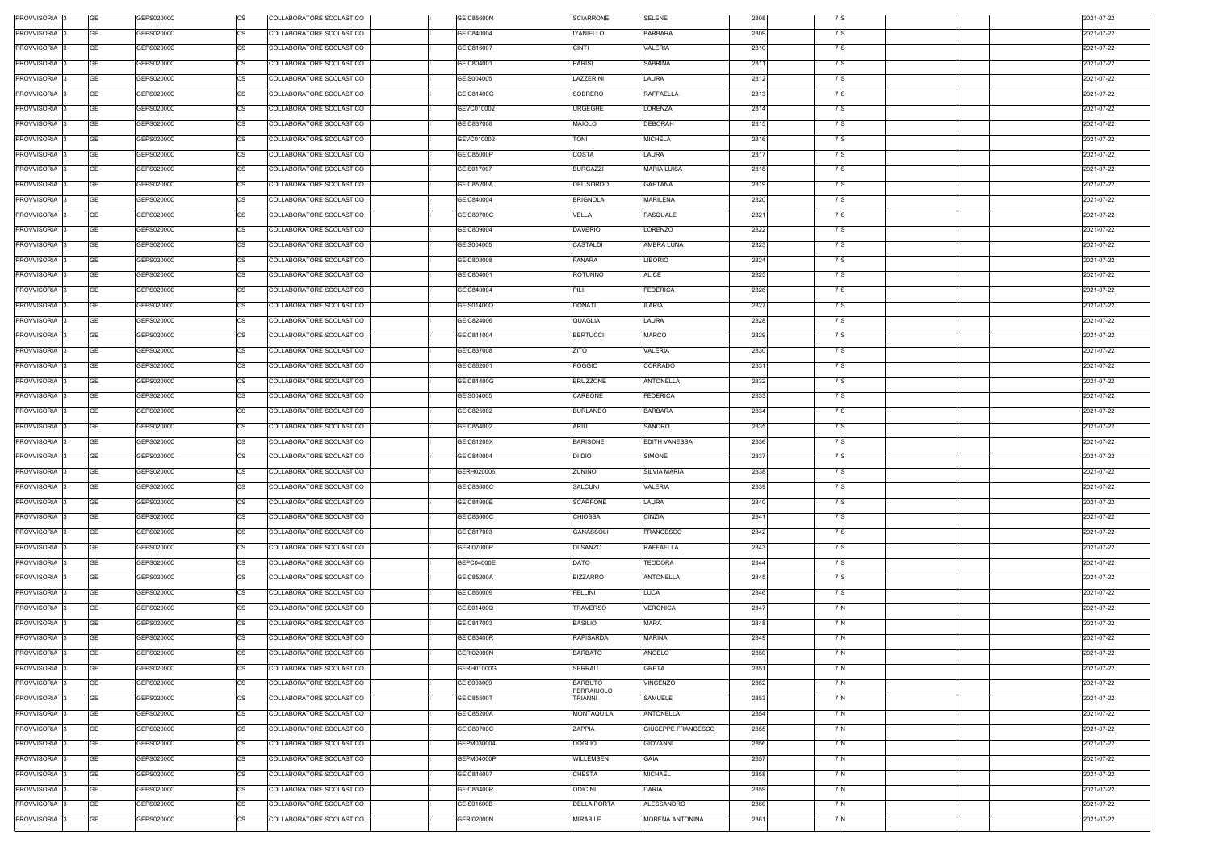| | | | | | | | | | | | | | | | | |
|---|---|---|---|---|---|---|---|---|---|---|---|---|---|---|---|---|
| PROVVISORIA | 3 | GE | GEPS02000C | CS | COLLABORATORE SCOLASTICO | | I | GEIC85600N | SCIARRONE | SELENE | 2808 | 7 | S | | | 2021-07-22 |
| PROVVISORIA | 3 | GE | GEPS02000C | CS | COLLABORATORE SCOLASTICO | | I | GEIC840004 | D'ANIELLO | BARBARA | 2809 | 7 | S | | | 2021-07-22 |
| PROVVISORIA | 3 | GE | GEPS02000C | CS | COLLABORATORE SCOLASTICO | | I | GEIC816007 | CINTI | VALERIA | 2810 | 7 | S | | | 2021-07-22 |
| PROVVISORIA | 3 | GE | GEPS02000C | CS | COLLABORATORE SCOLASTICO | | I | GEIC804001 | PARISI | SABRINA | 2811 | 7 | S | | | 2021-07-22 |
| PROVVISORIA | 3 | GE | GEPS02000C | CS | COLLABORATORE SCOLASTICO | | I | GEIS004005 | LAZZERINI | LAURA | 2812 | 7 | S | | | 2021-07-22 |
| PROVVISORIA | 3 | GE | GEPS02000C | CS | COLLABORATORE SCOLASTICO | | I | GEIC81400G | SOBRERO | RAFFAELLA | 2813 | 7 | S | | | 2021-07-22 |
| PROVVISORIA | 3 | GE | GEPS02000C | CS | COLLABORATORE SCOLASTICO | | I | GEVC010002 | URGEGHE | LORENZA | 2814 | 7 | S | | | 2021-07-22 |
| PROVVISORIA | 3 | GE | GEPS02000C | CS | COLLABORATORE SCOLASTICO | | I | GEIC837008 | MAIOLO | DEBORAH | 2815 | 7 | S | | | 2021-07-22 |
| PROVVISORIA | 3 | GE | GEPS02000C | CS | COLLABORATORE SCOLASTICO | | I | GEVC010002 | TONI | MICHELA | 2816 | 7 | S | | | 2021-07-22 |
| PROVVISORIA | 3 | GE | GEPS02000C | CS | COLLABORATORE SCOLASTICO | | I | GEIC85000P | COSTA | LAURA | 2817 | 7 | S | | | 2021-07-22 |
| PROVVISORIA | 3 | GE | GEPS02000C | CS | COLLABORATORE SCOLASTICO | | I | GEIS017007 | BURGAZZI | MARIA LUISA | 2818 | 7 | S | | | 2021-07-22 |
| PROVVISORIA | 3 | GE | GEPS02000C | CS | COLLABORATORE SCOLASTICO | | I | GEIC85200A | DEL SORDO | GAETANA | 2819 | 7 | S | | | 2021-07-22 |
| PROVVISORIA | 3 | GE | GEPS02000C | CS | COLLABORATORE SCOLASTICO | | I | GEIC840004 | BRIGNOLA | MARILENA | 2820 | 7 | S | | | 2021-07-22 |
| PROVVISORIA | 3 | GE | GEPS02000C | CS | COLLABORATORE SCOLASTICO | | I | GEIC80700C | VELLA | PASQUALE | 2821 | 7 | S | | | 2021-07-22 |
| PROVVISORIA | 3 | GE | GEPS02000C | CS | COLLABORATORE SCOLASTICO | | I | GEIC809004 | DAVERIO | LORENZO | 2822 | 7 | S | | | 2021-07-22 |
| PROVVISORIA | 3 | GE | GEPS02000C | CS | COLLABORATORE SCOLASTICO | | I | GEIS004005 | CASTALDI | AMBRA LUNA | 2823 | 7 | S | | | 2021-07-22 |
| PROVVISORIA | 3 | GE | GEPS02000C | CS | COLLABORATORE SCOLASTICO | | I | GEIC808008 | FANARA | LIBORIO | 2824 | 7 | S | | | 2021-07-22 |
| PROVVISORIA | 3 | GE | GEPS02000C | CS | COLLABORATORE SCOLASTICO | | I | GEIC804001 | ROTUNNO | ALICE | 2825 | 7 | S | | | 2021-07-22 |
| PROVVISORIA | 3 | GE | GEPS02000C | CS | COLLABORATORE SCOLASTICO | | I | GEIC840004 | PILI | FEDERICA | 2826 | 7 | S | | | 2021-07-22 |
| PROVVISORIA | 3 | GE | GEPS02000C | CS | COLLABORATORE SCOLASTICO | | I | GEIS01400Q | DONATI | ILARIA | 2827 | 7 | S | | | 2021-07-22 |
| PROVVISORIA | 3 | GE | GEPS02000C | CS | COLLABORATORE SCOLASTICO | | I | GEIC824006 | QUAGLIA | LAURA | 2828 | 7 | S | | | 2021-07-22 |
| PROVVISORIA | 3 | GE | GEPS02000C | CS | COLLABORATORE SCOLASTICO | | I | GEIC811004 | BERTUCCI | MARCO | 2829 | 7 | S | | | 2021-07-22 |
| PROVVISORIA | 3 | GE | GEPS02000C | CS | COLLABORATORE SCOLASTICO | | I | GEIC837008 | ZITO | VALERIA | 2830 | 7 | S | | | 2021-07-22 |
| PROVVISORIA | 3 | GE | GEPS02000C | CS | COLLABORATORE SCOLASTICO | | I | GEIC862001 | POGGIO | CORRADO | 2831 | 7 | S | | | 2021-07-22 |
| PROVVISORIA | 3 | GE | GEPS02000C | CS | COLLABORATORE SCOLASTICO | | I | GEIC81400G | BRUZZONE | ANTONELLA | 2832 | 7 | S | | | 2021-07-22 |
| PROVVISORIA | 3 | GE | GEPS02000C | CS | COLLABORATORE SCOLASTICO | | I | GEIS004005 | CARBONE | FEDERICA | 2833 | 7 | S | | | 2021-07-22 |
| PROVVISORIA | 3 | GE | GEPS02000C | CS | COLLABORATORE SCOLASTICO | | I | GEIC825002 | BURLANDO | BARBARA | 2834 | 7 | S | | | 2021-07-22 |
| PROVVISORIA | 3 | GE | GEPS02000C | CS | COLLABORATORE SCOLASTICO | | I | GEIC854002 | ARIU | SANDRO | 2835 | 7 | S | | | 2021-07-22 |
| PROVVISORIA | 3 | GE | GEPS02000C | CS | COLLABORATORE SCOLASTICO | | I | GEIC81200X | BARISONE | EDITH VANESSA | 2836 | 7 | S | | | 2021-07-22 |
| PROVVISORIA | 3 | GE | GEPS02000C | CS | COLLABORATORE SCOLASTICO | | I | GEIC840004 | DI DIO | SIMONE | 2837 | 7 | S | | | 2021-07-22 |
| PROVVISORIA | 3 | GE | GEPS02000C | CS | COLLABORATORE SCOLASTICO | | I | GERH020006 | ZUNINO | SILVIA MARIA | 2838 | 7 | S | | | 2021-07-22 |
| PROVVISORIA | 3 | GE | GEPS02000C | CS | COLLABORATORE SCOLASTICO | | I | GEIC83600C | SALCUNI | VALERIA | 2839 | 7 | S | | | 2021-07-22 |
| PROVVISORIA | 3 | GE | GEPS02000C | CS | COLLABORATORE SCOLASTICO | | I | GEIC84900E | SCARFONE | LAURA | 2840 | 7 | S | | | 2021-07-22 |
| PROVVISORIA | 3 | GE | GEPS02000C | CS | COLLABORATORE SCOLASTICO | | I | GEIC83600C | CHIOSSA | CINZIA | 2841 | 7 | S | | | 2021-07-22 |
| PROVVISORIA | 3 | GE | GEPS02000C | CS | COLLABORATORE SCOLASTICO | | I | GEIC817003 | GANASSOLI | FRANCESCO | 2842 | 7 | S | | | 2021-07-22 |
| PROVVISORIA | 3 | GE | GEPS02000C | CS | COLLABORATORE SCOLASTICO | | I | GERI07000P | DI SANZO | RAFFAELLA | 2843 | 7 | S | | | 2021-07-22 |
| PROVVISORIA | 3 | GE | GEPS02000C | CS | COLLABORATORE SCOLASTICO | | I | GEPC04000E | DATO | TEODORA | 2844 | 7 | S | | | 2021-07-22 |
| PROVVISORIA | 3 | GE | GEPS02000C | CS | COLLABORATORE SCOLASTICO | | I | GEIC85200A | BIZZARRO | ANTONELLA | 2845 | 7 | S | | | 2021-07-22 |
| PROVVISORIA | 3 | GE | GEPS02000C | CS | COLLABORATORE SCOLASTICO | | I | GEIC860009 | FELLINI | LUCA | 2846 | 7 | S | | | 2021-07-22 |
| PROVVISORIA | 3 | GE | GEPS02000C | CS | COLLABORATORE SCOLASTICO | | I | GEIS01400Q | TRAVERSO | VERONICA | 2847 | 7 | N | | | 2021-07-22 |
| PROVVISORIA | 3 | GE | GEPS02000C | CS | COLLABORATORE SCOLASTICO | | I | GEIC817003 | BASILIO | MARA | 2848 | 7 | N | | | 2021-07-22 |
| PROVVISORIA | 3 | GE | GEPS02000C | CS | COLLABORATORE SCOLASTICO | | I | GEIC83400R | RAPISARDA | MARINA | 2849 | 7 | N | | | 2021-07-22 |
| PROVVISORIA | 3 | GE | GEPS02000C | CS | COLLABORATORE SCOLASTICO | | I | GERI02000N | BARBATO | ANGELO | 2850 | 7 | N | | | 2021-07-22 |
| PROVVISORIA | 3 | GE | GEPS02000C | CS | COLLABORATORE SCOLASTICO | | I | GERH01000G | SERRAU | GRETA | 2851 | 7 | N | | | 2021-07-22 |
| PROVVISORIA | 3 | GE | GEPS02000C | CS | COLLABORATORE SCOLASTICO | | I | GEIS003009 | BARBUTO FERRAIUOLO | VINCENZO | 2852 | 7 | N | | | 2021-07-22 |
| PROVVISORIA | 3 | GE | GEPS02000C | CS | COLLABORATORE SCOLASTICO | | I | GEIC85500T | TRIANNI | SAMUELE | 2853 | 7 | N | | | 2021-07-22 |
| PROVVISORIA | 3 | GE | GEPS02000C | CS | COLLABORATORE SCOLASTICO | | I | GEIC85200A | MONTAQUILA | ANTONELLA | 2854 | 7 | N | | | 2021-07-22 |
| PROVVISORIA | 3 | GE | GEPS02000C | CS | COLLABORATORE SCOLASTICO | | I | GEIC80700C | ZAPPIA | GIUSEPPE FRANCESCO | 2855 | 7 | N | | | 2021-07-22 |
| PROVVISORIA | 3 | GE | GEPS02000C | CS | COLLABORATORE SCOLASTICO | | I | GEPM030004 | DOGLIO | GIOVANNI | 2856 | 7 | N | | | 2021-07-22 |
| PROVVISORIA | 3 | GE | GEPS02000C | CS | COLLABORATORE SCOLASTICO | | I | GEPM04000P | WILLEMSEN | GAIA | 2857 | 7 | N | | | 2021-07-22 |
| PROVVISORIA | 3 | GE | GEPS02000C | CS | COLLABORATORE SCOLASTICO | | I | GEIC816007 | CHESTA | MICHAEL | 2858 | 7 | N | | | 2021-07-22 |
| PROVVISORIA | 3 | GE | GEPS02000C | CS | COLLABORATORE SCOLASTICO | | I | GEIC83400R | ODICINI | DARIA | 2859 | 7 | N | | | 2021-07-22 |
| PROVVISORIA | 3 | GE | GEPS02000C | CS | COLLABORATORE SCOLASTICO | | I | GEIS01600B | DELLA PORTA | ALESSANDRO | 2860 | 7 | N | | | 2021-07-22 |
| PROVVISORIA | 3 | GE | GEPS02000C | CS | COLLABORATORE SCOLASTICO | | I | GERI02000N | MIRABILE | MORENA ANTONINA | 2861 | 7 | N | | | 2021-07-22 |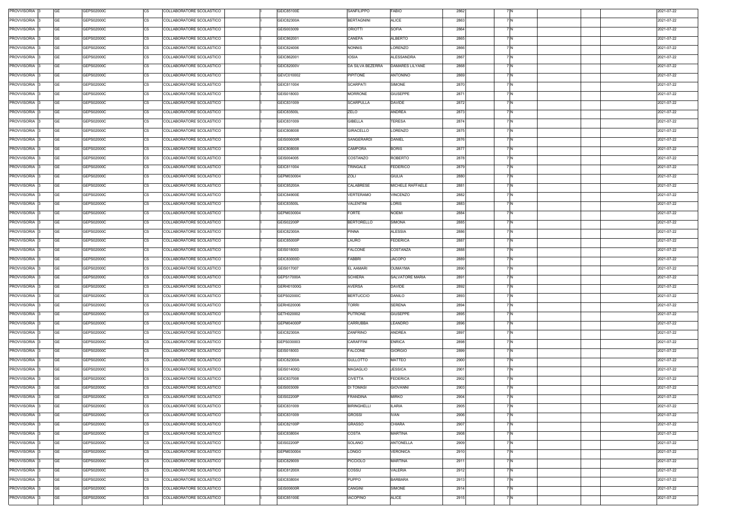| | | | | | | | | | | | | | | | | |
|---|---|---|---|---|---|---|---|---|---|---|---|---|---|---|---|---|
| PROVVISORIA | 3 | GE | GEPS02000C | CS | COLLABORATORE SCOLASTICO | | I | GEIC85100E | SANFILIPPO | FABIO | 2862 | 7 | N | | | 2021-07-22 |
| PROVVISORIA | 3 | GE | GEPS02000C | CS | COLLABORATORE SCOLASTICO | | I | GEIC82300A | BERTAGNINI | ALICE | 2863 | 7 | N | | | 2021-07-22 |
| PROVVISORIA | 3 | GE | GEPS02000C | CS | COLLABORATORE SCOLASTICO | | I | GEIS003009 | ORIOTTI | SOFIA | 2864 | 7 | N | | | 2021-07-22 |
| PROVVISORIA | 3 | GE | GEPS02000C | CS | COLLABORATORE SCOLASTICO | | I | GEIC862001 | CANEPA | ALBERTO | 2865 | 7 | N | | | 2021-07-22 |
| PROVVISORIA | 3 | GE | GEPS02000C | CS | COLLABORATORE SCOLASTICO | | I | GEIC824006 | NONNIS | LORENZO | 2866 | 7 | N | | | 2021-07-22 |
| PROVVISORIA | 3 | GE | GEPS02000C | CS | COLLABORATORE SCOLASTICO | | I | GEIC862001 | IOSIA | ALESSANDRA | 2867 | 7 | N | | | 2021-07-22 |
| PROVVISORIA | 3 | GE | GEPS02000C | CS | COLLABORATORE SCOLASTICO | | I | GEIC82000V | DA SILVA BEZERRA | DAMARES LILYANE | 2868 | 7 | N | | | 2021-07-22 |
| PROVVISORIA | 3 | GE | GEPS02000C | CS | COLLABORATORE SCOLASTICO | | I | GEVC010002 | PIPITONE | ANTONINO | 2869 | 7 | N | | | 2021-07-22 |
| PROVVISORIA | 3 | GE | GEPS02000C | CS | COLLABORATORE SCOLASTICO | | I | GEIC811004 | SCARPATI | SIMONE | 2870 | 7 | N | | | 2021-07-22 |
| PROVVISORIA | 3 | GE | GEPS02000C | CS | COLLABORATORE SCOLASTICO | | I | GEIS018003 | MORRONE | GIUSEPPE | 2871 | 7 | N | | | 2021-07-22 |
| PROVVISORIA | 3 | GE | GEPS02000C | CS | COLLABORATORE SCOLASTICO | | I | GEIC831009 | SCARPULLA | DAVIDE | 2872 | 7 | N | | | 2021-07-22 |
| PROVVISORIA | 3 | GE | GEPS02000C | CS | COLLABORATORE SCOLASTICO | | I | GEIC83500L | ZELO | ANDREA | 2873 | 7 | N | | | 2021-07-22 |
| PROVVISORIA | 3 | GE | GEPS02000C | CS | COLLABORATORE SCOLASTICO | | I | GEIC831009 | GIBELLA | TERESA | 2874 | 7 | N | | | 2021-07-22 |
| PROVVISORIA | 3 | GE | GEPS02000C | CS | COLLABORATORE SCOLASTICO | | I | GEIC808008 | GIRACELLO | LORENZO | 2875 | 7 | N | | | 2021-07-22 |
| PROVVISORIA | 3 | GE | GEPS02000C | CS | COLLABORATORE SCOLASTICO | | I | GEIS00600R | SANGERARDI | DANIEL | 2876 | 7 | N | | | 2021-07-22 |
| PROVVISORIA | 3 | GE | GEPS02000C | CS | COLLABORATORE SCOLASTICO | | I | GEIC808008 | CAMPORA | BORIS | 2877 | 7 | N | | | 2021-07-22 |
| PROVVISORIA | 3 | GE | GEPS02000C | CS | COLLABORATORE SCOLASTICO | | I | GEIS004005 | COSTANZO | ROBERTO | 2878 | 7 | N | | | 2021-07-22 |
| PROVVISORIA | 3 | GE | GEPS02000C | CS | COLLABORATORE SCOLASTICO | | I | GEIC811004 | TRINGALE | FEDERICO | 2879 | 7 | N | | | 2021-07-22 |
| PROVVISORIA | 3 | GE | GEPS02000C | CS | COLLABORATORE SCOLASTICO | | I | GEPM030004 | ZOLI | GIULIA | 2880 | 7 | N | | | 2021-07-22 |
| PROVVISORIA | 3 | GE | GEPS02000C | CS | COLLABORATORE SCOLASTICO | | I | GEIC85200A | CALABRESE | MICHELE RAFFAELE | 2881 | 7 | N | | | 2021-07-22 |
| PROVVISORIA | 3 | GE | GEPS02000C | CS | COLLABORATORE SCOLASTICO | | I | GEIC84900E | VERTERAMO | VINCENZO | 2882 | 7 | N | | | 2021-07-22 |
| PROVVISORIA | 3 | GE | GEPS02000C | CS | COLLABORATORE SCOLASTICO | | I | GEIC83500L | VALENTINI | LORIS | 2883 | 7 | N | | | 2021-07-22 |
| PROVVISORIA | 3 | GE | GEPS02000C | CS | COLLABORATORE SCOLASTICO | | I | GEPM030004 | FORTE | NOEMI | 2884 | 7 | N | | | 2021-07-22 |
| PROVVISORIA | 3 | GE | GEPS02000C | CS | COLLABORATORE SCOLASTICO | | I | GEIS02200P | BERTORELLO | SIMONA | 2885 | 7 | N | | | 2021-07-22 |
| PROVVISORIA | 3 | GE | GEPS02000C | CS | COLLABORATORE SCOLASTICO | | I | GEIC82300A | PINNA | ALESSIA | 2886 | 7 | N | | | 2021-07-22 |
| PROVVISORIA | 3 | GE | GEPS02000C | CS | COLLABORATORE SCOLASTICO | | I | GEIC85000P | LAURO | FEDERICA | 2887 | 7 | N | | | 2021-07-22 |
| PROVVISORIA | 3 | GE | GEPS02000C | CS | COLLABORATORE SCOLASTICO | | I | GEIS018003 | FALCONE | COSTANZA | 2888 | 7 | N | | | 2021-07-22 |
| PROVVISORIA | 3 | GE | GEPS02000C | CS | COLLABORATORE SCOLASTICO | | I | GEIC83000D | FABBRI | JACOPO | 2889 | 7 | N | | | 2021-07-22 |
| PROVVISORIA | 3 | GE | GEPS02000C | CS | COLLABORATORE SCOLASTICO | | I | GEIS017007 | EL AAMARI | OUMAYMA | 2890 | 7 | N | | | 2021-07-22 |
| PROVVISORIA | 3 | GE | GEPS02000C | CS | COLLABORATORE SCOLASTICO | | I | GEPS17000A | SCHIERA | SALVATORE MARIA | 2891 | 7 | N | | | 2021-07-22 |
| PROVVISORIA | 3 | GE | GEPS02000C | CS | COLLABORATORE SCOLASTICO | | I | GERH01000G | AVERSA | DAVIDE | 2892 | 7 | N | | | 2021-07-22 |
| PROVVISORIA | 3 | GE | GEPS02000C | CS | COLLABORATORE SCOLASTICO | | I | GEPS02000C | BERTUCCIO | DANILO | 2893 | 7 | N | | | 2021-07-22 |
| PROVVISORIA | 3 | GE | GEPS02000C | CS | COLLABORATORE SCOLASTICO | | I | GERH020006 | TORRI | SERENA | 2894 | 7 | N | | | 2021-07-22 |
| PROVVISORIA | 3 | GE | GEPS02000C | CS | COLLABORATORE SCOLASTICO | | I | GETH020002 | PUTRONE | GIUSEPPE | 2895 | 7 | N | | | 2021-07-22 |
| PROVVISORIA | 3 | GE | GEPS02000C | CS | COLLABORATORE SCOLASTICO | | I | GEPM04000P | CARRUBBA | LEANDRO | 2896 | 7 | N | | | 2021-07-22 |
| PROVVISORIA | 3 | GE | GEPS02000C | CS | COLLABORATORE SCOLASTICO | | I | GEIC82300A | ZANFRINO | ANDREA | 2897 | 7 | N | | | 2021-07-22 |
| PROVVISORIA | 3 | GE | GEPS02000C | CS | COLLABORATORE SCOLASTICO | | I | GEPS030003 | CARAFFINI | ENRICA | 2898 | 7 | N | | | 2021-07-22 |
| PROVVISORIA | 3 | GE | GEPS02000C | CS | COLLABORATORE SCOLASTICO | | I | GEIS018003 | FALCONE | GIORGIO | 2899 | 7 | N | | | 2021-07-22 |
| PROVVISORIA | 3 | GE | GEPS02000C | CS | COLLABORATORE SCOLASTICO | | I | GEIC82300A | GULLOTTO | MATTEO | 2900 | 7 | N | | | 2021-07-22 |
| PROVVISORIA | 3 | GE | GEPS02000C | CS | COLLABORATORE SCOLASTICO | | I | GEIS01400Q | MAGAGLIO | JESSICA | 2901 | 7 | N | | | 2021-07-22 |
| PROVVISORIA | 3 | GE | GEPS02000C | CS | COLLABORATORE SCOLASTICO | | I | GEIC837008 | CIVETTA | FEDERICA | 2902 | 7 | N | | | 2021-07-22 |
| PROVVISORIA | 3 | GE | GEPS02000C | CS | COLLABORATORE SCOLASTICO | | I | GEIS003009 | DI TOMASI | GIOVANNI | 2903 | 7 | N | | | 2021-07-22 |
| PROVVISORIA | 3 | GE | GEPS02000C | CS | COLLABORATORE SCOLASTICO | | I | GEIS02200P | FRANDINA | MIRKO | 2904 | 7 | N | | | 2021-07-22 |
| PROVVISORIA | 3 | GE | GEPS02000C | CS | COLLABORATORE SCOLASTICO | | I | GEIC831009 | BIRINGHELLI | ILARIA | 2905 | 7 | N | | | 2021-07-22 |
| PROVVISORIA | 3 | GE | GEPS02000C | CS | COLLABORATORE SCOLASTICO | | I | GEIC831009 | GROSSI | IVAN | 2906 | 7 | N | | | 2021-07-22 |
| PROVVISORIA | 3 | GE | GEPS02000C | CS | COLLABORATORE SCOLASTICO | | I | GEIC82100P | GRASSO | CHIARA | 2907 | 7 | N | | | 2021-07-22 |
| PROVVISORIA | 3 | GE | GEPS02000C | CS | COLLABORATORE SCOLASTICO | | I | GEIC838004 | COSTA | MARTINA | 2908 | 7 | N | | | 2021-07-22 |
| PROVVISORIA | 3 | GE | GEPS02000C | CS | COLLABORATORE SCOLASTICO | | I | GEIS02200P | SOLANO | ANTONELLA | 2909 | 7 | N | | | 2021-07-22 |
| PROVVISORIA | 3 | GE | GEPS02000C | CS | COLLABORATORE SCOLASTICO | | I | GEPM030004 | LONGO | VERONICA | 2910 | 7 | N | | | 2021-07-22 |
| PROVVISORIA | 3 | GE | GEPS02000C | CS | COLLABORATORE SCOLASTICO | | I | GEIC829009 | PICCIOLO | MARTINA | 2911 | 7 | N | | | 2021-07-22 |
| PROVVISORIA | 3 | GE | GEPS02000C | CS | COLLABORATORE SCOLASTICO | | I | GEIC81200X | COSSU | VALERIA | 2912 | 7 | N | | | 2021-07-22 |
| PROVVISORIA | 3 | GE | GEPS02000C | CS | COLLABORATORE SCOLASTICO | | I | GEIC838004 | PUPPO | BARBARA | 2913 | 7 | N | | | 2021-07-22 |
| PROVVISORIA | 3 | GE | GEPS02000C | CS | COLLABORATORE SCOLASTICO | | I | GEIS00600R | CANGINI | SIMONE | 2914 | 7 | N | | | 2021-07-22 |
| PROVVISORIA | 3 | GE | GEPS02000C | CS | COLLABORATORE SCOLASTICO | | I | GEIC85100E | IACOPINO | ALICE | 2915 | 7 | N | | | 2021-07-22 |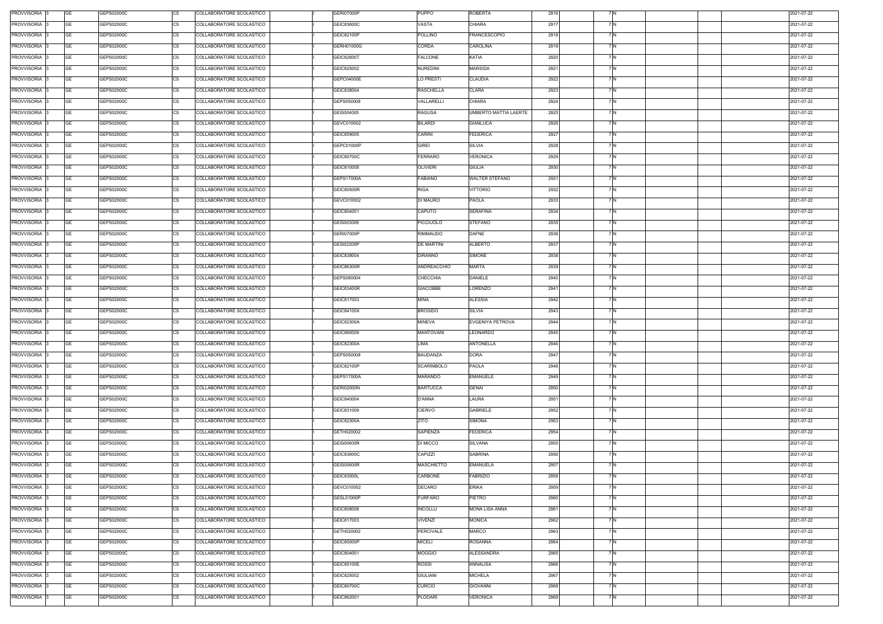| | | | | | | | | | | | | | | | | |
|---|---|---|---|---|---|---|---|---|---|---|---|---|---|---|---|---|
| PROVVISORIA | 3 | GE | GEPS02000C | CS | COLLABORATORE SCOLASTICO | | I | GERI07000P | PUPPO | ROBERTA | 2916 | | 7 | N | | 2021-07-22 |
| PROVVISORIA | 3 | GE | GEPS02000C | CS | COLLABORATORE SCOLASTICO | | I | GEIC83600C | VASTA | CHIARA | 2917 | | 7 | N | | 2021-07-22 |
| PROVVISORIA | 3 | GE | GEPS02000C | CS | COLLABORATORE SCOLASTICO | | I | GEIC82100P | POLLINO | FRANCESCOPIO | 2918 | | 7 | N | | 2021-07-22 |
| PROVVISORIA | 3 | GE | GEPS02000C | CS | COLLABORATORE SCOLASTICO | | I | GERH01000G | CORDA | CAROLINA | 2919 | | 7 | N | | 2021-07-22 |
| PROVVISORIA | 3 | GE | GEPS02000C | CS | COLLABORATORE SCOLASTICO | | I | GEIC82600T | FALCONE | KATIA | 2920 | | 7 | N | | 2021-07-22 |
| PROVVISORIA | 3 | GE | GEPS02000C | CS | COLLABORATORE SCOLASTICO | | I | GEIC825002 | NUREDINI | MARSIDA | 2921 | | 7 | N | | 2021-07-22 |
| PROVVISORIA | 3 | GE | GEPS02000C | CS | COLLABORATORE SCOLASTICO | | I | GEPC04000E | LO PRESTI | CLAUDIA | 2922 | | 7 | N | | 2021-07-22 |
| PROVVISORIA | 3 | GE | GEPS02000C | CS | COLLABORATORE SCOLASTICO | | I | GEIC838004 | RASCHELLA | CLARA | 2923 | | 7 | N | | 2021-07-22 |
| PROVVISORIA | 3 | GE | GEPS02000C | CS | COLLABORATORE SCOLASTICO | | I | GEPS050008 | VALLARELLI | CHIARA | 2924 | | 7 | N | | 2021-07-22 |
| PROVVISORIA | 3 | GE | GEPS02000C | CS | COLLABORATORE SCOLASTICO | | I | GEIS004005 | RAGUSA | UMBERTO MATTIA LAERTE | 2925 | | 7 | N | | 2021-07-22 |
| PROVVISORIA | 3 | GE | GEPS02000C | CS | COLLABORATORE SCOLASTICO | | I | GEVC010002 | BILARDI | GIANLUCA | 2926 | | 7 | N | | 2021-07-22 |
| PROVVISORIA | 3 | GE | GEPS02000C | CS | COLLABORATORE SCOLASTICO | | I | GEIC859005 | CARINI | FEDERICA | 2927 | | 7 | N | | 2021-07-22 |
| PROVVISORIA | 3 | GE | GEPS02000C | CS | COLLABORATORE SCOLASTICO | | I | GEPC01000P | GIREI | SILVIA | 2928 | | 7 | N | | 2021-07-22 |
| PROVVISORIA | 3 | GE | GEPS02000C | CS | COLLABORATORE SCOLASTICO | | I | GEIC80700C | FERRARO | VERONICA | 2929 | | 7 | N | | 2021-07-22 |
| PROVVISORIA | 3 | GE | GEPS02000C | CS | COLLABORATORE SCOLASTICO | | I | GEIC810008 | OLIVIERI | GIULIA | 2930 | | 7 | N | | 2021-07-22 |
| PROVVISORIA | 3 | GE | GEPS02000C | CS | COLLABORATORE SCOLASTICO | | I | GEPS17000A | FABIANO | WALTER STEFANO | 2931 | | 7 | N | | 2021-07-22 |
| PROVVISORIA | 3 | GE | GEPS02000C | CS | COLLABORATORE SCOLASTICO | | I | GEIC80500R | RIGA | VITTORIO | 2932 | | 7 | N | | 2021-07-22 |
| PROVVISORIA | 3 | GE | GEPS02000C | CS | COLLABORATORE SCOLASTICO | | I | GEVC010002 | DI MAURO | PAOLA | 2933 | | 7 | N | | 2021-07-22 |
| PROVVISORIA | 3 | GE | GEPS02000C | CS | COLLABORATORE SCOLASTICO | | I | GEIC804001 | CAPUTO | SERAFINA | 2934 | | 7 | N | | 2021-07-22 |
| PROVVISORIA | 3 | GE | GEPS02000C | CS | COLLABORATORE SCOLASTICO | | I | GEIS003009 | PICCIUOLO | STEFANO | 2935 | | 7 | N | | 2021-07-22 |
| PROVVISORIA | 3 | GE | GEPS02000C | CS | COLLABORATORE SCOLASTICO | | I | GERI07000P | RIMMAUDO | DAFNE | 2936 | | 7 | N | | 2021-07-22 |
| PROVVISORIA | 3 | GE | GEPS02000C | CS | COLLABORATORE SCOLASTICO | | I | GEIS02200P | DE MARTINI | ALBERTO | 2937 | | 7 | N | | 2021-07-22 |
| PROVVISORIA | 3 | GE | GEPS02000C | CS | COLLABORATORE SCOLASTICO | | I | GEIC838004 | DIRANNO | SIMONE | 2938 | | 7 | N | | 2021-07-22 |
| PROVVISORIA | 3 | GE | GEPS02000C | CS | COLLABORATORE SCOLASTICO | | I | GEIC86300R | ANDREACCHIO | MARTA | 2939 | | 7 | N | | 2021-07-22 |
| PROVVISORIA | 3 | GE | GEPS02000C | CS | COLLABORATORE SCOLASTICO | | I | GEPS080004 | CHECCHIA | DANIELE | 2940 | | 7 | N | | 2021-07-22 |
| PROVVISORIA | 3 | GE | GEPS02000C | CS | COLLABORATORE SCOLASTICO | | I | GEIC83400R | GIACOBBE | LORENZO | 2941 | | 7 | N | | 2021-07-22 |
| PROVVISORIA | 3 | GE | GEPS02000C | CS | COLLABORATORE SCOLASTICO | | I | GEIC817003 | MINA | ALESSIA | 2942 | | 7 | N | | 2021-07-22 |
| PROVVISORIA | 3 | GE | GEPS02000C | CS | COLLABORATORE SCOLASTICO | | I | GEIC84100X | BROSIDO | SILVIA | 2943 | | 7 | N | | 2021-07-22 |
| PROVVISORIA | 3 | GE | GEPS02000C | CS | COLLABORATORE SCOLASTICO | | I | GEIC82300A | MINEVA | EVGENIYA PETROVA | 2944 | | 7 | N | | 2021-07-22 |
| PROVVISORIA | 3 | GE | GEPS02000C | CS | COLLABORATORE SCOLASTICO | | I | GEIC860009 | MANTOVANI | LEONARDO | 2945 | | 7 | N | | 2021-07-22 |
| PROVVISORIA | 3 | GE | GEPS02000C | CS | COLLABORATORE SCOLASTICO | | I | GEIC82300A | LIMA | ANTONELLA | 2946 | | 7 | N | | 2021-07-22 |
| PROVVISORIA | 3 | GE | GEPS02000C | CS | COLLABORATORE SCOLASTICO | | I | GEPS050008 | BAUDANZA | DORA | 2947 | | 7 | N | | 2021-07-22 |
| PROVVISORIA | 3 | GE | GEPS02000C | CS | COLLABORATORE SCOLASTICO | | I | GEIC82100P | SCARIMBOLO | PAOLA | 2948 | | 7 | N | | 2021-07-22 |
| PROVVISORIA | 3 | GE | GEPS02000C | CS | COLLABORATORE SCOLASTICO | | I | GEPS17000A | MARANDO | EMANUELE | 2949 | | 7 | N | | 2021-07-22 |
| PROVVISORIA | 3 | GE | GEPS02000C | CS | COLLABORATORE SCOLASTICO | | I | GERI02000N | BARTUCCA | GENAI | 2950 | | 7 | N | | 2021-07-22 |
| PROVVISORIA | 3 | GE | GEPS02000C | CS | COLLABORATORE SCOLASTICO | | I | GEIC840004 | D'ANNA | LAURA | 2951 | | 7 | N | | 2021-07-22 |
| PROVVISORIA | 3 | GE | GEPS02000C | CS | COLLABORATORE SCOLASTICO | | I | GEIC831009 | CIERVO | GABRIELE | 2952 | | 7 | N | | 2021-07-22 |
| PROVVISORIA | 3 | GE | GEPS02000C | CS | COLLABORATORE SCOLASTICO | | I | GEIC82300A | ZITO | SIMONA | 2953 | | 7 | N | | 2021-07-22 |
| PROVVISORIA | 3 | GE | GEPS02000C | CS | COLLABORATORE SCOLASTICO | | I | GETH020002 | SAPIENZA | FEDERICA | 2954 | | 7 | N | | 2021-07-22 |
| PROVVISORIA | 3 | GE | GEPS02000C | CS | COLLABORATORE SCOLASTICO | | I | GEIS00600R | DI MICCO | SILVANA | 2955 | | 7 | N | | 2021-07-22 |
| PROVVISORIA | 3 | GE | GEPS02000C | CS | COLLABORATORE SCOLASTICO | | I | GEIC83600C | CAPIZZI | SABRINA | 2956 | | 7 | N | | 2021-07-22 |
| PROVVISORIA | 3 | GE | GEPS02000C | CS | COLLABORATORE SCOLASTICO | | I | GEIS00600R | MASCHIETTO | EMANUELA | 2957 | | 7 | N | | 2021-07-22 |
| PROVVISORIA | 3 | GE | GEPS02000C | CS | COLLABORATORE SCOLASTICO | | I | GEIC83500L | CARBONE | FABRIZIO | 2958 | | 7 | N | | 2021-07-22 |
| PROVVISORIA | 3 | GE | GEPS02000C | CS | COLLABORATORE SCOLASTICO | | I | GEVC010002 | DECARO | ERIKA | 2959 | | 7 | N | | 2021-07-22 |
| PROVVISORIA | 3 | GE | GEPS02000C | CS | COLLABORATORE SCOLASTICO | | I | GESL01000P | FURFARO | PIETRO | 2960 | | 7 | N | | 2021-07-22 |
| PROVVISORIA | 3 | GE | GEPS02000C | CS | COLLABORATORE SCOLASTICO | | I | GEIC808008 | INCOLLU | MONA LISA ANNA | 2961 | | 7 | N | | 2021-07-22 |
| PROVVISORIA | 3 | GE | GEPS02000C | CS | COLLABORATORE SCOLASTICO | | I | GEIC817003 | VIVENZI | MONICA | 2962 | | 7 | N | | 2021-07-22 |
| PROVVISORIA | 3 | GE | GEPS02000C | CS | COLLABORATORE SCOLASTICO | | I | GETH020002 | PERCIVALE | MARCO | 2963 | | 7 | N | | 2021-07-22 |
| PROVVISORIA | 3 | GE | GEPS02000C | CS | COLLABORATORE SCOLASTICO | | I | GEIC85000P | MICELI | ROSANNA | 2964 | | 7 | N | | 2021-07-22 |
| PROVVISORIA | 3 | GE | GEPS02000C | CS | COLLABORATORE SCOLASTICO | | I | GEIC804001 | MOGGIO | ALESSANDRA | 2965 | | 7 | N | | 2021-07-22 |
| PROVVISORIA | 3 | GE | GEPS02000C | CS | COLLABORATORE SCOLASTICO | | I | GEIC85100E | ROSSI | ANNALISA | 2966 | | 7 | N | | 2021-07-22 |
| PROVVISORIA | 3 | GE | GEPS02000C | CS | COLLABORATORE SCOLASTICO | | I | GEIC825002 | GIULIANI | MICHELA | 2967 | | 7 | N | | 2021-07-22 |
| PROVVISORIA | 3 | GE | GEPS02000C | CS | COLLABORATORE SCOLASTICO | | I | GEIC80700C | CURCIO | GIOVANNI | 2968 | | 7 | N | | 2021-07-22 |
| PROVVISORIA | 3 | GE | GEPS02000C | CS | COLLABORATORE SCOLASTICO | | I | GEIC862001 | PLODARI | VERONICA | 2969 | | 7 | N | | 2021-07-22 |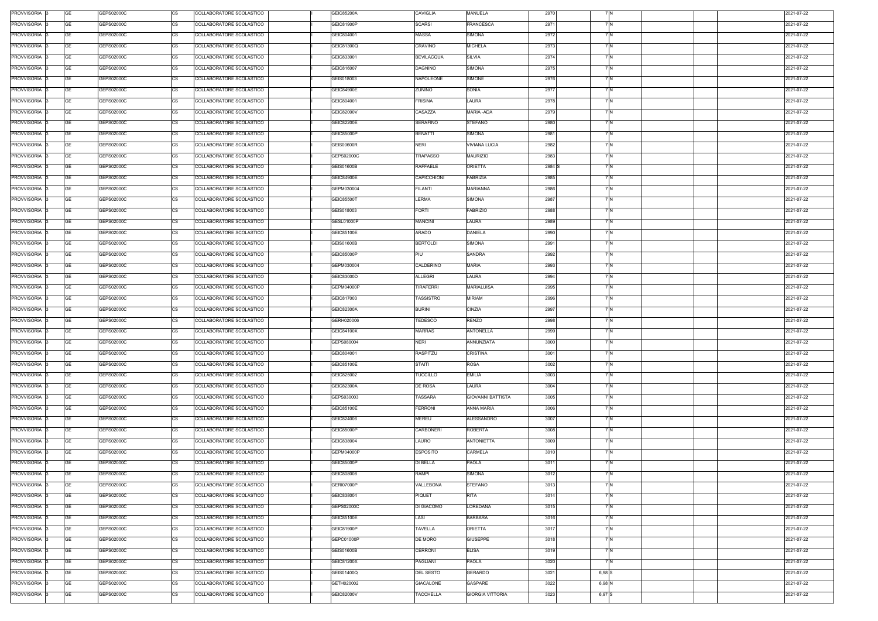| | | | | | | | | | | | | | | | | | |
|---|---|---|---|---|---|---|---|---|---|---|---|---|---|---|---|---|---|
| PROVVISORIA | 3 | GE | GEPS02000C | CS | COLLABORATORE SCOLASTICO | | I | GEIC85200A | CAVIGLIA | MANUELA | 2970 | | 7 | N | | | 2021-07-22 |
| PROVVISORIA | 3 | GE | GEPS02000C | CS | COLLABORATORE SCOLASTICO | | I | GEIC81900P | SCARSI | FRANCESCA | 2971 | | 7 | N | | | 2021-07-22 |
| PROVVISORIA | 3 | GE | GEPS02000C | CS | COLLABORATORE SCOLASTICO | | I | GEIC804001 | MASSA | SIMONA | 2972 | | 7 | N | | | 2021-07-22 |
| PROVVISORIA | 3 | GE | GEPS02000C | CS | COLLABORATORE SCOLASTICO | | I | GEIC81300Q | CRAVINO | MICHELA | 2973 | | 7 | N | | | 2021-07-22 |
| PROVVISORIA | 3 | GE | GEPS02000C | CS | COLLABORATORE SCOLASTICO | | I | GEIC833001 | BEVILACQUA | SILVIA | 2974 | | 7 | N | | | 2021-07-22 |
| PROVVISORIA | 3 | GE | GEPS02000C | CS | COLLABORATORE SCOLASTICO | | I | GEIC816007 | DAGNINO | SIMONA | 2975 | | 7 | N | | | 2021-07-22 |
| PROVVISORIA | 3 | GE | GEPS02000C | CS | COLLABORATORE SCOLASTICO | | I | GEIS018003 | NAPOLEONE | SIMONE | 2976 | | 7 | N | | | 2021-07-22 |
| PROVVISORIA | 3 | GE | GEPS02000C | CS | COLLABORATORE SCOLASTICO | | I | GEIC84900E | ZUNINO | SONIA | 2977 | | 7 | N | | | 2021-07-22 |
| PROVVISORIA | 3 | GE | GEPS02000C | CS | COLLABORATORE SCOLASTICO | | I | GEIC804001 | FRISINA | LAURA | 2978 | | 7 | N | | | 2021-07-22 |
| PROVVISORIA | 3 | GE | GEPS02000C | CS | COLLABORATORE SCOLASTICO | | I | GEIC82000V | CASAZZA | MARIA -ADA | 2979 | | 7 | N | | | 2021-07-22 |
| PROVVISORIA | 3 | GE | GEPS02000C | CS | COLLABORATORE SCOLASTICO | | I | GEIC82200E | SERAFINO | STEFANO | 2980 | | 7 | N | | | 2021-07-22 |
| PROVVISORIA | 3 | GE | GEPS02000C | CS | COLLABORATORE SCOLASTICO | | I | GEIC85000P | BENATTI | SIMONA | 2981 | | 7 | N | | | 2021-07-22 |
| PROVVISORIA | 3 | GE | GEPS02000C | CS | COLLABORATORE SCOLASTICO | | I | GEIS00600R | NERI | VIVIANA LUCIA | 2982 | | 7 | N | | | 2021-07-22 |
| PROVVISORIA | 3 | GE | GEPS02000C | CS | COLLABORATORE SCOLASTICO | | I | GEPS02000C | TRAPASSO | MAURIZIO | 2983 | | 7 | N | | | 2021-07-22 |
| PROVVISORIA | 3 | GE | GEPS02000C | CS | COLLABORATORE SCOLASTICO | | I | GEIS01600B | RAFFAELE | ORIETTA | 2984 | S | 7 | N | | | 2021-07-22 |
| PROVVISORIA | 3 | GE | GEPS02000C | CS | COLLABORATORE SCOLASTICO | | I | GEIC84900E | CAPICCHIONI | FABRIZIA | 2985 | | 7 | N | | | 2021-07-22 |
| PROVVISORIA | 3 | GE | GEPS02000C | CS | COLLABORATORE SCOLASTICO | | I | GEPM030004 | FILANTI | MARIANNA | 2986 | | 7 | N | | | 2021-07-22 |
| PROVVISORIA | 3 | GE | GEPS02000C | CS | COLLABORATORE SCOLASTICO | | I | GEIC85500T | LERMA | SIMONA | 2987 | | 7 | N | | | 2021-07-22 |
| PROVVISORIA | 3 | GE | GEPS02000C | CS | COLLABORATORE SCOLASTICO | | I | GEIS018003 | FORTI | FABRIZIO | 2988 | | 7 | N | | | 2021-07-22 |
| PROVVISORIA | 3 | GE | GEPS02000C | CS | COLLABORATORE SCOLASTICO | | I | GESL01000P | MANCINI | LAURA | 2989 | | 7 | N | | | 2021-07-22 |
| PROVVISORIA | 3 | GE | GEPS02000C | CS | COLLABORATORE SCOLASTICO | | I | GEIC85100E | ARADO | DANIELA | 2990 | | 7 | N | | | 2021-07-22 |
| PROVVISORIA | 3 | GE | GEPS02000C | CS | COLLABORATORE SCOLASTICO | | I | GEIS01600B | BERTOLDI | SIMONA | 2991 | | 7 | N | | | 2021-07-22 |
| PROVVISORIA | 3 | GE | GEPS02000C | CS | COLLABORATORE SCOLASTICO | | I | GEIC85000P | PIU | SANDRA | 2992 | | 7 | N | | | 2021-07-22 |
| PROVVISORIA | 3 | GE | GEPS02000C | CS | COLLABORATORE SCOLASTICO | | I | GEPM030004 | CALDERINO | MARIA | 2993 | | 7 | N | | | 2021-07-22 |
| PROVVISORIA | 3 | GE | GEPS02000C | CS | COLLABORATORE SCOLASTICO | | I | GEIC83000D | ALLEGRI | LAURA | 2994 | | 7 | N | | | 2021-07-22 |
| PROVVISORIA | 3 | GE | GEPS02000C | CS | COLLABORATORE SCOLASTICO | | I | GEPM04000P | TIRAFERRI | MARIALUISA | 2995 | | 7 | N | | | 2021-07-22 |
| PROVVISORIA | 3 | GE | GEPS02000C | CS | COLLABORATORE SCOLASTICO | | I | GEIC817003 | TASSISTRO | MIRIAM | 2996 | | 7 | N | | | 2021-07-22 |
| PROVVISORIA | 3 | GE | GEPS02000C | CS | COLLABORATORE SCOLASTICO | | I | GEIC82300A | BURINI | CINZIA | 2997 | | 7 | N | | | 2021-07-22 |
| PROVVISORIA | 3 | GE | GEPS02000C | CS | COLLABORATORE SCOLASTICO | | I | GERH020006 | TEDESCO | RENZO | 2998 | | 7 | N | | | 2021-07-22 |
| PROVVISORIA | 3 | GE | GEPS02000C | CS | COLLABORATORE SCOLASTICO | | I | GEIC84100X | MARRAS | ANTONELLA | 2999 | | 7 | N | | | 2021-07-22 |
| PROVVISORIA | 3 | GE | GEPS02000C | CS | COLLABORATORE SCOLASTICO | | I | GEPS080004 | NERI | ANNUNZIATA | 3000 | | 7 | N | | | 2021-07-22 |
| PROVVISORIA | 3 | GE | GEPS02000C | CS | COLLABORATORE SCOLASTICO | | I | GEIC804001 | RASPITZU | CRISTINA | 3001 | | 7 | N | | | 2021-07-22 |
| PROVVISORIA | 3 | GE | GEPS02000C | CS | COLLABORATORE SCOLASTICO | | I | GEIC85100E | STAITI | ROSA | 3002 | | 7 | N | | | 2021-07-22 |
| PROVVISORIA | 3 | GE | GEPS02000C | CS | COLLABORATORE SCOLASTICO | | I | GEIC825002 | TUCCILLO | EMILIA | 3003 | | 7 | N | | | 2021-07-22 |
| PROVVISORIA | 3 | GE | GEPS02000C | CS | COLLABORATORE SCOLASTICO | | I | GEIC82300A | DE ROSA | LAURA | 3004 | | 7 | N | | | 2021-07-22 |
| PROVVISORIA | 3 | GE | GEPS02000C | CS | COLLABORATORE SCOLASTICO | | I | GEPS030003 | TASSARA | GIOVANNI BATTISTA | 3005 | | 7 | N | | | 2021-07-22 |
| PROVVISORIA | 3 | GE | GEPS02000C | CS | COLLABORATORE SCOLASTICO | | I | GEIC85100E | FERRONI | ANNA MARIA | 3006 | | 7 | N | | | 2021-07-22 |
| PROVVISORIA | 3 | GE | GEPS02000C | CS | COLLABORATORE SCOLASTICO | | I | GEIC824006 | MEREU | ALESSANDRO | 3007 | | 7 | N | | | 2021-07-22 |
| PROVVISORIA | 3 | GE | GEPS02000C | CS | COLLABORATORE SCOLASTICO | | I | GEIC85000P | CARBONERI | ROBERTA | 3008 | | 7 | N | | | 2021-07-22 |
| PROVVISORIA | 3 | GE | GEPS02000C | CS | COLLABORATORE SCOLASTICO | | I | GEIC838004 | LAURO | ANTONIETTA | 3009 | | 7 | N | | | 2021-07-22 |
| PROVVISORIA | 3 | GE | GEPS02000C | CS | COLLABORATORE SCOLASTICO | | I | GEPM04000P | ESPOSITO | CARMELA | 3010 | | 7 | N | | | 2021-07-22 |
| PROVVISORIA | 3 | GE | GEPS02000C | CS | COLLABORATORE SCOLASTICO | | I | GEIC85000P | DI BELLA | PAOLA | 3011 | | 7 | N | | | 2021-07-22 |
| PROVVISORIA | 3 | GE | GEPS02000C | CS | COLLABORATORE SCOLASTICO | | I | GEIC808008 | RAMPI | SIMONA | 3012 | | 7 | N | | | 2021-07-22 |
| PROVVISORIA | 3 | GE | GEPS02000C | CS | COLLABORATORE SCOLASTICO | | I | GERI07000P | VALLEBONA | STEFANO | 3013 | | 7 | N | | | 2021-07-22 |
| PROVVISORIA | 3 | GE | GEPS02000C | CS | COLLABORATORE SCOLASTICO | | I | GEIC838004 | PIQUET | RITA | 3014 | | 7 | N | | | 2021-07-22 |
| PROVVISORIA | 3 | GE | GEPS02000C | CS | COLLABORATORE SCOLASTICO | | I | GEPS02000C | DI GIACOMO | LOREDANA | 3015 | | 7 | N | | | 2021-07-22 |
| PROVVISORIA | 3 | GE | GEPS02000C | CS | COLLABORATORE SCOLASTICO | | I | GEIC85100E | LASI | BARBARA | 3016 | | 7 | N | | | 2021-07-22 |
| PROVVISORIA | 3 | GE | GEPS02000C | CS | COLLABORATORE SCOLASTICO | | I | GEIC81900P | TAVELLA | ORIETTA | 3017 | | 7 | N | | | 2021-07-22 |
| PROVVISORIA | 3 | GE | GEPS02000C | CS | COLLABORATORE SCOLASTICO | | I | GEPC01000P | DE MORO | GIUSEPPE | 3018 | | 7 | N | | | 2021-07-22 |
| PROVVISORIA | 3 | GE | GEPS02000C | CS | COLLABORATORE SCOLASTICO | | I | GEIS01600B | CERRONI | ELISA | 3019 | | 7 | N | | | 2021-07-22 |
| PROVVISORIA | 3 | GE | GEPS02000C | CS | COLLABORATORE SCOLASTICO | | I | GEIC81200X | PAGLIANI | PAOLA | 3020 | | 7 | N | | | 2021-07-22 |
| PROVVISORIA | 3 | GE | GEPS02000C | CS | COLLABORATORE SCOLASTICO | | I | GEIS01400Q | DEL SESTO | GERARDO | 3021 | | 6,98 | S | | | 2021-07-22 |
| PROVVISORIA | 3 | GE | GEPS02000C | CS | COLLABORATORE SCOLASTICO | | I | GETH020002 | GIACALONE | GASPARE | 3022 | | 6,98 | N | | | 2021-07-22 |
| PROVVISORIA | 3 | GE | GEPS02000C | CS | COLLABORATORE SCOLASTICO | | I | GEIC82000V | TACCHELLA | GIORGIA VITTORIA | 3023 | | 6,97 | S | | | 2021-07-22 |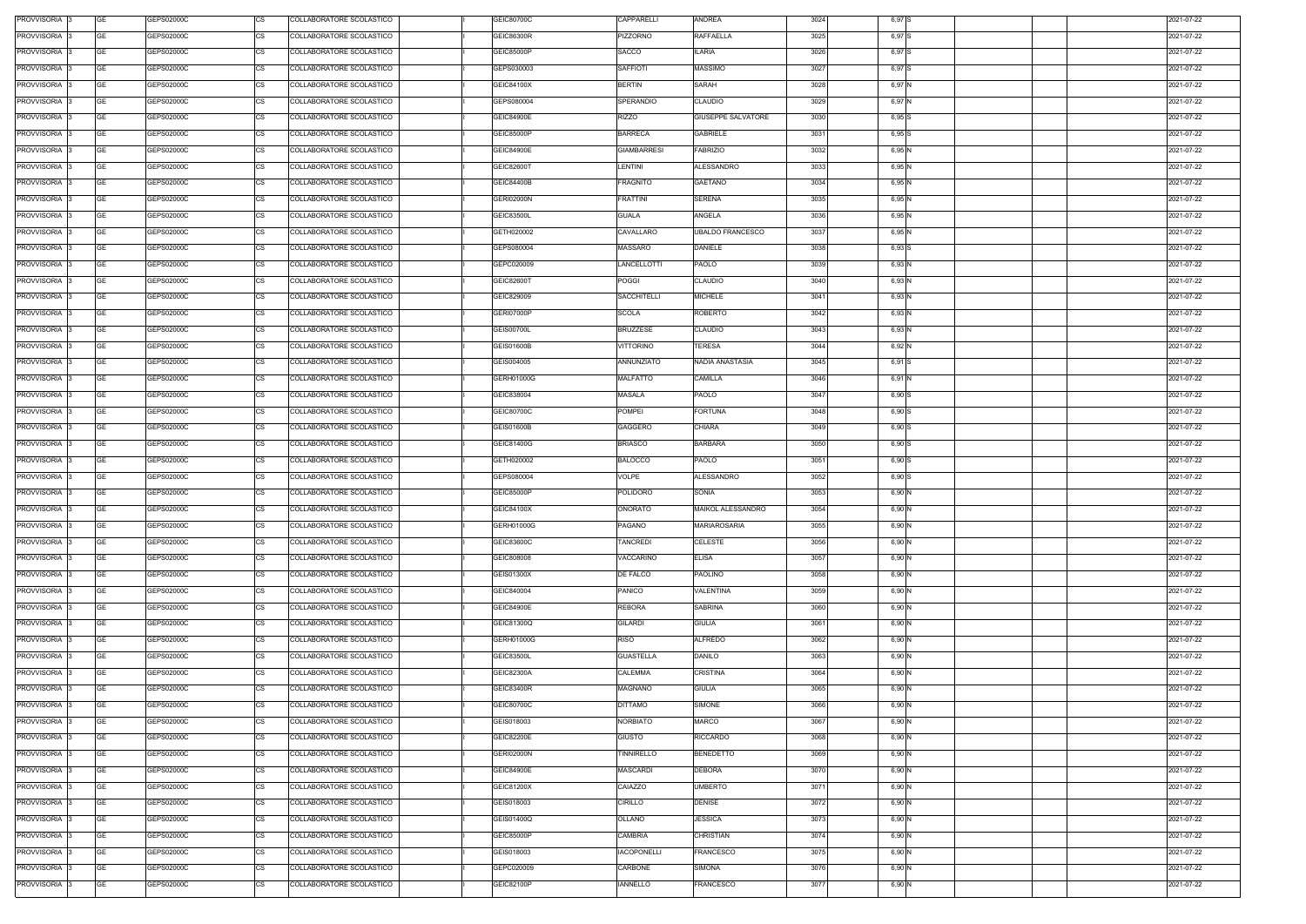| | | | | | | | | | | | | | | | |
|---|---|---|---|---|---|---|---|---|---|---|---|---|---|---|---|
| PROVVISORIA 3 | GE | GEPS02000C | CS | COLLABORATORE SCOLASTICO | | I | GEIC80700C | CAPPARELLI | ANDREA | 3024 | 6,97 S | | | | 2021-07-22 |
| PROVVISORIA 3 | GE | GEPS02000C | CS | COLLABORATORE SCOLASTICO | | I | GEIC86300R | PIZZORNO | RAFFAELLA | 3025 | 6,97 S | | | | 2021-07-22 |
| PROVVISORIA 3 | GE | GEPS02000C | CS | COLLABORATORE SCOLASTICO | | I | GEIC85000P | SACCO | ILARIA | 3026 | 6,97 S | | | | 2021-07-22 |
| PROVVISORIA 3 | GE | GEPS02000C | CS | COLLABORATORE SCOLASTICO | | I | GEPS030003 | SAFFIOTI | MASSIMO | 3027 | 6,97 S | | | | 2021-07-22 |
| PROVVISORIA 3 | GE | GEPS02000C | CS | COLLABORATORE SCOLASTICO | | I | GEIC84100X | BERTIN | SARAH | 3028 | 6,97 N | | | | 2021-07-22 |
| PROVVISORIA 3 | GE | GEPS02000C | CS | COLLABORATORE SCOLASTICO | | I | GEPS080004 | SPERANDIO | CLAUDIO | 3029 | 6,97 N | | | | 2021-07-22 |
| PROVVISORIA 3 | GE | GEPS02000C | CS | COLLABORATORE SCOLASTICO | | I | GEIC84900E | RIZZO | GIUSEPPE SALVATORE | 3030 | 6,95 S | | | | 2021-07-22 |
| PROVVISORIA 3 | GE | GEPS02000C | CS | COLLABORATORE SCOLASTICO | | I | GEIC85000P | BARRECA | GABRIELE | 3031 | 6,95 S | | | | 2021-07-22 |
| PROVVISORIA 3 | GE | GEPS02000C | CS | COLLABORATORE SCOLASTICO | | I | GEIC84900E | GIAMBARRESI | FABRIZIO | 3032 | 6,95 N | | | | 2021-07-22 |
| PROVVISORIA 3 | GE | GEPS02000C | CS | COLLABORATORE SCOLASTICO | | I | GEIC82600T | LENTINI | ALESSANDRO | 3033 | 6,95 N | | | | 2021-07-22 |
| PROVVISORIA 3 | GE | GEPS02000C | CS | COLLABORATORE SCOLASTICO | | I | GEIC84400B | FRAGNITO | GAETANO | 3034 | 6,95 N | | | | 2021-07-22 |
| PROVVISORIA 3 | GE | GEPS02000C | CS | COLLABORATORE SCOLASTICO | | I | GERI02000N | FRATTINI | SERENA | 3035 | 6,95 N | | | | 2021-07-22 |
| PROVVISORIA 3 | GE | GEPS02000C | CS | COLLABORATORE SCOLASTICO | | I | GEIC83500L | GUALA | ANGELA | 3036 | 6,95 N | | | | 2021-07-22 |
| PROVVISORIA 3 | GE | GEPS02000C | CS | COLLABORATORE SCOLASTICO | | I | GETH020002 | CAVALLARO | UBALDO FRANCESCO | 3037 | 6,95 N | | | | 2021-07-22 |
| PROVVISORIA 3 | GE | GEPS02000C | CS | COLLABORATORE SCOLASTICO | | I | GEPS080004 | MASSARO | DANIELE | 3038 | 6,93 S | | | | 2021-07-22 |
| PROVVISORIA 3 | GE | GEPS02000C | CS | COLLABORATORE SCOLASTICO | | I | GEPC020009 | LANCELLOTTI | PAOLO | 3039 | 6,93 N | | | | 2021-07-22 |
| PROVVISORIA 3 | GE | GEPS02000C | CS | COLLABORATORE SCOLASTICO | | I | GEIC82600T | POGGI | CLAUDIO | 3040 | 6,93 N | | | | 2021-07-22 |
| PROVVISORIA 3 | GE | GEPS02000C | CS | COLLABORATORE SCOLASTICO | | I | GEIC829009 | SACCHITELLI | MICHELE | 3041 | 6,93 N | | | | 2021-07-22 |
| PROVVISORIA 3 | GE | GEPS02000C | CS | COLLABORATORE SCOLASTICO | | I | GERI07000P | SCOLA | ROBERTO | 3042 | 6,93 N | | | | 2021-07-22 |
| PROVVISORIA 3 | GE | GEPS02000C | CS | COLLABORATORE SCOLASTICO | | I | GEIS00700L | BRUZZESE | CLAUDIO | 3043 | 6,93 N | | | | 2021-07-22 |
| PROVVISORIA 3 | GE | GEPS02000C | CS | COLLABORATORE SCOLASTICO | | I | GEIS01600B | VITTORINO | TERESA | 3044 | 6,92 N | | | | 2021-07-22 |
| PROVVISORIA 3 | GE | GEPS02000C | CS | COLLABORATORE SCOLASTICO | | I | GEIS004005 | ANNUNZIATO | NADIA ANASTASIA | 3045 | 6,91 S | | | | 2021-07-22 |
| PROVVISORIA 3 | GE | GEPS02000C | CS | COLLABORATORE SCOLASTICO | | I | GERH01000G | MALFATTO | CAMILLA | 3046 | 6,91 N | | | | 2021-07-22 |
| PROVVISORIA 3 | GE | GEPS02000C | CS | COLLABORATORE SCOLASTICO | | I | GEIC838004 | MASALA | PAOLO | 3047 | 6,90 S | | | | 2021-07-22 |
| PROVVISORIA 3 | GE | GEPS02000C | CS | COLLABORATORE SCOLASTICO | | I | GEIC80700C | POMPEI | FORTUNA | 3048 | 6,90 S | | | | 2021-07-22 |
| PROVVISORIA 3 | GE | GEPS02000C | CS | COLLABORATORE SCOLASTICO | | I | GEIS01600B | GAGGERO | CHIARA | 3049 | 6,90 S | | | | 2021-07-22 |
| PROVVISORIA 3 | GE | GEPS02000C | CS | COLLABORATORE SCOLASTICO | | I | GEIC81400G | BRIASCO | BARBARA | 3050 | 6,90 S | | | | 2021-07-22 |
| PROVVISORIA 3 | GE | GEPS02000C | CS | COLLABORATORE SCOLASTICO | | I | GETH020002 | BALOCCO | PAOLO | 3051 | 6,90 S | | | | 2021-07-22 |
| PROVVISORIA 3 | GE | GEPS02000C | CS | COLLABORATORE SCOLASTICO | | I | GEPS080004 | VOLPE | ALESSANDRO | 3052 | 6,90 S | | | | 2021-07-22 |
| PROVVISORIA 3 | GE | GEPS02000C | CS | COLLABORATORE SCOLASTICO | | I | GEIC85000P | POLIDORO | SONIA | 3053 | 6,90 N | | | | 2021-07-22 |
| PROVVISORIA 3 | GE | GEPS02000C | CS | COLLABORATORE SCOLASTICO | | I | GEIC84100X | ONORATO | MAIKOL ALESSANDRO | 3054 | 6,90 N | | | | 2021-07-22 |
| PROVVISORIA 3 | GE | GEPS02000C | CS | COLLABORATORE SCOLASTICO | | I | GERH01000G | PAGANO | MARIAROSARIA | 3055 | 6,90 N | | | | 2021-07-22 |
| PROVVISORIA 3 | GE | GEPS02000C | CS | COLLABORATORE SCOLASTICO | | I | GEIC83600C | TANCREDI | CELESTE | 3056 | 6,90 N | | | | 2021-07-22 |
| PROVVISORIA 3 | GE | GEPS02000C | CS | COLLABORATORE SCOLASTICO | | I | GEIC808008 | VACCARINO | ELISA | 3057 | 6,90 N | | | | 2021-07-22 |
| PROVVISORIA 3 | GE | GEPS02000C | CS | COLLABORATORE SCOLASTICO | | I | GEIS01300X | DE FALCO | PAOLINO | 3058 | 6,90 N | | | | 2021-07-22 |
| PROVVISORIA 3 | GE | GEPS02000C | CS | COLLABORATORE SCOLASTICO | | I | GEIC840004 | PANICO | VALENTINA | 3059 | 6,90 N | | | | 2021-07-22 |
| PROVVISORIA 3 | GE | GEPS02000C | CS | COLLABORATORE SCOLASTICO | | I | GEIC84900E | REBORA | SABRINA | 3060 | 6,90 N | | | | 2021-07-22 |
| PROVVISORIA 3 | GE | GEPS02000C | CS | COLLABORATORE SCOLASTICO | | I | GEIC81300Q | GILARDI | GIULIA | 3061 | 6,90 N | | | | 2021-07-22 |
| PROVVISORIA 3 | GE | GEPS02000C | CS | COLLABORATORE SCOLASTICO | | I | GERH01000G | RISO | ALFREDO | 3062 | 6,90 N | | | | 2021-07-22 |
| PROVVISORIA 3 | GE | GEPS02000C | CS | COLLABORATORE SCOLASTICO | | I | GEIC83500L | GUASTELLA | DANILO | 3063 | 6,90 N | | | | 2021-07-22 |
| PROVVISORIA 3 | GE | GEPS02000C | CS | COLLABORATORE SCOLASTICO | | I | GEIC82300A | CALEMMA | CRISTINA | 3064 | 6,90 N | | | | 2021-07-22 |
| PROVVISORIA 3 | GE | GEPS02000C | CS | COLLABORATORE SCOLASTICO | | I | GEIC83400R | MAGNANO | GIULIA | 3065 | 6,90 N | | | | 2021-07-22 |
| PROVVISORIA 3 | GE | GEPS02000C | CS | COLLABORATORE SCOLASTICO | | I | GEIC80700C | DITTAMO | SIMONE | 3066 | 6,90 N | | | | 2021-07-22 |
| PROVVISORIA 3 | GE | GEPS02000C | CS | COLLABORATORE SCOLASTICO | | I | GEIS018003 | NORBIATO | MARCO | 3067 | 6,90 N | | | | 2021-07-22 |
| PROVVISORIA 3 | GE | GEPS02000C | CS | COLLABORATORE SCOLASTICO | | I | GEIC82200E | GIUSTO | RICCARDO | 3068 | 6,90 N | | | | 2021-07-22 |
| PROVVISORIA 3 | GE | GEPS02000C | CS | COLLABORATORE SCOLASTICO | | I | GERI02000N | TINNIRELLO | BENEDETTO | 3069 | 6,90 N | | | | 2021-07-22 |
| PROVVISORIA 3 | GE | GEPS02000C | CS | COLLABORATORE SCOLASTICO | | I | GEIC84900E | MASCARDI | DEBORA | 3070 | 6,90 N | | | | 2021-07-22 |
| PROVVISORIA 3 | GE | GEPS02000C | CS | COLLABORATORE SCOLASTICO | | I | GEIC81200X | CAIAZZO | UMBERTO | 3071 | 6,90 N | | | | 2021-07-22 |
| PROVVISORIA 3 | GE | GEPS02000C | CS | COLLABORATORE SCOLASTICO | | I | GEIS018003 | CIRILLO | DENISE | 3072 | 6,90 N | | | | 2021-07-22 |
| PROVVISORIA 3 | GE | GEPS02000C | CS | COLLABORATORE SCOLASTICO | | I | GEIS01400Q | OLLANO | JESSICA | 3073 | 6,90 N | | | | 2021-07-22 |
| PROVVISORIA 3 | GE | GEPS02000C | CS | COLLABORATORE SCOLASTICO | | I | GEIC85000P | CAMBRIA | CHRISTIAN | 3074 | 6,90 N | | | | 2021-07-22 |
| PROVVISORIA 3 | GE | GEPS02000C | CS | COLLABORATORE SCOLASTICO | | I | GEIS018003 | IACOPONELLI | FRANCESCO | 3075 | 6,90 N | | | | 2021-07-22 |
| PROVVISORIA 3 | GE | GEPS02000C | CS | COLLABORATORE SCOLASTICO | | I | GEPC020009 | CARBONE | SIMONA | 3076 | 6,90 N | | | | 2021-07-22 |
| PROVVISORIA 3 | GE | GEPS02000C | CS | COLLABORATORE SCOLASTICO | | I | GEIC82100P | IANNELLO | FRANCESCO | 3077 | 6,90 N | | | | 2021-07-22 |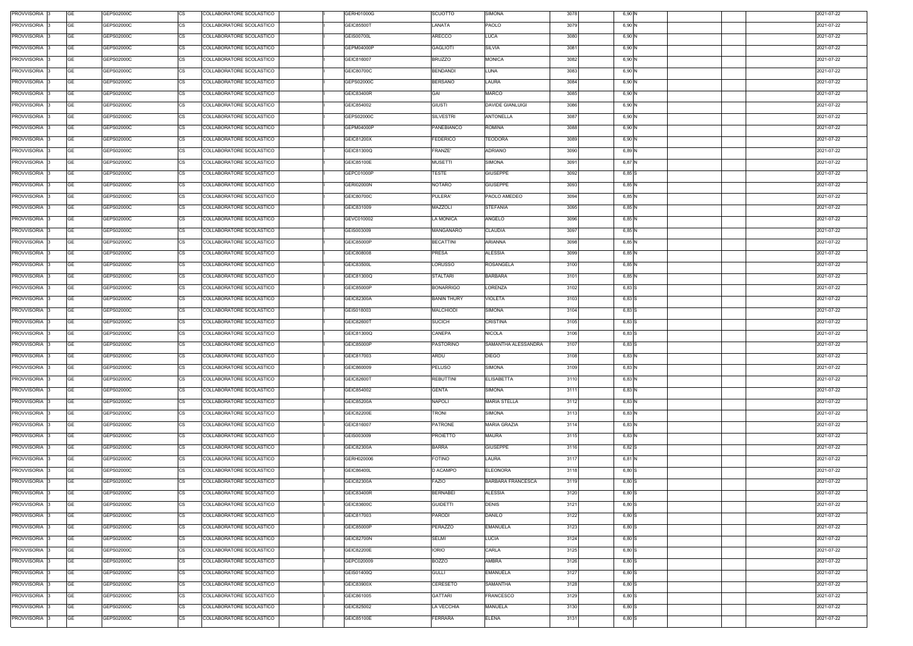| | | | | | | | | | | | | | | | | |
|---|---|---|---|---|---|---|---|---|---|---|---|---|---|---|---|---|
| PROVVISORIA | 3 | GE | GEPS02000C | CS | COLLABORATORE SCOLASTICO | | I | GERH01000G | SCUOTTO | SIMONA | 3078 | 6,90 | N | | | 2021-07-22 |
| PROVVISORIA | 3 | GE | GEPS02000C | CS | COLLABORATORE SCOLASTICO | | I | GEIC85500T | LANATA | PAOLO | 3079 | 6,90 | N | | | 2021-07-22 |
| PROVVISORIA | 3 | GE | GEPS02000C | CS | COLLABORATORE SCOLASTICO | | I | GEIS00700L | ARECCO | LUCA | 3080 | 6,90 | N | | | 2021-07-22 |
| PROVVISORIA | 3 | GE | GEPS02000C | CS | COLLABORATORE SCOLASTICO | | I | GEPM04000P | GAGLIOTI | SILVIA | 3081 | 6,90 | N | | | 2021-07-22 |
| PROVVISORIA | 3 | GE | GEPS02000C | CS | COLLABORATORE SCOLASTICO | | I | GEIC816007 | BRUZZO | MONICA | 3082 | 6,90 | N | | | 2021-07-22 |
| PROVVISORIA | 3 | GE | GEPS02000C | CS | COLLABORATORE SCOLASTICO | | I | GEIC80700C | BENDANDI | LUNA | 3083 | 6,90 | N | | | 2021-07-22 |
| PROVVISORIA | 3 | GE | GEPS02000C | CS | COLLABORATORE SCOLASTICO | | I | GEPS02000C | BERSANO | LAURA | 3084 | 6,90 | N | | | 2021-07-22 |
| PROVVISORIA | 3 | GE | GEPS02000C | CS | COLLABORATORE SCOLASTICO | | I | GEIC83400R | GAI | MARCO | 3085 | 6,90 | N | | | 2021-07-22 |
| PROVVISORIA | 3 | GE | GEPS02000C | CS | COLLABORATORE SCOLASTICO | | I | GEIC854002 | GIUSTI | DAVIDE GIANLUIGI | 3086 | 6,90 | N | | | 2021-07-22 |
| PROVVISORIA | 3 | GE | GEPS02000C | CS | COLLABORATORE SCOLASTICO | | I | GEPS02000C | SILVESTRI | ANTONELLA | 3087 | 6,90 | N | | | 2021-07-22 |
| PROVVISORIA | 3 | GE | GEPS02000C | CS | COLLABORATORE SCOLASTICO | | I | GEPM04000P | PANEBIANCO | ROMINA | 3088 | 6,90 | N | | | 2021-07-22 |
| PROVVISORIA | 3 | GE | GEPS02000C | CS | COLLABORATORE SCOLASTICO | | I | GEIC81200X | FEDERICO | TEODORA | 3089 | 6,90 | N | | | 2021-07-22 |
| PROVVISORIA | 3 | GE | GEPS02000C | CS | COLLABORATORE SCOLASTICO | | I | GEIC81300Q | FRANZE' | ADRIANO | 3090 | 6,89 | N | | | 2021-07-22 |
| PROVVISORIA | 3 | GE | GEPS02000C | CS | COLLABORATORE SCOLASTICO | | I | GEIC85100E | MUSETTI | SIMONA | 3091 | 6,87 | N | | | 2021-07-22 |
| PROVVISORIA | 3 | GE | GEPS02000C | CS | COLLABORATORE SCOLASTICO | | I | GEPC01000P | TESTE | GIUSEPPE | 3092 | 6,85 | S | | | 2021-07-22 |
| PROVVISORIA | 3 | GE | GEPS02000C | CS | COLLABORATORE SCOLASTICO | | I | GERI02000N | NOTARO | GIUSEPPE | 3093 | 6,85 | N | | | 2021-07-22 |
| PROVVISORIA | 3 | GE | GEPS02000C | CS | COLLABORATORE SCOLASTICO | | I | GEIC80700C | PULERA' | PAOLO AMEDEO | 3094 | 6,85 | N | | | 2021-07-22 |
| PROVVISORIA | 3 | GE | GEPS02000C | CS | COLLABORATORE SCOLASTICO | | I | GEIC831009 | MAZZOLI | STEFANIA | 3095 | 6,85 | N | | | 2021-07-22 |
| PROVVISORIA | 3 | GE | GEPS02000C | CS | COLLABORATORE SCOLASTICO | | I | GEVC010002 | LA MONICA | ANGELO | 3096 | 6,85 | N | | | 2021-07-22 |
| PROVVISORIA | 3 | GE | GEPS02000C | CS | COLLABORATORE SCOLASTICO | | I | GEIS003009 | MANGANARO | CLAUDIA | 3097 | 6,85 | N | | | 2021-07-22 |
| PROVVISORIA | 3 | GE | GEPS02000C | CS | COLLABORATORE SCOLASTICO | | I | GEIC85000P | BECATTINI | ARIANNA | 3098 | 6,85 | N | | | 2021-07-22 |
| PROVVISORIA | 3 | GE | GEPS02000C | CS | COLLABORATORE SCOLASTICO | | I | GEIC808008 | PRESA | ALESSIA | 3099 | 6,85 | N | | | 2021-07-22 |
| PROVVISORIA | 3 | GE | GEPS02000C | CS | COLLABORATORE SCOLASTICO | | I | GEIC83500L | LORUSSO | ROSANGELA | 3100 | 6,85 | N | | | 2021-07-22 |
| PROVVISORIA | 3 | GE | GEPS02000C | CS | COLLABORATORE SCOLASTICO | | I | GEIC81300Q | STALTARI | BARBARA | 3101 | 6,85 | N | | | 2021-07-22 |
| PROVVISORIA | 3 | GE | GEPS02000C | CS | COLLABORATORE SCOLASTICO | | I | GEIC85000P | BONARRIGO | LORENZA | 3102 | 6,83 | S | | | 2021-07-22 |
| PROVVISORIA | 3 | GE | GEPS02000C | CS | COLLABORATORE SCOLASTICO | | I | GEIC82300A | BANIN THURY | VIOLETA | 3103 | 6,83 | S | | | 2021-07-22 |
| PROVVISORIA | 3 | GE | GEPS02000C | CS | COLLABORATORE SCOLASTICO | | I | GEIS018003 | MALCHIODI | SIMONA | 3104 | 6,83 | S | | | 2021-07-22 |
| PROVVISORIA | 3 | GE | GEPS02000C | CS | COLLABORATORE SCOLASTICO | | I | GEIC82600T | SUCICH | CRISTINA | 3105 | 6,83 | S | | | 2021-07-22 |
| PROVVISORIA | 3 | GE | GEPS02000C | CS | COLLABORATORE SCOLASTICO | | I | GEIC81300Q | CANEPA | NICOLA | 3106 | 6,83 | S | | | 2021-07-22 |
| PROVVISORIA | 3 | GE | GEPS02000C | CS | COLLABORATORE SCOLASTICO | | I | GEIC85000P | PASTORINO | SAMANTHA ALESSANDRA | 3107 | 6,83 | S | | | 2021-07-22 |
| PROVVISORIA | 3 | GE | GEPS02000C | CS | COLLABORATORE SCOLASTICO | | I | GEIC817003 | ARDU | DIEGO | 3108 | 6,83 | N | | | 2021-07-22 |
| PROVVISORIA | 3 | GE | GEPS02000C | CS | COLLABORATORE SCOLASTICO | | I | GEIC860009 | PELUSO | SIMONA | 3109 | 6,83 | N | | | 2021-07-22 |
| PROVVISORIA | 3 | GE | GEPS02000C | CS | COLLABORATORE SCOLASTICO | | I | GEIC82600T | REBUTTINI | ELISABETTA | 3110 | 6,83 | N | | | 2021-07-22 |
| PROVVISORIA | 3 | GE | GEPS02000C | CS | COLLABORATORE SCOLASTICO | | I | GEIC854002 | GENTA | SIMONA | 3111 | 6,83 | N | | | 2021-07-22 |
| PROVVISORIA | 3 | GE | GEPS02000C | CS | COLLABORATORE SCOLASTICO | | I | GEIC85200A | NAPOLI | MARIA STELLA | 3112 | 6,83 | N | | | 2021-07-22 |
| PROVVISORIA | 3 | GE | GEPS02000C | CS | COLLABORATORE SCOLASTICO | | I | GEIC82200E | TRONI | SIMONA | 3113 | 6,83 | N | | | 2021-07-22 |
| PROVVISORIA | 3 | GE | GEPS02000C | CS | COLLABORATORE SCOLASTICO | | I | GEIC816007 | PATRONE | MARIA GRAZIA | 3114 | 6,83 | N | | | 2021-07-22 |
| PROVVISORIA | 3 | GE | GEPS02000C | CS | COLLABORATORE SCOLASTICO | | I | GEIS003009 | PROIETTO | MAURA | 3115 | 6,83 | N | | | 2021-07-22 |
| PROVVISORIA | 3 | GE | GEPS02000C | CS | COLLABORATORE SCOLASTICO | | I | GEIC82300A | BARRA | GIUSEPPE | 3116 | 6,82 | S | | | 2021-07-22 |
| PROVVISORIA | 3 | GE | GEPS02000C | CS | COLLABORATORE SCOLASTICO | | I | GERH020006 | FOTINO | LAURA | 3117 | 6,81 | N | | | 2021-07-22 |
| PROVVISORIA | 3 | GE | GEPS02000C | CS | COLLABORATORE SCOLASTICO | | I | GEIC86400L | D ACAMPO | ELEONORA | 3118 | 6,80 | S | | | 2021-07-22 |
| PROVVISORIA | 3 | GE | GEPS02000C | CS | COLLABORATORE SCOLASTICO | | I | GEIC82300A | FAZIO | BARBARA FRANCESCA | 3119 | 6,80 | S | | | 2021-07-22 |
| PROVVISORIA | 3 | GE | GEPS02000C | CS | COLLABORATORE SCOLASTICO | | I | GEIC83400R | BERNABEI | ALESSIA | 3120 | 6,80 | S | | | 2021-07-22 |
| PROVVISORIA | 3 | GE | GEPS02000C | CS | COLLABORATORE SCOLASTICO | | I | GEIC83600C | GUIDETTI | DENIS | 3121 | 6,80 | S | | | 2021-07-22 |
| PROVVISORIA | 3 | GE | GEPS02000C | CS | COLLABORATORE SCOLASTICO | | I | GEIC817003 | PARODI | DANILO | 3122 | 6,80 | S | | | 2021-07-22 |
| PROVVISORIA | 3 | GE | GEPS02000C | CS | COLLABORATORE SCOLASTICO | | I | GEIC85000P | PERAZZO | EMANUELA | 3123 | 6,80 | S | | | 2021-07-22 |
| PROVVISORIA | 3 | GE | GEPS02000C | CS | COLLABORATORE SCOLASTICO | | I | GEIC82700N | SELMI | LUCIA | 3124 | 6,80 | S | | | 2021-07-22 |
| PROVVISORIA | 3 | GE | GEPS02000C | CS | COLLABORATORE SCOLASTICO | | I | GEIC82200E | IORIO | CARLA | 3125 | 6,80 | S | | | 2021-07-22 |
| PROVVISORIA | 3 | GE | GEPS02000C | CS | COLLABORATORE SCOLASTICO | | I | GEPC020009 | BOZZO | AMBRA | 3126 | 6,80 | S | | | 2021-07-22 |
| PROVVISORIA | 3 | GE | GEPS02000C | CS | COLLABORATORE SCOLASTICO | | I | GEIS01400Q | GULLI | EMANUELA | 3127 | 6,80 | S | | | 2021-07-22 |
| PROVVISORIA | 3 | GE | GEPS02000C | CS | COLLABORATORE SCOLASTICO | | I | GEIC83900X | CERESETO | SAMANTHA | 3128 | 6,80 | S | | | 2021-07-22 |
| PROVVISORIA | 3 | GE | GEPS02000C | CS | COLLABORATORE SCOLASTICO | | I | GEIC861005 | GATTARI | FRANCESCO | 3129 | 6,80 | S | | | 2021-07-22 |
| PROVVISORIA | 3 | GE | GEPS02000C | CS | COLLABORATORE SCOLASTICO | | I | GEIC825002 | LA VECCHIA | MANUELA | 3130 | 6,80 | S | | | 2021-07-22 |
| PROVVISORIA | 3 | GE | GEPS02000C | CS | COLLABORATORE SCOLASTICO | | I | GEIC85100E | FERRARA | ELENA | 3131 | 6,80 | S | | | 2021-07-22 |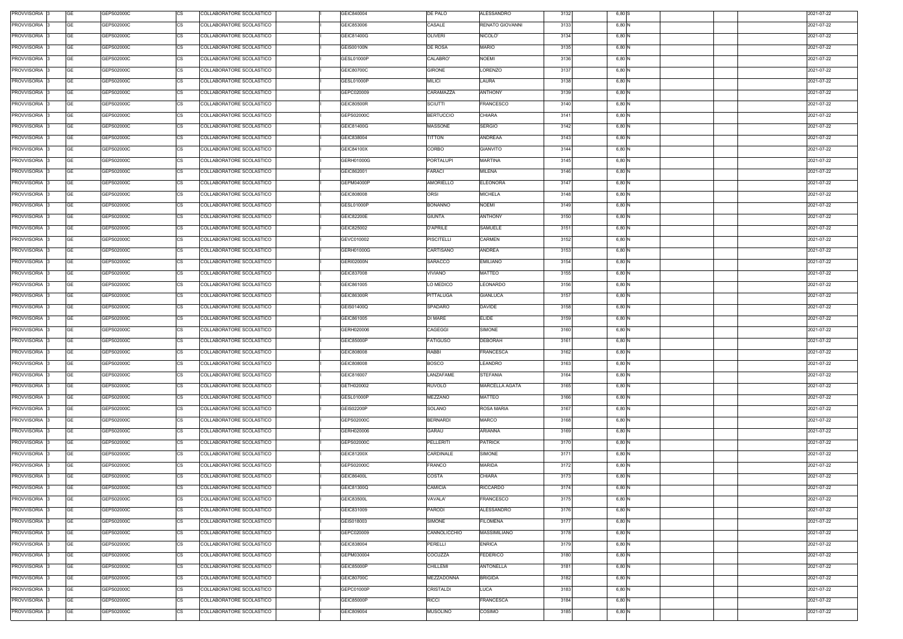| | | | | | | | | | | | | | | | | |
|---|---|---|---|---|---|---|---|---|---|---|---|---|---|---|---|---|
| PROVVISORIA | 3 | GE | GEPS02000C | CS | COLLABORATORE SCOLASTICO | | I | GEIC840004 | DE PALO | ALESSANDRO | 3132 | 6,80 | S | | | 2021-07-22 |
| PROVVISORIA | 3 | GE | GEPS02000C | CS | COLLABORATORE SCOLASTICO | | I | GEIC853006 | CASALE | RENATO GIOVANNI | 3133 | 6,80 | N | | | 2021-07-22 |
| PROVVISORIA | 3 | GE | GEPS02000C | CS | COLLABORATORE SCOLASTICO | | I | GEIC81400G | OLIVERI | NICOLO' | 3134 | 6,80 | N | | | 2021-07-22 |
| PROVVISORIA | 3 | GE | GEPS02000C | CS | COLLABORATORE SCOLASTICO | | I | GEIS00100N | DE ROSA | MARIO | 3135 | 6,80 | N | | | 2021-07-22 |
| PROVVISORIA | 3 | GE | GEPS02000C | CS | COLLABORATORE SCOLASTICO | | I | GESL01000P | CALABRO' | NOEMI | 3136 | 6,80 | N | | | 2021-07-22 |
| PROVVISORIA | 3 | GE | GEPS02000C | CS | COLLABORATORE SCOLASTICO | | I | GEIC80700C | GIRONE | LORENZO | 3137 | 6,80 | N | | | 2021-07-22 |
| PROVVISORIA | 3 | GE | GEPS02000C | CS | COLLABORATORE SCOLASTICO | | I | GESL01000P | MILICI | LAURA | 3138 | 6,80 | N | | | 2021-07-22 |
| PROVVISORIA | 3 | GE | GEPS02000C | CS | COLLABORATORE SCOLASTICO | | I | GEPC020009 | CARAMAZZA | ANTHONY | 3139 | 6,80 | N | | | 2021-07-22 |
| PROVVISORIA | 3 | GE | GEPS02000C | CS | COLLABORATORE SCOLASTICO | | I | GEIC80500R | SCIUTTI | FRANCESCO | 3140 | 6,80 | N | | | 2021-07-22 |
| PROVVISORIA | 3 | GE | GEPS02000C | CS | COLLABORATORE SCOLASTICO | | I | GEPS02000C | BERTUCCIO | CHIARA | 3141 | 6,80 | N | | | 2021-07-22 |
| PROVVISORIA | 3 | GE | GEPS02000C | CS | COLLABORATORE SCOLASTICO | | I | GEIC81400G | MASSONE | SERGIO | 3142 | 6,80 | N | | | 2021-07-22 |
| PROVVISORIA | 3 | GE | GEPS02000C | CS | COLLABORATORE SCOLASTICO | | I | GEIC838004 | TITTON | ANDREAA | 3143 | 6,80 | N | | | 2021-07-22 |
| PROVVISORIA | 3 | GE | GEPS02000C | CS | COLLABORATORE SCOLASTICO | | I | GEIC84100X | CORBO | GIANVITO | 3144 | 6,80 | N | | | 2021-07-22 |
| PROVVISORIA | 3 | GE | GEPS02000C | CS | COLLABORATORE SCOLASTICO | | I | GERH01000G | PORTALUPI | MARTINA | 3145 | 6,80 | N | | | 2021-07-22 |
| PROVVISORIA | 3 | GE | GEPS02000C | CS | COLLABORATORE SCOLASTICO | | I | GEIC862001 | FARACI | MILENA | 3146 | 6,80 | N | | | 2021-07-22 |
| PROVVISORIA | 3 | GE | GEPS02000C | CS | COLLABORATORE SCOLASTICO | | I | GEPM04000P | AMORIELLO | ELEONORA | 3147 | 6,80 | N | | | 2021-07-22 |
| PROVVISORIA | 3 | GE | GEPS02000C | CS | COLLABORATORE SCOLASTICO | | I | GEIC808008 | ORSI | MICHELA | 3148 | 6,80 | N | | | 2021-07-22 |
| PROVVISORIA | 3 | GE | GEPS02000C | CS | COLLABORATORE SCOLASTICO | | I | GESL01000P | BONANNO | NOEMI | 3149 | 6,80 | N | | | 2021-07-22 |
| PROVVISORIA | 3 | GE | GEPS02000C | CS | COLLABORATORE SCOLASTICO | | I | GEIC82200E | GIUNTA | ANTHONY | 3150 | 6,80 | N | | | 2021-07-22 |
| PROVVISORIA | 3 | GE | GEPS02000C | CS | COLLABORATORE SCOLASTICO | | I | GEIC825002 | D'APRILE | SAMUELE | 3151 | 6,80 | N | | | 2021-07-22 |
| PROVVISORIA | 3 | GE | GEPS02000C | CS | COLLABORATORE SCOLASTICO | | I | GEVC010002 | PISCITELLI | CARMEN | 3152 | 6,80 | N | | | 2021-07-22 |
| PROVVISORIA | 3 | GE | GEPS02000C | CS | COLLABORATORE SCOLASTICO | | I | GERH01000G | CARTISANO | ANDREA | 3153 | 6,80 | N | | | 2021-07-22 |
| PROVVISORIA | 3 | GE | GEPS02000C | CS | COLLABORATORE SCOLASTICO | | I | GERI02000N | SARACCO | EMILIANO | 3154 | 6,80 | N | | | 2021-07-22 |
| PROVVISORIA | 3 | GE | GEPS02000C | CS | COLLABORATORE SCOLASTICO | | I | GEIC837008 | VIVIANO | MATTEO | 3155 | 6,80 | N | | | 2021-07-22 |
| PROVVISORIA | 3 | GE | GEPS02000C | CS | COLLABORATORE SCOLASTICO | | I | GEIC861005 | LO MEDICO | LEONARDO | 3156 | 6,80 | N | | | 2021-07-22 |
| PROVVISORIA | 3 | GE | GEPS02000C | CS | COLLABORATORE SCOLASTICO | | I | GEIC86300R | PITTALUGA | GIANLUCA | 3157 | 6,80 | N | | | 2021-07-22 |
| PROVVISORIA | 3 | GE | GEPS02000C | CS | COLLABORATORE SCOLASTICO | | I | GEIS01400Q | SPADARO | DAVIDE | 3158 | 6,80 | N | | | 2021-07-22 |
| PROVVISORIA | 3 | GE | GEPS02000C | CS | COLLABORATORE SCOLASTICO | | I | GEIC861005 | DI MARE | ELIDE | 3159 | 6,80 | N | | | 2021-07-22 |
| PROVVISORIA | 3 | GE | GEPS02000C | CS | COLLABORATORE SCOLASTICO | | I | GERH020006 | CAGEGGI | SIMONE | 3160 | 6,80 | N | | | 2021-07-22 |
| PROVVISORIA | 3 | GE | GEPS02000C | CS | COLLABORATORE SCOLASTICO | | I | GEIC85000P | FATIGUSO | DEBORAH | 3161 | 6,80 | N | | | 2021-07-22 |
| PROVVISORIA | 3 | GE | GEPS02000C | CS | COLLABORATORE SCOLASTICO | | I | GEIC808008 | RABBI | FRANCESCA | 3162 | 6,80 | N | | | 2021-07-22 |
| PROVVISORIA | 3 | GE | GEPS02000C | CS | COLLABORATORE SCOLASTICO | | I | GEIC808008 | BOSCO | LEANDRO | 3163 | 6,80 | N | | | 2021-07-22 |
| PROVVISORIA | 3 | GE | GEPS02000C | CS | COLLABORATORE SCOLASTICO | | I | GEIC816007 | LANZAFAME | STEFANIA | 3164 | 6,80 | N | | | 2021-07-22 |
| PROVVISORIA | 3 | GE | GEPS02000C | CS | COLLABORATORE SCOLASTICO | | I | GETH020002 | RUVOLO | MARCELLA AGATA | 3165 | 6,80 | N | | | 2021-07-22 |
| PROVVISORIA | 3 | GE | GEPS02000C | CS | COLLABORATORE SCOLASTICO | | I | GESL01000P | MEZZANO | MATTEO | 3166 | 6,80 | N | | | 2021-07-22 |
| PROVVISORIA | 3 | GE | GEPS02000C | CS | COLLABORATORE SCOLASTICO | | I | GEIS02200P | SOLANO | ROSA MARIA | 3167 | 6,80 | N | | | 2021-07-22 |
| PROVVISORIA | 3 | GE | GEPS02000C | CS | COLLABORATORE SCOLASTICO | | I | GEPS02000C | BERNARDI | MARCO | 3168 | 6,80 | N | | | 2021-07-22 |
| PROVVISORIA | 3 | GE | GEPS02000C | CS | COLLABORATORE SCOLASTICO | | I | GERH020006 | GARAU | ARIANNA | 3169 | 6,80 | N | | | 2021-07-22 |
| PROVVISORIA | 3 | GE | GEPS02000C | CS | COLLABORATORE SCOLASTICO | | I | GEPS02000C | PELLERITI | PATRICK | 3170 | 6,80 | N | | | 2021-07-22 |
| PROVVISORIA | 3 | GE | GEPS02000C | CS | COLLABORATORE SCOLASTICO | | I | GEIC81200X | CARDINALE | SIMONE | 3171 | 6,80 | N | | | 2021-07-22 |
| PROVVISORIA | 3 | GE | GEPS02000C | CS | COLLABORATORE SCOLASTICO | | I | GEPS02000C | FRANCO | MARIDA | 3172 | 6,80 | N | | | 2021-07-22 |
| PROVVISORIA | 3 | GE | GEPS02000C | CS | COLLABORATORE SCOLASTICO | | I | GEIC86400L | COSTA | CHIARA | 3173 | 6,80 | N | | | 2021-07-22 |
| PROVVISORIA | 3 | GE | GEPS02000C | CS | COLLABORATORE SCOLASTICO | | I | GEIC81300Q | CAMICIA | RICCARDO | 3174 | 6,80 | N | | | 2021-07-22 |
| PROVVISORIA | 3 | GE | GEPS02000C | CS | COLLABORATORE SCOLASTICO | | I | GEIC83500L | VAVALA' | FRANCESCO | 3175 | 6,80 | N | | | 2021-07-22 |
| PROVVISORIA | 3 | GE | GEPS02000C | CS | COLLABORATORE SCOLASTICO | | I | GEIC831009 | PARODI | ALESSANDRO | 3176 | 6,80 | N | | | 2021-07-22 |
| PROVVISORIA | 3 | GE | GEPS02000C | CS | COLLABORATORE SCOLASTICO | | I | GEIS018003 | SIMONE | FILOMENA | 3177 | 6,80 | N | | | 2021-07-22 |
| PROVVISORIA | 3 | GE | GEPS02000C | CS | COLLABORATORE SCOLASTICO | | I | GEPC020009 | CANNOLICCHIO | MASSIMILIANO | 3178 | 6,80 | N | | | 2021-07-22 |
| PROVVISORIA | 3 | GE | GEPS02000C | CS | COLLABORATORE SCOLASTICO | | I | GEIC838004 | PERELLI | ENRICA | 3179 | 6,80 | N | | | 2021-07-22 |
| PROVVISORIA | 3 | GE | GEPS02000C | CS | COLLABORATORE SCOLASTICO | | I | GEPM030004 | COCUZZA | FEDERICO | 3180 | 6,80 | N | | | 2021-07-22 |
| PROVVISORIA | 3 | GE | GEPS02000C | CS | COLLABORATORE SCOLASTICO | | I | GEIC85000P | CHILLEMI | ANTONELLA | 3181 | 6,80 | N | | | 2021-07-22 |
| PROVVISORIA | 3 | GE | GEPS02000C | CS | COLLABORATORE SCOLASTICO | | I | GEIC80700C | MEZZADONNA | BRIGIDA | 3182 | 6,80 | N | | | 2021-07-22 |
| PROVVISORIA | 3 | GE | GEPS02000C | CS | COLLABORATORE SCOLASTICO | | I | GEPC01000P | CRISTALDI | LUCA | 3183 | 6,80 | N | | | 2021-07-22 |
| PROVVISORIA | 3 | GE | GEPS02000C | CS | COLLABORATORE SCOLASTICO | | I | GEIC85000P | RICCI | FRANCESCA | 3184 | 6,80 | N | | | 2021-07-22 |
| PROVVISORIA | 3 | GE | GEPS02000C | CS | COLLABORATORE SCOLASTICO | | I | GEIC809004 | MUSOLINO | COSIMO | 3185 | 6,80 | N | | | 2021-07-22 |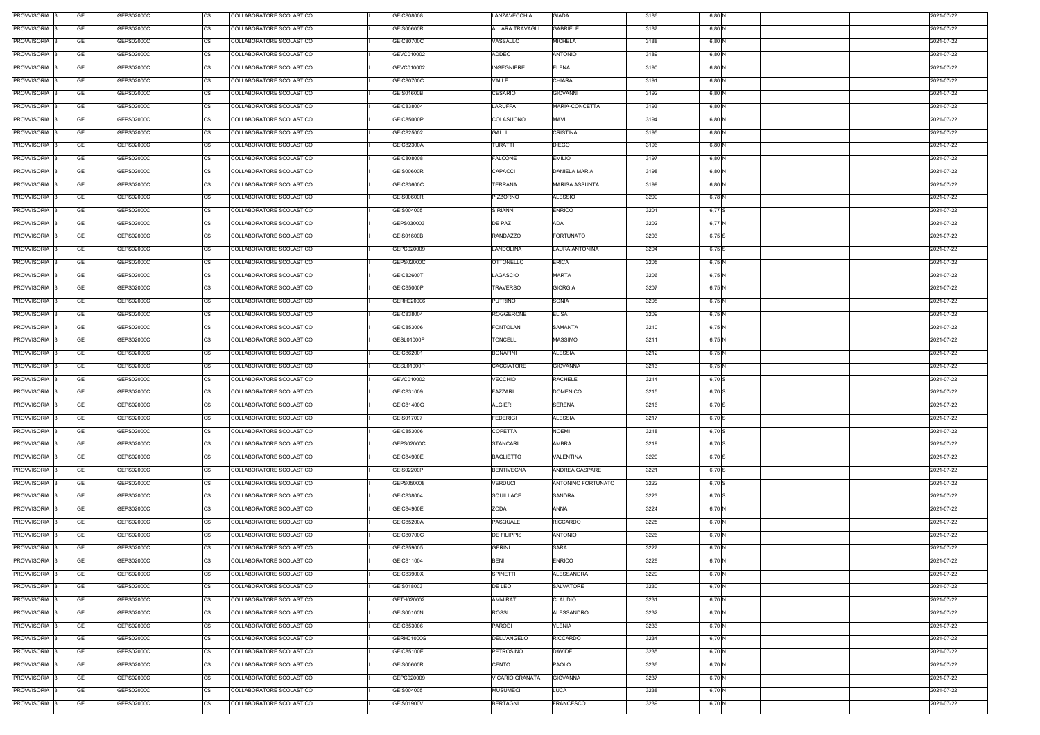| | | | | | | | | | | | | | | | | |
|---|---|---|---|---|---|---|---|---|---|---|---|---|---|---|---|---|
| PROVVISORIA | 3 | GE | GEPS02000C | CS | COLLABORATORE SCOLASTICO | | I | GEIC808008 | LANZAVECCHIA | GIADA | 3186 | 6,80 | N | | | 2021-07-22 |
| PROVVISORIA | 3 | GE | GEPS02000C | CS | COLLABORATORE SCOLASTICO | | I | GEIS00600R | ALLARA TRAVAGLI | GABRIELE | 3187 | 6,80 | N | | | 2021-07-22 |
| PROVVISORIA | 3 | GE | GEPS02000C | CS | COLLABORATORE SCOLASTICO | | I | GEIC80700C | VASSALLO | MICHELA | 3188 | 6,80 | N | | | 2021-07-22 |
| PROVVISORIA | 3 | GE | GEPS02000C | CS | COLLABORATORE SCOLASTICO | | I | GEVC010002 | ADDEO | ANTONIO | 3189 | 6,80 | N | | | 2021-07-22 |
| PROVVISORIA | 3 | GE | GEPS02000C | CS | COLLABORATORE SCOLASTICO | | I | GEVC010002 | INGEGNIERE | ELENA | 3190 | 6,80 | N | | | 2021-07-22 |
| PROVVISORIA | 3 | GE | GEPS02000C | CS | COLLABORATORE SCOLASTICO | | I | GEIC80700C | VALLE | CHIARA | 3191 | 6,80 | N | | | 2021-07-22 |
| PROVVISORIA | 3 | GE | GEPS02000C | CS | COLLABORATORE SCOLASTICO | | I | GEIS01600B | CESARIO | GIOVANNI | 3192 | 6,80 | N | | | 2021-07-22 |
| PROVVISORIA | 3 | GE | GEPS02000C | CS | COLLABORATORE SCOLASTICO | | I | GEIC838004 | LARUFFA | MARIA-CONCETTA | 3193 | 6,80 | N | | | 2021-07-22 |
| PROVVISORIA | 3 | GE | GEPS02000C | CS | COLLABORATORE SCOLASTICO | | I | GEIC85000P | COLASUONO | MAVI | 3194 | 6,80 | N | | | 2021-07-22 |
| PROVVISORIA | 3 | GE | GEPS02000C | CS | COLLABORATORE SCOLASTICO | | I | GEIC825002 | GALLI | CRISTINA | 3195 | 6,80 | N | | | 2021-07-22 |
| PROVVISORIA | 3 | GE | GEPS02000C | CS | COLLABORATORE SCOLASTICO | | I | GEIC82300A | TURATTI | DIEGO | 3196 | 6,80 | N | | | 2021-07-22 |
| PROVVISORIA | 3 | GE | GEPS02000C | CS | COLLABORATORE SCOLASTICO | | I | GEIC808008 | FALCONE | EMILIO | 3197 | 6,80 | N | | | 2021-07-22 |
| PROVVISORIA | 3 | GE | GEPS02000C | CS | COLLABORATORE SCOLASTICO | | I | GEIS00600R | CAPACCI | DANIELA MARIA | 3198 | 6,80 | N | | | 2021-07-22 |
| PROVVISORIA | 3 | GE | GEPS02000C | CS | COLLABORATORE SCOLASTICO | | I | GEIC83600C | TERRANA | MARISA ASSUNTA | 3199 | 6,80 | N | | | 2021-07-22 |
| PROVVISORIA | 3 | GE | GEPS02000C | CS | COLLABORATORE SCOLASTICO | | I | GEIS00600R | PIZZORNO | ALESSIO | 3200 | 6,78 | N | | | 2021-07-22 |
| PROVVISORIA | 3 | GE | GEPS02000C | CS | COLLABORATORE SCOLASTICO | | I | GEIS004005 | SIRIANNI | ENRICO | 3201 | 6,77 | S | | | 2021-07-22 |
| PROVVISORIA | 3 | GE | GEPS02000C | CS | COLLABORATORE SCOLASTICO | | I | GEPS030003 | DE PAZ | ADA | 3202 | 6,77 | N | | | 2021-07-22 |
| PROVVISORIA | 3 | GE | GEPS02000C | CS | COLLABORATORE SCOLASTICO | | I | GEIS01600B | RANDAZZO | FORTUNATO | 3203 | 6,75 | S | | | 2021-07-22 |
| PROVVISORIA | 3 | GE | GEPS02000C | CS | COLLABORATORE SCOLASTICO | | I | GEPC020009 | LANDOLINA | LAURA ANTONINA | 3204 | 6,75 | S | | | 2021-07-22 |
| PROVVISORIA | 3 | GE | GEPS02000C | CS | COLLABORATORE SCOLASTICO | | I | GEPS02000C | OTTONELLO | ERICA | 3205 | 6,75 | N | | | 2021-07-22 |
| PROVVISORIA | 3 | GE | GEPS02000C | CS | COLLABORATORE SCOLASTICO | | I | GEIC82600T | LAGASCIO | MARTA | 3206 | 6,75 | N | | | 2021-07-22 |
| PROVVISORIA | 3 | GE | GEPS02000C | CS | COLLABORATORE SCOLASTICO | | I | GEIC85000P | TRAVERSO | GIORGIA | 3207 | 6,75 | N | | | 2021-07-22 |
| PROVVISORIA | 3 | GE | GEPS02000C | CS | COLLABORATORE SCOLASTICO | | I | GERH020006 | PUTRINO | SONIA | 3208 | 6,75 | N | | | 2021-07-22 |
| PROVVISORIA | 3 | GE | GEPS02000C | CS | COLLABORATORE SCOLASTICO | | I | GEIC838004 | ROGGERONE | ELISA | 3209 | 6,75 | N | | | 2021-07-22 |
| PROVVISORIA | 3 | GE | GEPS02000C | CS | COLLABORATORE SCOLASTICO | | I | GEIC853006 | FONTOLAN | SAMANTA | 3210 | 6,75 | N | | | 2021-07-22 |
| PROVVISORIA | 3 | GE | GEPS02000C | CS | COLLABORATORE SCOLASTICO | | I | GESL01000P | TONCELLI | MASSIMO | 3211 | 6,75 | N | | | 2021-07-22 |
| PROVVISORIA | 3 | GE | GEPS02000C | CS | COLLABORATORE SCOLASTICO | | I | GEIC862001 | BONAFINI | ALESSIA | 3212 | 6,75 | N | | | 2021-07-22 |
| PROVVISORIA | 3 | GE | GEPS02000C | CS | COLLABORATORE SCOLASTICO | | I | GESL01000P | CACCIATORE | GIOVANNA | 3213 | 6,75 | N | | | 2021-07-22 |
| PROVVISORIA | 3 | GE | GEPS02000C | CS | COLLABORATORE SCOLASTICO | | I | GEVC010002 | VECCHIO | RACHELE | 3214 | 6,70 | S | | | 2021-07-22 |
| PROVVISORIA | 3 | GE | GEPS02000C | CS | COLLABORATORE SCOLASTICO | | I | GEIC831009 | FAZZARI | DOMENICO | 3215 | 6,70 | S | | | 2021-07-22 |
| PROVVISORIA | 3 | GE | GEPS02000C | CS | COLLABORATORE SCOLASTICO | | I | GEIC81400G | ALGIERI | SERENA | 3216 | 6,70 | S | | | 2021-07-22 |
| PROVVISORIA | 3 | GE | GEPS02000C | CS | COLLABORATORE SCOLASTICO | | I | GEIS017007 | FEDERIGI | ALESSIA | 3217 | 6,70 | S | | | 2021-07-22 |
| PROVVISORIA | 3 | GE | GEPS02000C | CS | COLLABORATORE SCOLASTICO | | I | GEIC853006 | COPETTA | NOEMI | 3218 | 6,70 | S | | | 2021-07-22 |
| PROVVISORIA | 3 | GE | GEPS02000C | CS | COLLABORATORE SCOLASTICO | | I | GEPS02000C | STANCARI | AMBRA | 3219 | 6,70 | S | | | 2021-07-22 |
| PROVVISORIA | 3 | GE | GEPS02000C | CS | COLLABORATORE SCOLASTICO | | I | GEIC84900E | BAGLIETTO | VALENTINA | 3220 | 6,70 | S | | | 2021-07-22 |
| PROVVISORIA | 3 | GE | GEPS02000C | CS | COLLABORATORE SCOLASTICO | | I | GEIS02200P | BENTIVEGNA | ANDREA GASPARE | 3221 | 6,70 | S | | | 2021-07-22 |
| PROVVISORIA | 3 | GE | GEPS02000C | CS | COLLABORATORE SCOLASTICO | | I | GEPS050008 | VERDUCI | ANTONINO FORTUNATO | 3222 | 6,70 | S | | | 2021-07-22 |
| PROVVISORIA | 3 | GE | GEPS02000C | CS | COLLABORATORE SCOLASTICO | | I | GEIC838004 | SQUILLACE | SANDRA | 3223 | 6,70 | S | | | 2021-07-22 |
| PROVVISORIA | 3 | GE | GEPS02000C | CS | COLLABORATORE SCOLASTICO | | I | GEIC84900E | ZODA | ANNA | 3224 | 6,70 | N | | | 2021-07-22 |
| PROVVISORIA | 3 | GE | GEPS02000C | CS | COLLABORATORE SCOLASTICO | | I | GEIC85200A | PASQUALE | RICCARDO | 3225 | 6,70 | N | | | 2021-07-22 |
| PROVVISORIA | 3 | GE | GEPS02000C | CS | COLLABORATORE SCOLASTICO | | I | GEIC80700C | DE FILIPPIS | ANTONIO | 3226 | 6,70 | N | | | 2021-07-22 |
| PROVVISORIA | 3 | GE | GEPS02000C | CS | COLLABORATORE SCOLASTICO | | I | GEIC859005 | GERINI | SARA | 3227 | 6,70 | N | | | 2021-07-22 |
| PROVVISORIA | 3 | GE | GEPS02000C | CS | COLLABORATORE SCOLASTICO | | I | GEIC811004 | BENI | ENRICO | 3228 | 6,70 | N | | | 2021-07-22 |
| PROVVISORIA | 3 | GE | GEPS02000C | CS | COLLABORATORE SCOLASTICO | | I | GEIC83900X | SPINETTI | ALESSANDRA | 3229 | 6,70 | N | | | 2021-07-22 |
| PROVVISORIA | 3 | GE | GEPS02000C | CS | COLLABORATORE SCOLASTICO | | I | GEIS018003 | DE LEO | SALVATORE | 3230 | 6,70 | N | | | 2021-07-22 |
| PROVVISORIA | 3 | GE | GEPS02000C | CS | COLLABORATORE SCOLASTICO | | I | GETH020002 | AMMIRATI | CLAUDIO | 3231 | 6,70 | N | | | 2021-07-22 |
| PROVVISORIA | 3 | GE | GEPS02000C | CS | COLLABORATORE SCOLASTICO | | I | GEIS00100N | ROSSI | ALESSANDRO | 3232 | 6,70 | N | | | 2021-07-22 |
| PROVVISORIA | 3 | GE | GEPS02000C | CS | COLLABORATORE SCOLASTICO | | I | GEIC853006 | PARODI | YLENIA | 3233 | 6,70 | N | | | 2021-07-22 |
| PROVVISORIA | 3 | GE | GEPS02000C | CS | COLLABORATORE SCOLASTICO | | I | GERH01000G | DELL'ANGELO | RICCARDO | 3234 | 6,70 | N | | | 2021-07-22 |
| PROVVISORIA | 3 | GE | GEPS02000C | CS | COLLABORATORE SCOLASTICO | | I | GEIC85100E | PETROSINO | DAVIDE | 3235 | 6,70 | N | | | 2021-07-22 |
| PROVVISORIA | 3 | GE | GEPS02000C | CS | COLLABORATORE SCOLASTICO | | I | GEIS00600R | CENTO | PAOLO | 3236 | 6,70 | N | | | 2021-07-22 |
| PROVVISORIA | 3 | GE | GEPS02000C | CS | COLLABORATORE SCOLASTICO | | I | GEPC020009 | VICARIO GRANATA | GIOVANNA | 3237 | 6,70 | N | | | 2021-07-22 |
| PROVVISORIA | 3 | GE | GEPS02000C | CS | COLLABORATORE SCOLASTICO | | I | GEIS004005 | MUSUMECI | LUCA | 3238 | 6,70 | N | | | 2021-07-22 |
| PROVVISORIA | 3 | GE | GEPS02000C | CS | COLLABORATORE SCOLASTICO | | I | GEIS01900V | BERTAGNI | FRANCESCO | 3239 | 6,70 | N | | | 2021-07-22 |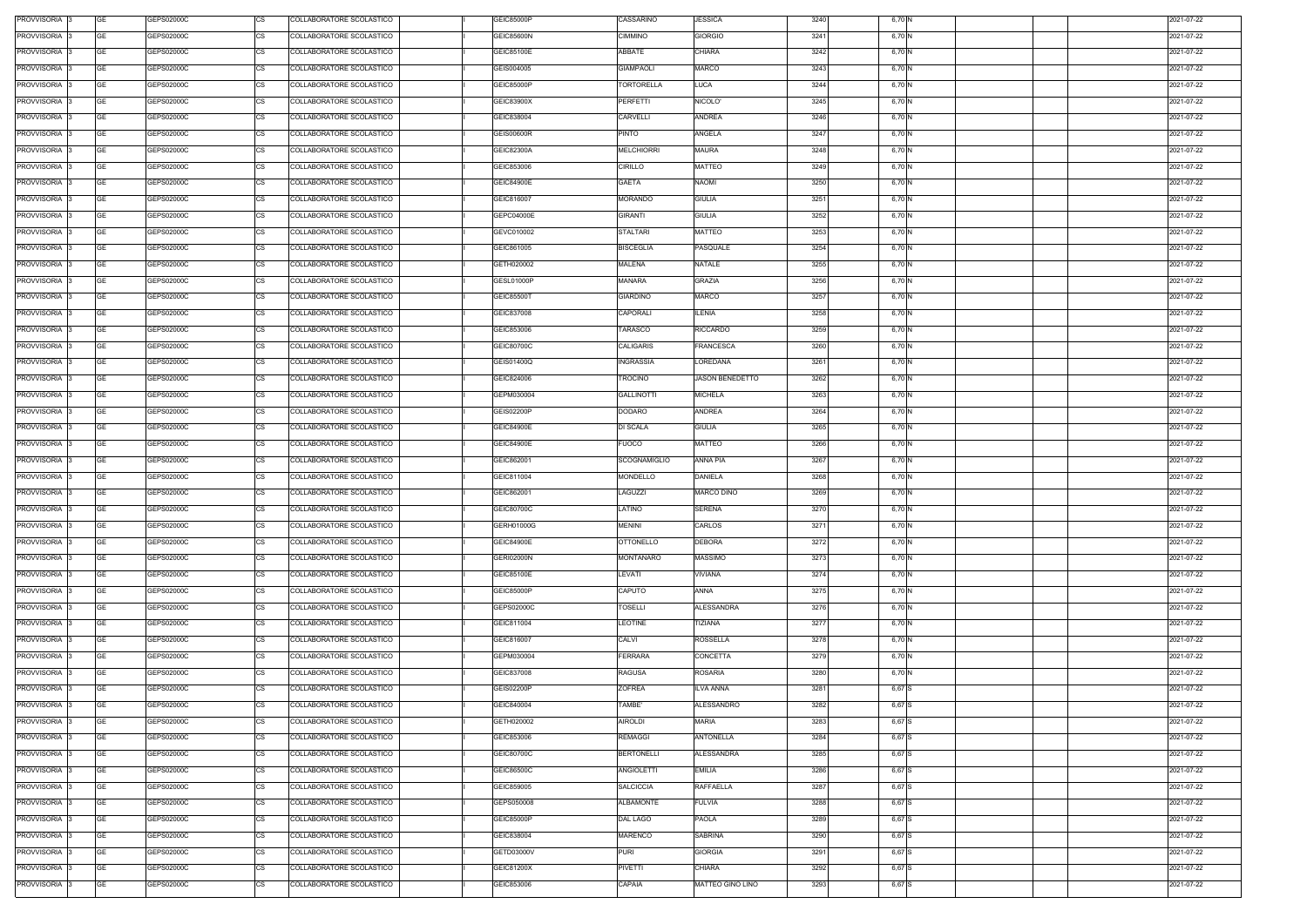| | | | | | | | | | | | | | | | | |
|---|---|---|---|---|---|---|---|---|---|---|---|---|---|---|---|---|
| PROVVISORIA | 3 | GE | GEPS02000C | CS | COLLABORATORE SCOLASTICO | | I | GEIC85000P | CASSARINO | JESSICA | 3240 | 6,70 | N | | | 2021-07-22 |
| PROVVISORIA | 3 | GE | GEPS02000C | CS | COLLABORATORE SCOLASTICO | | I | GEIC85600N | CIMMINO | GIORGIO | 3241 | 6,70 | N | | | 2021-07-22 |
| PROVVISORIA | 3 | GE | GEPS02000C | CS | COLLABORATORE SCOLASTICO | | I | GEIC85100E | ABBATE | CHIARA | 3242 | 6,70 | N | | | 2021-07-22 |
| PROVVISORIA | 3 | GE | GEPS02000C | CS | COLLABORATORE SCOLASTICO | | I | GEIS004005 | GIAMPAOLI | MARCO | 3243 | 6,70 | N | | | 2021-07-22 |
| PROVVISORIA | 3 | GE | GEPS02000C | CS | COLLABORATORE SCOLASTICO | | I | GEIC85000P | TORTORELLA | LUCA | 3244 | 6,70 | N | | | 2021-07-22 |
| PROVVISORIA | 3 | GE | GEPS02000C | CS | COLLABORATORE SCOLASTICO | | I | GEIC83900X | PERFETTI | NICOLO' | 3245 | 6,70 | N | | | 2021-07-22 |
| PROVVISORIA | 3 | GE | GEPS02000C | CS | COLLABORATORE SCOLASTICO | | I | GEIC838004 | CARVELLI | ANDREA | 3246 | 6,70 | N | | | 2021-07-22 |
| PROVVISORIA | 3 | GE | GEPS02000C | CS | COLLABORATORE SCOLASTICO | | I | GEIS00600R | PINTO | ANGELA | 3247 | 6,70 | N | | | 2021-07-22 |
| PROVVISORIA | 3 | GE | GEPS02000C | CS | COLLABORATORE SCOLASTICO | | I | GEIC82300A | MELCHIORRI | MAURA | 3248 | 6,70 | N | | | 2021-07-22 |
| PROVVISORIA | 3 | GE | GEPS02000C | CS | COLLABORATORE SCOLASTICO | | I | GEIC853006 | CIRILLO | MATTEO | 3249 | 6,70 | N | | | 2021-07-22 |
| PROVVISORIA | 3 | GE | GEPS02000C | CS | COLLABORATORE SCOLASTICO | | I | GEIC84900E | GAETA | NAOMI | 3250 | 6,70 | N | | | 2021-07-22 |
| PROVVISORIA | 3 | GE | GEPS02000C | CS | COLLABORATORE SCOLASTICO | | I | GEIC816007 | MORANDO | GIULIA | 3251 | 6,70 | N | | | 2021-07-22 |
| PROVVISORIA | 3 | GE | GEPS02000C | CS | COLLABORATORE SCOLASTICO | | I | GEPC04000E | GIRANTI | GIULIA | 3252 | 6,70 | N | | | 2021-07-22 |
| PROVVISORIA | 3 | GE | GEPS02000C | CS | COLLABORATORE SCOLASTICO | | I | GEVC010002 | STALTARI | MATTEO | 3253 | 6,70 | N | | | 2021-07-22 |
| PROVVISORIA | 3 | GE | GEPS02000C | CS | COLLABORATORE SCOLASTICO | | I | GEIC861005 | BISCEGLIA | PASQUALE | 3254 | 6,70 | N | | | 2021-07-22 |
| PROVVISORIA | 3 | GE | GEPS02000C | CS | COLLABORATORE SCOLASTICO | | I | GETH020002 | MALENA | NATALE | 3255 | 6,70 | N | | | 2021-07-22 |
| PROVVISORIA | 3 | GE | GEPS02000C | CS | COLLABORATORE SCOLASTICO | | I | GESL01000P | MANARA | GRAZIA | 3256 | 6,70 | N | | | 2021-07-22 |
| PROVVISORIA | 3 | GE | GEPS02000C | CS | COLLABORATORE SCOLASTICO | | I | GEIC85500T | GIARDINO | MARCO | 3257 | 6,70 | N | | | 2021-07-22 |
| PROVVISORIA | 3 | GE | GEPS02000C | CS | COLLABORATORE SCOLASTICO | | I | GEIC837008 | CAPORALI | ILENIA | 3258 | 6,70 | N | | | 2021-07-22 |
| PROVVISORIA | 3 | GE | GEPS02000C | CS | COLLABORATORE SCOLASTICO | | I | GEIC853006 | TARASCO | RICCARDO | 3259 | 6,70 | N | | | 2021-07-22 |
| PROVVISORIA | 3 | GE | GEPS02000C | CS | COLLABORATORE SCOLASTICO | | I | GEIC80700C | CALIGARIS | FRANCESCA | 3260 | 6,70 | N | | | 2021-07-22 |
| PROVVISORIA | 3 | GE | GEPS02000C | CS | COLLABORATORE SCOLASTICO | | I | GEIS01400Q | INGRASSIA | LOREDANA | 3261 | 6,70 | N | | | 2021-07-22 |
| PROVVISORIA | 3 | GE | GEPS02000C | CS | COLLABORATORE SCOLASTICO | | I | GEIC824006 | TROCINO | JASON BENEDETTO | 3262 | 6,70 | N | | | 2021-07-22 |
| PROVVISORIA | 3 | GE | GEPS02000C | CS | COLLABORATORE SCOLASTICO | | I | GEPM030004 | GALLINOTTI | MICHELA | 3263 | 6,70 | N | | | 2021-07-22 |
| PROVVISORIA | 3 | GE | GEPS02000C | CS | COLLABORATORE SCOLASTICO | | I | GEIS02200P | DODARO | ANDREA | 3264 | 6,70 | N | | | 2021-07-22 |
| PROVVISORIA | 3 | GE | GEPS02000C | CS | COLLABORATORE SCOLASTICO | | I | GEIC84900E | DI SCALA | GIULIA | 3265 | 6,70 | N | | | 2021-07-22 |
| PROVVISORIA | 3 | GE | GEPS02000C | CS | COLLABORATORE SCOLASTICO | | I | GEIC84900E | FUOCO | MATTEO | 3266 | 6,70 | N | | | 2021-07-22 |
| PROVVISORIA | 3 | GE | GEPS02000C | CS | COLLABORATORE SCOLASTICO | | I | GEIC862001 | SCOGNAMIGLIO | ANNA PIA | 3267 | 6,70 | N | | | 2021-07-22 |
| PROVVISORIA | 3 | GE | GEPS02000C | CS | COLLABORATORE SCOLASTICO | | I | GEIC811004 | MONDELLO | DANIELA | 3268 | 6,70 | N | | | 2021-07-22 |
| PROVVISORIA | 3 | GE | GEPS02000C | CS | COLLABORATORE SCOLASTICO | | I | GEIC862001 | LAGUZZI | MARCO DINO | 3269 | 6,70 | N | | | 2021-07-22 |
| PROVVISORIA | 3 | GE | GEPS02000C | CS | COLLABORATORE SCOLASTICO | | I | GEIC80700C | LATINO | SERENA | 3270 | 6,70 | N | | | 2021-07-22 |
| PROVVISORIA | 3 | GE | GEPS02000C | CS | COLLABORATORE SCOLASTICO | | I | GERH01000G | MENINI | CARLOS | 3271 | 6,70 | N | | | 2021-07-22 |
| PROVVISORIA | 3 | GE | GEPS02000C | CS | COLLABORATORE SCOLASTICO | | I | GEIC84900E | OTTONELLO | DEBORA | 3272 | 6,70 | N | | | 2021-07-22 |
| PROVVISORIA | 3 | GE | GEPS02000C | CS | COLLABORATORE SCOLASTICO | | I | GERI02000N | MONTANARO | MASSIMO | 3273 | 6,70 | N | | | 2021-07-22 |
| PROVVISORIA | 3 | GE | GEPS02000C | CS | COLLABORATORE SCOLASTICO | | I | GEIC85100E | LEVATI | VIVIANA | 3274 | 6,70 | N | | | 2021-07-22 |
| PROVVISORIA | 3 | GE | GEPS02000C | CS | COLLABORATORE SCOLASTICO | | I | GEIC85000P | CAPUTO | ANNA | 3275 | 6,70 | N | | | 2021-07-22 |
| PROVVISORIA | 3 | GE | GEPS02000C | CS | COLLABORATORE SCOLASTICO | | I | GEPS02000C | TOSELLI | ALESSANDRA | 3276 | 6,70 | N | | | 2021-07-22 |
| PROVVISORIA | 3 | GE | GEPS02000C | CS | COLLABORATORE SCOLASTICO | | I | GEIC811004 | LEOTINE | TIZIANA | 3277 | 6,70 | N | | | 2021-07-22 |
| PROVVISORIA | 3 | GE | GEPS02000C | CS | COLLABORATORE SCOLASTICO | | I | GEIC816007 | CALVI | ROSSELLA | 3278 | 6,70 | N | | | 2021-07-22 |
| PROVVISORIA | 3 | GE | GEPS02000C | CS | COLLABORATORE SCOLASTICO | | I | GEPM030004 | FERRARA | CONCETTA | 3279 | 6,70 | N | | | 2021-07-22 |
| PROVVISORIA | 3 | GE | GEPS02000C | CS | COLLABORATORE SCOLASTICO | | I | GEIC837008 | RAGUSA | ROSARIA | 3280 | 6,70 | N | | | 2021-07-22 |
| PROVVISORIA | 3 | GE | GEPS02000C | CS | COLLABORATORE SCOLASTICO | | I | GEIS02200P | ZOFREA | ILVA ANNA | 3281 | 6,67 | S | | | 2021-07-22 |
| PROVVISORIA | 3 | GE | GEPS02000C | CS | COLLABORATORE SCOLASTICO | | I | GEIC840004 | TAMBE' | ALESSANDRO | 3282 | 6,67 | S | | | 2021-07-22 |
| PROVVISORIA | 3 | GE | GEPS02000C | CS | COLLABORATORE SCOLASTICO | | I | GETH020002 | AIROLDI | MARIA | 3283 | 6,67 | S | | | 2021-07-22 |
| PROVVISORIA | 3 | GE | GEPS02000C | CS | COLLABORATORE SCOLASTICO | | I | GEIC853006 | REMAGGI | ANTONELLA | 3284 | 6,67 | S | | | 2021-07-22 |
| PROVVISORIA | 3 | GE | GEPS02000C | CS | COLLABORATORE SCOLASTICO | | I | GEIC80700C | BERTONELLI | ALESSANDRA | 3285 | 6,67 | S | | | 2021-07-22 |
| PROVVISORIA | 3 | GE | GEPS02000C | CS | COLLABORATORE SCOLASTICO | | I | GEIC86500C | ANGIOLETTI | EMILIA | 3286 | 6,67 | S | | | 2021-07-22 |
| PROVVISORIA | 3 | GE | GEPS02000C | CS | COLLABORATORE SCOLASTICO | | I | GEIC859005 | SALCICCIA | RAFFAELLA | 3287 | 6,67 | S | | | 2021-07-22 |
| PROVVISORIA | 3 | GE | GEPS02000C | CS | COLLABORATORE SCOLASTICO | | I | GEPS050008 | ALBAMONTE | FULVIA | 3288 | 6,67 | S | | | 2021-07-22 |
| PROVVISORIA | 3 | GE | GEPS02000C | CS | COLLABORATORE SCOLASTICO | | I | GEIC85000P | DAL LAGO | PAOLA | 3289 | 6,67 | S | | | 2021-07-22 |
| PROVVISORIA | 3 | GE | GEPS02000C | CS | COLLABORATORE SCOLASTICO | | I | GEIC838004 | MARENCO | SABRINA | 3290 | 6,67 | S | | | 2021-07-22 |
| PROVVISORIA | 3 | GE | GEPS02000C | CS | COLLABORATORE SCOLASTICO | | I | GETD03000V | PURI | GIORGIA | 3291 | 6,67 | S | | | 2021-07-22 |
| PROVVISORIA | 3 | GE | GEPS02000C | CS | COLLABORATORE SCOLASTICO | | I | GEIC81200X | PIVETTI | CHIARA | 3292 | 6,67 | S | | | 2021-07-22 |
| PROVVISORIA | 3 | GE | GEPS02000C | CS | COLLABORATORE SCOLASTICO | | I | GEIC853006 | CAPAIA | MATTEO GINO LINO | 3293 | 6,67 | S | | | 2021-07-22 |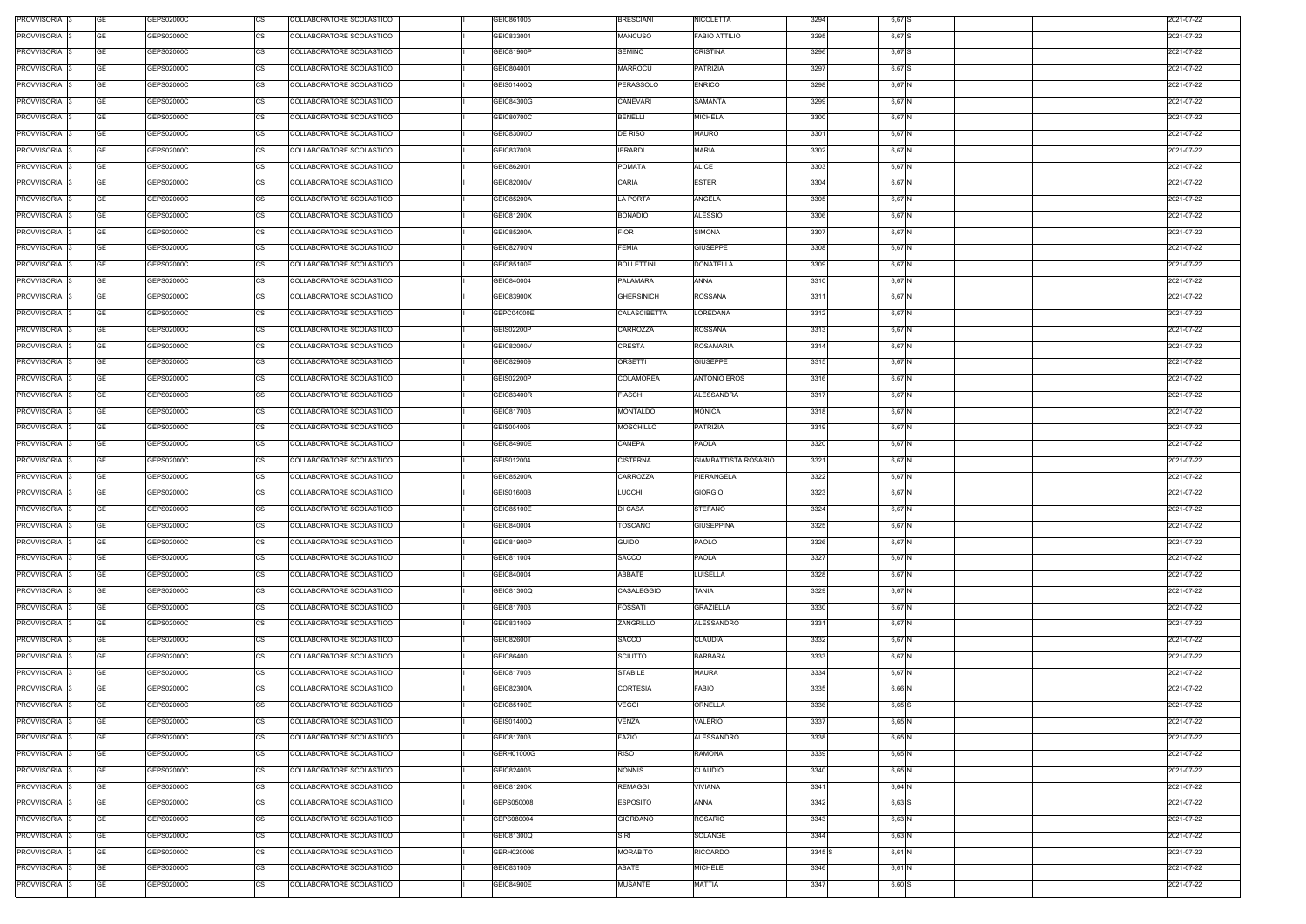| | | | | | | | | | | | | | | | | |
|---|---|---|---|---|---|---|---|---|---|---|---|---|---|---|---|---|
| PROVVISORIA | 3 | GE | GEPS02000C | CS | COLLABORATORE SCOLASTICO | | I | GEIC861005 | BRESCIANI | NICOLETTA | 3294 | | 6,67 | S | | 2021-07-22 |
| PROVVISORIA | 3 | GE | GEPS02000C | CS | COLLABORATORE SCOLASTICO | | I | GEIC833001 | MANCUSO | FABIO ATTILIO | 3295 | | 6,67 | S | | 2021-07-22 |
| PROVVISORIA | 3 | GE | GEPS02000C | CS | COLLABORATORE SCOLASTICO | | I | GEIC81900P | SEMINO | CRISTINA | 3296 | | 6,67 | S | | 2021-07-22 |
| PROVVISORIA | 3 | GE | GEPS02000C | CS | COLLABORATORE SCOLASTICO | | I | GEIC804001 | MARROCU | PATRIZIA | 3297 | | 6,67 | S | | 2021-07-22 |
| PROVVISORIA | 3 | GE | GEPS02000C | CS | COLLABORATORE SCOLASTICO | | I | GEIS01400Q | PERASSOLO | ENRICO | 3298 | | 6,67 | N | | 2021-07-22 |
| PROVVISORIA | 3 | GE | GEPS02000C | CS | COLLABORATORE SCOLASTICO | | I | GEIC84300G | CANEVARI | SAMANTA | 3299 | | 6,67 | N | | 2021-07-22 |
| PROVVISORIA | 3 | GE | GEPS02000C | CS | COLLABORATORE SCOLASTICO | | I | GEIC80700C | BENELLI | MICHELA | 3300 | | 6,67 | N | | 2021-07-22 |
| PROVVISORIA | 3 | GE | GEPS02000C | CS | COLLABORATORE SCOLASTICO | | I | GEIC83000D | DE RISO | MAURO | 3301 | | 6,67 | N | | 2021-07-22 |
| PROVVISORIA | 3 | GE | GEPS02000C | CS | COLLABORATORE SCOLASTICO | | I | GEIC837008 | IERARDI | MARIA | 3302 | | 6,67 | N | | 2021-07-22 |
| PROVVISORIA | 3 | GE | GEPS02000C | CS | COLLABORATORE SCOLASTICO | | I | GEIC862001 | POMATA | ALICE | 3303 | | 6,67 | N | | 2021-07-22 |
| PROVVISORIA | 3 | GE | GEPS02000C | CS | COLLABORATORE SCOLASTICO | | I | GEIC82000V | CARIA | ESTER | 3304 | | 6,67 | N | | 2021-07-22 |
| PROVVISORIA | 3 | GE | GEPS02000C | CS | COLLABORATORE SCOLASTICO | | I | GEIC85200A | LA PORTA | ANGELA | 3305 | | 6,67 | N | | 2021-07-22 |
| PROVVISORIA | 3 | GE | GEPS02000C | CS | COLLABORATORE SCOLASTICO | | I | GEIC81200X | BONADIO | ALESSIO | 3306 | | 6,67 | N | | 2021-07-22 |
| PROVVISORIA | 3 | GE | GEPS02000C | CS | COLLABORATORE SCOLASTICO | | I | GEIC85200A | FIOR | SIMONA | 3307 | | 6,67 | N | | 2021-07-22 |
| PROVVISORIA | 3 | GE | GEPS02000C | CS | COLLABORATORE SCOLASTICO | | I | GEIC82700N | FEMIA | GIUSEPPE | 3308 | | 6,67 | N | | 2021-07-22 |
| PROVVISORIA | 3 | GE | GEPS02000C | CS | COLLABORATORE SCOLASTICO | | I | GEIC85100E | BOLLETTINI | DONATELLA | 3309 | | 6,67 | N | | 2021-07-22 |
| PROVVISORIA | 3 | GE | GEPS02000C | CS | COLLABORATORE SCOLASTICO | | I | GEIC840004 | PALAMARA | ANNA | 3310 | | 6,67 | N | | 2021-07-22 |
| PROVVISORIA | 3 | GE | GEPS02000C | CS | COLLABORATORE SCOLASTICO | | I | GEIC83900X | GHERSINICH | ROSSANA | 3311 | | 6,67 | N | | 2021-07-22 |
| PROVVISORIA | 3 | GE | GEPS02000C | CS | COLLABORATORE SCOLASTICO | | I | GEPC04000E | CALASCIBETTA | LOREDANA | 3312 | | 6,67 | N | | 2021-07-22 |
| PROVVISORIA | 3 | GE | GEPS02000C | CS | COLLABORATORE SCOLASTICO | | I | GEIS02200P | CARROZZA | ROSSANA | 3313 | | 6,67 | N | | 2021-07-22 |
| PROVVISORIA | 3 | GE | GEPS02000C | CS | COLLABORATORE SCOLASTICO | | I | GEIC82000V | CRESTA | ROSAMARIA | 3314 | | 6,67 | N | | 2021-07-22 |
| PROVVISORIA | 3 | GE | GEPS02000C | CS | COLLABORATORE SCOLASTICO | | I | GEIC829009 | ORSETTI | GIUSEPPE | 3315 | | 6,67 | N | | 2021-07-22 |
| PROVVISORIA | 3 | GE | GEPS02000C | CS | COLLABORATORE SCOLASTICO | | I | GEIS02200P | COLAMOREA | ANTONIO EROS | 3316 | | 6,67 | N | | 2021-07-22 |
| PROVVISORIA | 3 | GE | GEPS02000C | CS | COLLABORATORE SCOLASTICO | | I | GEIC83400R | FIASCHI | ALESSANDRA | 3317 | | 6,67 | N | | 2021-07-22 |
| PROVVISORIA | 3 | GE | GEPS02000C | CS | COLLABORATORE SCOLASTICO | | I | GEIC817003 | MONTALDO | MONICA | 3318 | | 6,67 | N | | 2021-07-22 |
| PROVVISORIA | 3 | GE | GEPS02000C | CS | COLLABORATORE SCOLASTICO | | I | GEIS004005 | MOSCHILLO | PATRIZIA | 3319 | | 6,67 | N | | 2021-07-22 |
| PROVVISORIA | 3 | GE | GEPS02000C | CS | COLLABORATORE SCOLASTICO | | I | GEIC84900E | CANEPA | PAOLA | 3320 | | 6,67 | N | | 2021-07-22 |
| PROVVISORIA | 3 | GE | GEPS02000C | CS | COLLABORATORE SCOLASTICO | | I | GEIS012004 | CISTERNA | GIAMBATTISTA ROSARIO | 3321 | | 6,67 | N | | 2021-07-22 |
| PROVVISORIA | 3 | GE | GEPS02000C | CS | COLLABORATORE SCOLASTICO | | I | GEIC85200A | CARROZZA | PIERANGELA | 3322 | | 6,67 | N | | 2021-07-22 |
| PROVVISORIA | 3 | GE | GEPS02000C | CS | COLLABORATORE SCOLASTICO | | I | GEIS01600B | LUCCHI | GIORGIO | 3323 | | 6,67 | N | | 2021-07-22 |
| PROVVISORIA | 3 | GE | GEPS02000C | CS | COLLABORATORE SCOLASTICO | | I | GEIC85100E | DI CASA | STEFANO | 3324 | | 6,67 | N | | 2021-07-22 |
| PROVVISORIA | 3 | GE | GEPS02000C | CS | COLLABORATORE SCOLASTICO | | I | GEIC840004 | TOSCANO | GIUSEPPINA | 3325 | | 6,67 | N | | 2021-07-22 |
| PROVVISORIA | 3 | GE | GEPS02000C | CS | COLLABORATORE SCOLASTICO | | I | GEIC81900P | GUIDO | PAOLO | 3326 | | 6,67 | N | | 2021-07-22 |
| PROVVISORIA | 3 | GE | GEPS02000C | CS | COLLABORATORE SCOLASTICO | | I | GEIC811004 | SACCO | PAOLA | 3327 | | 6,67 | N | | 2021-07-22 |
| PROVVISORIA | 3 | GE | GEPS02000C | CS | COLLABORATORE SCOLASTICO | | I | GEIC840004 | ABBATE | LUISELLA | 3328 | | 6,67 | N | | 2021-07-22 |
| PROVVISORIA | 3 | GE | GEPS02000C | CS | COLLABORATORE SCOLASTICO | | I | GEIC81300Q | CASALEGGIO | TANIA | 3329 | | 6,67 | N | | 2021-07-22 |
| PROVVISORIA | 3 | GE | GEPS02000C | CS | COLLABORATORE SCOLASTICO | | I | GEIC817003 | FOSSATI | GRAZIELLA | 3330 | | 6,67 | N | | 2021-07-22 |
| PROVVISORIA | 3 | GE | GEPS02000C | CS | COLLABORATORE SCOLASTICO | | I | GEIC831009 | ZANGRILLO | ALESSANDRO | 3331 | | 6,67 | N | | 2021-07-22 |
| PROVVISORIA | 3 | GE | GEPS02000C | CS | COLLABORATORE SCOLASTICO | | I | GEIC82600T | SACCO | CLAUDIA | 3332 | | 6,67 | N | | 2021-07-22 |
| PROVVISORIA | 3 | GE | GEPS02000C | CS | COLLABORATORE SCOLASTICO | | I | GEIC86400L | SCIUTTO | BARBARA | 3333 | | 6,67 | N | | 2021-07-22 |
| PROVVISORIA | 3 | GE | GEPS02000C | CS | COLLABORATORE SCOLASTICO | | I | GEIC817003 | STABILE | MAURA | 3334 | | 6,67 | N | | 2021-07-22 |
| PROVVISORIA | 3 | GE | GEPS02000C | CS | COLLABORATORE SCOLASTICO | | I | GEIC82300A | CORTESIA | FABIO | 3335 | | 6,66 | N | | 2021-07-22 |
| PROVVISORIA | 3 | GE | GEPS02000C | CS | COLLABORATORE SCOLASTICO | | I | GEIC85100E | VEGGI | ORNELLA | 3336 | | 6,65 | S | | 2021-07-22 |
| PROVVISORIA | 3 | GE | GEPS02000C | CS | COLLABORATORE SCOLASTICO | | I | GEIS01400Q | VENZA | VALERIO | 3337 | | 6,65 | N | | 2021-07-22 |
| PROVVISORIA | 3 | GE | GEPS02000C | CS | COLLABORATORE SCOLASTICO | | I | GEIC817003 | FAZIO | ALESSANDRO | 3338 | | 6,65 | N | | 2021-07-22 |
| PROVVISORIA | 3 | GE | GEPS02000C | CS | COLLABORATORE SCOLASTICO | | I | GERH01000G | RISO | RAMONA | 3339 | | 6,65 | N | | 2021-07-22 |
| PROVVISORIA | 3 | GE | GEPS02000C | CS | COLLABORATORE SCOLASTICO | | I | GEIC824006 | NONNIS | CLAUDIO | 3340 | | 6,65 | N | | 2021-07-22 |
| PROVVISORIA | 3 | GE | GEPS02000C | CS | COLLABORATORE SCOLASTICO | | I | GEIC81200X | REMAGGI | VIVIANA | 3341 | | 6,64 | N | | 2021-07-22 |
| PROVVISORIA | 3 | GE | GEPS02000C | CS | COLLABORATORE SCOLASTICO | | I | GEPS050008 | ESPOSITO | ANNA | 3342 | | 6,63 | S | | 2021-07-22 |
| PROVVISORIA | 3 | GE | GEPS02000C | CS | COLLABORATORE SCOLASTICO | | I | GEPS080004 | GIORDANO | ROSARIO | 3343 | | 6,63 | N | | 2021-07-22 |
| PROVVISORIA | 3 | GE | GEPS02000C | CS | COLLABORATORE SCOLASTICO | | I | GEIC81300Q | SIRI | SOLANGE | 3344 | | 6,63 | N | | 2021-07-22 |
| PROVVISORIA | 3 | GE | GEPS02000C | CS | COLLABORATORE SCOLASTICO | | I | GERH020006 | MORABITO | RICCARDO | 3345 | S | 6,61 | N | | 2021-07-22 |
| PROVVISORIA | 3 | GE | GEPS02000C | CS | COLLABORATORE SCOLASTICO | | I | GEIC831009 | ABATE | MICHELE | 3346 | | 6,61 | N | | 2021-07-22 |
| PROVVISORIA | 3 | GE | GEPS02000C | CS | COLLABORATORE SCOLASTICO | | I | GEIC84900E | MUSANTE | MATTIA | 3347 | | 6,60 | S | | 2021-07-22 |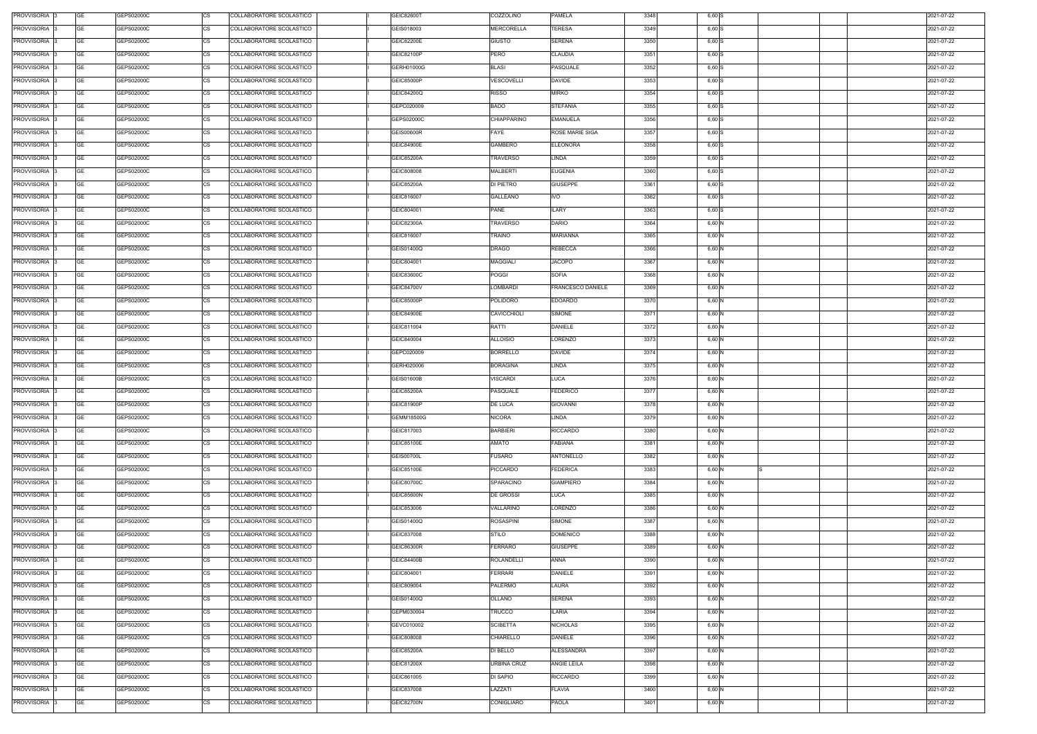| | | | | | | | | | | | | | | | | |
|---|---|---|---|---|---|---|---|---|---|---|---|---|---|---|---|---|
| PROVVISORIA | 3 | GE | GEPS02000C | CS | COLLABORATORE SCOLASTICO | | I | GEIC82600T | COZZOLINO | PAMELA | 3348 | 6,60 | S | | | 2021-07-22 |
| PROVVISORIA | 3 | GE | GEPS02000C | CS | COLLABORATORE SCOLASTICO | | I | GEIS018003 | MERCORELLA | TERESA | 3349 | 6,60 | S | | | 2021-07-22 |
| PROVVISORIA | 3 | GE | GEPS02000C | CS | COLLABORATORE SCOLASTICO | | I | GEIC82200E | GIUSTO | SERENA | 3350 | 6,60 | S | | | 2021-07-22 |
| PROVVISORIA | 3 | GE | GEPS02000C | CS | COLLABORATORE SCOLASTICO | | I | GEIC82100P | PERO | CLAUDIA | 3351 | 6,60 | S | | | 2021-07-22 |
| PROVVISORIA | 3 | GE | GEPS02000C | CS | COLLABORATORE SCOLASTICO | | I | GERH01000G | BLASI | PASQUALE | 3352 | 6,60 | S | | | 2021-07-22 |
| PROVVISORIA | 3 | GE | GEPS02000C | CS | COLLABORATORE SCOLASTICO | | I | GEIC85000P | VESCOVELLI | DAVIDE | 3353 | 6,60 | S | | | 2021-07-22 |
| PROVVISORIA | 3 | GE | GEPS02000C | CS | COLLABORATORE SCOLASTICO | | I | GEIC84200Q | RISSO | MIRKO | 3354 | 6,60 | S | | | 2021-07-22 |
| PROVVISORIA | 3 | GE | GEPS02000C | CS | COLLABORATORE SCOLASTICO | | I | GEPC020009 | BADO | STEFANIA | 3355 | 6,60 | S | | | 2021-07-22 |
| PROVVISORIA | 3 | GE | GEPS02000C | CS | COLLABORATORE SCOLASTICO | | I | GEPS02000C | CHIAPPARINO | EMANUELA | 3356 | 6,60 | S | | | 2021-07-22 |
| PROVVISORIA | 3 | GE | GEPS02000C | CS | COLLABORATORE SCOLASTICO | | I | GEIS00600R | FAYE | ROSE MARIE SIGA | 3357 | 6,60 | S | | | 2021-07-22 |
| PROVVISORIA | 3 | GE | GEPS02000C | CS | COLLABORATORE SCOLASTICO | | I | GEIC84900E | GAMBERO | ELEONORA | 3358 | 6,60 | S | | | 2021-07-22 |
| PROVVISORIA | 3 | GE | GEPS02000C | CS | COLLABORATORE SCOLASTICO | | I | GEIC85200A | TRAVERSO | LINDA | 3359 | 6,60 | S | | | 2021-07-22 |
| PROVVISORIA | 3 | GE | GEPS02000C | CS | COLLABORATORE SCOLASTICO | | I | GEIC808008 | MALBERTI | EUGENIA | 3360 | 6,60 | S | | | 2021-07-22 |
| PROVVISORIA | 3 | GE | GEPS02000C | CS | COLLABORATORE SCOLASTICO | | I | GEIC85200A | DI PIETRO | GIUSEPPE | 3361 | 6,60 | S | | | 2021-07-22 |
| PROVVISORIA | 3 | GE | GEPS02000C | CS | COLLABORATORE SCOLASTICO | | I | GEIC816007 | GALLEANO | IVO | 3362 | 6,60 | S | | | 2021-07-22 |
| PROVVISORIA | 3 | GE | GEPS02000C | CS | COLLABORATORE SCOLASTICO | | I | GEIC804001 | PANE | ILARY | 3363 | 6,60 | S | | | 2021-07-22 |
| PROVVISORIA | 3 | GE | GEPS02000C | CS | COLLABORATORE SCOLASTICO | | I | GEIC82300A | TRAVERSO | DARIO | 3364 | 6,60 | N | | | 2021-07-22 |
| PROVVISORIA | 3 | GE | GEPS02000C | CS | COLLABORATORE SCOLASTICO | | I | GEIC816007 | TRAINO | MARIANNA | 3365 | 6,60 | N | | | 2021-07-22 |
| PROVVISORIA | 3 | GE | GEPS02000C | CS | COLLABORATORE SCOLASTICO | | I | GEIS01400Q | DRAGO | REBECCA | 3366 | 6,60 | N | | | 2021-07-22 |
| PROVVISORIA | 3 | GE | GEPS02000C | CS | COLLABORATORE SCOLASTICO | | I | GEIC804001 | MAGGIALI | JACOPO | 3367 | 6,60 | N | | | 2021-07-22 |
| PROVVISORIA | 3 | GE | GEPS02000C | CS | COLLABORATORE SCOLASTICO | | I | GEIC83600C | POGGI | SOFIA | 3368 | 6,60 | N | | | 2021-07-22 |
| PROVVISORIA | 3 | GE | GEPS02000C | CS | COLLABORATORE SCOLASTICO | | I | GEIC84700V | LOMBARDI | FRANCESCO DANIELE | 3369 | 6,60 | N | | | 2021-07-22 |
| PROVVISORIA | 3 | GE | GEPS02000C | CS | COLLABORATORE SCOLASTICO | | I | GEIC85000P | POLIDORO | EDOARDO | 3370 | 6,60 | N | | | 2021-07-22 |
| PROVVISORIA | 3 | GE | GEPS02000C | CS | COLLABORATORE SCOLASTICO | | I | GEIC84900E | CAVICCHIOLI | SIMONE | 3371 | 6,60 | N | | | 2021-07-22 |
| PROVVISORIA | 3 | GE | GEPS02000C | CS | COLLABORATORE SCOLASTICO | | I | GEIC811004 | RATTI | DANIELE | 3372 | 6,60 | N | | | 2021-07-22 |
| PROVVISORIA | 3 | GE | GEPS02000C | CS | COLLABORATORE SCOLASTICO | | I | GEIC840004 | ALLOISIO | LORENZO | 3373 | 6,60 | N | | | 2021-07-22 |
| PROVVISORIA | 3 | GE | GEPS02000C | CS | COLLABORATORE SCOLASTICO | | I | GEPC020009 | BORRELLO | DAVIDE | 3374 | 6,60 | N | | | 2021-07-22 |
| PROVVISORIA | 3 | GE | GEPS02000C | CS | COLLABORATORE SCOLASTICO | | I | GERH020006 | BORAGINA | LINDA | 3375 | 6,60 | N | | | 2021-07-22 |
| PROVVISORIA | 3 | GE | GEPS02000C | CS | COLLABORATORE SCOLASTICO | | I | GEIS01600B | VISCARDI | LUCA | 3376 | 6,60 | N | | | 2021-07-22 |
| PROVVISORIA | 3 | GE | GEPS02000C | CS | COLLABORATORE SCOLASTICO | | I | GEIC85200A | PASQUALE | FEDERICO | 3377 | 6,60 | N | | | 2021-07-22 |
| PROVVISORIA | 3 | GE | GEPS02000C | CS | COLLABORATORE SCOLASTICO | | I | GEIC81900P | DE LUCA | GIOVANNI | 3378 | 6,60 | N | | | 2021-07-22 |
| PROVVISORIA | 3 | GE | GEPS02000C | CS | COLLABORATORE SCOLASTICO | | I | GEMM18500G | NICORA | LINDA | 3379 | 6,60 | N | | | 2021-07-22 |
| PROVVISORIA | 3 | GE | GEPS02000C | CS | COLLABORATORE SCOLASTICO | | I | GEIC817003 | BARBIERI | RICCARDO | 3380 | 6,60 | N | | | 2021-07-22 |
| PROVVISORIA | 3 | GE | GEPS02000C | CS | COLLABORATORE SCOLASTICO | | I | GEIC85100E | AMATO | FABIANA | 3381 | 6,60 | N | | | 2021-07-22 |
| PROVVISORIA | 3 | GE | GEPS02000C | CS | COLLABORATORE SCOLASTICO | | I | GEIS00700L | FUSARO | ANTONELLO | 3382 | 6,60 | N | | | 2021-07-22 |
| PROVVISORIA | 3 | GE | GEPS02000C | CS | COLLABORATORE SCOLASTICO | | I | GEIC85100E | PICCARDO | FEDERICA | 3383 | 6,60 | N | S | | 2021-07-22 |
| PROVVISORIA | 3 | GE | GEPS02000C | CS | COLLABORATORE SCOLASTICO | | I | GEIC80700C | SPARACINO | GIAMPIERO | 3384 | 6,60 | N | | | 2021-07-22 |
| PROVVISORIA | 3 | GE | GEPS02000C | CS | COLLABORATORE SCOLASTICO | | I | GEIC85600N | DE GROSSI | LUCA | 3385 | 6,60 | N | | | 2021-07-22 |
| PROVVISORIA | 3 | GE | GEPS02000C | CS | COLLABORATORE SCOLASTICO | | I | GEIC853006 | VALLARINO | LORENZO | 3386 | 6,60 | N | | | 2021-07-22 |
| PROVVISORIA | 3 | GE | GEPS02000C | CS | COLLABORATORE SCOLASTICO | | I | GEIS01400Q | ROSASPINI | SIMONE | 3387 | 6,60 | N | | | 2021-07-22 |
| PROVVISORIA | 3 | GE | GEPS02000C | CS | COLLABORATORE SCOLASTICO | | I | GEIC837008 | STILO | DOMENICO | 3388 | 6,60 | N | | | 2021-07-22 |
| PROVVISORIA | 3 | GE | GEPS02000C | CS | COLLABORATORE SCOLASTICO | | I | GEIC86300R | FERRARO | GIUSEPPE | 3389 | 6,60 | N | | | 2021-07-22 |
| PROVVISORIA | 3 | GE | GEPS02000C | CS | COLLABORATORE SCOLASTICO | | I | GEIC84400B | ROLANDELLI | ANNA | 3390 | 6,60 | N | | | 2021-07-22 |
| PROVVISORIA | 3 | GE | GEPS02000C | CS | COLLABORATORE SCOLASTICO | | I | GEIC804001 | FERRARI | DANIELE | 3391 | 6,60 | N | | | 2021-07-22 |
| PROVVISORIA | 3 | GE | GEPS02000C | CS | COLLABORATORE SCOLASTICO | | I | GEIC809004 | PALERMO | LAURA | 3392 | 6,60 | N | | | 2021-07-22 |
| PROVVISORIA | 3 | GE | GEPS02000C | CS | COLLABORATORE SCOLASTICO | | I | GEIS01400Q | OLLANO | SERENA | 3393 | 6,60 | N | | | 2021-07-22 |
| PROVVISORIA | 3 | GE | GEPS02000C | CS | COLLABORATORE SCOLASTICO | | I | GEPM030004 | TRUCCO | ILARIA | 3394 | 6,60 | N | | | 2021-07-22 |
| PROVVISORIA | 3 | GE | GEPS02000C | CS | COLLABORATORE SCOLASTICO | | I | GEVC010002 | SCIBETTA | NICHOLAS | 3395 | 6,60 | N | | | 2021-07-22 |
| PROVVISORIA | 3 | GE | GEPS02000C | CS | COLLABORATORE SCOLASTICO | | I | GEIC808008 | CHIARELLO | DANIELE | 3396 | 6,60 | N | | | 2021-07-22 |
| PROVVISORIA | 3 | GE | GEPS02000C | CS | COLLABORATORE SCOLASTICO | | I | GEIC85200A | DI BELLO | ALESSANDRA | 3397 | 6,60 | N | | | 2021-07-22 |
| PROVVISORIA | 3 | GE | GEPS02000C | CS | COLLABORATORE SCOLASTICO | | I | GEIC81200X | URBINA CRUZ | ANGIE LEILA | 3398 | 6,60 | N | | | 2021-07-22 |
| PROVVISORIA | 3 | GE | GEPS02000C | CS | COLLABORATORE SCOLASTICO | | I | GEIC861005 | DI SAPIO | RICCARDO | 3399 | 6,60 | N | | | 2021-07-22 |
| PROVVISORIA | 3 | GE | GEPS02000C | CS | COLLABORATORE SCOLASTICO | | I | GEIC837008 | LAZZATI | FLAVIA | 3400 | 6,60 | N | | | 2021-07-22 |
| PROVVISORIA | 3 | GE | GEPS02000C | CS | COLLABORATORE SCOLASTICO | | I | GEIC82700N | CONIGLIARO | PAOLA | 3401 | 6,60 | N | | | 2021-07-22 |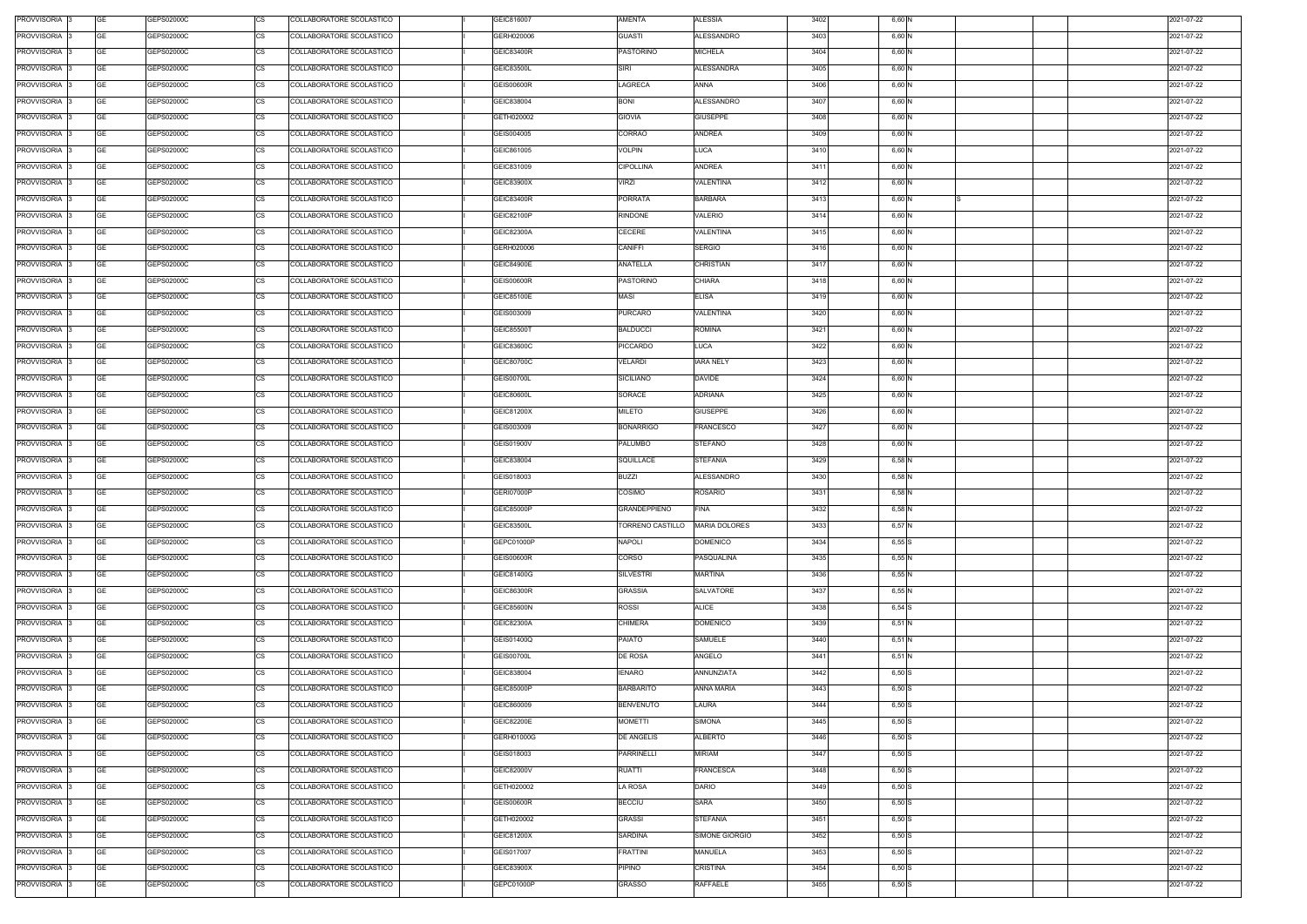| | | | | | | | | | | | | | | | | |
|---|---|---|---|---|---|---|---|---|---|---|---|---|---|---|---|---|
| PROVVISORIA | 3 | GE | GEPS02000C | CS | COLLABORATORE SCOLASTICO | | I | GEIC816007 | AMENTA | ALESSIA | 3402 | 6,60 | N | | | 2021-07-22 |
| PROVVISORIA | 3 | GE | GEPS02000C | CS | COLLABORATORE SCOLASTICO | | I | GERH020006 | GUASTI | ALESSANDRO | 3403 | 6,60 | N | | | 2021-07-22 |
| PROVVISORIA | 3 | GE | GEPS02000C | CS | COLLABORATORE SCOLASTICO | | I | GEIC83400R | PASTORINO | MICHELA | 3404 | 6,60 | N | | | 2021-07-22 |
| PROVVISORIA | 3 | GE | GEPS02000C | CS | COLLABORATORE SCOLASTICO | | I | GEIC83500L | SIRI | ALESSANDRA | 3405 | 6,60 | N | | | 2021-07-22 |
| PROVVISORIA | 3 | GE | GEPS02000C | CS | COLLABORATORE SCOLASTICO | | I | GEIS00600R | LAGRECA | ANNA | 3406 | 6,60 | N | | | 2021-07-22 |
| PROVVISORIA | 3 | GE | GEPS02000C | CS | COLLABORATORE SCOLASTICO | | I | GEIC838004 | BONI | ALESSANDRO | 3407 | 6,60 | N | | | 2021-07-22 |
| PROVVISORIA | 3 | GE | GEPS02000C | CS | COLLABORATORE SCOLASTICO | | I | GETH020002 | GIOVIA | GIUSEPPE | 3408 | 6,60 | N | | | 2021-07-22 |
| PROVVISORIA | 3 | GE | GEPS02000C | CS | COLLABORATORE SCOLASTICO | | I | GEIS004005 | CORRAO | ANDREA | 3409 | 6,60 | N | | | 2021-07-22 |
| PROVVISORIA | 3 | GE | GEPS02000C | CS | COLLABORATORE SCOLASTICO | | I | GEIC861005 | VOLPIN | LUCA | 3410 | 6,60 | N | | | 2021-07-22 |
| PROVVISORIA | 3 | GE | GEPS02000C | CS | COLLABORATORE SCOLASTICO | | I | GEIC831009 | CIPOLLINA | ANDREA | 3411 | 6,60 | N | | | 2021-07-22 |
| PROVVISORIA | 3 | GE | GEPS02000C | CS | COLLABORATORE SCOLASTICO | | I | GEIC83900X | VIRZI | VALENTINA | 3412 | 6,60 | N | | | 2021-07-22 |
| PROVVISORIA | 3 | GE | GEPS02000C | CS | COLLABORATORE SCOLASTICO | | I | GEIC83400R | PORRATA | BARBARA | 3413 | 6,60 | N | S | | 2021-07-22 |
| PROVVISORIA | 3 | GE | GEPS02000C | CS | COLLABORATORE SCOLASTICO | | I | GEIC82100P | RINDONE | VALERIO | 3414 | 6,60 | N | | | 2021-07-22 |
| PROVVISORIA | 3 | GE | GEPS02000C | CS | COLLABORATORE SCOLASTICO | | I | GEIC82300A | CECERE | VALENTINA | 3415 | 6,60 | N | | | 2021-07-22 |
| PROVVISORIA | 3 | GE | GEPS02000C | CS | COLLABORATORE SCOLASTICO | | I | GERH020006 | CANIFFI | SERGIO | 3416 | 6,60 | N | | | 2021-07-22 |
| PROVVISORIA | 3 | GE | GEPS02000C | CS | COLLABORATORE SCOLASTICO | | I | GEIC84900E | ANATELLA | CHRISTIAN | 3417 | 6,60 | N | | | 2021-07-22 |
| PROVVISORIA | 3 | GE | GEPS02000C | CS | COLLABORATORE SCOLASTICO | | I | GEIS00600R | PASTORINO | CHIARA | 3418 | 6,60 | N | | | 2021-07-22 |
| PROVVISORIA | 3 | GE | GEPS02000C | CS | COLLABORATORE SCOLASTICO | | I | GEIC85100E | MASI | ELISA | 3419 | 6,60 | N | | | 2021-07-22 |
| PROVVISORIA | 3 | GE | GEPS02000C | CS | COLLABORATORE SCOLASTICO | | I | GEIS003009 | PURCARO | VALENTINA | 3420 | 6,60 | N | | | 2021-07-22 |
| PROVVISORIA | 3 | GE | GEPS02000C | CS | COLLABORATORE SCOLASTICO | | I | GEIC85500T | BALDUCCI | ROMINA | 3421 | 6,60 | N | | | 2021-07-22 |
| PROVVISORIA | 3 | GE | GEPS02000C | CS | COLLABORATORE SCOLASTICO | | I | GEIC83600C | PICCARDO | LUCA | 3422 | 6,60 | N | | | 2021-07-22 |
| PROVVISORIA | 3 | GE | GEPS02000C | CS | COLLABORATORE SCOLASTICO | | I | GEIC80700C | VELARDI | IARA NELY | 3423 | 6,60 | N | | | 2021-07-22 |
| PROVVISORIA | 3 | GE | GEPS02000C | CS | COLLABORATORE SCOLASTICO | | I | GEIS00700L | SICILIANO | DAVIDE | 3424 | 6,60 | N | | | 2021-07-22 |
| PROVVISORIA | 3 | GE | GEPS02000C | CS | COLLABORATORE SCOLASTICO | | I | GEIC80600L | SORACE | ADRIANA | 3425 | 6,60 | N | | | 2021-07-22 |
| PROVVISORIA | 3 | GE | GEPS02000C | CS | COLLABORATORE SCOLASTICO | | I | GEIC81200X | MILETO | GIUSEPPE | 3426 | 6,60 | N | | | 2021-07-22 |
| PROVVISORIA | 3 | GE | GEPS02000C | CS | COLLABORATORE SCOLASTICO | | I | GEIS003009 | BONARRIGO | FRANCESCO | 3427 | 6,60 | N | | | 2021-07-22 |
| PROVVISORIA | 3 | GE | GEPS02000C | CS | COLLABORATORE SCOLASTICO | | I | GEIS01900V | PALUMBO | STEFANO | 3428 | 6,60 | N | | | 2021-07-22 |
| PROVVISORIA | 3 | GE | GEPS02000C | CS | COLLABORATORE SCOLASTICO | | I | GEIC838004 | SQUILLACE | STEFANIA | 3429 | 6,58 | N | | | 2021-07-22 |
| PROVVISORIA | 3 | GE | GEPS02000C | CS | COLLABORATORE SCOLASTICO | | I | GEIS018003 | BUZZI | ALESSANDRO | 3430 | 6,58 | N | | | 2021-07-22 |
| PROVVISORIA | 3 | GE | GEPS02000C | CS | COLLABORATORE SCOLASTICO | | I | GERI07000P | COSIMO | ROSARIO | 3431 | 6,58 | N | | | 2021-07-22 |
| PROVVISORIA | 3 | GE | GEPS02000C | CS | COLLABORATORE SCOLASTICO | | I | GEIC85000P | GRANDEPPIENO | FINA | 3432 | 6,58 | N | | | 2021-07-22 |
| PROVVISORIA | 3 | GE | GEPS02000C | CS | COLLABORATORE SCOLASTICO | | I | GEIC83500L | TORRENO CASTILLO | MARIA DOLORES | 3433 | 6,57 | N | | | 2021-07-22 |
| PROVVISORIA | 3 | GE | GEPS02000C | CS | COLLABORATORE SCOLASTICO | | I | GEPC01000P | NAPOLI | DOMENICO | 3434 | 6,55 | S | | | 2021-07-22 |
| PROVVISORIA | 3 | GE | GEPS02000C | CS | COLLABORATORE SCOLASTICO | | I | GEIS00600R | CORSO | PASQUALINA | 3435 | 6,55 | N | | | 2021-07-22 |
| PROVVISORIA | 3 | GE | GEPS02000C | CS | COLLABORATORE SCOLASTICO | | I | GEIC81400G | SILVESTRI | MARTINA | 3436 | 6,55 | N | | | 2021-07-22 |
| PROVVISORIA | 3 | GE | GEPS02000C | CS | COLLABORATORE SCOLASTICO | | I | GEIC86300R | GRASSIA | SALVATORE | 3437 | 6,55 | N | | | 2021-07-22 |
| PROVVISORIA | 3 | GE | GEPS02000C | CS | COLLABORATORE SCOLASTICO | | I | GEIC85600N | ROSSI | ALICE | 3438 | 6,54 | S | | | 2021-07-22 |
| PROVVISORIA | 3 | GE | GEPS02000C | CS | COLLABORATORE SCOLASTICO | | I | GEIC82300A | CHIMERA | DOMENICO | 3439 | 6,51 | N | | | 2021-07-22 |
| PROVVISORIA | 3 | GE | GEPS02000C | CS | COLLABORATORE SCOLASTICO | | I | GEIS01400Q | PAIATO | SAMUELE | 3440 | 6,51 | N | | | 2021-07-22 |
| PROVVISORIA | 3 | GE | GEPS02000C | CS | COLLABORATORE SCOLASTICO | | I | GEIS00700L | DE ROSA | ANGELO | 3441 | 6,51 | N | | | 2021-07-22 |
| PROVVISORIA | 3 | GE | GEPS02000C | CS | COLLABORATORE SCOLASTICO | | I | GEIC838004 | IENARO | ANNUNZIATA | 3442 | 6,50 | S | | | 2021-07-22 |
| PROVVISORIA | 3 | GE | GEPS02000C | CS | COLLABORATORE SCOLASTICO | | I | GEIC85000P | BARBARITO | ANNA MARIA | 3443 | 6,50 | S | | | 2021-07-22 |
| PROVVISORIA | 3 | GE | GEPS02000C | CS | COLLABORATORE SCOLASTICO | | I | GEIC860009 | BENVENUTO | LAURA | 3444 | 6,50 | S | | | 2021-07-22 |
| PROVVISORIA | 3 | GE | GEPS02000C | CS | COLLABORATORE SCOLASTICO | | I | GEIC82200E | MOMETTI | SIMONA | 3445 | 6,50 | S | | | 2021-07-22 |
| PROVVISORIA | 3 | GE | GEPS02000C | CS | COLLABORATORE SCOLASTICO | | I | GERH01000G | DE ANGELIS | ALBERTO | 3446 | 6,50 | S | | | 2021-07-22 |
| PROVVISORIA | 3 | GE | GEPS02000C | CS | COLLABORATORE SCOLASTICO | | I | GEIS018003 | PARRINELLI | MIRIAM | 3447 | 6,50 | S | | | 2021-07-22 |
| PROVVISORIA | 3 | GE | GEPS02000C | CS | COLLABORATORE SCOLASTICO | | I | GEIC82000V | RUATTI | FRANCESCA | 3448 | 6,50 | S | | | 2021-07-22 |
| PROVVISORIA | 3 | GE | GEPS02000C | CS | COLLABORATORE SCOLASTICO | | I | GETH020002 | LA ROSA | DARIO | 3449 | 6,50 | S | | | 2021-07-22 |
| PROVVISORIA | 3 | GE | GEPS02000C | CS | COLLABORATORE SCOLASTICO | | I | GEIS00600R | BECCIU | SARA | 3450 | 6,50 | S | | | 2021-07-22 |
| PROVVISORIA | 3 | GE | GEPS02000C | CS | COLLABORATORE SCOLASTICO | | I | GETH020002 | GRASSI | STEFANIA | 3451 | 6,50 | S | | | 2021-07-22 |
| PROVVISORIA | 3 | GE | GEPS02000C | CS | COLLABORATORE SCOLASTICO | | I | GEIC81200X | SARDINA | SIMONE GIORGIO | 3452 | 6,50 | S | | | 2021-07-22 |
| PROVVISORIA | 3 | GE | GEPS02000C | CS | COLLABORATORE SCOLASTICO | | I | GEIS017007 | FRATTINI | MANUELA | 3453 | 6,50 | S | | | 2021-07-22 |
| PROVVISORIA | 3 | GE | GEPS02000C | CS | COLLABORATORE SCOLASTICO | | I | GEIC83900X | PIPINO | CRISTINA | 3454 | 6,50 | S | | | 2021-07-22 |
| PROVVISORIA | 3 | GE | GEPS02000C | CS | COLLABORATORE SCOLASTICO | | I | GEPC01000P | GRASSO | RAFFAELE | 3455 | 6,50 | S | | | 2021-07-22 |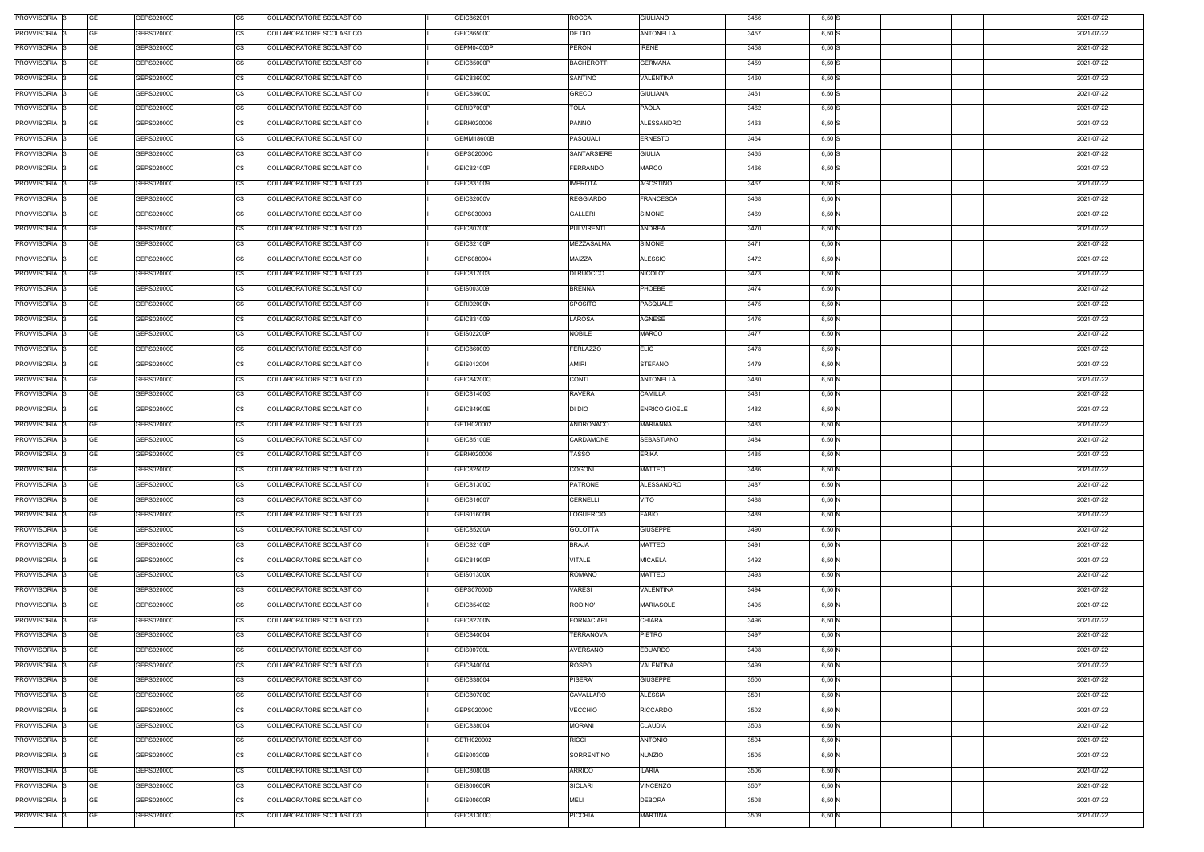| | | | | | | | | | | | | | | | |
|---|---|---|---|---|---|---|---|---|---|---|---|---|---|---|---|
| PROVVISORIA 3 | GE | GEPS02000C | CS | COLLABORATORE SCOLASTICO | | I | GEIC862001 | ROCCA | GIULIANO | 3456 | 6,50 S | | | | 2021-07-22 |
| PROVVISORIA 3 | GE | GEPS02000C | CS | COLLABORATORE SCOLASTICO | | I | GEIC86500C | DE DIO | ANTONELLA | 3457 | 6,50 S | | | | 2021-07-22 |
| PROVVISORIA 3 | GE | GEPS02000C | CS | COLLABORATORE SCOLASTICO | | I | GEPM04000P | PERONI | IRENE | 3458 | 6,50 S | | | | 2021-07-22 |
| PROVVISORIA 3 | GE | GEPS02000C | CS | COLLABORATORE SCOLASTICO | | I | GEIC85000P | BACHEROTTI | GERMANA | 3459 | 6,50 S | | | | 2021-07-22 |
| PROVVISORIA 3 | GE | GEPS02000C | CS | COLLABORATORE SCOLASTICO | | I | GEIC83600C | SANTINO | VALENTINA | 3460 | 6,50 S | | | | 2021-07-22 |
| PROVVISORIA 3 | GE | GEPS02000C | CS | COLLABORATORE SCOLASTICO | | I | GEIC83600C | GRECO | GIULIANA | 3461 | 6,50 S | | | | 2021-07-22 |
| PROVVISORIA 3 | GE | GEPS02000C | CS | COLLABORATORE SCOLASTICO | | I | GERI07000P | TOLA | PAOLA | 3462 | 6,50 S | | | | 2021-07-22 |
| PROVVISORIA 3 | GE | GEPS02000C | CS | COLLABORATORE SCOLASTICO | | I | GERH020006 | PANNO | ALESSANDRO | 3463 | 6,50 S | | | | 2021-07-22 |
| PROVVISORIA 3 | GE | GEPS02000C | CS | COLLABORATORE SCOLASTICO | | I | GEMM18600B | PASQUALI | ERNESTO | 3464 | 6,50 S | | | | 2021-07-22 |
| PROVVISORIA 3 | GE | GEPS02000C | CS | COLLABORATORE SCOLASTICO | | I | GEPS02000C | SANTARSIERE | GIULIA | 3465 | 6,50 S | | | | 2021-07-22 |
| PROVVISORIA 3 | GE | GEPS02000C | CS | COLLABORATORE SCOLASTICO | | I | GEIC82100P | FERRANDO | MARCO | 3466 | 6,50 S | | | | 2021-07-22 |
| PROVVISORIA 3 | GE | GEPS02000C | CS | COLLABORATORE SCOLASTICO | | I | GEIC831009 | IMPROTA | AGOSTINO | 3467 | 6,50 S | | | | 2021-07-22 |
| PROVVISORIA 3 | GE | GEPS02000C | CS | COLLABORATORE SCOLASTICO | | I | GEIC82000V | REGGIARDO | FRANCESCA | 3468 | 6,50 N | | | | 2021-07-22 |
| PROVVISORIA 3 | GE | GEPS02000C | CS | COLLABORATORE SCOLASTICO | | I | GEPS030003 | GALLERI | SIMONE | 3469 | 6,50 N | | | | 2021-07-22 |
| PROVVISORIA 3 | GE | GEPS02000C | CS | COLLABORATORE SCOLASTICO | | I | GEIC80700C | PULVIRENTI | ANDREA | 3470 | 6,50 N | | | | 2021-07-22 |
| PROVVISORIA 3 | GE | GEPS02000C | CS | COLLABORATORE SCOLASTICO | | I | GEIC82100P | MEZZASALMA | SIMONE | 3471 | 6,50 N | | | | 2021-07-22 |
| PROVVISORIA 3 | GE | GEPS02000C | CS | COLLABORATORE SCOLASTICO | | I | GEPS080004 | MAIZZA | ALESSIO | 3472 | 6,50 N | | | | 2021-07-22 |
| PROVVISORIA 3 | GE | GEPS02000C | CS | COLLABORATORE SCOLASTICO | | I | GEIC817003 | DI RUOCCO | NICOLO' | 3473 | 6,50 N | | | | 2021-07-22 |
| PROVVISORIA 3 | GE | GEPS02000C | CS | COLLABORATORE SCOLASTICO | | I | GEIS003009 | BRENNA | PHOEBE | 3474 | 6,50 N | | | | 2021-07-22 |
| PROVVISORIA 3 | GE | GEPS02000C | CS | COLLABORATORE SCOLASTICO | | I | GERI02000N | SPOSITO | PASQUALE | 3475 | 6,50 N | | | | 2021-07-22 |
| PROVVISORIA 3 | GE | GEPS02000C | CS | COLLABORATORE SCOLASTICO | | I | GEIC831009 | LAROSA | AGNESE | 3476 | 6,50 N | | | | 2021-07-22 |
| PROVVISORIA 3 | GE | GEPS02000C | CS | COLLABORATORE SCOLASTICO | | I | GEIS02200P | NOBILE | MARCO | 3477 | 6,50 N | | | | 2021-07-22 |
| PROVVISORIA 3 | GE | GEPS02000C | CS | COLLABORATORE SCOLASTICO | | I | GEIC860009 | FERLAZZO | ELIO | 3478 | 6,50 N | | | | 2021-07-22 |
| PROVVISORIA 3 | GE | GEPS02000C | CS | COLLABORATORE SCOLASTICO | | I | GEIS012004 | AMIRI | STEFANO | 3479 | 6,50 N | | | | 2021-07-22 |
| PROVVISORIA 3 | GE | GEPS02000C | CS | COLLABORATORE SCOLASTICO | | I | GEIC84200Q | CONTI | ANTONELLA | 3480 | 6,50 N | | | | 2021-07-22 |
| PROVVISORIA 3 | GE | GEPS02000C | CS | COLLABORATORE SCOLASTICO | | I | GEIC81400G | RAVERA | CAMILLA | 3481 | 6,50 N | | | | 2021-07-22 |
| PROVVISORIA 3 | GE | GEPS02000C | CS | COLLABORATORE SCOLASTICO | | I | GEIC84900E | DI DIO | ENRICO GIOELE | 3482 | 6,50 N | | | | 2021-07-22 |
| PROVVISORIA 3 | GE | GEPS02000C | CS | COLLABORATORE SCOLASTICO | | I | GETH020002 | ANDRONACO | MARIANNA | 3483 | 6,50 N | | | | 2021-07-22 |
| PROVVISORIA 3 | GE | GEPS02000C | CS | COLLABORATORE SCOLASTICO | | I | GEIC85100E | CARDAMONE | SEBASTIANO | 3484 | 6,50 N | | | | 2021-07-22 |
| PROVVISORIA 3 | GE | GEPS02000C | CS | COLLABORATORE SCOLASTICO | | I | GERH020006 | TASSO | ERIKA | 3485 | 6,50 N | | | | 2021-07-22 |
| PROVVISORIA 3 | GE | GEPS02000C | CS | COLLABORATORE SCOLASTICO | | I | GEIC825002 | COGONI | MATTEO | 3486 | 6,50 N | | | | 2021-07-22 |
| PROVVISORIA 3 | GE | GEPS02000C | CS | COLLABORATORE SCOLASTICO | | I | GEIC81300Q | PATRONE | ALESSANDRO | 3487 | 6,50 N | | | | 2021-07-22 |
| PROVVISORIA 3 | GE | GEPS02000C | CS | COLLABORATORE SCOLASTICO | | I | GEIC816007 | CERNELLI | VITO | 3488 | 6,50 N | | | | 2021-07-22 |
| PROVVISORIA 3 | GE | GEPS02000C | CS | COLLABORATORE SCOLASTICO | | I | GEIS01600B | LOGUERCIO | FABIO | 3489 | 6,50 N | | | | 2021-07-22 |
| PROVVISORIA 3 | GE | GEPS02000C | CS | COLLABORATORE SCOLASTICO | | I | GEIC85200A | GOLOTTA | GIUSEPPE | 3490 | 6,50 N | | | | 2021-07-22 |
| PROVVISORIA 3 | GE | GEPS02000C | CS | COLLABORATORE SCOLASTICO | | I | GEIC82100P | BRAJA | MATTEO | 3491 | 6,50 N | | | | 2021-07-22 |
| PROVVISORIA 3 | GE | GEPS02000C | CS | COLLABORATORE SCOLASTICO | | I | GEIC81900P | VITALE | MICAELA | 3492 | 6,50 N | | | | 2021-07-22 |
| PROVVISORIA 3 | GE | GEPS02000C | CS | COLLABORATORE SCOLASTICO | | I | GEIS01300X | ROMANO | MATTEO | 3493 | 6,50 N | | | | 2021-07-22 |
| PROVVISORIA 3 | GE | GEPS02000C | CS | COLLABORATORE SCOLASTICO | | I | GEPS07000D | VARESI | VALENTINA | 3494 | 6,50 N | | | | 2021-07-22 |
| PROVVISORIA 3 | GE | GEPS02000C | CS | COLLABORATORE SCOLASTICO | | I | GEIC854002 | RODINO' | MARIASOLE | 3495 | 6,50 N | | | | 2021-07-22 |
| PROVVISORIA 3 | GE | GEPS02000C | CS | COLLABORATORE SCOLASTICO | | I | GEIC82700N | FORNACIARI | CHIARA | 3496 | 6,50 N | | | | 2021-07-22 |
| PROVVISORIA 3 | GE | GEPS02000C | CS | COLLABORATORE SCOLASTICO | | I | GEIC840004 | TERRANOVA | PIETRO | 3497 | 6,50 N | | | | 2021-07-22 |
| PROVVISORIA 3 | GE | GEPS02000C | CS | COLLABORATORE SCOLASTICO | | I | GEIS00700L | AVERSANO | EDUARDO | 3498 | 6,50 N | | | | 2021-07-22 |
| PROVVISORIA 3 | GE | GEPS02000C | CS | COLLABORATORE SCOLASTICO | | I | GEIC840004 | ROSPO | VALENTINA | 3499 | 6,50 N | | | | 2021-07-22 |
| PROVVISORIA 3 | GE | GEPS02000C | CS | COLLABORATORE SCOLASTICO | | I | GEIC838004 | PISERA' | GIUSEPPE | 3500 | 6,50 N | | | | 2021-07-22 |
| PROVVISORIA 3 | GE | GEPS02000C | CS | COLLABORATORE SCOLASTICO | | I | GEIC80700C | CAVALLARO | ALESSIA | 3501 | 6,50 N | | | | 2021-07-22 |
| PROVVISORIA 3 | GE | GEPS02000C | CS | COLLABORATORE SCOLASTICO | | I | GEPS02000C | VECCHIO | RICCARDO | 3502 | 6,50 N | | | | 2021-07-22 |
| PROVVISORIA 3 | GE | GEPS02000C | CS | COLLABORATORE SCOLASTICO | | I | GEIC838004 | MORANI | CLAUDIA | 3503 | 6,50 N | | | | 2021-07-22 |
| PROVVISORIA 3 | GE | GEPS02000C | CS | COLLABORATORE SCOLASTICO | | I | GETH020002 | RICCI | ANTONIO | 3504 | 6,50 N | | | | 2021-07-22 |
| PROVVISORIA 3 | GE | GEPS02000C | CS | COLLABORATORE SCOLASTICO | | I | GEIS003009 | SORRENTINO | NUNZIO | 3505 | 6,50 N | | | | 2021-07-22 |
| PROVVISORIA 3 | GE | GEPS02000C | CS | COLLABORATORE SCOLASTICO | | I | GEIC808008 | ARRICO | ILARIA | 3506 | 6,50 N | | | | 2021-07-22 |
| PROVVISORIA 3 | GE | GEPS02000C | CS | COLLABORATORE SCOLASTICO | | I | GEIS00600R | SICLARI | VINCENZO | 3507 | 6,50 N | | | | 2021-07-22 |
| PROVVISORIA 3 | GE | GEPS02000C | CS | COLLABORATORE SCOLASTICO | | I | GEIS00600R | MELI | DEBORA | 3508 | 6,50 N | | | | 2021-07-22 |
| PROVVISORIA 3 | GE | GEPS02000C | CS | COLLABORATORE SCOLASTICO | | I | GEIC81300Q | PICCHIA | MARTINA | 3509 | 6,50 N | | | | 2021-07-22 |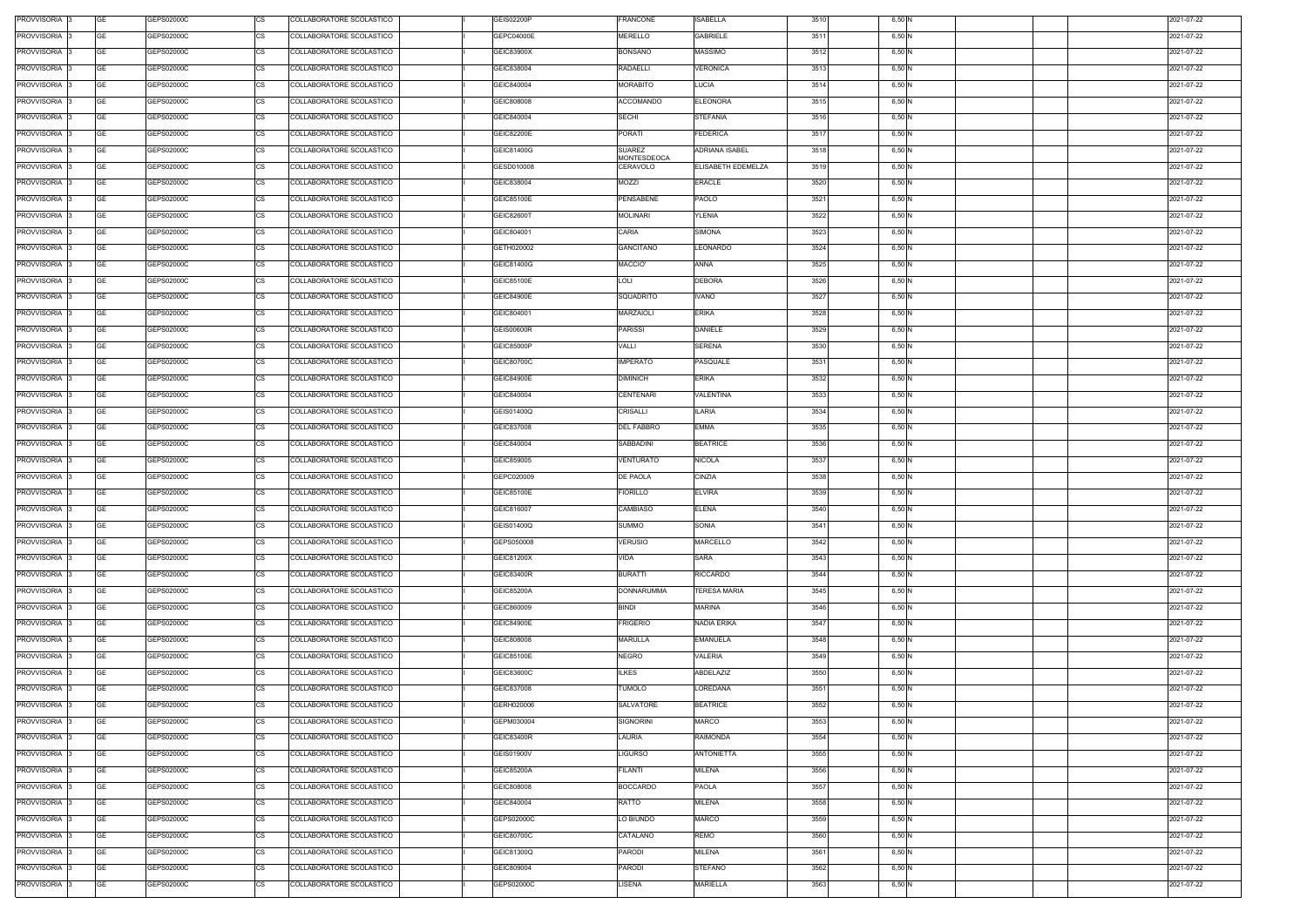| | | | | | | | | | | | | | | | | |
|---|---|---|---|---|---|---|---|---|---|---|---|---|---|---|---|---|
| PROVVISORIA | 3 | GE | GEPS02000C | CS | COLLABORATORE SCOLASTICO | | I | GEIS02200P | FRANCONE | ISABELLA | 3510 | 6,50 | N | | | 2021-07-22 |
| PROVVISORIA | 3 | GE | GEPS02000C | CS | COLLABORATORE SCOLASTICO | | I | GEPC04000E | MERELLO | GABRIELE | 3511 | 6,50 | N | | | 2021-07-22 |
| PROVVISORIA | 3 | GE | GEPS02000C | CS | COLLABORATORE SCOLASTICO | | I | GEIC83900X | BONSANO | MASSIMO | 3512 | 6,50 | N | | | 2021-07-22 |
| PROVVISORIA | 3 | GE | GEPS02000C | CS | COLLABORATORE SCOLASTICO | | I | GEIC838004 | RADAELLI | VERONICA | 3513 | 6,50 | N | | | 2021-07-22 |
| PROVVISORIA | 3 | GE | GEPS02000C | CS | COLLABORATORE SCOLASTICO | | I | GEIC840004 | MORABITO | LUCIA | 3514 | 6,50 | N | | | 2021-07-22 |
| PROVVISORIA | 3 | GE | GEPS02000C | CS | COLLABORATORE SCOLASTICO | | I | GEIC808008 | ACCOMANDO | ELEONORA | 3515 | 6,50 | N | | | 2021-07-22 |
| PROVVISORIA | 3 | GE | GEPS02000C | CS | COLLABORATORE SCOLASTICO | | I | GEIC840004 | SECHI | STEFANIA | 3516 | 6,50 | N | | | 2021-07-22 |
| PROVVISORIA | 3 | GE | GEPS02000C | CS | COLLABORATORE SCOLASTICO | | I | GEIC82200E | PORATI | FEDERICA | 3517 | 6,50 | N | | | 2021-07-22 |
| PROVVISORIA | 3 | GE | GEPS02000C | CS | COLLABORATORE SCOLASTICO | | I | GEIC81400G | SUAREZ MONTESDEOCA | ADRIANA ISABEL | 3518 | 6,50 | N | | | 2021-07-22 |
| PROVVISORIA | 3 | GE | GEPS02000C | CS | COLLABORATORE SCOLASTICO | | I | GESD010008 | CERAVOLO | ELISABETH EDEMELZA | 3519 | 6,50 | N | | | 2021-07-22 |
| PROVVISORIA | 3 | GE | GEPS02000C | CS | COLLABORATORE SCOLASTICO | | I | GEIC838004 | MOZZI | ERACLE | 3520 | 6,50 | N | | | 2021-07-22 |
| PROVVISORIA | 3 | GE | GEPS02000C | CS | COLLABORATORE SCOLASTICO | | I | GEIC85100E | PENSABENE | PAOLO | 3521 | 6,50 | N | | | 2021-07-22 |
| PROVVISORIA | 3 | GE | GEPS02000C | CS | COLLABORATORE SCOLASTICO | | I | GEIC82600T | MOLINARI | YLENIA | 3522 | 6,50 | N | | | 2021-07-22 |
| PROVVISORIA | 3 | GE | GEPS02000C | CS | COLLABORATORE SCOLASTICO | | I | GEIC804001 | CARIA | SIMONA | 3523 | 6,50 | N | | | 2021-07-22 |
| PROVVISORIA | 3 | GE | GEPS02000C | CS | COLLABORATORE SCOLASTICO | | I | GETH020002 | GANCITANO | LEONARDO | 3524 | 6,50 | N | | | 2021-07-22 |
| PROVVISORIA | 3 | GE | GEPS02000C | CS | COLLABORATORE SCOLASTICO | | I | GEIC81400G | MACCIO' | ANNA | 3525 | 6,50 | N | | | 2021-07-22 |
| PROVVISORIA | 3 | GE | GEPS02000C | CS | COLLABORATORE SCOLASTICO | | I | GEIC85100E | LOLI | DEBORA | 3526 | 6,50 | N | | | 2021-07-22 |
| PROVVISORIA | 3 | GE | GEPS02000C | CS | COLLABORATORE SCOLASTICO | | I | GEIC84900E | SQUADRITO | IVANO | 3527 | 6,50 | N | | | 2021-07-22 |
| PROVVISORIA | 3 | GE | GEPS02000C | CS | COLLABORATORE SCOLASTICO | | I | GEIC804001 | MARZAIOLI | ERIKA | 3528 | 6,50 | N | | | 2021-07-22 |
| PROVVISORIA | 3 | GE | GEPS02000C | CS | COLLABORATORE SCOLASTICO | | I | GEIS00600R | PARISSI | DANIELE | 3529 | 6,50 | N | | | 2021-07-22 |
| PROVVISORIA | 3 | GE | GEPS02000C | CS | COLLABORATORE SCOLASTICO | | I | GEIC85000P | VALLI | SERENA | 3530 | 6,50 | N | | | 2021-07-22 |
| PROVVISORIA | 3 | GE | GEPS02000C | CS | COLLABORATORE SCOLASTICO | | I | GEIC80700C | IMPERATO | PASQUALE | 3531 | 6,50 | N | | | 2021-07-22 |
| PROVVISORIA | 3 | GE | GEPS02000C | CS | COLLABORATORE SCOLASTICO | | I | GEIC84900E | DIMINICH | ERIKA | 3532 | 6,50 | N | | | 2021-07-22 |
| PROVVISORIA | 3 | GE | GEPS02000C | CS | COLLABORATORE SCOLASTICO | | I | GEIC840004 | CENTENARI | VALENTINA | 3533 | 6,50 | N | | | 2021-07-22 |
| PROVVISORIA | 3 | GE | GEPS02000C | CS | COLLABORATORE SCOLASTICO | | I | GEIS01400Q | CRISALLI | ILARIA | 3534 | 6,50 | N | | | 2021-07-22 |
| PROVVISORIA | 3 | GE | GEPS02000C | CS | COLLABORATORE SCOLASTICO | | I | GEIC837008 | DEL FABBRO | EMMA | 3535 | 6,50 | N | | | 2021-07-22 |
| PROVVISORIA | 3 | GE | GEPS02000C | CS | COLLABORATORE SCOLASTICO | | I | GEIC840004 | SABBADINI | BEATRICE | 3536 | 6,50 | N | | | 2021-07-22 |
| PROVVISORIA | 3 | GE | GEPS02000C | CS | COLLABORATORE SCOLASTICO | | I | GEIC859005 | VENTURATO | NICOLA | 3537 | 6,50 | N | | | 2021-07-22 |
| PROVVISORIA | 3 | GE | GEPS02000C | CS | COLLABORATORE SCOLASTICO | | I | GEPC020009 | DE PAOLA | CINZIA | 3538 | 6,50 | N | | | 2021-07-22 |
| PROVVISORIA | 3 | GE | GEPS02000C | CS | COLLABORATORE SCOLASTICO | | I | GEIC85100E | FIORILLO | ELVIRA | 3539 | 6,50 | N | | | 2021-07-22 |
| PROVVISORIA | 3 | GE | GEPS02000C | CS | COLLABORATORE SCOLASTICO | | I | GEIC816007 | CAMBIASO | ELENA | 3540 | 6,50 | N | | | 2021-07-22 |
| PROVVISORIA | 3 | GE | GEPS02000C | CS | COLLABORATORE SCOLASTICO | | I | GEIS01400Q | SUMMO | SONIA | 3541 | 6,50 | N | | | 2021-07-22 |
| PROVVISORIA | 3 | GE | GEPS02000C | CS | COLLABORATORE SCOLASTICO | | I | GEPS050008 | VERUSIO | MARCELLO | 3542 | 6,50 | N | | | 2021-07-22 |
| PROVVISORIA | 3 | GE | GEPS02000C | CS | COLLABORATORE SCOLASTICO | | I | GEIC81200X | VIDA | SARA | 3543 | 6,50 | N | | | 2021-07-22 |
| PROVVISORIA | 3 | GE | GEPS02000C | CS | COLLABORATORE SCOLASTICO | | I | GEIC83400R | BURATTI | RICCARDO | 3544 | 6,50 | N | | | 2021-07-22 |
| PROVVISORIA | 3 | GE | GEPS02000C | CS | COLLABORATORE SCOLASTICO | | I | GEIC85200A | DONNARUMMA | TERESA MARIA | 3545 | 6,50 | N | | | 2021-07-22 |
| PROVVISORIA | 3 | GE | GEPS02000C | CS | COLLABORATORE SCOLASTICO | | I | GEIC860009 | BINDI | MARINA | 3546 | 6,50 | N | | | 2021-07-22 |
| PROVVISORIA | 3 | GE | GEPS02000C | CS | COLLABORATORE SCOLASTICO | | I | GEIC84900E | FRIGERIO | NADIA ERIKA | 3547 | 6,50 | N | | | 2021-07-22 |
| PROVVISORIA | 3 | GE | GEPS02000C | CS | COLLABORATORE SCOLASTICO | | I | GEIC808008 | MARULLA | EMANUELA | 3548 | 6,50 | N | | | 2021-07-22 |
| PROVVISORIA | 3 | GE | GEPS02000C | CS | COLLABORATORE SCOLASTICO | | I | GEIC85100E | NEGRO | VALERIA | 3549 | 6,50 | N | | | 2021-07-22 |
| PROVVISORIA | 3 | GE | GEPS02000C | CS | COLLABORATORE SCOLASTICO | | I | GEIC83600C | ILKES | ABDELAZIZ | 3550 | 6,50 | N | | | 2021-07-22 |
| PROVVISORIA | 3 | GE | GEPS02000C | CS | COLLABORATORE SCOLASTICO | | I | GEIC837008 | TUMOLO | LOREDANA | 3551 | 6,50 | N | | | 2021-07-22 |
| PROVVISORIA | 3 | GE | GEPS02000C | CS | COLLABORATORE SCOLASTICO | | I | GERH020006 | SALVATORE | BEATRICE | 3552 | 6,50 | N | | | 2021-07-22 |
| PROVVISORIA | 3 | GE | GEPS02000C | CS | COLLABORATORE SCOLASTICO | | I | GEPM030004 | SIGNORINI | MARCO | 3553 | 6,50 | N | | | 2021-07-22 |
| PROVVISORIA | 3 | GE | GEPS02000C | CS | COLLABORATORE SCOLASTICO | | I | GEIC83400R | LAURIA | RAIMONDA | 3554 | 6,50 | N | | | 2021-07-22 |
| PROVVISORIA | 3 | GE | GEPS02000C | CS | COLLABORATORE SCOLASTICO | | I | GEIS01900V | LIGURSO | ANTONIETTA | 3555 | 6,50 | N | | | 2021-07-22 |
| PROVVISORIA | 3 | GE | GEPS02000C | CS | COLLABORATORE SCOLASTICO | | I | GEIC85200A | FILANTI | MILENA | 3556 | 6,50 | N | | | 2021-07-22 |
| PROVVISORIA | 3 | GE | GEPS02000C | CS | COLLABORATORE SCOLASTICO | | I | GEIC808008 | BOCCARDO | PAOLA | 3557 | 6,50 | N | | | 2021-07-22 |
| PROVVISORIA | 3 | GE | GEPS02000C | CS | COLLABORATORE SCOLASTICO | | I | GEIC840004 | RATTO | MILENA | 3558 | 6,50 | N | | | 2021-07-22 |
| PROVVISORIA | 3 | GE | GEPS02000C | CS | COLLABORATORE SCOLASTICO | | I | GEPS02000C | LO BIUNDO | MARCO | 3559 | 6,50 | N | | | 2021-07-22 |
| PROVVISORIA | 3 | GE | GEPS02000C | CS | COLLABORATORE SCOLASTICO | | I | GEIC80700C | CATALANO | REMO | 3560 | 6,50 | N | | | 2021-07-22 |
| PROVVISORIA | 3 | GE | GEPS02000C | CS | COLLABORATORE SCOLASTICO | | I | GEIC81300Q | PARODI | MILENA | 3561 | 6,50 | N | | | 2021-07-22 |
| PROVVISORIA | 3 | GE | GEPS02000C | CS | COLLABORATORE SCOLASTICO | | I | GEIC809004 | PARODI | STEFANO | 3562 | 6,50 | N | | | 2021-07-22 |
| PROVVISORIA | 3 | GE | GEPS02000C | CS | COLLABORATORE SCOLASTICO | | I | GEPS02000C | LISENA | MARIELLA | 3563 | 6,50 | N | | | 2021-07-22 |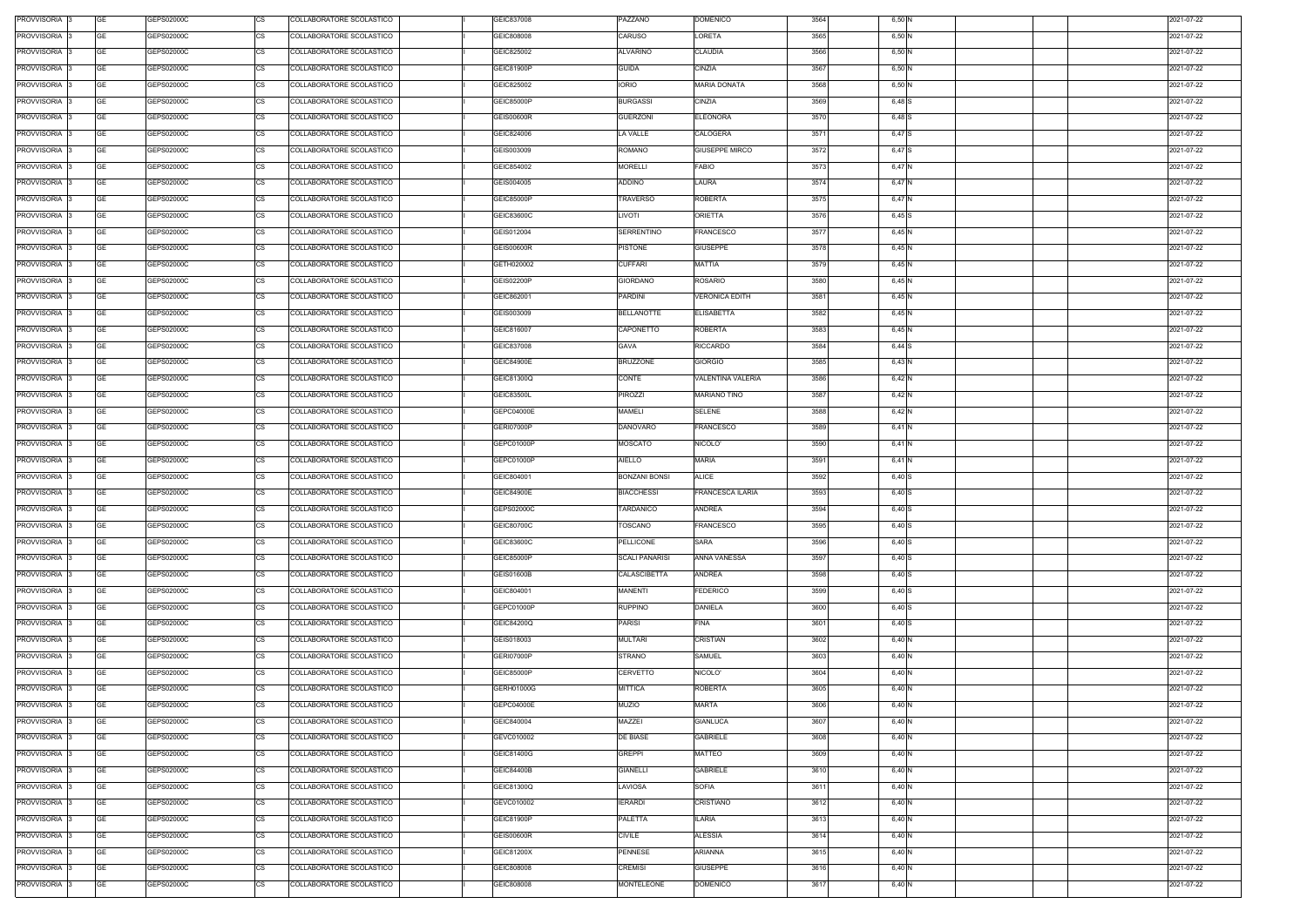| | | | | | | | | | | | | | | | | |
|---|---|---|---|---|---|---|---|---|---|---|---|---|---|---|---|---|
| PROVVISORIA | 3 | GE | GEPS02000C | CS | COLLABORATORE SCOLASTICO | | I | GEIC837008 | PAZZANO | DOMENICO | 3564 | 6,50 | N | | | 2021-07-22 |
| PROVVISORIA | 3 | GE | GEPS02000C | CS | COLLABORATORE SCOLASTICO | | I | GEIC808008 | CARUSO | LORETA | 3565 | 6,50 | N | | | 2021-07-22 |
| PROVVISORIA | 3 | GE | GEPS02000C | CS | COLLABORATORE SCOLASTICO | | I | GEIC825002 | ALVARINO | CLAUDIA | 3566 | 6,50 | N | | | 2021-07-22 |
| PROVVISORIA | 3 | GE | GEPS02000C | CS | COLLABORATORE SCOLASTICO | | I | GEIC81900P | GUIDA | CINZIA | 3567 | 6,50 | N | | | 2021-07-22 |
| PROVVISORIA | 3 | GE | GEPS02000C | CS | COLLABORATORE SCOLASTICO | | I | GEIC825002 | IORIO | MARIA DONATA | 3568 | 6,50 | N | | | 2021-07-22 |
| PROVVISORIA | 3 | GE | GEPS02000C | CS | COLLABORATORE SCOLASTICO | | I | GEIC85000P | BURGASSI | CINZIA | 3569 | 6,48 | S | | | 2021-07-22 |
| PROVVISORIA | 3 | GE | GEPS02000C | CS | COLLABORATORE SCOLASTICO | | I | GEIS00600R | GUERZONI | ELEONORA | 3570 | 6,48 | S | | | 2021-07-22 |
| PROVVISORIA | 3 | GE | GEPS02000C | CS | COLLABORATORE SCOLASTICO | | I | GEIC824006 | LA VALLE | CALOGERA | 3571 | 6,47 | S | | | 2021-07-22 |
| PROVVISORIA | 3 | GE | GEPS02000C | CS | COLLABORATORE SCOLASTICO | | I | GEIS003009 | ROMANO | GIUSEPPE MIRCO | 3572 | 6,47 | S | | | 2021-07-22 |
| PROVVISORIA | 3 | GE | GEPS02000C | CS | COLLABORATORE SCOLASTICO | | I | GEIC854002 | MORELLI | FABIO | 3573 | 6,47 | N | | | 2021-07-22 |
| PROVVISORIA | 3 | GE | GEPS02000C | CS | COLLABORATORE SCOLASTICO | | I | GEIS004005 | ADDINO | LAURA | 3574 | 6,47 | N | | | 2021-07-22 |
| PROVVISORIA | 3 | GE | GEPS02000C | CS | COLLABORATORE SCOLASTICO | | I | GEIC85000P | TRAVERSO | ROBERTA | 3575 | 6,47 | N | | | 2021-07-22 |
| PROVVISORIA | 3 | GE | GEPS02000C | CS | COLLABORATORE SCOLASTICO | | I | GEIC83600C | LIVOTI | ORIETTA | 3576 | 6,45 | S | | | 2021-07-22 |
| PROVVISORIA | 3 | GE | GEPS02000C | CS | COLLABORATORE SCOLASTICO | | I | GEIS012004 | SERRENTINO | FRANCESCO | 3577 | 6,45 | N | | | 2021-07-22 |
| PROVVISORIA | 3 | GE | GEPS02000C | CS | COLLABORATORE SCOLASTICO | | I | GEIS00600R | PISTONE | GIUSEPPE | 3578 | 6,45 | N | | | 2021-07-22 |
| PROVVISORIA | 3 | GE | GEPS02000C | CS | COLLABORATORE SCOLASTICO | | I | GETH020002 | CUFFARI | MATTIA | 3579 | 6,45 | N | | | 2021-07-22 |
| PROVVISORIA | 3 | GE | GEPS02000C | CS | COLLABORATORE SCOLASTICO | | I | GEIS02200P | GIORDANO | ROSARIO | 3580 | 6,45 | N | | | 2021-07-22 |
| PROVVISORIA | 3 | GE | GEPS02000C | CS | COLLABORATORE SCOLASTICO | | I | GEIC862001 | PARDINI | VERONICA EDITH | 3581 | 6,45 | N | | | 2021-07-22 |
| PROVVISORIA | 3 | GE | GEPS02000C | CS | COLLABORATORE SCOLASTICO | | I | GEIS003009 | BELLANOTTE | ELISABETTA | 3582 | 6,45 | N | | | 2021-07-22 |
| PROVVISORIA | 3 | GE | GEPS02000C | CS | COLLABORATORE SCOLASTICO | | I | GEIC816007 | CAPONETTO | ROBERTA | 3583 | 6,45 | N | | | 2021-07-22 |
| PROVVISORIA | 3 | GE | GEPS02000C | CS | COLLABORATORE SCOLASTICO | | I | GEIC837008 | GAVA | RICCARDO | 3584 | 6,44 | S | | | 2021-07-22 |
| PROVVISORIA | 3 | GE | GEPS02000C | CS | COLLABORATORE SCOLASTICO | | I | GEIC84900E | BRUZZONE | GIORGIO | 3585 | 6,43 | N | | | 2021-07-22 |
| PROVVISORIA | 3 | GE | GEPS02000C | CS | COLLABORATORE SCOLASTICO | | I | GEIC81300Q | CONTE | VALENTINA VALERIA | 3586 | 6,42 | N | | | 2021-07-22 |
| PROVVISORIA | 3 | GE | GEPS02000C | CS | COLLABORATORE SCOLASTICO | | I | GEIC83500L | PIROZZI | MARIANO TINO | 3587 | 6,42 | N | | | 2021-07-22 |
| PROVVISORIA | 3 | GE | GEPS02000C | CS | COLLABORATORE SCOLASTICO | | I | GEPC04000E | MAMELI | SELENE | 3588 | 6,42 | N | | | 2021-07-22 |
| PROVVISORIA | 3 | GE | GEPS02000C | CS | COLLABORATORE SCOLASTICO | | I | GERI07000P | DANOVARO | FRANCESCO | 3589 | 6,41 | N | | | 2021-07-22 |
| PROVVISORIA | 3 | GE | GEPS02000C | CS | COLLABORATORE SCOLASTICO | | I | GEPC01000P | MOSCATO | NICOLO' | 3590 | 6,41 | N | | | 2021-07-22 |
| PROVVISORIA | 3 | GE | GEPS02000C | CS | COLLABORATORE SCOLASTICO | | I | GEPC01000P | AIELLO | MARIA | 3591 | 6,41 | N | | | 2021-07-22 |
| PROVVISORIA | 3 | GE | GEPS02000C | CS | COLLABORATORE SCOLASTICO | | I | GEIC804001 | BONZANI BONSI | ALICE | 3592 | 6,40 | S | | | 2021-07-22 |
| PROVVISORIA | 3 | GE | GEPS02000C | CS | COLLABORATORE SCOLASTICO | | I | GEIC84900E | BIACCHESSI | FRANCESCA ILARIA | 3593 | 6,40 | S | | | 2021-07-22 |
| PROVVISORIA | 3 | GE | GEPS02000C | CS | COLLABORATORE SCOLASTICO | | I | GEPS02000C | TARDANICO | ANDREA | 3594 | 6,40 | S | | | 2021-07-22 |
| PROVVISORIA | 3 | GE | GEPS02000C | CS | COLLABORATORE SCOLASTICO | | I | GEIC80700C | TOSCANO | FRANCESCO | 3595 | 6,40 | S | | | 2021-07-22 |
| PROVVISORIA | 3 | GE | GEPS02000C | CS | COLLABORATORE SCOLASTICO | | I | GEIC83600C | PELLICONE | SARA | 3596 | 6,40 | S | | | 2021-07-22 |
| PROVVISORIA | 3 | GE | GEPS02000C | CS | COLLABORATORE SCOLASTICO | | I | GEIC85000P | SCALI PANARISI | ANNA VANESSA | 3597 | 6,40 | S | | | 2021-07-22 |
| PROVVISORIA | 3 | GE | GEPS02000C | CS | COLLABORATORE SCOLASTICO | | I | GEIS01600B | CALASCIBETTA | ANDREA | 3598 | 6,40 | S | | | 2021-07-22 |
| PROVVISORIA | 3 | GE | GEPS02000C | CS | COLLABORATORE SCOLASTICO | | I | GEIC804001 | MANENTI | FEDERICO | 3599 | 6,40 | S | | | 2021-07-22 |
| PROVVISORIA | 3 | GE | GEPS02000C | CS | COLLABORATORE SCOLASTICO | | I | GEPC01000P | RUPPINO | DANIELA | 3600 | 6,40 | S | | | 2021-07-22 |
| PROVVISORIA | 3 | GE | GEPS02000C | CS | COLLABORATORE SCOLASTICO | | I | GEIC84200Q | PARISI | FINA | 3601 | 6,40 | S | | | 2021-07-22 |
| PROVVISORIA | 3 | GE | GEPS02000C | CS | COLLABORATORE SCOLASTICO | | I | GEIS018003 | MULTARI | CRISTIAN | 3602 | 6,40 | N | | | 2021-07-22 |
| PROVVISORIA | 3 | GE | GEPS02000C | CS | COLLABORATORE SCOLASTICO | | I | GERI07000P | STRANO | SAMUEL | 3603 | 6,40 | N | | | 2021-07-22 |
| PROVVISORIA | 3 | GE | GEPS02000C | CS | COLLABORATORE SCOLASTICO | | I | GEIC85000P | CERVETTO | NICOLO' | 3604 | 6,40 | N | | | 2021-07-22 |
| PROVVISORIA | 3 | GE | GEPS02000C | CS | COLLABORATORE SCOLASTICO | | I | GERH01000G | MITTICA | ROBERTA | 3605 | 6,40 | N | | | 2021-07-22 |
| PROVVISORIA | 3 | GE | GEPS02000C | CS | COLLABORATORE SCOLASTICO | | I | GEPC04000E | MUZIO | MARTA | 3606 | 6,40 | N | | | 2021-07-22 |
| PROVVISORIA | 3 | GE | GEPS02000C | CS | COLLABORATORE SCOLASTICO | | I | GEIC840004 | MAZZEI | GIANLUCA | 3607 | 6,40 | N | | | 2021-07-22 |
| PROVVISORIA | 3 | GE | GEPS02000C | CS | COLLABORATORE SCOLASTICO | | I | GEVC010002 | DE BIASE | GABRIELE | 3608 | 6,40 | N | | | 2021-07-22 |
| PROVVISORIA | 3 | GE | GEPS02000C | CS | COLLABORATORE SCOLASTICO | | I | GEIC81400G | GREPPI | MATTEO | 3609 | 6,40 | N | | | 2021-07-22 |
| PROVVISORIA | 3 | GE | GEPS02000C | CS | COLLABORATORE SCOLASTICO | | I | GEIC84400B | GIANELLI | GABRIELE | 3610 | 6,40 | N | | | 2021-07-22 |
| PROVVISORIA | 3 | GE | GEPS02000C | CS | COLLABORATORE SCOLASTICO | | I | GEIC81300Q | LAVIOSA | SOFIA | 3611 | 6,40 | N | | | 2021-07-22 |
| PROVVISORIA | 3 | GE | GEPS02000C | CS | COLLABORATORE SCOLASTICO | | I | GEVC010002 | IERARDI | CRISTIANO | 3612 | 6,40 | N | | | 2021-07-22 |
| PROVVISORIA | 3 | GE | GEPS02000C | CS | COLLABORATORE SCOLASTICO | | I | GEIC81900P | PALETTA | ILARIA | 3613 | 6,40 | N | | | 2021-07-22 |
| PROVVISORIA | 3 | GE | GEPS02000C | CS | COLLABORATORE SCOLASTICO | | I | GEIS00600R | CIVILE | ALESSIA | 3614 | 6,40 | N | | | 2021-07-22 |
| PROVVISORIA | 3 | GE | GEPS02000C | CS | COLLABORATORE SCOLASTICO | | I | GEIC81200X | PENNESE | ARIANNA | 3615 | 6,40 | N | | | 2021-07-22 |
| PROVVISORIA | 3 | GE | GEPS02000C | CS | COLLABORATORE SCOLASTICO | | I | GEIC808008 | CREMISI | GIUSEPPE | 3616 | 6,40 | N | | | 2021-07-22 |
| PROVVISORIA | 3 | GE | GEPS02000C | CS | COLLABORATORE SCOLASTICO | | I | GEIC808008 | MONTELEONE | DOMENICO | 3617 | 6,40 | N | | | 2021-07-22 |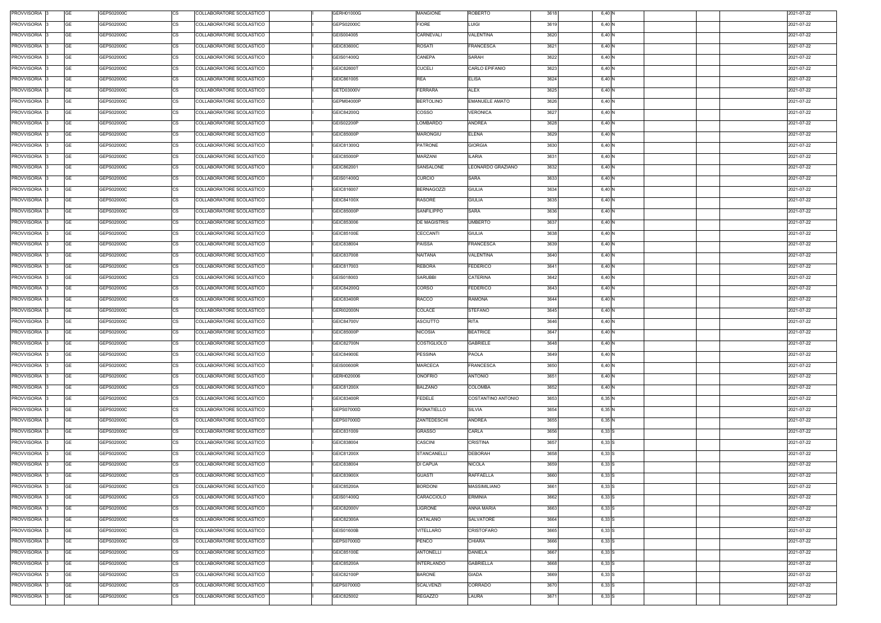| | | | | | | | | | | | | | | | | |
|---|---|---|---|---|---|---|---|---|---|---|---|---|---|---|---|---|
| PROVVISORIA | 3 | GE | GEPS02000C | CS | COLLABORATORE SCOLASTICO | | I | GERH01000G | MANGIONE | ROBERTO | 3618 | 6,40 | N | | | 2021-07-22 |
| PROVVISORIA | 3 | GE | GEPS02000C | CS | COLLABORATORE SCOLASTICO | | I | GEPS02000C | FIORE | LUIGI | 3619 | 6,40 | N | | | 2021-07-22 |
| PROVVISORIA | 3 | GE | GEPS02000C | CS | COLLABORATORE SCOLASTICO | | I | GEIS004005 | CARNEVALI | VALENTINA | 3620 | 6,40 | N | | | 2021-07-22 |
| PROVVISORIA | 3 | GE | GEPS02000C | CS | COLLABORATORE SCOLASTICO | | I | GEIC83600C | ROSATI | FRANCESCA | 3621 | 6,40 | N | | | 2021-07-22 |
| PROVVISORIA | 3 | GE | GEPS02000C | CS | COLLABORATORE SCOLASTICO | | I | GEIS01400Q | CANEPA | SARAH | 3622 | 6,40 | N | | | 2021-07-22 |
| PROVVISORIA | 3 | GE | GEPS02000C | CS | COLLABORATORE SCOLASTICO | | I | GEIC82600T | CUCELI | CARLO EPIFANIO | 3623 | 6,40 | N | | | 2021-07-22 |
| PROVVISORIA | 3 | GE | GEPS02000C | CS | COLLABORATORE SCOLASTICO | | I | GEIC861005 | REA | ELISA | 3624 | 6,40 | N | | | 2021-07-22 |
| PROVVISORIA | 3 | GE | GEPS02000C | CS | COLLABORATORE SCOLASTICO | | I | GETD03000V | FERRARA | ALEX | 3625 | 6,40 | N | | | 2021-07-22 |
| PROVVISORIA | 3 | GE | GEPS02000C | CS | COLLABORATORE SCOLASTICO | | I | GEPM04000P | BERTOLINO | EMANUELE AMATO | 3626 | 6,40 | N | | | 2021-07-22 |
| PROVVISORIA | 3 | GE | GEPS02000C | CS | COLLABORATORE SCOLASTICO | | I | GEIC84200Q | COSSO | VERONICA | 3627 | 6,40 | N | | | 2021-07-22 |
| PROVVISORIA | 3 | GE | GEPS02000C | CS | COLLABORATORE SCOLASTICO | | I | GEIS02200P | LOMBARDO | ANDREA | 3628 | 6,40 | N | | | 2021-07-22 |
| PROVVISORIA | 3 | GE | GEPS02000C | CS | COLLABORATORE SCOLASTICO | | I | GEIC85000P | MARONGIU | ELENA | 3629 | 6,40 | N | | | 2021-07-22 |
| PROVVISORIA | 3 | GE | GEPS02000C | CS | COLLABORATORE SCOLASTICO | | I | GEIC81300Q | PATRONE | GIORGIA | 3630 | 6,40 | N | | | 2021-07-22 |
| PROVVISORIA | 3 | GE | GEPS02000C | CS | COLLABORATORE SCOLASTICO | | I | GEIC85000P | MARZANI | ILARIA | 3631 | 6,40 | N | | | 2021-07-22 |
| PROVVISORIA | 3 | GE | GEPS02000C | CS | COLLABORATORE SCOLASTICO | | I | GEIC862001 | SANSALONE | LEONARDO GRAZIANO | 3632 | 6,40 | N | | | 2021-07-22 |
| PROVVISORIA | 3 | GE | GEPS02000C | CS | COLLABORATORE SCOLASTICO | | I | GEIS01400Q | CURCIO | SARA | 3633 | 6,40 | N | | | 2021-07-22 |
| PROVVISORIA | 3 | GE | GEPS02000C | CS | COLLABORATORE SCOLASTICO | | I | GEIC816007 | BERNAGOZZI | GIULIA | 3634 | 6,40 | N | | | 2021-07-22 |
| PROVVISORIA | 3 | GE | GEPS02000C | CS | COLLABORATORE SCOLASTICO | | I | GEIC84100X | RASORE | GIULIA | 3635 | 6,40 | N | | | 2021-07-22 |
| PROVVISORIA | 3 | GE | GEPS02000C | CS | COLLABORATORE SCOLASTICO | | I | GEIC85000P | SANFILIPPO | SARA | 3636 | 6,40 | N | | | 2021-07-22 |
| PROVVISORIA | 3 | GE | GEPS02000C | CS | COLLABORATORE SCOLASTICO | | I | GEIC853006 | DE MAGISTRIS | UMBERTO | 3637 | 6,40 | N | | | 2021-07-22 |
| PROVVISORIA | 3 | GE | GEPS02000C | CS | COLLABORATORE SCOLASTICO | | I | GEIC85100E | CECCANTI | GIULIA | 3638 | 6,40 | N | | | 2021-07-22 |
| PROVVISORIA | 3 | GE | GEPS02000C | CS | COLLABORATORE SCOLASTICO | | I | GEIC838004 | PAISSA | FRANCESCA | 3639 | 6,40 | N | | | 2021-07-22 |
| PROVVISORIA | 3 | GE | GEPS02000C | CS | COLLABORATORE SCOLASTICO | | I | GEIC837008 | NAITANA | VALENTINA | 3640 | 6,40 | N | | | 2021-07-22 |
| PROVVISORIA | 3 | GE | GEPS02000C | CS | COLLABORATORE SCOLASTICO | | I | GEIC817003 | REBORA | FEDERICO | 3641 | 6,40 | N | | | 2021-07-22 |
| PROVVISORIA | 3 | GE | GEPS02000C | CS | COLLABORATORE SCOLASTICO | | I | GEIS018003 | SARUBBI | CATERINA | 3642 | 6,40 | N | | | 2021-07-22 |
| PROVVISORIA | 3 | GE | GEPS02000C | CS | COLLABORATORE SCOLASTICO | | I | GEIC84200Q | CORSO | FEDERICO | 3643 | 6,40 | N | | | 2021-07-22 |
| PROVVISORIA | 3 | GE | GEPS02000C | CS | COLLABORATORE SCOLASTICO | | I | GEIC83400R | RACCO | RAMONA | 3644 | 6,40 | N | | | 2021-07-22 |
| PROVVISORIA | 3 | GE | GEPS02000C | CS | COLLABORATORE SCOLASTICO | | I | GERI02000N | COLACE | STEFANO | 3645 | 6,40 | N | | | 2021-07-22 |
| PROVVISORIA | 3 | GE | GEPS02000C | CS | COLLABORATORE SCOLASTICO | | I | GEIC84700V | ASCIUTTO | RITA | 3646 | 6,40 | N | | | 2021-07-22 |
| PROVVISORIA | 3 | GE | GEPS02000C | CS | COLLABORATORE SCOLASTICO | | I | GEIC85000P | NICOSIA | BEATRICE | 3647 | 6,40 | N | | | 2021-07-22 |
| PROVVISORIA | 3 | GE | GEPS02000C | CS | COLLABORATORE SCOLASTICO | | I | GEIC82700N | COSTIGLIOLO | GABRIELE | 3648 | 6,40 | N | | | 2021-07-22 |
| PROVVISORIA | 3 | GE | GEPS02000C | CS | COLLABORATORE SCOLASTICO | | I | GEIC84900E | PESSINA | PAOLA | 3649 | 6,40 | N | | | 2021-07-22 |
| PROVVISORIA | 3 | GE | GEPS02000C | CS | COLLABORATORE SCOLASTICO | | I | GEIS00600R | MARCECA | FRANCESCA | 3650 | 6,40 | N | | | 2021-07-22 |
| PROVVISORIA | 3 | GE | GEPS02000C | CS | COLLABORATORE SCOLASTICO | | I | GERH020006 | ONOFRIO | ANTONIO | 3651 | 6,40 | N | | | 2021-07-22 |
| PROVVISORIA | 3 | GE | GEPS02000C | CS | COLLABORATORE SCOLASTICO | | I | GEIC81200X | BALZANO | COLOMBA | 3652 | 6,40 | N | | | 2021-07-22 |
| PROVVISORIA | 3 | GE | GEPS02000C | CS | COLLABORATORE SCOLASTICO | | I | GEIC83400R | FEDELE | COSTANTINO ANTONIO | 3653 | 6,35 | N | | | 2021-07-22 |
| PROVVISORIA | 3 | GE | GEPS02000C | CS | COLLABORATORE SCOLASTICO | | I | GEPS07000D | PIGNATIELLO | SILVIA | 3654 | 6,35 | N | | | 2021-07-22 |
| PROVVISORIA | 3 | GE | GEPS02000C | CS | COLLABORATORE SCOLASTICO | | I | GEPS07000D | ZANTEDESCHI | ANDREA | 3655 | 6,35 | N | | | 2021-07-22 |
| PROVVISORIA | 3 | GE | GEPS02000C | CS | COLLABORATORE SCOLASTICO | | I | GEIC831009 | GRASSO | CARLA | 3656 | 6,33 | S | | | 2021-07-22 |
| PROVVISORIA | 3 | GE | GEPS02000C | CS | COLLABORATORE SCOLASTICO | | I | GEIC838004 | CASCINI | CRISTINA | 3657 | 6,33 | S | | | 2021-07-22 |
| PROVVISORIA | 3 | GE | GEPS02000C | CS | COLLABORATORE SCOLASTICO | | I | GEIC81200X | STANCANELLI | DEBORAH | 3658 | 6,33 | S | | | 2021-07-22 |
| PROVVISORIA | 3 | GE | GEPS02000C | CS | COLLABORATORE SCOLASTICO | | I | GEIC838004 | DI CAPUA | NICOLA | 3659 | 6,33 | S | | | 2021-07-22 |
| PROVVISORIA | 3 | GE | GEPS02000C | CS | COLLABORATORE SCOLASTICO | | I | GEIC83900X | GUASTI | RAFFAELLA | 3660 | 6,33 | S | | | 2021-07-22 |
| PROVVISORIA | 3 | GE | GEPS02000C | CS | COLLABORATORE SCOLASTICO | | I | GEIC85200A | BORDONI | MASSIMILIANO | 3661 | 6,33 | S | | | 2021-07-22 |
| PROVVISORIA | 3 | GE | GEPS02000C | CS | COLLABORATORE SCOLASTICO | | I | GEIS01400Q | CARACCIOLO | ERMINIA | 3662 | 6,33 | S | | | 2021-07-22 |
| PROVVISORIA | 3 | GE | GEPS02000C | CS | COLLABORATORE SCOLASTICO | | I | GEIC82000V | LIGRONE | ANNA MARIA | 3663 | 6,33 | S | | | 2021-07-22 |
| PROVVISORIA | 3 | GE | GEPS02000C | CS | COLLABORATORE SCOLASTICO | | I | GEIC82300A | CATALANO | SALVATORE | 3664 | 6,33 | S | | | 2021-07-22 |
| PROVVISORIA | 3 | GE | GEPS02000C | CS | COLLABORATORE SCOLASTICO | | I | GEIS01600B | VITELLARO | CRISTOFARO | 3665 | 6,33 | S | | | 2021-07-22 |
| PROVVISORIA | 3 | GE | GEPS02000C | CS | COLLABORATORE SCOLASTICO | | I | GEPS07000D | PENCO | CHIARA | 3666 | 6,33 | S | | | 2021-07-22 |
| PROVVISORIA | 3 | GE | GEPS02000C | CS | COLLABORATORE SCOLASTICO | | I | GEIC85100E | ANTONELLI | DANIELA | 3667 | 6,33 | S | | | 2021-07-22 |
| PROVVISORIA | 3 | GE | GEPS02000C | CS | COLLABORATORE SCOLASTICO | | I | GEIC85200A | INTERLANDO | GABRIELLA | 3668 | 6,33 | S | | | 2021-07-22 |
| PROVVISORIA | 3 | GE | GEPS02000C | CS | COLLABORATORE SCOLASTICO | | I | GEIC82100P | BARONE | GIADA | 3669 | 6,33 | S | | | 2021-07-22 |
| PROVVISORIA | 3 | GE | GEPS02000C | CS | COLLABORATORE SCOLASTICO | | I | GEPS07000D | SCALVENZI | CORRADO | 3670 | 6,33 | S | | | 2021-07-22 |
| PROVVISORIA | 3 | GE | GEPS02000C | CS | COLLABORATORE SCOLASTICO | | I | GEIC825002 | REGAZZO | LAURA | 3671 | 6,33 | S | | | 2021-07-22 |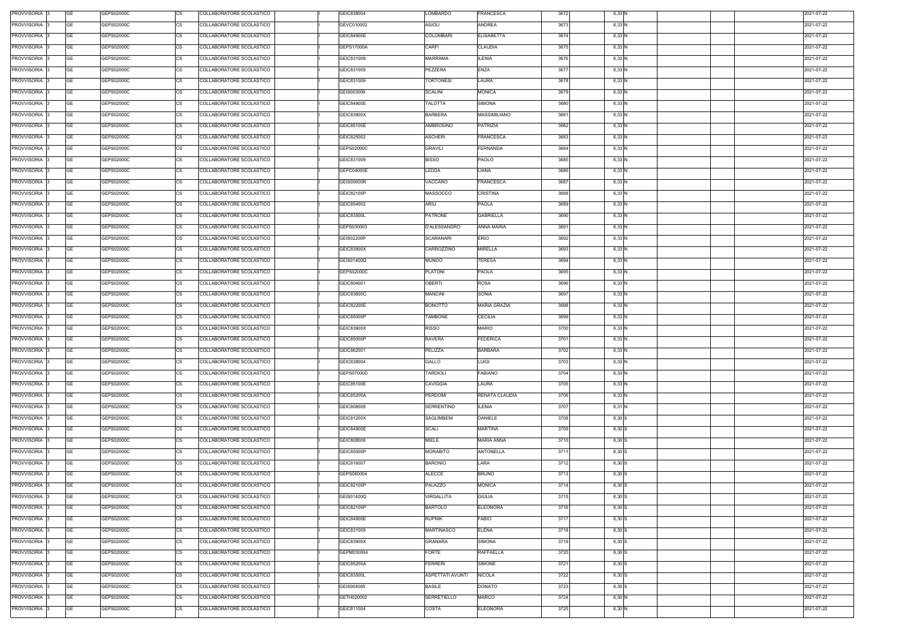| | | | | | | | | | | | | | | | | |
|---|---|---|---|---|---|---|---|---|---|---|---|---|---|---|---|---|
| PROVVISORIA | 3 | GE | GEPS02000C | CS | COLLABORATORE SCOLASTICO | | I | GEIC838004 | LOMBARDO | FRANCESCA | 3672 | 6,33 | N | | | 2021-07-22 |
| PROVVISORIA | 3 | GE | GEPS02000C | CS | COLLABORATORE SCOLASTICO | | I | GEVC010002 | ASIOLI | ANDREA | 3673 | 6,33 | N | | | 2021-07-22 |
| PROVVISORIA | 3 | GE | GEPS02000C | CS | COLLABORATORE SCOLASTICO | | I | GEIC84900E | COLOMBARI | ELISABETTA | 3674 | 6,33 | N | | | 2021-07-22 |
| PROVVISORIA | 3 | GE | GEPS02000C | CS | COLLABORATORE SCOLASTICO | | I | GEPS17000A | CARFI | CLAUDIA | 3675 | 6,33 | N | | | 2021-07-22 |
| PROVVISORIA | 3 | GE | GEPS02000C | CS | COLLABORATORE SCOLASTICO | | I | GEIC831009 | MARRAMA | ILENIA | 3676 | 6,33 | N | | | 2021-07-22 |
| PROVVISORIA | 3 | GE | GEPS02000C | CS | COLLABORATORE SCOLASTICO | | I | GEIC831009 | PEZZERA | ENZA | 3677 | 6,33 | N | | | 2021-07-22 |
| PROVVISORIA | 3 | GE | GEPS02000C | CS | COLLABORATORE SCOLASTICO | | I | GEIC831009 | TORTONESI | LAURA | 3678 | 6,33 | N | | | 2021-07-22 |
| PROVVISORIA | 3 | GE | GEPS02000C | CS | COLLABORATORE SCOLASTICO | | I | GEIS003009 | SCALINI | MONICA | 3679 | 6,33 | N | | | 2021-07-22 |
| PROVVISORIA | 3 | GE | GEPS02000C | CS | COLLABORATORE SCOLASTICO | | I | GEIC84900E | TALOTTA | SIMONA | 3680 | 6,33 | N | | | 2021-07-22 |
| PROVVISORIA | 3 | GE | GEPS02000C | CS | COLLABORATORE SCOLASTICO | | I | GEIC83900X | BARBERA | MASSIMILIANO | 3681 | 6,33 | N | | | 2021-07-22 |
| PROVVISORIA | 3 | GE | GEPS02000C | CS | COLLABORATORE SCOLASTICO | | I | GEIC85100E | AMBROSINO | PATRIZIA | 3682 | 6,33 | N | | | 2021-07-22 |
| PROVVISORIA | 3 | GE | GEPS02000C | CS | COLLABORATORE SCOLASTICO | | I | GEIC825002 | ASCHERI | FRANCESCA | 3683 | 6,33 | N | | | 2021-07-22 |
| PROVVISORIA | 3 | GE | GEPS02000C | CS | COLLABORATORE SCOLASTICO | | I | GEPS02000C | GRAVILI | FERNANDA | 3684 | 6,33 | N | | | 2021-07-22 |
| PROVVISORIA | 3 | GE | GEPS02000C | CS | COLLABORATORE SCOLASTICO | | I | GEIC831009 | BISSO | PAOLO | 3685 | 6,33 | N | | | 2021-07-22 |
| PROVVISORIA | 3 | GE | GEPS02000C | CS | COLLABORATORE SCOLASTICO | | I | GEPC04000E | LEDDA | LIANA | 3686 | 6,33 | N | | | 2021-07-22 |
| PROVVISORIA | 3 | GE | GEPS02000C | CS | COLLABORATORE SCOLASTICO | | I | GEIS00600R | VACCARO | FRANCESCA | 3687 | 6,33 | N | | | 2021-07-22 |
| PROVVISORIA | 3 | GE | GEPS02000C | CS | COLLABORATORE SCOLASTICO | | I | GEIC82100P | MASSOCCO | CRISTINA | 3688 | 6,33 | N | | | 2021-07-22 |
| PROVVISORIA | 3 | GE | GEPS02000C | CS | COLLABORATORE SCOLASTICO | | I | GEIC854002 | ARIU | PAOLA | 3689 | 6,33 | N | | | 2021-07-22 |
| PROVVISORIA | 3 | GE | GEPS02000C | CS | COLLABORATORE SCOLASTICO | | I | GEIC83500L | PATRONE | GABRIELLA | 3690 | 6,33 | N | | | 2021-07-22 |
| PROVVISORIA | 3 | GE | GEPS02000C | CS | COLLABORATORE SCOLASTICO | | I | GEPS030003 | D'ALESSANDRO | ANNA MARIA | 3691 | 6,33 | N | | | 2021-07-22 |
| PROVVISORIA | 3 | GE | GEPS02000C | CS | COLLABORATORE SCOLASTICO | | I | GEIS02200P | SCARANARI | ERIO | 3692 | 6,33 | N | | | 2021-07-22 |
| PROVVISORIA | 3 | GE | GEPS02000C | CS | COLLABORATORE SCOLASTICO | | I | GEIC83900X | CARROZZINO | MIRELLA | 3693 | 6,33 | N | | | 2021-07-22 |
| PROVVISORIA | 3 | GE | GEPS02000C | CS | COLLABORATORE SCOLASTICO | | I | GEIS01400Q | MUNDO | TERESA | 3694 | 6,33 | N | | | 2021-07-22 |
| PROVVISORIA | 3 | GE | GEPS02000C | CS | COLLABORATORE SCOLASTICO | | I | GEPS02000C | PLATONI | PAOLA | 3695 | 6,33 | N | | | 2021-07-22 |
| PROVVISORIA | 3 | GE | GEPS02000C | CS | COLLABORATORE SCOLASTICO | | I | GEIC804001 | OBERTI | ROSA | 3696 | 6,33 | N | | | 2021-07-22 |
| PROVVISORIA | 3 | GE | GEPS02000C | CS | COLLABORATORE SCOLASTICO | | I | GEIC83600C | MANCINI | SONIA | 3697 | 6,33 | N | | | 2021-07-22 |
| PROVVISORIA | 3 | GE | GEPS02000C | CS | COLLABORATORE SCOLASTICO | | I | GEIC82200E | BONOTTO | MARIA GRAZIA | 3698 | 6,33 | N | | | 2021-07-22 |
| PROVVISORIA | 3 | GE | GEPS02000C | CS | COLLABORATORE SCOLASTICO | | I | GEIC85000P | TAMBONE | CECILIA | 3699 | 6,33 | N | | | 2021-07-22 |
| PROVVISORIA | 3 | GE | GEPS02000C | CS | COLLABORATORE SCOLASTICO | | I | GEIC83900X | RISSO | MARIO | 3700 | 6,33 | N | | | 2021-07-22 |
| PROVVISORIA | 3 | GE | GEPS02000C | CS | COLLABORATORE SCOLASTICO | | I | GEIC85000P | RAVERA | FEDERICA | 3701 | 6,33 | N | | | 2021-07-22 |
| PROVVISORIA | 3 | GE | GEPS02000C | CS | COLLABORATORE SCOLASTICO | | I | GEIC862001 | PELIZZA | BARBARA | 3702 | 6,33 | N | | | 2021-07-22 |
| PROVVISORIA | 3 | GE | GEPS02000C | CS | COLLABORATORE SCOLASTICO | | I | GEIC838004 | GALLO | LUIGI | 3703 | 6,33 | N | | | 2021-07-22 |
| PROVVISORIA | 3 | GE | GEPS02000C | CS | COLLABORATORE SCOLASTICO | | I | GEPS07000D | TARDIOLI | FABIANO | 3704 | 6,33 | N | | | 2021-07-22 |
| PROVVISORIA | 3 | GE | GEPS02000C | CS | COLLABORATORE SCOLASTICO | | I | GEIC85100E | CAVIGGIA | LAURA | 3705 | 6,33 | N | | | 2021-07-22 |
| PROVVISORIA | 3 | GE | GEPS02000C | CS | COLLABORATORE SCOLASTICO | | I | GEIC85200A | PERDOMI | RENATA CLAUDIA | 3706 | 6,33 | N | | | 2021-07-22 |
| PROVVISORIA | 3 | GE | GEPS02000C | CS | COLLABORATORE SCOLASTICO | | I | GEIC808008 | SERRENTINO | ILENIA | 3707 | 6,31 | N | | | 2021-07-22 |
| PROVVISORIA | 3 | GE | GEPS02000C | CS | COLLABORATORE SCOLASTICO | | I | GEIC81200X | SAGLIMBENI | DANIELE | 3708 | 6,30 | S | | | 2021-07-22 |
| PROVVISORIA | 3 | GE | GEPS02000C | CS | COLLABORATORE SCOLASTICO | | I | GEIC84900E | SCALI | MARTINA | 3709 | 6,30 | S | | | 2021-07-22 |
| PROVVISORIA | 3 | GE | GEPS02000C | CS | COLLABORATORE SCOLASTICO | | I | GEIC808008 | MIELE | MARIA ANNA | 3710 | 6,30 | S | | | 2021-07-22 |
| PROVVISORIA | 3 | GE | GEPS02000C | CS | COLLABORATORE SCOLASTICO | | I | GEIC85000P | MORABITO | ANTONELLA | 3711 | 6,30 | S | | | 2021-07-22 |
| PROVVISORIA | 3 | GE | GEPS02000C | CS | COLLABORATORE SCOLASTICO | | I | GEIC816007 | BARONIO | LARA | 3712 | 6,30 | S | | | 2021-07-22 |
| PROVVISORIA | 3 | GE | GEPS02000C | CS | COLLABORATORE SCOLASTICO | | I | GEPS080004 | ALECCE | BRUNO | 3713 | 6,30 | S | | | 2021-07-22 |
| PROVVISORIA | 3 | GE | GEPS02000C | CS | COLLABORATORE SCOLASTICO | | I | GEIC82100P | PALAZZO | MONICA | 3714 | 6,30 | S | | | 2021-07-22 |
| PROVVISORIA | 3 | GE | GEPS02000C | CS | COLLABORATORE SCOLASTICO | | I | GEIS01400Q | VIRGALLITA | GIULIA | 3715 | 6,30 | S | | | 2021-07-22 |
| PROVVISORIA | 3 | GE | GEPS02000C | CS | COLLABORATORE SCOLASTICO | | I | GEIC82100P | BARTOLO | ELEONORA | 3716 | 6,30 | S | | | 2021-07-22 |
| PROVVISORIA | 3 | GE | GEPS02000C | CS | COLLABORATORE SCOLASTICO | | I | GEIC84900E | RUPNIK | FABIO | 3717 | 6,30 | S | | | 2021-07-22 |
| PROVVISORIA | 3 | GE | GEPS02000C | CS | COLLABORATORE SCOLASTICO | | I | GEIC831009 | MARTINASCO | ELENA | 3718 | 6,30 | S | | | 2021-07-22 |
| PROVVISORIA | 3 | GE | GEPS02000C | CS | COLLABORATORE SCOLASTICO | | I | GEIC83900X | GRANARA | SIMONA | 3719 | 6,30 | S | | | 2021-07-22 |
| PROVVISORIA | 3 | GE | GEPS02000C | CS | COLLABORATORE SCOLASTICO | | I | GEPM030004 | FORTE | RAFFAELLA | 3720 | 6,30 | S | | | 2021-07-22 |
| PROVVISORIA | 3 | GE | GEPS02000C | CS | COLLABORATORE SCOLASTICO | | I | GEIC85200A | FERRERI | SIMONE | 3721 | 6,30 | S | | | 2021-07-22 |
| PROVVISORIA | 3 | GE | GEPS02000C | CS | COLLABORATORE SCOLASTICO | | I | GEIC83500L | ASPETTATI AVUNTI | NICOLA | 3722 | 6,30 | S | | | 2021-07-22 |
| PROVVISORIA | 3 | GE | GEPS02000C | CS | COLLABORATORE SCOLASTICO | | I | GEIS004005 | BASILE | DONATO | 3723 | 6,30 | S | | | 2021-07-22 |
| PROVVISORIA | 3 | GE | GEPS02000C | CS | COLLABORATORE SCOLASTICO | | I | GETH020002 | SERRETIELLO | MARCO | 3724 | 6,30 | N | | | 2021-07-22 |
| PROVVISORIA | 3 | GE | GEPS02000C | CS | COLLABORATORE SCOLASTICO | | I | GEIC811004 | COSTA | ELEONORA | 3725 | 6,30 | N | | | 2021-07-22 |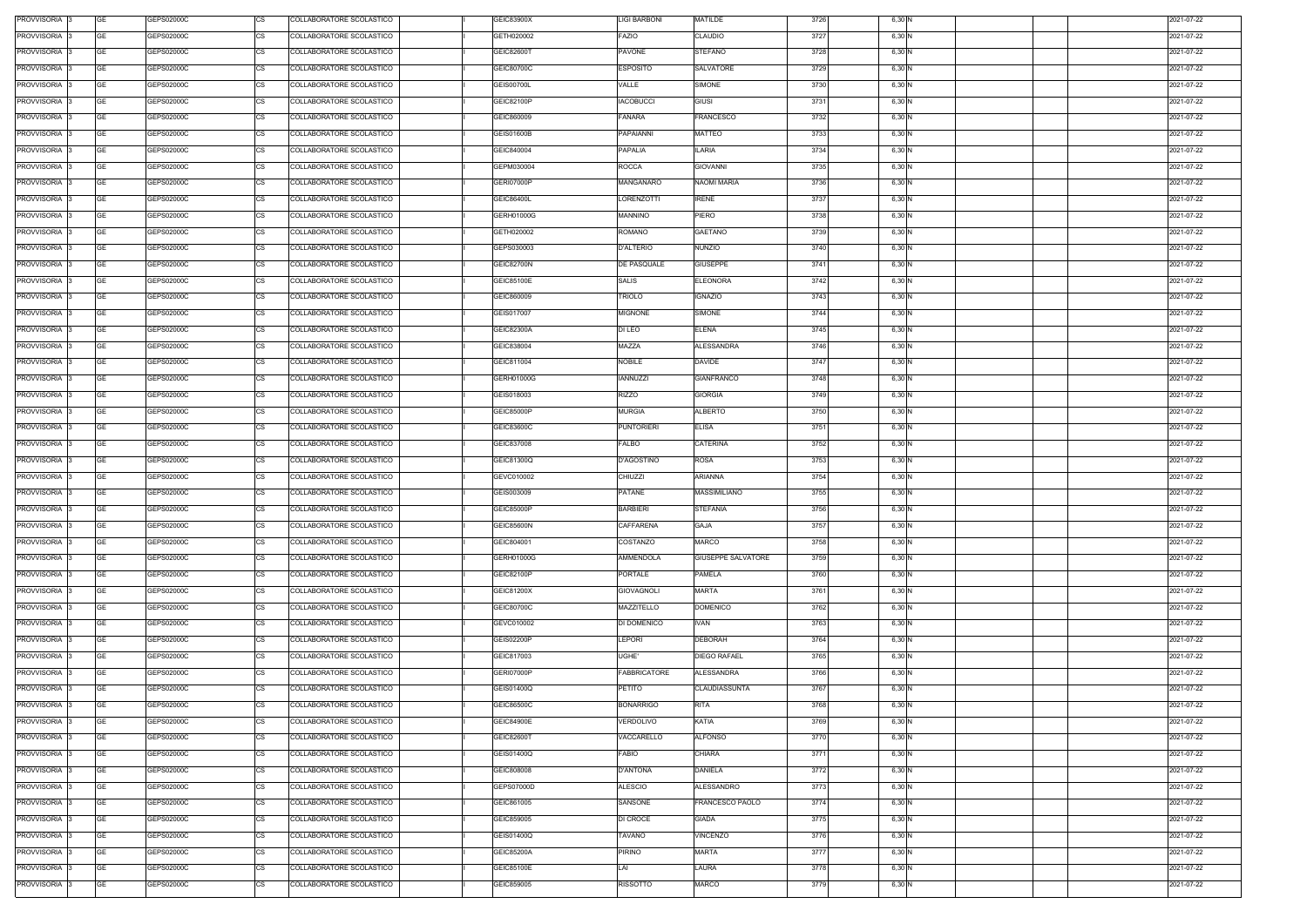| | | | | | | | | | | | | | | | | |
|---|---|---|---|---|---|---|---|---|---|---|---|---|---|---|---|---|
| PROVVISORIA | 3 | GE | GEPS02000C | CS | COLLABORATORE SCOLASTICO | | I | GEIC83900X | LIGI BARBONI | MATILDE | 3726 | 6,30 | N | | | 2021-07-22 |
| PROVVISORIA | 3 | GE | GEPS02000C | CS | COLLABORATORE SCOLASTICO | | I | GETH020002 | FAZIO | CLAUDIO | 3727 | 6,30 | N | | | 2021-07-22 |
| PROVVISORIA | 3 | GE | GEPS02000C | CS | COLLABORATORE SCOLASTICO | | I | GEIC82600T | PAVONE | STEFANO | 3728 | 6,30 | N | | | 2021-07-22 |
| PROVVISORIA | 3 | GE | GEPS02000C | CS | COLLABORATORE SCOLASTICO | | I | GEIC80700C | ESPOSITO | SALVATORE | 3729 | 6,30 | N | | | 2021-07-22 |
| PROVVISORIA | 3 | GE | GEPS02000C | CS | COLLABORATORE SCOLASTICO | | I | GEIS00700L | VALLE | SIMONE | 3730 | 6,30 | N | | | 2021-07-22 |
| PROVVISORIA | 3 | GE | GEPS02000C | CS | COLLABORATORE SCOLASTICO | | I | GEIC82100P | IACOBUCCI | GIUSI | 3731 | 6,30 | N | | | 2021-07-22 |
| PROVVISORIA | 3 | GE | GEPS02000C | CS | COLLABORATORE SCOLASTICO | | I | GEIC860009 | FANARA | FRANCESCO | 3732 | 6,30 | N | | | 2021-07-22 |
| PROVVISORIA | 3 | GE | GEPS02000C | CS | COLLABORATORE SCOLASTICO | | I | GEIS01600B | PAPAIANNI | MATTEO | 3733 | 6,30 | N | | | 2021-07-22 |
| PROVVISORIA | 3 | GE | GEPS02000C | CS | COLLABORATORE SCOLASTICO | | I | GEIC840004 | PAPALIA | ILARIA | 3734 | 6,30 | N | | | 2021-07-22 |
| PROVVISORIA | 3 | GE | GEPS02000C | CS | COLLABORATORE SCOLASTICO | | I | GEPM030004 | ROCCA | GIOVANNI | 3735 | 6,30 | N | | | 2021-07-22 |
| PROVVISORIA | 3 | GE | GEPS02000C | CS | COLLABORATORE SCOLASTICO | | I | GERI07000P | MANGANARO | NAOMI MARIA | 3736 | 6,30 | N | | | 2021-07-22 |
| PROVVISORIA | 3 | GE | GEPS02000C | CS | COLLABORATORE SCOLASTICO | | I | GEIC86400L | LORENZOTTI | IRENE | 3737 | 6,30 | N | | | 2021-07-22 |
| PROVVISORIA | 3 | GE | GEPS02000C | CS | COLLABORATORE SCOLASTICO | | I | GERH01000G | MANNINO | PIERO | 3738 | 6,30 | N | | | 2021-07-22 |
| PROVVISORIA | 3 | GE | GEPS02000C | CS | COLLABORATORE SCOLASTICO | | I | GETH020002 | ROMANO | GAETANO | 3739 | 6,30 | N | | | 2021-07-22 |
| PROVVISORIA | 3 | GE | GEPS02000C | CS | COLLABORATORE SCOLASTICO | | I | GEPS030003 | D'ALTERIO | NUNZIO | 3740 | 6,30 | N | | | 2021-07-22 |
| PROVVISORIA | 3 | GE | GEPS02000C | CS | COLLABORATORE SCOLASTICO | | I | GEIC82700N | DE PASQUALE | GIUSEPPE | 3741 | 6,30 | N | | | 2021-07-22 |
| PROVVISORIA | 3 | GE | GEPS02000C | CS | COLLABORATORE SCOLASTICO | | I | GEIC85100E | SALIS | ELEONORA | 3742 | 6,30 | N | | | 2021-07-22 |
| PROVVISORIA | 3 | GE | GEPS02000C | CS | COLLABORATORE SCOLASTICO | | I | GEIC860009 | TRIOLO | IGNAZIO | 3743 | 6,30 | N | | | 2021-07-22 |
| PROVVISORIA | 3 | GE | GEPS02000C | CS | COLLABORATORE SCOLASTICO | | I | GEIS017007 | MIGNONE | SIMONE | 3744 | 6,30 | N | | | 2021-07-22 |
| PROVVISORIA | 3 | GE | GEPS02000C | CS | COLLABORATORE SCOLASTICO | | I | GEIC82300A | DI LEO | ELENA | 3745 | 6,30 | N | | | 2021-07-22 |
| PROVVISORIA | 3 | GE | GEPS02000C | CS | COLLABORATORE SCOLASTICO | | I | GEIC838004 | MAZZA | ALESSANDRA | 3746 | 6,30 | N | | | 2021-07-22 |
| PROVVISORIA | 3 | GE | GEPS02000C | CS | COLLABORATORE SCOLASTICO | | I | GEIC811004 | NOBILE | DAVIDE | 3747 | 6,30 | N | | | 2021-07-22 |
| PROVVISORIA | 3 | GE | GEPS02000C | CS | COLLABORATORE SCOLASTICO | | I | GERH01000G | IANNUZZI | GIANFRANCO | 3748 | 6,30 | N | | | 2021-07-22 |
| PROVVISORIA | 3 | GE | GEPS02000C | CS | COLLABORATORE SCOLASTICO | | I | GEIS018003 | RIZZO | GIORGIA | 3749 | 6,30 | N | | | 2021-07-22 |
| PROVVISORIA | 3 | GE | GEPS02000C | CS | COLLABORATORE SCOLASTICO | | I | GEIC85000P | MURGIA | ALBERTO | 3750 | 6,30 | N | | | 2021-07-22 |
| PROVVISORIA | 3 | GE | GEPS02000C | CS | COLLABORATORE SCOLASTICO | | I | GEIC83600C | PUNTORIERI | ELISA | 3751 | 6,30 | N | | | 2021-07-22 |
| PROVVISORIA | 3 | GE | GEPS02000C | CS | COLLABORATORE SCOLASTICO | | I | GEIC837008 | FALBO | CATERINA | 3752 | 6,30 | N | | | 2021-07-22 |
| PROVVISORIA | 3 | GE | GEPS02000C | CS | COLLABORATORE SCOLASTICO | | I | GEIC81300Q | D'AGOSTINO | ROSA | 3753 | 6,30 | N | | | 2021-07-22 |
| PROVVISORIA | 3 | GE | GEPS02000C | CS | COLLABORATORE SCOLASTICO | | I | GEVC010002 | CHIUZZI | ARIANNA | 3754 | 6,30 | N | | | 2021-07-22 |
| PROVVISORIA | 3 | GE | GEPS02000C | CS | COLLABORATORE SCOLASTICO | | I | GEIS003009 | PATANE | MASSIMILIANO | 3755 | 6,30 | N | | | 2021-07-22 |
| PROVVISORIA | 3 | GE | GEPS02000C | CS | COLLABORATORE SCOLASTICO | | I | GEIC85000P | BARBIERI | STEFANIA | 3756 | 6,30 | N | | | 2021-07-22 |
| PROVVISORIA | 3 | GE | GEPS02000C | CS | COLLABORATORE SCOLASTICO | | I | GEIC85600N | CAFFARENA | GAJA | 3757 | 6,30 | N | | | 2021-07-22 |
| PROVVISORIA | 3 | GE | GEPS02000C | CS | COLLABORATORE SCOLASTICO | | I | GEIC804001 | COSTANZO | MARCO | 3758 | 6,30 | N | | | 2021-07-22 |
| PROVVISORIA | 3 | GE | GEPS02000C | CS | COLLABORATORE SCOLASTICO | | I | GERH01000G | AMMENDOLA | GIUSEPPE SALVATORE | 3759 | 6,30 | N | | | 2021-07-22 |
| PROVVISORIA | 3 | GE | GEPS02000C | CS | COLLABORATORE SCOLASTICO | | I | GEIC82100P | PORTALE | PAMELA | 3760 | 6,30 | N | | | 2021-07-22 |
| PROVVISORIA | 3 | GE | GEPS02000C | CS | COLLABORATORE SCOLASTICO | | I | GEIC81200X | GIOVAGNOLI | MARTA | 3761 | 6,30 | N | | | 2021-07-22 |
| PROVVISORIA | 3 | GE | GEPS02000C | CS | COLLABORATORE SCOLASTICO | | I | GEIC80700C | MAZZITELLO | DOMENICO | 3762 | 6,30 | N | | | 2021-07-22 |
| PROVVISORIA | 3 | GE | GEPS02000C | CS | COLLABORATORE SCOLASTICO | | I | GEVC010002 | DI DOMENICO | IVAN | 3763 | 6,30 | N | | | 2021-07-22 |
| PROVVISORIA | 3 | GE | GEPS02000C | CS | COLLABORATORE SCOLASTICO | | I | GEIS02200P | LEPORI | DEBORAH | 3764 | 6,30 | N | | | 2021-07-22 |
| PROVVISORIA | 3 | GE | GEPS02000C | CS | COLLABORATORE SCOLASTICO | | I | GEIC817003 | UGHE' | DIEGO RAFAEL | 3765 | 6,30 | N | | | 2021-07-22 |
| PROVVISORIA | 3 | GE | GEPS02000C | CS | COLLABORATORE SCOLASTICO | | I | GERI07000P | FABBRICATORE | ALESSANDRA | 3766 | 6,30 | N | | | 2021-07-22 |
| PROVVISORIA | 3 | GE | GEPS02000C | CS | COLLABORATORE SCOLASTICO | | I | GEIS01400Q | PETITO | CLAUDIASSUNTA | 3767 | 6,30 | N | | | 2021-07-22 |
| PROVVISORIA | 3 | GE | GEPS02000C | CS | COLLABORATORE SCOLASTICO | | I | GEIC86500C | BONARRIGO | RITA | 3768 | 6,30 | N | | | 2021-07-22 |
| PROVVISORIA | 3 | GE | GEPS02000C | CS | COLLABORATORE SCOLASTICO | | I | GEIC84900E | VERDOLIVO | KATIA | 3769 | 6,30 | N | | | 2021-07-22 |
| PROVVISORIA | 3 | GE | GEPS02000C | CS | COLLABORATORE SCOLASTICO | | I | GEIC82600T | VACCARELLO | ALFONSO | 3770 | 6,30 | N | | | 2021-07-22 |
| PROVVISORIA | 3 | GE | GEPS02000C | CS | COLLABORATORE SCOLASTICO | | I | GEIS01400Q | FABIO | CHIARA | 3771 | 6,30 | N | | | 2021-07-22 |
| PROVVISORIA | 3 | GE | GEPS02000C | CS | COLLABORATORE SCOLASTICO | | I | GEIC808008 | D'ANTONA | DANIELA | 3772 | 6,30 | N | | | 2021-07-22 |
| PROVVISORIA | 3 | GE | GEPS02000C | CS | COLLABORATORE SCOLASTICO | | I | GEPS07000D | ALESCIO | ALESSANDRO | 3773 | 6,30 | N | | | 2021-07-22 |
| PROVVISORIA | 3 | GE | GEPS02000C | CS | COLLABORATORE SCOLASTICO | | I | GEIC861005 | SANSONE | FRANCESCO PAOLO | 3774 | 6,30 | N | | | 2021-07-22 |
| PROVVISORIA | 3 | GE | GEPS02000C | CS | COLLABORATORE SCOLASTICO | | I | GEIC859005 | DI CROCE | GIADA | 3775 | 6,30 | N | | | 2021-07-22 |
| PROVVISORIA | 3 | GE | GEPS02000C | CS | COLLABORATORE SCOLASTICO | | I | GEIS01400Q | TAVANO | VINCENZO | 3776 | 6,30 | N | | | 2021-07-22 |
| PROVVISORIA | 3 | GE | GEPS02000C | CS | COLLABORATORE SCOLASTICO | | I | GEIC85200A | PIRINO | MARTA | 3777 | 6,30 | N | | | 2021-07-22 |
| PROVVISORIA | 3 | GE | GEPS02000C | CS | COLLABORATORE SCOLASTICO | | I | GEIC85100E | LAI | LAURA | 3778 | 6,30 | N | | | 2021-07-22 |
| PROVVISORIA | 3 | GE | GEPS02000C | CS | COLLABORATORE SCOLASTICO | | I | GEIC859005 | RISSOTTO | MARCO | 3779 | 6,30 | N | | | 2021-07-22 |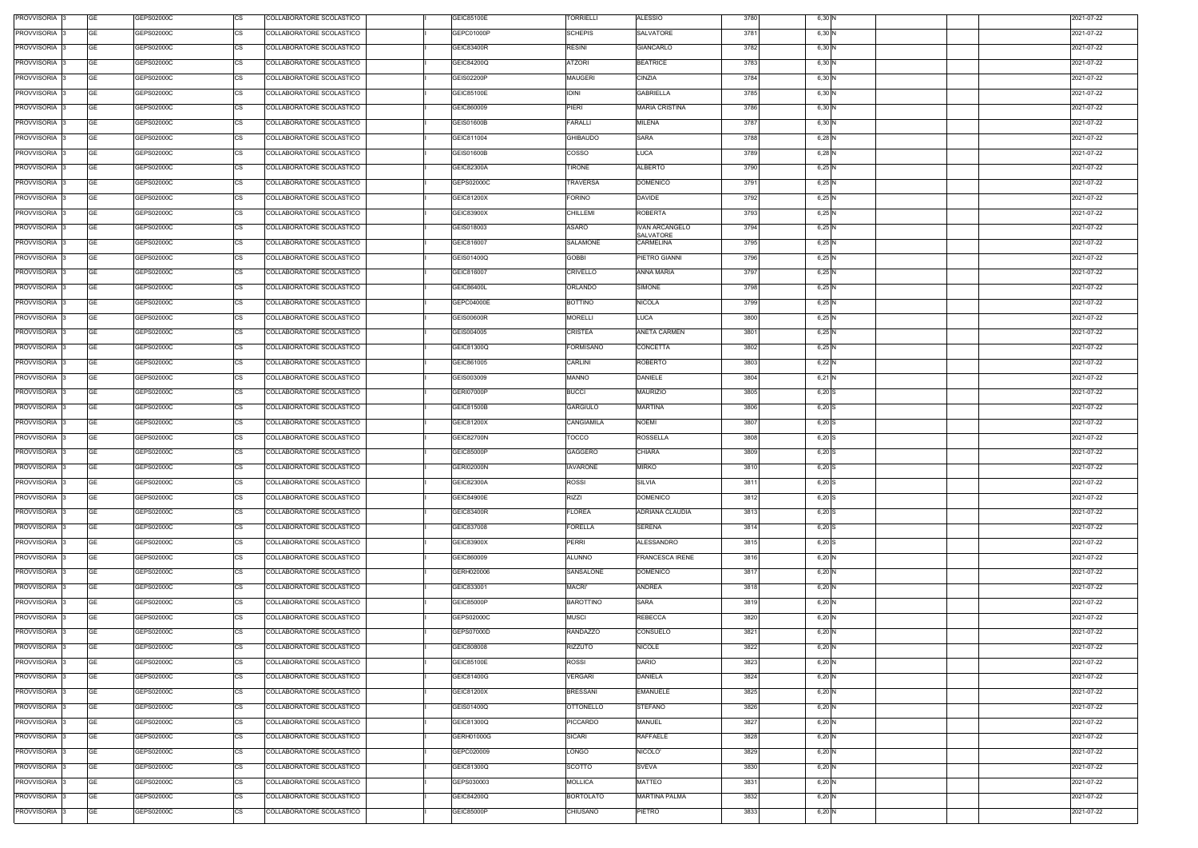| | | | | | | | | | | | | | | | | |
|---|---|---|---|---|---|---|---|---|---|---|---|---|---|---|---|---|
| PROVVISORIA | 3 | GE | GEPS02000C | CS | COLLABORATORE SCOLASTICO | | I | GEIC85100E | TORRIELLI | ALESSIO | 3780 | 6,30 | N | | | 2021-07-22 |
| PROVVISORIA | 3 | GE | GEPS02000C | CS | COLLABORATORE SCOLASTICO | | I | GEPC01000P | SCHEPIS | SALVATORE | 3781 | 6,30 | N | | | 2021-07-22 |
| PROVVISORIA | 3 | GE | GEPS02000C | CS | COLLABORATORE SCOLASTICO | | I | GEIC83400R | RESINI | GIANCARLO | 3782 | 6,30 | N | | | 2021-07-22 |
| PROVVISORIA | 3 | GE | GEPS02000C | CS | COLLABORATORE SCOLASTICO | | I | GEIC84200Q | ATZORI | BEATRICE | 3783 | 6,30 | N | | | 2021-07-22 |
| PROVVISORIA | 3 | GE | GEPS02000C | CS | COLLABORATORE SCOLASTICO | | I | GEIS02200P | MAUGERI | CINZIA | 3784 | 6,30 | N | | | 2021-07-22 |
| PROVVISORIA | 3 | GE | GEPS02000C | CS | COLLABORATORE SCOLASTICO | | I | GEIC85100E | IDINI | GABRIELLA | 3785 | 6,30 | N | | | 2021-07-22 |
| PROVVISORIA | 3 | GE | GEPS02000C | CS | COLLABORATORE SCOLASTICO | | I | GEIC860009 | PIERI | MARIA CRISTINA | 3786 | 6,30 | N | | | 2021-07-22 |
| PROVVISORIA | 3 | GE | GEPS02000C | CS | COLLABORATORE SCOLASTICO | | I | GEIS01600B | FARALLI | MILENA | 3787 | 6,30 | N | | | 2021-07-22 |
| PROVVISORIA | 3 | GE | GEPS02000C | CS | COLLABORATORE SCOLASTICO | | I | GEIC811004 | GHIBAUDO | SARA | 3788 | 6,28 | N | | | 2021-07-22 |
| PROVVISORIA | 3 | GE | GEPS02000C | CS | COLLABORATORE SCOLASTICO | | I | GEIS01600B | COSSO | LUCA | 3789 | 6,28 | N | | | 2021-07-22 |
| PROVVISORIA | 3 | GE | GEPS02000C | CS | COLLABORATORE SCOLASTICO | | I | GEIC82300A | TIRONE | ALBERTO | 3790 | 6,25 | N | | | 2021-07-22 |
| PROVVISORIA | 3 | GE | GEPS02000C | CS | COLLABORATORE SCOLASTICO | | I | GEPS02000C | TRAVERSA | DOMENICO | 3791 | 6,25 | N | | | 2021-07-22 |
| PROVVISORIA | 3 | GE | GEPS02000C | CS | COLLABORATORE SCOLASTICO | | I | GEIC81200X | FORINO | DAVIDE | 3792 | 6,25 | N | | | 2021-07-22 |
| PROVVISORIA | 3 | GE | GEPS02000C | CS | COLLABORATORE SCOLASTICO | | I | GEIC83900X | CHILLEMI | ROBERTA | 3793 | 6,25 | N | | | 2021-07-22 |
| PROVVISORIA | 3 | GE | GEPS02000C | CS | COLLABORATORE SCOLASTICO | | I | GEIS018003 | ASARO | IVAN ARCANGELO SALVATORE | 3794 | 6,25 | N | | | 2021-07-22 |
| PROVVISORIA | 3 | GE | GEPS02000C | CS | COLLABORATORE SCOLASTICO | | I | GEIC816007 | SALAMONE | CARMELINA | 3795 | 6,25 | N | | | 2021-07-22 |
| PROVVISORIA | 3 | GE | GEPS02000C | CS | COLLABORATORE SCOLASTICO | | I | GEIS01400Q | GOBBI | PIETRO GIANNI | 3796 | 6,25 | N | | | 2021-07-22 |
| PROVVISORIA | 3 | GE | GEPS02000C | CS | COLLABORATORE SCOLASTICO | | I | GEIC816007 | CRIVELLO | ANNA MARIA | 3797 | 6,25 | N | | | 2021-07-22 |
| PROVVISORIA | 3 | GE | GEPS02000C | CS | COLLABORATORE SCOLASTICO | | I | GEIC86400L | ORLANDO | SIMONE | 3798 | 6,25 | N | | | 2021-07-22 |
| PROVVISORIA | 3 | GE | GEPS02000C | CS | COLLABORATORE SCOLASTICO | | I | GEPC04000E | BOTTINO | NICOLA | 3799 | 6,25 | N | | | 2021-07-22 |
| PROVVISORIA | 3 | GE | GEPS02000C | CS | COLLABORATORE SCOLASTICO | | I | GEIS00600R | MORELLI | LUCA | 3800 | 6,25 | N | | | 2021-07-22 |
| PROVVISORIA | 3 | GE | GEPS02000C | CS | COLLABORATORE SCOLASTICO | | I | GEIS004005 | CRISTEA | ANETA CARMEN | 3801 | 6,25 | N | | | 2021-07-22 |
| PROVVISORIA | 3 | GE | GEPS02000C | CS | COLLABORATORE SCOLASTICO | | I | GEIC81300Q | FORMISANO | CONCETTA | 3802 | 6,25 | N | | | 2021-07-22 |
| PROVVISORIA | 3 | GE | GEPS02000C | CS | COLLABORATORE SCOLASTICO | | I | GEIC861005 | CARLINI | ROBERTO | 3803 | 6,22 | N | | | 2021-07-22 |
| PROVVISORIA | 3 | GE | GEPS02000C | CS | COLLABORATORE SCOLASTICO | | I | GEIS003009 | MANNO | DANIELE | 3804 | 6,21 | N | | | 2021-07-22 |
| PROVVISORIA | 3 | GE | GEPS02000C | CS | COLLABORATORE SCOLASTICO | | I | GERI07000P | BUCCI | MAURIZIO | 3805 | 6,20 | S | | | 2021-07-22 |
| PROVVISORIA | 3 | GE | GEPS02000C | CS | COLLABORATORE SCOLASTICO | | I | GEIC81500B | GARGIULO | MARTINA | 3806 | 6,20 | S | | | 2021-07-22 |
| PROVVISORIA | 3 | GE | GEPS02000C | CS | COLLABORATORE SCOLASTICO | | I | GEIC81200X | CANGIAMILA | NOEMI | 3807 | 6,20 | S | | | 2021-07-22 |
| PROVVISORIA | 3 | GE | GEPS02000C | CS | COLLABORATORE SCOLASTICO | | I | GEIC82700N | TOCCO | ROSSELLA | 3808 | 6,20 | S | | | 2021-07-22 |
| PROVVISORIA | 3 | GE | GEPS02000C | CS | COLLABORATORE SCOLASTICO | | I | GEIC85000P | GAGGERO | CHIARA | 3809 | 6,20 | S | | | 2021-07-22 |
| PROVVISORIA | 3 | GE | GEPS02000C | CS | COLLABORATORE SCOLASTICO | | I | GERI02000N | IAVARONE | MIRKO | 3810 | 6,20 | S | | | 2021-07-22 |
| PROVVISORIA | 3 | GE | GEPS02000C | CS | COLLABORATORE SCOLASTICO | | I | GEIC82300A | ROSSI | SILVIA | 3811 | 6,20 | S | | | 2021-07-22 |
| PROVVISORIA | 3 | GE | GEPS02000C | CS | COLLABORATORE SCOLASTICO | | I | GEIC84900E | RIZZI | DOMENICO | 3812 | 6,20 | S | | | 2021-07-22 |
| PROVVISORIA | 3 | GE | GEPS02000C | CS | COLLABORATORE SCOLASTICO | | I | GEIC83400R | FLOREA | ADRIANA CLAUDIA | 3813 | 6,20 | S | | | 2021-07-22 |
| PROVVISORIA | 3 | GE | GEPS02000C | CS | COLLABORATORE SCOLASTICO | | I | GEIC837008 | FORELLA | SERENA | 3814 | 6,20 | S | | | 2021-07-22 |
| PROVVISORIA | 3 | GE | GEPS02000C | CS | COLLABORATORE SCOLASTICO | | I | GEIC83900X | PERRI | ALESSANDRO | 3815 | 6,20 | S | | | 2021-07-22 |
| PROVVISORIA | 3 | GE | GEPS02000C | CS | COLLABORATORE SCOLASTICO | | I | GEIC860009 | ALUNNO | FRANCESCA IRENE | 3816 | 6,20 | N | | | 2021-07-22 |
| PROVVISORIA | 3 | GE | GEPS02000C | CS | COLLABORATORE SCOLASTICO | | I | GERH020006 | SANSALONE | DOMENICO | 3817 | 6,20 | N | | | 2021-07-22 |
| PROVVISORIA | 3 | GE | GEPS02000C | CS | COLLABORATORE SCOLASTICO | | I | GEIC833001 | MACRI' | ANDREA | 3818 | 6,20 | N | | | 2021-07-22 |
| PROVVISORIA | 3 | GE | GEPS02000C | CS | COLLABORATORE SCOLASTICO | | I | GEIC85000P | BAROTTINO | SARA | 3819 | 6,20 | N | | | 2021-07-22 |
| PROVVISORIA | 3 | GE | GEPS02000C | CS | COLLABORATORE SCOLASTICO | | I | GEPS02000C | MUSCI | REBECCA | 3820 | 6,20 | N | | | 2021-07-22 |
| PROVVISORIA | 3 | GE | GEPS02000C | CS | COLLABORATORE SCOLASTICO | | I | GEPS07000D | RANDAZZO | CONSUELO | 3821 | 6,20 | N | | | 2021-07-22 |
| PROVVISORIA | 3 | GE | GEPS02000C | CS | COLLABORATORE SCOLASTICO | | I | GEIC808008 | RIZZUTO | NICOLE | 3822 | 6,20 | N | | | 2021-07-22 |
| PROVVISORIA | 3 | GE | GEPS02000C | CS | COLLABORATORE SCOLASTICO | | I | GEIC85100E | ROSSI | DARIO | 3823 | 6,20 | N | | | 2021-07-22 |
| PROVVISORIA | 3 | GE | GEPS02000C | CS | COLLABORATORE SCOLASTICO | | I | GEIC81400G | VERGARI | DANIELA | 3824 | 6,20 | N | | | 2021-07-22 |
| PROVVISORIA | 3 | GE | GEPS02000C | CS | COLLABORATORE SCOLASTICO | | I | GEIC81200X | BRESSANI | EMANUELE | 3825 | 6,20 | N | | | 2021-07-22 |
| PROVVISORIA | 3 | GE | GEPS02000C | CS | COLLABORATORE SCOLASTICO | | I | GEIS01400Q | OTTONELLO | STEFANO | 3826 | 6,20 | N | | | 2021-07-22 |
| PROVVISORIA | 3 | GE | GEPS02000C | CS | COLLABORATORE SCOLASTICO | | I | GEIC81300Q | PICCARDO | MANUEL | 3827 | 6,20 | N | | | 2021-07-22 |
| PROVVISORIA | 3 | GE | GEPS02000C | CS | COLLABORATORE SCOLASTICO | | I | GERH01000G | SICARI | RAFFAELE | 3828 | 6,20 | N | | | 2021-07-22 |
| PROVVISORIA | 3 | GE | GEPS02000C | CS | COLLABORATORE SCOLASTICO | | I | GEPC020009 | LONGO | NICOLO' | 3829 | 6,20 | N | | | 2021-07-22 |
| PROVVISORIA | 3 | GE | GEPS02000C | CS | COLLABORATORE SCOLASTICO | | I | GEIC81300Q | SCOTTO | SVEVA | 3830 | 6,20 | N | | | 2021-07-22 |
| PROVVISORIA | 3 | GE | GEPS02000C | CS | COLLABORATORE SCOLASTICO | | I | GEPS030003 | MOLLICA | MATTEO | 3831 | 6,20 | N | | | 2021-07-22 |
| PROVVISORIA | 3 | GE | GEPS02000C | CS | COLLABORATORE SCOLASTICO | | I | GEIC84200Q | BORTOLATO | MARTINA PALMA | 3832 | 6,20 | N | | | 2021-07-22 |
| PROVVISORIA | 3 | GE | GEPS02000C | CS | COLLABORATORE SCOLASTICO | | I | GEIC85000P | CHIUSANO | PIETRO | 3833 | 6,20 | N | | | 2021-07-22 |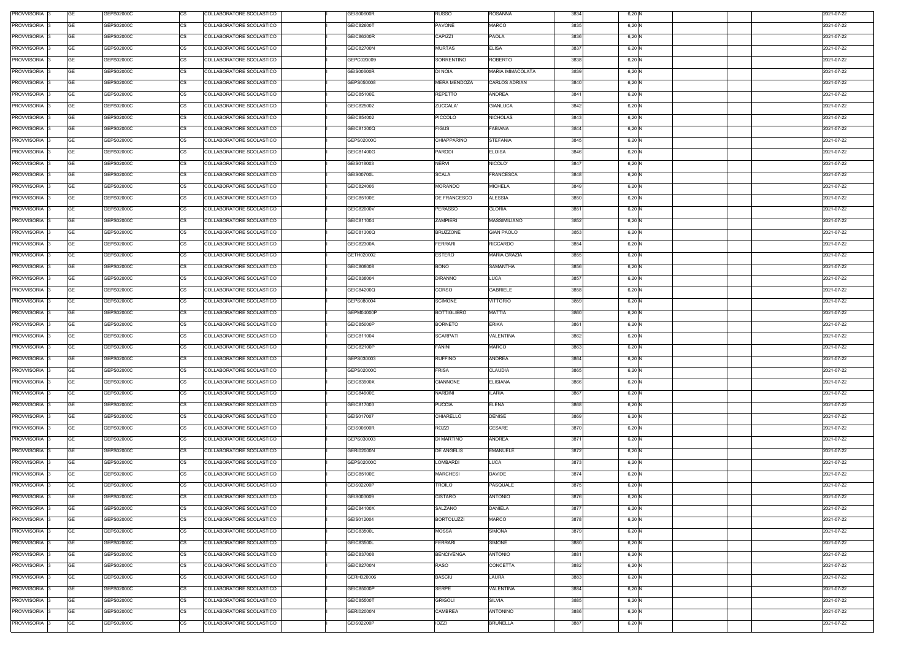| | | | | | | | | | | | | | | | | |
|---|---|---|---|---|---|---|---|---|---|---|---|---|---|---|---|---|
| PROVVISORIA | 3 | GE | GEPS02000C | CS | COLLABORATORE SCOLASTICO | | I | GEIS00600R | RUSSO | ROSANNA | 3834 | 6,20 | N | | | 2021-07-22 |
| PROVVISORIA | 3 | GE | GEPS02000C | CS | COLLABORATORE SCOLASTICO | | I | GEIC82600T | PAVONE | MARCO | 3835 | 6,20 | N | | | 2021-07-22 |
| PROVVISORIA | 3 | GE | GEPS02000C | CS | COLLABORATORE SCOLASTICO | | I | GEIC86300R | CAPIZZI | PAOLA | 3836 | 6,20 | N | | | 2021-07-22 |
| PROVVISORIA | 3 | GE | GEPS02000C | CS | COLLABORATORE SCOLASTICO | | I | GEIC82700N | MURTAS | ELISA | 3837 | 6,20 | N | | | 2021-07-22 |
| PROVVISORIA | 3 | GE | GEPS02000C | CS | COLLABORATORE SCOLASTICO | | I | GEPC020009 | SORRENTINO | ROBERTO | 3838 | 6,20 | N | | | 2021-07-22 |
| PROVVISORIA | 3 | GE | GEPS02000C | CS | COLLABORATORE SCOLASTICO | | I | GEIS00600R | DI NOIA | MARIA IMMACOLATA | 3839 | 6,20 | N | | | 2021-07-22 |
| PROVVISORIA | 3 | GE | GEPS02000C | CS | COLLABORATORE SCOLASTICO | | I | GEPS050008 | MERA MENDOZA | CARLOS ADRIAN | 3840 | 6,20 | N | | | 2021-07-22 |
| PROVVISORIA | 3 | GE | GEPS02000C | CS | COLLABORATORE SCOLASTICO | | I | GEIC85100E | REPETTO | ANDREA | 3841 | 6,20 | N | | | 2021-07-22 |
| PROVVISORIA | 3 | GE | GEPS02000C | CS | COLLABORATORE SCOLASTICO | | I | GEIC825002 | ZUCCALA' | GIANLUCA | 3842 | 6,20 | N | | | 2021-07-22 |
| PROVVISORIA | 3 | GE | GEPS02000C | CS | COLLABORATORE SCOLASTICO | | I | GEIC854002 | PICCOLO | NICHOLAS | 3843 | 6,20 | N | | | 2021-07-22 |
| PROVVISORIA | 3 | GE | GEPS02000C | CS | COLLABORATORE SCOLASTICO | | I | GEIC81300Q | FIGUS | FABIANA | 3844 | 6,20 | N | | | 2021-07-22 |
| PROVVISORIA | 3 | GE | GEPS02000C | CS | COLLABORATORE SCOLASTICO | | I | GEPS02000C | CHIAPPARINO | STEFANIA | 3845 | 6,20 | N | | | 2021-07-22 |
| PROVVISORIA | 3 | GE | GEPS02000C | CS | COLLABORATORE SCOLASTICO | | I | GEIC81400G | PARODI | ELOISA | 3846 | 6,20 | N | | | 2021-07-22 |
| PROVVISORIA | 3 | GE | GEPS02000C | CS | COLLABORATORE SCOLASTICO | | I | GEIS018003 | NERVI | NICOLO' | 3847 | 6,20 | N | | | 2021-07-22 |
| PROVVISORIA | 3 | GE | GEPS02000C | CS | COLLABORATORE SCOLASTICO | | I | GEIS00700L | SCALA | FRANCESCA | 3848 | 6,20 | N | | | 2021-07-22 |
| PROVVISORIA | 3 | GE | GEPS02000C | CS | COLLABORATORE SCOLASTICO | | I | GEIC824006 | MORANDO | MICHELA | 3849 | 6,20 | N | | | 2021-07-22 |
| PROVVISORIA | 3 | GE | GEPS02000C | CS | COLLABORATORE SCOLASTICO | | I | GEIC85100E | DE FRANCESCO | ALESSIA | 3850 | 6,20 | N | | | 2021-07-22 |
| PROVVISORIA | 3 | GE | GEPS02000C | CS | COLLABORATORE SCOLASTICO | | I | GEIC82000V | PERASSO | GLORIA | 3851 | 6,20 | N | | | 2021-07-22 |
| PROVVISORIA | 3 | GE | GEPS02000C | CS | COLLABORATORE SCOLASTICO | | I | GEIC811004 | ZAMPIERI | MASSIMILIANO | 3852 | 6,20 | N | | | 2021-07-22 |
| PROVVISORIA | 3 | GE | GEPS02000C | CS | COLLABORATORE SCOLASTICO | | I | GEIC81300Q | BRUZZONE | GIAN PAOLO | 3853 | 6,20 | N | | | 2021-07-22 |
| PROVVISORIA | 3 | GE | GEPS02000C | CS | COLLABORATORE SCOLASTICO | | I | GEIC82300A | FERRARI | RICCARDO | 3854 | 6,20 | N | | | 2021-07-22 |
| PROVVISORIA | 3 | GE | GEPS02000C | CS | COLLABORATORE SCOLASTICO | | I | GETH020002 | ESTERO | MARIA GRAZIA | 3855 | 6,20 | N | | | 2021-07-22 |
| PROVVISORIA | 3 | GE | GEPS02000C | CS | COLLABORATORE SCOLASTICO | | I | GEIC808008 | BONO | SAMANTHA | 3856 | 6,20 | N | | | 2021-07-22 |
| PROVVISORIA | 3 | GE | GEPS02000C | CS | COLLABORATORE SCOLASTICO | | I | GEIC838004 | DIRANNO | LUCA | 3857 | 6,20 | N | | | 2021-07-22 |
| PROVVISORIA | 3 | GE | GEPS02000C | CS | COLLABORATORE SCOLASTICO | | I | GEIC84200Q | CORSO | GABRIELE | 3858 | 6,20 | N | | | 2021-07-22 |
| PROVVISORIA | 3 | GE | GEPS02000C | CS | COLLABORATORE SCOLASTICO | | I | GEPS080004 | SCIMONE | VITTORIO | 3859 | 6,20 | N | | | 2021-07-22 |
| PROVVISORIA | 3 | GE | GEPS02000C | CS | COLLABORATORE SCOLASTICO | | I | GEPM04000P | BOTTIGLIERO | MATTIA | 3860 | 6,20 | N | | | 2021-07-22 |
| PROVVISORIA | 3 | GE | GEPS02000C | CS | COLLABORATORE SCOLASTICO | | I | GEIC85000P | BORNETO | ERIKA | 3861 | 6,20 | N | | | 2021-07-22 |
| PROVVISORIA | 3 | GE | GEPS02000C | CS | COLLABORATORE SCOLASTICO | | I | GEIC811004 | SCARPATI | VALENTINA | 3862 | 6,20 | N | | | 2021-07-22 |
| PROVVISORIA | 3 | GE | GEPS02000C | CS | COLLABORATORE SCOLASTICO | | I | GEIC82100P | FANINI | MARCO | 3863 | 6,20 | N | | | 2021-07-22 |
| PROVVISORIA | 3 | GE | GEPS02000C | CS | COLLABORATORE SCOLASTICO | | I | GEPS030003 | RUFFINO | ANDREA | 3864 | 6,20 | N | | | 2021-07-22 |
| PROVVISORIA | 3 | GE | GEPS02000C | CS | COLLABORATORE SCOLASTICO | | I | GEPS02000C | FRISA | CLAUDIA | 3865 | 6,20 | N | | | 2021-07-22 |
| PROVVISORIA | 3 | GE | GEPS02000C | CS | COLLABORATORE SCOLASTICO | | I | GEIC83900X | GIANNONE | ELISIANA | 3866 | 6,20 | N | | | 2021-07-22 |
| PROVVISORIA | 3 | GE | GEPS02000C | CS | COLLABORATORE SCOLASTICO | | I | GEIC84900E | NARDINI | ILARIA | 3867 | 6,20 | N | | | 2021-07-22 |
| PROVVISORIA | 3 | GE | GEPS02000C | CS | COLLABORATORE SCOLASTICO | | I | GEIC817003 | PUCCIA | ELENA | 3868 | 6,20 | N | | | 2021-07-22 |
| PROVVISORIA | 3 | GE | GEPS02000C | CS | COLLABORATORE SCOLASTICO | | I | GEIS017007 | CHIARELLO | DENISE | 3869 | 6,20 | N | | | 2021-07-22 |
| PROVVISORIA | 3 | GE | GEPS02000C | CS | COLLABORATORE SCOLASTICO | | I | GEIS00600R | ROZZI | CESARE | 3870 | 6,20 | N | | | 2021-07-22 |
| PROVVISORIA | 3 | GE | GEPS02000C | CS | COLLABORATORE SCOLASTICO | | I | GEPS030003 | DI MARTINO | ANDREA | 3871 | 6,20 | N | | | 2021-07-22 |
| PROVVISORIA | 3 | GE | GEPS02000C | CS | COLLABORATORE SCOLASTICO | | I | GERI02000N | DE ANGELIS | EMANUELE | 3872 | 6,20 | N | | | 2021-07-22 |
| PROVVISORIA | 3 | GE | GEPS02000C | CS | COLLABORATORE SCOLASTICO | | I | GEPS02000C | LOMBARDI | LUCA | 3873 | 6,20 | N | | | 2021-07-22 |
| PROVVISORIA | 3 | GE | GEPS02000C | CS | COLLABORATORE SCOLASTICO | | I | GEIC85100E | MARCHESI | DAVIDE | 3874 | 6,20 | N | | | 2021-07-22 |
| PROVVISORIA | 3 | GE | GEPS02000C | CS | COLLABORATORE SCOLASTICO | | I | GEIS02200P | TROILO | PASQUALE | 3875 | 6,20 | N | | | 2021-07-22 |
| PROVVISORIA | 3 | GE | GEPS02000C | CS | COLLABORATORE SCOLASTICO | | I | GEIS003009 | CISTARO | ANTONIO | 3876 | 6,20 | N | | | 2021-07-22 |
| PROVVISORIA | 3 | GE | GEPS02000C | CS | COLLABORATORE SCOLASTICO | | I | GEIC84100X | SALZANO | DANIELA | 3877 | 6,20 | N | | | 2021-07-22 |
| PROVVISORIA | 3 | GE | GEPS02000C | CS | COLLABORATORE SCOLASTICO | | I | GEIS012004 | BORTOLUZZI | MARCO | 3878 | 6,20 | N | | | 2021-07-22 |
| PROVVISORIA | 3 | GE | GEPS02000C | CS | COLLABORATORE SCOLASTICO | | I | GEIC83500L | MOSSA | SIMONA | 3879 | 6,20 | N | | | 2021-07-22 |
| PROVVISORIA | 3 | GE | GEPS02000C | CS | COLLABORATORE SCOLASTICO | | I | GEIC83500L | FERRARI | SIMONE | 3880 | 6,20 | N | | | 2021-07-22 |
| PROVVISORIA | 3 | GE | GEPS02000C | CS | COLLABORATORE SCOLASTICO | | I | GEIC837008 | BENCIVENGA | ANTONIO | 3881 | 6,20 | N | | | 2021-07-22 |
| PROVVISORIA | 3 | GE | GEPS02000C | CS | COLLABORATORE SCOLASTICO | | I | GEIC82700N | RASO | CONCETTA | 3882 | 6,20 | N | | | 2021-07-22 |
| PROVVISORIA | 3 | GE | GEPS02000C | CS | COLLABORATORE SCOLASTICO | | I | GERH020006 | BASCIU | LAURA | 3883 | 6,20 | N | | | 2021-07-22 |
| PROVVISORIA | 3 | GE | GEPS02000C | CS | COLLABORATORE SCOLASTICO | | I | GEIC85000P | SERPE | VALENTINA | 3884 | 6,20 | N | | | 2021-07-22 |
| PROVVISORIA | 3 | GE | GEPS02000C | CS | COLLABORATORE SCOLASTICO | | I | GEIC85500T | GRIGOLI | SILVIA | 3885 | 6,20 | N | | | 2021-07-22 |
| PROVVISORIA | 3 | GE | GEPS02000C | CS | COLLABORATORE SCOLASTICO | | I | GERI02000N | CAMBREA | ANTONINO | 3886 | 6,20 | N | | | 2021-07-22 |
| PROVVISORIA | 3 | GE | GEPS02000C | CS | COLLABORATORE SCOLASTICO | | I | GEIS02200P | IOZZI | BRUNELLA | 3887 | 6,20 | N | | | 2021-07-22 |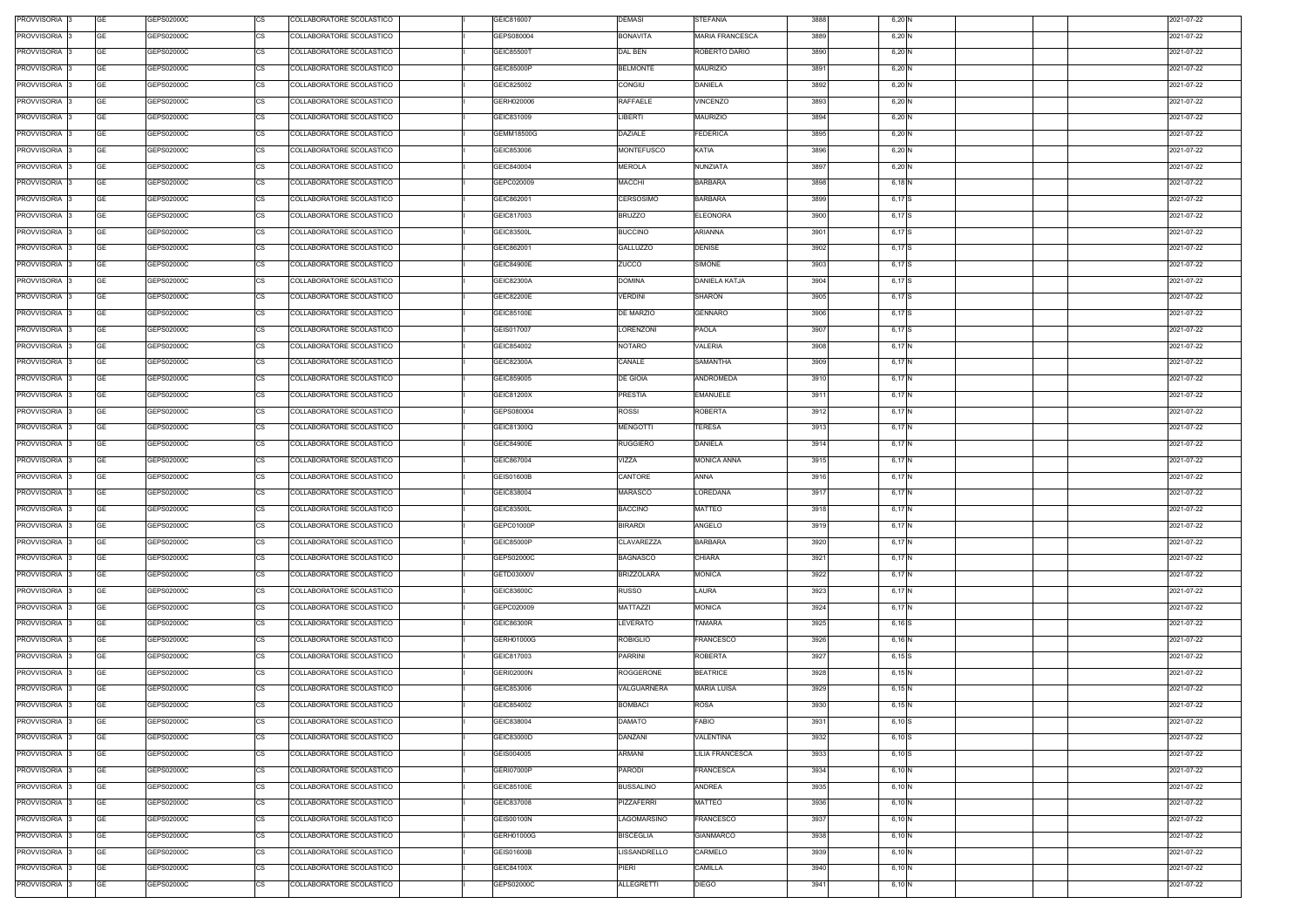| | | | | | | | | | | | | | | | | |
|---|---|---|---|---|---|---|---|---|---|---|---|---|---|---|---|---|
| PROVVISORIA | 3 | GE | GEPS02000C | CS | COLLABORATORE SCOLASTICO | | I | GEIC816007 | DEMASI | STEFANIA | 3888 | 6,20 | N | | | 2021-07-22 |
| PROVVISORIA | 3 | GE | GEPS02000C | CS | COLLABORATORE SCOLASTICO | | I | GEPS080004 | BONAVITA | MARIA FRANCESCA | 3889 | 6,20 | N | | | 2021-07-22 |
| PROVVISORIA | 3 | GE | GEPS02000C | CS | COLLABORATORE SCOLASTICO | | I | GEIC85500T | DAL BEN | ROBERTO DARIO | 3890 | 6,20 | N | | | 2021-07-22 |
| PROVVISORIA | 3 | GE | GEPS02000C | CS | COLLABORATORE SCOLASTICO | | I | GEIC85000P | BELMONTE | MAURIZIO | 3891 | 6,20 | N | | | 2021-07-22 |
| PROVVISORIA | 3 | GE | GEPS02000C | CS | COLLABORATORE SCOLASTICO | | I | GEIC825002 | CONGIU | DANIELA | 3892 | 6,20 | N | | | 2021-07-22 |
| PROVVISORIA | 3 | GE | GEPS02000C | CS | COLLABORATORE SCOLASTICO | | I | GERH020006 | RAFFAELE | VINCENZO | 3893 | 6,20 | N | | | 2021-07-22 |
| PROVVISORIA | 3 | GE | GEPS02000C | CS | COLLABORATORE SCOLASTICO | | I | GEIC831009 | LIBERTI | MAURIZIO | 3894 | 6,20 | N | | | 2021-07-22 |
| PROVVISORIA | 3 | GE | GEPS02000C | CS | COLLABORATORE SCOLASTICO | | I | GEMM18500G | DAZIALE | FEDERICA | 3895 | 6,20 | N | | | 2021-07-22 |
| PROVVISORIA | 3 | GE | GEPS02000C | CS | COLLABORATORE SCOLASTICO | | I | GEIC853006 | MONTEFUSCO | KATIA | 3896 | 6,20 | N | | | 2021-07-22 |
| PROVVISORIA | 3 | GE | GEPS02000C | CS | COLLABORATORE SCOLASTICO | | I | GEIC840004 | MEROLA | NUNZIATA | 3897 | 6,20 | N | | | 2021-07-22 |
| PROVVISORIA | 3 | GE | GEPS02000C | CS | COLLABORATORE SCOLASTICO | | I | GEPC020009 | MACCHI | BARBARA | 3898 | 6,18 | N | | | 2021-07-22 |
| PROVVISORIA | 3 | GE | GEPS02000C | CS | COLLABORATORE SCOLASTICO | | I | GEIC862001 | CERSOSIMO | BARBARA | 3899 | 6,17 | S | | | 2021-07-22 |
| PROVVISORIA | 3 | GE | GEPS02000C | CS | COLLABORATORE SCOLASTICO | | I | GEIC817003 | BRUZZO | ELEONORA | 3900 | 6,17 | S | | | 2021-07-22 |
| PROVVISORIA | 3 | GE | GEPS02000C | CS | COLLABORATORE SCOLASTICO | | I | GEIC83500L | BUCCINO | ARIANNA | 3901 | 6,17 | S | | | 2021-07-22 |
| PROVVISORIA | 3 | GE | GEPS02000C | CS | COLLABORATORE SCOLASTICO | | I | GEIC862001 | GALLUZZO | DENISE | 3902 | 6,17 | S | | | 2021-07-22 |
| PROVVISORIA | 3 | GE | GEPS02000C | CS | COLLABORATORE SCOLASTICO | | I | GEIC84900E | ZUCCO | SIMONE | 3903 | 6,17 | S | | | 2021-07-22 |
| PROVVISORIA | 3 | GE | GEPS02000C | CS | COLLABORATORE SCOLASTICO | | I | GEIC82300A | DOMINA | DANIELA KATJA | 3904 | 6,17 | S | | | 2021-07-22 |
| PROVVISORIA | 3 | GE | GEPS02000C | CS | COLLABORATORE SCOLASTICO | | I | GEIC82200E | VERDINI | SHARON | 3905 | 6,17 | S | | | 2021-07-22 |
| PROVVISORIA | 3 | GE | GEPS02000C | CS | COLLABORATORE SCOLASTICO | | I | GEIC85100E | DE MARZIO | GENNARO | 3906 | 6,17 | S | | | 2021-07-22 |
| PROVVISORIA | 3 | GE | GEPS02000C | CS | COLLABORATORE SCOLASTICO | | I | GEIS017007 | LORENZONI | PAOLA | 3907 | 6,17 | S | | | 2021-07-22 |
| PROVVISORIA | 3 | GE | GEPS02000C | CS | COLLABORATORE SCOLASTICO | | I | GEIC854002 | NOTARO | VALERIA | 3908 | 6,17 | N | | | 2021-07-22 |
| PROVVISORIA | 3 | GE | GEPS02000C | CS | COLLABORATORE SCOLASTICO | | I | GEIC82300A | CANALE | SAMANTHA | 3909 | 6,17 | N | | | 2021-07-22 |
| PROVVISORIA | 3 | GE | GEPS02000C | CS | COLLABORATORE SCOLASTICO | | I | GEIC859005 | DE GIOIA | ANDROMEDA | 3910 | 6,17 | N | | | 2021-07-22 |
| PROVVISORIA | 3 | GE | GEPS02000C | CS | COLLABORATORE SCOLASTICO | | I | GEIC81200X | PRESTIA | EMANUELE | 3911 | 6,17 | N | | | 2021-07-22 |
| PROVVISORIA | 3 | GE | GEPS02000C | CS | COLLABORATORE SCOLASTICO | | I | GEPS080004 | ROSSI | ROBERTA | 3912 | 6,17 | N | | | 2021-07-22 |
| PROVVISORIA | 3 | GE | GEPS02000C | CS | COLLABORATORE SCOLASTICO | | I | GEIC81300Q | MENGOTTI | TERESA | 3913 | 6,17 | N | | | 2021-07-22 |
| PROVVISORIA | 3 | GE | GEPS02000C | CS | COLLABORATORE SCOLASTICO | | I | GEIC84900E | RUGGIERO | DANIELA | 3914 | 6,17 | N | | | 2021-07-22 |
| PROVVISORIA | 3 | GE | GEPS02000C | CS | COLLABORATORE SCOLASTICO | | I | GEIC867004 | VIZZA | MONICA ANNA | 3915 | 6,17 | N | | | 2021-07-22 |
| PROVVISORIA | 3 | GE | GEPS02000C | CS | COLLABORATORE SCOLASTICO | | I | GEIS01600B | CANTORE | ANNA | 3916 | 6,17 | N | | | 2021-07-22 |
| PROVVISORIA | 3 | GE | GEPS02000C | CS | COLLABORATORE SCOLASTICO | | I | GEIC838004 | MARASCO | LOREDANA | 3917 | 6,17 | N | | | 2021-07-22 |
| PROVVISORIA | 3 | GE | GEPS02000C | CS | COLLABORATORE SCOLASTICO | | I | GEIC83500L | BACCINO | MATTEO | 3918 | 6,17 | N | | | 2021-07-22 |
| PROVVISORIA | 3 | GE | GEPS02000C | CS | COLLABORATORE SCOLASTICO | | I | GEPC01000P | BIRARDI | ANGELO | 3919 | 6,17 | N | | | 2021-07-22 |
| PROVVISORIA | 3 | GE | GEPS02000C | CS | COLLABORATORE SCOLASTICO | | I | GEIC85000P | CLAVAREZZA | BARBARA | 3920 | 6,17 | N | | | 2021-07-22 |
| PROVVISORIA | 3 | GE | GEPS02000C | CS | COLLABORATORE SCOLASTICO | | I | GEPS02000C | BAGNASCO | CHIARA | 3921 | 6,17 | N | | | 2021-07-22 |
| PROVVISORIA | 3 | GE | GEPS02000C | CS | COLLABORATORE SCOLASTICO | | I | GETD03000V | BRIZZOLARA | MONICA | 3922 | 6,17 | N | | | 2021-07-22 |
| PROVVISORIA | 3 | GE | GEPS02000C | CS | COLLABORATORE SCOLASTICO | | I | GEIC83600C | RUSSO | LAURA | 3923 | 6,17 | N | | | 2021-07-22 |
| PROVVISORIA | 3 | GE | GEPS02000C | CS | COLLABORATORE SCOLASTICO | | I | GEPC020009 | MATTAZZI | MONICA | 3924 | 6,17 | N | | | 2021-07-22 |
| PROVVISORIA | 3 | GE | GEPS02000C | CS | COLLABORATORE SCOLASTICO | | I | GEIC86300R | LEVERATO | TAMARA | 3925 | 6,16 | S | | | 2021-07-22 |
| PROVVISORIA | 3 | GE | GEPS02000C | CS | COLLABORATORE SCOLASTICO | | I | GERH01000G | ROBIGLIO | FRANCESCO | 3926 | 6,16 | N | | | 2021-07-22 |
| PROVVISORIA | 3 | GE | GEPS02000C | CS | COLLABORATORE SCOLASTICO | | I | GEIC817003 | PARRINI | ROBERTA | 3927 | 6,15 | S | | | 2021-07-22 |
| PROVVISORIA | 3 | GE | GEPS02000C | CS | COLLABORATORE SCOLASTICO | | I | GERI02000N | ROGGERONE | BEATRICE | 3928 | 6,15 | N | | | 2021-07-22 |
| PROVVISORIA | 3 | GE | GEPS02000C | CS | COLLABORATORE SCOLASTICO | | I | GEIC853006 | VALGUARNERA | MARIA LUISA | 3929 | 6,15 | N | | | 2021-07-22 |
| PROVVISORIA | 3 | GE | GEPS02000C | CS | COLLABORATORE SCOLASTICO | | I | GEIC854002 | BOMBACI | ROSA | 3930 | 6,15 | N | | | 2021-07-22 |
| PROVVISORIA | 3 | GE | GEPS02000C | CS | COLLABORATORE SCOLASTICO | | I | GEIC838004 | DAMATO | FABIO | 3931 | 6,10 | S | | | 2021-07-22 |
| PROVVISORIA | 3 | GE | GEPS02000C | CS | COLLABORATORE SCOLASTICO | | I | GEIC83000D | DANZANI | VALENTINA | 3932 | 6,10 | S | | | 2021-07-22 |
| PROVVISORIA | 3 | GE | GEPS02000C | CS | COLLABORATORE SCOLASTICO | | I | GEIS004005 | ARMANI | LILIA FRANCESCA | 3933 | 6,10 | S | | | 2021-07-22 |
| PROVVISORIA | 3 | GE | GEPS02000C | CS | COLLABORATORE SCOLASTICO | | I | GERI07000P | PARODI | FRANCESCA | 3934 | 6,10 | N | | | 2021-07-22 |
| PROVVISORIA | 3 | GE | GEPS02000C | CS | COLLABORATORE SCOLASTICO | | I | GEIC85100E | BUSSALINO | ANDREA | 3935 | 6,10 | N | | | 2021-07-22 |
| PROVVISORIA | 3 | GE | GEPS02000C | CS | COLLABORATORE SCOLASTICO | | I | GEIC837008 | PIZZAFERRI | MATTEO | 3936 | 6,10 | N | | | 2021-07-22 |
| PROVVISORIA | 3 | GE | GEPS02000C | CS | COLLABORATORE SCOLASTICO | | I | GEIS00100N | LAGOMARSINO | FRANCESCO | 3937 | 6,10 | N | | | 2021-07-22 |
| PROVVISORIA | 3 | GE | GEPS02000C | CS | COLLABORATORE SCOLASTICO | | I | GERH01000G | BISCEGLIA | GIANMARCO | 3938 | 6,10 | N | | | 2021-07-22 |
| PROVVISORIA | 3 | GE | GEPS02000C | CS | COLLABORATORE SCOLASTICO | | I | GEIS01600B | LISSANDRELLO | CARMELO | 3939 | 6,10 | N | | | 2021-07-22 |
| PROVVISORIA | 3 | GE | GEPS02000C | CS | COLLABORATORE SCOLASTICO | | I | GEIC84100X | PIERI | CAMILLA | 3940 | 6,10 | N | | | 2021-07-22 |
| PROVVISORIA | 3 | GE | GEPS02000C | CS | COLLABORATORE SCOLASTICO | | I | GEPS02000C | ALLEGRETTI | DIEGO | 3941 | 6,10 | N | | | 2021-07-22 |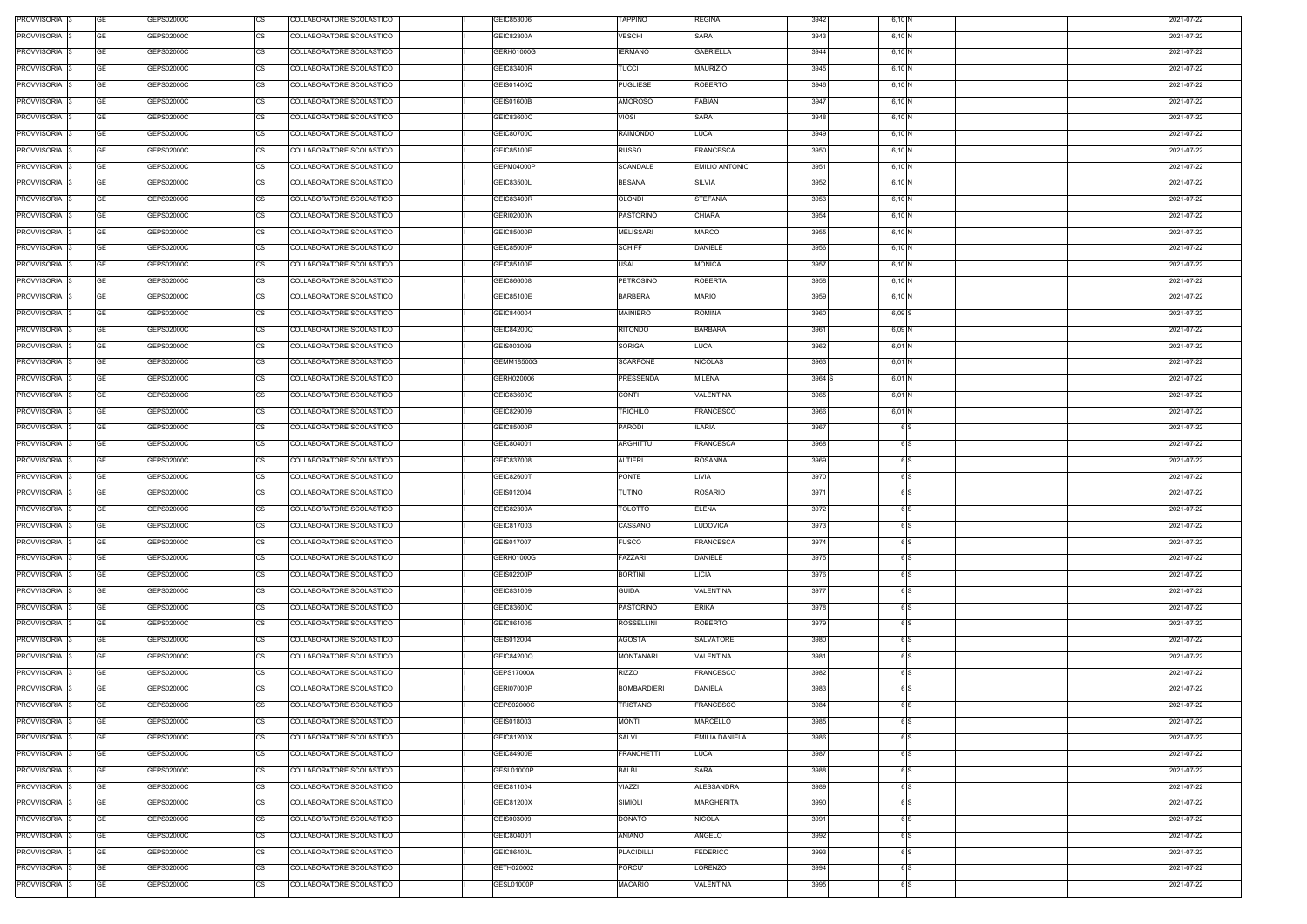| | | | | | | | | | | | | | | | | |
|---|---|---|---|---|---|---|---|---|---|---|---|---|---|---|---|---|
| PROVVISORIA | 3 | GE | GEPS02000C | CS | COLLABORATORE SCOLASTICO | | I | GEIC853006 | TAPPINO | REGINA | 3942 | | 6,10 | N | | 2021-07-22 |
| PROVVISORIA | 3 | GE | GEPS02000C | CS | COLLABORATORE SCOLASTICO | | I | GEIC82300A | VESCHI | SARA | 3943 | | 6,10 | N | | 2021-07-22 |
| PROVVISORIA | 3 | GE | GEPS02000C | CS | COLLABORATORE SCOLASTICO | | I | GERH01000G | IERMANO | GABRIELLA | 3944 | | 6,10 | N | | 2021-07-22 |
| PROVVISORIA | 3 | GE | GEPS02000C | CS | COLLABORATORE SCOLASTICO | | I | GEIC83400R | TUCCI | MAURIZIO | 3945 | | 6,10 | N | | 2021-07-22 |
| PROVVISORIA | 3 | GE | GEPS02000C | CS | COLLABORATORE SCOLASTICO | | I | GEIS01400Q | PUGLIESE | ROBERTO | 3946 | | 6,10 | N | | 2021-07-22 |
| PROVVISORIA | 3 | GE | GEPS02000C | CS | COLLABORATORE SCOLASTICO | | I | GEIS01600B | AMOROSO | FABIAN | 3947 | | 6,10 | N | | 2021-07-22 |
| PROVVISORIA | 3 | GE | GEPS02000C | CS | COLLABORATORE SCOLASTICO | | I | GEIC83600C | VIOSI | SARA | 3948 | | 6,10 | N | | 2021-07-22 |
| PROVVISORIA | 3 | GE | GEPS02000C | CS | COLLABORATORE SCOLASTICO | | I | GEIC80700C | RAIMONDO | LUCA | 3949 | | 6,10 | N | | 2021-07-22 |
| PROVVISORIA | 3 | GE | GEPS02000C | CS | COLLABORATORE SCOLASTICO | | I | GEIC85100E | RUSSO | FRANCESCA | 3950 | | 6,10 | N | | 2021-07-22 |
| PROVVISORIA | 3 | GE | GEPS02000C | CS | COLLABORATORE SCOLASTICO | | I | GEPM04000P | SCANDALE | EMILIO ANTONIO | 3951 | | 6,10 | N | | 2021-07-22 |
| PROVVISORIA | 3 | GE | GEPS02000C | CS | COLLABORATORE SCOLASTICO | | I | GEIC83500L | BESANA | SILVIA | 3952 | | 6,10 | N | | 2021-07-22 |
| PROVVISORIA | 3 | GE | GEPS02000C | CS | COLLABORATORE SCOLASTICO | | I | GEIC83400R | OLONDI | STEFANIA | 3953 | | 6,10 | N | | 2021-07-22 |
| PROVVISORIA | 3 | GE | GEPS02000C | CS | COLLABORATORE SCOLASTICO | | I | GERI02000N | PASTORINO | CHIARA | 3954 | | 6,10 | N | | 2021-07-22 |
| PROVVISORIA | 3 | GE | GEPS02000C | CS | COLLABORATORE SCOLASTICO | | I | GEIC85000P | MELISSARI | MARCO | 3955 | | 6,10 | N | | 2021-07-22 |
| PROVVISORIA | 3 | GE | GEPS02000C | CS | COLLABORATORE SCOLASTICO | | I | GEIC85000P | SCHIFF | DANIELE | 3956 | | 6,10 | N | | 2021-07-22 |
| PROVVISORIA | 3 | GE | GEPS02000C | CS | COLLABORATORE SCOLASTICO | | I | GEIC85100E | USAI | MONICA | 3957 | | 6,10 | N | | 2021-07-22 |
| PROVVISORIA | 3 | GE | GEPS02000C | CS | COLLABORATORE SCOLASTICO | | I | GEIC866008 | PETROSINO | ROBERTA | 3958 | | 6,10 | N | | 2021-07-22 |
| PROVVISORIA | 3 | GE | GEPS02000C | CS | COLLABORATORE SCOLASTICO | | I | GEIC85100E | BARBERA | MARIO | 3959 | | 6,10 | N | | 2021-07-22 |
| PROVVISORIA | 3 | GE | GEPS02000C | CS | COLLABORATORE SCOLASTICO | | I | GEIC840004 | MAINIERO | ROMINA | 3960 | | 6,09 | S | | 2021-07-22 |
| PROVVISORIA | 3 | GE | GEPS02000C | CS | COLLABORATORE SCOLASTICO | | I | GEIC84200Q | RITONDO | BARBARA | 3961 | | 6,09 | N | | 2021-07-22 |
| PROVVISORIA | 3 | GE | GEPS02000C | CS | COLLABORATORE SCOLASTICO | | I | GEIS003009 | SORIGA | LUCA | 3962 | | 6,01 | N | | 2021-07-22 |
| PROVVISORIA | 3 | GE | GEPS02000C | CS | COLLABORATORE SCOLASTICO | | I | GEMM18500G | SCARFONE | NICOLAS | 3963 | | 6,01 | N | | 2021-07-22 |
| PROVVISORIA | 3 | GE | GEPS02000C | CS | COLLABORATORE SCOLASTICO | | I | GERH020006 | PRESSENDA | MILENA | 3964 | S | 6,01 | N | | 2021-07-22 |
| PROVVISORIA | 3 | GE | GEPS02000C | CS | COLLABORATORE SCOLASTICO | | I | GEIC83600C | CONTI | VALENTINA | 3965 | | 6,01 | N | | 2021-07-22 |
| PROVVISORIA | 3 | GE | GEPS02000C | CS | COLLABORATORE SCOLASTICO | | I | GEIC829009 | TRICHILO | FRANCESCO | 3966 | | 6,01 | N | | 2021-07-22 |
| PROVVISORIA | 3 | GE | GEPS02000C | CS | COLLABORATORE SCOLASTICO | | I | GEIC85000P | PARODI | ILARIA | 3967 | | 6 | S | | 2021-07-22 |
| PROVVISORIA | 3 | GE | GEPS02000C | CS | COLLABORATORE SCOLASTICO | | I | GEIC804001 | ARGHITTU | FRANCESCA | 3968 | | 6 | S | | 2021-07-22 |
| PROVVISORIA | 3 | GE | GEPS02000C | CS | COLLABORATORE SCOLASTICO | | I | GEIC837008 | ALTIERI | ROSANNA | 3969 | | 6 | S | | 2021-07-22 |
| PROVVISORIA | 3 | GE | GEPS02000C | CS | COLLABORATORE SCOLASTICO | | I | GEIC82600T | PONTE | LIVIA | 3970 | | 6 | S | | 2021-07-22 |
| PROVVISORIA | 3 | GE | GEPS02000C | CS | COLLABORATORE SCOLASTICO | | I | GEIS012004 | TUTINO | ROSARIO | 3971 | | 6 | S | | 2021-07-22 |
| PROVVISORIA | 3 | GE | GEPS02000C | CS | COLLABORATORE SCOLASTICO | | I | GEIC82300A | TOLOTTO | ELENA | 3972 | | 6 | S | | 2021-07-22 |
| PROVVISORIA | 3 | GE | GEPS02000C | CS | COLLABORATORE SCOLASTICO | | I | GEIC817003 | CASSANO | LUDOVICA | 3973 | | 6 | S | | 2021-07-22 |
| PROVVISORIA | 3 | GE | GEPS02000C | CS | COLLABORATORE SCOLASTICO | | I | GEIS017007 | FUSCO | FRANCESCA | 3974 | | 6 | S | | 2021-07-22 |
| PROVVISORIA | 3 | GE | GEPS02000C | CS | COLLABORATORE SCOLASTICO | | I | GERH01000G | FAZZARI | DANIELE | 3975 | | 6 | S | | 2021-07-22 |
| PROVVISORIA | 3 | GE | GEPS02000C | CS | COLLABORATORE SCOLASTICO | | I | GEIS02200P | BORTINI | LICIA | 3976 | | 6 | S | | 2021-07-22 |
| PROVVISORIA | 3 | GE | GEPS02000C | CS | COLLABORATORE SCOLASTICO | | I | GEIC831009 | GUIDA | VALENTINA | 3977 | | 6 | S | | 2021-07-22 |
| PROVVISORIA | 3 | GE | GEPS02000C | CS | COLLABORATORE SCOLASTICO | | I | GEIC83600C | PASTORINO | ERIKA | 3978 | | 6 | S | | 2021-07-22 |
| PROVVISORIA | 3 | GE | GEPS02000C | CS | COLLABORATORE SCOLASTICO | | I | GEIC861005 | ROSSELLINI | ROBERTO | 3979 | | 6 | S | | 2021-07-22 |
| PROVVISORIA | 3 | GE | GEPS02000C | CS | COLLABORATORE SCOLASTICO | | I | GEIS012004 | AGOSTA | SALVATORE | 3980 | | 6 | S | | 2021-07-22 |
| PROVVISORIA | 3 | GE | GEPS02000C | CS | COLLABORATORE SCOLASTICO | | I | GEIC84200Q | MONTANARI | VALENTINA | 3981 | | 6 | S | | 2021-07-22 |
| PROVVISORIA | 3 | GE | GEPS02000C | CS | COLLABORATORE SCOLASTICO | | I | GEPS17000A | RIZZO | FRANCESCO | 3982 | | 6 | S | | 2021-07-22 |
| PROVVISORIA | 3 | GE | GEPS02000C | CS | COLLABORATORE SCOLASTICO | | I | GERI07000P | BOMBARDIERI | DANIELA | 3983 | | 6 | S | | 2021-07-22 |
| PROVVISORIA | 3 | GE | GEPS02000C | CS | COLLABORATORE SCOLASTICO | | I | GEPS02000C | TRISTANO | FRANCESCO | 3984 | | 6 | S | | 2021-07-22 |
| PROVVISORIA | 3 | GE | GEPS02000C | CS | COLLABORATORE SCOLASTICO | | I | GEIS018003 | MONTI | MARCELLO | 3985 | | 6 | S | | 2021-07-22 |
| PROVVISORIA | 3 | GE | GEPS02000C | CS | COLLABORATORE SCOLASTICO | | I | GEIC81200X | SALVI | EMILIA DANIELA | 3986 | | 6 | S | | 2021-07-22 |
| PROVVISORIA | 3 | GE | GEPS02000C | CS | COLLABORATORE SCOLASTICO | | I | GEIC84900E | FRANCHETTI | LUCA | 3987 | | 6 | S | | 2021-07-22 |
| PROVVISORIA | 3 | GE | GEPS02000C | CS | COLLABORATORE SCOLASTICO | | I | GESL01000P | BALBI | SARA | 3988 | | 6 | S | | 2021-07-22 |
| PROVVISORIA | 3 | GE | GEPS02000C | CS | COLLABORATORE SCOLASTICO | | I | GEIC811004 | VIAZZI | ALESSANDRA | 3989 | | 6 | S | | 2021-07-22 |
| PROVVISORIA | 3 | GE | GEPS02000C | CS | COLLABORATORE SCOLASTICO | | I | GEIC81200X | SIMIOLI | MARGHERITA | 3990 | | 6 | S | | 2021-07-22 |
| PROVVISORIA | 3 | GE | GEPS02000C | CS | COLLABORATORE SCOLASTICO | | I | GEIS003009 | DONATO | NICOLA | 3991 | | 6 | S | | 2021-07-22 |
| PROVVISORIA | 3 | GE | GEPS02000C | CS | COLLABORATORE SCOLASTICO | | I | GEIC804001 | ANIANO | ANGELO | 3992 | | 6 | S | | 2021-07-22 |
| PROVVISORIA | 3 | GE | GEPS02000C | CS | COLLABORATORE SCOLASTICO | | I | GEIC86400L | PLACIDILLI | FEDERICO | 3993 | | 6 | S | | 2021-07-22 |
| PROVVISORIA | 3 | GE | GEPS02000C | CS | COLLABORATORE SCOLASTICO | | I | GETH020002 | PORCU' | LORENZO | 3994 | | 6 | S | | 2021-07-22 |
| PROVVISORIA | 3 | GE | GEPS02000C | CS | COLLABORATORE SCOLASTICO | | I | GESL01000P | MACARIO | VALENTINA | 3995 | | 6 | S | | 2021-07-22 |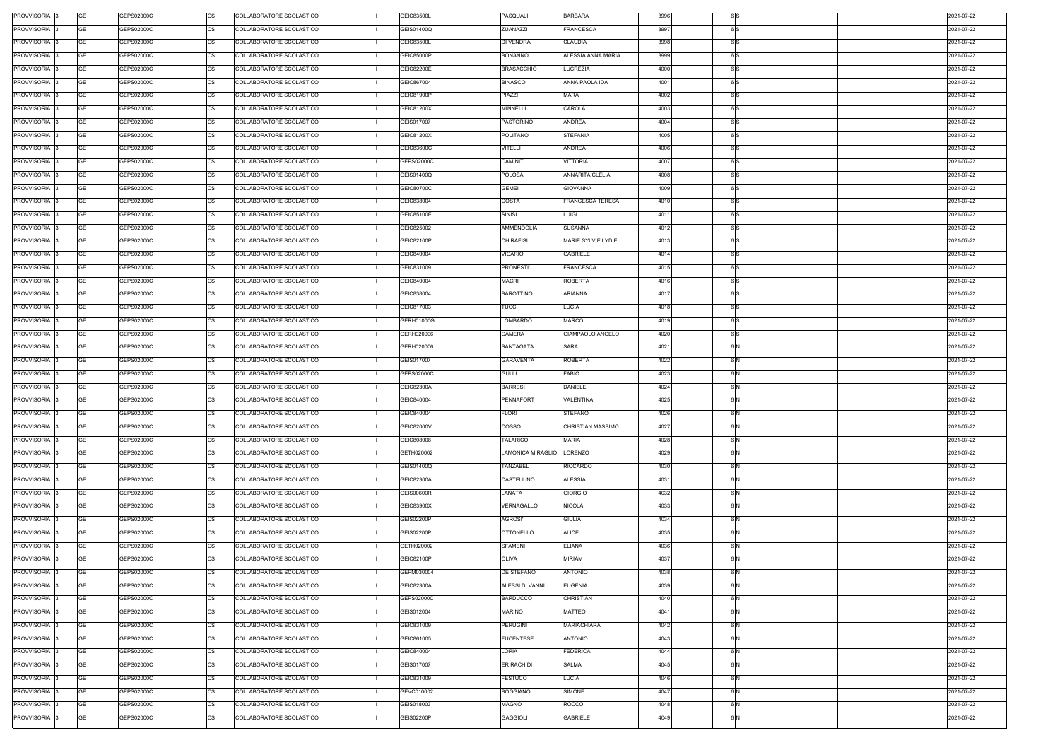| | | | | | | | | | | | | | | | | |
|---|---|---|---|---|---|---|---|---|---|---|---|---|---|---|---|---|
| PROVVISORIA | 3 | GE | GEPS02000C | CS | COLLABORATORE SCOLASTICO | | I | GEIC83500L | PASQUALI | BARBARA | 3996 | 6 | S | | | 2021-07-22 |
| PROVVISORIA | 3 | GE | GEPS02000C | CS | COLLABORATORE SCOLASTICO | | I | GEIS01400Q | ZUANAZZI | FRANCESCA | 3997 | 6 | S | | | 2021-07-22 |
| PROVVISORIA | 3 | GE | GEPS02000C | CS | COLLABORATORE SCOLASTICO | | I | GEIC83500L | DI VENDRA | CLAUDIA | 3998 | 6 | S | | | 2021-07-22 |
| PROVVISORIA | 3 | GE | GEPS02000C | CS | COLLABORATORE SCOLASTICO | | I | GEIC85000P | BONANNO | ALESSIA ANNA MARIA | 3999 | 6 | S | | | 2021-07-22 |
| PROVVISORIA | 3 | GE | GEPS02000C | CS | COLLABORATORE SCOLASTICO | | I | GEIC82200E | BRASACCHIO | LUCREZIA | 4000 | 6 | S | | | 2021-07-22 |
| PROVVISORIA | 3 | GE | GEPS02000C | CS | COLLABORATORE SCOLASTICO | | I | GEIC867004 | BINASCO | ANNA PAOLA IDA | 4001 | 6 | S | | | 2021-07-22 |
| PROVVISORIA | 3 | GE | GEPS02000C | CS | COLLABORATORE SCOLASTICO | | I | GEIC81900P | PIAZZI | MARA | 4002 | 6 | S | | | 2021-07-22 |
| PROVVISORIA | 3 | GE | GEPS02000C | CS | COLLABORATORE SCOLASTICO | | I | GEIC81200X | MINNELLI | CAROLA | 4003 | 6 | S | | | 2021-07-22 |
| PROVVISORIA | 3 | GE | GEPS02000C | CS | COLLABORATORE SCOLASTICO | | I | GEIS017007 | PASTORINO | ANDREA | 4004 | 6 | S | | | 2021-07-22 |
| PROVVISORIA | 3 | GE | GEPS02000C | CS | COLLABORATORE SCOLASTICO | | I | GEIC81200X | POLITANO' | STEFANIA | 4005 | 6 | S | | | 2021-07-22 |
| PROVVISORIA | 3 | GE | GEPS02000C | CS | COLLABORATORE SCOLASTICO | | I | GEIC83600C | VITELLI | ANDREA | 4006 | 6 | S | | | 2021-07-22 |
| PROVVISORIA | 3 | GE | GEPS02000C | CS | COLLABORATORE SCOLASTICO | | I | GEPS02000C | CAMINITI | VITTORIA | 4007 | 6 | S | | | 2021-07-22 |
| PROVVISORIA | 3 | GE | GEPS02000C | CS | COLLABORATORE SCOLASTICO | | I | GEIS01400Q | POLOSA | ANNARITA CLELIA | 4008 | 6 | S | | | 2021-07-22 |
| PROVVISORIA | 3 | GE | GEPS02000C | CS | COLLABORATORE SCOLASTICO | | I | GEIC80700C | GEMEI | GIOVANNA | 4009 | 6 | S | | | 2021-07-22 |
| PROVVISORIA | 3 | GE | GEPS02000C | CS | COLLABORATORE SCOLASTICO | | I | GEIC838004 | COSTA | FRANCESCA TERESA | 4010 | 6 | S | | | 2021-07-22 |
| PROVVISORIA | 3 | GE | GEPS02000C | CS | COLLABORATORE SCOLASTICO | | I | GEIC85100E | SINISI | LUIGI | 4011 | 6 | S | | | 2021-07-22 |
| PROVVISORIA | 3 | GE | GEPS02000C | CS | COLLABORATORE SCOLASTICO | | I | GEIC825002 | AMMENDOLIA | SUSANNA | 4012 | 6 | S | | | 2021-07-22 |
| PROVVISORIA | 3 | GE | GEPS02000C | CS | COLLABORATORE SCOLASTICO | | I | GEIC82100P | CHIRAFISI | MARIE SYLVIE LYDIE | 4013 | 6 | S | | | 2021-07-22 |
| PROVVISORIA | 3 | GE | GEPS02000C | CS | COLLABORATORE SCOLASTICO | | I | GEIC840004 | VICARIO | GABRIELE | 4014 | 6 | S | | | 2021-07-22 |
| PROVVISORIA | 3 | GE | GEPS02000C | CS | COLLABORATORE SCOLASTICO | | I | GEIC831009 | PRONESTI' | FRANCESCA | 4015 | 6 | S | | | 2021-07-22 |
| PROVVISORIA | 3 | GE | GEPS02000C | CS | COLLABORATORE SCOLASTICO | | I | GEIC840004 | MACRI' | ROBERTA | 4016 | 6 | S | | | 2021-07-22 |
| PROVVISORIA | 3 | GE | GEPS02000C | CS | COLLABORATORE SCOLASTICO | | I | GEIC838004 | BAROTTINO | ARIANNA | 4017 | 6 | S | | | 2021-07-22 |
| PROVVISORIA | 3 | GE | GEPS02000C | CS | COLLABORATORE SCOLASTICO | | I | GEIC817003 | TUCCI | LUCIA | 4018 | 6 | S | | | 2021-07-22 |
| PROVVISORIA | 3 | GE | GEPS02000C | CS | COLLABORATORE SCOLASTICO | | I | GERH01000G | LOMBARDO | MARCO | 4019 | 6 | S | | | 2021-07-22 |
| PROVVISORIA | 3 | GE | GEPS02000C | CS | COLLABORATORE SCOLASTICO | | I | GERH020006 | CAMERA | GIAMPAOLO ANGELO | 4020 | 6 | S | | | 2021-07-22 |
| PROVVISORIA | 3 | GE | GEPS02000C | CS | COLLABORATORE SCOLASTICO | | I | GERH020006 | SANTAGATA | SARA | 4021 | 6 | N | | | 2021-07-22 |
| PROVVISORIA | 3 | GE | GEPS02000C | CS | COLLABORATORE SCOLASTICO | | I | GEIS017007 | GARAVENTA | ROBERTA | 4022 | 6 | N | | | 2021-07-22 |
| PROVVISORIA | 3 | GE | GEPS02000C | CS | COLLABORATORE SCOLASTICO | | I | GEPS02000C | GULLI | FABIO | 4023 | 6 | N | | | 2021-07-22 |
| PROVVISORIA | 3 | GE | GEPS02000C | CS | COLLABORATORE SCOLASTICO | | I | GEIC82300A | BARRESI | DANIELE | 4024 | 6 | N | | | 2021-07-22 |
| PROVVISORIA | 3 | GE | GEPS02000C | CS | COLLABORATORE SCOLASTICO | | I | GEIC840004 | PENNAFORT | VALENTINA | 4025 | 6 | N | | | 2021-07-22 |
| PROVVISORIA | 3 | GE | GEPS02000C | CS | COLLABORATORE SCOLASTICO | | I | GEIC840004 | FLORI | STEFANO | 4026 | 6 | N | | | 2021-07-22 |
| PROVVISORIA | 3 | GE | GEPS02000C | CS | COLLABORATORE SCOLASTICO | | I | GEIC82000V | COSSO | CHRISTIAN MASSIMO | 4027 | 6 | N | | | 2021-07-22 |
| PROVVISORIA | 3 | GE | GEPS02000C | CS | COLLABORATORE SCOLASTICO | | I | GEIC808008 | TALARICO | MARIA | 4028 | 6 | N | | | 2021-07-22 |
| PROVVISORIA | 3 | GE | GEPS02000C | CS | COLLABORATORE SCOLASTICO | | I | GETH020002 | LAMONICA MIRAGLIO | LORENZO | 4029 | 6 | N | | | 2021-07-22 |
| PROVVISORIA | 3 | GE | GEPS02000C | CS | COLLABORATORE SCOLASTICO | | I | GEIS01400Q | TANZABEL | RICCARDO | 4030 | 6 | N | | | 2021-07-22 |
| PROVVISORIA | 3 | GE | GEPS02000C | CS | COLLABORATORE SCOLASTICO | | I | GEIC82300A | CASTELLINO | ALESSIA | 4031 | 6 | N | | | 2021-07-22 |
| PROVVISORIA | 3 | GE | GEPS02000C | CS | COLLABORATORE SCOLASTICO | | I | GEIS00600R | LANATA | GIORGIO | 4032 | 6 | N | | | 2021-07-22 |
| PROVVISORIA | 3 | GE | GEPS02000C | CS | COLLABORATORE SCOLASTICO | | I | GEIC83900X | VERNAGALLO | NICOLA | 4033 | 6 | N | | | 2021-07-22 |
| PROVVISORIA | 3 | GE | GEPS02000C | CS | COLLABORATORE SCOLASTICO | | I | GEIS02200P | AGROSI' | GIULIA | 4034 | 6 | N | | | 2021-07-22 |
| PROVVISORIA | 3 | GE | GEPS02000C | CS | COLLABORATORE SCOLASTICO | | I | GEIS02200P | OTTONELLO | ALICE | 4035 | 6 | N | | | 2021-07-22 |
| PROVVISORIA | 3 | GE | GEPS02000C | CS | COLLABORATORE SCOLASTICO | | I | GETH020002 | SFAMENI | ELIANA | 4036 | 6 | N | | | 2021-07-22 |
| PROVVISORIA | 3 | GE | GEPS02000C | CS | COLLABORATORE SCOLASTICO | | I | GEIC82100P | OLIVA | MIRIAM | 4037 | 6 | N | | | 2021-07-22 |
| PROVVISORIA | 3 | GE | GEPS02000C | CS | COLLABORATORE SCOLASTICO | | I | GEPM030004 | DE STEFANO | ANTONIO | 4038 | 6 | N | | | 2021-07-22 |
| PROVVISORIA | 3 | GE | GEPS02000C | CS | COLLABORATORE SCOLASTICO | | I | GEIC82300A | ALESSI DI VANNI | EUGENIA | 4039 | 6 | N | | | 2021-07-22 |
| PROVVISORIA | 3 | GE | GEPS02000C | CS | COLLABORATORE SCOLASTICO | | I | GEPS02000C | BARDUCCO | CHRISTIAN | 4040 | 6 | N | | | 2021-07-22 |
| PROVVISORIA | 3 | GE | GEPS02000C | CS | COLLABORATORE SCOLASTICO | | I | GEIS012004 | MARINO | MATTEO | 4041 | 6 | N | | | 2021-07-22 |
| PROVVISORIA | 3 | GE | GEPS02000C | CS | COLLABORATORE SCOLASTICO | | I | GEIC831009 | PERUGINI | MARIACHIARA | 4042 | 6 | N | | | 2021-07-22 |
| PROVVISORIA | 3 | GE | GEPS02000C | CS | COLLABORATORE SCOLASTICO | | I | GEIC861005 | FUCENTESE | ANTONIO | 4043 | 6 | N | | | 2021-07-22 |
| PROVVISORIA | 3 | GE | GEPS02000C | CS | COLLABORATORE SCOLASTICO | | I | GEIC840004 | LORIA | FEDERICA | 4044 | 6 | N | | | 2021-07-22 |
| PROVVISORIA | 3 | GE | GEPS02000C | CS | COLLABORATORE SCOLASTICO | | I | GEIS017007 | ER RACHIDI | SALMA | 4045 | 6 | N | | | 2021-07-22 |
| PROVVISORIA | 3 | GE | GEPS02000C | CS | COLLABORATORE SCOLASTICO | | I | GEIC831009 | FESTUCO | LUCIA | 4046 | 6 | N | | | 2021-07-22 |
| PROVVISORIA | 3 | GE | GEPS02000C | CS | COLLABORATORE SCOLASTICO | | I | GEVC010002 | BOGGIANO | SIMONE | 4047 | 6 | N | | | 2021-07-22 |
| PROVVISORIA | 3 | GE | GEPS02000C | CS | COLLABORATORE SCOLASTICO | | I | GEIS018003 | MAGNO | ROCCO | 4048 | 6 | N | | | 2021-07-22 |
| PROVVISORIA | 3 | GE | GEPS02000C | CS | COLLABORATORE SCOLASTICO | | I | GEIS02200P | GAGGIOLI | GABRIELE | 4049 | 6 | N | | | 2021-07-22 |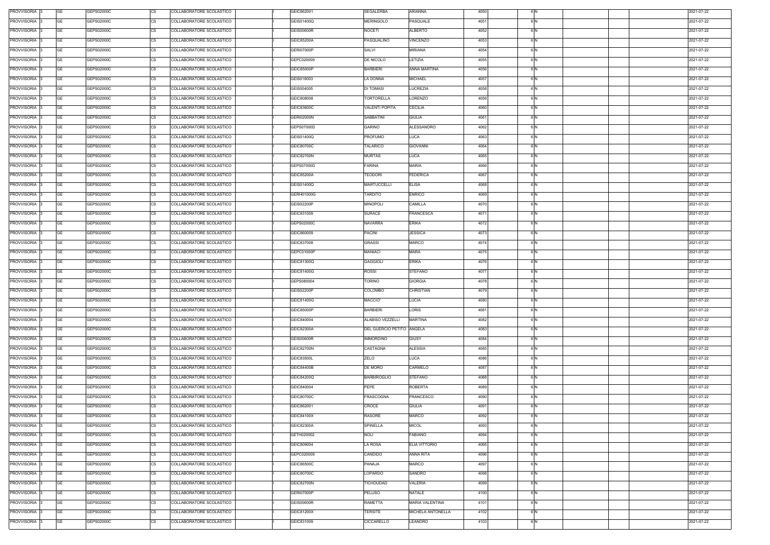| | | | | | | | | | | | | | | | |
|---|---|---|---|---|---|---|---|---|---|---|---|---|---|---|---|
| PROVVISORIA | 3 | GE | GEPS02000C | CS | COLLABORATORE SCOLASTICO | | I | GEIC862001 | SEGALERBA | ARIANNA | 4050 | 6 | N | | 2021-07-22 |
| PROVVISORIA | 3 | GE | GEPS02000C | CS | COLLABORATORE SCOLASTICO | | I | GEIS01400Q | MERINGOLO | PASQUALE | 4051 | 6 | N | | 2021-07-22 |
| PROVVISORIA | 3 | GE | GEPS02000C | CS | COLLABORATORE SCOLASTICO | | I | GEIS00600R | NOCETI | ALBERTO | 4052 | 6 | N | | 2021-07-22 |
| PROVVISORIA | 3 | GE | GEPS02000C | CS | COLLABORATORE SCOLASTICO | | I | GEIC85200A | PASQUALINO | VINCENZO | 4053 | 6 | N | | 2021-07-22 |
| PROVVISORIA | 3 | GE | GEPS02000C | CS | COLLABORATORE SCOLASTICO | | I | GERI07000P | SALVI | MIRIANA | 4054 | 6 | N | | 2021-07-22 |
| PROVVISORIA | 3 | GE | GEPS02000C | CS | COLLABORATORE SCOLASTICO | | I | GEPC020009 | DE NICOLO | LETIZIA | 4055 | 6 | N | | 2021-07-22 |
| PROVVISORIA | 3 | GE | GEPS02000C | CS | COLLABORATORE SCOLASTICO | | I | GEIC85000P | BARBIERI | ANNA MARTINA | 4056 | 6 | N | | 2021-07-22 |
| PROVVISORIA | 3 | GE | GEPS02000C | CS | COLLABORATORE SCOLASTICO | | I | GEIS018003 | LA DONNA | MICHAEL | 4057 | 6 | N | | 2021-07-22 |
| PROVVISORIA | 3 | GE | GEPS02000C | CS | COLLABORATORE SCOLASTICO | | I | GEIS004005 | DI TOMASI | LUCREZIA | 4058 | 6 | N | | 2021-07-22 |
| PROVVISORIA | 3 | GE | GEPS02000C | CS | COLLABORATORE SCOLASTICO | | I | GEIC808008 | TORTORELLA | LORENZO | 4059 | 6 | N | | 2021-07-22 |
| PROVVISORIA | 3 | GE | GEPS02000C | CS | COLLABORATORE SCOLASTICO | | I | GEIC83600C | VALENTI POPITA | CECILIA | 4060 | 6 | N | | 2021-07-22 |
| PROVVISORIA | 3 | GE | GEPS02000C | CS | COLLABORATORE SCOLASTICO | | I | GERI02000N | SABBATINI | GIULIA | 4061 | 6 | N | | 2021-07-22 |
| PROVVISORIA | 3 | GE | GEPS02000C | CS | COLLABORATORE SCOLASTICO | | I | GEPS07000D | GARINO | ALESSANDRO | 4062 | 6 | N | | 2021-07-22 |
| PROVVISORIA | 3 | GE | GEPS02000C | CS | COLLABORATORE SCOLASTICO | | I | GEIS01400Q | PROFUMO | LUCA | 4063 | 6 | N | | 2021-07-22 |
| PROVVISORIA | 3 | GE | GEPS02000C | CS | COLLABORATORE SCOLASTICO | | I | GEIC80700C | TALARICO | GIOVANNI | 4064 | 6 | N | | 2021-07-22 |
| PROVVISORIA | 3 | GE | GEPS02000C | CS | COLLABORATORE SCOLASTICO | | I | GEIC82700N | MURTAS | LUCA | 4065 | 6 | N | | 2021-07-22 |
| PROVVISORIA | 3 | GE | GEPS02000C | CS | COLLABORATORE SCOLASTICO | | I | GEPS07000D | FARINA | MARIA | 4066 | 6 | N | | 2021-07-22 |
| PROVVISORIA | 3 | GE | GEPS02000C | CS | COLLABORATORE SCOLASTICO | | I | GEIC85200A | TEODORI | FEDERICA | 4067 | 6 | N | | 2021-07-22 |
| PROVVISORIA | 3 | GE | GEPS02000C | CS | COLLABORATORE SCOLASTICO | | I | GEIS01400Q | MARTUCCELLI | ELISA | 4068 | 6 | N | | 2021-07-22 |
| PROVVISORIA | 3 | GE | GEPS02000C | CS | COLLABORATORE SCOLASTICO | | I | GERH01000G | TARDITO | ENRICO | 4069 | 6 | N | | 2021-07-22 |
| PROVVISORIA | 3 | GE | GEPS02000C | CS | COLLABORATORE SCOLASTICO | | I | GEIS02200P | MINOPOLI | CAMILLA | 4070 | 6 | N | | 2021-07-22 |
| PROVVISORIA | 3 | GE | GEPS02000C | CS | COLLABORATORE SCOLASTICO | | I | GEIC831009 | SURACE | FRANCESCA | 4071 | 6 | N | | 2021-07-22 |
| PROVVISORIA | 3 | GE | GEPS02000C | CS | COLLABORATORE SCOLASTICO | | I | GEPS02000C | NAVARRA | ERIKA | 4072 | 6 | N | | 2021-07-22 |
| PROVVISORIA | 3 | GE | GEPS02000C | CS | COLLABORATORE SCOLASTICO | | I | GEIC860009 | PACINI | JESSICA | 4073 | 6 | N | | 2021-07-22 |
| PROVVISORIA | 3 | GE | GEPS02000C | CS | COLLABORATORE SCOLASTICO | | I | GEIC837008 | GRASSI | MARCO | 4074 | 6 | N | | 2021-07-22 |
| PROVVISORIA | 3 | GE | GEPS02000C | CS | COLLABORATORE SCOLASTICO | | I | GEPC01000P | MANIACI | MARA | 4075 | 6 | N | | 2021-07-22 |
| PROVVISORIA | 3 | GE | GEPS02000C | CS | COLLABORATORE SCOLASTICO | | I | GEIC81300Q | GAGGIOLI | ERIKA | 4076 | 6 | N | | 2021-07-22 |
| PROVVISORIA | 3 | GE | GEPS02000C | CS | COLLABORATORE SCOLASTICO | | I | GEIC81400G | ROSSI | STEFANO | 4077 | 6 | N | | 2021-07-22 |
| PROVVISORIA | 3 | GE | GEPS02000C | CS | COLLABORATORE SCOLASTICO | | I | GEPS080004 | TORINO | GIORGIA | 4078 | 6 | N | | 2021-07-22 |
| PROVVISORIA | 3 | GE | GEPS02000C | CS | COLLABORATORE SCOLASTICO | | I | GEIS02200P | COLOMBO | CHRISTIAN | 4079 | 6 | N | | 2021-07-22 |
| PROVVISORIA | 3 | GE | GEPS02000C | CS | COLLABORATORE SCOLASTICO | | I | GEIC81400G | MACCIO' | LUCIA | 4080 | 6 | N | | 2021-07-22 |
| PROVVISORIA | 3 | GE | GEPS02000C | CS | COLLABORATORE SCOLASTICO | | I | GEIC85000P | BARBIERI | LORIS | 4081 | 6 | N | | 2021-07-22 |
| PROVVISORIA | 3 | GE | GEPS02000C | CS | COLLABORATORE SCOLASTICO | | I | GEIC840004 | ALABISO VEZZELLI | MARTINA | 4082 | 6 | N | | 2021-07-22 |
| PROVVISORIA | 3 | GE | GEPS02000C | CS | COLLABORATORE SCOLASTICO | | I | GEIC82300A | DEL GUERCIO PETITO | ANGELA | 4083 | 6 | N | | 2021-07-22 |
| PROVVISORIA | 3 | GE | GEPS02000C | CS | COLLABORATORE SCOLASTICO | | I | GEIS00600R | IMMORDINO | GIUSY | 4084 | 6 | N | | 2021-07-22 |
| PROVVISORIA | 3 | GE | GEPS02000C | CS | COLLABORATORE SCOLASTICO | | I | GEIC82700N | CASTAGNA | ALESSIA | 4085 | 6 | N | | 2021-07-22 |
| PROVVISORIA | 3 | GE | GEPS02000C | CS | COLLABORATORE SCOLASTICO | | I | GEIC83500L | ZELO | LUCA | 4086 | 6 | N | | 2021-07-22 |
| PROVVISORIA | 3 | GE | GEPS02000C | CS | COLLABORATORE SCOLASTICO | | I | GEIC84400B | DE MORO | CARMELO | 4087 | 6 | N | | 2021-07-22 |
| PROVVISORIA | 3 | GE | GEPS02000C | CS | COLLABORATORE SCOLASTICO | | I | GEIC84200Q | BARBIROGLIO | STEFANO | 4088 | 6 | N | | 2021-07-22 |
| PROVVISORIA | 3 | GE | GEPS02000C | CS | COLLABORATORE SCOLASTICO | | I | GEIC840004 | PEPE | ROBERTA | 4089 | 6 | N | | 2021-07-22 |
| PROVVISORIA | 3 | GE | GEPS02000C | CS | COLLABORATORE SCOLASTICO | | I | GEIC80700C | FRASCOGNA | FRANCESCO | 4090 | 6 | N | | 2021-07-22 |
| PROVVISORIA | 3 | GE | GEPS02000C | CS | COLLABORATORE SCOLASTICO | | I | GEIC862001 | CROCE | GIULIA | 4091 | 6 | N | | 2021-07-22 |
| PROVVISORIA | 3 | GE | GEPS02000C | CS | COLLABORATORE SCOLASTICO | | I | GEIC84100X | RASORE | MARCO | 4092 | 6 | N | | 2021-07-22 |
| PROVVISORIA | 3 | GE | GEPS02000C | CS | COLLABORATORE SCOLASTICO | | I | GEIC82300A | SPINELLA | MICOL | 4093 | 6 | N | | 2021-07-22 |
| PROVVISORIA | 3 | GE | GEPS02000C | CS | COLLABORATORE SCOLASTICO | | I | GETH020002 | NOLI | FABIANO | 4094 | 6 | N | | 2021-07-22 |
| PROVVISORIA | 3 | GE | GEPS02000C | CS | COLLABORATORE SCOLASTICO | | I | GEIC809004 | LA ROSA | ELIA VITTORIO | 4095 | 6 | N | | 2021-07-22 |
| PROVVISORIA | 3 | GE | GEPS02000C | CS | COLLABORATORE SCOLASTICO | | I | GEPC020009 | CANDIDO | ANNA RITA | 4096 | 6 | N | | 2021-07-22 |
| PROVVISORIA | 3 | GE | GEPS02000C | CS | COLLABORATORE SCOLASTICO | | I | GEIC86500C | PANAJA | MARCO | 4097 | 6 | N | | 2021-07-22 |
| PROVVISORIA | 3 | GE | GEPS02000C | CS | COLLABORATORE SCOLASTICO | | I | GEIC80700C | LOPARDO | SANDRO | 4098 | 6 | N | | 2021-07-22 |
| PROVVISORIA | 3 | GE | GEPS02000C | CS | COLLABORATORE SCOLASTICO | | I | GEIC82700N | TICHOUDAD | VALERIA | 4099 | 6 | N | | 2021-07-22 |
| PROVVISORIA | 3 | GE | GEPS02000C | CS | COLLABORATORE SCOLASTICO | | I | GERI07000P | PELUSO | NATALE | 4100 | 6 | N | | 2021-07-22 |
| PROVVISORIA | 3 | GE | GEPS02000C | CS | COLLABORATORE SCOLASTICO | | I | GEIS00600R | RAMETTA | MARIA VALENTINA | 4101 | 6 | N | | 2021-07-22 |
| PROVVISORIA | 3 | GE | GEPS02000C | CS | COLLABORATORE SCOLASTICO | | I | GEIC81200X | TERSITE | MICHELA ANTONELLA | 4102 | 6 | N | | 2021-07-22 |
| PROVVISORIA | 3 | GE | GEPS02000C | CS | COLLABORATORE SCOLASTICO | | I | GEIC831009 | CICCARELLO | LEANDRO | 4103 | 6 | N | | 2021-07-22 |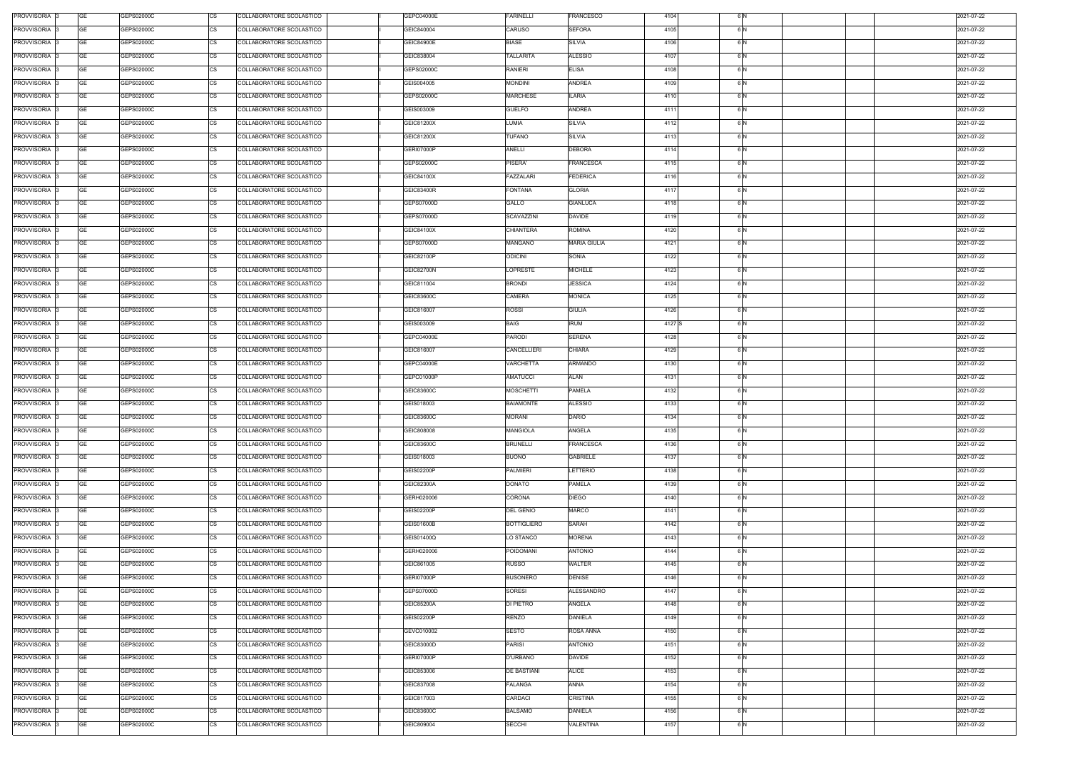| | | | | | | | | | | | | | | | | |
|---|---|---|---|---|---|---|---|---|---|---|---|---|---|---|---|---|
| PROVVISORIA | 3 | GE | GEPS02000C | CS | COLLABORATORE SCOLASTICO | | I | GEPC04000E | FARINELLI | FRANCESCO | 4104 | | 6 | N | | 2021-07-22 |
| PROVVISORIA | 3 | GE | GEPS02000C | CS | COLLABORATORE SCOLASTICO | | I | GEIC840004 | CARUSO | SEFORA | 4105 | | 6 | N | | 2021-07-22 |
| PROVVISORIA | 3 | GE | GEPS02000C | CS | COLLABORATORE SCOLASTICO | | I | GEIC84900E | BIASE | SILVIA | 4106 | | 6 | N | | 2021-07-22 |
| PROVVISORIA | 3 | GE | GEPS02000C | CS | COLLABORATORE SCOLASTICO | | I | GEIC838004 | TALLARITA | ALESSIO | 4107 | | 6 | N | | 2021-07-22 |
| PROVVISORIA | 3 | GE | GEPS02000C | CS | COLLABORATORE SCOLASTICO | | I | GEPS02000C | RANIERI | ELISA | 4108 | | 6 | N | | 2021-07-22 |
| PROVVISORIA | 3 | GE | GEPS02000C | CS | COLLABORATORE SCOLASTICO | | I | GEIS004005 | MONDINI | ANDREA | 4109 | | 6 | N | | 2021-07-22 |
| PROVVISORIA | 3 | GE | GEPS02000C | CS | COLLABORATORE SCOLASTICO | | I | GEPS02000C | MARCHESE | ILARIA | 4110 | | 6 | N | | 2021-07-22 |
| PROVVISORIA | 3 | GE | GEPS02000C | CS | COLLABORATORE SCOLASTICO | | I | GEIS003009 | GUELFO | ANDREA | 4111 | | 6 | N | | 2021-07-22 |
| PROVVISORIA | 3 | GE | GEPS02000C | CS | COLLABORATORE SCOLASTICO | | I | GEIC81200X | LUMIA | SILVIA | 4112 | | 6 | N | | 2021-07-22 |
| PROVVISORIA | 3 | GE | GEPS02000C | CS | COLLABORATORE SCOLASTICO | | I | GEIC81200X | TUFANO | SILVIA | 4113 | | 6 | N | | 2021-07-22 |
| PROVVISORIA | 3 | GE | GEPS02000C | CS | COLLABORATORE SCOLASTICO | | I | GERI07000P | ANELLI | DEBORA | 4114 | | 6 | N | | 2021-07-22 |
| PROVVISORIA | 3 | GE | GEPS02000C | CS | COLLABORATORE SCOLASTICO | | I | GEPS02000C | PISERA' | FRANCESCA | 4115 | | 6 | N | | 2021-07-22 |
| PROVVISORIA | 3 | GE | GEPS02000C | CS | COLLABORATORE SCOLASTICO | | I | GEIC84100X | FAZZALARI | FEDERICA | 4116 | | 6 | N | | 2021-07-22 |
| PROVVISORIA | 3 | GE | GEPS02000C | CS | COLLABORATORE SCOLASTICO | | I | GEIC83400R | FONTANA | GLORIA | 4117 | | 6 | N | | 2021-07-22 |
| PROVVISORIA | 3 | GE | GEPS02000C | CS | COLLABORATORE SCOLASTICO | | I | GEPS07000D | GALLO | GIANLUCA | 4118 | | 6 | N | | 2021-07-22 |
| PROVVISORIA | 3 | GE | GEPS02000C | CS | COLLABORATORE SCOLASTICO | | I | GEPS07000D | SCAVAZZINI | DAVIDE | 4119 | | 6 | N | | 2021-07-22 |
| PROVVISORIA | 3 | GE | GEPS02000C | CS | COLLABORATORE SCOLASTICO | | I | GEIC84100X | CHIANTERA | ROMINA | 4120 | | 6 | N | | 2021-07-22 |
| PROVVISORIA | 3 | GE | GEPS02000C | CS | COLLABORATORE SCOLASTICO | | I | GEPS07000D | MANGANO | MARIA GIULIA | 4121 | | 6 | N | | 2021-07-22 |
| PROVVISORIA | 3 | GE | GEPS02000C | CS | COLLABORATORE SCOLASTICO | | I | GEIC82100P | ODICINI | SONIA | 4122 | | 6 | N | | 2021-07-22 |
| PROVVISORIA | 3 | GE | GEPS02000C | CS | COLLABORATORE SCOLASTICO | | I | GEIC82700N | LOPRESTE | MICHELE | 4123 | | 6 | N | | 2021-07-22 |
| PROVVISORIA | 3 | GE | GEPS02000C | CS | COLLABORATORE SCOLASTICO | | I | GEIC811004 | BRONDI | JESSICA | 4124 | | 6 | N | | 2021-07-22 |
| PROVVISORIA | 3 | GE | GEPS02000C | CS | COLLABORATORE SCOLASTICO | | I | GEIC83600C | CAMERA | MONICA | 4125 | | 6 | N | | 2021-07-22 |
| PROVVISORIA | 3 | GE | GEPS02000C | CS | COLLABORATORE SCOLASTICO | | I | GEIC816007 | ROSSI | GIULIA | 4126 | | 6 | N | | 2021-07-22 |
| PROVVISORIA | 3 | GE | GEPS02000C | CS | COLLABORATORE SCOLASTICO | | I | GEIS003009 | BAIG | IRUM | 4127 | S | 6 | N | | 2021-07-22 |
| PROVVISORIA | 3 | GE | GEPS02000C | CS | COLLABORATORE SCOLASTICO | | I | GEPC04000E | PARODI | SERENA | 4128 | | 6 | N | | 2021-07-22 |
| PROVVISORIA | 3 | GE | GEPS02000C | CS | COLLABORATORE SCOLASTICO | | I | GEIC816007 | CANCELLIERI | CHIARA | 4129 | | 6 | N | | 2021-07-22 |
| PROVVISORIA | 3 | GE | GEPS02000C | CS | COLLABORATORE SCOLASTICO | | I | GEPC04000E | VARCHETTA | ARMANDO | 4130 | | 6 | N | | 2021-07-22 |
| PROVVISORIA | 3 | GE | GEPS02000C | CS | COLLABORATORE SCOLASTICO | | I | GEPC01000P | AMATUCCI | ALAN | 4131 | | 6 | N | | 2021-07-22 |
| PROVVISORIA | 3 | GE | GEPS02000C | CS | COLLABORATORE SCOLASTICO | | I | GEIC83600C | MOSCHETTI | PAMELA | 4132 | | 6 | N | | 2021-07-22 |
| PROVVISORIA | 3 | GE | GEPS02000C | CS | COLLABORATORE SCOLASTICO | | I | GEIS018003 | BAIAMONTE | ALESSIO | 4133 | | 6 | N | | 2021-07-22 |
| PROVVISORIA | 3 | GE | GEPS02000C | CS | COLLABORATORE SCOLASTICO | | I | GEIC83600C | MORANI | DARIO | 4134 | | 6 | N | | 2021-07-22 |
| PROVVISORIA | 3 | GE | GEPS02000C | CS | COLLABORATORE SCOLASTICO | | I | GEIC808008 | MANGIOLA | ANGELA | 4135 | | 6 | N | | 2021-07-22 |
| PROVVISORIA | 3 | GE | GEPS02000C | CS | COLLABORATORE SCOLASTICO | | I | GEIC83600C | BRUNELLI | FRANCESCA | 4136 | | 6 | N | | 2021-07-22 |
| PROVVISORIA | 3 | GE | GEPS02000C | CS | COLLABORATORE SCOLASTICO | | I | GEIS018003 | BUONO | GABRIELE | 4137 | | 6 | N | | 2021-07-22 |
| PROVVISORIA | 3 | GE | GEPS02000C | CS | COLLABORATORE SCOLASTICO | | I | GEIS02200P | PALMIERI | LETTERIO | 4138 | | 6 | N | | 2021-07-22 |
| PROVVISORIA | 3 | GE | GEPS02000C | CS | COLLABORATORE SCOLASTICO | | I | GEIC82300A | DONATO | PAMELA | 4139 | | 6 | N | | 2021-07-22 |
| PROVVISORIA | 3 | GE | GEPS02000C | CS | COLLABORATORE SCOLASTICO | | I | GERH020006 | CORONA | DIEGO | 4140 | | 6 | N | | 2021-07-22 |
| PROVVISORIA | 3 | GE | GEPS02000C | CS | COLLABORATORE SCOLASTICO | | I | GEIS02200P | DEL GENIO | MARCO | 4141 | | 6 | N | | 2021-07-22 |
| PROVVISORIA | 3 | GE | GEPS02000C | CS | COLLABORATORE SCOLASTICO | | I | GEIS01600B | BOTTIGLIERO | SARAH | 4142 | | 6 | N | | 2021-07-22 |
| PROVVISORIA | 3 | GE | GEPS02000C | CS | COLLABORATORE SCOLASTICO | | I | GEIS01400Q | LO STANCO | MORENA | 4143 | | 6 | N | | 2021-07-22 |
| PROVVISORIA | 3 | GE | GEPS02000C | CS | COLLABORATORE SCOLASTICO | | I | GERH020006 | POIDOMANI | ANTONIO | 4144 | | 6 | N | | 2021-07-22 |
| PROVVISORIA | 3 | GE | GEPS02000C | CS | COLLABORATORE SCOLASTICO | | I | GEIC861005 | RUSSO | WALTER | 4145 | | 6 | N | | 2021-07-22 |
| PROVVISORIA | 3 | GE | GEPS02000C | CS | COLLABORATORE SCOLASTICO | | I | GERI07000P | BUSONERO | DENISE | 4146 | | 6 | N | | 2021-07-22 |
| PROVVISORIA | 3 | GE | GEPS02000C | CS | COLLABORATORE SCOLASTICO | | I | GEPS07000D | SORESI | ALESSANDRO | 4147 | | 6 | N | | 2021-07-22 |
| PROVVISORIA | 3 | GE | GEPS02000C | CS | COLLABORATORE SCOLASTICO | | I | GEIC85200A | DI PIETRO | ANGELA | 4148 | | 6 | N | | 2021-07-22 |
| PROVVISORIA | 3 | GE | GEPS02000C | CS | COLLABORATORE SCOLASTICO | | I | GEIS02200P | RENZO | DANIELA | 4149 | | 6 | N | | 2021-07-22 |
| PROVVISORIA | 3 | GE | GEPS02000C | CS | COLLABORATORE SCOLASTICO | | I | GEVC010002 | SESTO | ROSA ANNA | 4150 | | 6 | N | | 2021-07-22 |
| PROVVISORIA | 3 | GE | GEPS02000C | CS | COLLABORATORE SCOLASTICO | | I | GEIC83000D | PARISI | ANTONIO | 4151 | | 6 | N | | 2021-07-22 |
| PROVVISORIA | 3 | GE | GEPS02000C | CS | COLLABORATORE SCOLASTICO | | I | GERI07000P | D'URBANO | DAVIDE | 4152 | | 6 | N | | 2021-07-22 |
| PROVVISORIA | 3 | GE | GEPS02000C | CS | COLLABORATORE SCOLASTICO | | I | GEIC853006 | DE BASTIANI | ALICE | 4153 | | 6 | N | | 2021-07-22 |
| PROVVISORIA | 3 | GE | GEPS02000C | CS | COLLABORATORE SCOLASTICO | | I | GEIC837008 | FALANGA | ANNA | 4154 | | 6 | N | | 2021-07-22 |
| PROVVISORIA | 3 | GE | GEPS02000C | CS | COLLABORATORE SCOLASTICO | | I | GEIC817003 | CARDACI | CRISTINA | 4155 | | 6 | N | | 2021-07-22 |
| PROVVISORIA | 3 | GE | GEPS02000C | CS | COLLABORATORE SCOLASTICO | | I | GEIC83600C | BALSAMO | DANIELA | 4156 | | 6 | N | | 2021-07-22 |
| PROVVISORIA | 3 | GE | GEPS02000C | CS | COLLABORATORE SCOLASTICO | | I | GEIC809004 | SECCHI | VALENTINA | 4157 | | 6 | N | | 2021-07-22 |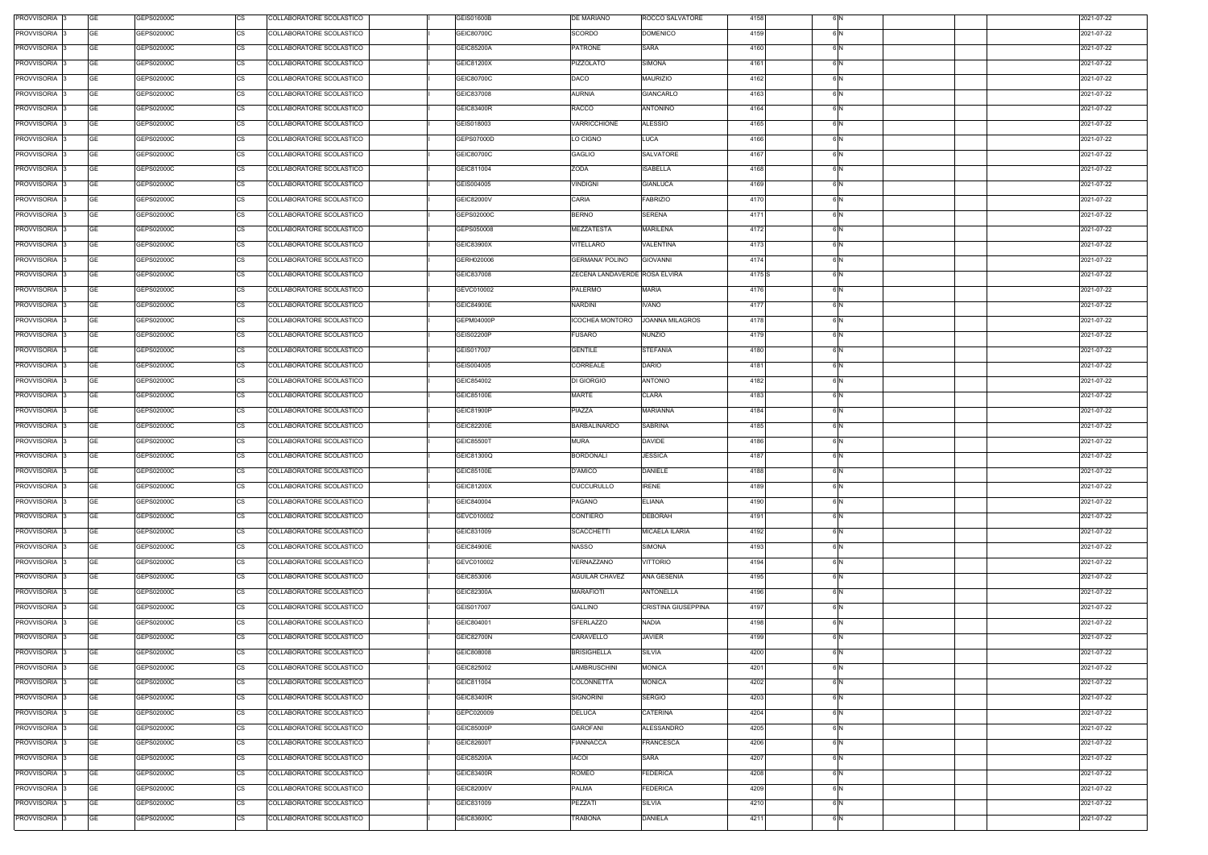| | | | | | | | | | | | | | | | | |
|---|---|---|---|---|---|---|---|---|---|---|---|---|---|---|---|---|
| PROVVISORIA | 3 | GE | GEPS02000C | CS | COLLABORATORE SCOLASTICO | | I | GEIS01600B | DE MARIANO | ROCCO SALVATORE | 4158 | | 6 | N | | 2021-07-22 |
| PROVVISORIA | 3 | GE | GEPS02000C | CS | COLLABORATORE SCOLASTICO | | I | GEIC80700C | SCORDO | DOMENICO | 4159 | | 6 | N | | 2021-07-22 |
| PROVVISORIA | 3 | GE | GEPS02000C | CS | COLLABORATORE SCOLASTICO | | I | GEIC85200A | PATRONE | SARA | 4160 | | 6 | N | | 2021-07-22 |
| PROVVISORIA | 3 | GE | GEPS02000C | CS | COLLABORATORE SCOLASTICO | | I | GEIC81200X | PIZZOLATO | SIMONA | 4161 | | 6 | N | | 2021-07-22 |
| PROVVISORIA | 3 | GE | GEPS02000C | CS | COLLABORATORE SCOLASTICO | | I | GEIC80700C | DACO | MAURIZIO | 4162 | | 6 | N | | 2021-07-22 |
| PROVVISORIA | 3 | GE | GEPS02000C | CS | COLLABORATORE SCOLASTICO | | I | GEIC837008 | AURNIA | GIANCARLO | 4163 | | 6 | N | | 2021-07-22 |
| PROVVISORIA | 3 | GE | GEPS02000C | CS | COLLABORATORE SCOLASTICO | | I | GEIC83400R | RACCO | ANTONINO | 4164 | | 6 | N | | 2021-07-22 |
| PROVVISORIA | 3 | GE | GEPS02000C | CS | COLLABORATORE SCOLASTICO | | I | GEIS018003 | VARRICCHIONE | ALESSIO | 4165 | | 6 | N | | 2021-07-22 |
| PROVVISORIA | 3 | GE | GEPS02000C | CS | COLLABORATORE SCOLASTICO | | I | GEPS07000D | LO CIGNO | LUCA | 4166 | | 6 | N | | 2021-07-22 |
| PROVVISORIA | 3 | GE | GEPS02000C | CS | COLLABORATORE SCOLASTICO | | I | GEIC80700C | GAGLIO | SALVATORE | 4167 | | 6 | N | | 2021-07-22 |
| PROVVISORIA | 3 | GE | GEPS02000C | CS | COLLABORATORE SCOLASTICO | | I | GEIC811004 | ZODA | ISABELLA | 4168 | | 6 | N | | 2021-07-22 |
| PROVVISORIA | 3 | GE | GEPS02000C | CS | COLLABORATORE SCOLASTICO | | I | GEIS004005 | VINDIGNI | GIANLUCA | 4169 | | 6 | N | | 2021-07-22 |
| PROVVISORIA | 3 | GE | GEPS02000C | CS | COLLABORATORE SCOLASTICO | | I | GEIC82000V | CARIA | FABRIZIO | 4170 | | 6 | N | | 2021-07-22 |
| PROVVISORIA | 3 | GE | GEPS02000C | CS | COLLABORATORE SCOLASTICO | | I | GEPS02000C | BERNO | SERENA | 4171 | | 6 | N | | 2021-07-22 |
| PROVVISORIA | 3 | GE | GEPS02000C | CS | COLLABORATORE SCOLASTICO | | I | GEPS050008 | MEZZATESTA | MARILENA | 4172 | | 6 | N | | 2021-07-22 |
| PROVVISORIA | 3 | GE | GEPS02000C | CS | COLLABORATORE SCOLASTICO | | I | GEIC83900X | VITELLARO | VALENTINA | 4173 | | 6 | N | | 2021-07-22 |
| PROVVISORIA | 3 | GE | GEPS02000C | CS | COLLABORATORE SCOLASTICO | | I | GERH020006 | GERMANA' POLINO | GIOVANNI | 4174 | | 6 | N | | 2021-07-22 |
| PROVVISORIA | 3 | GE | GEPS02000C | CS | COLLABORATORE SCOLASTICO | | I | GEIC837008 | ZECENA LANDAVERDE | ROSA ELVIRA | 4175 | S | 6 | N | | 2021-07-22 |
| PROVVISORIA | 3 | GE | GEPS02000C | CS | COLLABORATORE SCOLASTICO | | I | GEVC010002 | PALERMO | MARIA | 4176 | | 6 | N | | 2021-07-22 |
| PROVVISORIA | 3 | GE | GEPS02000C | CS | COLLABORATORE SCOLASTICO | | I | GEIC84900E | NARDINI | IVANO | 4177 | | 6 | N | | 2021-07-22 |
| PROVVISORIA | 3 | GE | GEPS02000C | CS | COLLABORATORE SCOLASTICO | | I | GEPM04000P | ICOCHEA MONTORO | JOANNA MILAGROS | 4178 | | 6 | N | | 2021-07-22 |
| PROVVISORIA | 3 | GE | GEPS02000C | CS | COLLABORATORE SCOLASTICO | | I | GEIS02200P | FUSARO | NUNZIO | 4179 | | 6 | N | | 2021-07-22 |
| PROVVISORIA | 3 | GE | GEPS02000C | CS | COLLABORATORE SCOLASTICO | | I | GEIS017007 | GENTILE | STEFANIA | 4180 | | 6 | N | | 2021-07-22 |
| PROVVISORIA | 3 | GE | GEPS02000C | CS | COLLABORATORE SCOLASTICO | | I | GEIS004005 | CORREALE | DARIO | 4181 | | 6 | N | | 2021-07-22 |
| PROVVISORIA | 3 | GE | GEPS02000C | CS | COLLABORATORE SCOLASTICO | | I | GEIC854002 | DI GIORGIO | ANTONIO | 4182 | | 6 | N | | 2021-07-22 |
| PROVVISORIA | 3 | GE | GEPS02000C | CS | COLLABORATORE SCOLASTICO | | I | GEIC85100E | MARTE | CLARA | 4183 | | 6 | N | | 2021-07-22 |
| PROVVISORIA | 3 | GE | GEPS02000C | CS | COLLABORATORE SCOLASTICO | | I | GEIC81900P | PIAZZA | MARIANNA | 4184 | | 6 | N | | 2021-07-22 |
| PROVVISORIA | 3 | GE | GEPS02000C | CS | COLLABORATORE SCOLASTICO | | I | GEIC82200E | BARBALINARDO | SABRINA | 4185 | | 6 | N | | 2021-07-22 |
| PROVVISORIA | 3 | GE | GEPS02000C | CS | COLLABORATORE SCOLASTICO | | I | GEIC85500T | MURA | DAVIDE | 4186 | | 6 | N | | 2021-07-22 |
| PROVVISORIA | 3 | GE | GEPS02000C | CS | COLLABORATORE SCOLASTICO | | I | GEIC81300Q | BORDONALI | JESSICA | 4187 | | 6 | N | | 2021-07-22 |
| PROVVISORIA | 3 | GE | GEPS02000C | CS | COLLABORATORE SCOLASTICO | | I | GEIC85100E | D'AMICO | DANIELE | 4188 | | 6 | N | | 2021-07-22 |
| PROVVISORIA | 3 | GE | GEPS02000C | CS | COLLABORATORE SCOLASTICO | | I | GEIC81200X | CUCCURULLO | IRENE | 4189 | | 6 | N | | 2021-07-22 |
| PROVVISORIA | 3 | GE | GEPS02000C | CS | COLLABORATORE SCOLASTICO | | I | GEIC840004 | PAGANO | ELIANA | 4190 | | 6 | N | | 2021-07-22 |
| PROVVISORIA | 3 | GE | GEPS02000C | CS | COLLABORATORE SCOLASTICO | | I | GEVC010002 | CONTIERO | DEBORAH | 4191 | | 6 | N | | 2021-07-22 |
| PROVVISORIA | 3 | GE | GEPS02000C | CS | COLLABORATORE SCOLASTICO | | I | GEIC831009 | SCACCHETTI | MICAELA ILARIA | 4192 | | 6 | N | | 2021-07-22 |
| PROVVISORIA | 3 | GE | GEPS02000C | CS | COLLABORATORE SCOLASTICO | | I | GEIC84900E | NASSO | SIMONA | 4193 | | 6 | N | | 2021-07-22 |
| PROVVISORIA | 3 | GE | GEPS02000C | CS | COLLABORATORE SCOLASTICO | | I | GEVC010002 | VERNAZZANO | VITTORIO | 4194 | | 6 | N | | 2021-07-22 |
| PROVVISORIA | 3 | GE | GEPS02000C | CS | COLLABORATORE SCOLASTICO | | I | GEIC853006 | AGUILAR CHAVEZ | ANA GESENIA | 4195 | | 6 | N | | 2021-07-22 |
| PROVVISORIA | 3 | GE | GEPS02000C | CS | COLLABORATORE SCOLASTICO | | I | GEIC82300A | MARAFIOTI | ANTONELLA | 4196 | | 6 | N | | 2021-07-22 |
| PROVVISORIA | 3 | GE | GEPS02000C | CS | COLLABORATORE SCOLASTICO | | I | GEIS017007 | GALLINO | CRISTINA GIUSEPPINA | 4197 | | 6 | N | | 2021-07-22 |
| PROVVISORIA | 3 | GE | GEPS02000C | CS | COLLABORATORE SCOLASTICO | | I | GEIC804001 | SFERLAZZO | NADIA | 4198 | | 6 | N | | 2021-07-22 |
| PROVVISORIA | 3 | GE | GEPS02000C | CS | COLLABORATORE SCOLASTICO | | I | GEIC82700N | CARAVELLO | JAVIER | 4199 | | 6 | N | | 2021-07-22 |
| PROVVISORIA | 3 | GE | GEPS02000C | CS | COLLABORATORE SCOLASTICO | | I | GEIC808008 | BRISIGHELLA | SILVIA | 4200 | | 6 | N | | 2021-07-22 |
| PROVVISORIA | 3 | GE | GEPS02000C | CS | COLLABORATORE SCOLASTICO | | I | GEIC825002 | LAMBRUSCHINI | MONICA | 4201 | | 6 | N | | 2021-07-22 |
| PROVVISORIA | 3 | GE | GEPS02000C | CS | COLLABORATORE SCOLASTICO | | I | GEIC811004 | COLONNETTA | MONICA | 4202 | | 6 | N | | 2021-07-22 |
| PROVVISORIA | 3 | GE | GEPS02000C | CS | COLLABORATORE SCOLASTICO | | I | GEIC83400R | SIGNORINI | SERGIO | 4203 | | 6 | N | | 2021-07-22 |
| PROVVISORIA | 3 | GE | GEPS02000C | CS | COLLABORATORE SCOLASTICO | | I | GEPC020009 | DELUCA | CATERINA | 4204 | | 6 | N | | 2021-07-22 |
| PROVVISORIA | 3 | GE | GEPS02000C | CS | COLLABORATORE SCOLASTICO | | I | GEIC85000P | GAROFANI | ALESSANDRO | 4205 | | 6 | N | | 2021-07-22 |
| PROVVISORIA | 3 | GE | GEPS02000C | CS | COLLABORATORE SCOLASTICO | | I | GEIC82600T | FIANNACCA | FRANCESCA | 4206 | | 6 | N | | 2021-07-22 |
| PROVVISORIA | 3 | GE | GEPS02000C | CS | COLLABORATORE SCOLASTICO | | I | GEIC85200A | IACOI | SARA | 4207 | | 6 | N | | 2021-07-22 |
| PROVVISORIA | 3 | GE | GEPS02000C | CS | COLLABORATORE SCOLASTICO | | I | GEIC83400R | ROMEO | FEDERICA | 4208 | | 6 | N | | 2021-07-22 |
| PROVVISORIA | 3 | GE | GEPS02000C | CS | COLLABORATORE SCOLASTICO | | I | GEIC82000V | PALMA | FEDERICA | 4209 | | 6 | N | | 2021-07-22 |
| PROVVISORIA | 3 | GE | GEPS02000C | CS | COLLABORATORE SCOLASTICO | | I | GEIC831009 | PEZZATI | SILVIA | 4210 | | 6 | N | | 2021-07-22 |
| PROVVISORIA | 3 | GE | GEPS02000C | CS | COLLABORATORE SCOLASTICO | | I | GEIC83600C | TRABONA | DANIELA | 4211 | | 6 | N | | 2021-07-22 |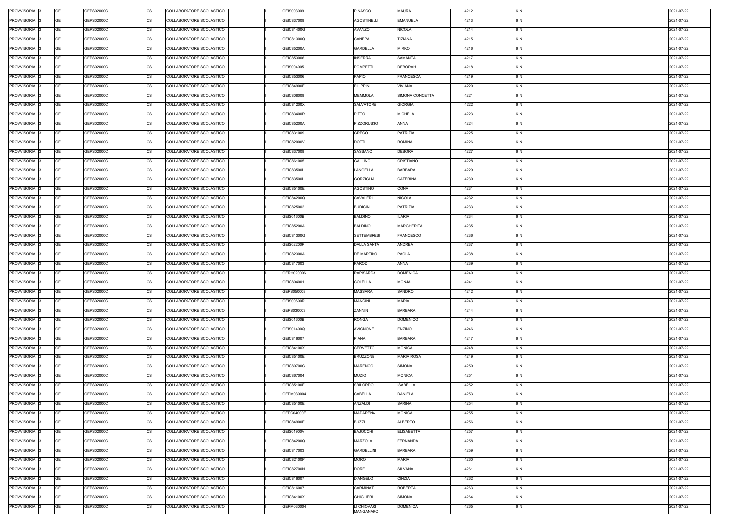| | | | | | | | | | | | | | | | | | |
|---|---|---|---|---|---|---|---|---|---|---|---|---|---|---|---|---|---|
| PROVVISORIA | 3 | GE | GEPS02000C | CS | COLLABORATORE SCOLASTICO | | I | GEIS003009 | PINASCO | MAURA | 4212 | 6 | N | | | | 2021-07-22 |
| PROVVISORIA | 3 | GE | GEPS02000C | CS | COLLABORATORE SCOLASTICO | | I | GEIC837008 | AGOSTINELLI | EMANUELA | 4213 | 6 | N | | | | 2021-07-22 |
| PROVVISORIA | 3 | GE | GEPS02000C | CS | COLLABORATORE SCOLASTICO | | I | GEIC81400G | AVANZO | NICOLA | 4214 | 6 | N | | | | 2021-07-22 |
| PROVVISORIA | 3 | GE | GEPS02000C | CS | COLLABORATORE SCOLASTICO | | I | GEIC81300Q | CANEPA | TIZIANA | 4215 | 6 | N | | | | 2021-07-22 |
| PROVVISORIA | 3 | GE | GEPS02000C | CS | COLLABORATORE SCOLASTICO | | I | GEIC85200A | GARDELLA | MIRKO | 4216 | 6 | N | | | | 2021-07-22 |
| PROVVISORIA | 3 | GE | GEPS02000C | CS | COLLABORATORE SCOLASTICO | | I | GEIC853006 | INSERRA | SAMANTA | 4217 | 6 | N | | | | 2021-07-22 |
| PROVVISORIA | 3 | GE | GEPS02000C | CS | COLLABORATORE SCOLASTICO | | I | GEIS004005 | POMPETTI | DEBORAH | 4218 | 6 | N | | | | 2021-07-22 |
| PROVVISORIA | 3 | GE | GEPS02000C | CS | COLLABORATORE SCOLASTICO | | I | GEIC853006 | PAPIO | FRANCESCA | 4219 | 6 | N | | | | 2021-07-22 |
| PROVVISORIA | 3 | GE | GEPS02000C | CS | COLLABORATORE SCOLASTICO | | I | GEIC84900E | FILIPPINI | VIVIANA | 4220 | 6 | N | | | | 2021-07-22 |
| PROVVISORIA | 3 | GE | GEPS02000C | CS | COLLABORATORE SCOLASTICO | | I | GEIC808008 | MEMMOLA | SIMONA CONCETTA | 4221 | 6 | N | | | | 2021-07-22 |
| PROVVISORIA | 3 | GE | GEPS02000C | CS | COLLABORATORE SCOLASTICO | | I | GEIC81200X | SALVATORE | GIORGIA | 4222 | 6 | N | | | | 2021-07-22 |
| PROVVISORIA | 3 | GE | GEPS02000C | CS | COLLABORATORE SCOLASTICO | | I | GEIC83400R | PITTO | MICHELA | 4223 | 6 | N | | | | 2021-07-22 |
| PROVVISORIA | 3 | GE | GEPS02000C | CS | COLLABORATORE SCOLASTICO | | I | GEIC85200A | PIZZORUSSO | ANNA | 4224 | 6 | N | | | | 2021-07-22 |
| PROVVISORIA | 3 | GE | GEPS02000C | CS | COLLABORATORE SCOLASTICO | | I | GEIC831009 | GRECO | PATRIZIA | 4225 | 6 | N | | | | 2021-07-22 |
| PROVVISORIA | 3 | GE | GEPS02000C | CS | COLLABORATORE SCOLASTICO | | I | GEIC82000V | DOTTI | ROMINA | 4226 | 6 | N | | | | 2021-07-22 |
| PROVVISORIA | 3 | GE | GEPS02000C | CS | COLLABORATORE SCOLASTICO | | I | GEIC837008 | SASSANO | DEBORA | 4227 | 6 | N | | | | 2021-07-22 |
| PROVVISORIA | 3 | GE | GEPS02000C | CS | COLLABORATORE SCOLASTICO | | I | GEIC861005 | GALLINO | CRISTIANO | 4228 | 6 | N | | | | 2021-07-22 |
| PROVVISORIA | 3 | GE | GEPS02000C | CS | COLLABORATORE SCOLASTICO | | I | GEIC83500L | LANGELLA | BARBARA | 4229 | 6 | N | | | | 2021-07-22 |
| PROVVISORIA | 3 | GE | GEPS02000C | CS | COLLABORATORE SCOLASTICO | | I | GEIC83500L | GORZIGLIA | CATERINA | 4230 | 6 | N | | | | 2021-07-22 |
| PROVVISORIA | 3 | GE | GEPS02000C | CS | COLLABORATORE SCOLASTICO | | I | GEIC85100E | AGOSTINO | CONA | 4231 | 6 | N | | | | 2021-07-22 |
| PROVVISORIA | 3 | GE | GEPS02000C | CS | COLLABORATORE SCOLASTICO | | I | GEIC84200Q | CAVALERI | NICOLA | 4232 | 6 | N | | | | 2021-07-22 |
| PROVVISORIA | 3 | GE | GEPS02000C | CS | COLLABORATORE SCOLASTICO | | I | GEIC825002 | BUDICIN | PATRIZIA | 4233 | 6 | N | | | | 2021-07-22 |
| PROVVISORIA | 3 | GE | GEPS02000C | CS | COLLABORATORE SCOLASTICO | | I | GEIS01600B | BALDINO | ILARIA | 4234 | 6 | N | | | | 2021-07-22 |
| PROVVISORIA | 3 | GE | GEPS02000C | CS | COLLABORATORE SCOLASTICO | | I | GEIC85200A | BALDINO | MARGHERITA | 4235 | 6 | N | | | | 2021-07-22 |
| PROVVISORIA | 3 | GE | GEPS02000C | CS | COLLABORATORE SCOLASTICO | | I | GEIC81300Q | SETTEMBRESI | FRANCESCO | 4236 | 6 | N | | | | 2021-07-22 |
| PROVVISORIA | 3 | GE | GEPS02000C | CS | COLLABORATORE SCOLASTICO | | I | GEIS02200P | DALLA SANTA | ANDREA | 4237 | 6 | N | | | | 2021-07-22 |
| PROVVISORIA | 3 | GE | GEPS02000C | CS | COLLABORATORE SCOLASTICO | | I | GEIC82300A | DE MARTINO | PAOLA | 4238 | 6 | N | | | | 2021-07-22 |
| PROVVISORIA | 3 | GE | GEPS02000C | CS | COLLABORATORE SCOLASTICO | | I | GEIC817003 | PARODI | ANNA | 4239 | 6 | N | | | | 2021-07-22 |
| PROVVISORIA | 3 | GE | GEPS02000C | CS | COLLABORATORE SCOLASTICO | | I | GERH020006 | RAPISARDA | DOMENICA | 4240 | 6 | N | | | | 2021-07-22 |
| PROVVISORIA | 3 | GE | GEPS02000C | CS | COLLABORATORE SCOLASTICO | | I | GEIC804001 | COLELLA | MONJA | 4241 | 6 | N | | | | 2021-07-22 |
| PROVVISORIA | 3 | GE | GEPS02000C | CS | COLLABORATORE SCOLASTICO | | I | GEPS050008 | MASSARA | SANDRO | 4242 | 6 | N | | | | 2021-07-22 |
| PROVVISORIA | 3 | GE | GEPS02000C | CS | COLLABORATORE SCOLASTICO | | I | GEIS00600R | MANCINI | MARIA | 4243 | 6 | N | | | | 2021-07-22 |
| PROVVISORIA | 3 | GE | GEPS02000C | CS | COLLABORATORE SCOLASTICO | | I | GEPS030003 | ZANNIN | BARBARA | 4244 | 6 | N | | | | 2021-07-22 |
| PROVVISORIA | 3 | GE | GEPS02000C | CS | COLLABORATORE SCOLASTICO | | I | GEIS01600B | RONGA | DOMENICO | 4245 | 6 | N | | | | 2021-07-22 |
| PROVVISORIA | 3 | GE | GEPS02000C | CS | COLLABORATORE SCOLASTICO | | I | GEIS01400Q | AVIGNONE | ENZINO | 4246 | 6 | N | | | | 2021-07-22 |
| PROVVISORIA | 3 | GE | GEPS02000C | CS | COLLABORATORE SCOLASTICO | | I | GEIC816007 | PIANA | BARBARA | 4247 | 6 | N | | | | 2021-07-22 |
| PROVVISORIA | 3 | GE | GEPS02000C | CS | COLLABORATORE SCOLASTICO | | I | GEIC84100X | CERVETTO | MONICA | 4248 | 6 | N | | | | 2021-07-22 |
| PROVVISORIA | 3 | GE | GEPS02000C | CS | COLLABORATORE SCOLASTICO | | I | GEIC85100E | BRUZZONE | MARIA ROSA | 4249 | 6 | N | | | | 2021-07-22 |
| PROVVISORIA | 3 | GE | GEPS02000C | CS | COLLABORATORE SCOLASTICO | | I | GEIC80700C | MARENCO | SIMONA | 4250 | 6 | N | | | | 2021-07-22 |
| PROVVISORIA | 3 | GE | GEPS02000C | CS | COLLABORATORE SCOLASTICO | | I | GEIC867004 | MUZIO | MONICA | 4251 | 6 | N | | | | 2021-07-22 |
| PROVVISORIA | 3 | GE | GEPS02000C | CS | COLLABORATORE SCOLASTICO | | I | GEIC85100E | SBILORDO | ISABELLA | 4252 | 6 | N | | | | 2021-07-22 |
| PROVVISORIA | 3 | GE | GEPS02000C | CS | COLLABORATORE SCOLASTICO | | I | GEPM030004 | CABELLA | DANIELA | 4253 | 6 | N | | | | 2021-07-22 |
| PROVVISORIA | 3 | GE | GEPS02000C | CS | COLLABORATORE SCOLASTICO | | I | GEIC85100E | ANZALDI | SARINA | 4254 | 6 | N | | | | 2021-07-22 |
| PROVVISORIA | 3 | GE | GEPS02000C | CS | COLLABORATORE SCOLASTICO | | I | GEPC04000E | MADARENA | MONICA | 4255 | 6 | N | | | | 2021-07-22 |
| PROVVISORIA | 3 | GE | GEPS02000C | CS | COLLABORATORE SCOLASTICO | | I | GEIC84900E | BUZZI | ALBERTO | 4256 | 6 | N | | | | 2021-07-22 |
| PROVVISORIA | 3 | GE | GEPS02000C | CS | COLLABORATORE SCOLASTICO | | I | GEIS01900V | BAJOCCHI | ELISABETTA | 4257 | 6 | N | | | | 2021-07-22 |
| PROVVISORIA | 3 | GE | GEPS02000C | CS | COLLABORATORE SCOLASTICO | | I | GEIC84200Q | MARZOLA | FERNANDA | 4258 | 6 | N | | | | 2021-07-22 |
| PROVVISORIA | 3 | GE | GEPS02000C | CS | COLLABORATORE SCOLASTICO | | I | GEIC817003 | GARDELLINI | BARBARA | 4259 | 6 | N | | | | 2021-07-22 |
| PROVVISORIA | 3 | GE | GEPS02000C | CS | COLLABORATORE SCOLASTICO | | I | GEIC82100P | MORO | MARIA | 4260 | 6 | N | | | | 2021-07-22 |
| PROVVISORIA | 3 | GE | GEPS02000C | CS | COLLABORATORE SCOLASTICO | | I | GEIC82700N | DORE | SILVANA | 4261 | 6 | N | | | | 2021-07-22 |
| PROVVISORIA | 3 | GE | GEPS02000C | CS | COLLABORATORE SCOLASTICO | | I | GEIC816007 | D'ANGELO | CINZIA | 4262 | 6 | N | | | | 2021-07-22 |
| PROVVISORIA | 3 | GE | GEPS02000C | CS | COLLABORATORE SCOLASTICO | | I | GEIC816007 | CARMINATI | ROBERTA | 4263 | 6 | N | | | | 2021-07-22 |
| PROVVISORIA | 3 | GE | GEPS02000C | CS | COLLABORATORE SCOLASTICO | | I | GEIC84100X | GHIGLIERI | SIMONA | 4264 | 6 | N | | | | 2021-07-22 |
| PROVVISORIA | 3 | GE | GEPS02000C | CS | COLLABORATORE SCOLASTICO | | I | GEPM030004 | LI CHIOVARI MANGANARO | DOMENICA | 4265 | 6 | N | | | | 2021-07-22 |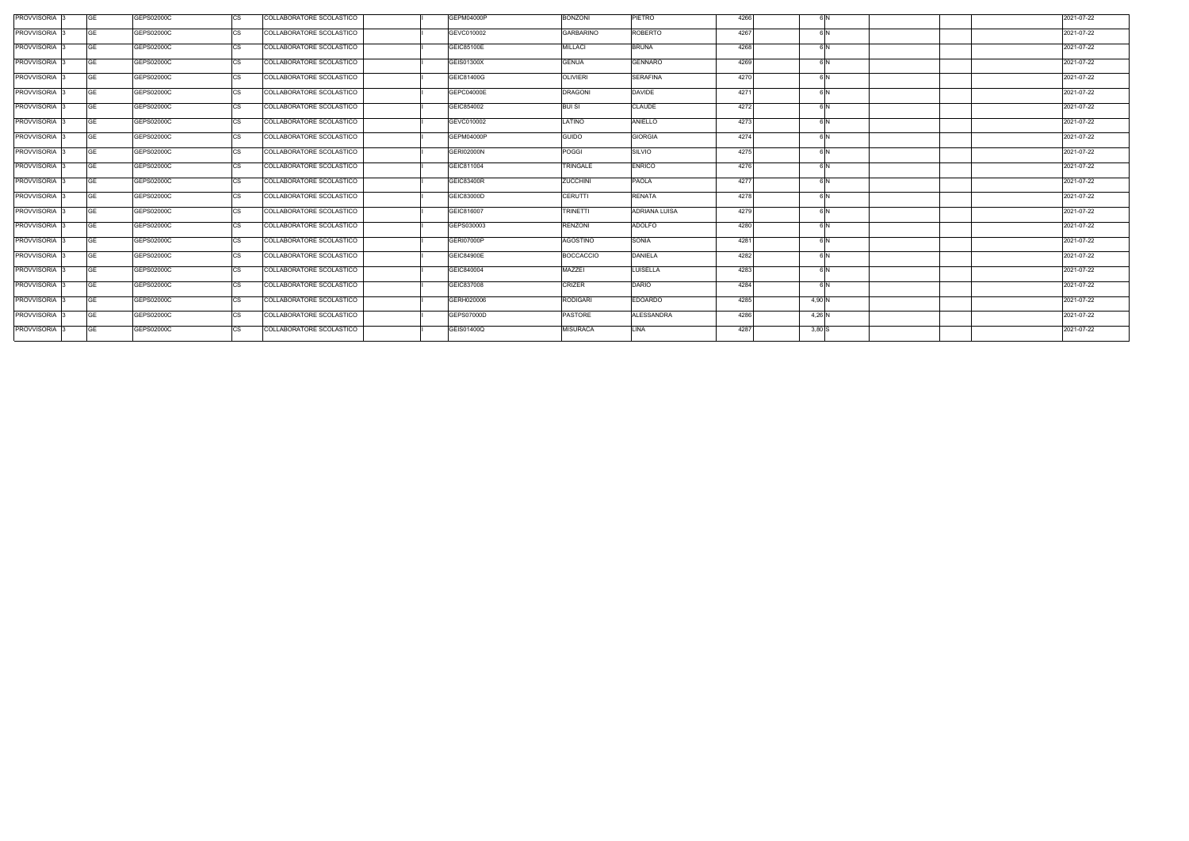| | | | | | | | | | | | | | | | | | |
|---|---|---|---|---|---|---|---|---|---|---|---|---|---|---|---|---|---|
| PROVVISORIA | 3 | GE | GEPS02000C | CS | COLLABORATORE SCOLASTICO | | I | GEPM04000P | BONZONI | PIETRO | 4266 | 6 | N | | | | 2021-07-22 |
| PROVVISORIA | 3 | GE | GEPS02000C | CS | COLLABORATORE SCOLASTICO | | I | GEVC010002 | GARBARINO | ROBERTO | 4267 | 6 | N | | | | 2021-07-22 |
| PROVVISORIA | 3 | GE | GEPS02000C | CS | COLLABORATORE SCOLASTICO | | I | GEIC85100E | MILLACI | BRUNA | 4268 | 6 | N | | | | 2021-07-22 |
| PROVVISORIA | 3 | GE | GEPS02000C | CS | COLLABORATORE SCOLASTICO | | I | GEIS01300X | GENUA | GENNARO | 4269 | 6 | N | | | | 2021-07-22 |
| PROVVISORIA | 3 | GE | GEPS02000C | CS | COLLABORATORE SCOLASTICO | | I | GEIC81400G | OLIVIERI | SERAFINA | 4270 | 6 | N | | | | 2021-07-22 |
| PROVVISORIA | 3 | GE | GEPS02000C | CS | COLLABORATORE SCOLASTICO | | I | GEPC04000E | DRAGONI | DAVIDE | 4271 | 6 | N | | | | 2021-07-22 |
| PROVVISORIA | 3 | GE | GEPS02000C | CS | COLLABORATORE SCOLASTICO | | I | GEIC854002 | BUI SI | CLAUDE | 4272 | 6 | N | | | | 2021-07-22 |
| PROVVISORIA | 3 | GE | GEPS02000C | CS | COLLABORATORE SCOLASTICO | | I | GEVC010002 | LATINO | ANIELLO | 4273 | 6 | N | | | | 2021-07-22 |
| PROVVISORIA | 3 | GE | GEPS02000C | CS | COLLABORATORE SCOLASTICO | | I | GEPM04000P | GUIDO | GIORGIA | 4274 | 6 | N | | | | 2021-07-22 |
| PROVVISORIA | 3 | GE | GEPS02000C | CS | COLLABORATORE SCOLASTICO | | I | GERI02000N | POGGI | SILVIO | 4275 | 6 | N | | | | 2021-07-22 |
| PROVVISORIA | 3 | GE | GEPS02000C | CS | COLLABORATORE SCOLASTICO | | I | GEIC811004 | TRINGALE | ENRICO | 4276 | 6 | N | | | | 2021-07-22 |
| PROVVISORIA | 3 | GE | GEPS02000C | CS | COLLABORATORE SCOLASTICO | | I | GEIC83400R | ZUCCHINI | PAOLA | 4277 | 6 | N | | | | 2021-07-22 |
| PROVVISORIA | 3 | GE | GEPS02000C | CS | COLLABORATORE SCOLASTICO | | I | GEIC83000D | CERUTTI | RENATA | 4278 | 6 | N | | | | 2021-07-22 |
| PROVVISORIA | 3 | GE | GEPS02000C | CS | COLLABORATORE SCOLASTICO | | I | GEIC816007 | TRINETTI | ADRIANA LUISA | 4279 | 6 | N | | | | 2021-07-22 |
| PROVVISORIA | 3 | GE | GEPS02000C | CS | COLLABORATORE SCOLASTICO | | I | GEPS030003 | RENZONI | ADOLFO | 4280 | 6 | N | | | | 2021-07-22 |
| PROVVISORIA | 3 | GE | GEPS02000C | CS | COLLABORATORE SCOLASTICO | | I | GERI07000P | AGOSTINO | SONIA | 4281 | 6 | N | | | | 2021-07-22 |
| PROVVISORIA | 3 | GE | GEPS02000C | CS | COLLABORATORE SCOLASTICO | | I | GEIC84900E | BOCCACCIO | DANIELA | 4282 | 6 | N | | | | 2021-07-22 |
| PROVVISORIA | 3 | GE | GEPS02000C | CS | COLLABORATORE SCOLASTICO | | I | GEIC840004 | MAZZEI | LUISELLA | 4283 | 6 | N | | | | 2021-07-22 |
| PROVVISORIA | 3 | GE | GEPS02000C | CS | COLLABORATORE SCOLASTICO | | I | GEIC837008 | CRIZER | DARIO | 4284 | 6 | N | | | | 2021-07-22 |
| PROVVISORIA | 3 | GE | GEPS02000C | CS | COLLABORATORE SCOLASTICO | | I | GERH020006 | RODIGARI | EDOARDO | 4285 | 4,90 | N | | | | 2021-07-22 |
| PROVVISORIA | 3 | GE | GEPS02000C | CS | COLLABORATORE SCOLASTICO | | I | GEPS07000D | PASTORE | ALESSANDRA | 4286 | 4,26 | N | | | | 2021-07-22 |
| PROVVISORIA | 3 | GE | GEPS02000C | CS | COLLABORATORE SCOLASTICO | | I | GEIS01400Q | MISURACA | LINA | 4287 | 3,80 | S | | | | 2021-07-22 |